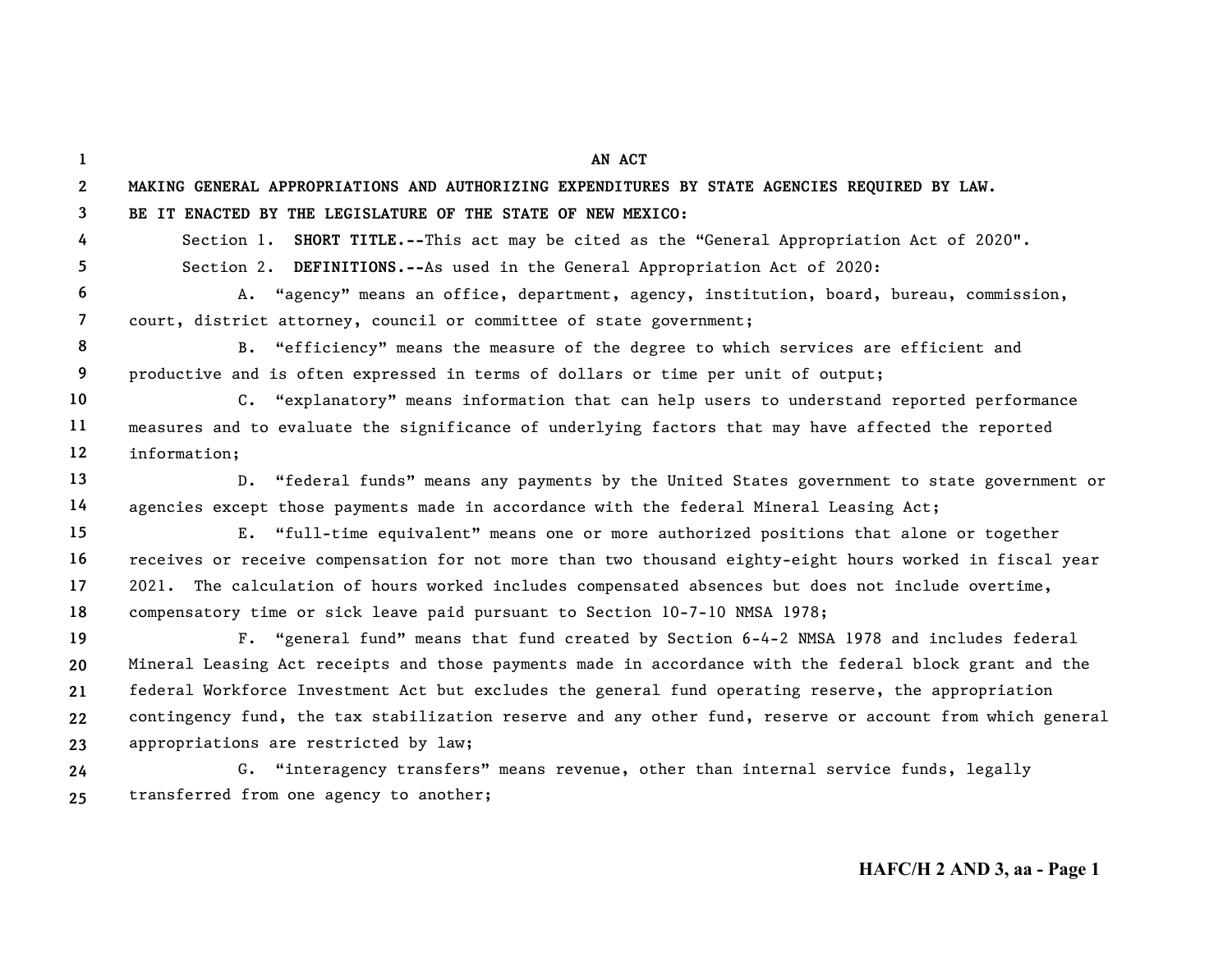AN ACT

**MAKING GENERAL APPROPRIATIONS AND AUTHORIZING EXPENDITURES BY STATE AGENCIES REQUIRED BY LAW.**

**BE IT ENACTED BY THE LEGISLATURE OF THE STATE OF NEW MEXICO:**

Section 1. **SHORT TITLE.--**This act may be cited as the “General Appropriation Act of 2020".

Section 2. **DEFINITIONS.--**As used in the General Appropriation Act of 2020:

A. “agency” means an office, department, agency, institution, board, bureau, commission, court, district attorney, council or committee of state government;

B. “efficiency” means the measure of the degree to which services are efficient and productive and is often expressed in terms of dollars or time per unit of output;

C. “explanatory” means information that can help users to understand reported performance measures and to evaluate the significance of underlying factors that may have affected the reported information;

D. “federal funds” means any payments by the United States government to state government or agencies except those payments made in accordance with the federal Mineral Leasing Act;

E. “full-time equivalent” means one or more authorized positions that alone or together receives or receive compensation for not more than two thousand eighty-eight hours worked in fiscal year 2021. The calculation of hours worked includes compensated absences but does not include overtime, compensatory time or sick leave paid pursuant to Section 10-7-10 NMSA 1978;

F. “general fund” means that fund created by Section 6-4-2 NMSA 1978 and includes federal Mineral Leasing Act receipts and those payments made in accordance with the federal block grant and the federal Workforce Investment Act but excludes the general fund operating reserve, the appropriation contingency fund, the tax stabilization reserve and any other fund, reserve or account from which general appropriations are restricted by law;

G. “interagency transfers” means revenue, other than internal service funds, legally transferred from one agency to another;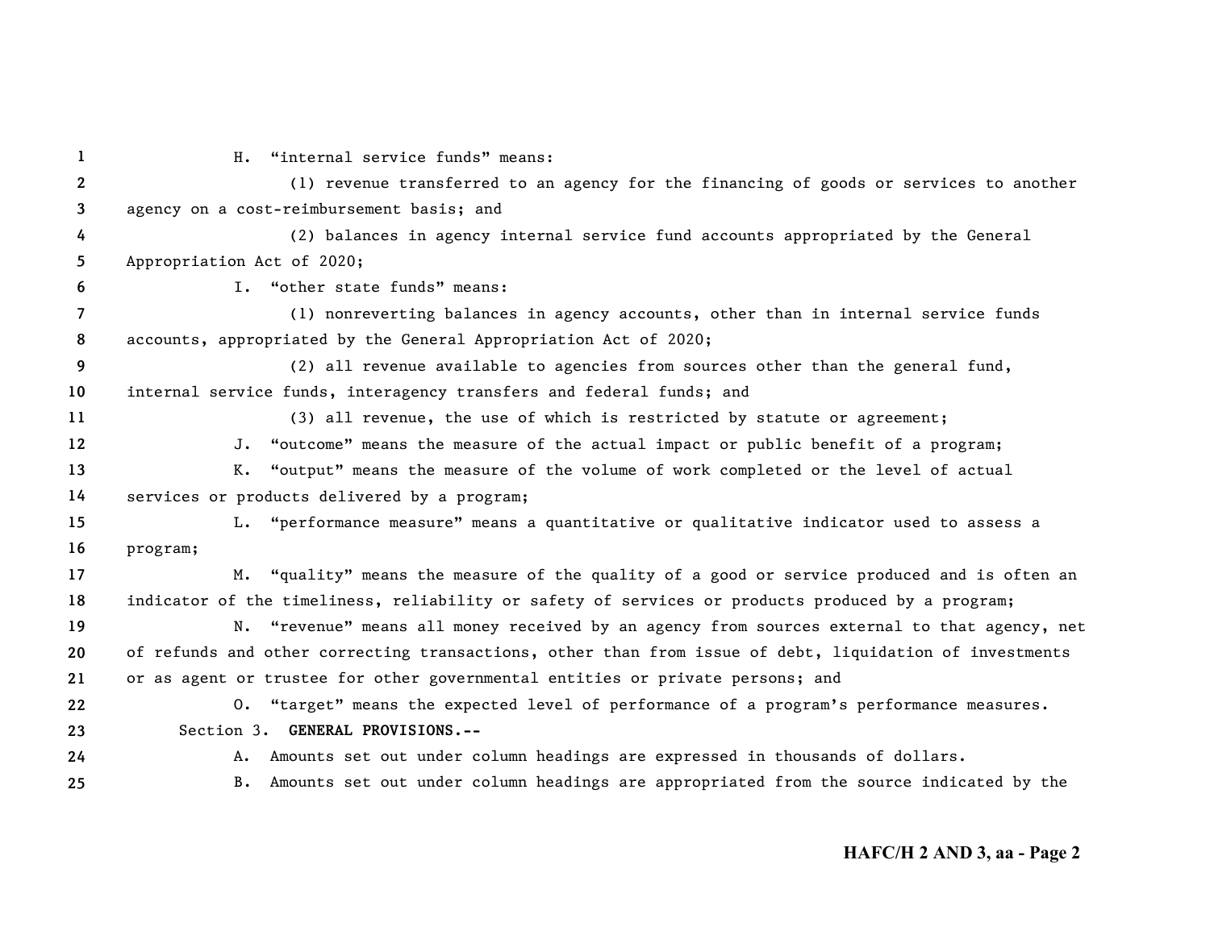H. "internal service funds" means:

(1) revenue transferred to an agency for the financing of goods or services to another agency on a cost-reimbursement basis; and

(2) balances in agency internal service fund accounts appropriated by the General Appropriation Act of 2020;

I. "other state funds" means:

(1) nonreverting balances in agency accounts, other than in internal service funds accounts, appropriated by the General Appropriation Act of 2020;

(2) all revenue available to agencies from sources other than the general fund, internal service funds, interagency transfers and federal funds; and

(3) all revenue, the use of which is restricted by statute or agreement;

J. "outcome" means the measure of the actual impact or public benefit of a program;

K. "output" means the measure of the volume of work completed or the level of actual services or products delivered by a program;

L. "performance measure" means a quantitative or qualitative indicator used to assess a program;

M. "quality" means the measure of the quality of a good or service produced and is often an indicator of the timeliness, reliability or safety of services or products produced by a program;

N. "revenue" means all money received by an agency from sources external to that agency, net of refunds and other correcting transactions, other than from issue of debt, liquidation of investments or as agent or trustee for other governmental entities or private persons; and

O. "target" means the expected level of performance of a program's performance measures.

Section 3. **GENERAL PROVISIONS.--**

A. Amounts set out under column headings are expressed in thousands of dollars.

B. Amounts set out under column headings are appropriated from the source indicated by the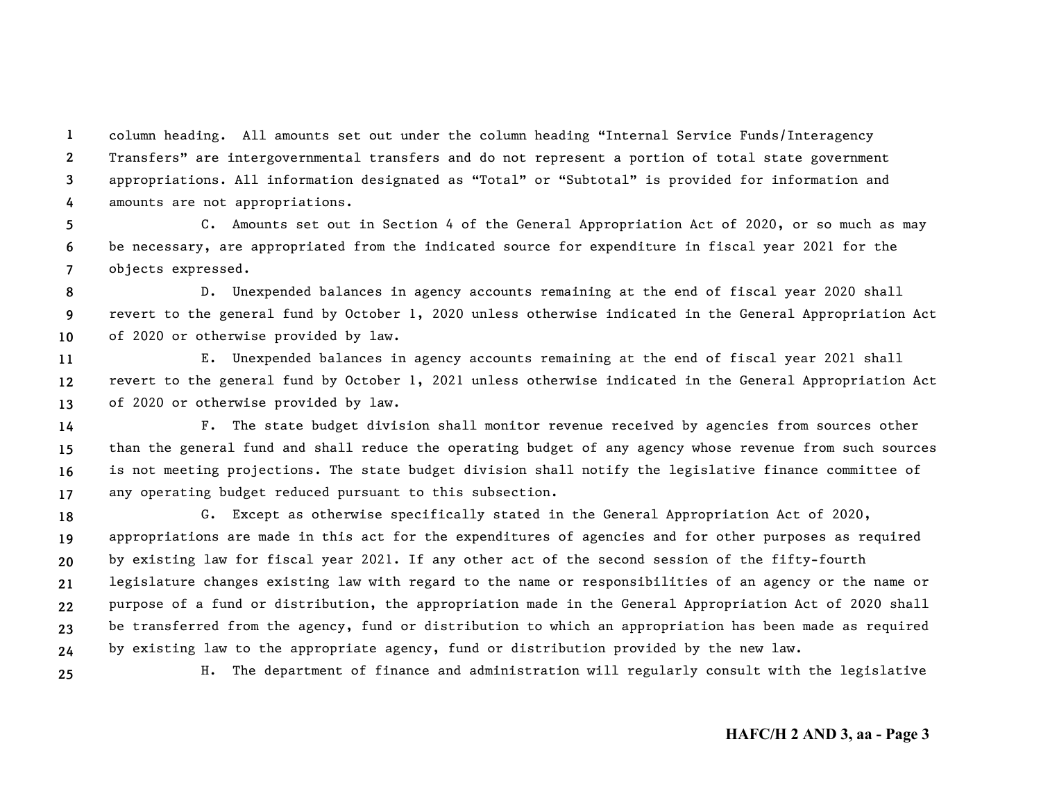column heading. All amounts set out under the column heading "Internal Service Funds/Interagency Transfers" are intergovernmental transfers and do not represent a portion of total state government appropriations. All information designated as "Total" or "Subtotal" is provided for information and amounts are not appropriations.

C. Amounts set out in Section 4 of the General Appropriation Act of 2020, or so much as may be necessary, are appropriated from the indicated source for expenditure in fiscal year 2021 for the objects expressed.

D. Unexpended balances in agency accounts remaining at the end of fiscal year 2020 shall revert to the general fund by October 1, 2020 unless otherwise indicated in the General Appropriation Act of 2020 or otherwise provided by law.

E. Unexpended balances in agency accounts remaining at the end of fiscal year 2021 shall revert to the general fund by October 1, 2021 unless otherwise indicated in the General Appropriation Act of 2020 or otherwise provided by law.

F. The state budget division shall monitor revenue received by agencies from sources other than the general fund and shall reduce the operating budget of any agency whose revenue from such sources is not meeting projections. The state budget division shall notify the legislative finance committee of any operating budget reduced pursuant to this subsection.

G. Except as otherwise specifically stated in the General Appropriation Act of 2020, appropriations are made in this act for the expenditures of agencies and for other purposes as required by existing law for fiscal year 2021. If any other act of the second session of the fifty-fourth legislature changes existing law with regard to the name or responsibilities of an agency or the name or purpose of a fund or distribution, the appropriation made in the General Appropriation Act of 2020 shall be transferred from the agency, fund or distribution to which an appropriation has been made as required by existing law to the appropriate agency, fund or distribution provided by the new law.

H. The department of finance and administration will regularly consult with the legislative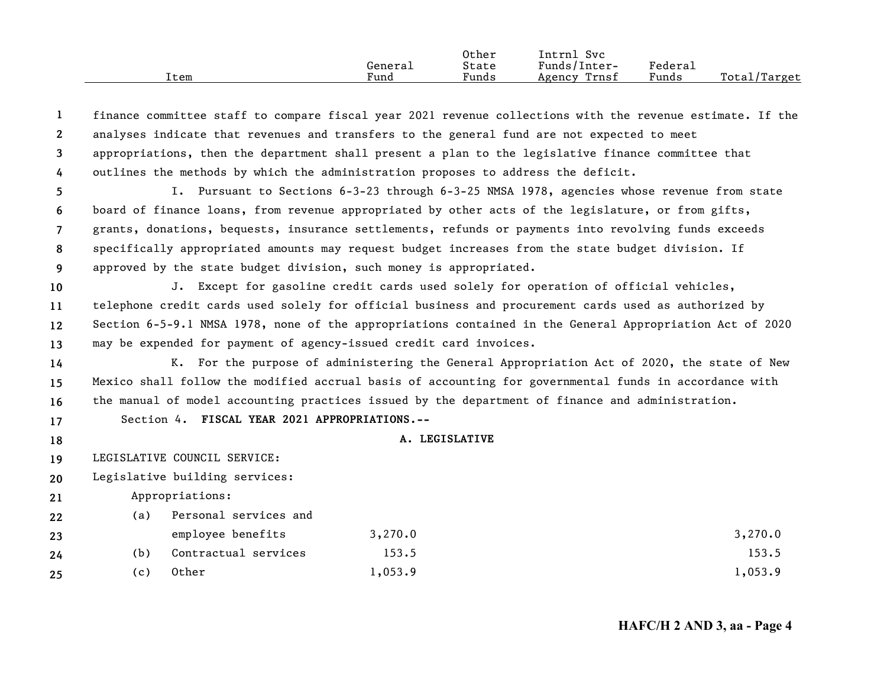finance committee staff to compare fiscal year 2021 revenue collections with the revenue estimate. If the analyses indicate that revenues and transfers to the general fund are not expected to meet appropriations, then the department shall present a plan to the legislative finance committee that outlines the methods by which the administration proposes to address the deficit.

I. Pursuant to Sections 6-3-23 through 6-3-25 NMSA 1978, agencies whose revenue from state board of finance loans, from revenue appropriated by other acts of the legislature, or from gifts, grants, donations, bequests, insurance settlements, refunds or payments into revolving funds exceeds specifically appropriated amounts may request budget increases from the state budget division. If approved by the state budget division, such money is appropriated.

J. Except for gasoline credit cards used solely for operation of official vehicles, telephone credit cards used solely for official business and procurement cards used as authorized by Section 6-5-9.1 NMSA 1978, none of the appropriations contained in the General Appropriation Act of 2020 may be expended for payment of agency-issued credit card invoices.

K. For the purpose of administering the General Appropriation Act of 2020, the state of New Mexico shall follow the modified accrual basis of accounting for governmental funds in accordance with the manual of model accounting practices issued by the department of finance and administration.

Section 4. **FISCAL YEAR 2021 APPROPRIATIONS.--**

**A. LEGISLATIVE**

| Item | General Fund | Other State Funds | Intrnl Svc Funds/Inter-Agency Trnsf | Federal Funds | Total/Target |
|---|---|---|---|---|---|
| LEGISLATIVE COUNCIL SERVICE: | | | | | |
| Legislative building services: | | | | | |
| Appropriations: | | | | | |
| (a) Personal services and employee benefits | 3,270.0 | | | | 3,270.0 |
| (b) Contractual services | 153.5 | | | | 153.5 |
| (c) Other | 1,053.9 | | | | 1,053.9 |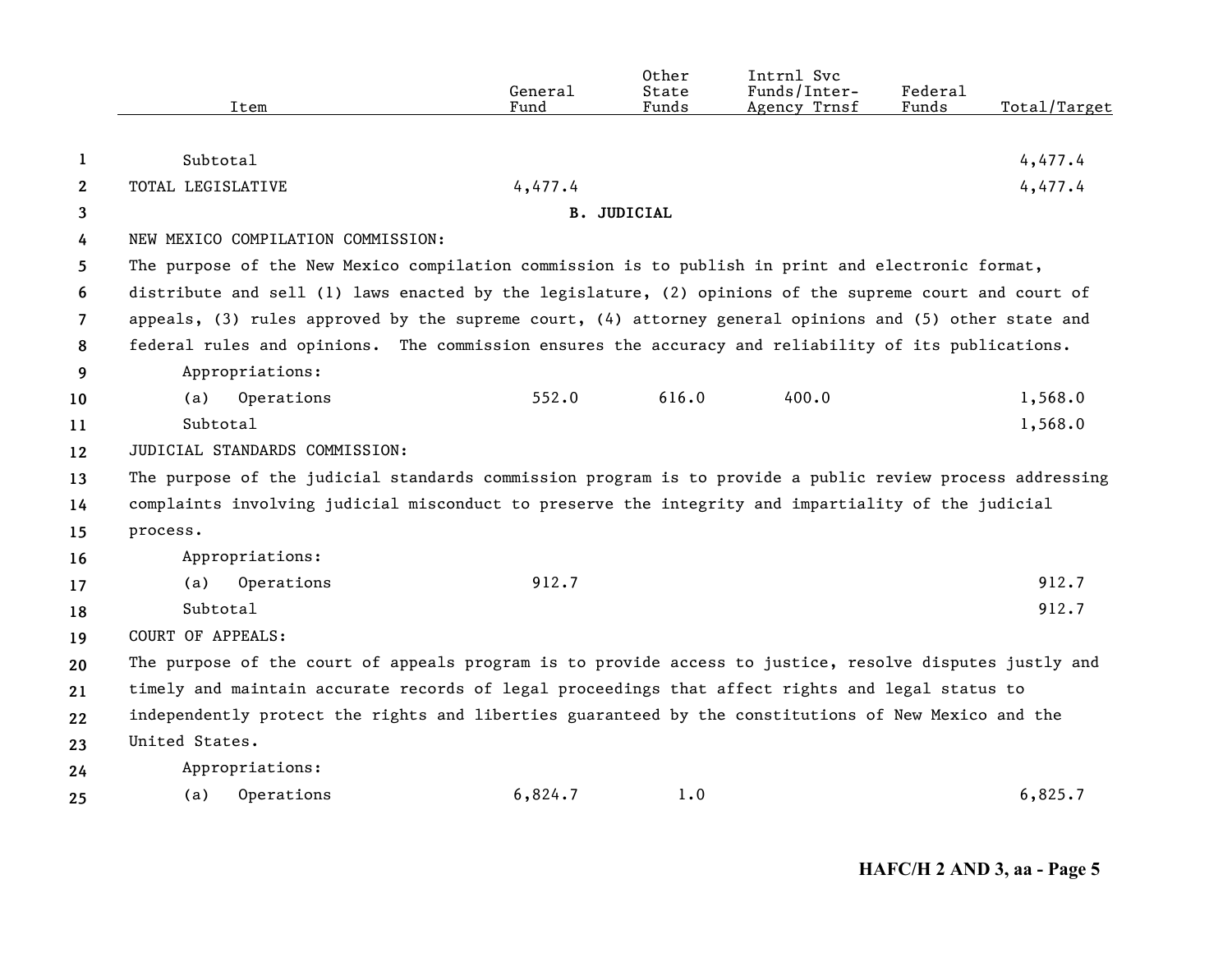| Item | General Fund | Other State Funds | Intrnl Svc Funds/Inter-Agency Trnsf | Federal Funds | Total/Target |
|---|---|---|---|---|---|
| Subtotal | | | | | 4,477.4 |
| TOTAL LEGISLATIVE | 4,477.4 | | | | 4,477.4 |

**B. JUDICIAL**

NEW MEXICO COMPILATION COMMISSION:

The purpose of the New Mexico compilation commission is to publish in print and electronic format, distribute and sell (1) laws enacted by the legislature, (2) opinions of the supreme court and court of appeals, (3) rules approved by the supreme court, (4) attorney general opinions and (5) other state and federal rules and opinions. The commission ensures the accuracy and reliability of its publications.

| Item | General Fund | Other State Funds | Intrnl Svc Funds/Inter-Agency Trnsf | Federal Funds | Total/Target |
|---|---|---|---|---|---|
| Appropriations: | | | | | |
| (a) Operations | 552.0 | 616.0 | 400.0 | | 1,568.0 |
| Subtotal | | | | | 1,568.0 |

JUDICIAL STANDARDS COMMISSION:

The purpose of the judicial standards commission program is to provide a public review process addressing complaints involving judicial misconduct to preserve the integrity and impartiality of the judicial process.

| Item | General Fund | Other State Funds | Intrnl Svc Funds/Inter-Agency Trnsf | Federal Funds | Total/Target |
|---|---|---|---|---|---|
| Appropriations: | | | | | |
| (a) Operations | 912.7 | | | | 912.7 |
| Subtotal | | | | | 912.7 |

COURT OF APPEALS:

The purpose of the court of appeals program is to provide access to justice, resolve disputes justly and timely and maintain accurate records of legal proceedings that affect rights and legal status to independently protect the rights and liberties guaranteed by the constitutions of New Mexico and the United States.

| Item | General Fund | Other State Funds | Intrnl Svc Funds/Inter-Agency Trnsf | Federal Funds | Total/Target |
|---|---|---|---|---|---|
| Appropriations: | | | | | |
| (a) Operations | 6,824.7 | 1.0 | | | 6,825.7 |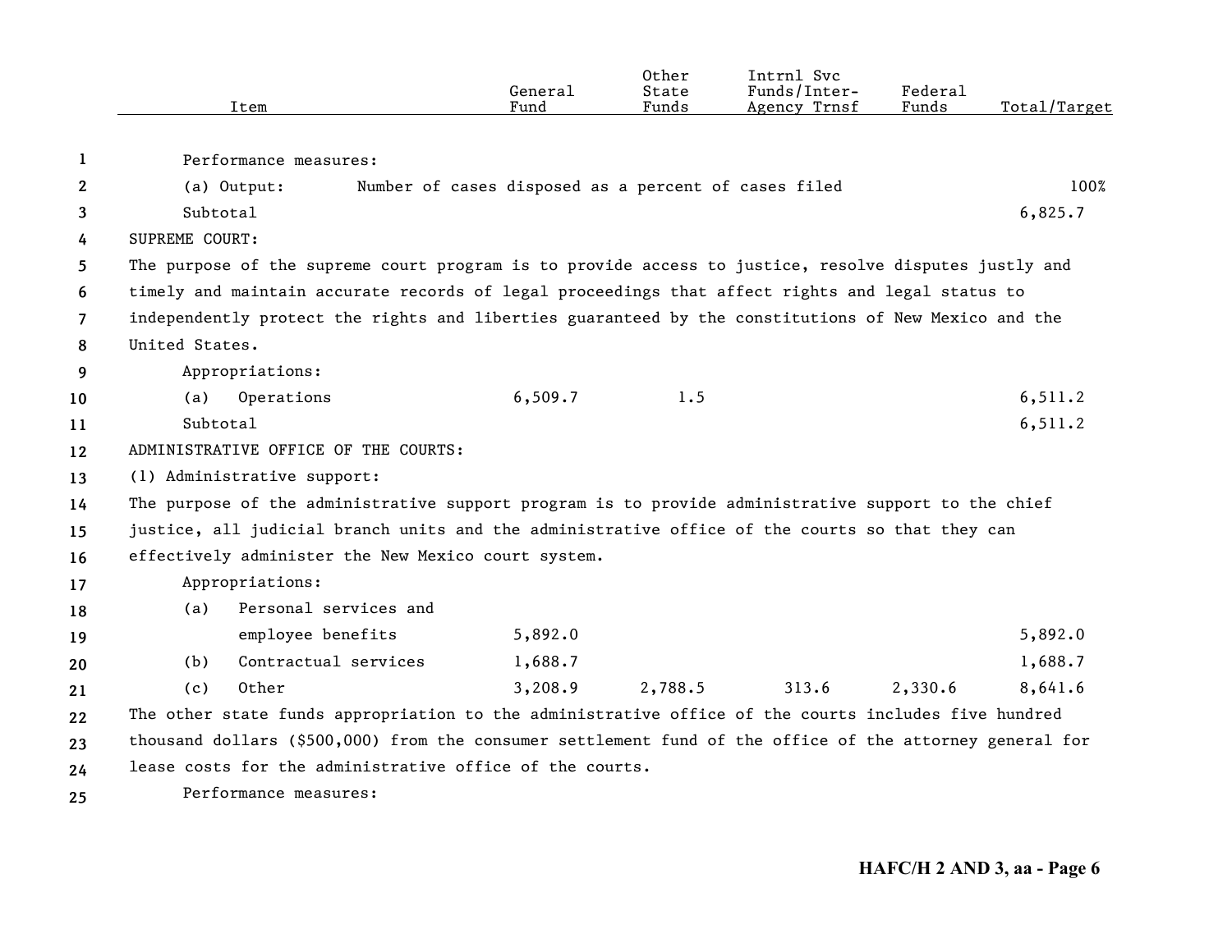| Item | General Fund | Other State Funds | Intrnl Svc Funds/Inter-Agency Trnsf | Federal Funds | Total/Target |
|---|---|---|---|---|---|
| Performance measures: | | | | | |
| (a) Output: Number of cases disposed as a percent of cases filed | | | | | 100% |
| Subtotal | | | | | 6,825.7 |

SUPREME COURT:

The purpose of the supreme court program is to provide access to justice, resolve disputes justly and timely and maintain accurate records of legal proceedings that affect rights and legal status to independently protect the rights and liberties guaranteed by the constitutions of New Mexico and the United States.

| Item | General Fund | Other State Funds | Intrnl Svc Funds/Inter-Agency Trnsf | Federal Funds | Total/Target |
|---|---|---|---|---|---|
| Appropriations: | | | | | |
| (a) Operations | 6,509.7 | 1.5 | | | 6,511.2 |
| Subtotal | | | | | 6,511.2 |

ADMINISTRATIVE OFFICE OF THE COURTS:

(1) Administrative support:

The purpose of the administrative support program is to provide administrative support to the chief justice, all judicial branch units and the administrative office of the courts so that they can effectively administer the New Mexico court system.

| Item | General Fund | Other State Funds | Intrnl Svc Funds/Inter-Agency Trnsf | Federal Funds | Total/Target |
|---|---|---|---|---|---|
| Appropriations: | | | | | |
| (a) Personal services and employee benefits | 5,892.0 | | | | 5,892.0 |
| (b) Contractual services | 1,688.7 | | | | 1,688.7 |
| (c) Other | 3,208.9 | 2,788.5 | 313.6 | 2,330.6 | 8,641.6 |

The other state funds appropriation to the administrative office of the courts includes five hundred thousand dollars ($500,000) from the consumer settlement fund of the office of the attorney general for lease costs for the administrative office of the courts.

Performance measures: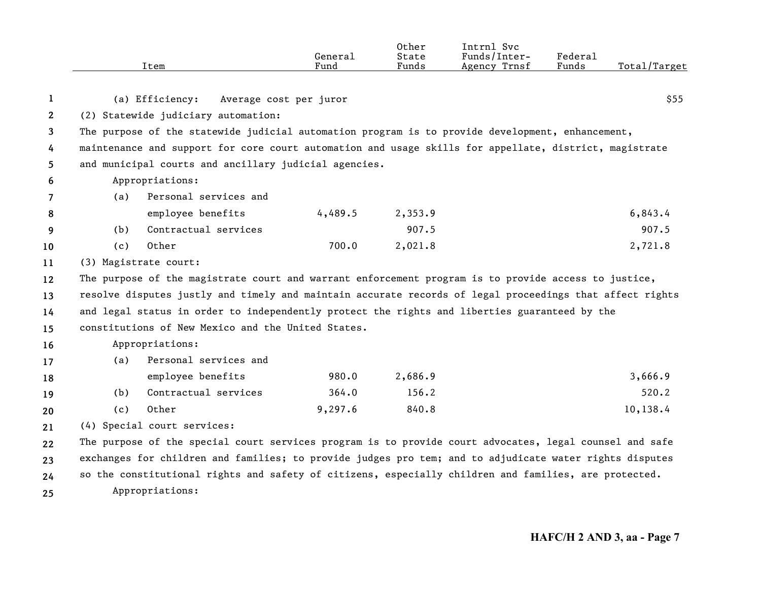| Item | General Fund | Other State Funds | Intrnl Svc Funds/Inter-Agency Trnsf | Federal Funds | Total/Target |
|---|---|---|---|---|---|
| (a) Efficiency: Average cost per juror | | | | | $55 |
| **(2) Statewide judiciary automation:** | | | | | |
| The purpose of the statewide judicial automation program is to provide development, enhancement, maintenance and support for core court automation and usage skills for appellate, district, magistrate and municipal courts and ancillary judicial agencies. | | | | | |
| Appropriations: | | | | | |
| (a) Personal services and employee benefits | 4,489.5 | 2,353.9 | | | 6,843.4 |
| (b) Contractual services | | 907.5 | | | 907.5 |
| (c) Other | 700.0 | 2,021.8 | | | 2,721.8 |
| **(3) Magistrate court:** | | | | | |
| The purpose of the magistrate court and warrant enforcement program is to provide access to justice, resolve disputes justly and timely and maintain accurate records of legal proceedings that affect rights and legal status in order to independently protect the rights and liberties guaranteed by the constitutions of New Mexico and the United States. | | | | | |
| Appropriations: | | | | | |
| (a) Personal services and employee benefits | 980.0 | 2,686.9 | | | 3,666.9 |
| (b) Contractual services | 364.0 | 156.2 | | | 520.2 |
| (c) Other | 9,297.6 | 840.8 | | | 10,138.4 |
| **(4) Special court services:** | | | | | |
| The purpose of the special court services program is to provide court advocates, legal counsel and safe exchanges for children and families; to provide judges pro tem; and to adjudicate water rights disputes so the constitutional rights and safety of citizens, especially children and families, are protected. | | | | | |
| Appropriations: | | | | | |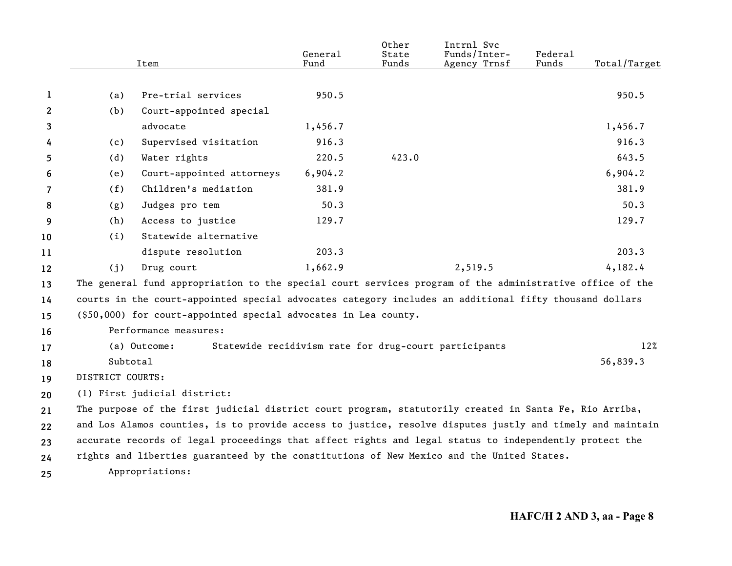| Item | General Fund | Other State Funds | Intrnl Svc Funds/Inter-Agency Trnsf | Federal Funds | Total/Target |
|---|---|---|---|---|---|
| (a) Pre-trial services | 950.5 | | | | 950.5 |
| (b) Court-appointed special advocate | 1,456.7 | | | | 1,456.7 |
| (c) Supervised visitation | 916.3 | | | | 916.3 |
| (d) Water rights | 220.5 | 423.0 | | | 643.5 |
| (e) Court-appointed attorneys | 6,904.2 | | | | 6,904.2 |
| (f) Children's mediation | 381.9 | | | | 381.9 |
| (g) Judges pro tem | 50.3 | | | | 50.3 |
| (h) Access to justice | 129.7 | | | | 129.7 |
| (i) Statewide alternative dispute resolution | 203.3 | | | | 203.3 |
| (j) Drug court | 1,662.9 | | 2,519.5 | | 4,182.4 |

The general fund appropriation to the special court services program of the administrative office of the courts in the court-appointed special advocates category includes an additional fifty thousand dollars ($50,000) for court-appointed special advocates in Lea county.

Performance measures:

| | | |
|---|---|---|
| (a) Outcome: | Statewide recidivism rate for drug-court participants | 12% |

Subtotal 56,839.3

DISTRICT COURTS:

(1) First judicial district:

The purpose of the first judicial district court program, statutorily created in Santa Fe, Rio Arriba, and Los Alamos counties, is to provide access to justice, resolve disputes justly and timely and maintain accurate records of legal proceedings that affect rights and legal status to independently protect the rights and liberties guaranteed by the constitutions of New Mexico and the United States.

Appropriations: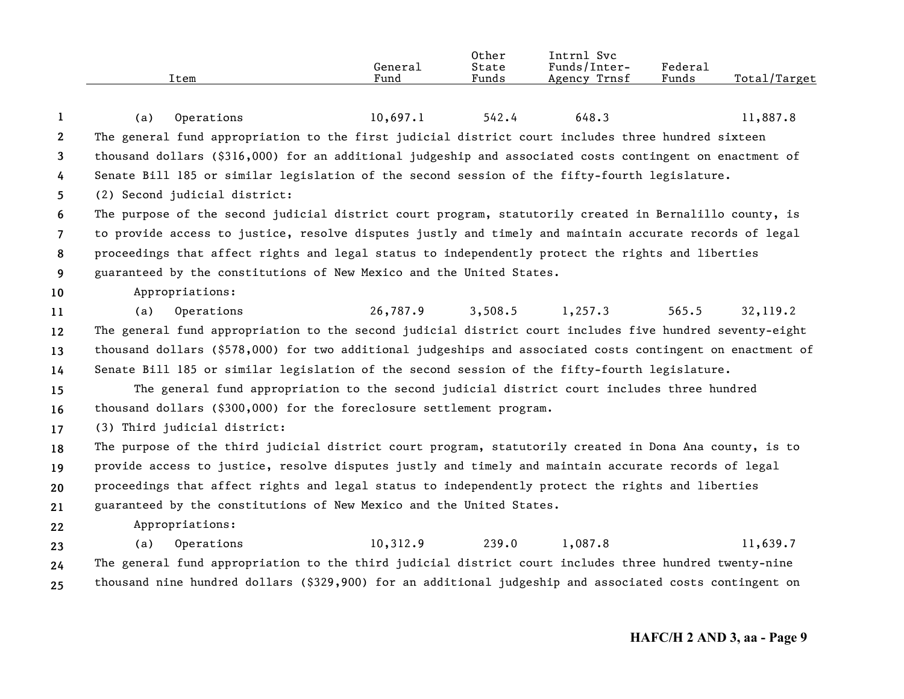| Item | General Fund | Other State Funds | Intrnl Svc Funds/Inter-Agency Trnsf | Federal Funds | Total/Target |
|---|---|---|---|---|---|
| (a) Operations | 10,697.1 | 542.4 | 648.3 | | 11,887.8 |

The general fund appropriation to the first judicial district court includes three hundred sixteen thousand dollars ($316,000) for an additional judgeship and associated costs contingent on enactment of Senate Bill 185 or similar legislation of the second session of the fifty-fourth legislature.

(2) Second judicial district:

The purpose of the second judicial district court program, statutorily created in Bernalillo county, is to provide access to justice, resolve disputes justly and timely and maintain accurate records of legal proceedings that affect rights and legal status to independently protect the rights and liberties guaranteed by the constitutions of New Mexico and the United States.

Appropriations:

| Item | General Fund | Other State Funds | Intrnl Svc Funds/Inter-Agency Trnsf | Federal Funds | Total/Target |
|---|---|---|---|---|---|
| (a) Operations | 26,787.9 | 3,508.5 | 1,257.3 | 565.5 | 32,119.2 |

The general fund appropriation to the second judicial district court includes five hundred seventy-eight thousand dollars ($578,000) for two additional judgeships and associated costs contingent on enactment of Senate Bill 185 or similar legislation of the second session of the fifty-fourth legislature.

The general fund appropriation to the second judicial district court includes three hundred thousand dollars ($300,000) for the foreclosure settlement program.

(3) Third judicial district:

The purpose of the third judicial district court program, statutorily created in Dona Ana county, is to provide access to justice, resolve disputes justly and timely and maintain accurate records of legal proceedings that affect rights and legal status to independently protect the rights and liberties guaranteed by the constitutions of New Mexico and the United States.

Appropriations:

| Item | General Fund | Other State Funds | Intrnl Svc Funds/Inter-Agency Trnsf | Federal Funds | Total/Target |
|---|---|---|---|---|---|
| (a) Operations | 10,312.9 | 239.0 | 1,087.8 | | 11,639.7 |

The general fund appropriation to the third judicial district court includes three hundred twenty-nine thousand nine hundred dollars ($329,900) for an additional judgeship and associated costs contingent on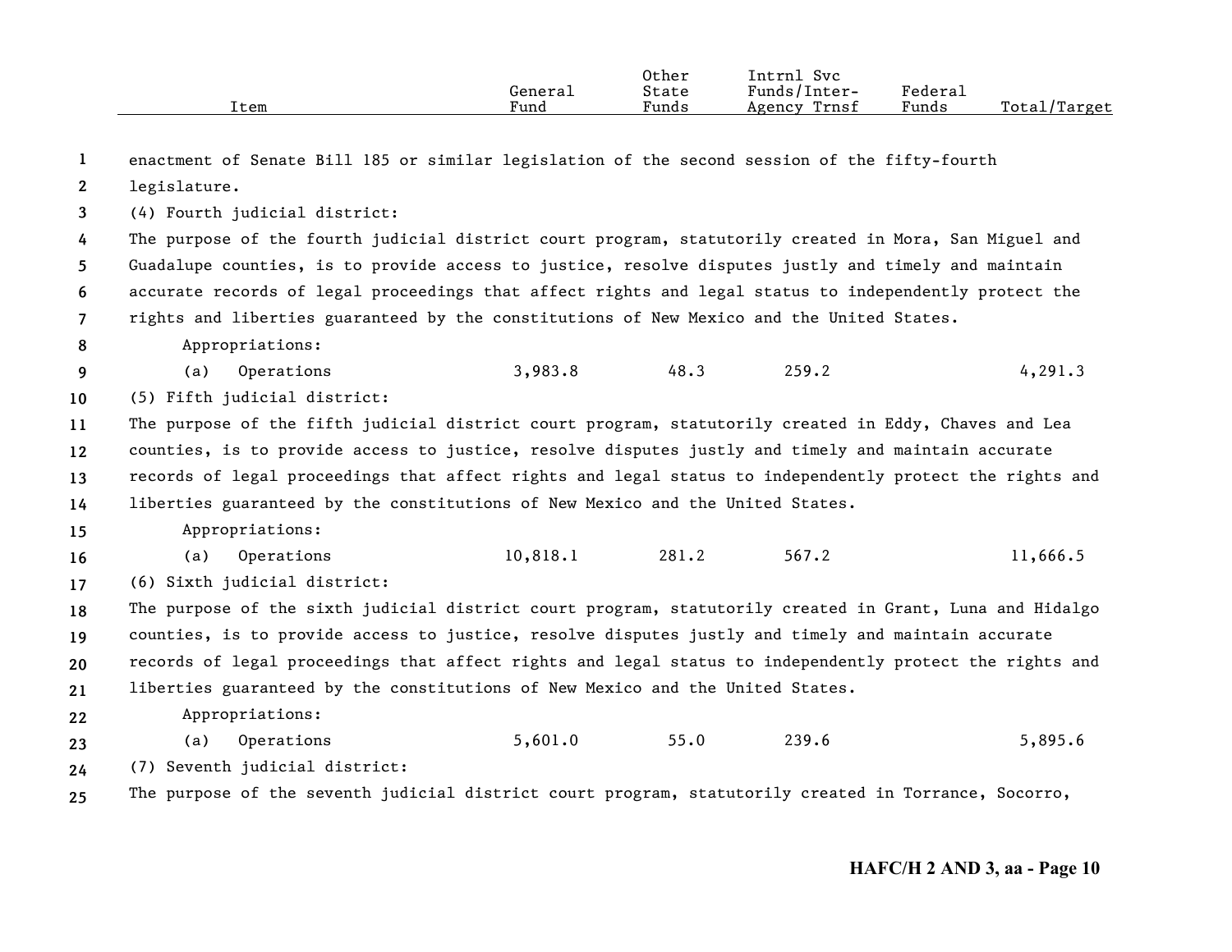| Item | General Fund | Other State Funds | Intrnl Svc Funds/Inter-Agency Trnsf | Federal Funds | Total/Target |
|---|---|---|---|---|---|

enactment of Senate Bill 185 or similar legislation of the second session of the fifty-fourth legislature.

(4) Fourth judicial district:

The purpose of the fourth judicial district court program, statutorily created in Mora, San Miguel and Guadalupe counties, is to provide access to justice, resolve disputes justly and timely and maintain accurate records of legal proceedings that affect rights and legal status to independently protect the rights and liberties guaranteed by the constitutions of New Mexico and the United States.

Appropriations:

| Item | General Fund | Other State Funds | Intrnl Svc Funds/Inter-Agency Trnsf | Federal Funds | Total/Target |
|---|---|---|---|---|---|
| (a) Operations | 3,983.8 | 48.3 | 259.2 | | 4,291.3 |

(5) Fifth judicial district:

The purpose of the fifth judicial district court program, statutorily created in Eddy, Chaves and Lea counties, is to provide access to justice, resolve disputes justly and timely and maintain accurate records of legal proceedings that affect rights and legal status to independently protect the rights and liberties guaranteed by the constitutions of New Mexico and the United States.

Appropriations:

| Item | General Fund | Other State Funds | Intrnl Svc Funds/Inter-Agency Trnsf | Federal Funds | Total/Target |
|---|---|---|---|---|---|
| (a) Operations | 10,818.1 | 281.2 | 567.2 | | 11,666.5 |

(6) Sixth judicial district:

The purpose of the sixth judicial district court program, statutorily created in Grant, Luna and Hidalgo counties, is to provide access to justice, resolve disputes justly and timely and maintain accurate records of legal proceedings that affect rights and legal status to independently protect the rights and liberties guaranteed by the constitutions of New Mexico and the United States.

Appropriations:

| Item | General Fund | Other State Funds | Intrnl Svc Funds/Inter-Agency Trnsf | Federal Funds | Total/Target |
|---|---|---|---|---|---|
| (a) Operations | 5,601.0 | 55.0 | 239.6 | | 5,895.6 |

(7) Seventh judicial district:

The purpose of the seventh judicial district court program, statutorily created in Torrance, Socorro,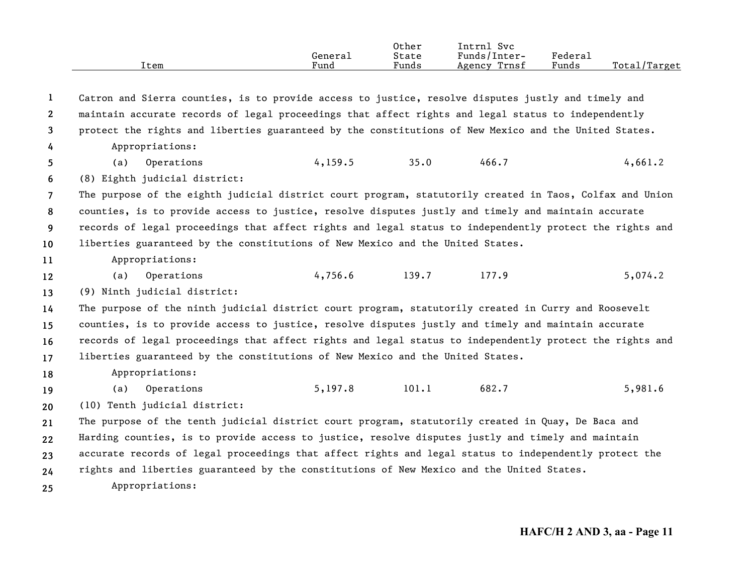| Item | General Fund | Other State Funds | Intrnl Svc Funds/Inter-Agency Trnsf | Federal Funds | Total/Target |
|---|---|---|---|---|---|

Catron and Sierra counties, is to provide access to justice, resolve disputes justly and timely and maintain accurate records of legal proceedings that affect rights and legal status to independently protect the rights and liberties guaranteed by the constitutions of New Mexico and the United States.

Appropriations:

| Item | General Fund | Other State Funds | Intrnl Svc Funds/Inter-Agency Trnsf | Federal Funds | Total/Target |
|---|---|---|---|---|---|
| (a) Operations | 4,159.5 | 35.0 | 466.7 | | 4,661.2 |

(8) Eighth judicial district:

The purpose of the eighth judicial district court program, statutorily created in Taos, Colfax and Union counties, is to provide access to justice, resolve disputes justly and timely and maintain accurate records of legal proceedings that affect rights and legal status to independently protect the rights and liberties guaranteed by the constitutions of New Mexico and the United States.

Appropriations:

| Item | General Fund | Other State Funds | Intrnl Svc Funds/Inter-Agency Trnsf | Federal Funds | Total/Target |
|---|---|---|---|---|---|
| (a) Operations | 4,756.6 | 139.7 | 177.9 | | 5,074.2 |

(9) Ninth judicial district:

The purpose of the ninth judicial district court program, statutorily created in Curry and Roosevelt counties, is to provide access to justice, resolve disputes justly and timely and maintain accurate records of legal proceedings that affect rights and legal status to independently protect the rights and liberties guaranteed by the constitutions of New Mexico and the United States.

Appropriations:

| Item | General Fund | Other State Funds | Intrnl Svc Funds/Inter-Agency Trnsf | Federal Funds | Total/Target |
|---|---|---|---|---|---|
| (a) Operations | 5,197.8 | 101.1 | 682.7 | | 5,981.6 |

(10) Tenth judicial district:

The purpose of the tenth judicial district court program, statutorily created in Quay, De Baca and Harding counties, is to provide access to justice, resolve disputes justly and timely and maintain accurate records of legal proceedings that affect rights and legal status to independently protect the rights and liberties guaranteed by the constitutions of New Mexico and the United States.

Appropriations: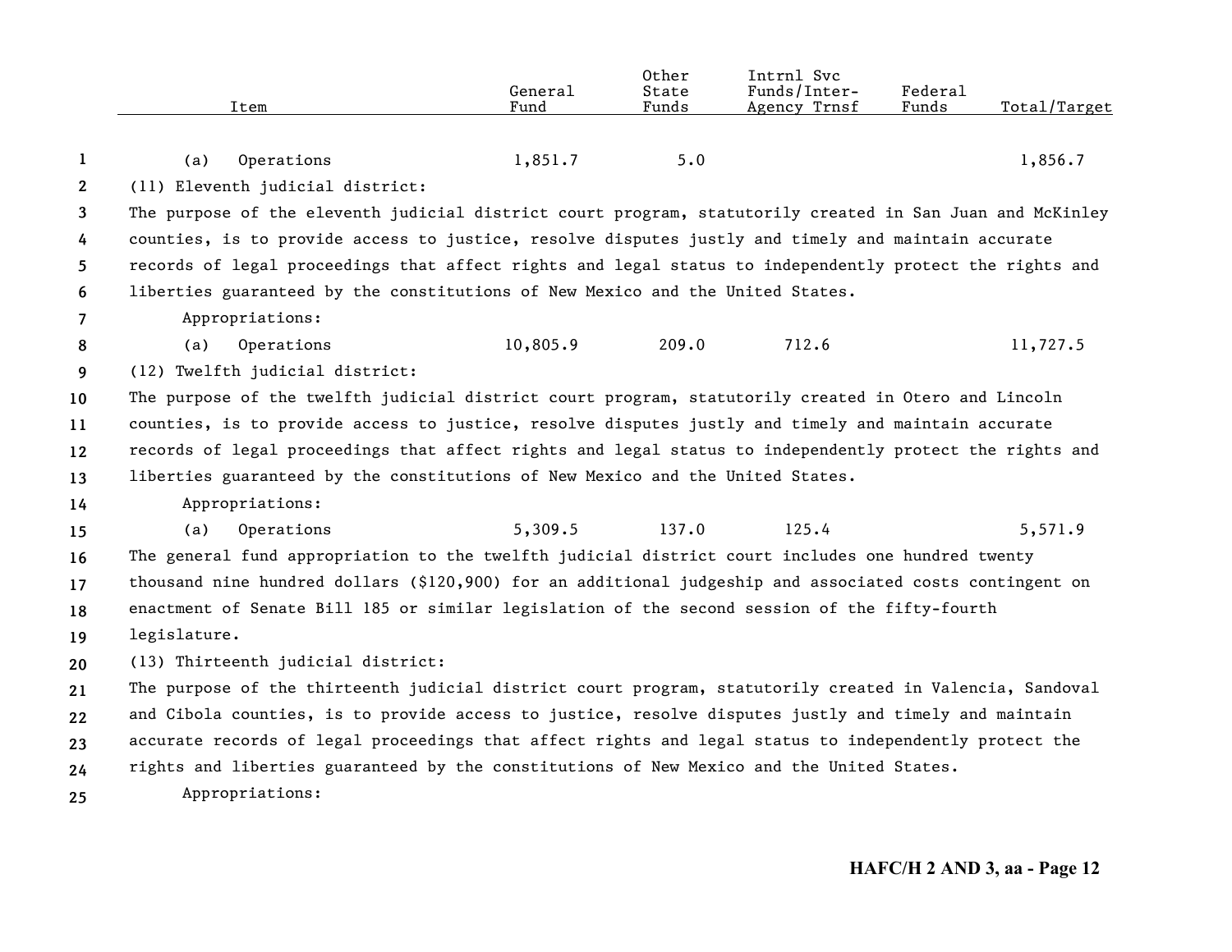| Item | General Fund | Other State Funds | Intrnl Svc Funds/Inter-Agency Trnsf | Federal Funds | Total/Target |
|---|---|---|---|---|---|
| (a) Operations | 1,851.7 | 5.0 | | | 1,856.7 |

(11) Eleventh judicial district:

The purpose of the eleventh judicial district court program, statutorily created in San Juan and McKinley counties, is to provide access to justice, resolve disputes justly and timely and maintain accurate records of legal proceedings that affect rights and legal status to independently protect the rights and liberties guaranteed by the constitutions of New Mexico and the United States.

Appropriations:

| Item | General Fund | Other State Funds | Intrnl Svc Funds/Inter-Agency Trnsf | Federal Funds | Total/Target |
|---|---|---|---|---|---|
| (a) Operations | 10,805.9 | 209.0 | 712.6 | | 11,727.5 |

(12) Twelfth judicial district:

The purpose of the twelfth judicial district court program, statutorily created in Otero and Lincoln counties, is to provide access to justice, resolve disputes justly and timely and maintain accurate records of legal proceedings that affect rights and legal status to independently protect the rights and liberties guaranteed by the constitutions of New Mexico and the United States.

Appropriations:

| Item | General Fund | Other State Funds | Intrnl Svc Funds/Inter-Agency Trnsf | Federal Funds | Total/Target |
|---|---|---|---|---|---|
| (a) Operations | 5,309.5 | 137.0 | 125.4 | | 5,571.9 |

The general fund appropriation to the twelfth judicial district court includes one hundred twenty thousand nine hundred dollars ($120,900) for an additional judgeship and associated costs contingent on enactment of Senate Bill 185 or similar legislation of the second session of the fifty-fourth legislature.

(13) Thirteenth judicial district:

The purpose of the thirteenth judicial district court program, statutorily created in Valencia, Sandoval and Cibola counties, is to provide access to justice, resolve disputes justly and timely and maintain accurate records of legal proceedings that affect rights and legal status to independently protect the rights and liberties guaranteed by the constitutions of New Mexico and the United States.

Appropriations: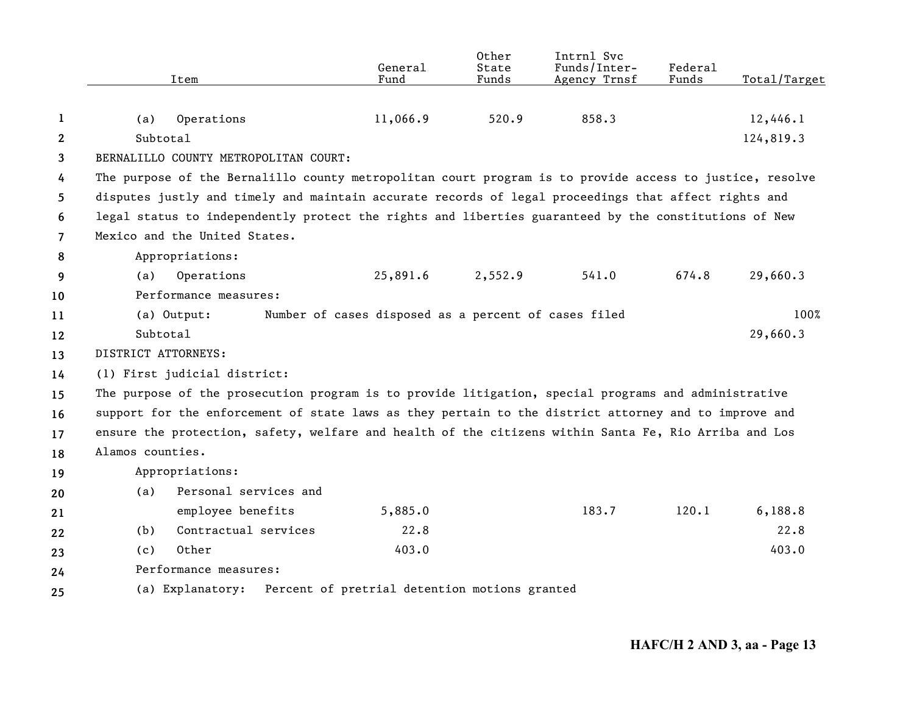| Item | General Fund | Other State Funds | Intrnl Svc Funds/Inter-Agency Trnsf | Federal Funds | Total/Target |
|---|---|---|---|---|---|
| (a) Operations | 11,066.9 | 520.9 | 858.3 | | 12,446.1 |
| Subtotal | | | | | 124,819.3 |
| BERNALILLO COUNTY METROPOLITAN COURT: | | | | | |
| The purpose of the Bernalillo county metropolitan court program is to provide access to justice, resolve disputes justly and timely and maintain accurate records of legal proceedings that affect rights and legal status to independently protect the rights and liberties guaranteed by the constitutions of New Mexico and the United States. | | | | | |
| Appropriations: | | | | | |
| (a) Operations | 25,891.6 | 2,552.9 | 541.0 | 674.8 | 29,660.3 |
| Performance measures: | | | | | |
| (a) Output: Number of cases disposed as a percent of cases filed | | | | | 100% |
| Subtotal | | | | | 29,660.3 |
| DISTRICT ATTORNEYS: | | | | | |
| (1) First judicial district: | | | | | |
| The purpose of the prosecution program is to provide litigation, special programs and administrative support for the enforcement of state laws as they pertain to the district attorney and to improve and ensure the protection, safety, welfare and health of the citizens within Santa Fe, Rio Arriba and Los Alamos counties. | | | | | |
| Appropriations: | | | | | |
| (a) Personal services and employee benefits | 5,885.0 | | 183.7 | 120.1 | 6,188.8 |
| (b) Contractual services | 22.8 | | | | 22.8 |
| (c) Other | 403.0 | | | | 403.0 |
| Performance measures: | | | | | |
| (a) Explanatory: Percent of pretrial detention motions granted | | | | | |

HAFC/H 2 AND 3, aa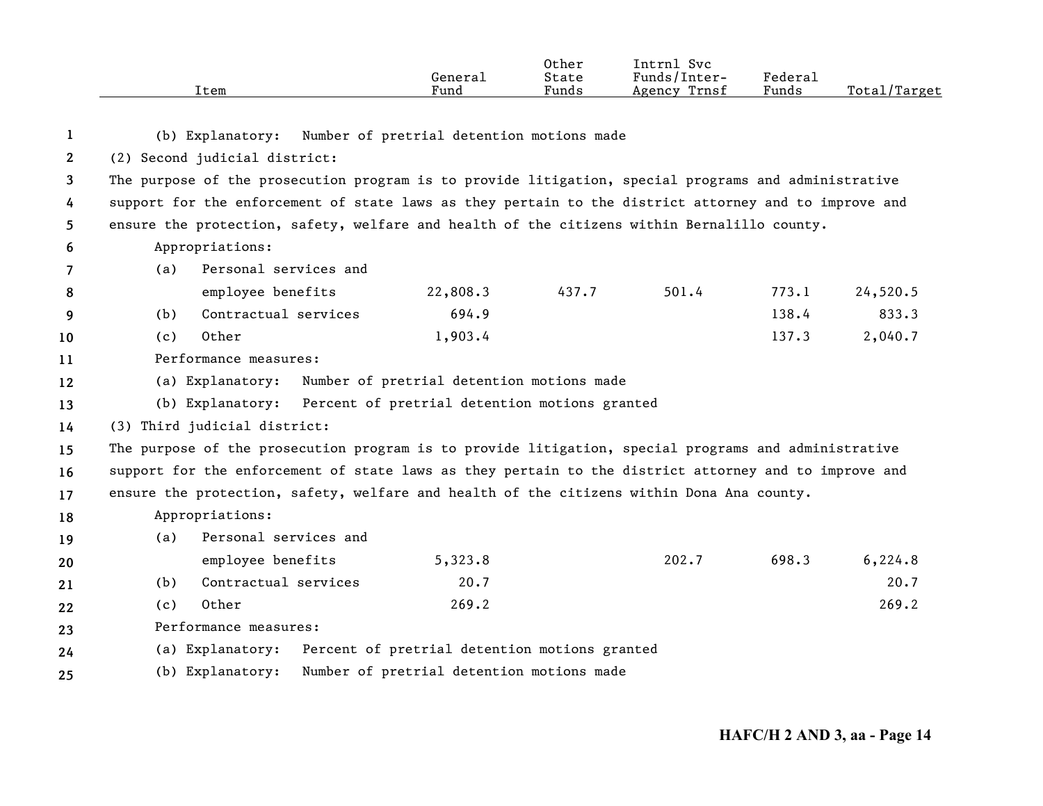| Item | General Fund | Other State Funds | Intrnl Svc Funds/Inter-Agency Trnsf | Federal Funds | Total/Target |
|---|---|---|---|---|---|
| (b) Explanatory: Number of pretrial detention motions made | | | | | |
| (2) Second judicial district: | | | | | |
| The purpose of the prosecution program is to provide litigation, special programs and administrative support for the enforcement of state laws as they pertain to the district attorney and to improve and ensure the protection, safety, welfare and health of the citizens within Bernalillo county. | | | | | |
| Appropriations: | | | | | |
| (a) Personal services and employee benefits | 22,808.3 | 437.7 | 501.4 | 773.1 | 24,520.5 |
| (b) Contractual services | 694.9 | | | 138.4 | 833.3 |
| (c) Other | 1,903.4 | | | 137.3 | 2,040.7 |
| Performance measures: | | | | | |
| (a) Explanatory: Number of pretrial detention motions made | | | | | |
| (b) Explanatory: Percent of pretrial detention motions granted | | | | | |
| (3) Third judicial district: | | | | | |
| The purpose of the prosecution program is to provide litigation, special programs and administrative support for the enforcement of state laws as they pertain to the district attorney and to improve and ensure the protection, safety, welfare and health of the citizens within Dona Ana county. | | | | | |
| Appropriations: | | | | | |
| (a) Personal services and employee benefits | 5,323.8 | | 202.7 | 698.3 | 6,224.8 |
| (b) Contractual services | 20.7 | | | | 20.7 |
| (c) Other | 269.2 | | | | 269.2 |
| Performance measures: | | | | | |
| (a) Explanatory: Percent of pretrial detention motions granted | | | | | |
| (b) Explanatory: Number of pretrial detention motions made | | | | | |

HAFC/H 2 AND 3, aa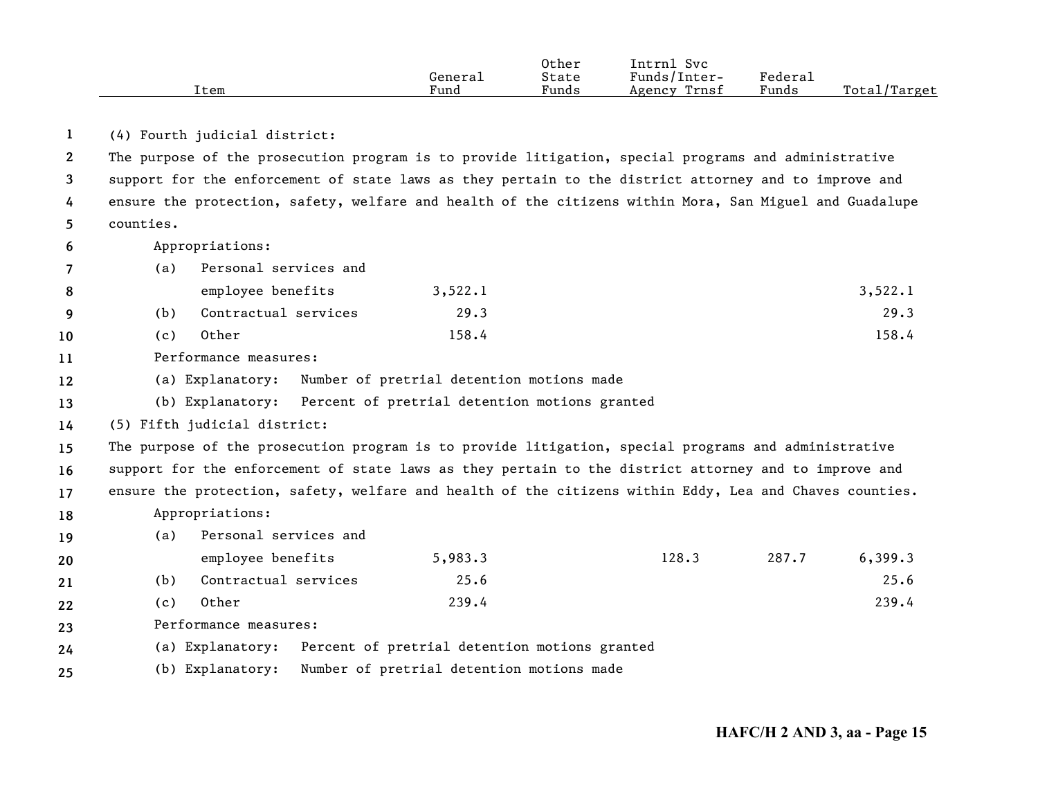| Item | General Fund | Other State Funds | Intrnl Svc Funds/Inter-Agency Trnsf | Federal Funds | Total/Target |
|---|---|---|---|---|---|
| (4) Fourth judicial district: | | | | | |
| The purpose of the prosecution program is to provide litigation, special programs and administrative support for the enforcement of state laws as they pertain to the district attorney and to improve and ensure the protection, safety, welfare and health of the citizens within Mora, San Miguel and Guadalupe counties. | | | | | |
| Appropriations: | | | | | |
| (a) Personal services and employee benefits | 3,522.1 | | | | 3,522.1 |
| (b) Contractual services | 29.3 | | | | 29.3 |
| (c) Other | 158.4 | | | | 158.4 |
| Performance measures: | | | | | |
| (a) Explanatory: Number of pretrial detention motions made | | | | | |
| (b) Explanatory: Percent of pretrial detention motions granted | | | | | |
| (5) Fifth judicial district: | | | | | |
| The purpose of the prosecution program is to provide litigation, special programs and administrative support for the enforcement of state laws as they pertain to the district attorney and to improve and ensure the protection, safety, welfare and health of the citizens within Eddy, Lea and Chaves counties. | | | | | |
| Appropriations: | | | | | |
| (a) Personal services and employee benefits | 5,983.3 | | 128.3 | 287.7 | 6,399.3 |
| (b) Contractual services | 25.6 | | | | 25.6 |
| (c) Other | 239.4 | | | | 239.4 |
| Performance measures: | | | | | |
| (a) Explanatory: Percent of pretrial detention motions granted | | | | | |
| (b) Explanatory: Number of pretrial detention motions made | | | | | |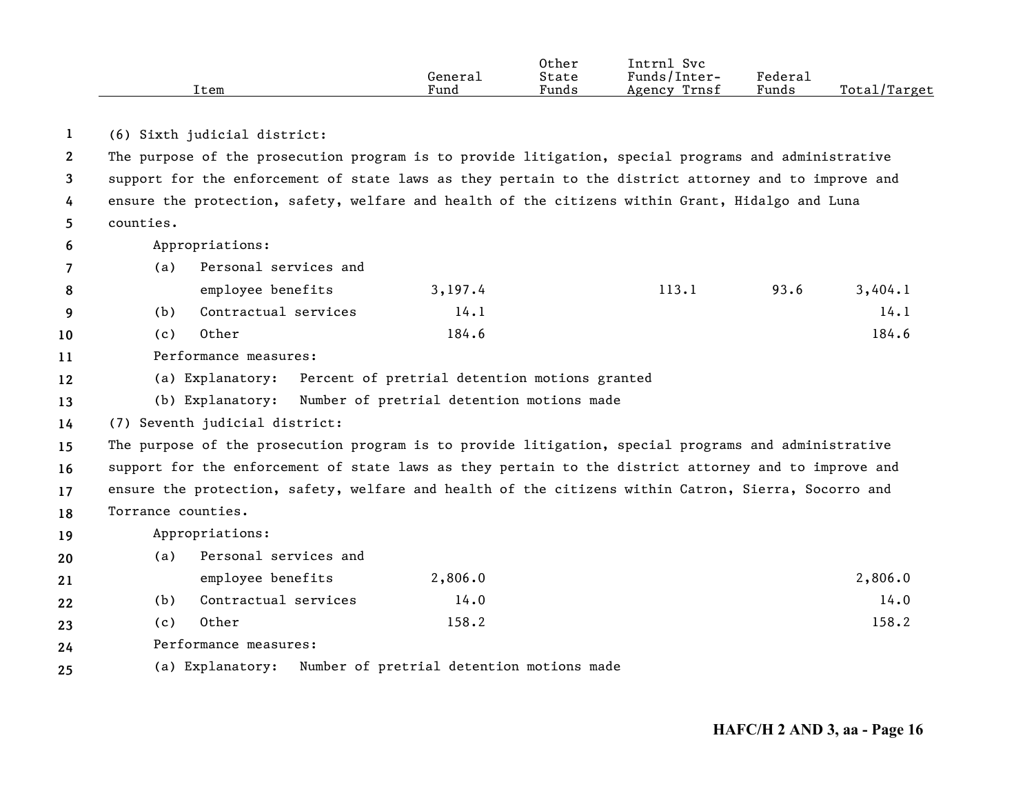| Item | General Fund | Other State Funds | Intrnl Svc Funds/Inter-Agency Trnsf | Federal Funds | Total/Target |
|---|---|---|---|---|---|

(6) Sixth judicial district:

The purpose of the prosecution program is to provide litigation, special programs and administrative support for the enforcement of state laws as they pertain to the district attorney and to improve and ensure the protection, safety, welfare and health of the citizens within Grant, Hidalgo and Luna counties.

Appropriations:

| Item | General Fund | Other State Funds | Intrnl Svc Funds/Inter-Agency Trnsf | Federal Funds | Total/Target |
|---|---|---|---|---|---|
| (a) Personal services and employee benefits | 3,197.4 | | 113.1 | 93.6 | 3,404.1 |
| (b) Contractual services | 14.1 | | | | 14.1 |
| (c) Other | 184.6 | | | | 184.6 |

Performance measures:

(a) Explanatory: Percent of pretrial detention motions granted

(b) Explanatory: Number of pretrial detention motions made

(7) Seventh judicial district:

The purpose of the prosecution program is to provide litigation, special programs and administrative support for the enforcement of state laws as they pertain to the district attorney and to improve and ensure the protection, safety, welfare and health of the citizens within Catron, Sierra, Socorro and Torrance counties.

Appropriations:

| Item | General Fund | Other State Funds | Intrnl Svc Funds/Inter-Agency Trnsf | Federal Funds | Total/Target |
|---|---|---|---|---|---|
| (a) Personal services and employee benefits | 2,806.0 | | | | 2,806.0 |
| (b) Contractual services | 14.0 | | | | 14.0 |
| (c) Other | 158.2 | | | | 158.2 |

Performance measures:

(a) Explanatory: Number of pretrial detention motions made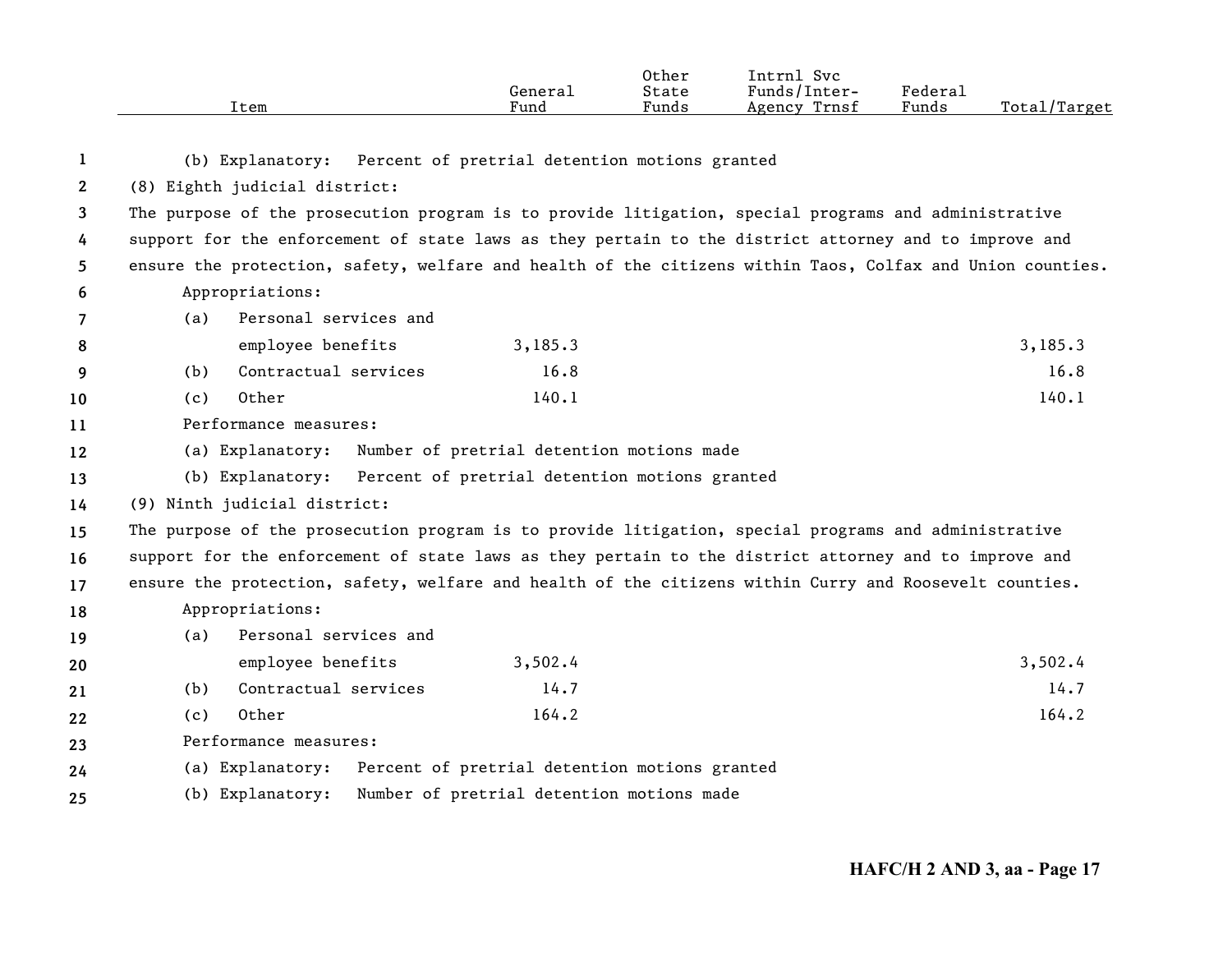| Item | General Fund | Other State Funds | Intrnl Svc Funds/Inter-Agency Trnsf | Federal Funds | Total/Target |
|---|---|---|---|---|---|
| (b) Explanatory: Percent of pretrial detention motions granted | | | | | |
| (8) Eighth judicial district: | | | | | |
| The purpose of the prosecution program is to provide litigation, special programs and administrative support for the enforcement of state laws as they pertain to the district attorney and to improve and ensure the protection, safety, welfare and health of the citizens within Taos, Colfax and Union counties. | | | | | |
| Appropriations: | | | | | |
| (a) Personal services and employee benefits | 3,185.3 | | | | 3,185.3 |
| (b) Contractual services | 16.8 | | | | 16.8 |
| (c) Other | 140.1 | | | | 140.1 |
| Performance measures: | | | | | |
| (a) Explanatory: Number of pretrial detention motions made | | | | | |
| (b) Explanatory: Percent of pretrial detention motions granted | | | | | |
| (9) Ninth judicial district: | | | | | |
| The purpose of the prosecution program is to provide litigation, special programs and administrative support for the enforcement of state laws as they pertain to the district attorney and to improve and ensure the protection, safety, welfare and health of the citizens within Curry and Roosevelt counties. | | | | | |
| Appropriations: | | | | | |
| (a) Personal services and employee benefits | 3,502.4 | | | | 3,502.4 |
| (b) Contractual services | 14.7 | | | | 14.7 |
| (c) Other | 164.2 | | | | 164.2 |
| Performance measures: | | | | | |
| (a) Explanatory: Percent of pretrial detention motions granted | | | | | |
| (b) Explanatory: Number of pretrial detention motions made | | | | | |

HAFC/H 2 AND 3, aa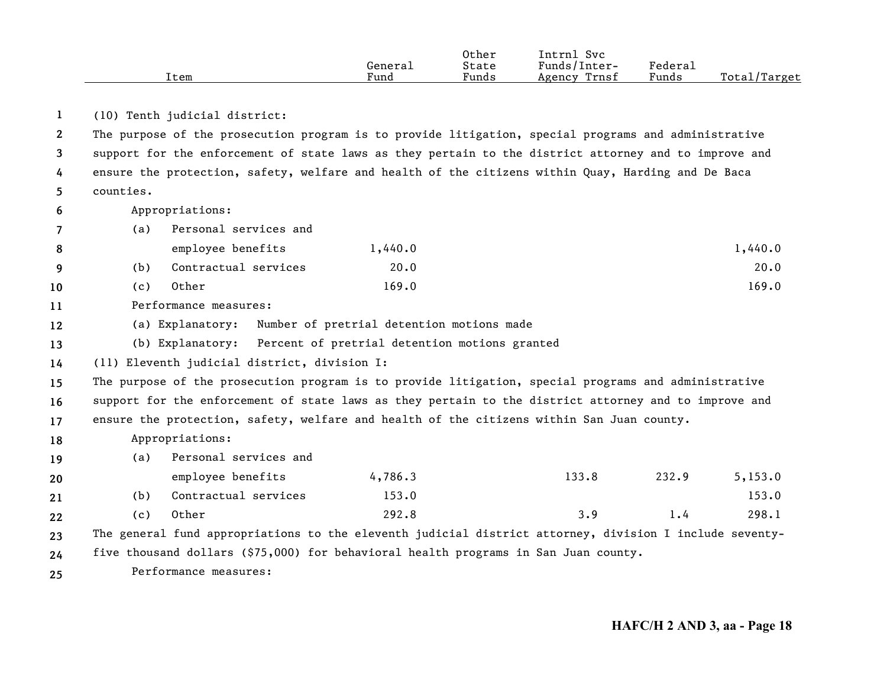| Item | General Fund | Other State Funds | Intrnl Svc Funds/Inter-Agency Trnsf | Federal Funds | Total/Target |
|---|---|---|---|---|---|

(10) Tenth judicial district:

The purpose of the prosecution program is to provide litigation, special programs and administrative support for the enforcement of state laws as they pertain to the district attorney and to improve and ensure the protection, safety, welfare and health of the citizens within Quay, Harding and De Baca counties.

Appropriations:

| Item | General Fund | Other State Funds | Intrnl Svc Funds/Inter-Agency Trnsf | Federal Funds | Total/Target |
|---|---|---|---|---|---|
| (a) Personal services and employee benefits | 1,440.0 | | | | 1,440.0 |
| (b) Contractual services | 20.0 | | | | 20.0 |
| (c) Other | 169.0 | | | | 169.0 |

Performance measures:

(a) Explanatory: Number of pretrial detention motions made

(b) Explanatory: Percent of pretrial detention motions granted

(11) Eleventh judicial district, division I:

The purpose of the prosecution program is to provide litigation, special programs and administrative support for the enforcement of state laws as they pertain to the district attorney and to improve and ensure the protection, safety, welfare and health of the citizens within San Juan county.

Appropriations:

| Item | General Fund | Other State Funds | Intrnl Svc Funds/Inter-Agency Trnsf | Federal Funds | Total/Target |
|---|---|---|---|---|---|
| (a) Personal services and employee benefits | 4,786.3 | | 133.8 | 232.9 | 5,153.0 |
| (b) Contractual services | 153.0 | | | | 153.0 |
| (c) Other | 292.8 | | 3.9 | 1.4 | 298.1 |

The general fund appropriations to the eleventh judicial district attorney, division I include seventy-five thousand dollars ($75,000) for behavioral health programs in San Juan county.

Performance measures: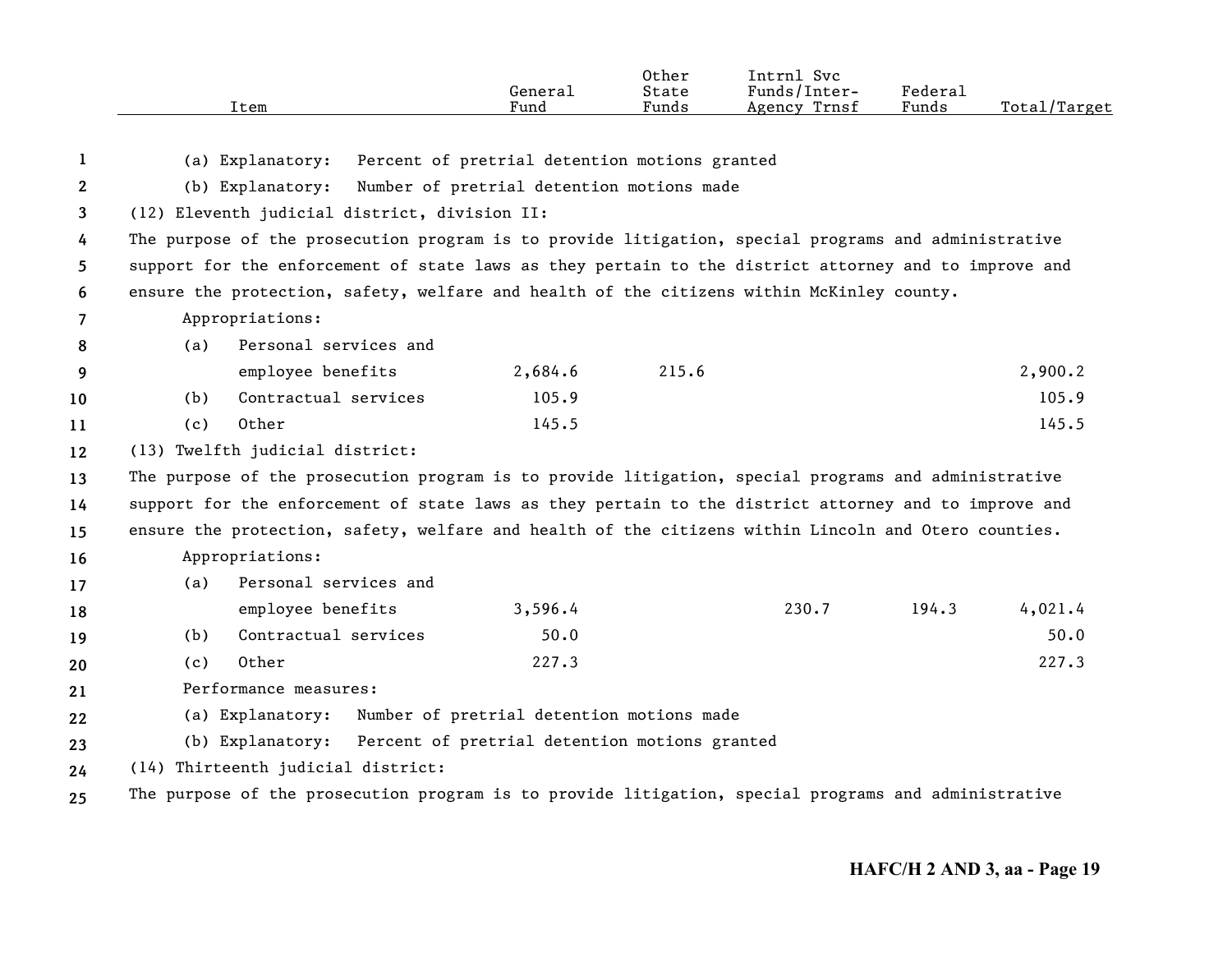| Item | General Fund | Other State Funds | Intrnl Svc Funds/Inter-Agency Trnsf | Federal Funds | Total/Target |
|---|---|---|---|---|---|
| (a) Explanatory: Percent of pretrial detention motions granted | | | | | |
| (b) Explanatory: Number of pretrial detention motions made | | | | | |
| (12) Eleventh judicial district, division II: | | | | | |
| The purpose of the prosecution program is to provide litigation, special programs and administrative support for the enforcement of state laws as they pertain to the district attorney and to improve and ensure the protection, safety, welfare and health of the citizens within McKinley county. | | | | | |
| Appropriations: | | | | | |
| (a) Personal services and employee benefits | 2,684.6 | 215.6 | | | 2,900.2 |
| (b) Contractual services | 105.9 | | | | 105.9 |
| (c) Other | 145.5 | | | | 145.5 |
| (13) Twelfth judicial district: | | | | | |
| The purpose of the prosecution program is to provide litigation, special programs and administrative support for the enforcement of state laws as they pertain to the district attorney and to improve and ensure the protection, safety, welfare and health of the citizens within Lincoln and Otero counties. | | | | | |
| Appropriations: | | | | | |
| (a) Personal services and employee benefits | 3,596.4 | | 230.7 | 194.3 | 4,021.4 |
| (b) Contractual services | 50.0 | | | | 50.0 |
| (c) Other | 227.3 | | | | 227.3 |
| Performance measures: | | | | | |
| (a) Explanatory: Number of pretrial detention motions made | | | | | |
| (b) Explanatory: Percent of pretrial detention motions granted | | | | | |
| (14) Thirteenth judicial district: | | | | | |
| The purpose of the prosecution program is to provide litigation, special programs and administrative | | | | | |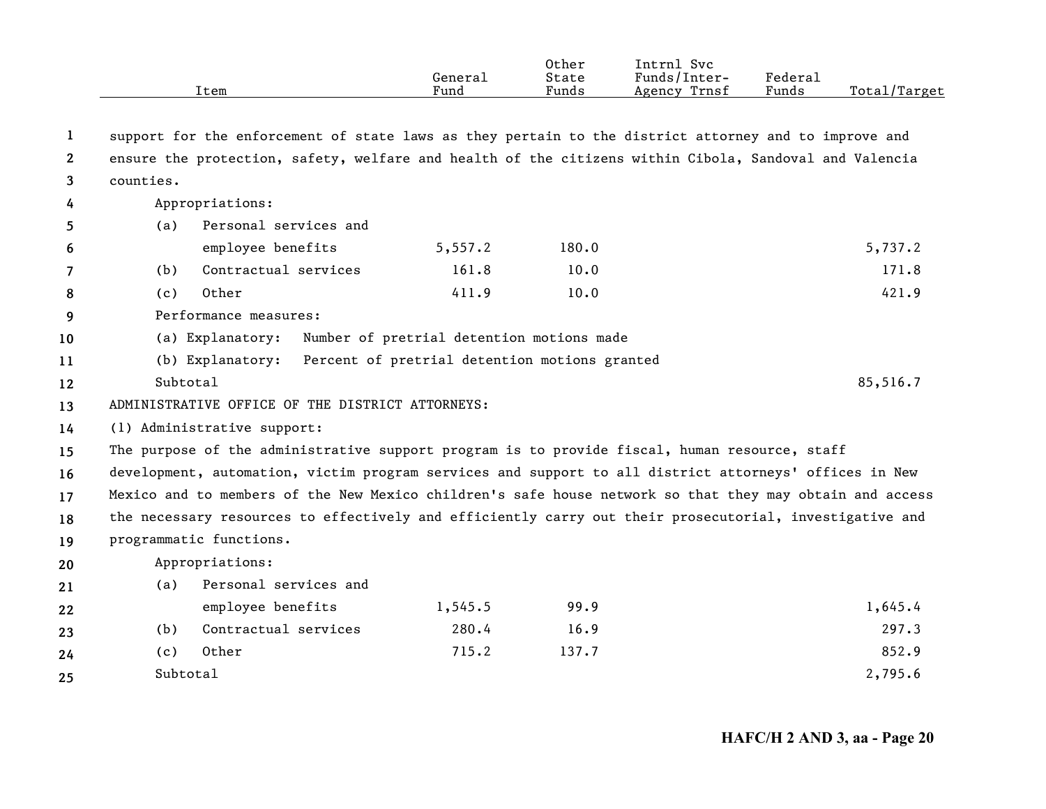| Item | General Fund | Other State Funds | Intrnl Svc Funds/Inter-Agency Trnsf | Federal Funds | Total/Target |
|---|---|---|---|---|---|
| support for the enforcement of state laws as they pertain to the district attorney and to improve and ensure the protection, safety, welfare and health of the citizens within Cibola, Sandoval and Valencia counties. | | | | | |
| Appropriations: | | | | | |
| (a) Personal services and employee benefits | 5,557.2 | 180.0 | | | 5,737.2 |
| (b) Contractual services | 161.8 | 10.0 | | | 171.8 |
| (c) Other | 411.9 | 10.0 | | | 421.9 |
| Performance measures: | | | | | |
| (a) Explanatory: Number of pretrial detention motions made | | | | | |
| (b) Explanatory: Percent of pretrial detention motions granted | | | | | |
| Subtotal | | | | | 85,516.7 |
| ADMINISTRATIVE OFFICE OF THE DISTRICT ATTORNEYS: | | | | | |
| (1) Administrative support: | | | | | |
| The purpose of the administrative support program is to provide fiscal, human resource, staff development, automation, victim program services and support to all district attorneys' offices in New Mexico and to members of the New Mexico children's safe house network so that they may obtain and access the necessary resources to effectively and efficiently carry out their prosecutorial, investigative and programmatic functions. | | | | | |
| Appropriations: | | | | | |
| (a) Personal services and employee benefits | 1,545.5 | 99.9 | | | 1,645.4 |
| (b) Contractual services | 280.4 | 16.9 | | | 297.3 |
| (c) Other | 715.2 | 137.7 | | | 852.9 |
| Subtotal | | | | | 2,795.6 |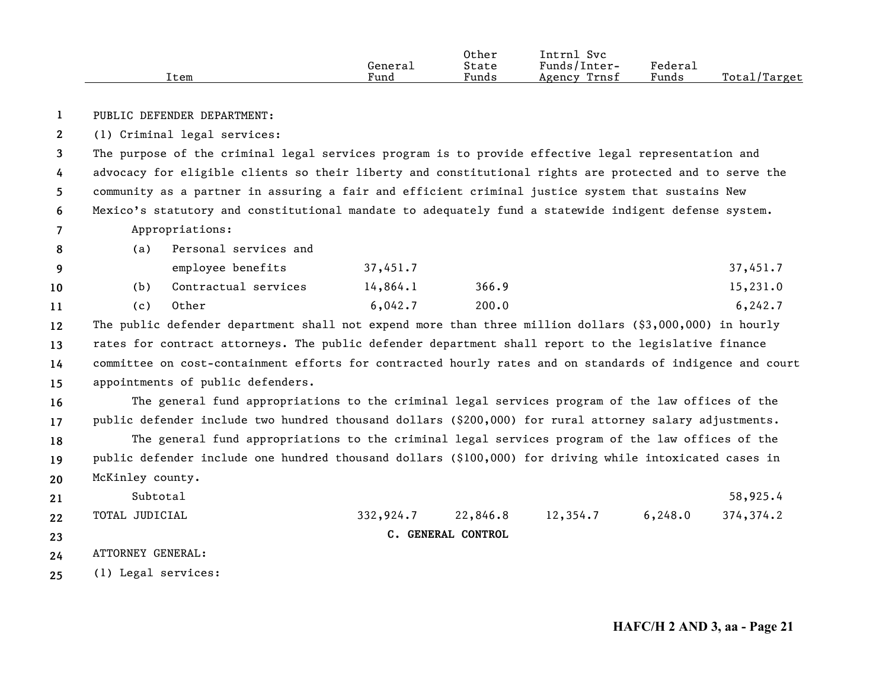| Item | General Fund | Other State Funds | Intrnl Svc Funds/Inter-Agency Trnsf | Federal Funds | Total/Target |
|---|---|---|---|---|---|

PUBLIC DEFENDER DEPARTMENT:

(1) Criminal legal services:

The purpose of the criminal legal services program is to provide effective legal representation and advocacy for eligible clients so their liberty and constitutional rights are protected and to serve the community as a partner in assuring a fair and efficient criminal justice system that sustains New Mexico's statutory and constitutional mandate to adequately fund a statewide indigent defense system.

Appropriations:

| Item | General Fund | Other State Funds | Intrnl Svc Funds/Inter-Agency Trnsf | Federal Funds | Total/Target |
|---|---|---|---|---|---|
| (a) Personal services and employee benefits | 37,451.7 | | | | 37,451.7 |
| (b) Contractual services | 14,864.1 | 366.9 | | | 15,231.0 |
| (c) Other | 6,042.7 | 200.0 | | | 6,242.7 |

The public defender department shall not expend more than three million dollars ($3,000,000) in hourly rates for contract attorneys. The public defender department shall report to the legislative finance committee on cost-containment efforts for contracted hourly rates and on standards of indigence and court appointments of public defenders.

The general fund appropriations to the criminal legal services program of the law offices of the public defender include two hundred thousand dollars ($200,000) for rural attorney salary adjustments.

The general fund appropriations to the criminal legal services program of the law offices of the public defender include one hundred thousand dollars ($100,000) for driving while intoxicated cases in McKinley county.

| Item | General Fund | Other State Funds | Intrnl Svc Funds/Inter-Agency Trnsf | Federal Funds | Total/Target |
|---|---|---|---|---|---|
| Subtotal | | | | | 58,925.4 |
| TOTAL JUDICIAL | 332,924.7 | 22,846.8 | 12,354.7 | 6,248.0 | 374,374.2 |

**C. GENERAL CONTROL**

ATTORNEY GENERAL:

(1) Legal services: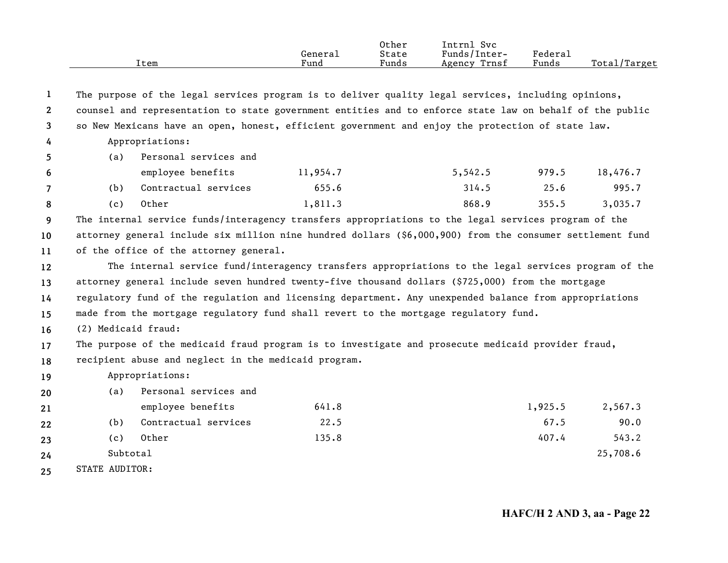| Item | General Fund | Other State Funds | Intrnl Svc Funds/Inter-Agency Trnsf | Federal Funds | Total/Target |
|---|---|---|---|---|---|

The purpose of the legal services program is to deliver quality legal services, including opinions, counsel and representation to state government entities and to enforce state law on behalf of the public so New Mexicans have an open, honest, efficient government and enjoy the protection of state law.

Appropriations:

| Item | General Fund | Other State Funds | Intrnl Svc Funds/Inter-Agency Trnsf | Federal Funds | Total/Target |
|---|---|---|---|---|---|
| (a) Personal services and employee benefits | 11,954.7 | | 5,542.5 | 979.5 | 18,476.7 |
| (b) Contractual services | 655.6 | | 314.5 | 25.6 | 995.7 |
| (c) Other | 1,811.3 | | 868.9 | 355.5 | 3,035.7 |

The internal service funds/interagency transfers appropriations to the legal services program of the attorney general include six million nine hundred dollars ($6,000,900) from the consumer settlement fund of the office of the attorney general.

The internal service fund/interagency transfers appropriations to the legal services program of the attorney general include seven hundred twenty-five thousand dollars ($725,000) from the mortgage regulatory fund of the regulation and licensing department. Any unexpended balance from appropriations made from the mortgage regulatory fund shall revert to the mortgage regulatory fund.

(2) Medicaid fraud:

The purpose of the medicaid fraud program is to investigate and prosecute medicaid provider fraud, recipient abuse and neglect in the medicaid program.

Appropriations:

| Item | General Fund | Other State Funds | Intrnl Svc Funds/Inter-Agency Trnsf | Federal Funds | Total/Target |
|---|---|---|---|---|---|
| (a) Personal services and employee benefits | 641.8 | | | 1,925.5 | 2,567.3 |
| (b) Contractual services | 22.5 | | | 67.5 | 90.0 |
| (c) Other | 135.8 | | | 407.4 | 543.2 |
| Subtotal | | | | | 25,708.6 |

STATE AUDITOR:

HAFC/H 2 AND 3, aa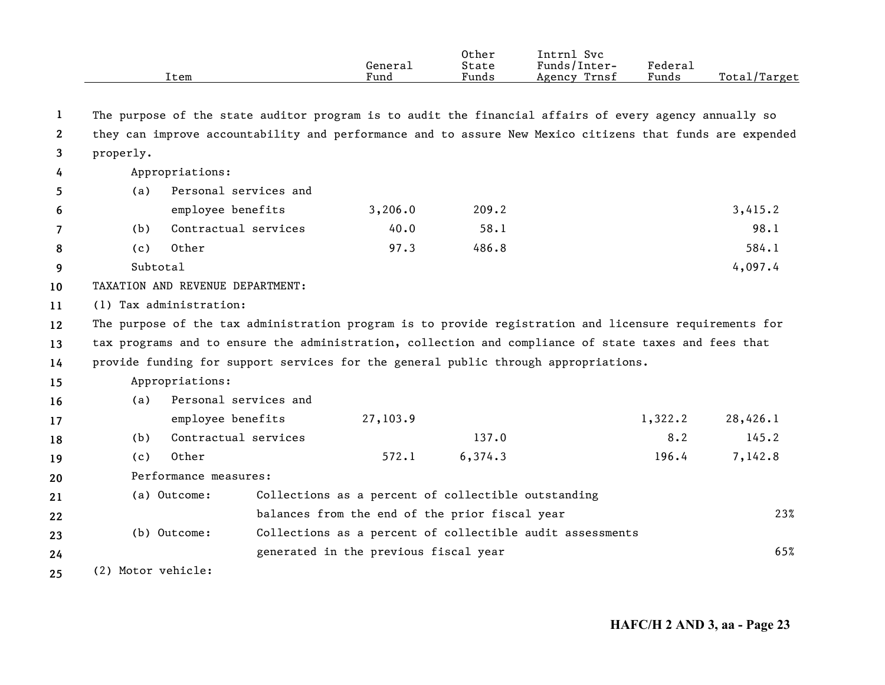| Item | General Fund | Other State Funds | Intrnl Svc Funds/Inter-Agency Trnsf | Federal Funds | Total/Target |
|---|---|---|---|---|---|

The purpose of the state auditor program is to audit the financial affairs of every agency annually so they can improve accountability and performance and to assure New Mexico citizens that funds are expended properly.

| Item | General Fund | Other State Funds | Intrnl Svc Funds/Inter-Agency Trnsf | Federal Funds | Total/Target |
|---|---|---|---|---|---|
| Appropriations: | | | | | |
| (a) Personal services and employee benefits | 3,206.0 | 209.2 | | | 3,415.2 |
| (b) Contractual services | 40.0 | 58.1 | | | 98.1 |
| (c) Other | 97.3 | 486.8 | | | 584.1 |
| Subtotal | | | | | 4,097.4 |

TAXATION AND REVENUE DEPARTMENT:

(1) Tax administration:

The purpose of the tax administration program is to provide registration and licensure requirements for tax programs and to ensure the administration, collection and compliance of state taxes and fees that provide funding for support services for the general public through appropriations.

| Item | General Fund | Other State Funds | Intrnl Svc Funds/Inter-Agency Trnsf | Federal Funds | Total/Target |
|---|---|---|---|---|---|
| Appropriations: | | | | | |
| (a) Personal services and employee benefits | 27,103.9 | | | 1,322.2 | 28,426.1 |
| (b) Contractual services | | 137.0 | | 8.2 | 145.2 |
| (c) Other | 572.1 | 6,374.3 | | 196.4 | 7,142.8 |
| Performance measures: | | | | | |
| (a) Outcome: Collections as a percent of collectible outstanding balances from the end of the prior fiscal year | | | | | 23% |
| (b) Outcome: Collections as a percent of collectible audit assessments generated in the previous fiscal year | | | | | 65% |

(2) Motor vehicle: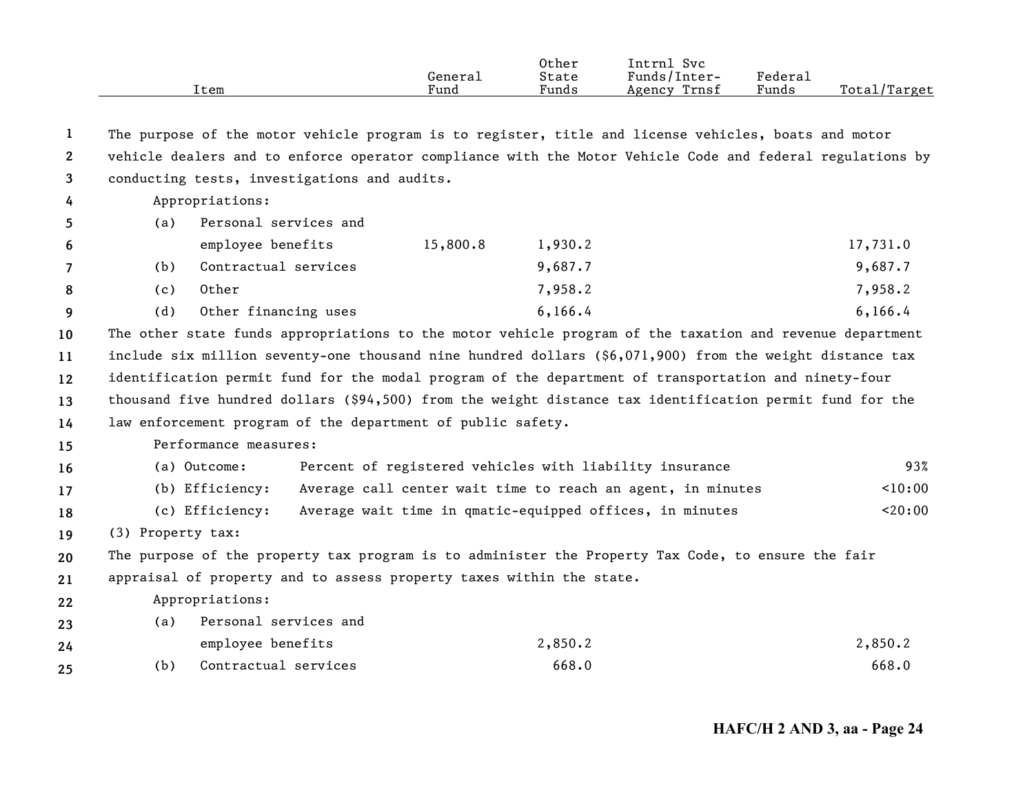| Item | General Fund | Other State Funds | Intrnl Svc Funds/Inter-Agency Trnsf | Federal Funds | Total/Target |
|---|---|---|---|---|---|

The purpose of the motor vehicle program is to register, title and license vehicles, boats and motor vehicle dealers and to enforce operator compliance with the Motor Vehicle Code and federal regulations by conducting tests, investigations and audits.

Appropriations:

| Item | General Fund | Other State Funds | Intrnl Svc Funds/Inter-Agency Trnsf | Federal Funds | Total/Target |
|---|---|---|---|---|---|
| (a) Personal services and employee benefits | 15,800.8 | 1,930.2 | | | 17,731.0 |
| (b) Contractual services | | 9,687.7 | | | 9,687.7 |
| (c) Other | | 7,958.2 | | | 7,958.2 |
| (d) Other financing uses | | 6,166.4 | | | 6,166.4 |

The other state funds appropriations to the motor vehicle program of the taxation and revenue department include six million seventy-one thousand nine hundred dollars ($6,071,900) from the weight distance tax identification permit fund for the modal program of the department of transportation and ninety-four thousand five hundred dollars ($94,500) from the weight distance tax identification permit fund for the law enforcement program of the department of public safety.

Performance measures:

| Measure | Description | Target |
|---|---|---|
| (a) Outcome: | Percent of registered vehicles with liability insurance | 93% |
| (b) Efficiency: | Average call center wait time to reach an agent, in minutes | <10:00 |
| (c) Efficiency: | Average wait time in qmatic-equipped offices, in minutes | <20:00 |

(3) Property tax:

The purpose of the property tax program is to administer the Property Tax Code, to ensure the fair appraisal of property and to assess property taxes within the state.

Appropriations:

| Item | General Fund | Other State Funds | Intrnl Svc Funds/Inter-Agency Trnsf | Federal Funds | Total/Target |
|---|---|---|---|---|---|
| (a) Personal services and employee benefits | | 2,850.2 | | | 2,850.2 |
| (b) Contractual services | | 668.0 | | | 668.0 |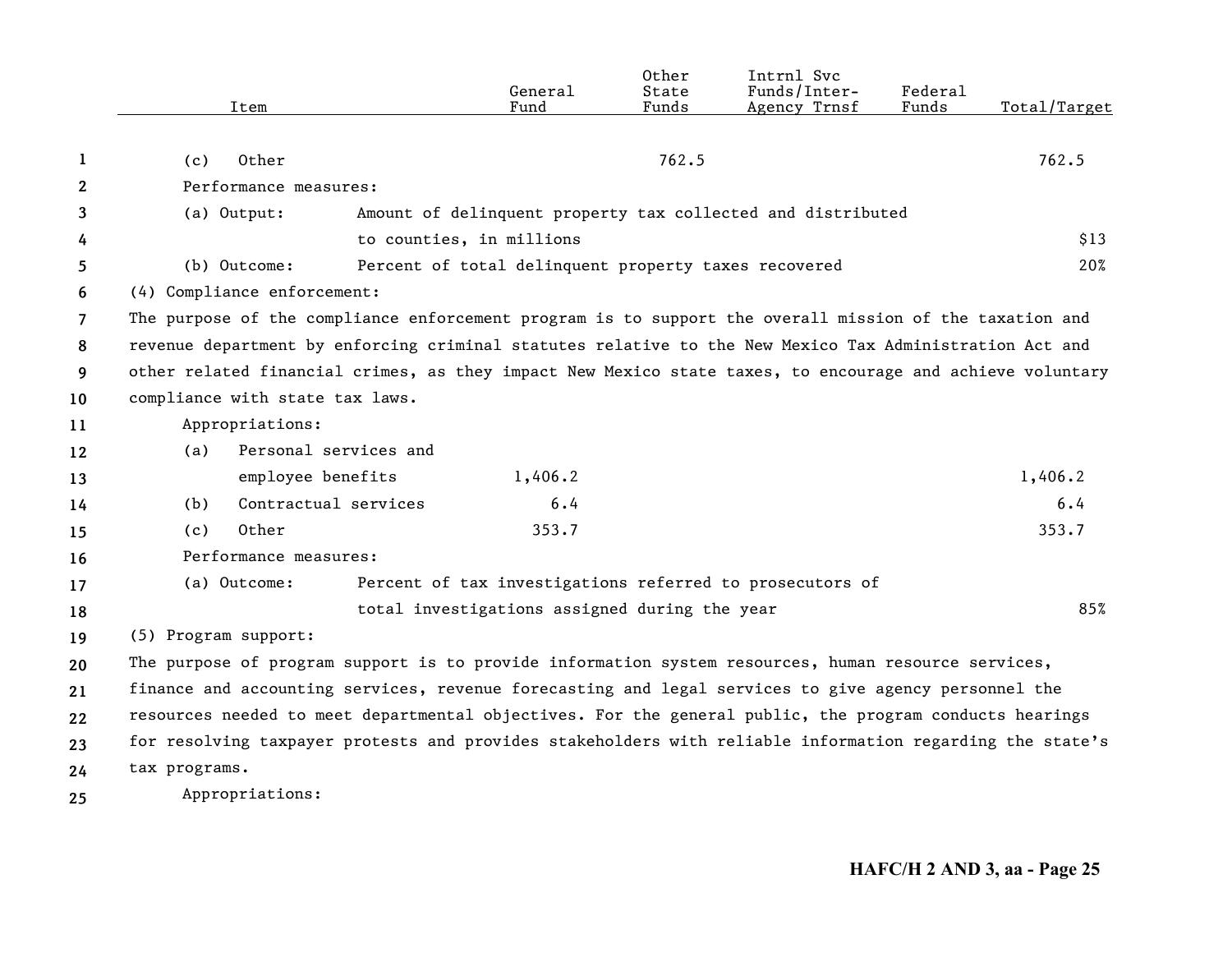| Item | General Fund | Other State Funds | Intrnl Svc Funds/Inter-Agency Trnsf | Federal Funds | Total/Target |
|---|---|---|---|---|---|
| (c) Other | | 762.5 | | | 762.5 |
| Performance measures: | | | | | |
| (a) Output: Amount of delinquent property tax collected and distributed to counties, in millions | | | | | $13 |
| (b) Outcome: Percent of total delinquent property taxes recovered | | | | | 20% |

(4) Compliance enforcement:

The purpose of the compliance enforcement program is to support the overall mission of the taxation and revenue department by enforcing criminal statutes relative to the New Mexico Tax Administration Act and other related financial crimes, as they impact New Mexico state taxes, to encourage and achieve voluntary compliance with state tax laws.

| Item | General Fund | Other State Funds | Intrnl Svc Funds/Inter-Agency Trnsf | Federal Funds | Total/Target |
|---|---|---|---|---|---|
| Appropriations: | | | | | |
| (a) Personal services and employee benefits | 1,406.2 | | | | 1,406.2 |
| (b) Contractual services | 6.4 | | | | 6.4 |
| (c) Other | 353.7 | | | | 353.7 |
| Performance measures: | | | | | |
| (a) Outcome: Percent of tax investigations referred to prosecutors of total investigations assigned during the year | | | | | 85% |

(5) Program support:

The purpose of program support is to provide information system resources, human resource services, finance and accounting services, revenue forecasting and legal services to give agency personnel the resources needed to meet departmental objectives. For the general public, the program conducts hearings for resolving taxpayer protests and provides stakeholders with reliable information regarding the state's tax programs.

Appropriations: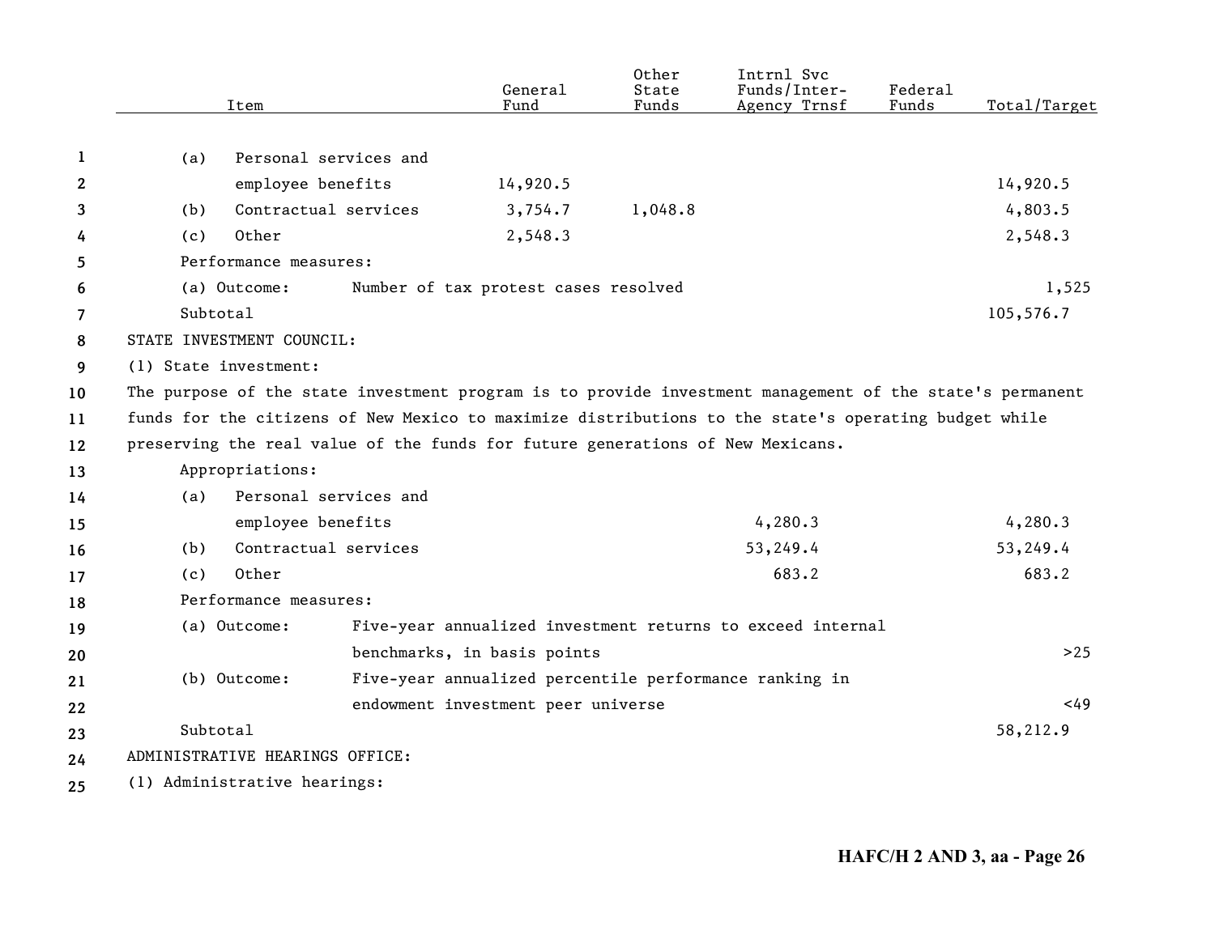| Item | General Fund | Other State Funds | Intrnl Svc Funds/Inter-Agency Trnsf | Federal Funds | Total/Target |
|---|---|---|---|---|---|
| (a) Personal services and employee benefits | 14,920.5 | | | | 14,920.5 |
| (b) Contractual services | 3,754.7 | 1,048.8 | | | 4,803.5 |
| (c) Other | 2,548.3 | | | | 2,548.3 |
| Performance measures: | | | | | |
| (a) Outcome: Number of tax protest cases resolved | | | | | 1,525 |
| Subtotal | | | | | 105,576.7 |

STATE INVESTMENT COUNCIL:

(1) State investment:

The purpose of the state investment program is to provide investment management of the state's permanent funds for the citizens of New Mexico to maximize distributions to the state's operating budget while preserving the real value of the funds for future generations of New Mexicans.

| Item | General Fund | Other State Funds | Intrnl Svc Funds/Inter-Agency Trnsf | Federal Funds | Total/Target |
|---|---|---|---|---|---|
| Appropriations: | | | | | |
| (a) Personal services and employee benefits | | | 4,280.3 | | 4,280.3 |
| (b) Contractual services | | | 53,249.4 | | 53,249.4 |
| (c) Other | | | 683.2 | | 683.2 |
| Performance measures: | | | | | |
| (a) Outcome: Five-year annualized investment returns to exceed internal benchmarks, in basis points | | | | | >25 |
| (b) Outcome: Five-year annualized percentile performance ranking in endowment investment peer universe | | | | | <49 |
| Subtotal | | | | | 58,212.9 |

ADMINISTRATIVE HEARINGS OFFICE:

(1) Administrative hearings: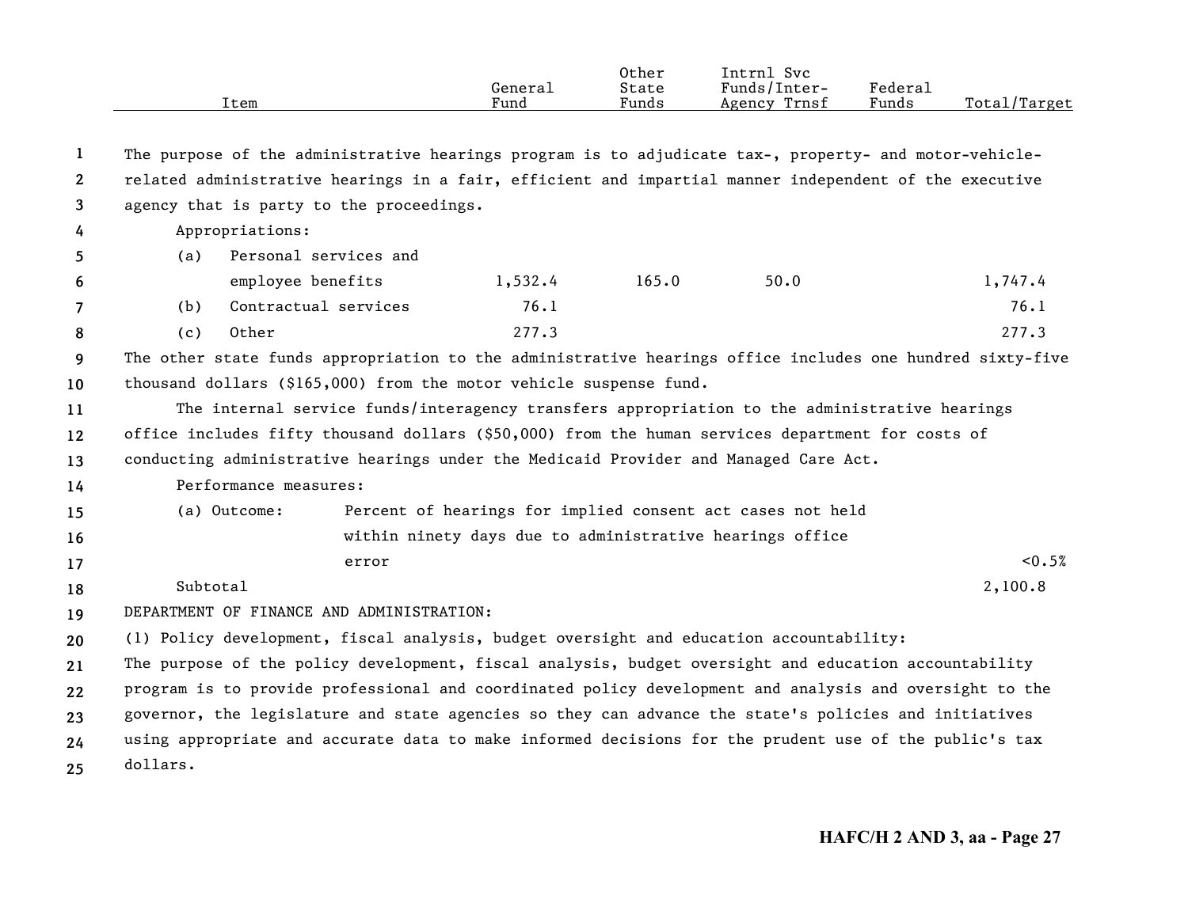| Item | General Fund | Other State Funds | Intrnl Svc Funds/Inter-Agency Trnsf | Federal Funds | Total/Target |
|---|---|---|---|---|---|

The purpose of the administrative hearings program is to adjudicate tax-, property- and motor-vehicle-related administrative hearings in a fair, efficient and impartial manner independent of the executive agency that is party to the proceedings.

Appropriations:

| Item | General Fund | Other State Funds | Intrnl Svc Funds/Inter-Agency Trnsf | Federal Funds | Total/Target |
|---|---|---|---|---|---|
| (a) Personal services and employee benefits | 1,532.4 | 165.0 | 50.0 | | 1,747.4 |
| (b) Contractual services | 76.1 | | | | 76.1 |
| (c) Other | 277.3 | | | | 277.3 |

The other state funds appropriation to the administrative hearings office includes one hundred sixty-five thousand dollars ($165,000) from the motor vehicle suspense fund.

The internal service funds/interagency transfers appropriation to the administrative hearings office includes fifty thousand dollars ($50,000) from the human services department for costs of conducting administrative hearings under the Medicaid Provider and Managed Care Act.

Performance measures:

| Measure | | Total/Target |
|---|---|---|
| (a) Outcome: | Percent of hearings for implied consent act cases not held within ninety days due to administrative hearings office error | <0.5% |

Subtotal 2,100.8

DEPARTMENT OF FINANCE AND ADMINISTRATION:

(1) Policy development, fiscal analysis, budget oversight and education accountability:

The purpose of the policy development, fiscal analysis, budget oversight and education accountability program is to provide professional and coordinated policy development and analysis and oversight to the governor, the legislature and state agencies so they can advance the state's policies and initiatives using appropriate and accurate data to make informed decisions for the prudent use of the public's tax dollars.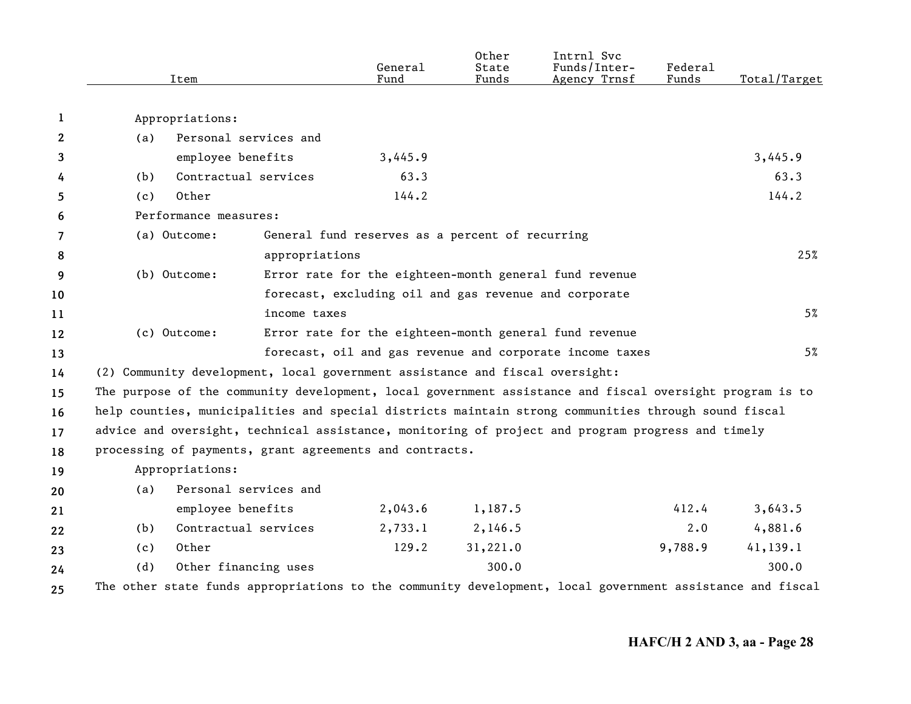| Item | General Fund | Other State Funds | Intrnl Svc Funds/Inter-Agency Trnsf | Federal Funds | Total/Target |
|---|---|---|---|---|---|
| Appropriations: | | | | | |
| (a) Personal services and employee benefits | 3,445.9 | | | | 3,445.9 |
| (b) Contractual services | 63.3 | | | | 63.3 |
| (c) Other | 144.2 | | | | 144.2 |
| Performance measures: | | | | | |
| (a) Outcome: General fund reserves as a percent of recurring appropriations | | | | | 25% |
| (b) Outcome: Error rate for the eighteen-month general fund revenue forecast, excluding oil and gas revenue and corporate income taxes | | | | | 5% |
| (c) Outcome: Error rate for the eighteen-month general fund revenue forecast, oil and gas revenue and corporate income taxes | | | | | 5% |

(2) Community development, local government assistance and fiscal oversight:

The purpose of the community development, local government assistance and fiscal oversight program is to help counties, municipalities and special districts maintain strong communities through sound fiscal advice and oversight, technical assistance, monitoring of project and program progress and timely processing of payments, grant agreements and contracts.

| Item | General Fund | Other State Funds | Intrnl Svc Funds/Inter-Agency Trnsf | Federal Funds | Total/Target |
|---|---|---|---|---|---|
| Appropriations: | | | | | |
| (a) Personal services and employee benefits | 2,043.6 | 1,187.5 | | 412.4 | 3,643.5 |
| (b) Contractual services | 2,733.1 | 2,146.5 | | 2.0 | 4,881.6 |
| (c) Other | 129.2 | 31,221.0 | | 9,788.9 | 41,139.1 |
| (d) Other financing uses | | 300.0 | | | 300.0 |

The other state funds appropriations to the community development, local government assistance and fiscal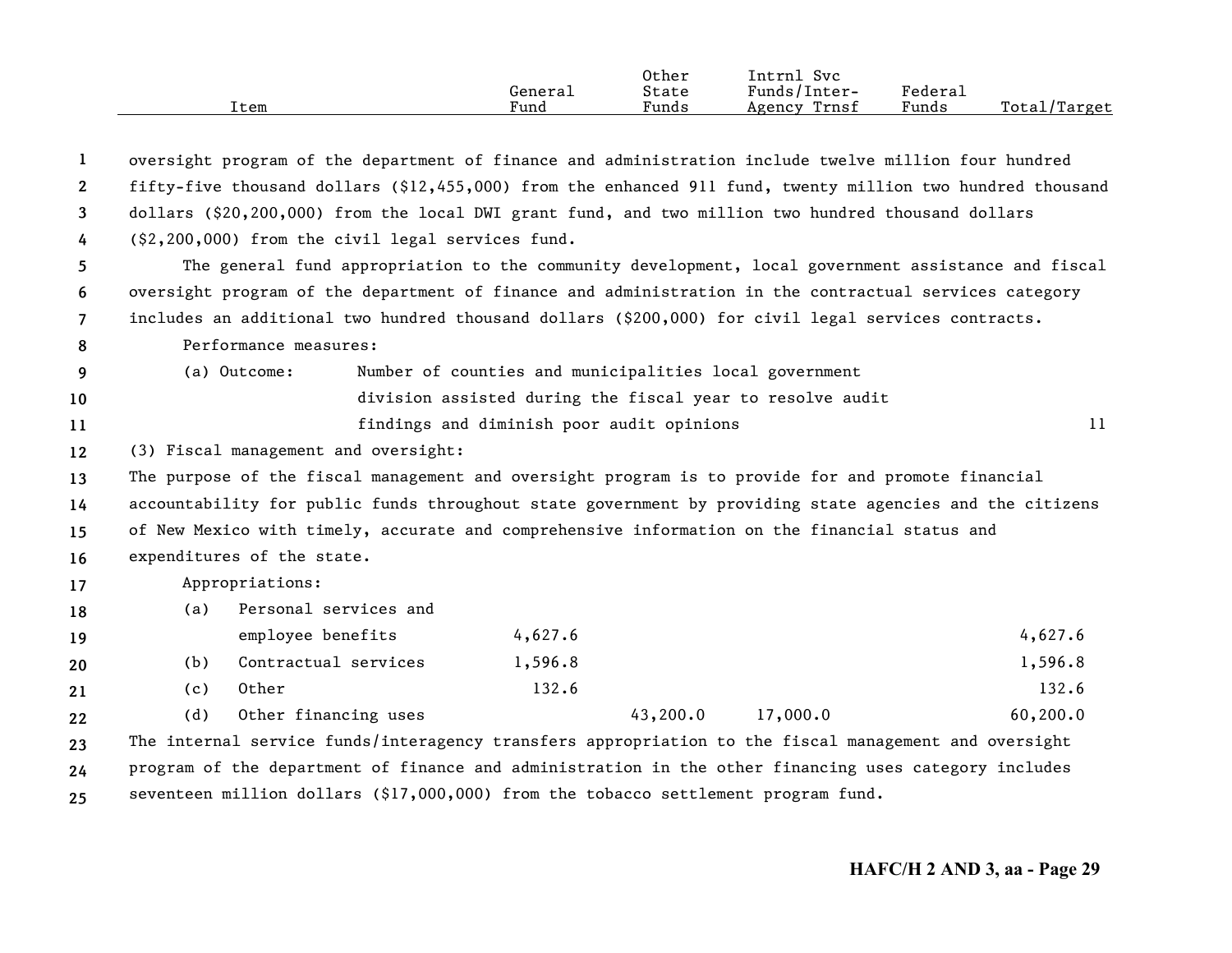| Item | General Fund | Other State Funds | Intrnl Svc Funds/Inter-Agency Trnsf | Federal Funds | Total/Target |
|---|---|---|---|---|---|

oversight program of the department of finance and administration include twelve million four hundred fifty-five thousand dollars ($12,455,000) from the enhanced 911 fund, twenty million two hundred thousand dollars ($20,200,000) from the local DWI grant fund, and two million two hundred thousand dollars ($2,200,000) from the civil legal services fund.

The general fund appropriation to the community development, local government assistance and fiscal oversight program of the department of finance and administration in the contractual services category includes an additional two hundred thousand dollars ($200,000) for civil legal services contracts.

Performance measures:

| | | Total/Target |
|---|---|---|
| (a) Outcome: | Number of counties and municipalities local government division assisted during the fiscal year to resolve audit findings and diminish poor audit opinions | 11 |

(3) Fiscal management and oversight:

The purpose of the fiscal management and oversight program is to provide for and promote financial accountability for public funds throughout state government by providing state agencies and the citizens of New Mexico with timely, accurate and comprehensive information on the financial status and expenditures of the state.

Appropriations:

| Item | General Fund | Other State Funds | Intrnl Svc Funds/Inter-Agency Trnsf | Federal Funds | Total/Target |
|---|---|---|---|---|---|
| (a) Personal services and employee benefits | 4,627.6 | | | | 4,627.6 |
| (b) Contractual services | 1,596.8 | | | | 1,596.8 |
| (c) Other | 132.6 | | | | 132.6 |
| (d) Other financing uses | | 43,200.0 | 17,000.0 | | 60,200.0 |

The internal service funds/interagency transfers appropriation to the fiscal management and oversight program of the department of finance and administration in the other financing uses category includes seventeen million dollars ($17,000,000) from the tobacco settlement program fund.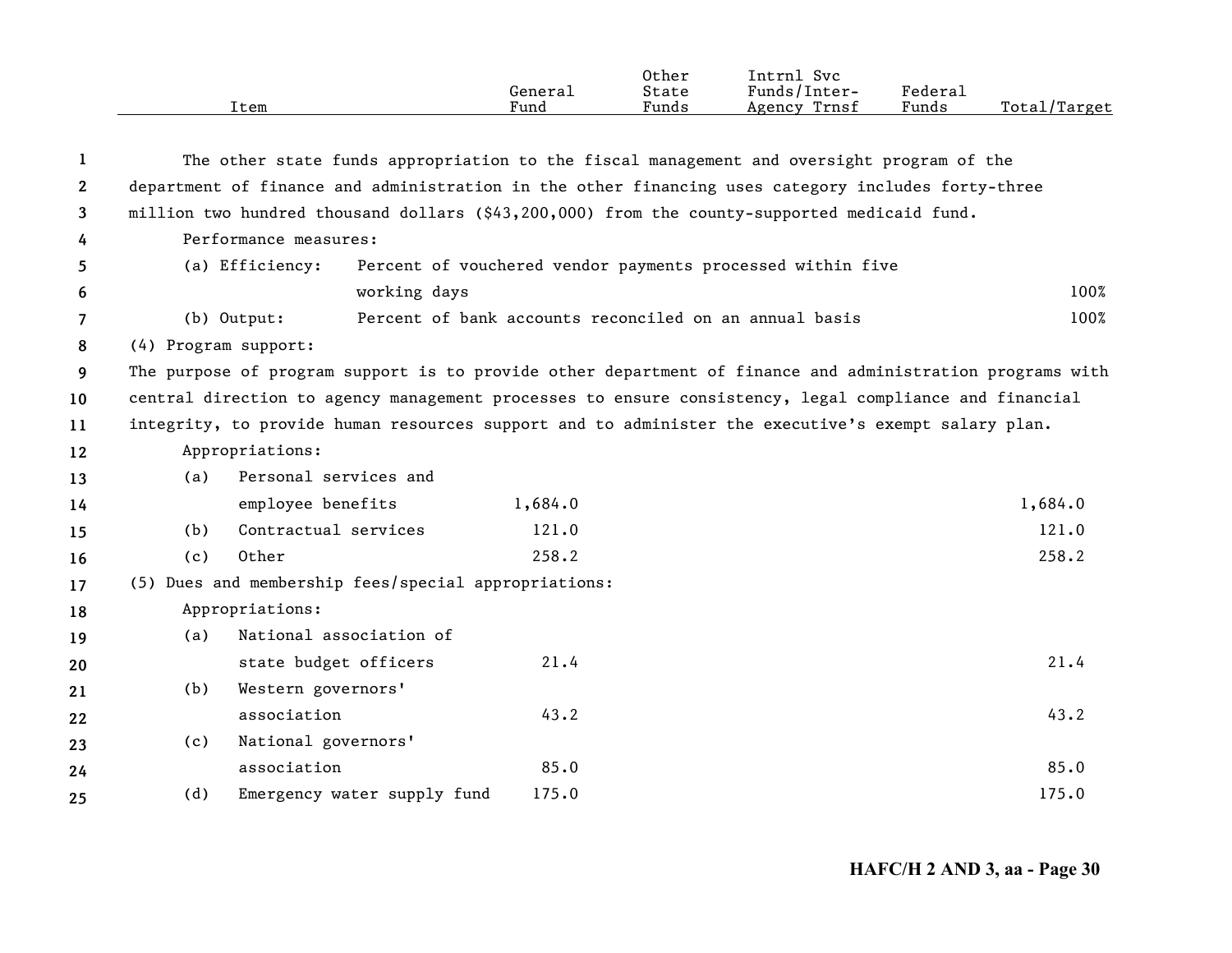| Item | General Fund | Other State Funds | Intrnl Svc Funds/Inter-Agency Trnsf | Federal Funds | Total/Target |
|---|---|---|---|---|---|

The other state funds appropriation to the fiscal management and oversight program of the department of finance and administration in the other financing uses category includes forty-three million two hundred thousand dollars ($43,200,000) from the county-supported medicaid fund.

Performance measures:

| Item | General Fund | Other State Funds | Intrnl Svc Funds/Inter-Agency Trnsf | Federal Funds | Total/Target |
|---|---|---|---|---|---|
| (a) Efficiency: Percent of vouchered vendor payments processed within five working days | | | | | 100% |
| (b) Output: Percent of bank accounts reconciled on an annual basis | | | | | 100% |

(4) Program support:

The purpose of program support is to provide other department of finance and administration programs with central direction to agency management processes to ensure consistency, legal compliance and financial integrity, to provide human resources support and to administer the executive's exempt salary plan.

Appropriations:

| Item | General Fund | Other State Funds | Intrnl Svc Funds/Inter-Agency Trnsf | Federal Funds | Total/Target |
|---|---|---|---|---|---|
| (a) Personal services and employee benefits | 1,684.0 | | | | 1,684.0 |
| (b) Contractual services | 121.0 | | | | 121.0 |
| (c) Other | 258.2 | | | | 258.2 |

(5) Dues and membership fees/special appropriations:

Appropriations:

| Item | General Fund | Other State Funds | Intrnl Svc Funds/Inter-Agency Trnsf | Federal Funds | Total/Target |
|---|---|---|---|---|---|
| (a) National association of state budget officers | 21.4 | | | | 21.4 |
| (b) Western governors' association | 43.2 | | | | 43.2 |
| (c) National governors' association | 85.0 | | | | 85.0 |
| (d) Emergency water supply fund | 175.0 | | | | 175.0 |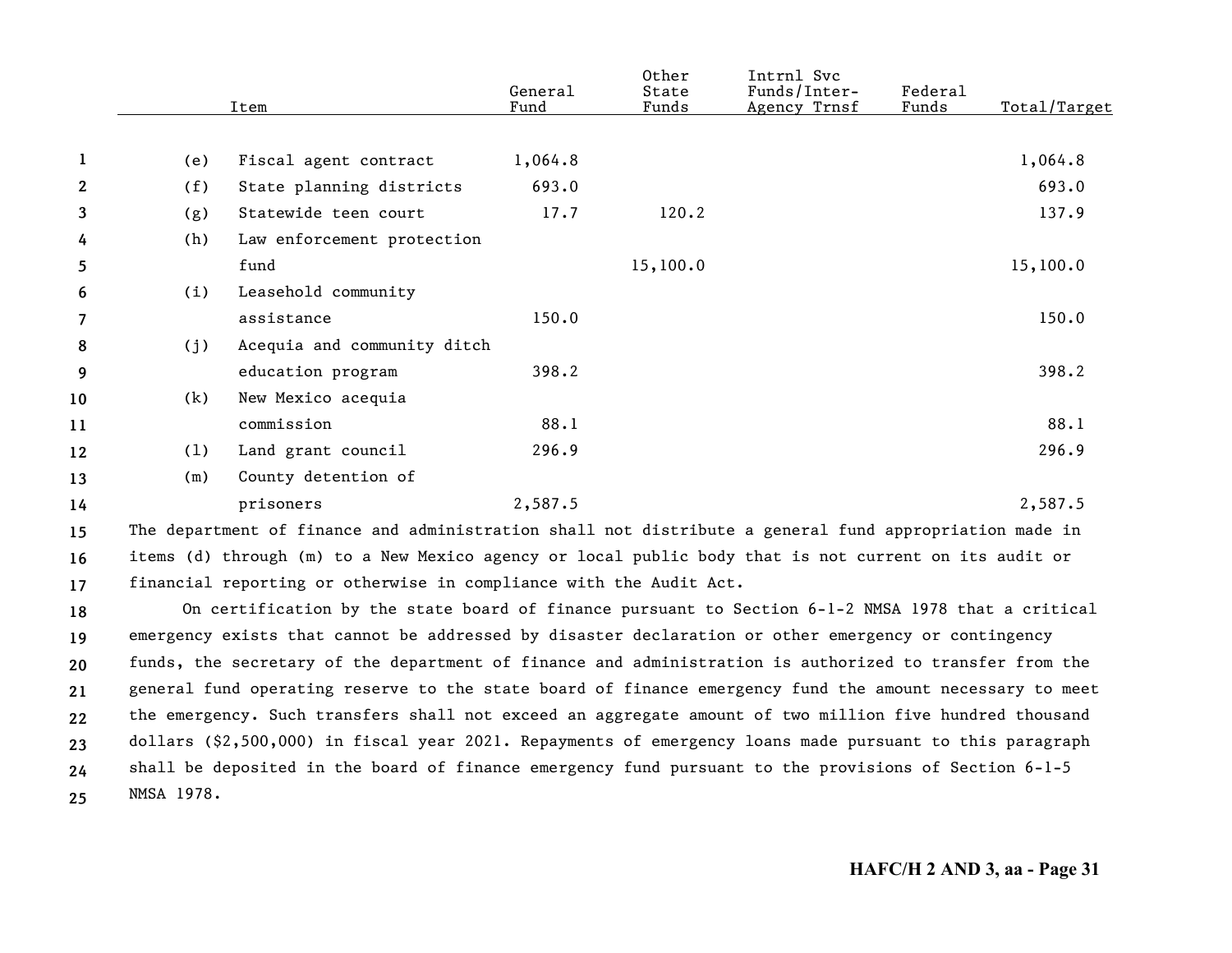| | Item | General Fund | Other State Funds | Intrnl Svc Funds/Inter-Agency Trnsf | Federal Funds | Total/Target |
|---|---|---|---|---|---|---|
| (e) | Fiscal agent contract | 1,064.8 | | | | 1,064.8 |
| (f) | State planning districts | 693.0 | | | | 693.0 |
| (g) | Statewide teen court | 17.7 | 120.2 | | | 137.9 |
| (h) | Law enforcement protection fund | | 15,100.0 | | | 15,100.0 |
| (i) | Leasehold community assistance | 150.0 | | | | 150.0 |
| (j) | Acequia and community ditch education program | 398.2 | | | | 398.2 |
| (k) | New Mexico acequia commission | 88.1 | | | | 88.1 |
| (l) | Land grant council | 296.9 | | | | 296.9 |
| (m) | County detention of prisoners | 2,587.5 | | | | 2,587.5 |

The department of finance and administration shall not distribute a general fund appropriation made in items (d) through (m) to a New Mexico agency or local public body that is not current on its audit or financial reporting or otherwise in compliance with the Audit Act.

On certification by the state board of finance pursuant to Section 6-1-2 NMSA 1978 that a critical emergency exists that cannot be addressed by disaster declaration or other emergency or contingency funds, the secretary of the department of finance and administration is authorized to transfer from the general fund operating reserve to the state board of finance emergency fund the amount necessary to meet the emergency. Such transfers shall not exceed an aggregate amount of two million five hundred thousand dollars ($2,500,000) in fiscal year 2021. Repayments of emergency loans made pursuant to this paragraph shall be deposited in the board of finance emergency fund pursuant to the provisions of Section 6-1-5 NMSA 1978.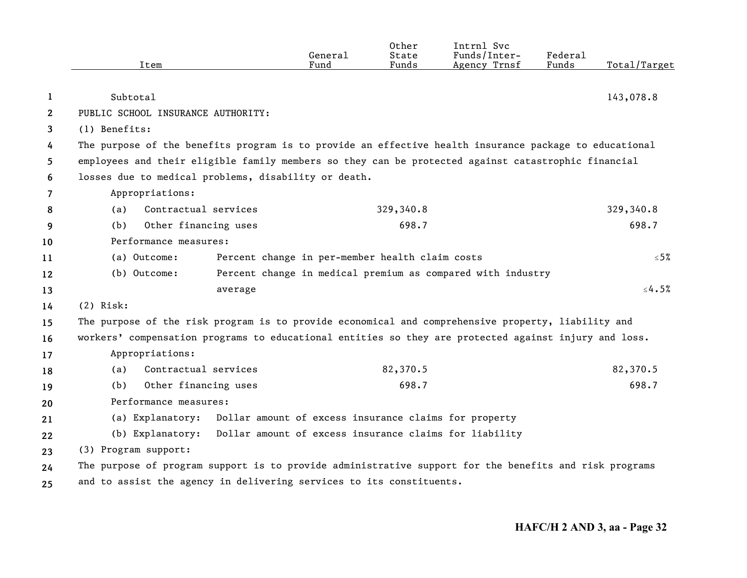| Item | General Fund | Other State Funds | Intrnl Svc Funds/Inter-Agency Trnsf | Federal Funds | Total/Target |
|---|---|---|---|---|---|
| Subtotal | | | | | 143,078.8 |

PUBLIC SCHOOL INSURANCE AUTHORITY:

(1) Benefits:

The purpose of the benefits program is to provide an effective health insurance package to educational employees and their eligible family members so they can be protected against catastrophic financial losses due to medical problems, disability or death.

| Item | General Fund | Other State Funds | Intrnl Svc Funds/Inter-Agency Trnsf | Federal Funds | Total/Target |
|---|---|---|---|---|---|
| Appropriations: | | | | | |
| (a) Contractual services | | 329,340.8 | | | 329,340.8 |
| (b) Other financing uses | | 698.7 | | | 698.7 |
| Performance measures: | | | | | |
| (a) Outcome: Percent change in per-member health claim costs | | | | | ≤5% |
| (b) Outcome: Percent change in medical premium as compared with industry average | | | | | ≤4.5% |

(2) Risk:

The purpose of the risk program is to provide economical and comprehensive property, liability and workers' compensation programs to educational entities so they are protected against injury and loss.

| Item | General Fund | Other State Funds | Intrnl Svc Funds/Inter-Agency Trnsf | Federal Funds | Total/Target |
|---|---|---|---|---|---|
| Appropriations: | | | | | |
| (a) Contractual services | | 82,370.5 | | | 82,370.5 |
| (b) Other financing uses | | 698.7 | | | 698.7 |
| Performance measures: | | | | | |
| (a) Explanatory: Dollar amount of excess insurance claims for property | | | | | |
| (b) Explanatory: Dollar amount of excess insurance claims for liability | | | | | |

(3) Program support:

The purpose of program support is to provide administrative support for the benefits and risk programs and to assist the agency in delivering services to its constituents.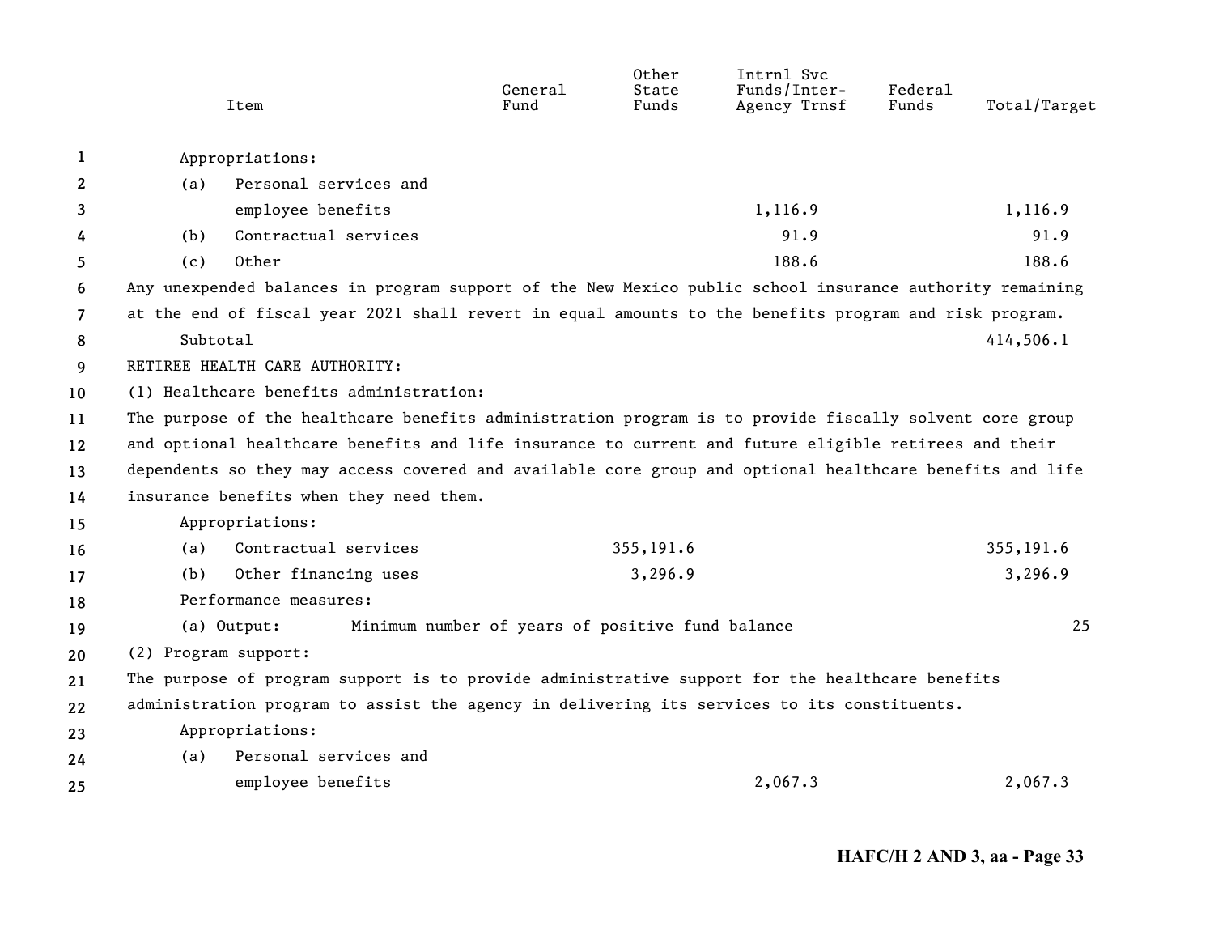| Item | General Fund | Other State Funds | Intrnl Svc Funds/Inter-Agency Trnsf | Federal Funds | Total/Target |
|---|---|---|---|---|---|
| Appropriations: | | | | | |
| (a) Personal services and employee benefits | | | 1,116.9 | | 1,116.9 |
| (b) Contractual services | | | 91.9 | | 91.9 |
| (c) Other | | | 188.6 | | 188.6 |

Any unexpended balances in program support of the New Mexico public school insurance authority remaining at the end of fiscal year 2021 shall revert in equal amounts to the benefits program and risk program.

| Item | General Fund | Other State Funds | Intrnl Svc Funds/Inter-Agency Trnsf | Federal Funds | Total/Target |
|---|---|---|---|---|---|
| Subtotal | | | | | 414,506.1 |

RETIREE HEALTH CARE AUTHORITY:

(1) Healthcare benefits administration:

The purpose of the healthcare benefits administration program is to provide fiscally solvent core group and optional healthcare benefits and life insurance to current and future eligible retirees and their dependents so they may access covered and available core group and optional healthcare benefits and life insurance benefits when they need them.

| Item | General Fund | Other State Funds | Intrnl Svc Funds/Inter-Agency Trnsf | Federal Funds | Total/Target |
|---|---|---|---|---|---|
| Appropriations: | | | | | |
| (a) Contractual services | | 355,191.6 | | | 355,191.6 |
| (b) Other financing uses | | 3,296.9 | | | 3,296.9 |
| Performance measures: | | | | | |
| (a) Output: Minimum number of years of positive fund balance | | | | | 25 |

(2) Program support:

The purpose of program support is to provide administrative support for the healthcare benefits administration program to assist the agency in delivering its services to its constituents.

| Item | General Fund | Other State Funds | Intrnl Svc Funds/Inter-Agency Trnsf | Federal Funds | Total/Target |
|---|---|---|---|---|---|
| Appropriations: | | | | | |
| (a) Personal services and employee benefits | | | 2,067.3 | | 2,067.3 |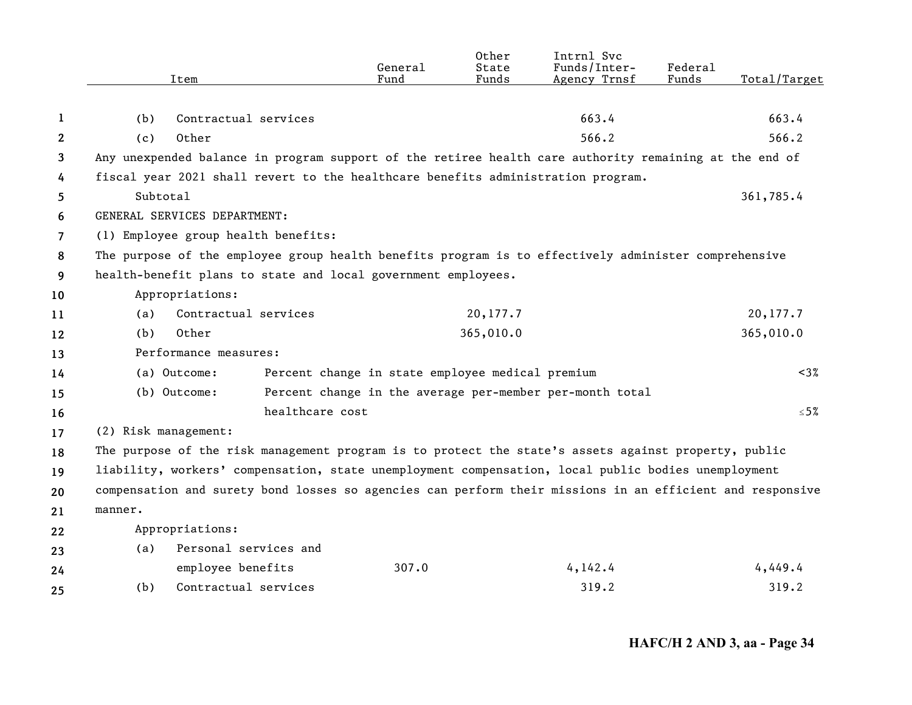| Item | General Fund | Other State Funds | Intrnl Svc Funds/Inter-Agency Trnsf | Federal Funds | Total/Target |
|---|---|---|---|---|---|
| (b) Contractual services | | | 663.4 | | 663.4 |
| (c) Other | | | 566.2 | | 566.2 |

Any unexpended balance in program support of the retiree health care authority remaining at the end of fiscal year 2021 shall revert to the healthcare benefits administration program.

| Item | General Fund | Other State Funds | Intrnl Svc Funds/Inter-Agency Trnsf | Federal Funds | Total/Target |
|---|---|---|---|---|---|
| Subtotal | | | | | 361,785.4 |

GENERAL SERVICES DEPARTMENT:

(1) Employee group health benefits:

The purpose of the employee group health benefits program is to effectively administer comprehensive health-benefit plans to state and local government employees.

| Item | General Fund | Other State Funds | Intrnl Svc Funds/Inter-Agency Trnsf | Federal Funds | Total/Target |
|---|---|---|---|---|---|
| Appropriations: | | | | | |
| (a) Contractual services | | 20,177.7 | | | 20,177.7 |
| (b) Other | | 365,010.0 | | | 365,010.0 |
| Performance measures: | | | | | |
| (a) Outcome: Percent change in state employee medical premium | | | | | <3% |
| (b) Outcome: Percent change in the average per-member per-month total healthcare cost | | | | | ≤5% |

(2) Risk management:

The purpose of the risk management program is to protect the state's assets against property, public liability, workers' compensation, state unemployment compensation, local public bodies unemployment compensation and surety bond losses so agencies can perform their missions in an efficient and responsive manner.

| Item | General Fund | Other State Funds | Intrnl Svc Funds/Inter-Agency Trnsf | Federal Funds | Total/Target |
|---|---|---|---|---|---|
| Appropriations: | | | | | |
| (a) Personal services and employee benefits | 307.0 | | 4,142.4 | | 4,449.4 |
| (b) Contractual services | | | 319.2 | | 319.2 |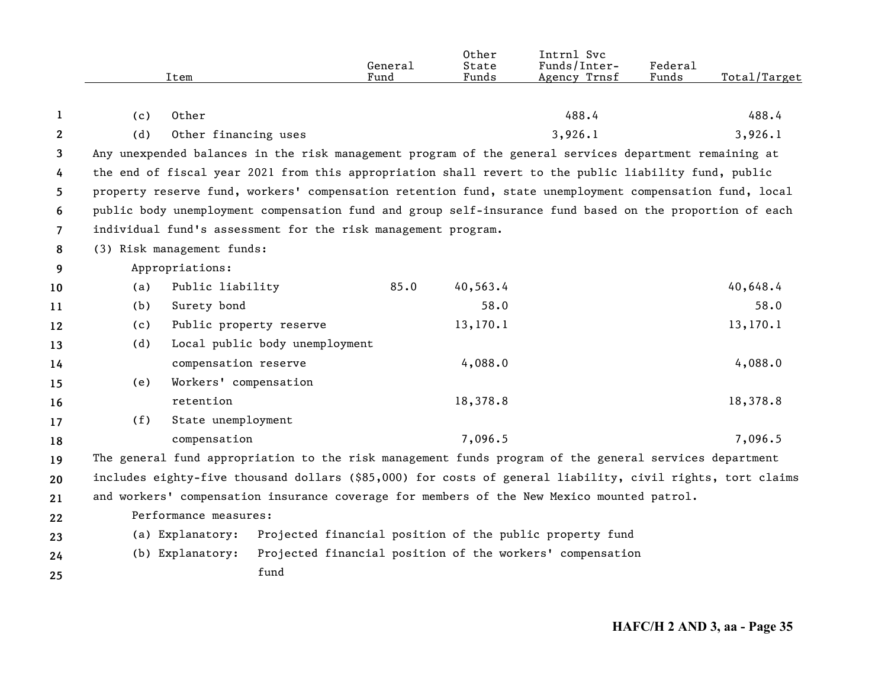| Item | General Fund | Other State Funds | Intrnl Svc Funds/Inter-Agency Trnsf | Federal Funds | Total/Target |
|---|---|---|---|---|---|
| (c) Other | | | 488.4 | | 488.4 |
| (d) Other financing uses | | | 3,926.1 | | 3,926.1 |

Any unexpended balances in the risk management program of the general services department remaining at the end of fiscal year 2021 from this appropriation shall revert to the public liability fund, public property reserve fund, workers' compensation retention fund, state unemployment compensation fund, local public body unemployment compensation fund and group self-insurance fund based on the proportion of each individual fund's assessment for the risk management program.

(3) Risk management funds:

Appropriations:

| Item | General Fund | Other State Funds | Intrnl Svc Funds/Inter-Agency Trnsf | Federal Funds | Total/Target |
|---|---|---|---|---|---|
| (a) Public liability | 85.0 | 40,563.4 | | | 40,648.4 |
| (b) Surety bond | | 58.0 | | | 58.0 |
| (c) Public property reserve | | 13,170.1 | | | 13,170.1 |
| (d) Local public body unemployment compensation reserve | | 4,088.0 | | | 4,088.0 |
| (e) Workers' compensation retention | | 18,378.8 | | | 18,378.8 |
| (f) State unemployment compensation | | 7,096.5 | | | 7,096.5 |

The general fund appropriation to the risk management funds program of the general services department includes eighty-five thousand dollars ($85,000) for costs of general liability, civil rights, tort claims and workers' compensation insurance coverage for members of the New Mexico mounted patrol.

Performance measures:

(a) Explanatory: Projected financial position of the public property fund

(b) Explanatory: Projected financial position of the workers' compensation fund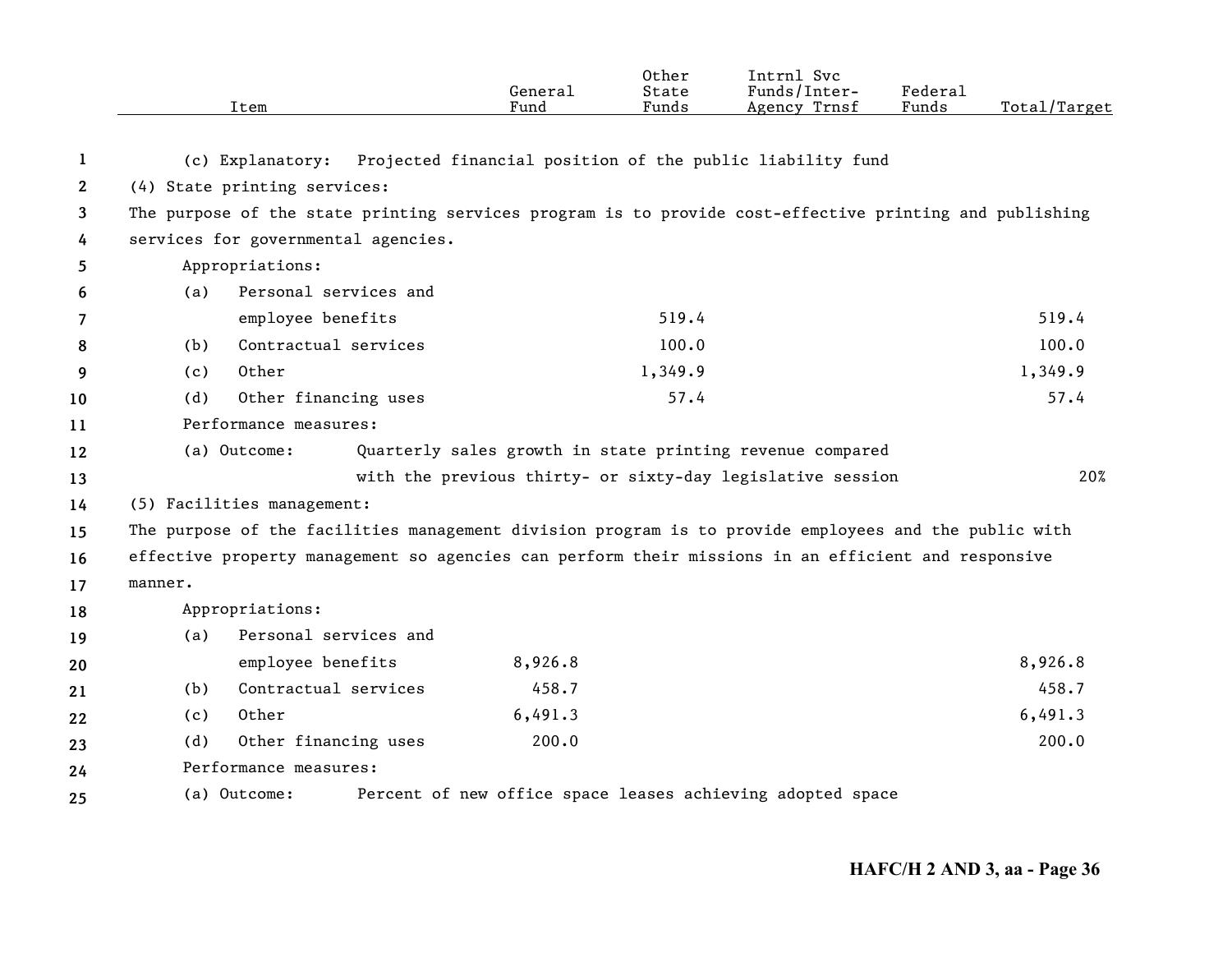| Item | General Fund | Other State Funds | Intrnl Svc Funds/Inter-Agency Trnsf | Federal Funds | Total/Target |
|---|---|---|---|---|---|
| (c) Explanatory: Projected financial position of the public liability fund | | | | | |
| (4) State printing services: | | | | | |
| The purpose of the state printing services program is to provide cost-effective printing and publishing services for governmental agencies. | | | | | |
| Appropriations: | | | | | |
| (a) Personal services and employee benefits | | 519.4 | | | 519.4 |
| (b) Contractual services | | 100.0 | | | 100.0 |
| (c) Other | | 1,349.9 | | | 1,349.9 |
| (d) Other financing uses | | 57.4 | | | 57.4 |
| Performance measures: | | | | | |
| (a) Outcome: Quarterly sales growth in state printing revenue compared with the previous thirty- or sixty-day legislative session | | | | | 20% |
| (5) Facilities management: | | | | | |
| The purpose of the facilities management division program is to provide employees and the public with effective property management so agencies can perform their missions in an efficient and responsive manner. | | | | | |
| Appropriations: | | | | | |
| (a) Personal services and employee benefits | 8,926.8 | | | | 8,926.8 |
| (b) Contractual services | 458.7 | | | | 458.7 |
| (c) Other | 6,491.3 | | | | 6,491.3 |
| (d) Other financing uses | 200.0 | | | | 200.0 |
| Performance measures: | | | | | |
| (a) Outcome: Percent of new office space leases achieving adopted space | | | | | |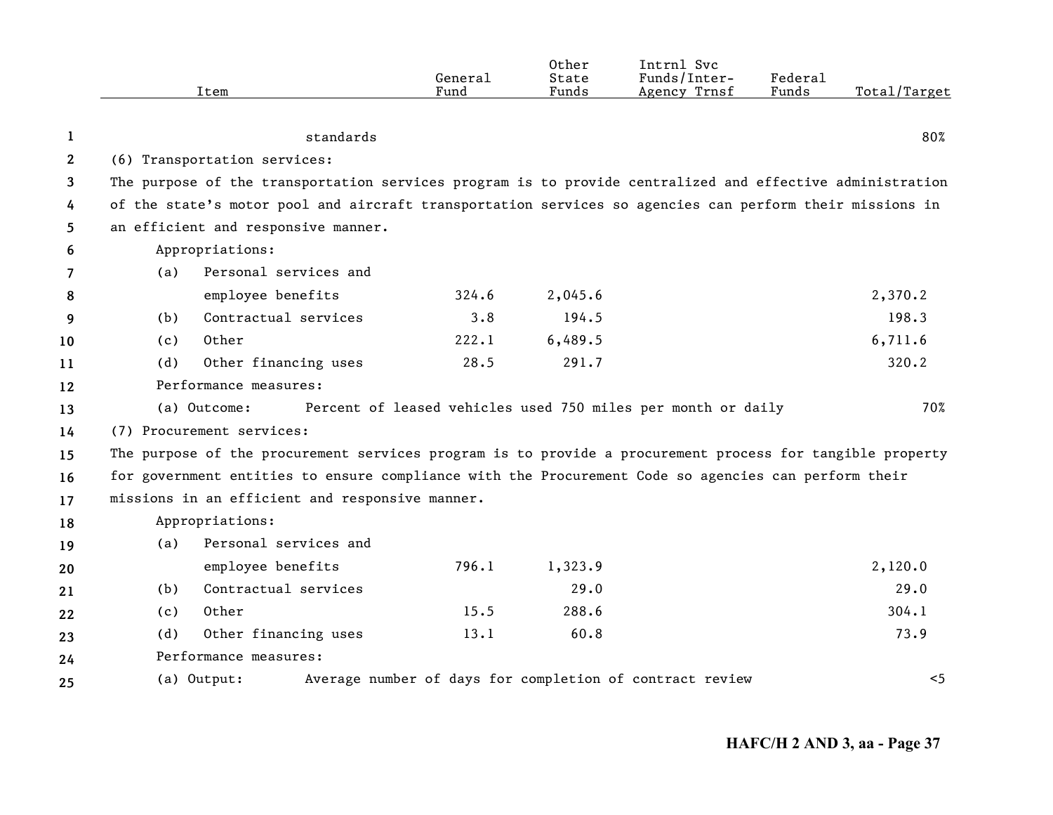| Item | General Fund | Other State Funds | Intrnl Svc Funds/Inter-Agency Trnsf | Federal Funds | Total/Target |
|---|---|---|---|---|---|
| standards | | | | | 80% |

(6) Transportation services:

The purpose of the transportation services program is to provide centralized and effective administration of the state's motor pool and aircraft transportation services so agencies can perform their missions in an efficient and responsive manner.

| Item | General Fund | Other State Funds | Intrnl Svc Funds/Inter-Agency Trnsf | Federal Funds | Total/Target |
|---|---|---|---|---|---|
| Appropriations: | | | | | |
| (a) Personal services and employee benefits | 324.6 | 2,045.6 | | | 2,370.2 |
| (b) Contractual services | 3.8 | 194.5 | | | 198.3 |
| (c) Other | 222.1 | 6,489.5 | | | 6,711.6 |
| (d) Other financing uses | 28.5 | 291.7 | | | 320.2 |
| Performance measures: | | | | | |
| (a) Outcome: Percent of leased vehicles used 750 miles per month or daily | | | | | 70% |

(7) Procurement services:

The purpose of the procurement services program is to provide a procurement process for tangible property for government entities to ensure compliance with the Procurement Code so agencies can perform their missions in an efficient and responsive manner.

| Item | General Fund | Other State Funds | Intrnl Svc Funds/Inter-Agency Trnsf | Federal Funds | Total/Target |
|---|---|---|---|---|---|
| Appropriations: | | | | | |
| (a) Personal services and employee benefits | 796.1 | 1,323.9 | | | 2,120.0 |
| (b) Contractual services | | 29.0 | | | 29.0 |
| (c) Other | 15.5 | 288.6 | | | 304.1 |
| (d) Other financing uses | 13.1 | 60.8 | | | 73.9 |
| Performance measures: | | | | | |
| (a) Output: Average number of days for completion of contract review | | | | | <5 |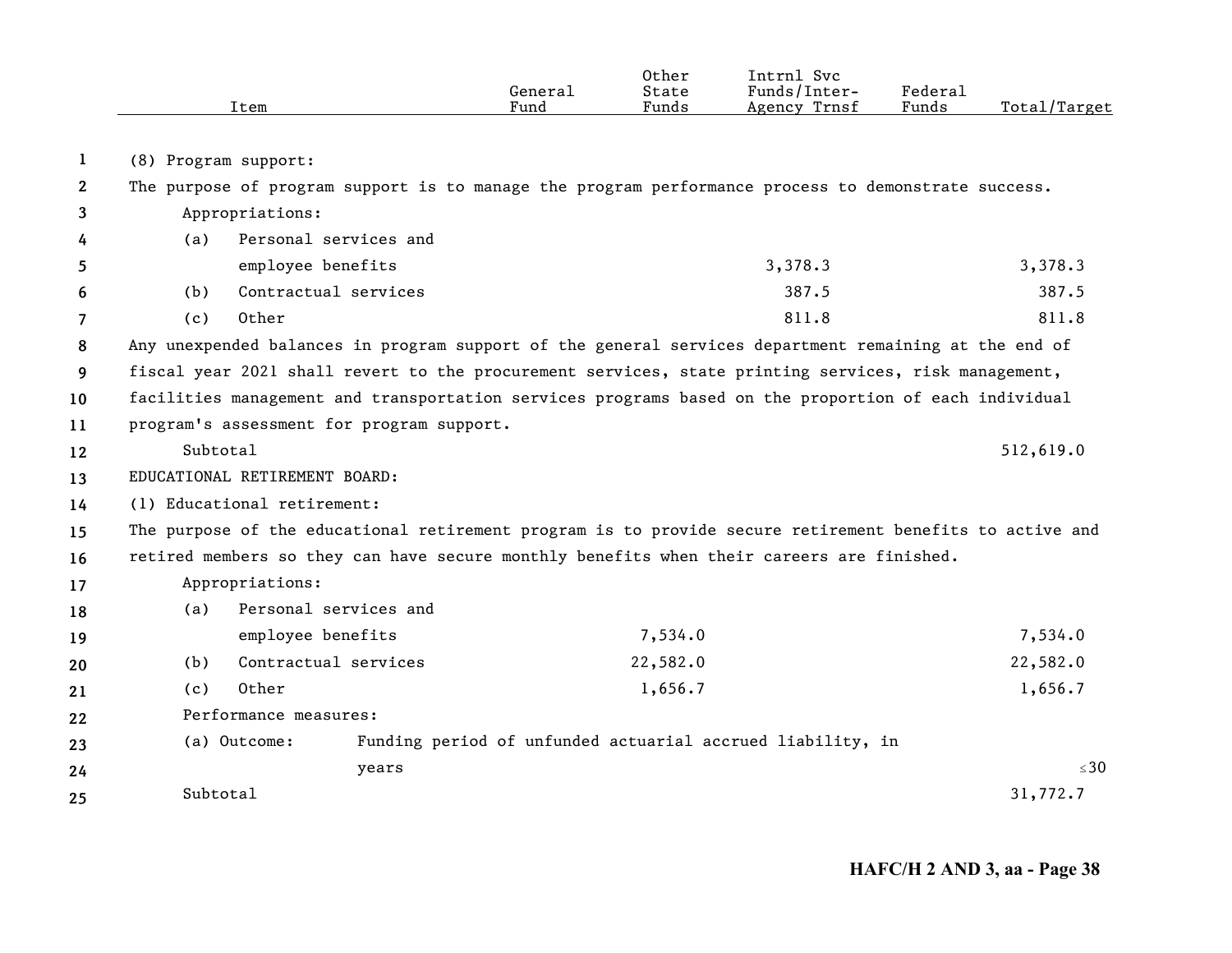| Item | General Fund | Other State Funds | Intrnl Svc Funds/Inter-Agency Trnsf | Federal Funds | Total/Target |
|---|---|---|---|---|---|
| (8) Program support: | | | | | |
| The purpose of program support is to manage the program performance process to demonstrate success. | | | | | |
| Appropriations: | | | | | |
| (a) Personal services and employee benefits | | | 3,378.3 | | 3,378.3 |
| (b) Contractual services | | | 387.5 | | 387.5 |
| (c) Other | | | 811.8 | | 811.8 |
| Any unexpended balances in program support of the general services department remaining at the end of fiscal year 2021 shall revert to the procurement services, state printing services, risk management, facilities management and transportation services programs based on the proportion of each individual program's assessment for program support. | | | | | |
| Subtotal | | | | | 512,619.0 |
| EDUCATIONAL RETIREMENT BOARD: | | | | | |
| (1) Educational retirement: | | | | | |
| The purpose of the educational retirement program is to provide secure retirement benefits to active and retired members so they can have secure monthly benefits when their careers are finished. | | | | | |
| Appropriations: | | | | | |
| (a) Personal services and employee benefits | | 7,534.0 | | | 7,534.0 |
| (b) Contractual services | | 22,582.0 | | | 22,582.0 |
| (c) Other | | 1,656.7 | | | 1,656.7 |
| Performance measures: | | | | | |
| (a) Outcome: Funding period of unfunded actuarial accrued liability, in years | | | | | ≤30 |
| Subtotal | | | | | 31,772.7 |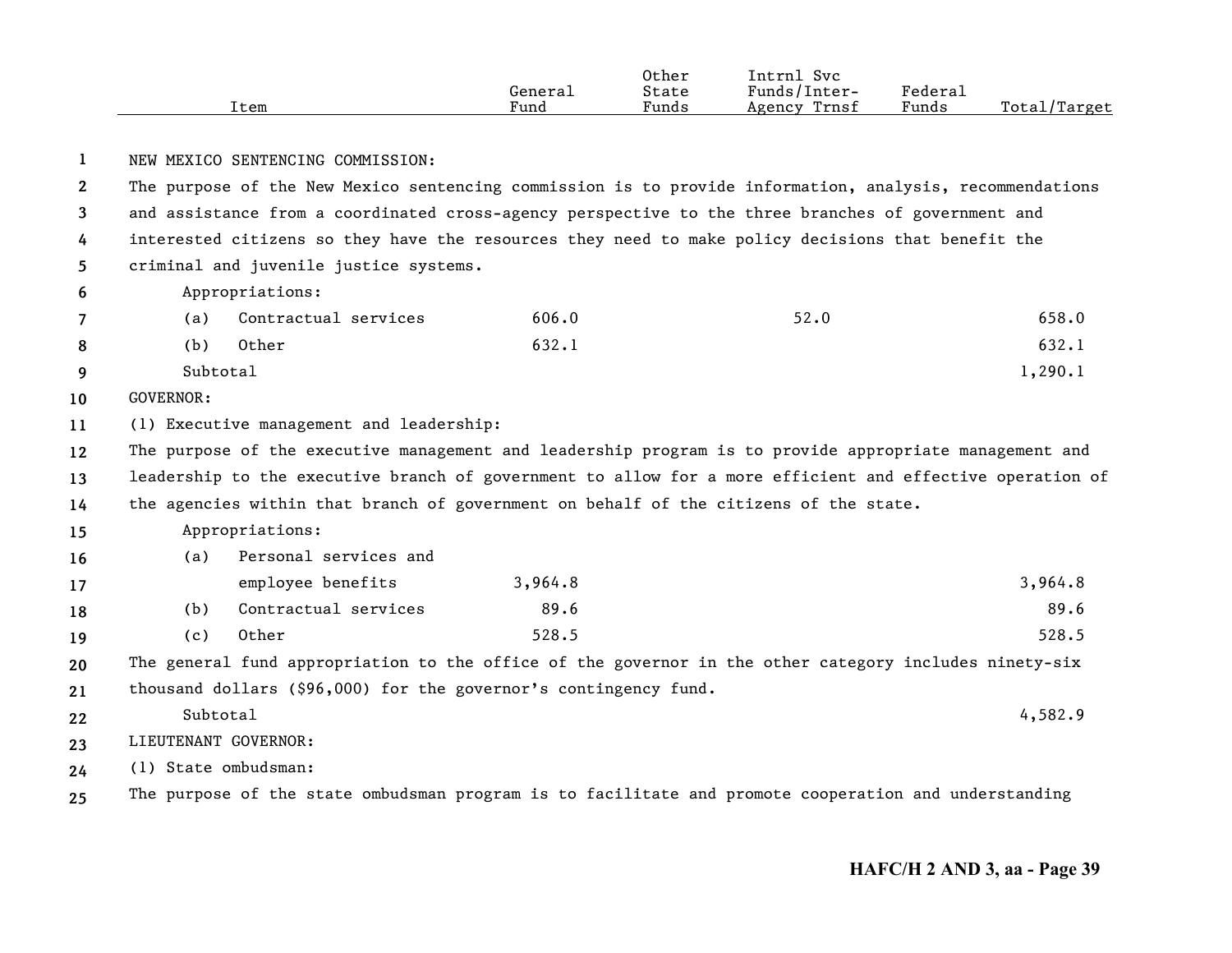| Item | General Fund | Other State Funds | Intrnl Svc Funds/Inter-Agency Trnsf | Federal Funds | Total/Target |
|---|---|---|---|---|---|
| NEW MEXICO SENTENCING COMMISSION: | | | | | |
| The purpose of the New Mexico sentencing commission is to provide information, analysis, recommendations and assistance from a coordinated cross-agency perspective to the three branches of government and interested citizens so they have the resources they need to make policy decisions that benefit the criminal and juvenile justice systems. | | | | | |
| Appropriations: | | | | | |
| (a) Contractual services | 606.0 | | 52.0 | | 658.0 |
| (b) Other | 632.1 | | | | 632.1 |
| Subtotal | | | | | 1,290.1 |
| GOVERNOR: | | | | | |
| (1) Executive management and leadership: | | | | | |
| The purpose of the executive management and leadership program is to provide appropriate management and leadership to the executive branch of government to allow for a more efficient and effective operation of the agencies within that branch of government on behalf of the citizens of the state. | | | | | |
| Appropriations: | | | | | |
| (a) Personal services and employee benefits | 3,964.8 | | | | 3,964.8 |
| (b) Contractual services | 89.6 | | | | 89.6 |
| (c) Other | 528.5 | | | | 528.5 |
| The general fund appropriation to the office of the governor in the other category includes ninety-six thousand dollars ($96,000) for the governor's contingency fund. | | | | | |
| Subtotal | | | | | 4,582.9 |
| LIEUTENANT GOVERNOR: | | | | | |
| (1) State ombudsman: | | | | | |
| The purpose of the state ombudsman program is to facilitate and promote cooperation and understanding | | | | | |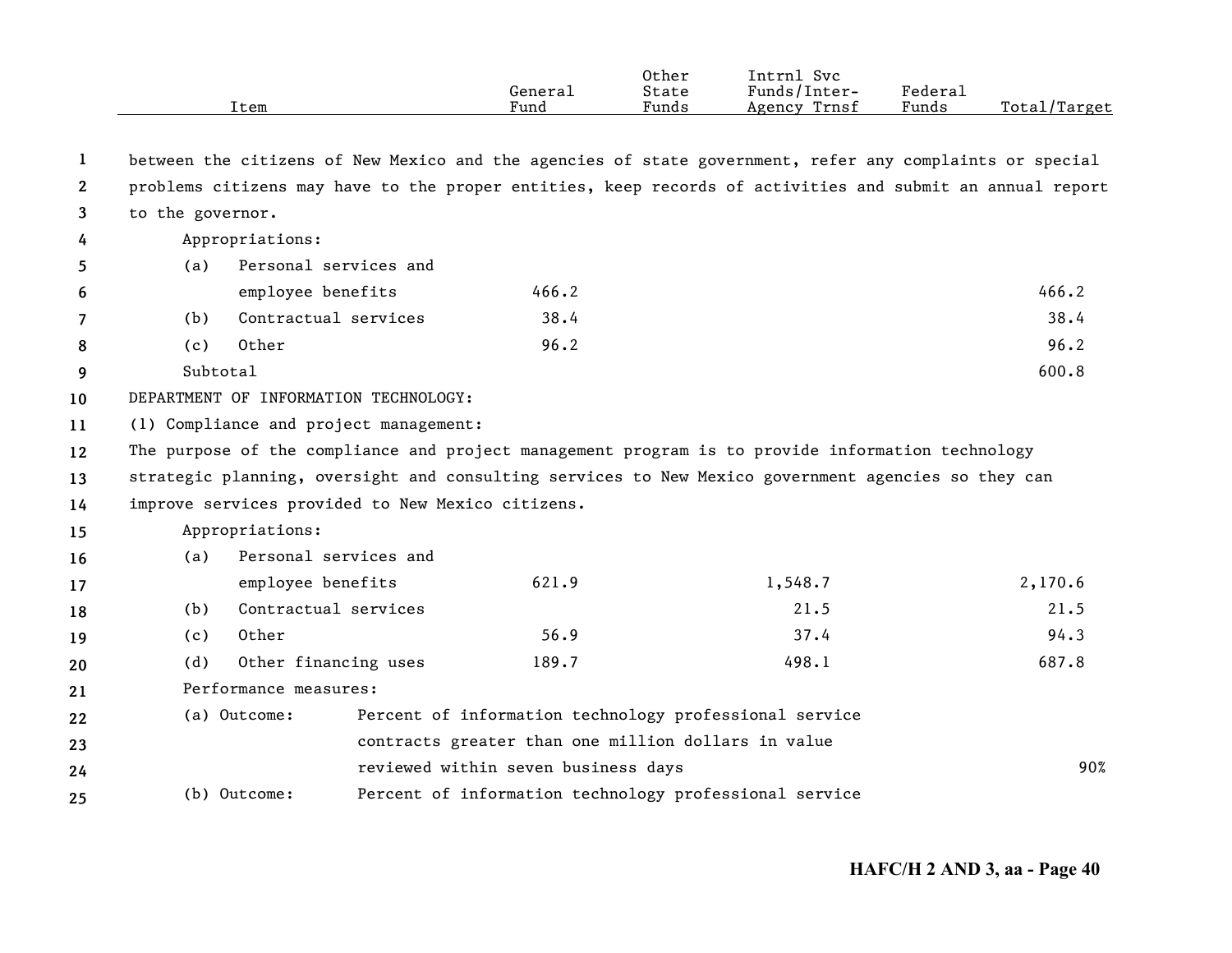| Item | General Fund | Other State Funds | Intrnl Svc Funds/Inter-Agency Trnsf | Federal Funds | Total/Target |
|---|---|---|---|---|---|
| between the citizens of New Mexico and the agencies of state government, refer any complaints or special problems citizens may have to the proper entities, keep records of activities and submit an annual report to the governor. | | | | | |
| Appropriations: | | | | | |
| (a) Personal services and employee benefits | 466.2 | | | | 466.2 |
| (b) Contractual services | 38.4 | | | | 38.4 |
| (c) Other | 96.2 | | | | 96.2 |
| Subtotal | | | | | 600.8 |
| DEPARTMENT OF INFORMATION TECHNOLOGY: | | | | | |
| (1) Compliance and project management: | | | | | |
| The purpose of the compliance and project management program is to provide information technology strategic planning, oversight and consulting services to New Mexico government agencies so they can improve services provided to New Mexico citizens. | | | | | |
| Appropriations: | | | | | |
| (a) Personal services and employee benefits | 621.9 | | 1,548.7 | | 2,170.6 |
| (b) Contractual services | | | 21.5 | | 21.5 |
| (c) Other | 56.9 | | 37.4 | | 94.3 |
| (d) Other financing uses | 189.7 | | 498.1 | | 687.8 |
| Performance measures: | | | | | |
| (a) Outcome: Percent of information technology professional service contracts greater than one million dollars in value reviewed within seven business days | | | | | 90% |
| (b) Outcome: Percent of information technology professional service | | | | | |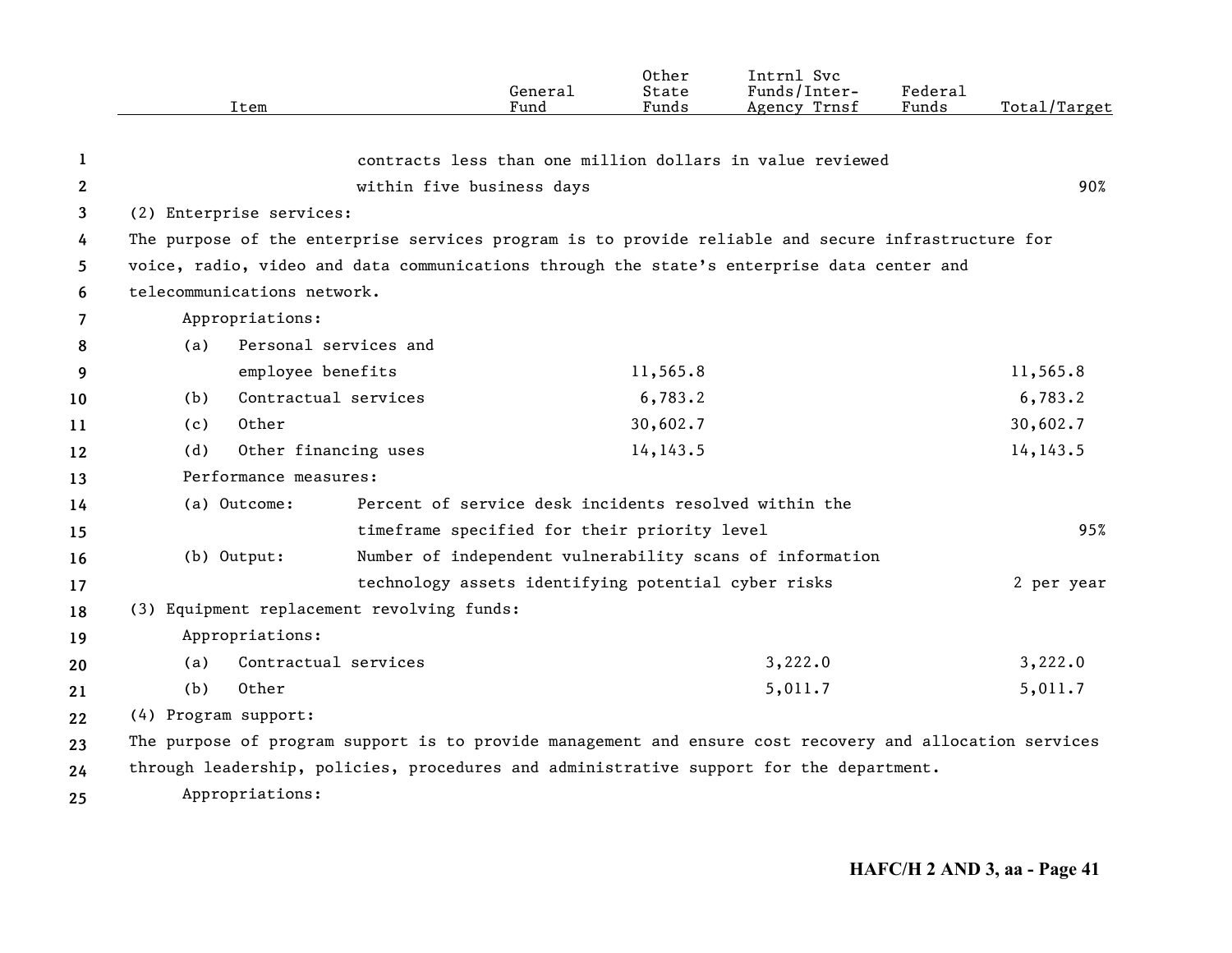| Item | General Fund | Other State Funds | Intrnl Svc Funds/Inter-Agency Trnsf | Federal Funds | Total/Target |
|---|---|---|---|---|---|
| contracts less than one million dollars in value reviewed within five business days | | | | | 90% |
| (2) Enterprise services: | | | | | |
| The purpose of the enterprise services program is to provide reliable and secure infrastructure for voice, radio, video and data communications through the state's enterprise data center and telecommunications network. | | | | | |
| Appropriations: | | | | | |
| (a) Personal services and employee benefits | | 11,565.8 | | | 11,565.8 |
| (b) Contractual services | | 6,783.2 | | | 6,783.2 |
| (c) Other | | 30,602.7 | | | 30,602.7 |
| (d) Other financing uses | | 14,143.5 | | | 14,143.5 |
| Performance measures: | | | | | |
| (a) Outcome: Percent of service desk incidents resolved within the timeframe specified for their priority level | | | | | 95% |
| (b) Output: Number of independent vulnerability scans of information technology assets identifying potential cyber risks | | | | | 2 per year |
| (3) Equipment replacement revolving funds: | | | | | |
| Appropriations: | | | | | |
| (a) Contractual services | | | 3,222.0 | | 3,222.0 |
| (b) Other | | | 5,011.7 | | 5,011.7 |
| (4) Program support: | | | | | |
| The purpose of program support is to provide management and ensure cost recovery and allocation services through leadership, policies, procedures and administrative support for the department. | | | | | |
| Appropriations: | | | | | |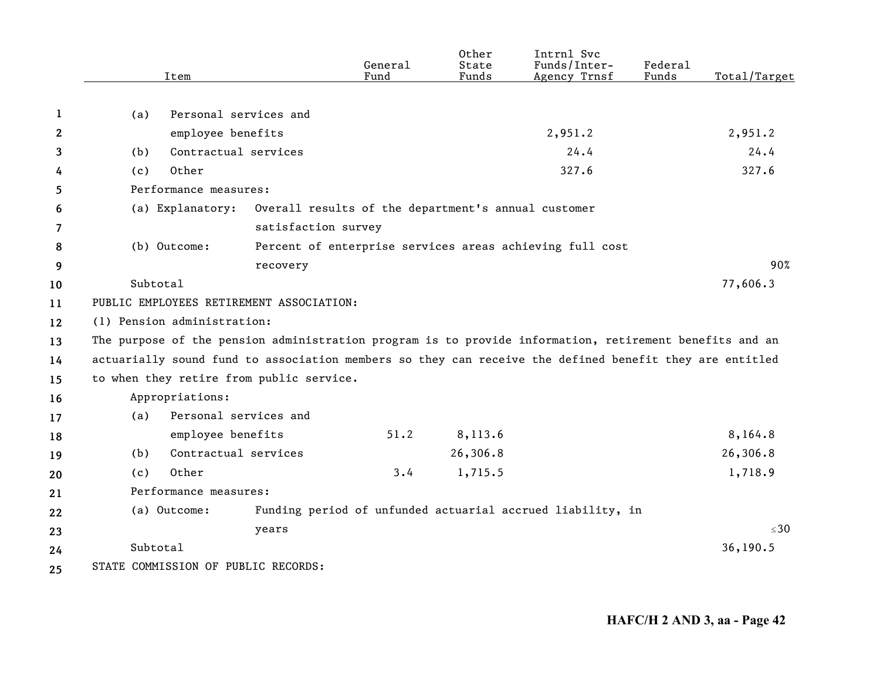| Item | General Fund | Other State Funds | Intrnl Svc Funds/Inter-Agency Trnsf | Federal Funds | Total/Target |
|---|---|---|---|---|---|
| (a) Personal services and employee benefits | | | 2,951.2 | | 2,951.2 |
| (b) Contractual services | | | 24.4 | | 24.4 |
| (c) Other | | | 327.6 | | 327.6 |
| Performance measures: | | | | | |
| (a) Explanatory: Overall results of the department's annual customer satisfaction survey | | | | | |
| (b) Outcome: Percent of enterprise services areas achieving full cost recovery | | | | | 90% |
| Subtotal | | | | | 77,606.3 |

PUBLIC EMPLOYEES RETIREMENT ASSOCIATION:

(1) Pension administration:

The purpose of the pension administration program is to provide information, retirement benefits and an actuarially sound fund to association members so they can receive the defined benefit they are entitled to when they retire from public service.

| Item | General Fund | Other State Funds | Intrnl Svc Funds/Inter-Agency Trnsf | Federal Funds | Total/Target |
|---|---|---|---|---|---|
| Appropriations: | | | | | |
| (a) Personal services and employee benefits | 51.2 | 8,113.6 | | | 8,164.8 |
| (b) Contractual services | | 26,306.8 | | | 26,306.8 |
| (c) Other | 3.4 | 1,715.5 | | | 1,718.9 |
| Performance measures: | | | | | |
| (a) Outcome: Funding period of unfunded actuarial accrued liability, in years | | | | | ≤30 |
| Subtotal | | | | | 36,190.5 |

STATE COMMISSION OF PUBLIC RECORDS: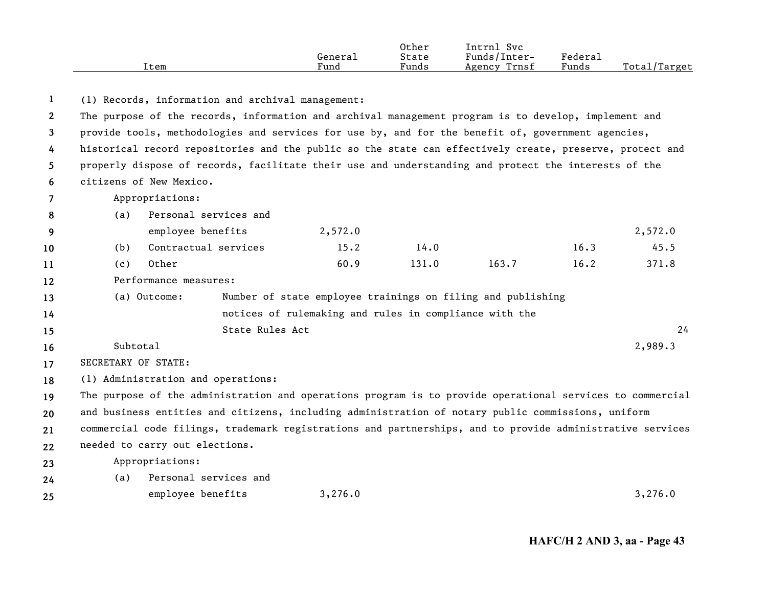| Item | General Fund | Other State Funds | Intrnl Svc Funds/Inter-Agency Trnsf | Federal Funds | Total/Target |
|---|---|---|---|---|---|
| (1) Records, information and archival management: | | | | | |
| The purpose of the records, information and archival management program is to develop, implement and provide tools, methodologies and services for use by, and for the benefit of, government agencies, historical record repositories and the public so the state can effectively create, preserve, protect and properly dispose of records, facilitate their use and understanding and protect the interests of the citizens of New Mexico. | | | | | |
| Appropriations: | | | | | |
| (a) Personal services and employee benefits | 2,572.0 | | | | 2,572.0 |
| (b) Contractual services | 15.2 | 14.0 | | 16.3 | 45.5 |
| (c) Other | 60.9 | 131.0 | 163.7 | 16.2 | 371.8 |
| Performance measures: | | | | | |
| (a) Outcome: Number of state employee trainings on filing and publishing notices of rulemaking and rules in compliance with the State Rules Act | | | | | 24 |
| Subtotal | | | | | 2,989.3 |
| SECRETARY OF STATE: | | | | | |
| (1) Administration and operations: | | | | | |
| The purpose of the administration and operations program is to provide operational services to commercial and business entities and citizens, including administration of notary public commissions, uniform commercial code filings, trademark registrations and partnerships, and to provide administrative services needed to carry out elections. | | | | | |
| Appropriations: | | | | | |
| (a) Personal services and employee benefits | 3,276.0 | | | | 3,276.0 |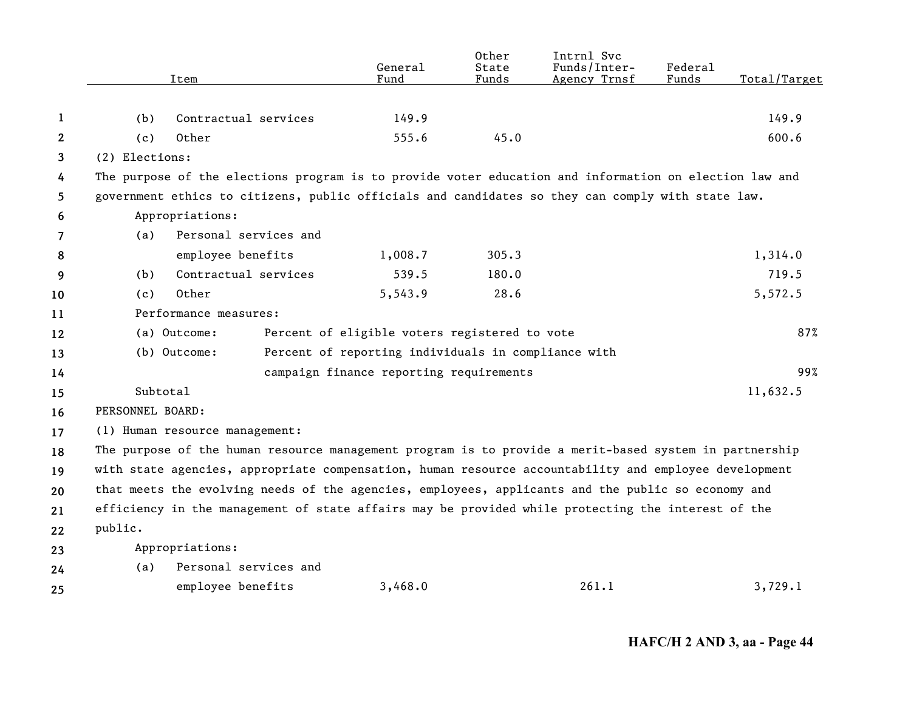| Item | General Fund | Other State Funds | Intrnl Svc Funds/Inter-Agency Trnsf | Federal Funds | Total/Target |
|---|---|---|---|---|---|
| (b) Contractual services | 149.9 | | | | 149.9 |
| (c) Other | 555.6 | 45.0 | | | 600.6 |

(2) Elections:

The purpose of the elections program is to provide voter education and information on election law and government ethics to citizens, public officials and candidates so they can comply with state law.

Appropriations:

| Item | General Fund | Other State Funds | Intrnl Svc Funds/Inter-Agency Trnsf | Federal Funds | Total/Target |
|---|---|---|---|---|---|
| (a) Personal services and employee benefits | 1,008.7 | 305.3 | | | 1,314.0 |
| (b) Contractual services | 539.5 | 180.0 | | | 719.5 |
| (c) Other | 5,543.9 | 28.6 | | | 5,572.5 |

Performance measures:

| | | |
|---|---|---|
| (a) Outcome: | Percent of eligible voters registered to vote | 87% |
| (b) Outcome: | Percent of reporting individuals in compliance with campaign finance reporting requirements | 99% |

Subtotal 11,632.5

PERSONNEL BOARD:

(1) Human resource management:

The purpose of the human resource management program is to provide a merit-based system in partnership with state agencies, appropriate compensation, human resource accountability and employee development that meets the evolving needs of the agencies, employees, applicants and the public so economy and efficiency in the management of state affairs may be provided while protecting the interest of the public.

Appropriations:

| Item | General Fund | Other State Funds | Intrnl Svc Funds/Inter-Agency Trnsf | Federal Funds | Total/Target |
|---|---|---|---|---|---|
| (a) Personal services and employee benefits | 3,468.0 | | 261.1 | | 3,729.1 |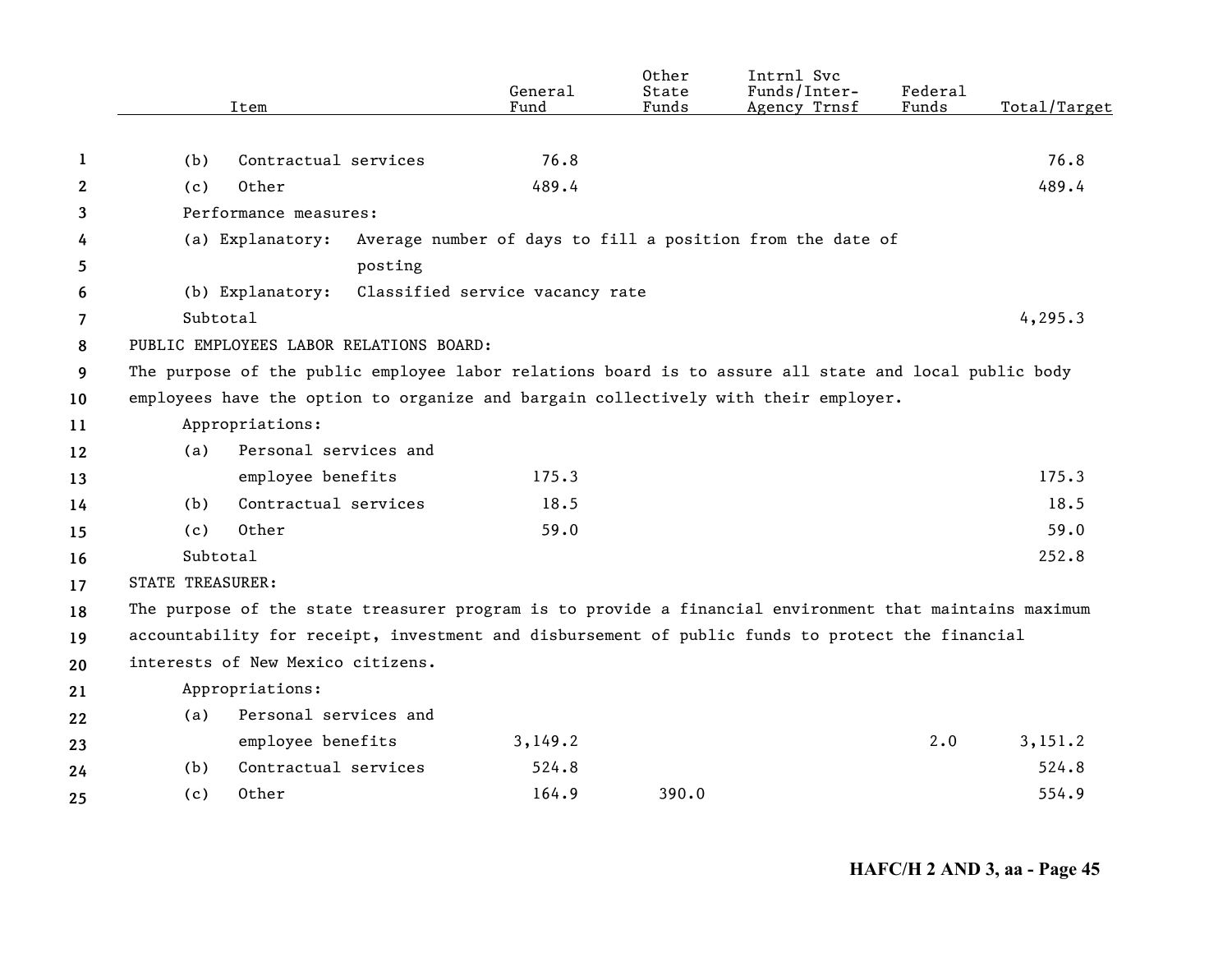| Item | General Fund | Other State Funds | Intrnl Svc Funds/Inter-Agency Trnsf | Federal Funds | Total/Target |
|---|---|---|---|---|---|
| (b) Contractual services | 76.8 | | | | 76.8 |
| (c) Other | 489.4 | | | | 489.4 |
| Performance measures: | | | | | |
| (a) Explanatory: Average number of days to fill a position from the date of posting | | | | | |
| (b) Explanatory: Classified service vacancy rate | | | | | |
| Subtotal | | | | | 4,295.3 |
| PUBLIC EMPLOYEES LABOR RELATIONS BOARD: | | | | | |
| The purpose of the public employee labor relations board is to assure all state and local public body employees have the option to organize and bargain collectively with their employer. | | | | | |
| Appropriations: | | | | | |
| (a) Personal services and employee benefits | 175.3 | | | | 175.3 |
| (b) Contractual services | 18.5 | | | | 18.5 |
| (c) Other | 59.0 | | | | 59.0 |
| Subtotal | | | | | 252.8 |
| STATE TREASURER: | | | | | |
| The purpose of the state treasurer program is to provide a financial environment that maintains maximum accountability for receipt, investment and disbursement of public funds to protect the financial interests of New Mexico citizens. | | | | | |
| Appropriations: | | | | | |
| (a) Personal services and employee benefits | 3,149.2 | | | 2.0 | 3,151.2 |
| (b) Contractual services | 524.8 | | | | 524.8 |
| (c) Other | 164.9 | 390.0 | | | 554.9 |

HAFC/H 2 AND 3, aa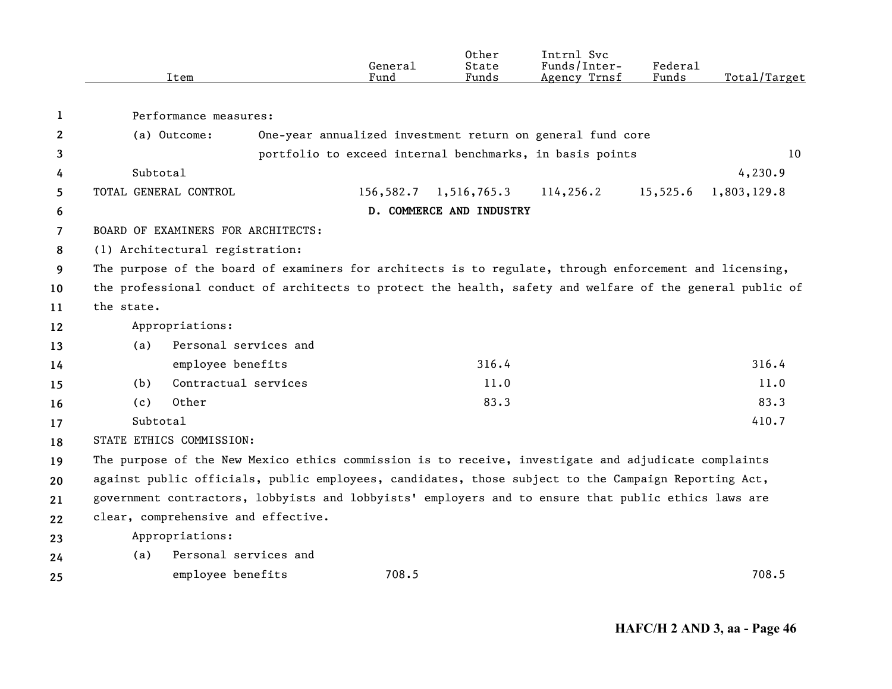| Item | General Fund | Other State Funds | Intrnl Svc Funds/Inter-Agency Trnsf | Federal Funds | Total/Target |
|---|---|---|---|---|---|
| Performance measures: | | | | | |
| (a) Outcome: One-year annualized investment return on general fund core portfolio to exceed internal benchmarks, in basis points | | | | | 10 |
| Subtotal | | | | | 4,230.9 |
| TOTAL GENERAL CONTROL | 156,582.7 | 1,516,765.3 | 114,256.2 | 15,525.6 | 1,803,129.8 |

**D. COMMERCE AND INDUSTRY**

BOARD OF EXAMINERS FOR ARCHITECTS:

(1) Architectural registration:

The purpose of the board of examiners for architects is to regulate, through enforcement and licensing, the professional conduct of architects to protect the health, safety and welfare of the general public of the state.

| Item | General Fund | Other State Funds | Intrnl Svc Funds/Inter-Agency Trnsf | Federal Funds | Total/Target |
|---|---|---|---|---|---|
| Appropriations: | | | | | |
| (a) Personal services and employee benefits | | 316.4 | | | 316.4 |
| (b) Contractual services | | 11.0 | | | 11.0 |
| (c) Other | | 83.3 | | | 83.3 |
| Subtotal | | | | | 410.7 |

STATE ETHICS COMMISSION:

The purpose of the New Mexico ethics commission is to receive, investigate and adjudicate complaints against public officials, public employees, candidates, those subject to the Campaign Reporting Act, government contractors, lobbyists and lobbyists' employers and to ensure that public ethics laws are clear, comprehensive and effective.

| Item | General Fund | Other State Funds | Intrnl Svc Funds/Inter-Agency Trnsf | Federal Funds | Total/Target |
|---|---|---|---|---|---|
| Appropriations: | | | | | |
| (a) Personal services and employee benefits | 708.5 | | | | 708.5 |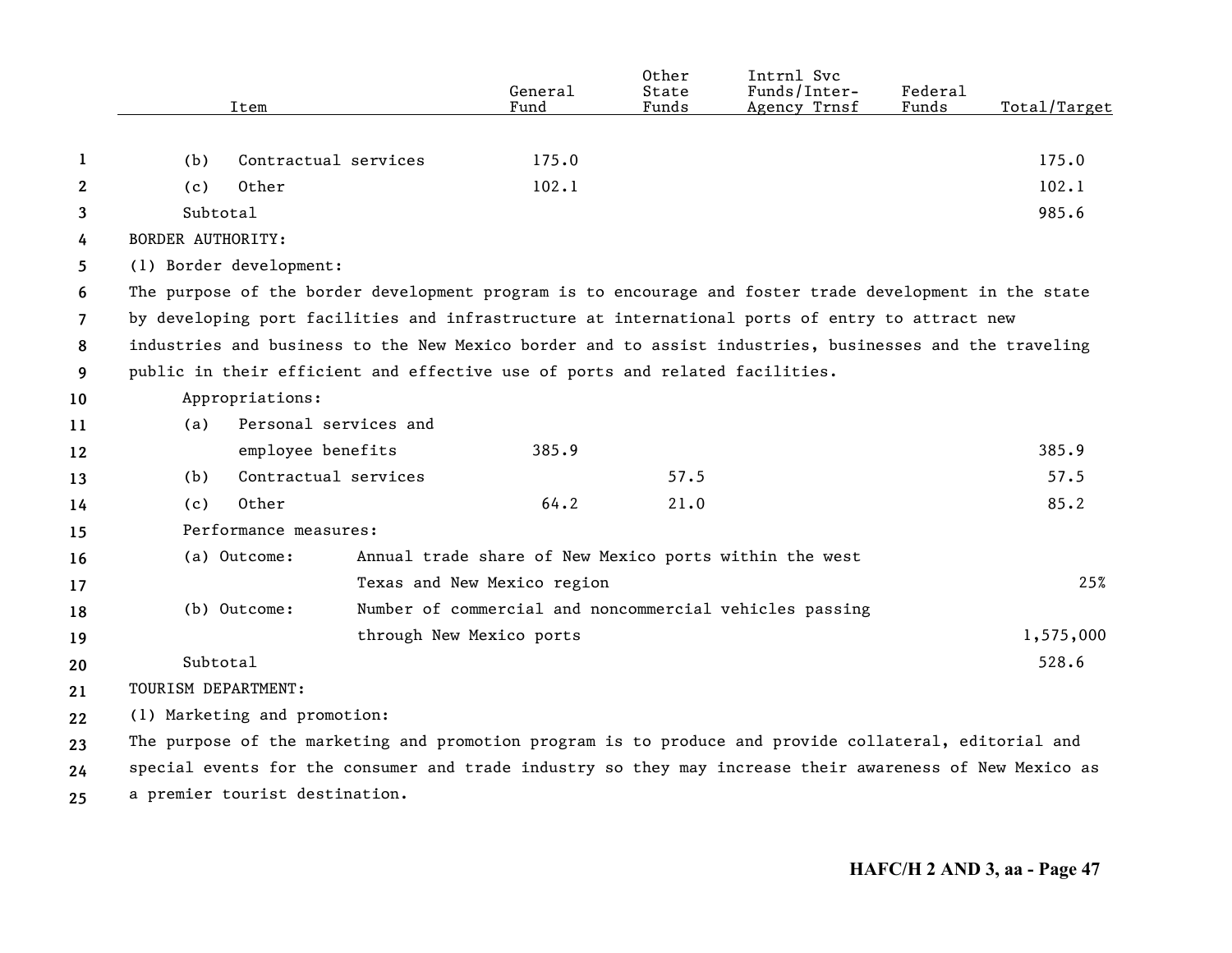| Item | General Fund | Other State Funds | Intrnl Svc Funds/Inter-Agency Trnsf | Federal Funds | Total/Target |
|---|---|---|---|---|---|
| (b) Contractual services | 175.0 | | | | 175.0 |
| (c) Other | 102.1 | | | | 102.1 |
| Subtotal | | | | | 985.6 |

BORDER AUTHORITY:

(1) Border development:

The purpose of the border development program is to encourage and foster trade development in the state by developing port facilities and infrastructure at international ports of entry to attract new industries and business to the New Mexico border and to assist industries, businesses and the traveling public in their efficient and effective use of ports and related facilities.

| Item | General Fund | Other State Funds | Intrnl Svc Funds/Inter-Agency Trnsf | Federal Funds | Total/Target |
|---|---|---|---|---|---|
| Appropriations: | | | | | |
| (a) Personal services and employee benefits | 385.9 | | | | 385.9 |
| (b) Contractual services | | 57.5 | | | 57.5 |
| (c) Other | 64.2 | 21.0 | | | 85.2 |
| Performance measures: | | | | | |
| (a) Outcome: Annual trade share of New Mexico ports within the west Texas and New Mexico region | | | | | 25% |
| (b) Outcome: Number of commercial and noncommercial vehicles passing through New Mexico ports | | | | | 1,575,000 |
| Subtotal | | | | | 528.6 |

TOURISM DEPARTMENT:

(1) Marketing and promotion:

The purpose of the marketing and promotion program is to produce and provide collateral, editorial and special events for the consumer and trade industry so they may increase their awareness of New Mexico as a premier tourist destination.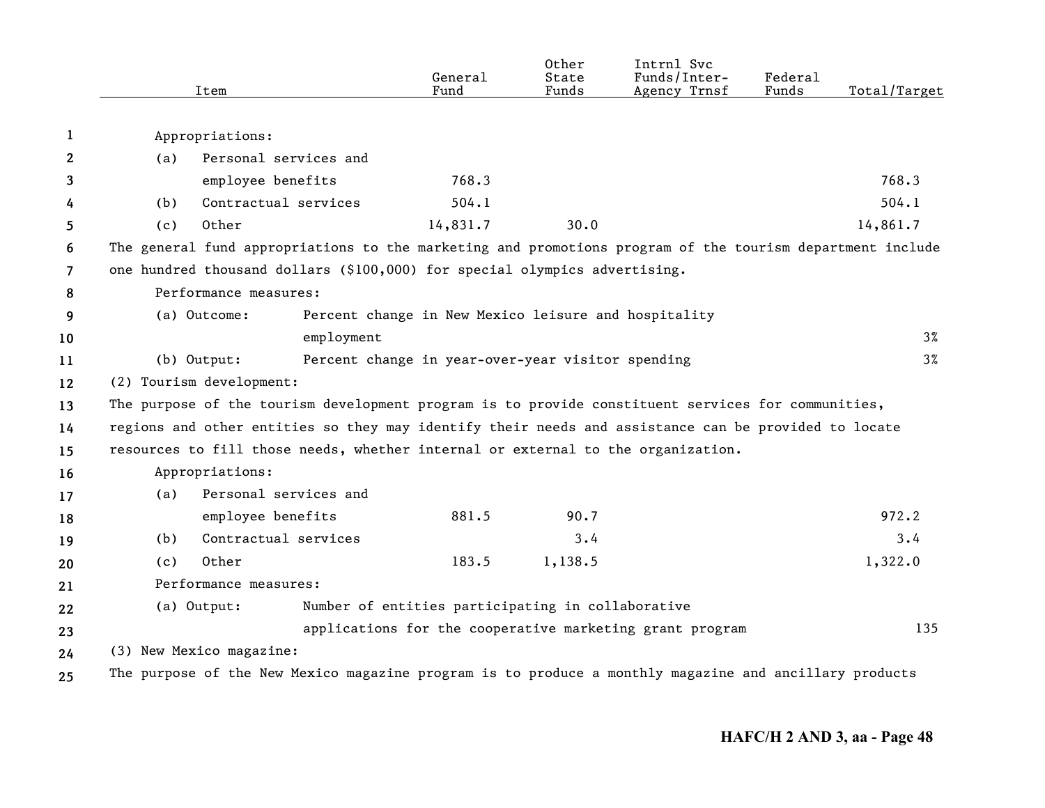| Item | General Fund | Other State Funds | Intrnl Svc Funds/Inter-Agency Trnsf | Federal Funds | Total/Target |
|---|---|---|---|---|---|
| Appropriations: | | | | | |
| (a) Personal services and employee benefits | 768.3 | | | | 768.3 |
| (b) Contractual services | 504.1 | | | | 504.1 |
| (c) Other | 14,831.7 | 30.0 | | | 14,861.7 |

The general fund appropriations to the marketing and promotions program of the tourism department include one hundred thousand dollars ($100,000) for special olympics advertising.

Performance measures:

| | | Total/Target |
|---|---|---|
| (a) Outcome: | Percent change in New Mexico leisure and hospitality employment | 3% |
| (b) Output: | Percent change in year-over-year visitor spending | 3% |

(2) Tourism development:

The purpose of the tourism development program is to provide constituent services for communities, regions and other entities so they may identify their needs and assistance can be provided to locate resources to fill those needs, whether internal or external to the organization.

| Item | General Fund | Other State Funds | Intrnl Svc Funds/Inter-Agency Trnsf | Federal Funds | Total/Target |
|---|---|---|---|---|---|
| Appropriations: | | | | | |
| (a) Personal services and employee benefits | 881.5 | 90.7 | | | 972.2 |
| (b) Contractual services | | 3.4 | | | 3.4 |
| (c) Other | 183.5 | 1,138.5 | | | 1,322.0 |

Performance measures:

| | | Total/Target |
|---|---|---|
| (a) Output: | Number of entities participating in collaborative applications for the cooperative marketing grant program | 135 |

(3) New Mexico magazine:

The purpose of the New Mexico magazine program is to produce a monthly magazine and ancillary products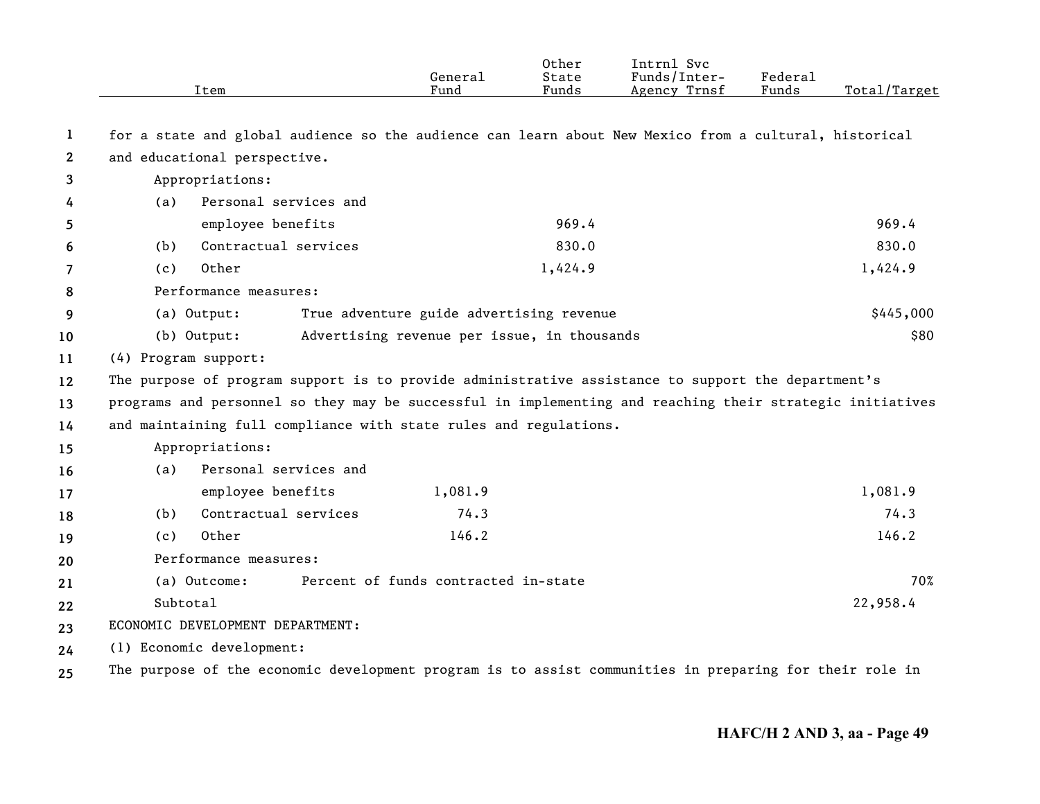| Item | General Fund | Other State Funds | Intrnl Svc Funds/Inter-Agency Trnsf | Federal Funds | Total/Target |
|---|---|---|---|---|---|
| for a state and global audience so the audience can learn about New Mexico from a cultural, historical and educational perspective. | | | | | |
| Appropriations: | | | | | |
| (a) Personal services and employee benefits | | 969.4 | | | 969.4 |
| (b) Contractual services | | 830.0 | | | 830.0 |
| (c) Other | | 1,424.9 | | | 1,424.9 |
| Performance measures: | | | | | |
| (a) Output: True adventure guide advertising revenue | | | | | $445,000 |
| (b) Output: Advertising revenue per issue, in thousands | | | | | $80 |
| (4) Program support: | | | | | |
| The purpose of program support is to provide administrative assistance to support the department's programs and personnel so they may be successful in implementing and reaching their strategic initiatives and maintaining full compliance with state rules and regulations. | | | | | |
| Appropriations: | | | | | |
| (a) Personal services and employee benefits | 1,081.9 | | | | 1,081.9 |
| (b) Contractual services | 74.3 | | | | 74.3 |
| (c) Other | 146.2 | | | | 146.2 |
| Performance measures: | | | | | |
| (a) Outcome: Percent of funds contracted in-state | | | | | 70% |
| Subtotal | | | | | 22,958.4 |
| ECONOMIC DEVELOPMENT DEPARTMENT: | | | | | |
| (1) Economic development: | | | | | |
| The purpose of the economic development program is to assist communities in preparing for their role in | | | | | |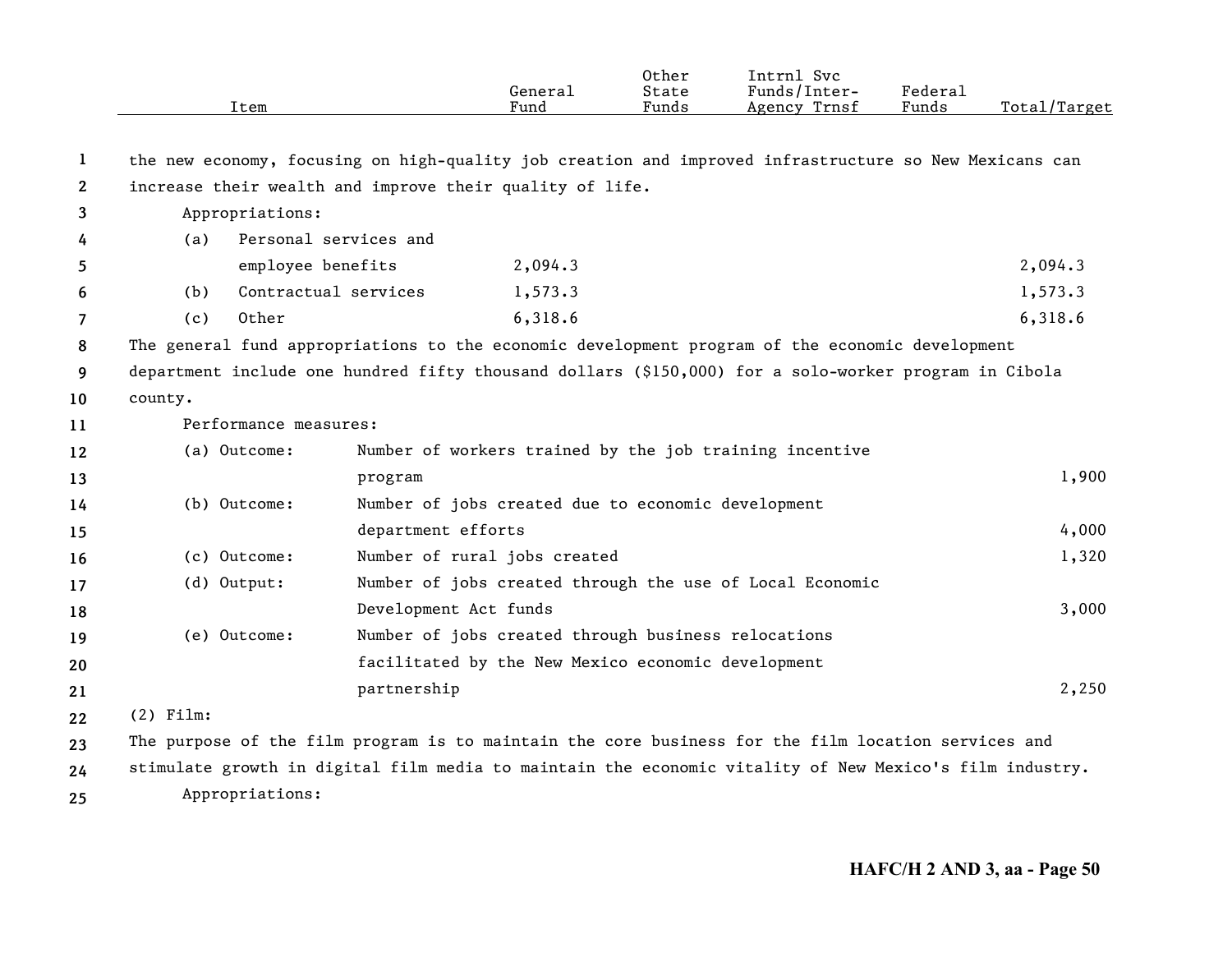| Item | General Fund | Other State Funds | Intrnl Svc Funds/Inter-Agency Trnsf | Federal Funds | Total/Target |
|---|---|---|---|---|---|

the new economy, focusing on high-quality job creation and improved infrastructure so New Mexicans can increase their wealth and improve their quality of life.

Appropriations:

| Item | General Fund | Other State Funds | Intrnl Svc Funds/Inter-Agency Trnsf | Federal Funds | Total/Target |
|---|---|---|---|---|---|
| (a) Personal services and employee benefits | 2,094.3 | | | | 2,094.3 |
| (b) Contractual services | 1,573.3 | | | | 1,573.3 |
| (c) Other | 6,318.6 | | | | 6,318.6 |

The general fund appropriations to the economic development program of the economic development department include one hundred fifty thousand dollars ($150,000) for a solo-worker program in Cibola county.

Performance measures:

| Measure | Description | Total/Target |
|---|---|---|
| (a) Outcome: | Number of workers trained by the job training incentive program | 1,900 |
| (b) Outcome: | Number of jobs created due to economic development department efforts | 4,000 |
| (c) Outcome: | Number of rural jobs created | 1,320 |
| (d) Output: | Number of jobs created through the use of Local Economic Development Act funds | 3,000 |
| (e) Outcome: | Number of jobs created through business relocations facilitated by the New Mexico economic development partnership | 2,250 |

(2) Film:

The purpose of the film program is to maintain the core business for the film location services and stimulate growth in digital film media to maintain the economic vitality of New Mexico's film industry.

Appropriations: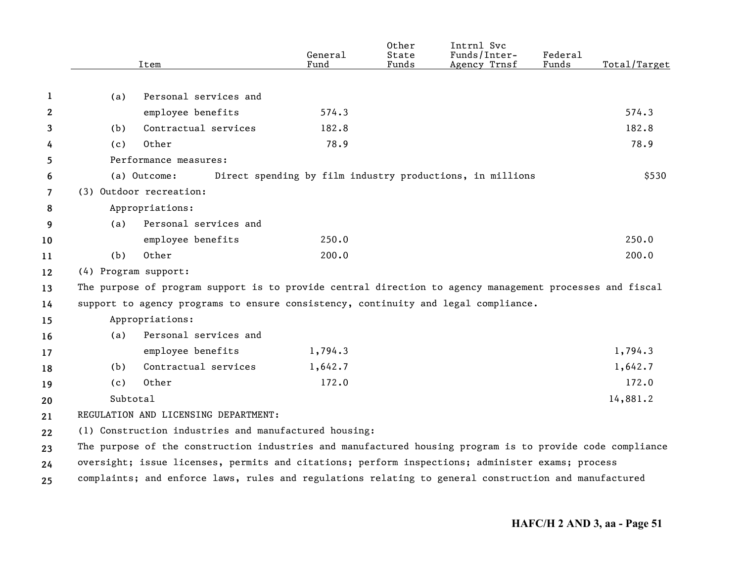| Item | General Fund | Other State Funds | Intrnl Svc Funds/Inter-Agency Trnsf | Federal Funds | Total/Target |
|---|---|---|---|---|---|
| (a) Personal services and employee benefits | 574.3 | | | | 574.3 |
| (b) Contractual services | 182.8 | | | | 182.8 |
| (c) Other | 78.9 | | | | 78.9 |
| Performance measures: | | | | | |
| (a) Outcome: Direct spending by film industry productions, in millions | | | | | $530 |
| (3) Outdoor recreation: | | | | | |
| Appropriations: | | | | | |
| (a) Personal services and employee benefits | 250.0 | | | | 250.0 |
| (b) Other | 200.0 | | | | 200.0 |
| (4) Program support: | | | | | |

The purpose of program support is to provide central direction to agency management processes and fiscal support to agency programs to ensure consistency, continuity and legal compliance.

| Item | General Fund | Other State Funds | Intrnl Svc Funds/Inter-Agency Trnsf | Federal Funds | Total/Target |
|---|---|---|---|---|---|
| Appropriations: | | | | | |
| (a) Personal services and employee benefits | 1,794.3 | | | | 1,794.3 |
| (b) Contractual services | 1,642.7 | | | | 1,642.7 |
| (c) Other | 172.0 | | | | 172.0 |
| Subtotal | | | | | 14,881.2 |

REGULATION AND LICENSING DEPARTMENT:

(1) Construction industries and manufactured housing:

The purpose of the construction industries and manufactured housing program is to provide code compliance oversight; issue licenses, permits and citations; perform inspections; administer exams; process complaints; and enforce laws, rules and regulations relating to general construction and manufactured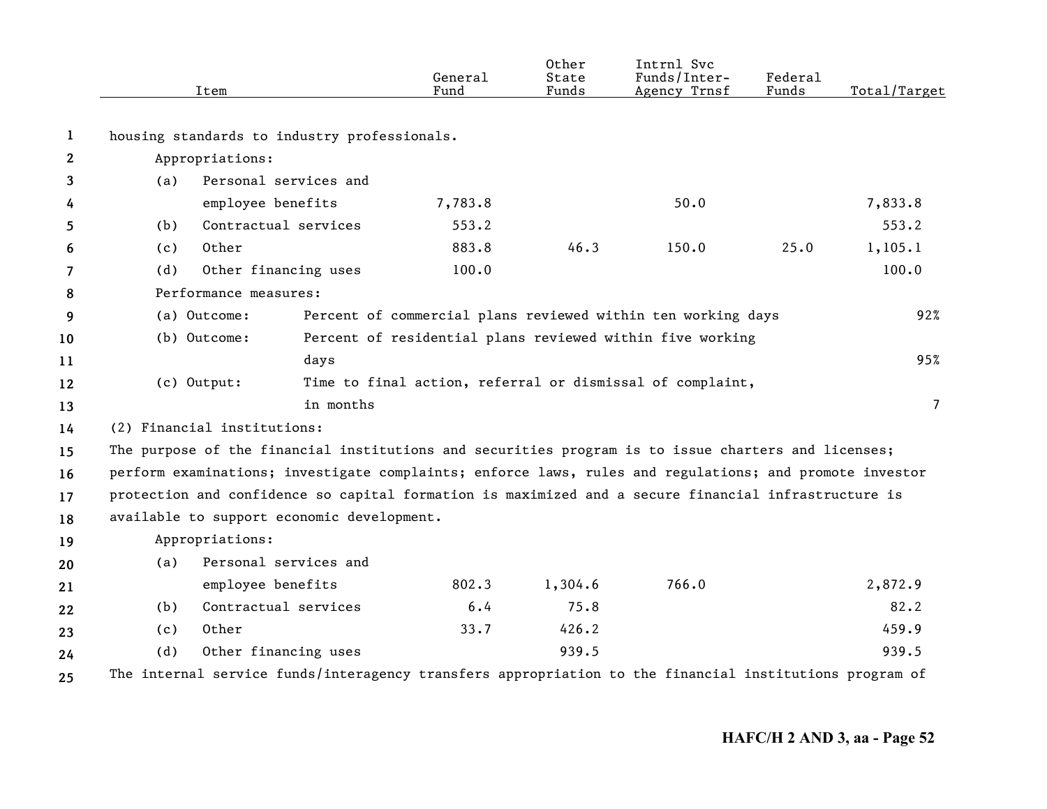| Item | General Fund | Other State Funds | Intrnl Svc Funds/Inter-Agency Trnsf | Federal Funds | Total/Target |
|---|---|---|---|---|---|
| housing standards to industry professionals. | | | | | |
| Appropriations: | | | | | |
| (a) Personal services and employee benefits | 7,783.8 | | 50.0 | | 7,833.8 |
| (b) Contractual services | 553.2 | | | | 553.2 |
| (c) Other | 883.8 | 46.3 | 150.0 | 25.0 | 1,105.1 |
| (d) Other financing uses | 100.0 | | | | 100.0 |
| Performance measures: | | | | | |
| (a) Outcome: Percent of commercial plans reviewed within ten working days | | | | | 92% |
| (b) Outcome: Percent of residential plans reviewed within five working days | | | | | 95% |
| (c) Output: Time to final action, referral or dismissal of complaint, in months | | | | | 7 |

(2) Financial institutions:

The purpose of the financial institutions and securities program is to issue charters and licenses; perform examinations; investigate complaints; enforce laws, rules and regulations; and promote investor protection and confidence so capital formation is maximized and a secure financial infrastructure is available to support economic development.

| Item | General Fund | Other State Funds | Intrnl Svc Funds/Inter-Agency Trnsf | Federal Funds | Total/Target |
|---|---|---|---|---|---|
| Appropriations: | | | | | |
| (a) Personal services and employee benefits | 802.3 | 1,304.6 | 766.0 | | 2,872.9 |
| (b) Contractual services | 6.4 | 75.8 | | | 82.2 |
| (c) Other | 33.7 | 426.2 | | | 459.9 |
| (d) Other financing uses | | 939.5 | | | 939.5 |

The internal service funds/interagency transfers appropriation to the financial institutions program of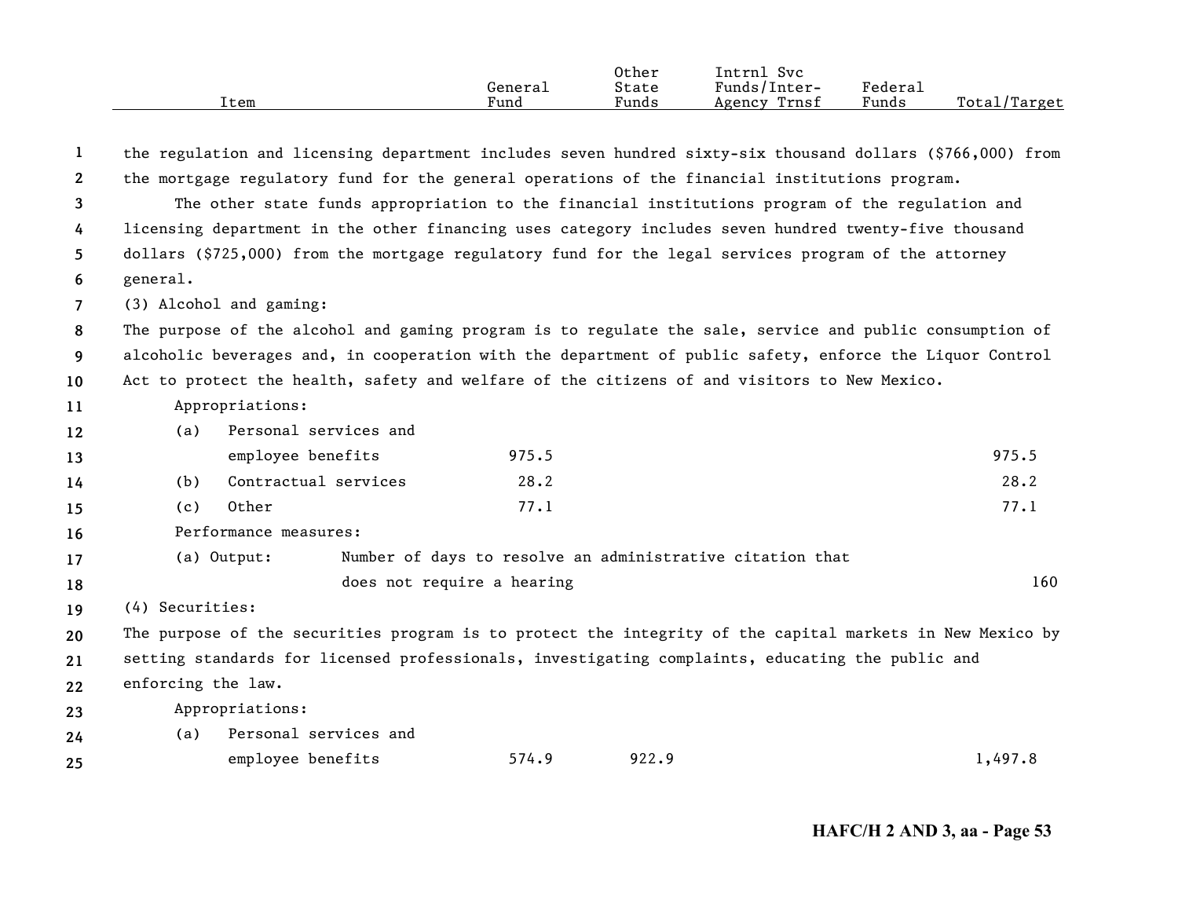the regulation and licensing department includes seven hundred sixty-six thousand dollars ($766,000) from the mortgage regulatory fund for the general operations of the financial institutions program.

The other state funds appropriation to the financial institutions program of the regulation and licensing department in the other financing uses category includes seven hundred twenty-five thousand dollars ($725,000) from the mortgage regulatory fund for the legal services program of the attorney general.

(3) Alcohol and gaming:

The purpose of the alcohol and gaming program is to regulate the sale, service and public consumption of alcoholic beverages and, in cooperation with the department of public safety, enforce the Liquor Control Act to protect the health, safety and welfare of the citizens of and visitors to New Mexico.

| Item | General Fund | Other State Funds | Intrnl Svc Funds/Inter-Agency Trnsf | Federal Funds | Total/Target |
|---|---|---|---|---|---|
| Appropriations: | | | | | |
| (a) Personal services and employee benefits | 975.5 | | | | 975.5 |
| (b) Contractual services | 28.2 | | | | 28.2 |
| (c) Other | 77.1 | | | | 77.1 |
| Performance measures: | | | | | |
| (a) Output: Number of days to resolve an administrative citation that does not require a hearing | | | | | 160 |

(4) Securities:

The purpose of the securities program is to protect the integrity of the capital markets in New Mexico by setting standards for licensed professionals, investigating complaints, educating the public and enforcing the law.

| Item | General Fund | Other State Funds | Intrnl Svc Funds/Inter-Agency Trnsf | Federal Funds | Total/Target |
|---|---|---|---|---|---|
| Appropriations: | | | | | |
| (a) Personal services and employee benefits | 574.9 | 922.9 | | | 1,497.8 |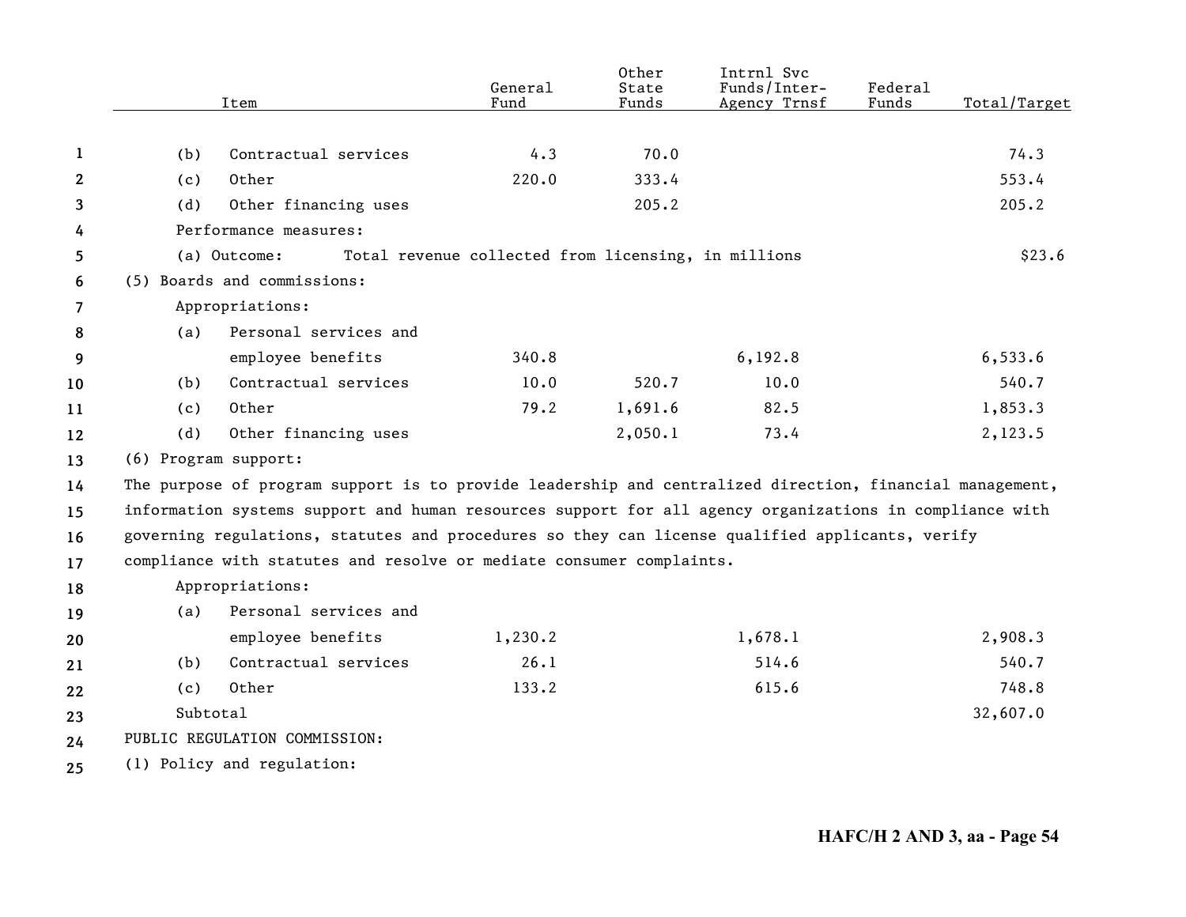| Item | General Fund | Other State Funds | Intrnl Svc Funds/Inter-Agency Trnsf | Federal Funds | Total/Target |
|---|---|---|---|---|---|
| (b) Contractual services | 4.3 | 70.0 | | | 74.3 |
| (c) Other | 220.0 | 333.4 | | | 553.4 |
| (d) Other financing uses | | 205.2 | | | 205.2 |
| Performance measures: | | | | | |
| (a) Outcome: Total revenue collected from licensing, in millions | | | | | $23.6 |
| (5) Boards and commissions: | | | | | |
| Appropriations: | | | | | |
| (a) Personal services and employee benefits | 340.8 | | 6,192.8 | | 6,533.6 |
| (b) Contractual services | 10.0 | 520.7 | 10.0 | | 540.7 |
| (c) Other | 79.2 | 1,691.6 | 82.5 | | 1,853.3 |
| (d) Other financing uses | | 2,050.1 | 73.4 | | 2,123.5 |
| (6) Program support: | | | | | |

The purpose of program support is to provide leadership and centralized direction, financial management, information systems support and human resources support for all agency organizations in compliance with governing regulations, statutes and procedures so they can license qualified applicants, verify compliance with statutes and resolve or mediate consumer complaints.

| Item | General Fund | Other State Funds | Intrnl Svc Funds/Inter-Agency Trnsf | Federal Funds | Total/Target |
|---|---|---|---|---|---|
| Appropriations: | | | | | |
| (a) Personal services and employee benefits | 1,230.2 | | 1,678.1 | | 2,908.3 |
| (b) Contractual services | 26.1 | | 514.6 | | 540.7 |
| (c) Other | 133.2 | | 615.6 | | 748.8 |
| Subtotal | | | | | 32,607.0 |

PUBLIC REGULATION COMMISSION:

(1) Policy and regulation: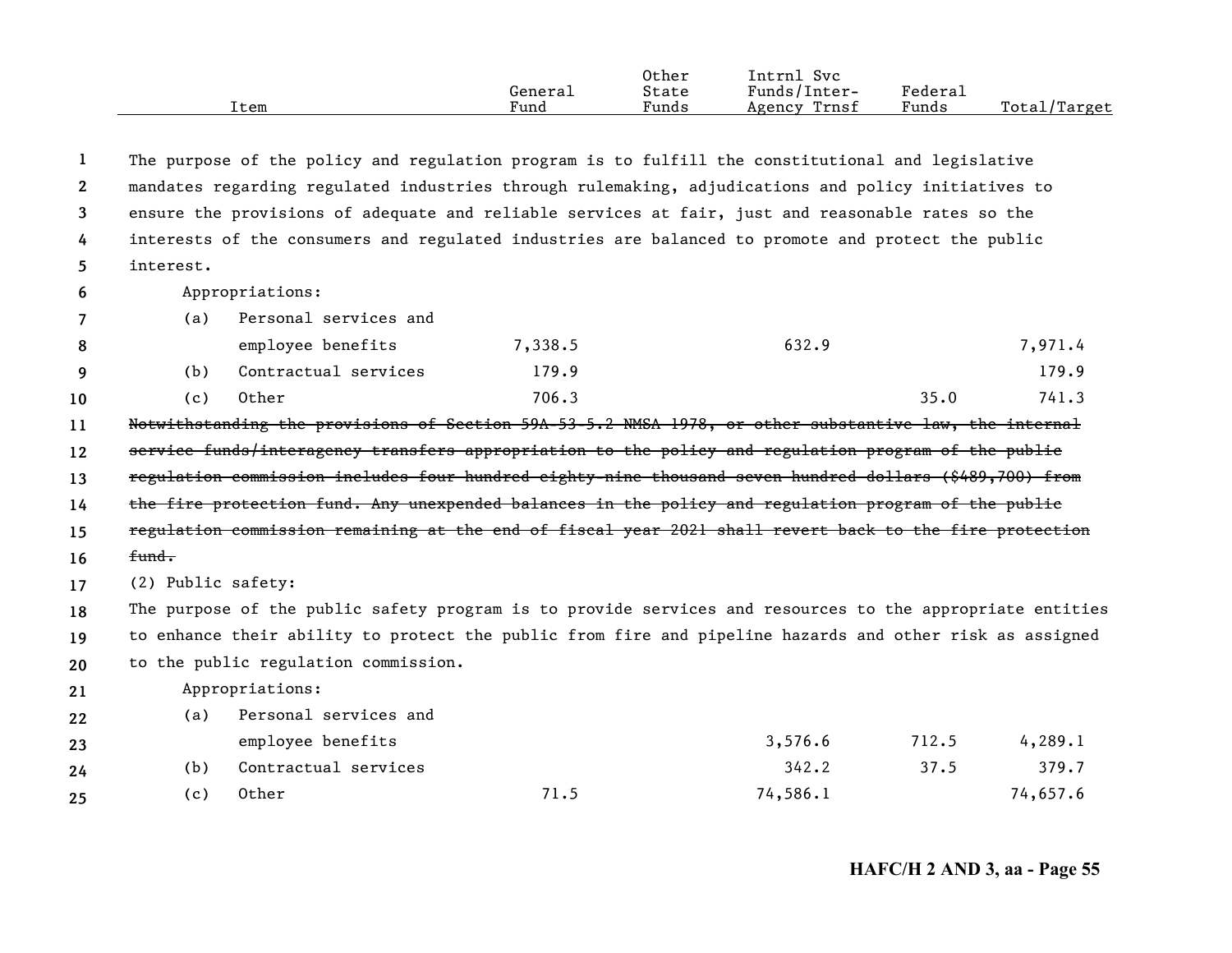| Item | General Fund | Other State Funds | Intrnl Svc Funds/Inter-Agency Trnsf | Federal Funds | Total/Target |
|---|---|---|---|---|---|

The purpose of the policy and regulation program is to fulfill the constitutional and legislative mandates regarding regulated industries through rulemaking, adjudications and policy initiatives to ensure the provisions of adequate and reliable services at fair, just and reasonable rates so the interests of the consumers and regulated industries are balanced to promote and protect the public interest.

Appropriations:

| Item | General Fund | Other State Funds | Intrnl Svc Funds/Inter-Agency Trnsf | Federal Funds | Total/Target |
|---|---|---|---|---|---|
| (a) Personal services and employee benefits | 7,338.5 | | 632.9 | | 7,971.4 |
| (b) Contractual services | 179.9 | | | | 179.9 |
| (c) Other | 706.3 | | | 35.0 | 741.3 |

~~Notwithstanding the provisions of Section 59A-53-5.2 NMSA 1978, or other substantive law, the internal service funds/interagency transfers appropriation to the policy and regulation program of the public regulation commission includes four hundred eighty-nine thousand seven hundred dollars ($489,700) from the fire protection fund. Any unexpended balances in the policy and regulation program of the public regulation commission remaining at the end of fiscal year 2021 shall revert back to the fire protection fund.~~

(2) Public safety:

The purpose of the public safety program is to provide services and resources to the appropriate entities to enhance their ability to protect the public from fire and pipeline hazards and other risk as assigned to the public regulation commission.

Appropriations:

| Item | General Fund | Other State Funds | Intrnl Svc Funds/Inter-Agency Trnsf | Federal Funds | Total/Target |
|---|---|---|---|---|---|
| (a) Personal services and employee benefits | | | 3,576.6 | 712.5 | 4,289.1 |
| (b) Contractual services | | | 342.2 | 37.5 | 379.7 |
| (c) Other | 71.5 | | 74,586.1 | | 74,657.6 |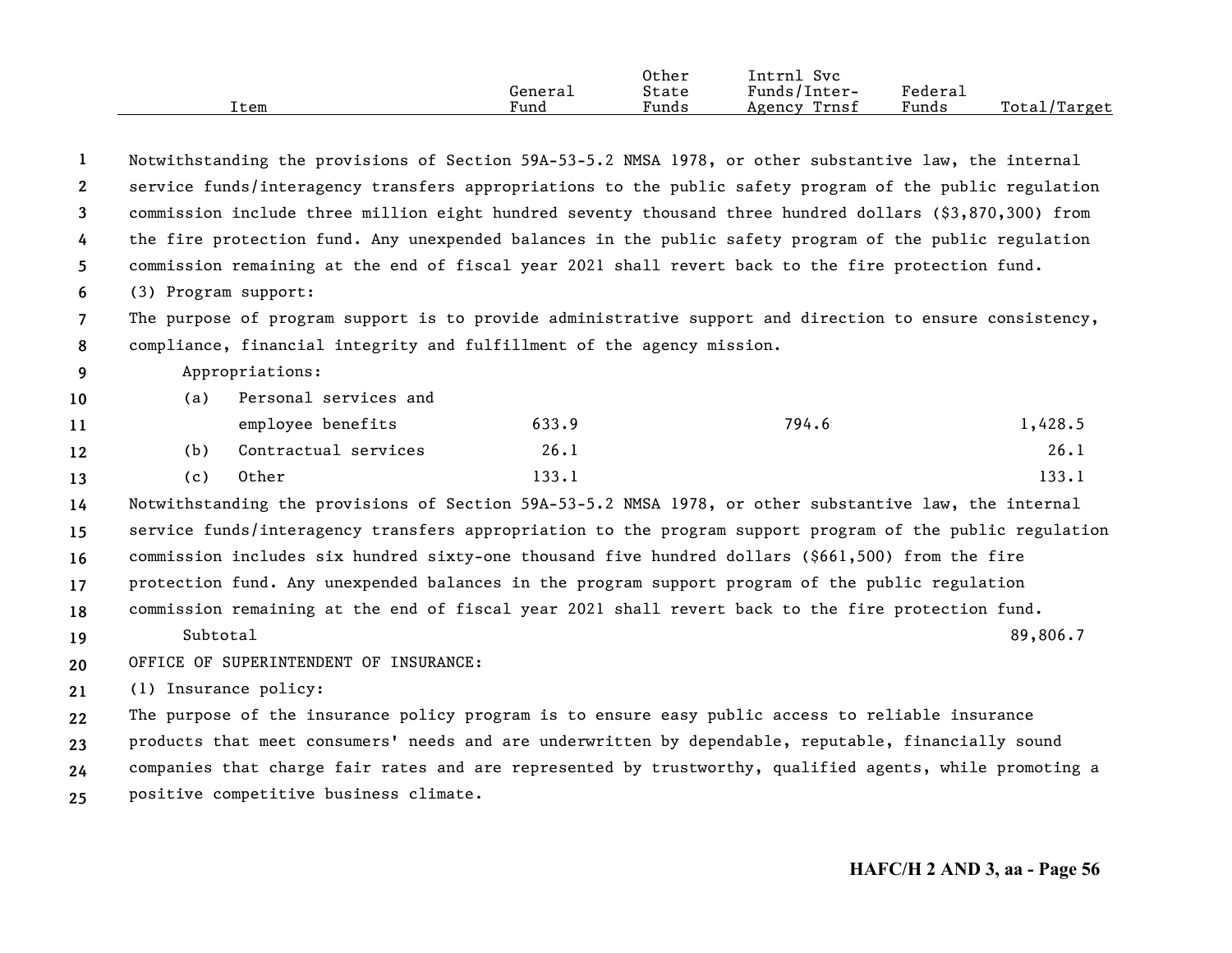| Item | General Fund | Other State Funds | Intrnl Svc Funds/Inter-Agency Trnsf | Federal Funds | Total/Target |
|---|---|---|---|---|---|

Notwithstanding the provisions of Section 59A-53-5.2 NMSA 1978, or other substantive law, the internal service funds/interagency transfers appropriations to the public safety program of the public regulation commission include three million eight hundred seventy thousand three hundred dollars ($3,870,300) from the fire protection fund. Any unexpended balances in the public safety program of the public regulation commission remaining at the end of fiscal year 2021 shall revert back to the fire protection fund.

(3) Program support:

The purpose of program support is to provide administrative support and direction to ensure consistency, compliance, financial integrity and fulfillment of the agency mission.

| Item | General Fund | Other State Funds | Intrnl Svc Funds/Inter-Agency Trnsf | Federal Funds | Total/Target |
|---|---|---|---|---|---|
| Appropriations: | | | | | |
| (a) Personal services and employee benefits | 633.9 | | 794.6 | | 1,428.5 |
| (b) Contractual services | 26.1 | | | | 26.1 |
| (c) Other | 133.1 | | | | 133.1 |

Notwithstanding the provisions of Section 59A-53-5.2 NMSA 1978, or other substantive law, the internal service funds/interagency transfers appropriation to the program support program of the public regulation commission includes six hundred sixty-one thousand five hundred dollars ($661,500) from the fire protection fund. Any unexpended balances in the program support program of the public regulation commission remaining at the end of fiscal year 2021 shall revert back to the fire protection fund.

| Item | General Fund | Other State Funds | Intrnl Svc Funds/Inter-Agency Trnsf | Federal Funds | Total/Target |
|---|---|---|---|---|---|
| Subtotal | | | | | 89,806.7 |

OFFICE OF SUPERINTENDENT OF INSURANCE:

(1) Insurance policy:

The purpose of the insurance policy program is to ensure easy public access to reliable insurance products that meet consumers' needs and are underwritten by dependable, reputable, financially sound companies that charge fair rates and are represented by trustworthy, qualified agents, while promoting a positive competitive business climate.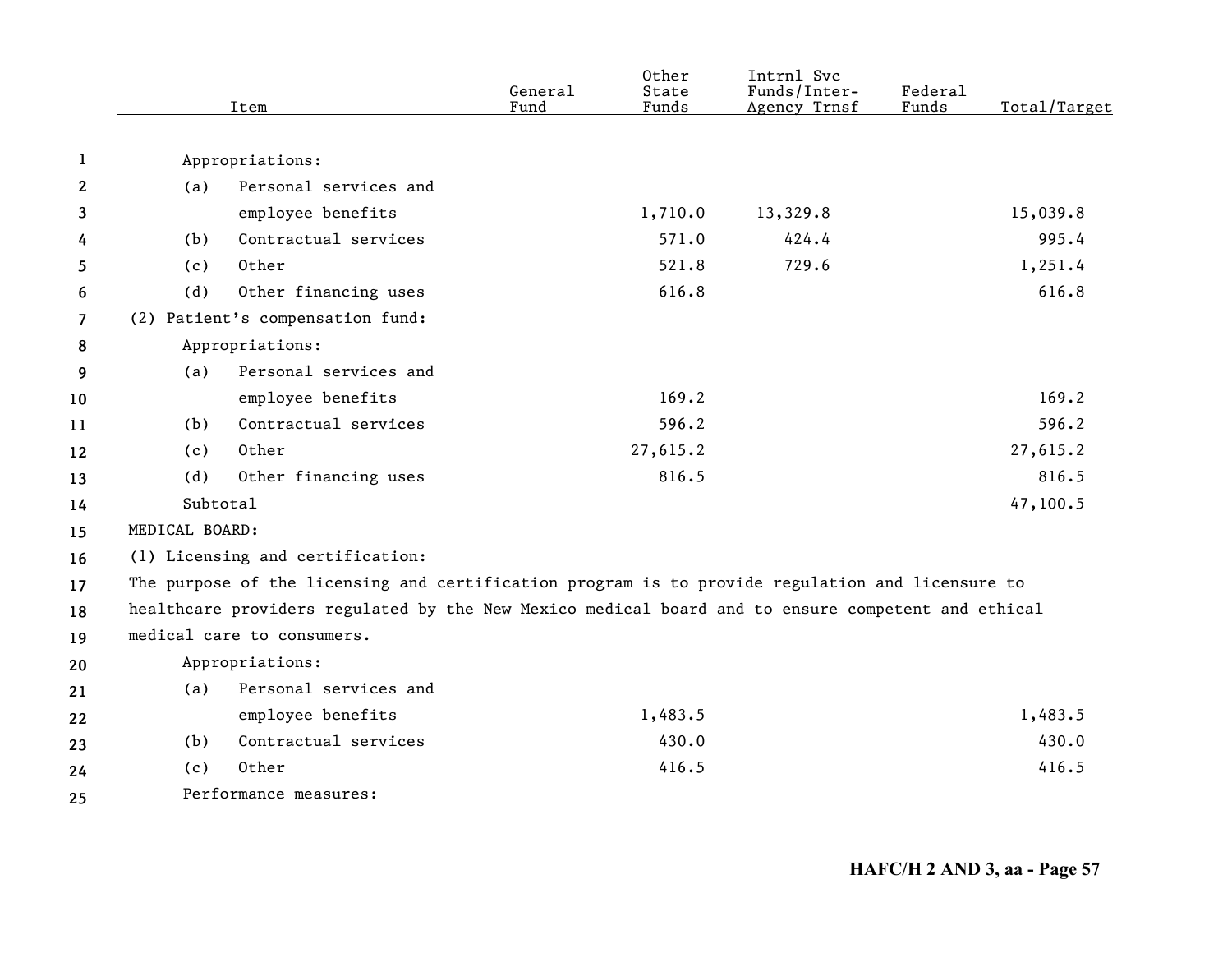| Item | General Fund | Other State Funds | Intrnl Svc Funds/Inter-Agency Trnsf | Federal Funds | Total/Target |
|---|---|---|---|---|---|
| Appropriations: | | | | | |
| (a) Personal services and employee benefits | | 1,710.0 | 13,329.8 | | 15,039.8 |
| (b) Contractual services | | 571.0 | 424.4 | | 995.4 |
| (c) Other | | 521.8 | 729.6 | | 1,251.4 |
| (d) Other financing uses | | 616.8 | | | 616.8 |
| (2) Patient's compensation fund: | | | | | |
| Appropriations: | | | | | |
| (a) Personal services and employee benefits | | 169.2 | | | 169.2 |
| (b) Contractual services | | 596.2 | | | 596.2 |
| (c) Other | | 27,615.2 | | | 27,615.2 |
| (d) Other financing uses | | 816.5 | | | 816.5 |
| Subtotal | | | | | 47,100.5 |

MEDICAL BOARD:

(1) Licensing and certification:

The purpose of the licensing and certification program is to provide regulation and licensure to healthcare providers regulated by the New Mexico medical board and to ensure competent and ethical medical care to consumers.

| Item | General Fund | Other State Funds | Intrnl Svc Funds/Inter-Agency Trnsf | Federal Funds | Total/Target |
|---|---|---|---|---|---|
| Appropriations: | | | | | |
| (a) Personal services and employee benefits | | 1,483.5 | | | 1,483.5 |
| (b) Contractual services | | 430.0 | | | 430.0 |
| (c) Other | | 416.5 | | | 416.5 |

Performance measures: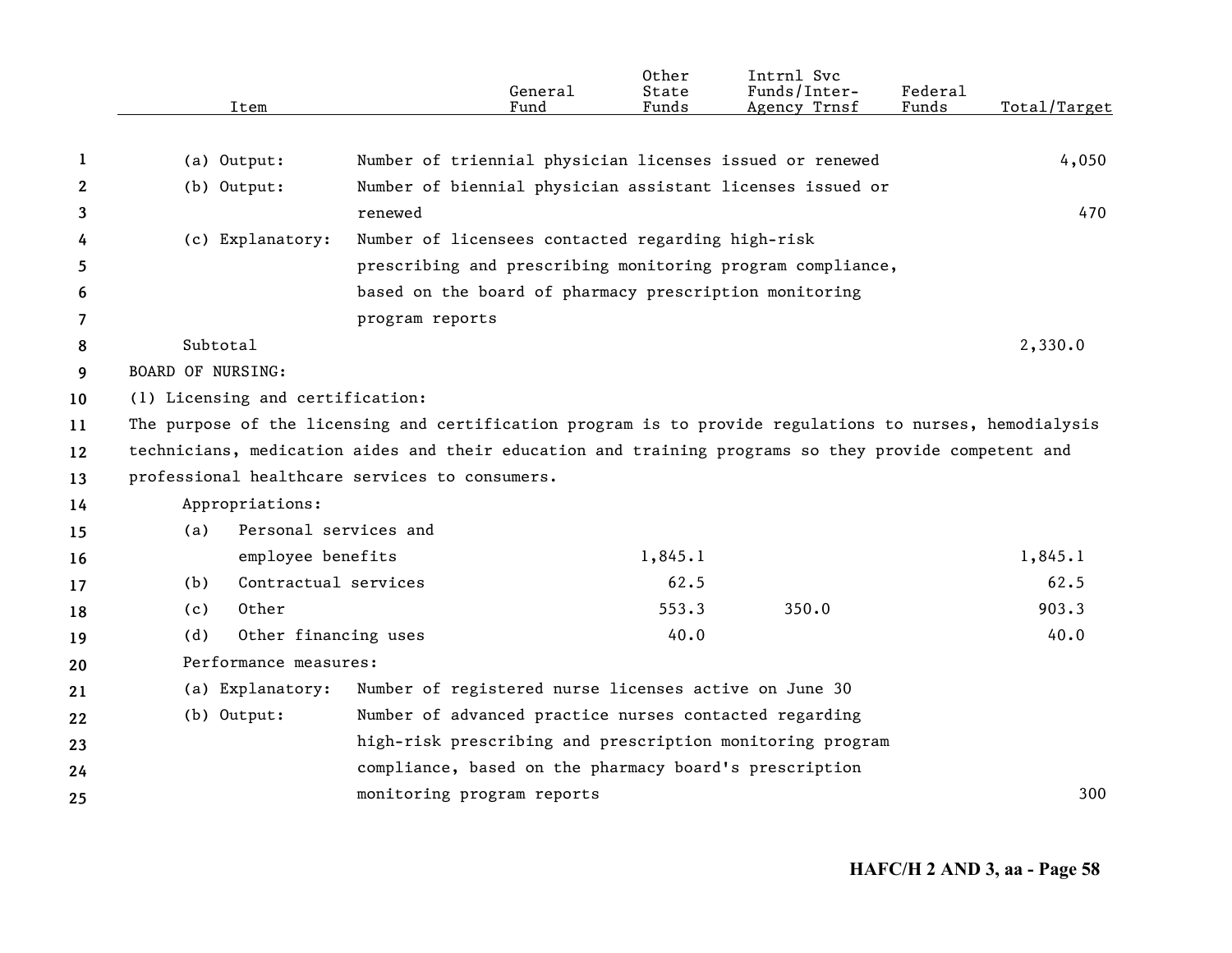| Item | | General Fund | Other State Funds | Intrnl Svc Funds/Inter-Agency Trnsf | Federal Funds | Total/Target |
|---|---|---|---|---|---|---|
| (a) Output: | Number of triennial physician licenses issued or renewed | | | | | 4,050 |
| (b) Output: | Number of biennial physician assistant licenses issued or renewed | | | | | 470 |
| (c) Explanatory: | Number of licensees contacted regarding high-risk prescribing and prescribing monitoring program compliance, based on the board of pharmacy prescription monitoring program reports | | | | | |
| Subtotal | | | | | | 2,330.0 |

BOARD OF NURSING:

(1) Licensing and certification:

The purpose of the licensing and certification program is to provide regulations to nurses, hemodialysis technicians, medication aides and their education and training programs so they provide competent and professional healthcare services to consumers.

| Item | General Fund | Other State Funds | Intrnl Svc Funds/Inter-Agency Trnsf | Federal Funds | Total/Target |
|---|---|---|---|---|---|
| Appropriations: | | | | | |
| (a) Personal services and employee benefits | | 1,845.1 | | | 1,845.1 |
| (b) Contractual services | | 62.5 | | | 62.5 |
| (c) Other | | 553.3 | 350.0 | | 903.3 |
| (d) Other financing uses | | 40.0 | | | 40.0 |

Performance measures:

| Item | | Total/Target |
|---|---|---|
| (a) Explanatory: | Number of registered nurse licenses active on June 30 | |
| (b) Output: | Number of advanced practice nurses contacted regarding high-risk prescribing and prescription monitoring program compliance, based on the pharmacy board's prescription monitoring program reports | 300 |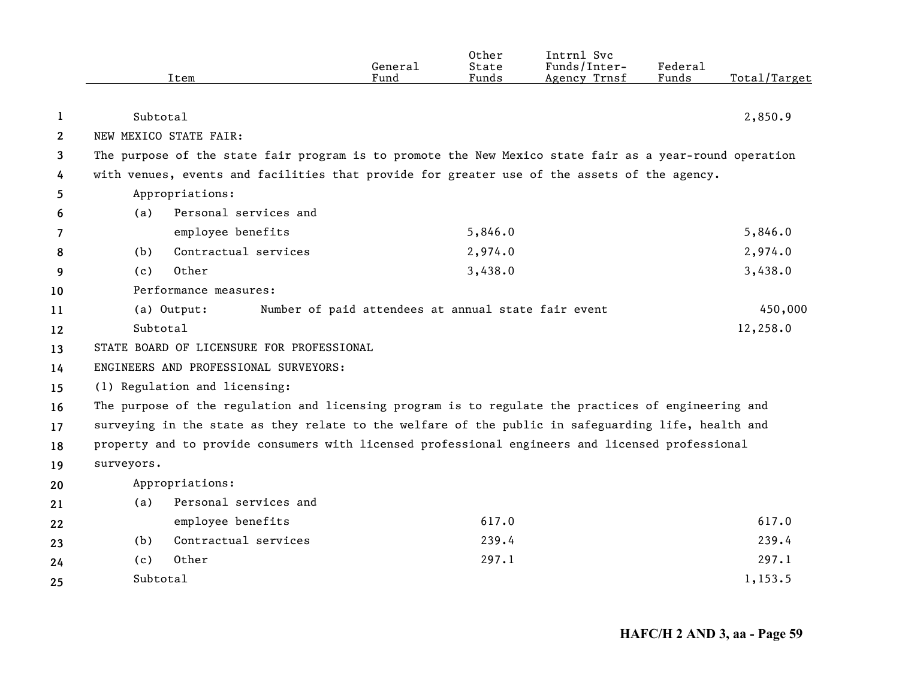| Item | General Fund | Other State Funds | Intrnl Svc Funds/Inter-Agency Trnsf | Federal Funds | Total/Target |
|---|---|---|---|---|---|
| Subtotal | | | | | 2,850.9 |
| NEW MEXICO STATE FAIR: | | | | | |
| The purpose of the state fair program is to promote the New Mexico state fair as a year-round operation with venues, events and facilities that provide for greater use of the assets of the agency. | | | | | |
| Appropriations: | | | | | |
| (a) Personal services and employee benefits | | 5,846.0 | | | 5,846.0 |
| (b) Contractual services | | 2,974.0 | | | 2,974.0 |
| (c) Other | | 3,438.0 | | | 3,438.0 |
| Performance measures: | | | | | |
| (a) Output: Number of paid attendees at annual state fair event | | | | | 450,000 |
| Subtotal | | | | | 12,258.0 |
| STATE BOARD OF LICENSURE FOR PROFESSIONAL ENGINEERS AND PROFESSIONAL SURVEYORS: | | | | | |
| (1) Regulation and licensing: | | | | | |
| The purpose of the regulation and licensing program is to regulate the practices of engineering and surveying in the state as they relate to the welfare of the public in safeguarding life, health and property and to provide consumers with licensed professional engineers and licensed professional surveyors. | | | | | |
| Appropriations: | | | | | |
| (a) Personal services and employee benefits | | 617.0 | | | 617.0 |
| (b) Contractual services | | 239.4 | | | 239.4 |
| (c) Other | | 297.1 | | | 297.1 |
| Subtotal | | | | | 1,153.5 |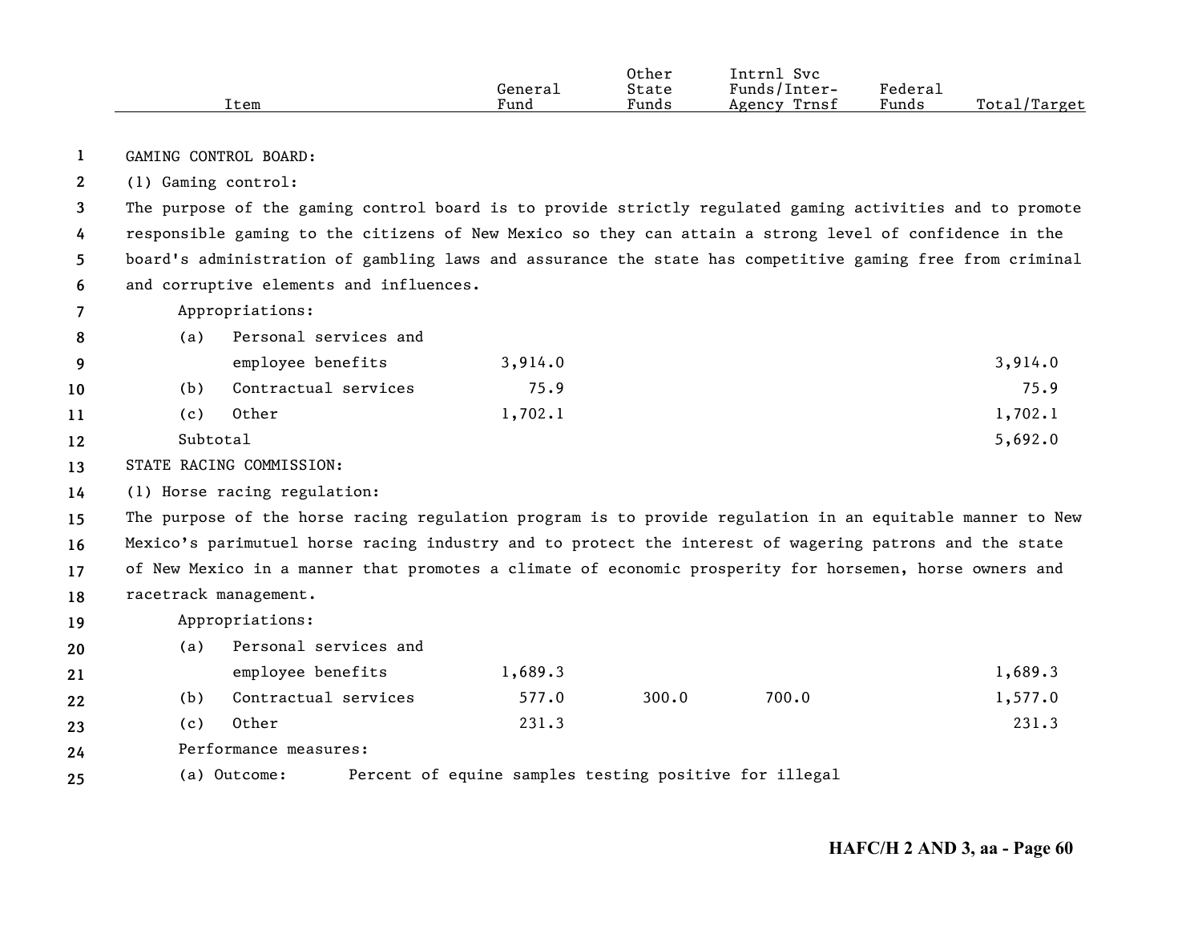| Item | General Fund | Other State Funds | Intrnl Svc Funds/Inter-Agency Trnsf | Federal Funds | Total/Target |
|---|---|---|---|---|---|
| GAMING CONTROL BOARD: | | | | | |
| (1) Gaming control: | | | | | |
| The purpose of the gaming control board is to provide strictly regulated gaming activities and to promote responsible gaming to the citizens of New Mexico so they can attain a strong level of confidence in the board's administration of gambling laws and assurance the state has competitive gaming free from criminal and corruptive elements and influences. | | | | | |
| Appropriations: | | | | | |
| (a) Personal services and employee benefits | 3,914.0 | | | | 3,914.0 |
| (b) Contractual services | 75.9 | | | | 75.9 |
| (c) Other | 1,702.1 | | | | 1,702.1 |
| Subtotal | | | | | 5,692.0 |
| STATE RACING COMMISSION: | | | | | |
| (1) Horse racing regulation: | | | | | |
| The purpose of the horse racing regulation program is to provide regulation in an equitable manner to New Mexico's parimutuel horse racing industry and to protect the interest of wagering patrons and the state of New Mexico in a manner that promotes a climate of economic prosperity for horsemen, horse owners and racetrack management. | | | | | |
| Appropriations: | | | | | |
| (a) Personal services and employee benefits | 1,689.3 | | | | 1,689.3 |
| (b) Contractual services | 577.0 | 300.0 | 700.0 | | 1,577.0 |
| (c) Other | 231.3 | | | | 231.3 |
| Performance measures: | | | | | |
| (a) Outcome: Percent of equine samples testing positive for illegal | | | | | |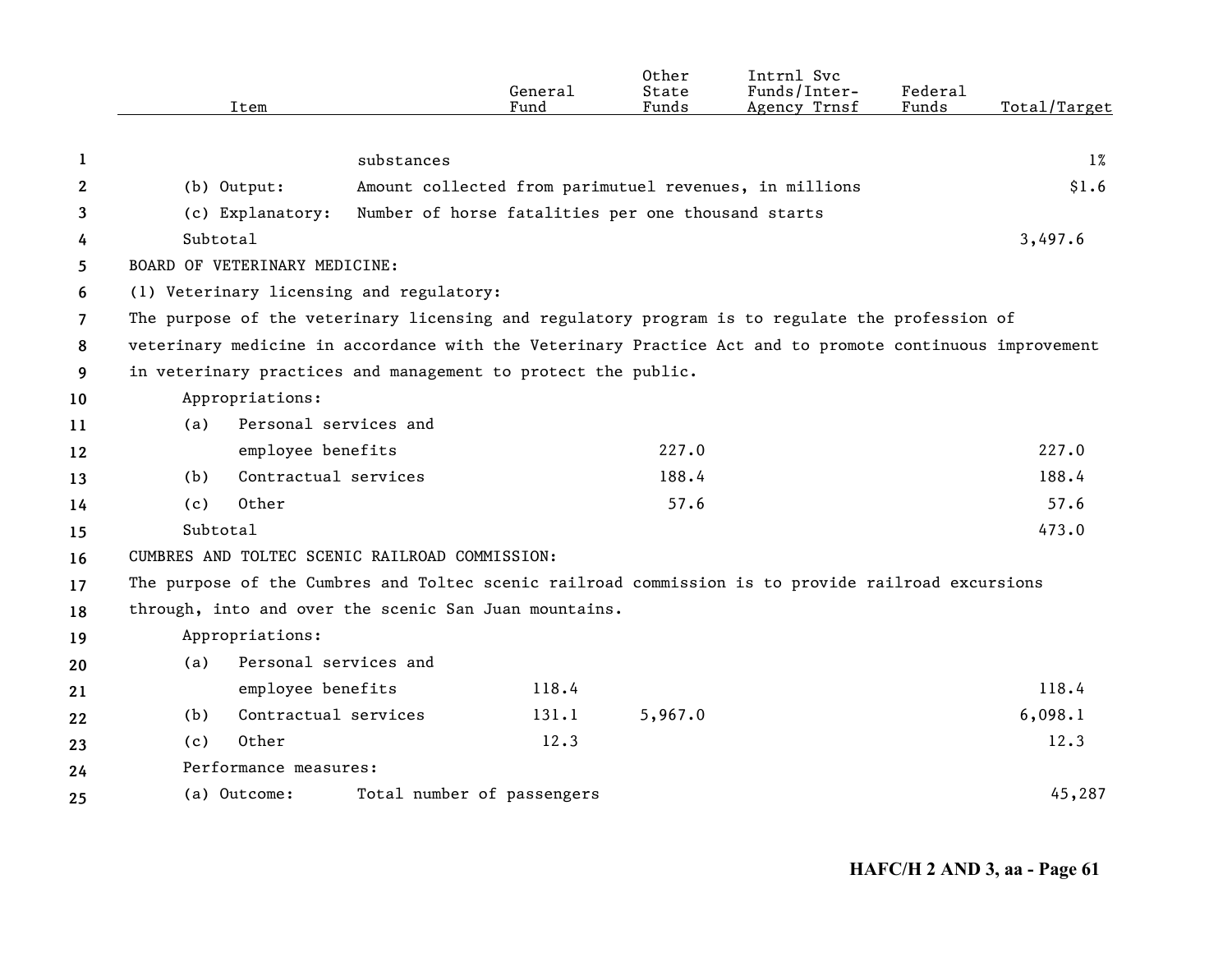| Item | | General Fund | Other State Funds | Intrnl Svc Funds/Inter-Agency Trnsf | Federal Funds | Total/Target |
|---|---|---|---|---|---|---|
| | substances | | | | | 1% |
| (b) Output: | Amount collected from parimutuel revenues, in millions | | | | | $1.6 |
| (c) Explanatory: | Number of horse fatalities per one thousand starts | | | | | |
| Subtotal | | | | | | 3,497.6 |
| BOARD OF VETERINARY MEDICINE: | | | | | | |
| (1) Veterinary licensing and regulatory: | | | | | | |
| The purpose of the veterinary licensing and regulatory program is to regulate the profession of veterinary medicine in accordance with the Veterinary Practice Act and to promote continuous improvement in veterinary practices and management to protect the public. | | | | | | |
| Appropriations: | | | | | | |
| (a) Personal services and employee benefits | | | 227.0 | | | 227.0 |
| (b) Contractual services | | | 188.4 | | | 188.4 |
| (c) Other | | | 57.6 | | | 57.6 |
| Subtotal | | | | | | 473.0 |
| CUMBRES AND TOLTEC SCENIC RAILROAD COMMISSION: | | | | | | |
| The purpose of the Cumbres and Toltec scenic railroad commission is to provide railroad excursions through, into and over the scenic San Juan mountains. | | | | | | |
| Appropriations: | | | | | | |
| (a) Personal services and employee benefits | | 118.4 | | | | 118.4 |
| (b) Contractual services | | 131.1 | 5,967.0 | | | 6,098.1 |
| (c) Other | | 12.3 | | | | 12.3 |
| Performance measures: | | | | | | |
| (a) Outcome: | Total number of passengers | | | | | 45,287 |

HAFC/H 2 AND 3, aa - Page 61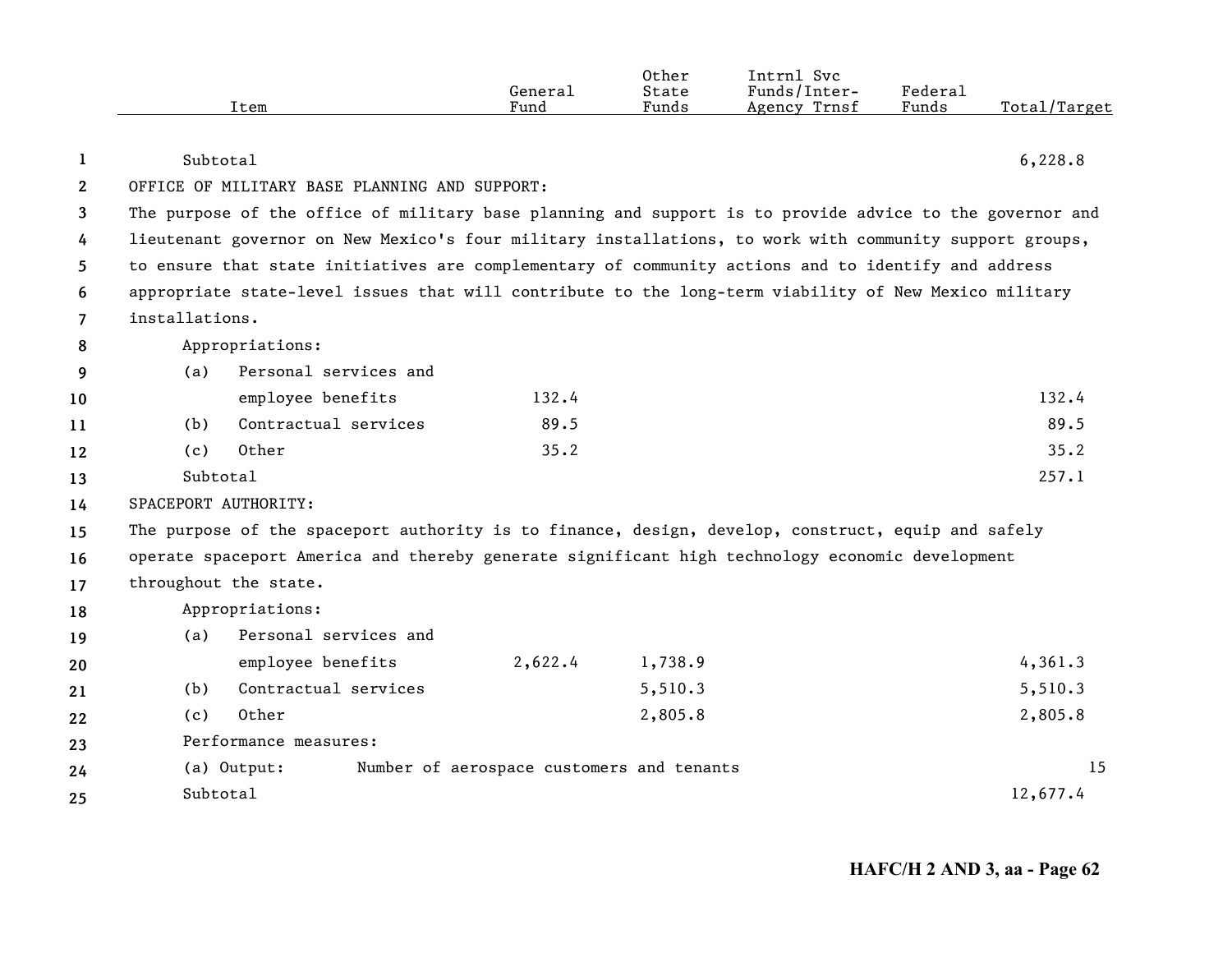| Item | General Fund | Other State Funds | Intrnl Svc Funds/Inter-Agency Trnsf | Federal Funds | Total/Target |
|---|---|---|---|---|---|
| Subtotal | | | | | 6,228.8 |

OFFICE OF MILITARY BASE PLANNING AND SUPPORT:

The purpose of the office of military base planning and support is to provide advice to the governor and lieutenant governor on New Mexico's four military installations, to work with community support groups, to ensure that state initiatives are complementary of community actions and to identify and address appropriate state-level issues that will contribute to the long-term viability of New Mexico military installations.

| Item | General Fund | Other State Funds | Intrnl Svc Funds/Inter-Agency Trnsf | Federal Funds | Total/Target |
|---|---|---|---|---|---|
| Appropriations: | | | | | |
| (a) Personal services and employee benefits | 132.4 | | | | 132.4 |
| (b) Contractual services | 89.5 | | | | 89.5 |
| (c) Other | 35.2 | | | | 35.2 |
| Subtotal | | | | | 257.1 |

SPACEPORT AUTHORITY:

The purpose of the spaceport authority is to finance, design, develop, construct, equip and safely operate spaceport America and thereby generate significant high technology economic development throughout the state.

| Item | General Fund | Other State Funds | Intrnl Svc Funds/Inter-Agency Trnsf | Federal Funds | Total/Target |
|---|---|---|---|---|---|
| Appropriations: | | | | | |
| (a) Personal services and employee benefits | 2,622.4 | 1,738.9 | | | 4,361.3 |
| (b) Contractual services | | 5,510.3 | | | 5,510.3 |
| (c) Other | | 2,805.8 | | | 2,805.8 |
| Performance measures: | | | | | |
| (a) Output: Number of aerospace customers and tenants | | | | | 15 |
| Subtotal | | | | | 12,677.4 |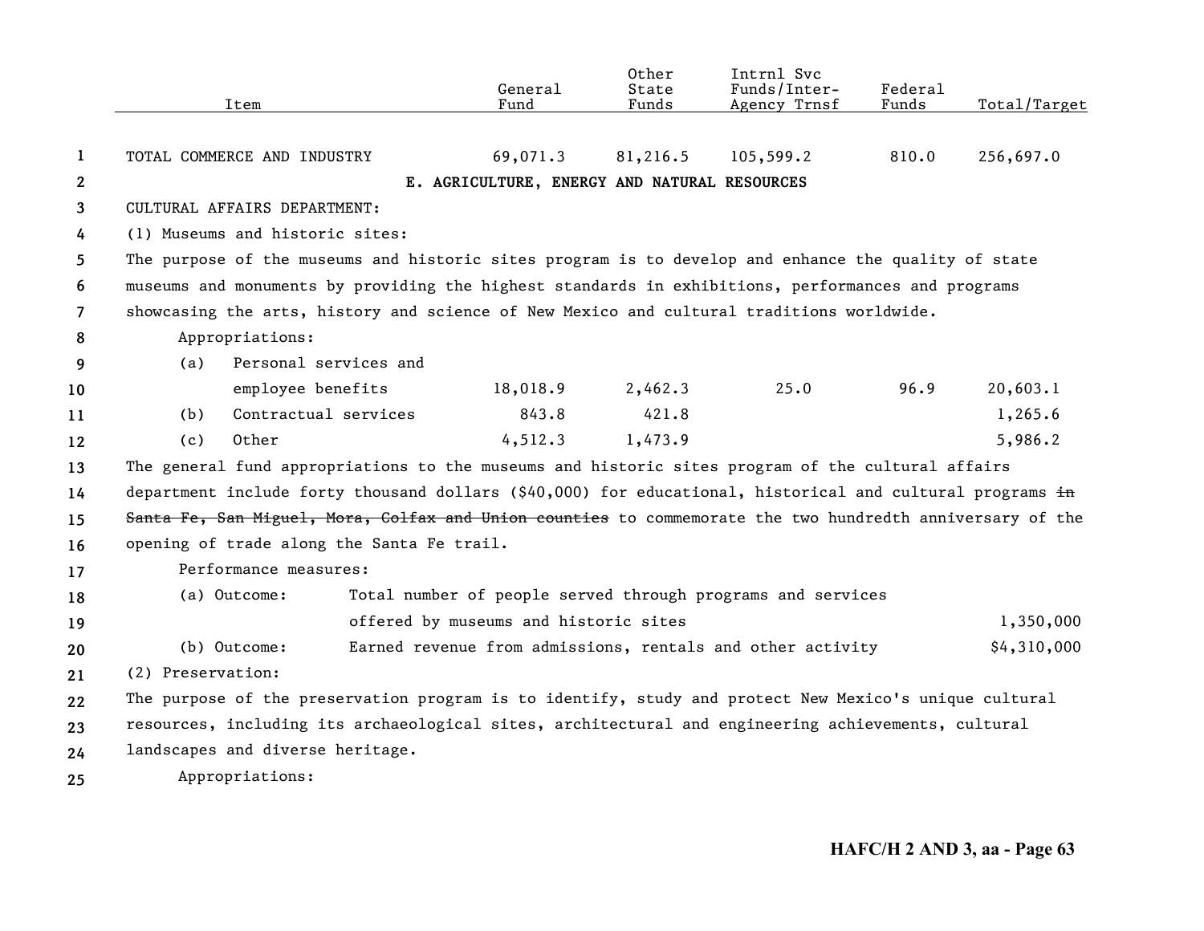| Item | General Fund | Other State Funds | Intrnl Svc Funds/Inter-Agency Trnsf | Federal Funds | Total/Target |
|---|---|---|---|---|---|
| TOTAL COMMERCE AND INDUSTRY | 69,071.3 | 81,216.5 | 105,599.2 | 810.0 | 256,697.0 |

## E. AGRICULTURE, ENERGY AND NATURAL RESOURCES

CULTURAL AFFAIRS DEPARTMENT:

(1) Museums and historic sites:

The purpose of the museums and historic sites program is to develop and enhance the quality of state museums and monuments by providing the highest standards in exhibitions, performances and programs showcasing the arts, history and science of New Mexico and cultural traditions worldwide.

Appropriations:

| Item | General Fund | Other State Funds | Intrnl Svc Funds/Inter-Agency Trnsf | Federal Funds | Total/Target |
|---|---|---|---|---|---|
| (a) Personal services and employee benefits | 18,018.9 | 2,462.3 | 25.0 | 96.9 | 20,603.1 |
| (b) Contractual services | 843.8 | 421.8 | | | 1,265.6 |
| (c) Other | 4,512.3 | 1,473.9 | | | 5,986.2 |

The general fund appropriations to the museums and historic sites program of the cultural affairs department include forty thousand dollars ($40,000) for educational, historical and cultural programs ~~in Santa Fe, San Miguel, Mora, Colfax and Union counties~~ to commemorate the two hundredth anniversary of the opening of trade along the Santa Fe trail.

Performance measures:

| Measure | Description | Target |
|---|---|---|
| (a) Outcome: | Total number of people served through programs and services offered by museums and historic sites | 1,350,000 |
| (b) Outcome: | Earned revenue from admissions, rentals and other activity | $4,310,000 |

(2) Preservation:

The purpose of the preservation program is to identify, study and protect New Mexico's unique cultural resources, including its archaeological sites, architectural and engineering achievements, cultural landscapes and diverse heritage.

Appropriations: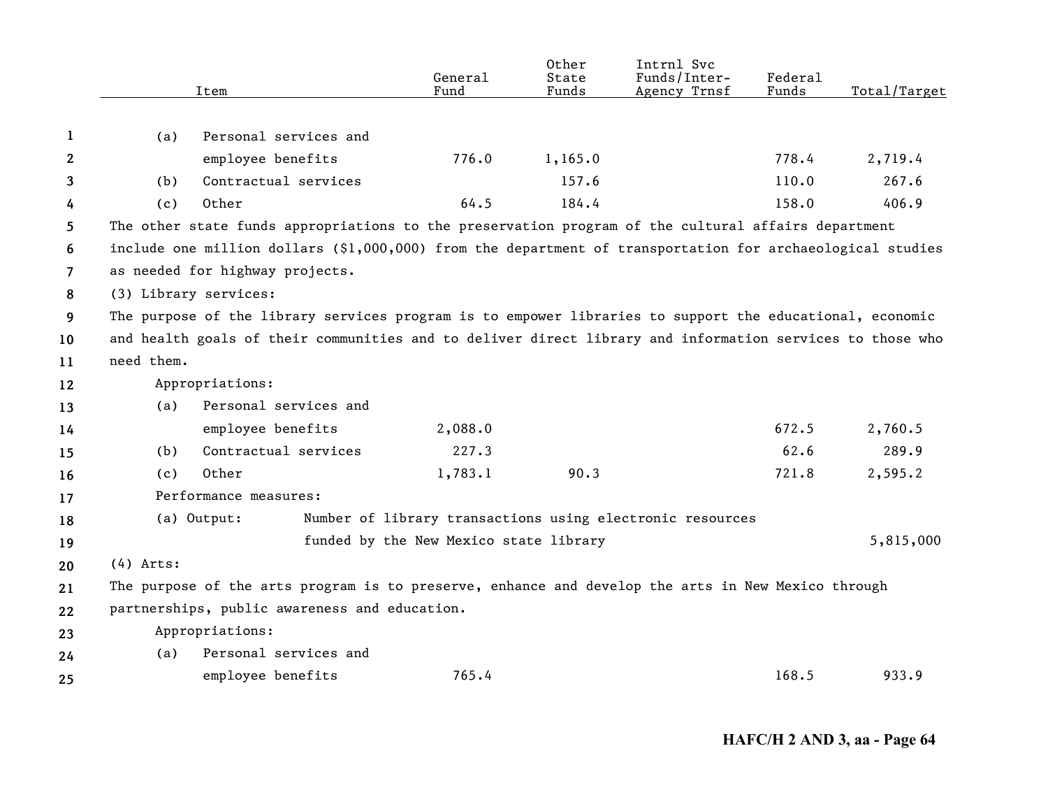| Item | General Fund | Other State Funds | Intrnl Svc Funds/Inter-Agency Trnsf | Federal Funds | Total/Target |
|---|---|---|---|---|---|
| (a) Personal services and employee benefits | 776.0 | 1,165.0 | | 778.4 | 2,719.4 |
| (b) Contractual services | | 157.6 | | 110.0 | 267.6 |
| (c) Other | 64.5 | 184.4 | | 158.0 | 406.9 |

The other state funds appropriations to the preservation program of the cultural affairs department include one million dollars ($1,000,000) from the department of transportation for archaeological studies as needed for highway projects.

(3) Library services:

The purpose of the library services program is to empower libraries to support the educational, economic and health goals of their communities and to deliver direct library and information services to those who need them.

Appropriations:

| Item | General Fund | Other State Funds | Intrnl Svc Funds/Inter-Agency Trnsf | Federal Funds | Total/Target |
|---|---|---|---|---|---|
| (a) Personal services and employee benefits | 2,088.0 | | | 672.5 | 2,760.5 |
| (b) Contractual services | 227.3 | | | 62.6 | 289.9 |
| (c) Other | 1,783.1 | 90.3 | | 721.8 | 2,595.2 |

Performance measures:

| Measure | Description | Target |
|---|---|---|
| (a) Output: | Number of library transactions using electronic resources funded by the New Mexico state library | 5,815,000 |

(4) Arts:

The purpose of the arts program is to preserve, enhance and develop the arts in New Mexico through partnerships, public awareness and education.

Appropriations:

| Item | General Fund | Other State Funds | Intrnl Svc Funds/Inter-Agency Trnsf | Federal Funds | Total/Target |
|---|---|---|---|---|---|
| (a) Personal services and employee benefits | 765.4 | | | 168.5 | 933.9 |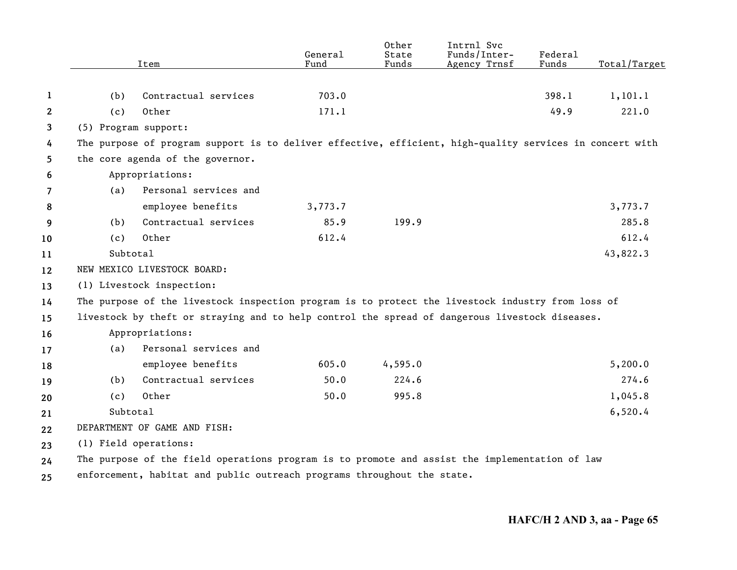| Item | General Fund | Other State Funds | Intrnl Svc Funds/Inter-Agency Trnsf | Federal Funds | Total/Target |
|---|---|---|---|---|---|
| (b) Contractual services | 703.0 | | | 398.1 | 1,101.1 |
| (c) Other | 171.1 | | | 49.9 | 221.0 |
| (5) Program support: | | | | | |
| The purpose of program support is to deliver effective, efficient, high-quality services in concert with the core agenda of the governor. | | | | | |
| Appropriations: | | | | | |
| (a) Personal services and employee benefits | 3,773.7 | | | | 3,773.7 |
| (b) Contractual services | 85.9 | 199.9 | | | 285.8 |
| (c) Other | 612.4 | | | | 612.4 |
| Subtotal | | | | | 43,822.3 |
| NEW MEXICO LIVESTOCK BOARD: | | | | | |
| (1) Livestock inspection: | | | | | |
| The purpose of the livestock inspection program is to protect the livestock industry from loss of livestock by theft or straying and to help control the spread of dangerous livestock diseases. | | | | | |
| Appropriations: | | | | | |
| (a) Personal services and employee benefits | 605.0 | 4,595.0 | | | 5,200.0 |
| (b) Contractual services | 50.0 | 224.6 | | | 274.6 |
| (c) Other | 50.0 | 995.8 | | | 1,045.8 |
| Subtotal | | | | | 6,520.4 |
| DEPARTMENT OF GAME AND FISH: | | | | | |
| (1) Field operations: | | | | | |
| The purpose of the field operations program is to promote and assist the implementation of law enforcement, habitat and public outreach programs throughout the state. | | | | | |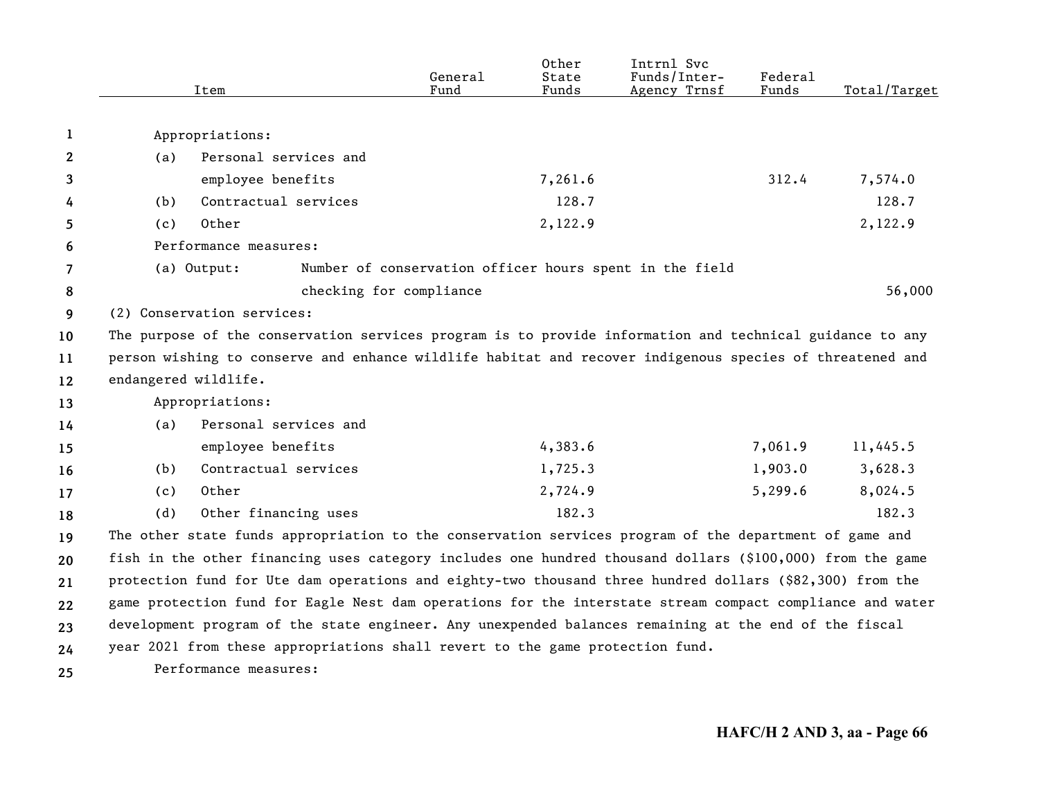| Item | General Fund | Other State Funds | Intrnl Svc Funds/Inter-Agency Trnsf | Federal Funds | Total/Target |
|---|---|---|---|---|---|
| Appropriations: | | | | | |
| (a) Personal services and employee benefits | | 7,261.6 | | 312.4 | 7,574.0 |
| (b) Contractual services | | 128.7 | | | 128.7 |
| (c) Other | | 2,122.9 | | | 2,122.9 |
| Performance measures: | | | | | |
| (a) Output: Number of conservation officer hours spent in the field checking for compliance | | | | | 56,000 |

(2) Conservation services:

The purpose of the conservation services program is to provide information and technical guidance to any person wishing to conserve and enhance wildlife habitat and recover indigenous species of threatened and endangered wildlife.

| Item | General Fund | Other State Funds | Intrnl Svc Funds/Inter-Agency Trnsf | Federal Funds | Total/Target |
|---|---|---|---|---|---|
| Appropriations: | | | | | |
| (a) Personal services and employee benefits | | 4,383.6 | | 7,061.9 | 11,445.5 |
| (b) Contractual services | | 1,725.3 | | 1,903.0 | 3,628.3 |
| (c) Other | | 2,724.9 | | 5,299.6 | 8,024.5 |
| (d) Other financing uses | | 182.3 | | | 182.3 |

The other state funds appropriation to the conservation services program of the department of game and fish in the other financing uses category includes one hundred thousand dollars ($100,000) from the game protection fund for Ute dam operations and eighty-two thousand three hundred dollars ($82,300) from the game protection fund for Eagle Nest dam operations for the interstate stream compact compliance and water development program of the state engineer. Any unexpended balances remaining at the end of the fiscal year 2021 from these appropriations shall revert to the game protection fund.

Performance measures: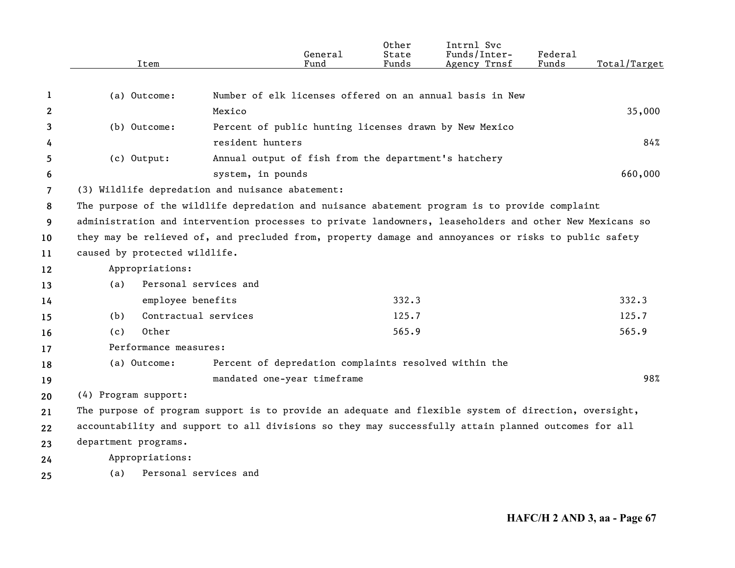| Item | | General Fund | Other State Funds | Intrnl Svc Funds/Inter-Agency Trnsf | Federal Funds | Total/Target |
|---|---|---|---|---|---|---|
| (a) Outcome: | Number of elk licenses offered on an annual basis in New Mexico | | | | | 35,000 |
| (b) Outcome: | Percent of public hunting licenses drawn by New Mexico resident hunters | | | | | 84% |
| (c) Output: | Annual output of fish from the department's hatchery system, in pounds | | | | | 660,000 |

(3) Wildlife depredation and nuisance abatement:

The purpose of the wildlife depredation and nuisance abatement program is to provide complaint administration and intervention processes to private landowners, leaseholders and other New Mexicans so they may be relieved of, and precluded from, property damage and annoyances or risks to public safety caused by protected wildlife.

| Item | | General Fund | Other State Funds | Intrnl Svc Funds/Inter-Agency Trnsf | Federal Funds | Total/Target |
|---|---|---|---|---|---|---|
| Appropriations: | | | | | | |
| (a) | Personal services and employee benefits | | 332.3 | | | 332.3 |
| (b) | Contractual services | | 125.7 | | | 125.7 |
| (c) | Other | | 565.9 | | | 565.9 |
| Performance measures: | | | | | | |
| (a) Outcome: | Percent of depredation complaints resolved within the mandated one-year timeframe | | | | | 98% |

(4) Program support:

The purpose of program support is to provide an adequate and flexible system of direction, oversight, accountability and support to all divisions so they may successfully attain planned outcomes for all department programs.

Appropriations:

(a) Personal services and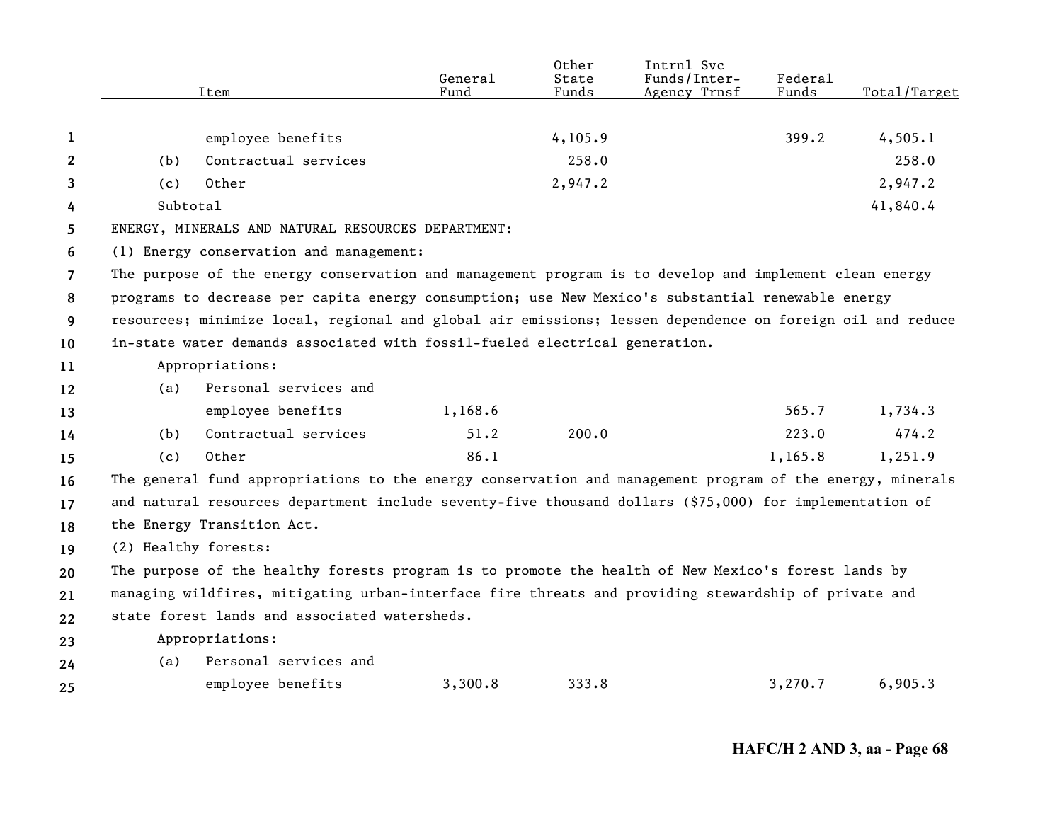| Item | General Fund | Other State Funds | Intrnl Svc Funds/Inter-Agency Trnsf | Federal Funds | Total/Target |
|---|---|---|---|---|---|
| employee benefits | | 4,105.9 | | 399.2 | 4,505.1 |
| (b) Contractual services | | 258.0 | | | 258.0 |
| (c) Other | | 2,947.2 | | | 2,947.2 |
| Subtotal | | | | | 41,840.4 |

ENERGY, MINERALS AND NATURAL RESOURCES DEPARTMENT:

(1) Energy conservation and management:

The purpose of the energy conservation and management program is to develop and implement clean energy programs to decrease per capita energy consumption; use New Mexico's substantial renewable energy resources; minimize local, regional and global air emissions; lessen dependence on foreign oil and reduce in-state water demands associated with fossil-fueled electrical generation.

| Item | General Fund | Other State Funds | Intrnl Svc Funds/Inter-Agency Trnsf | Federal Funds | Total/Target |
|---|---|---|---|---|---|
| Appropriations: | | | | | |
| (a) Personal services and employee benefits | 1,168.6 | | | 565.7 | 1,734.3 |
| (b) Contractual services | 51.2 | 200.0 | | 223.0 | 474.2 |
| (c) Other | 86.1 | | | 1,165.8 | 1,251.9 |

The general fund appropriations to the energy conservation and management program of the energy, minerals and natural resources department include seventy-five thousand dollars ($75,000) for implementation of the Energy Transition Act.

(2) Healthy forests:

The purpose of the healthy forests program is to promote the health of New Mexico's forest lands by managing wildfires, mitigating urban-interface fire threats and providing stewardship of private and state forest lands and associated watersheds.

| Item | General Fund | Other State Funds | Intrnl Svc Funds/Inter-Agency Trnsf | Federal Funds | Total/Target |
|---|---|---|---|---|---|
| Appropriations: | | | | | |
| (a) Personal services and employee benefits | 3,300.8 | 333.8 | | 3,270.7 | 6,905.3 |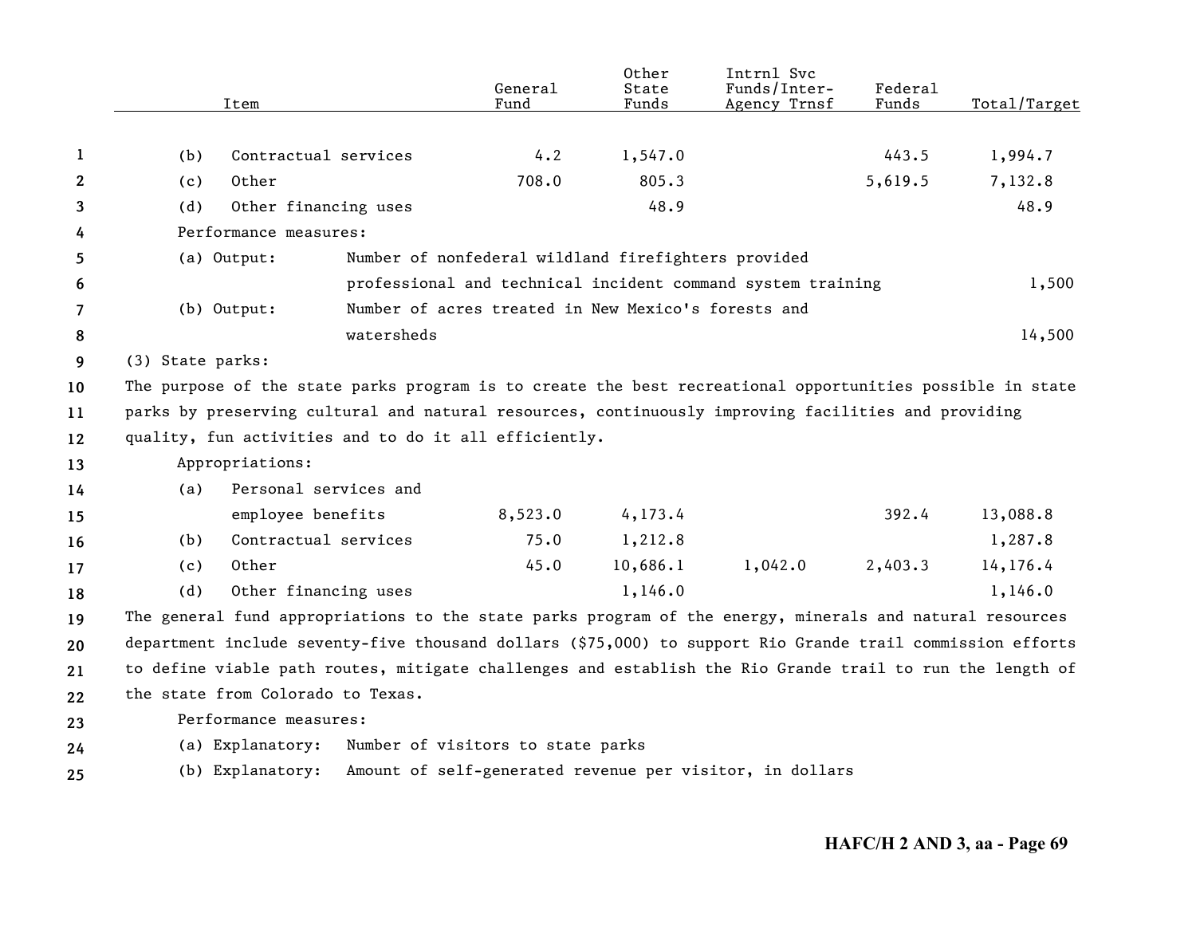| Item | General Fund | Other State Funds | Intrnl Svc Funds/Inter-Agency Trnsf | Federal Funds | Total/Target |
|---|---|---|---|---|---|
| (b) Contractual services | 4.2 | 1,547.0 | | 443.5 | 1,994.7 |
| (c) Other | 708.0 | 805.3 | | 5,619.5 | 7,132.8 |
| (d) Other financing uses | | 48.9 | | | 48.9 |

Performance measures:

| | | |
|---|---|---|
| (a) Output: | Number of nonfederal wildland firefighters provided professional and technical incident command system training | 1,500 |
| (b) Output: | Number of acres treated in New Mexico's forests and watersheds | 14,500 |

(3) State parks:

The purpose of the state parks program is to create the best recreational opportunities possible in state parks by preserving cultural and natural resources, continuously improving facilities and providing quality, fun activities and to do it all efficiently.

Appropriations:

| Item | General Fund | Other State Funds | Intrnl Svc Funds/Inter-Agency Trnsf | Federal Funds | Total/Target |
|---|---|---|---|---|---|
| (a) Personal services and employee benefits | 8,523.0 | 4,173.4 | | 392.4 | 13,088.8 |
| (b) Contractual services | 75.0 | 1,212.8 | | | 1,287.8 |
| (c) Other | 45.0 | 10,686.1 | 1,042.0 | 2,403.3 | 14,176.4 |
| (d) Other financing uses | | 1,146.0 | | | 1,146.0 |

The general fund appropriations to the state parks program of the energy, minerals and natural resources department include seventy-five thousand dollars ($75,000) to support Rio Grande trail commission efforts to define viable path routes, mitigate challenges and establish the Rio Grande trail to run the length of the state from Colorado to Texas.

Performance measures:

(a) Explanatory: Number of visitors to state parks

(b) Explanatory: Amount of self-generated revenue per visitor, in dollars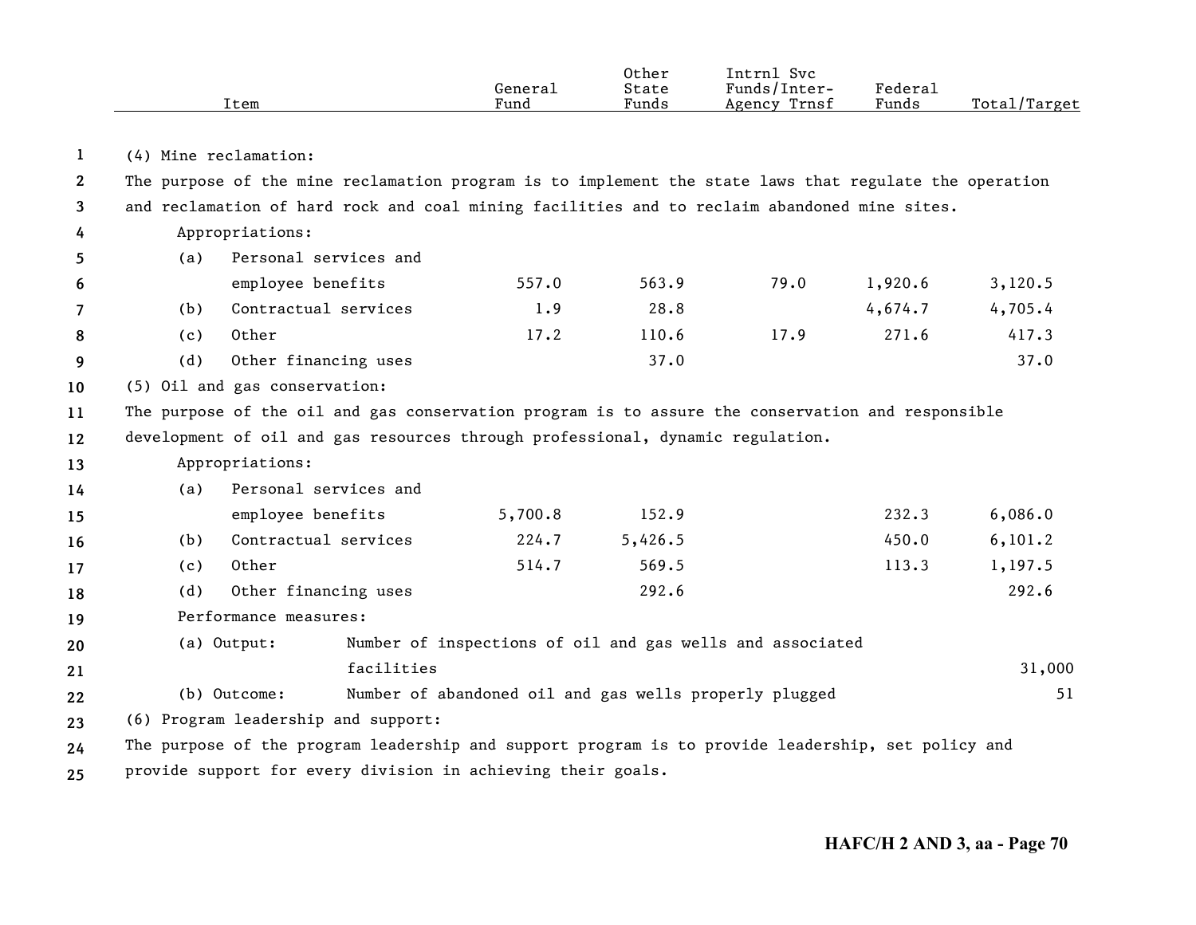| Item | General Fund | Other State Funds | Intrnl Svc Funds/Inter-Agency Trnsf | Federal Funds | Total/Target |
|---|---|---|---|---|---|
| **(4) Mine reclamation:** | | | | | |
| The purpose of the mine reclamation program is to implement the state laws that regulate the operation and reclamation of hard rock and coal mining facilities and to reclaim abandoned mine sites. | | | | | |
| Appropriations: | | | | | |
| (a) Personal services and employee benefits | 557.0 | 563.9 | 79.0 | 1,920.6 | 3,120.5 |
| (b) Contractual services | 1.9 | 28.8 | | 4,674.7 | 4,705.4 |
| (c) Other | 17.2 | 110.6 | 17.9 | 271.6 | 417.3 |
| (d) Other financing uses | | 37.0 | | | 37.0 |
| **(5) Oil and gas conservation:** | | | | | |
| The purpose of the oil and gas conservation program is to assure the conservation and responsible development of oil and gas resources through professional, dynamic regulation. | | | | | |
| Appropriations: | | | | | |
| (a) Personal services and employee benefits | 5,700.8 | 152.9 | | 232.3 | 6,086.0 |
| (b) Contractual services | 224.7 | 5,426.5 | | 450.0 | 6,101.2 |
| (c) Other | 514.7 | 569.5 | | 113.3 | 1,197.5 |
| (d) Other financing uses | | 292.6 | | | 292.6 |
| Performance measures: | | | | | |
| (a) Output: Number of inspections of oil and gas wells and associated facilities | | | | | 31,000 |
| (b) Outcome: Number of abandoned oil and gas wells properly plugged | | | | | 51 |
| **(6) Program leadership and support:** | | | | | |
| The purpose of the program leadership and support program is to provide leadership, set policy and provide support for every division in achieving their goals. | | | | | |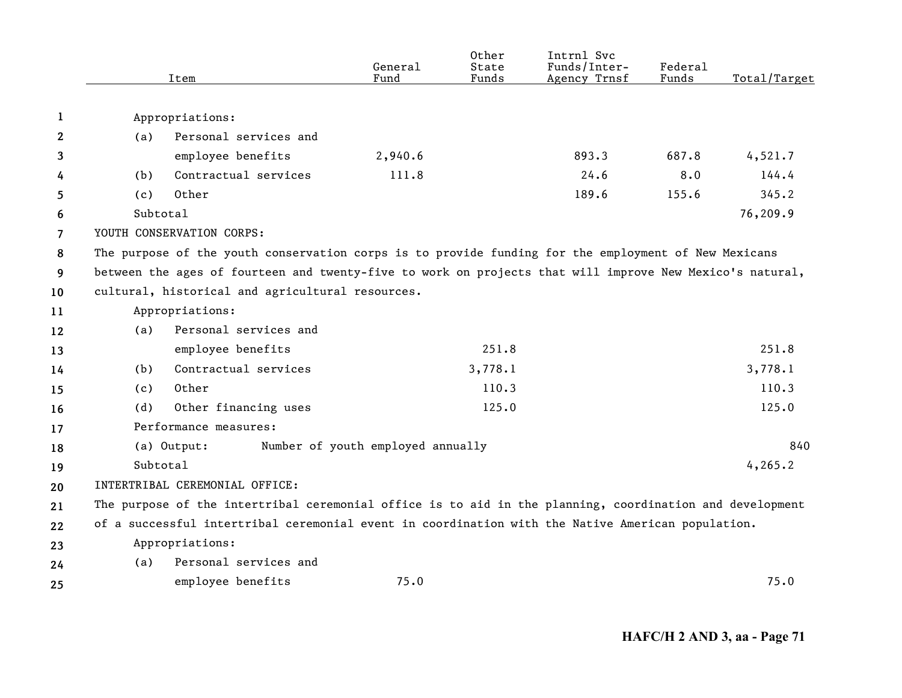| Item | General Fund | Other State Funds | Intrnl Svc Funds/Inter-Agency Trnsf | Federal Funds | Total/Target |
|---|---|---|---|---|---|
| Appropriations: | | | | | |
| (a) Personal services and employee benefits | 2,940.6 | | 893.3 | 687.8 | 4,521.7 |
| (b) Contractual services | 111.8 | | 24.6 | 8.0 | 144.4 |
| (c) Other | | | 189.6 | 155.6 | 345.2 |
| Subtotal | | | | | 76,209.9 |

YOUTH CONSERVATION CORPS:

The purpose of the youth conservation corps is to provide funding for the employment of New Mexicans between the ages of fourteen and twenty-five to work on projects that will improve New Mexico's natural, cultural, historical and agricultural resources.

| Item | General Fund | Other State Funds | Intrnl Svc Funds/Inter-Agency Trnsf | Federal Funds | Total/Target |
|---|---|---|---|---|---|
| Appropriations: | | | | | |
| (a) Personal services and employee benefits | | 251.8 | | | 251.8 |
| (b) Contractual services | | 3,778.1 | | | 3,778.1 |
| (c) Other | | 110.3 | | | 110.3 |
| (d) Other financing uses | | 125.0 | | | 125.0 |
| Performance measures: | | | | | |
| (a) Output: Number of youth employed annually | | | | | 840 |
| Subtotal | | | | | 4,265.2 |

INTERTRIBAL CEREMONIAL OFFICE:

The purpose of the intertribal ceremonial office is to aid in the planning, coordination and development of a successful intertribal ceremonial event in coordination with the Native American population.

| Item | General Fund | Other State Funds | Intrnl Svc Funds/Inter-Agency Trnsf | Federal Funds | Total/Target |
|---|---|---|---|---|---|
| Appropriations: | | | | | |
| (a) Personal services and employee benefits | 75.0 | | | | 75.0 |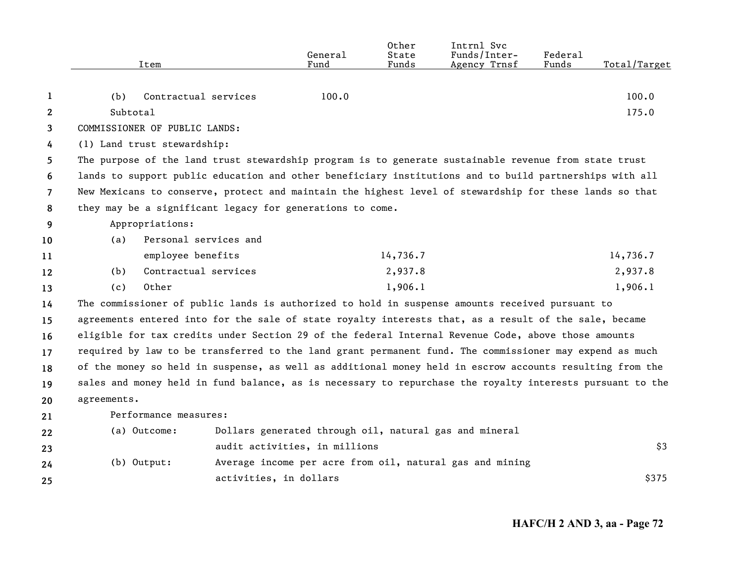| Item | General Fund | Other State Funds | Intrnl Svc Funds/Inter-Agency Trnsf | Federal Funds | Total/Target |
|---|---|---|---|---|---|
| (b) Contractual services | 100.0 | | | | 100.0 |
| Subtotal | | | | | 175.0 |

COMMISSIONER OF PUBLIC LANDS:

(1) Land trust stewardship:

The purpose of the land trust stewardship program is to generate sustainable revenue from state trust lands to support public education and other beneficiary institutions and to build partnerships with all New Mexicans to conserve, protect and maintain the highest level of stewardship for these lands so that they may be a significant legacy for generations to come.

| Item | General Fund | Other State Funds | Intrnl Svc Funds/Inter-Agency Trnsf | Federal Funds | Total/Target |
|---|---|---|---|---|---|
| Appropriations: | | | | | |
| (a) Personal services and employee benefits | | 14,736.7 | | | 14,736.7 |
| (b) Contractual services | | 2,937.8 | | | 2,937.8 |
| (c) Other | | 1,906.1 | | | 1,906.1 |

The commissioner of public lands is authorized to hold in suspense amounts received pursuant to agreements entered into for the sale of state royalty interests that, as a result of the sale, became eligible for tax credits under Section 29 of the federal Internal Revenue Code, above those amounts required by law to be transferred to the land grant permanent fund. The commissioner may expend as much of the money so held in suspense, as well as additional money held in escrow accounts resulting from the sales and money held in fund balance, as is necessary to repurchase the royalty interests pursuant to the agreements.

Performance measures:

| Measure | Description | Target |
|---|---|---|
| (a) Outcome: | Dollars generated through oil, natural gas and mineral audit activities, in millions | $3 |
| (b) Output: | Average income per acre from oil, natural gas and mining activities, in dollars | $375 |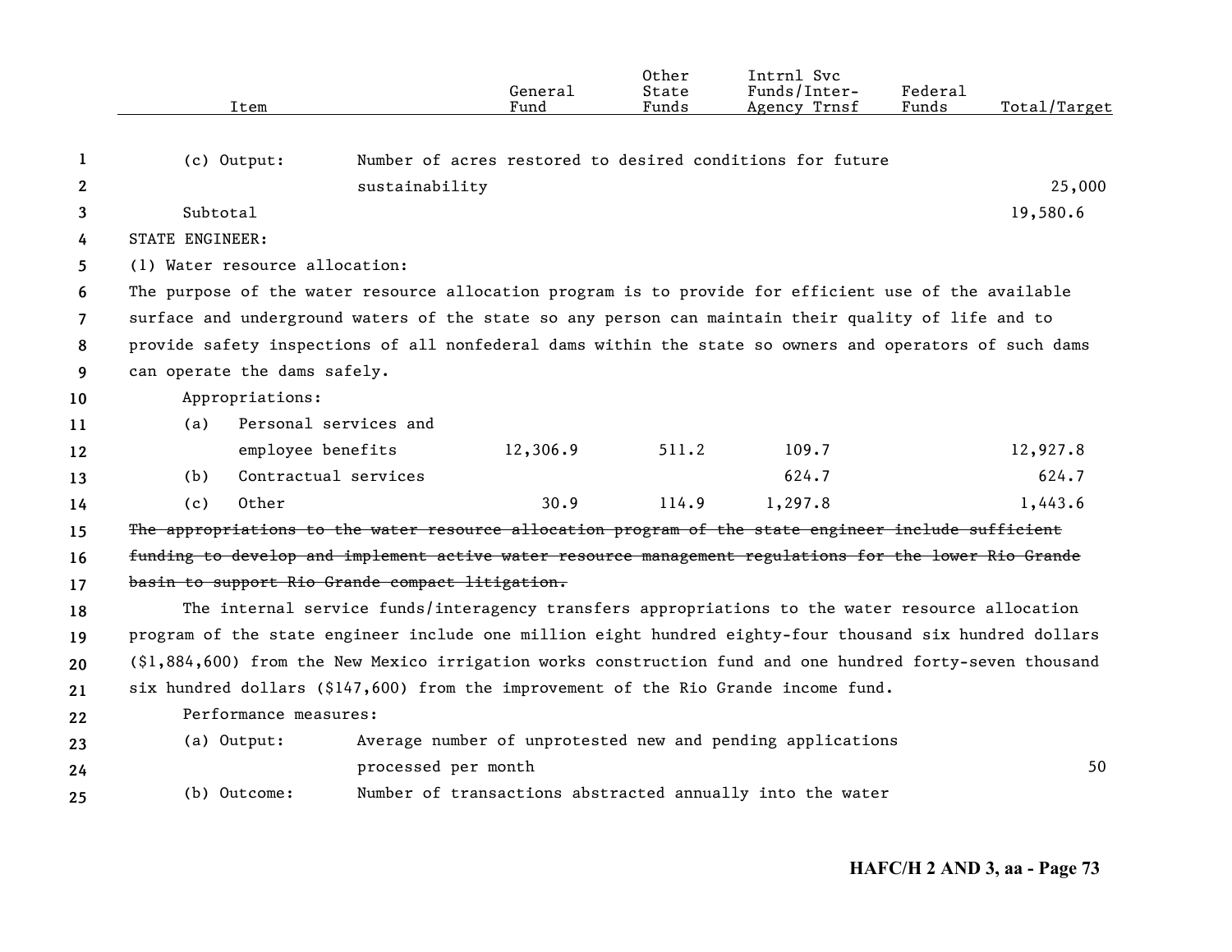| Item | | General Fund | Other State Funds | Intrnl Svc Funds/Inter-Agency Trnsf | Federal Funds | Total/Target |
|---|---|---|---|---|---|---|
| (c) Output: | Number of acres restored to desired conditions for future sustainability | | | | | 25,000 |
| Subtotal | | | | | | 19,580.6 |

STATE ENGINEER:

(1) Water resource allocation:

The purpose of the water resource allocation program is to provide for efficient use of the available surface and underground waters of the state so any person can maintain their quality of life and to provide safety inspections of all nonfederal dams within the state so owners and operators of such dams can operate the dams safely.

Appropriations:

| Item | General Fund | Other State Funds | Intrnl Svc Funds/Inter-Agency Trnsf | Federal Funds | Total/Target |
|---|---|---|---|---|---|
| (a) Personal services and employee benefits | 12,306.9 | 511.2 | 109.7 | | 12,927.8 |
| (b) Contractual services | | | 624.7 | | 624.7 |
| (c) Other | 30.9 | 114.9 | 1,297.8 | | 1,443.6 |

~~The appropriations to the water resource allocation program of the state engineer include sufficient funding to develop and implement active water resource management regulations for the lower Rio Grande basin to support Rio Grande compact litigation.~~

The internal service funds/interagency transfers appropriations to the water resource allocation program of the state engineer include one million eight hundred eighty-four thousand six hundred dollars ($1,884,600) from the New Mexico irrigation works construction fund and one hundred forty-seven thousand six hundred dollars ($147,600) from the improvement of the Rio Grande income fund.

Performance measures:

| Measure | Description | Total/Target |
|---|---|---|
| (a) Output: | Average number of unprotested new and pending applications processed per month | 50 |
| (b) Outcome: | Number of transactions abstracted annually into the water | |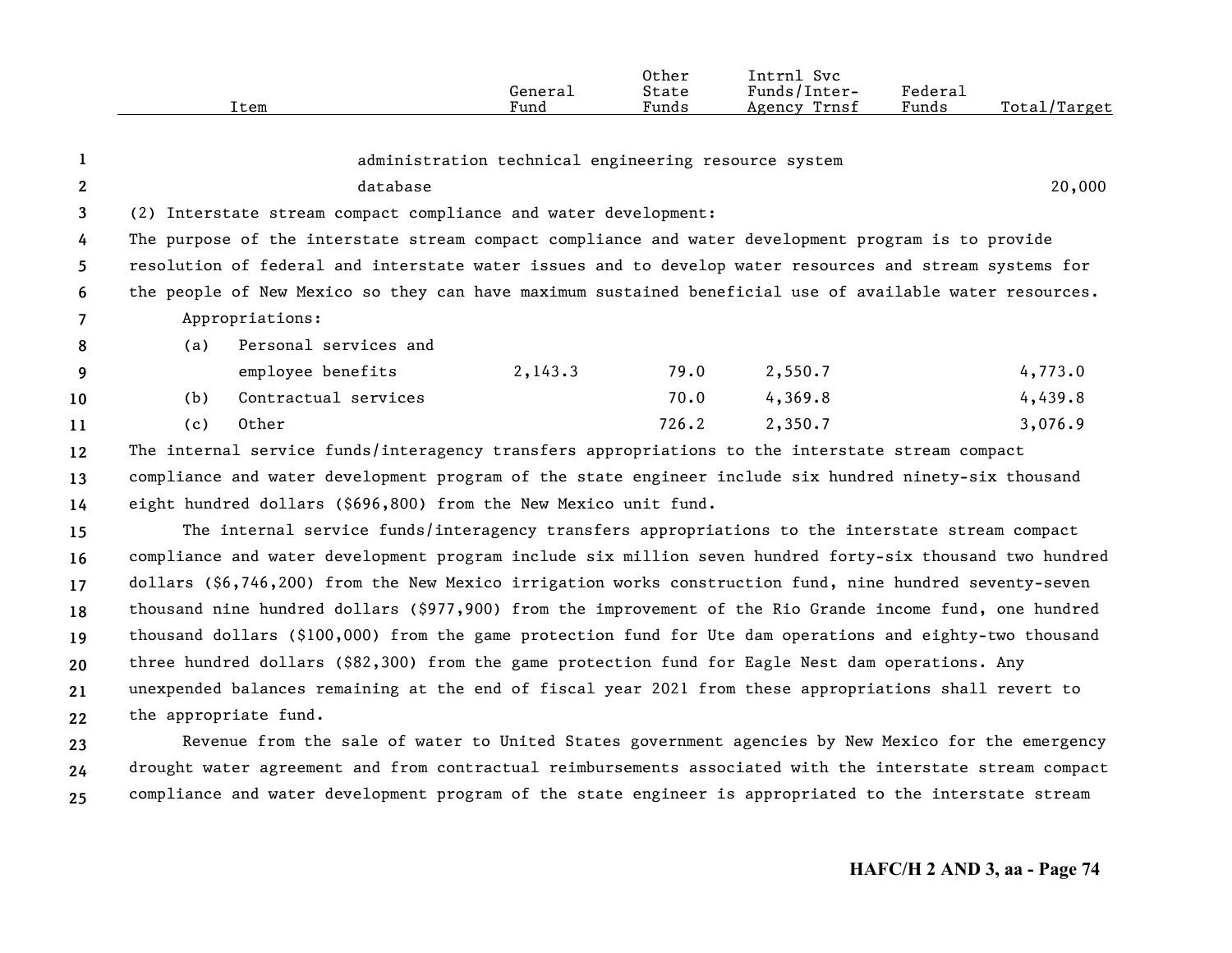| Item | General Fund | Other State Funds | Intrnl Svc Funds/Inter-Agency Trnsf | Federal Funds | Total/Target |
|---|---|---|---|---|---|
| administration technical engineering resource system database | | | | | 20,000 |

(2) Interstate stream compact compliance and water development:

The purpose of the interstate stream compact compliance and water development program is to provide resolution of federal and interstate water issues and to develop water resources and stream systems for the people of New Mexico so they can have maximum sustained beneficial use of available water resources.

Appropriations:

| Item | General Fund | Other State Funds | Intrnl Svc Funds/Inter-Agency Trnsf | Federal Funds | Total/Target |
|---|---|---|---|---|---|
| (a) Personal services and employee benefits | 2,143.3 | 79.0 | 2,550.7 | | 4,773.0 |
| (b) Contractual services | | 70.0 | 4,369.8 | | 4,439.8 |
| (c) Other | | 726.2 | 2,350.7 | | 3,076.9 |

The internal service funds/interagency transfers appropriations to the interstate stream compact compliance and water development program of the state engineer include six hundred ninety-six thousand eight hundred dollars ($696,800) from the New Mexico unit fund.

The internal service funds/interagency transfers appropriations to the interstate stream compact compliance and water development program include six million seven hundred forty-six thousand two hundred dollars ($6,746,200) from the New Mexico irrigation works construction fund, nine hundred seventy-seven thousand nine hundred dollars ($977,900) from the improvement of the Rio Grande income fund, one hundred thousand dollars ($100,000) from the game protection fund for Ute dam operations and eighty-two thousand three hundred dollars ($82,300) from the game protection fund for Eagle Nest dam operations. Any unexpended balances remaining at the end of fiscal year 2021 from these appropriations shall revert to the appropriate fund.

Revenue from the sale of water to United States government agencies by New Mexico for the emergency drought water agreement and from contractual reimbursements associated with the interstate stream compact compliance and water development program of the state engineer is appropriated to the interstate stream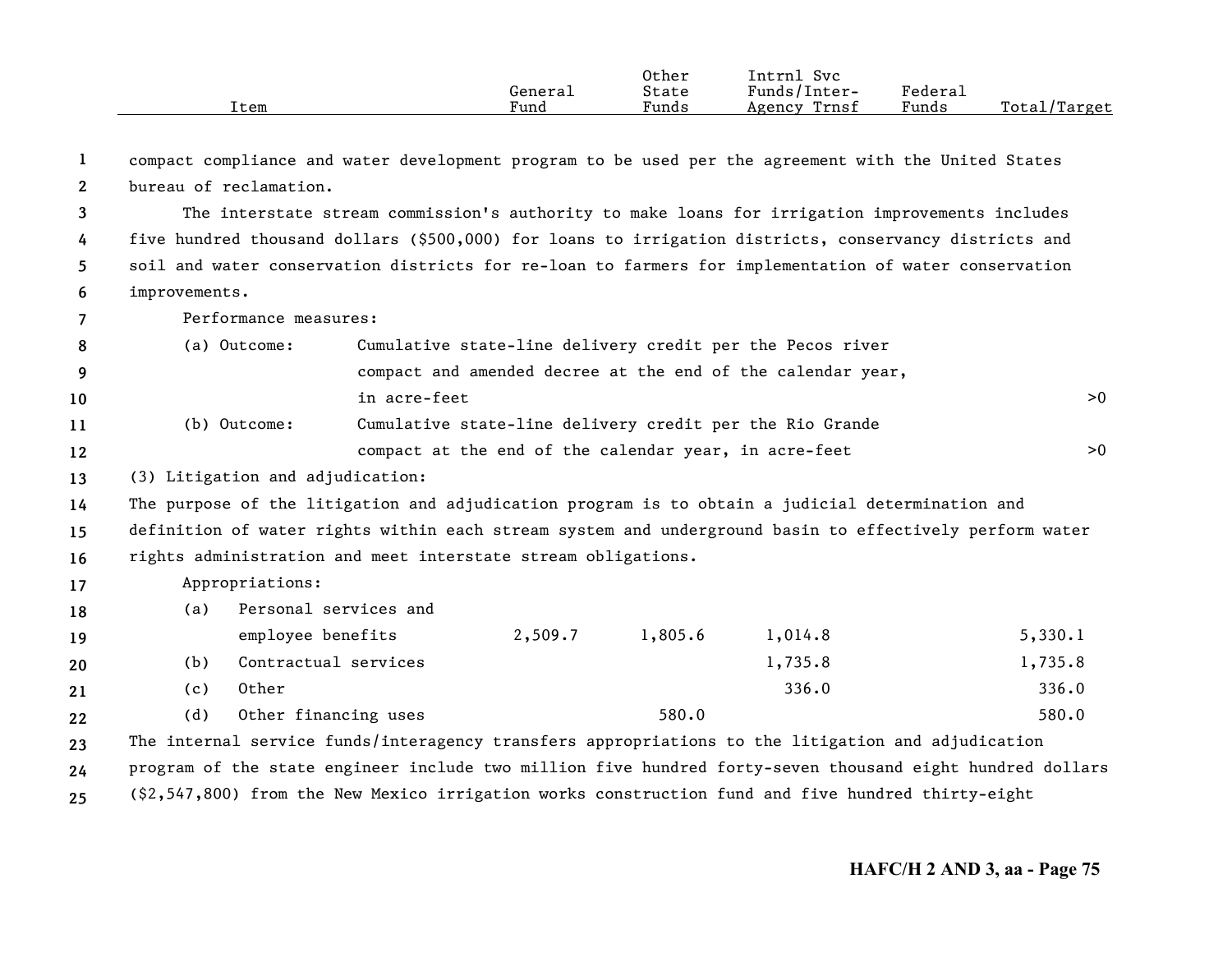| Item | General Fund | Other State Funds | Intrnl Svc Funds/Inter-Agency Trnsf | Federal Funds | Total/Target |
|---|---|---|---|---|---|

compact compliance and water development program to be used per the agreement with the United States bureau of reclamation.

The interstate stream commission's authority to make loans for irrigation improvements includes five hundred thousand dollars ($500,000) for loans to irrigation districts, conservancy districts and soil and water conservation districts for re-loan to farmers for implementation of water conservation improvements.

Performance measures:

| Item | General Fund | Other State Funds | Intrnl Svc Funds/Inter-Agency Trnsf | Federal Funds | Total/Target |
|---|---|---|---|---|---|
| (a) Outcome: Cumulative state-line delivery credit per the Pecos river compact and amended decree at the end of the calendar year, in acre-feet | | | | | >0 |
| (b) Outcome: Cumulative state-line delivery credit per the Rio Grande compact at the end of the calendar year, in acre-feet | | | | | >0 |

(3) Litigation and adjudication:

The purpose of the litigation and adjudication program is to obtain a judicial determination and definition of water rights within each stream system and underground basin to effectively perform water rights administration and meet interstate stream obligations.

Appropriations:

| Item | General Fund | Other State Funds | Intrnl Svc Funds/Inter-Agency Trnsf | Federal Funds | Total/Target |
|---|---|---|---|---|---|
| (a) Personal services and employee benefits | 2,509.7 | 1,805.6 | 1,014.8 | | 5,330.1 |
| (b) Contractual services | | | 1,735.8 | | 1,735.8 |
| (c) Other | | | 336.0 | | 336.0 |
| (d) Other financing uses | | 580.0 | | | 580.0 |

The internal service funds/interagency transfers appropriations to the litigation and adjudication program of the state engineer include two million five hundred forty-seven thousand eight hundred dollars ($2,547,800) from the New Mexico irrigation works construction fund and five hundred thirty-eight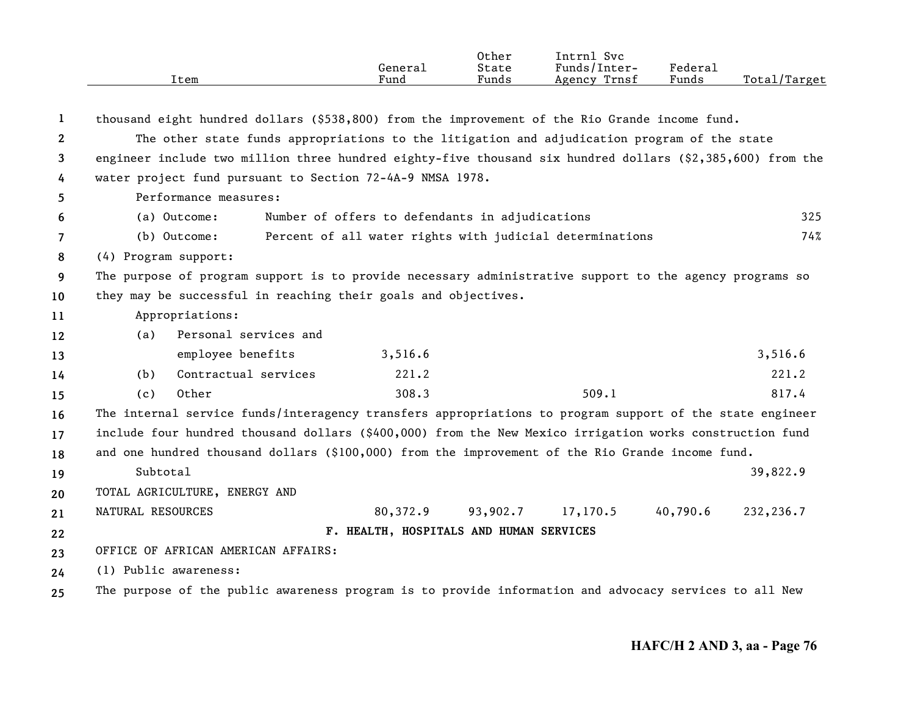| Item | General Fund | Other State Funds | Intrnl Svc Funds/Inter-Agency Trnsf | Federal Funds | Total/Target |
|---|---|---|---|---|---|

thousand eight hundred dollars ($538,800) from the improvement of the Rio Grande income fund.

The other state funds appropriations to the litigation and adjudication program of the state engineer include two million three hundred eighty-five thousand six hundred dollars ($2,385,600) from the water project fund pursuant to Section 72-4A-9 NMSA 1978.

Performance measures:

| | | | | | |
|---|---|---|---|---|---|
| (a) Outcome: Number of offers to defendants in adjudications | | | | | 325 |
| (b) Outcome: Percent of all water rights with judicial determinations | | | | | 74% |

(4) Program support:

The purpose of program support is to provide necessary administrative support to the agency programs so they may be successful in reaching their goals and objectives.

Appropriations:

| Item | General Fund | Other State Funds | Intrnl Svc Funds/Inter-Agency Trnsf | Federal Funds | Total/Target |
|---|---|---|---|---|---|
| (a) Personal services and employee benefits | 3,516.6 | | | | 3,516.6 |
| (b) Contractual services | 221.2 | | | | 221.2 |
| (c) Other | 308.3 | | 509.1 | | 817.4 |

The internal service funds/interagency transfers appropriations to program support of the state engineer include four hundred thousand dollars ($400,000) from the New Mexico irrigation works construction fund and one hundred thousand dollars ($100,000) from the improvement of the Rio Grande income fund.

| Item | General Fund | Other State Funds | Intrnl Svc Funds/Inter-Agency Trnsf | Federal Funds | Total/Target |
|---|---|---|---|---|---|
| Subtotal | | | | | 39,822.9 |
| TOTAL AGRICULTURE, ENERGY AND NATURAL RESOURCES | 80,372.9 | 93,902.7 | 17,170.5 | 40,790.6 | 232,236.7 |

**F. HEALTH, HOSPITALS AND HUMAN SERVICES**

OFFICE OF AFRICAN AMERICAN AFFAIRS:

(1) Public awareness:

The purpose of the public awareness program is to provide information and advocacy services to all New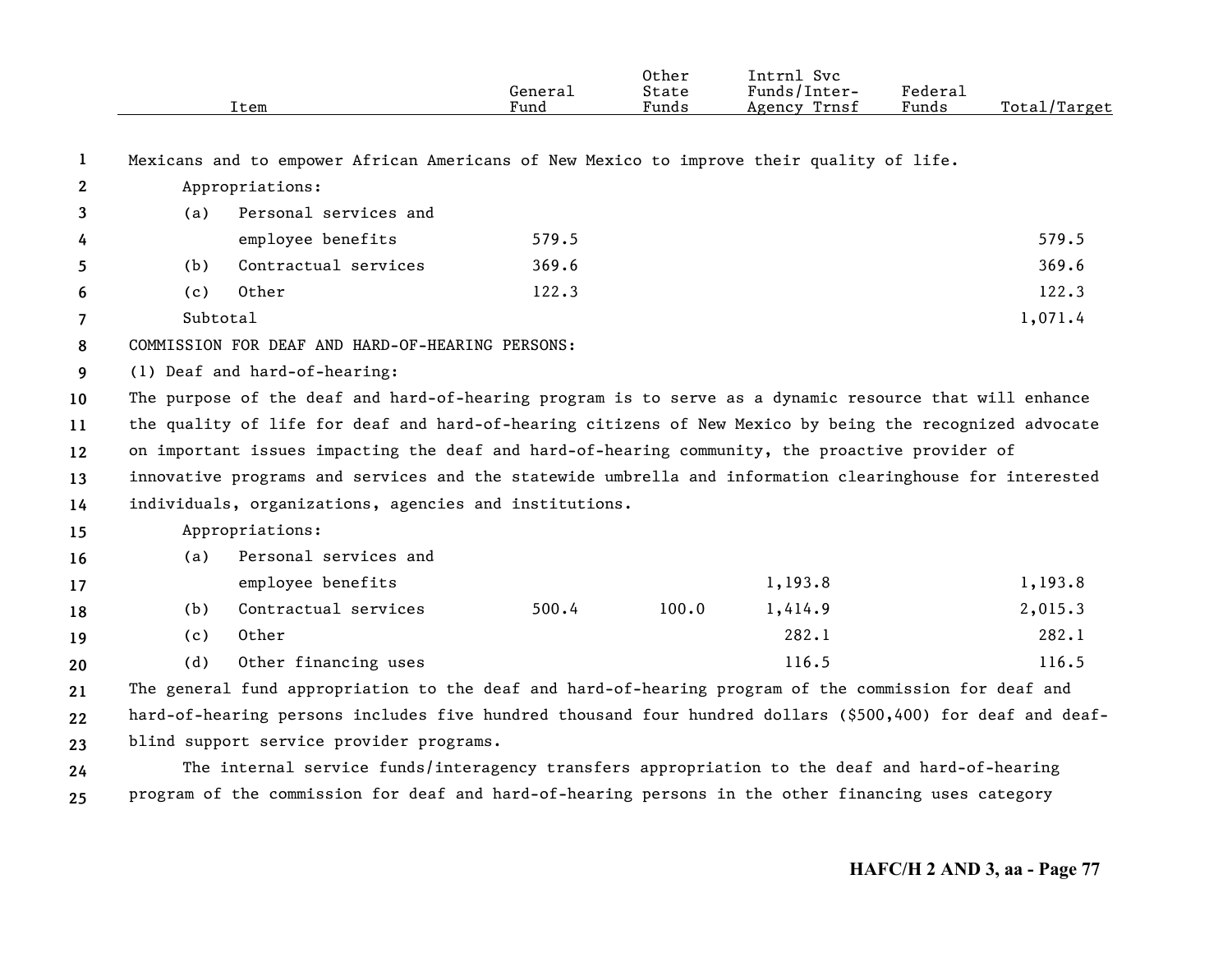| Item | General Fund | Other State Funds | Intrnl Svc Funds/Inter-Agency Trnsf | Federal Funds | Total/Target |
|---|---|---|---|---|---|

Mexicans and to empower African Americans of New Mexico to improve their quality of life.

Appropriations:

| Item | General Fund | Other State Funds | Intrnl Svc Funds/Inter-Agency Trnsf | Federal Funds | Total/Target |
|---|---|---|---|---|---|
| (a) Personal services and employee benefits | 579.5 | | | | 579.5 |
| (b) Contractual services | 369.6 | | | | 369.6 |
| (c) Other | 122.3 | | | | 122.3 |
| Subtotal | | | | | 1,071.4 |

COMMISSION FOR DEAF AND HARD-OF-HEARING PERSONS:

(1) Deaf and hard-of-hearing:

The purpose of the deaf and hard-of-hearing program is to serve as a dynamic resource that will enhance the quality of life for deaf and hard-of-hearing citizens of New Mexico by being the recognized advocate on important issues impacting the deaf and hard-of-hearing community, the proactive provider of innovative programs and services and the statewide umbrella and information clearinghouse for interested individuals, organizations, agencies and institutions.

Appropriations:

| Item | General Fund | Other State Funds | Intrnl Svc Funds/Inter-Agency Trnsf | Federal Funds | Total/Target |
|---|---|---|---|---|---|
| (a) Personal services and employee benefits | | | 1,193.8 | | 1,193.8 |
| (b) Contractual services | 500.4 | 100.0 | 1,414.9 | | 2,015.3 |
| (c) Other | | | 282.1 | | 282.1 |
| (d) Other financing uses | | | 116.5 | | 116.5 |

The general fund appropriation to the deaf and hard-of-hearing program of the commission for deaf and hard-of-hearing persons includes five hundred thousand four hundred dollars ($500,400) for deaf and deaf-blind support service provider programs.

The internal service funds/interagency transfers appropriation to the deaf and hard-of-hearing program of the commission for deaf and hard-of-hearing persons in the other financing uses category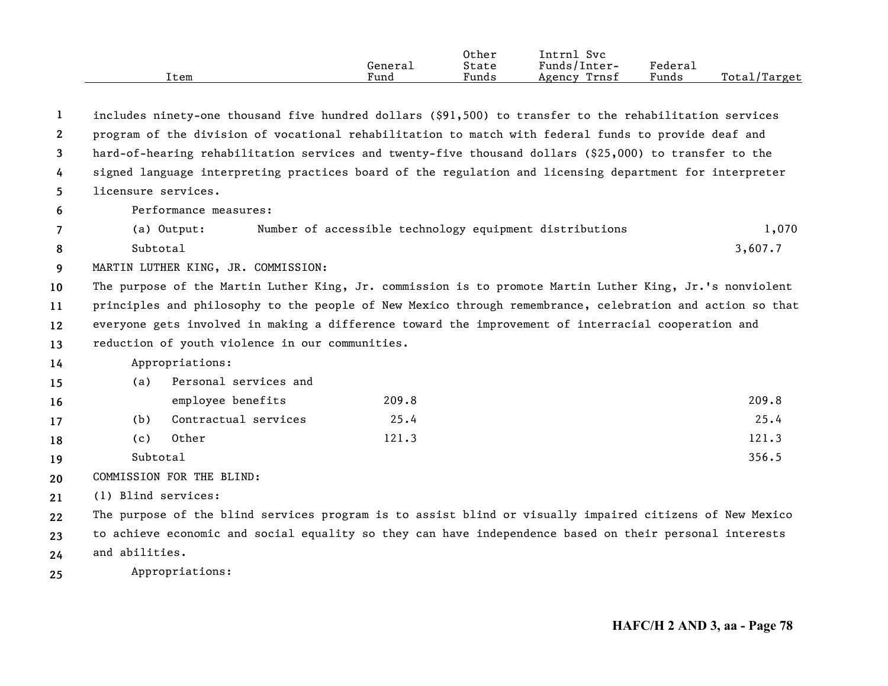| Item | General Fund | Other State Funds | Intrnl Svc Funds/Inter-Agency Trnsf | Federal Funds | Total/Target |
|---|---|---|---|---|---|

includes ninety-one thousand five hundred dollars ($91,500) to transfer to the rehabilitation services program of the division of vocational rehabilitation to match with federal funds to provide deaf and hard-of-hearing rehabilitation services and twenty-five thousand dollars ($25,000) to transfer to the signed language interpreting practices board of the regulation and licensing department for interpreter licensure services.

Performance measures:

| Item | General Fund | Other State Funds | Intrnl Svc Funds/Inter-Agency Trnsf | Federal Funds | Total/Target |
|---|---|---|---|---|---|
| (a) Output: Number of accessible technology equipment distributions | | | | | 1,070 |
| Subtotal | | | | | 3,607.7 |

MARTIN LUTHER KING, JR. COMMISSION:

The purpose of the Martin Luther King, Jr. commission is to promote Martin Luther King, Jr.'s nonviolent principles and philosophy to the people of New Mexico through remembrance, celebration and action so that everyone gets involved in making a difference toward the improvement of interracial cooperation and reduction of youth violence in our communities.

Appropriations:

| Item | General Fund | Other State Funds | Intrnl Svc Funds/Inter-Agency Trnsf | Federal Funds | Total/Target |
|---|---|---|---|---|---|
| (a) Personal services and employee benefits | 209.8 | | | | 209.8 |
| (b) Contractual services | 25.4 | | | | 25.4 |
| (c) Other | 121.3 | | | | 121.3 |
| Subtotal | | | | | 356.5 |

COMMISSION FOR THE BLIND:

(1) Blind services:

The purpose of the blind services program is to assist blind or visually impaired citizens of New Mexico to achieve economic and social equality so they can have independence based on their personal interests and abilities.

Appropriations: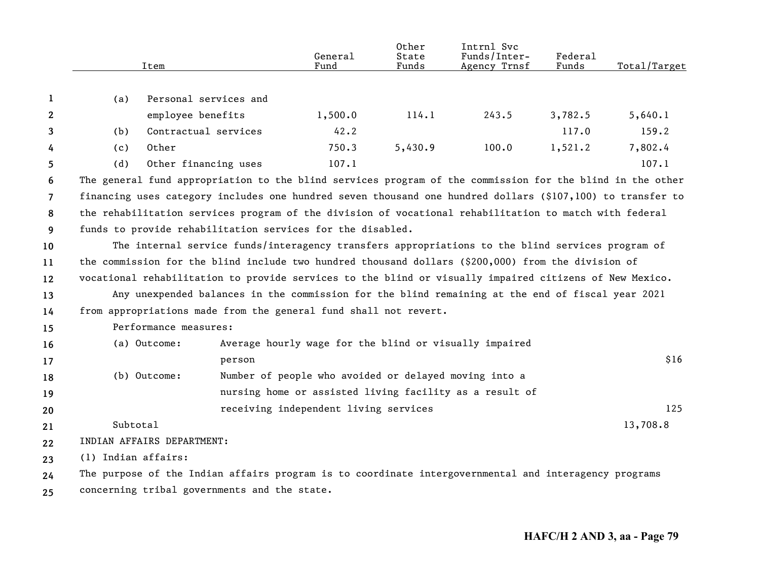| Item | General Fund | Other State Funds | Intrnl Svc Funds/Inter-Agency Trnsf | Federal Funds | Total/Target |
|---|---|---|---|---|---|
| (a) Personal services and employee benefits | 1,500.0 | 114.1 | 243.5 | 3,782.5 | 5,640.1 |
| (b) Contractual services | 42.2 | | | 117.0 | 159.2 |
| (c) Other | 750.3 | 5,430.9 | 100.0 | 1,521.2 | 7,802.4 |
| (d) Other financing uses | 107.1 | | | | 107.1 |

The general fund appropriation to the blind services program of the commission for the blind in the other financing uses category includes one hundred seven thousand one hundred dollars ($107,100) to transfer to the rehabilitation services program of the division of vocational rehabilitation to match with federal funds to provide rehabilitation services for the disabled.

The internal service funds/interagency transfers appropriations to the blind services program of the commission for the blind include two hundred thousand dollars ($200,000) from the division of vocational rehabilitation to provide services to the blind or visually impaired citizens of New Mexico.

Any unexpended balances in the commission for the blind remaining at the end of fiscal year 2021 from appropriations made from the general fund shall not revert.

Performance measures:

| | | |
|---|---|---|
| (a) Outcome: | Average hourly wage for the blind or visually impaired person | $16 |
| (b) Outcome: | Number of people who avoided or delayed moving into a nursing home or assisted living facility as a result of receiving independent living services | 125 |

Subtotal 13,708.8

INDIAN AFFAIRS DEPARTMENT:

(1) Indian affairs:

The purpose of the Indian affairs program is to coordinate intergovernmental and interagency programs concerning tribal governments and the state.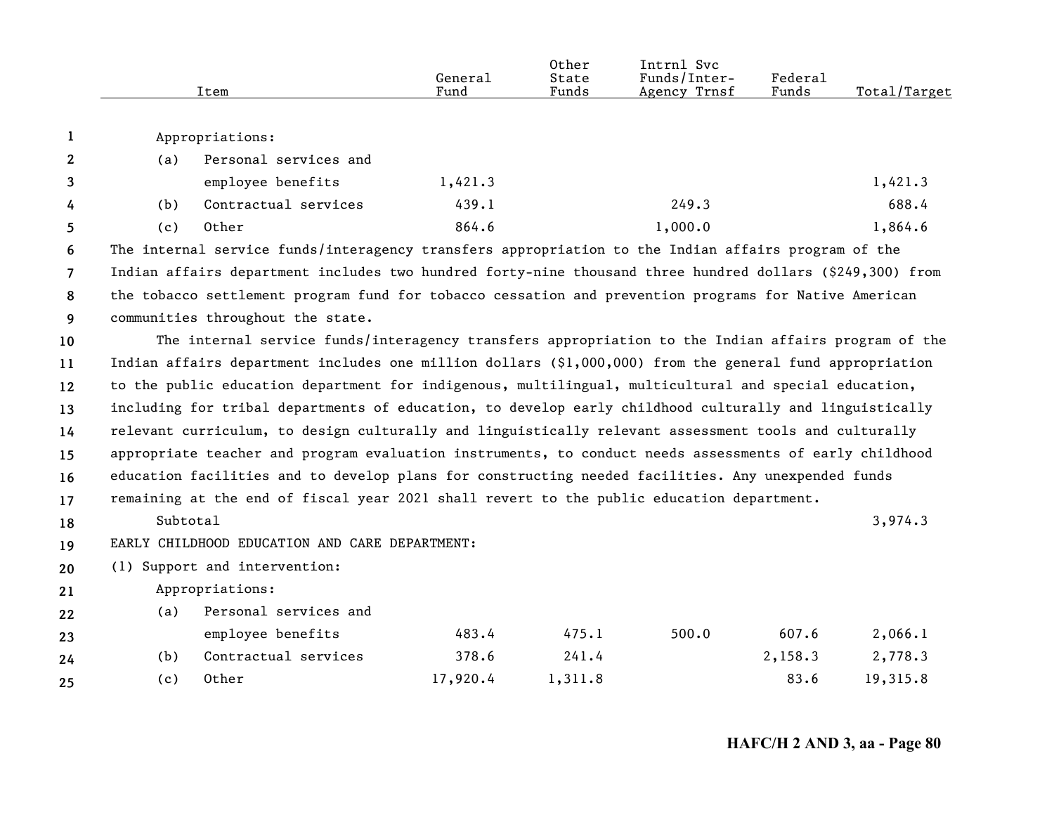| Item | General Fund | Other State Funds | Intrnl Svc Funds/Inter-Agency Trnsf | Federal Funds | Total/Target |
|---|---|---|---|---|---|
| Appropriations: | | | | | |
| (a) Personal services and employee benefits | 1,421.3 | | | | 1,421.3 |
| (b) Contractual services | 439.1 | | 249.3 | | 688.4 |
| (c) Other | 864.6 | | 1,000.0 | | 1,864.6 |

The internal service funds/interagency transfers appropriation to the Indian affairs program of the Indian affairs department includes two hundred forty-nine thousand three hundred dollars ($249,300) from the tobacco settlement program fund for tobacco cessation and prevention programs for Native American communities throughout the state.

The internal service funds/interagency transfers appropriation to the Indian affairs program of the Indian affairs department includes one million dollars ($1,000,000) from the general fund appropriation to the public education department for indigenous, multilingual, multicultural and special education, including for tribal departments of education, to develop early childhood culturally and linguistically relevant curriculum, to design culturally and linguistically relevant assessment tools and culturally appropriate teacher and program evaluation instruments, to conduct needs assessments of early childhood education facilities and to develop plans for constructing needed facilities. Any unexpended funds remaining at the end of fiscal year 2021 shall revert to the public education department.

| Item | General Fund | Other State Funds | Intrnl Svc Funds/Inter-Agency Trnsf | Federal Funds | Total/Target |
|---|---|---|---|---|---|
| Subtotal | | | | | 3,974.3 |
| EARLY CHILDHOOD EDUCATION AND CARE DEPARTMENT: | | | | | |
| (1) Support and intervention: | | | | | |
| Appropriations: | | | | | |
| (a) Personal services and employee benefits | 483.4 | 475.1 | 500.0 | 607.6 | 2,066.1 |
| (b) Contractual services | 378.6 | 241.4 | | 2,158.3 | 2,778.3 |
| (c) Other | 17,920.4 | 1,311.8 | | 83.6 | 19,315.8 |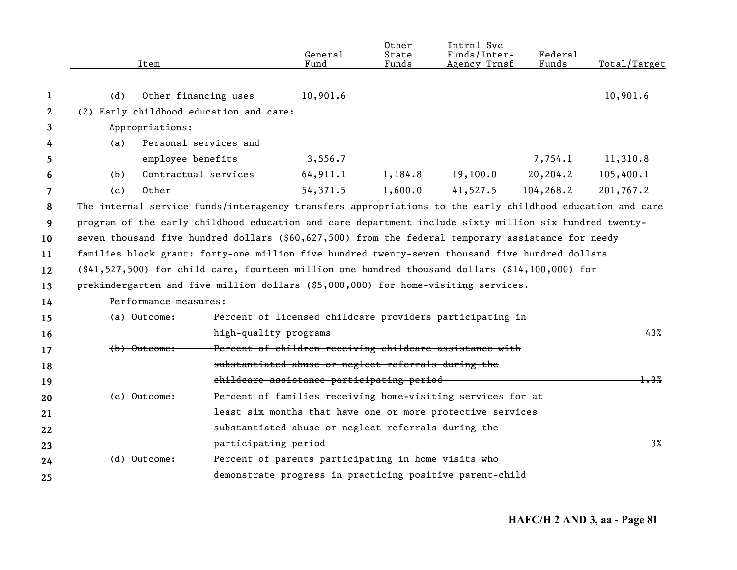| Item | General Fund | Other State Funds | Intrnl Svc Funds/Inter-Agency Trnsf | Federal Funds | Total/Target |
|---|---|---|---|---|---|
| (d) Other financing uses | 10,901.6 | | | | 10,901.6 |
| (2) Early childhood education and care: | | | | | |
| Appropriations: | | | | | |
| (a) Personal services and employee benefits | 3,556.7 | | | 7,754.1 | 11,310.8 |
| (b) Contractual services | 64,911.1 | 1,184.8 | 19,100.0 | 20,204.2 | 105,400.1 |
| (c) Other | 54,371.5 | 1,600.0 | 41,527.5 | 104,268.2 | 201,767.2 |

The internal service funds/interagency transfers appropriations to the early childhood education and care program of the early childhood education and care department include sixty million six hundred twenty-seven thousand five hundred dollars ($60,627,500) from the federal temporary assistance for needy families block grant: forty-one million five hundred twenty-seven thousand five hundred dollars ($41,527,500) for child care, fourteen million one hundred thousand dollars ($14,100,000) for prekindergarten and five million dollars ($5,000,000) for home-visiting services.

Performance measures:

| | | |
|---|---|---|
| (a) Outcome: | Percent of licensed childcare providers participating in high-quality programs | 43% |
| ~~(b) Outcome:~~ | ~~Percent of children receiving childcare assistance with substantiated abuse or neglect referrals during the childcare assistance participating period~~ | ~~1.3%~~ |
| (c) Outcome: | Percent of families receiving home-visiting services for at least six months that have one or more protective services substantiated abuse or neglect referrals during the participating period | 3% |
| (d) Outcome: | Percent of parents participating in home visits who demonstrate progress in practicing positive parent-child | |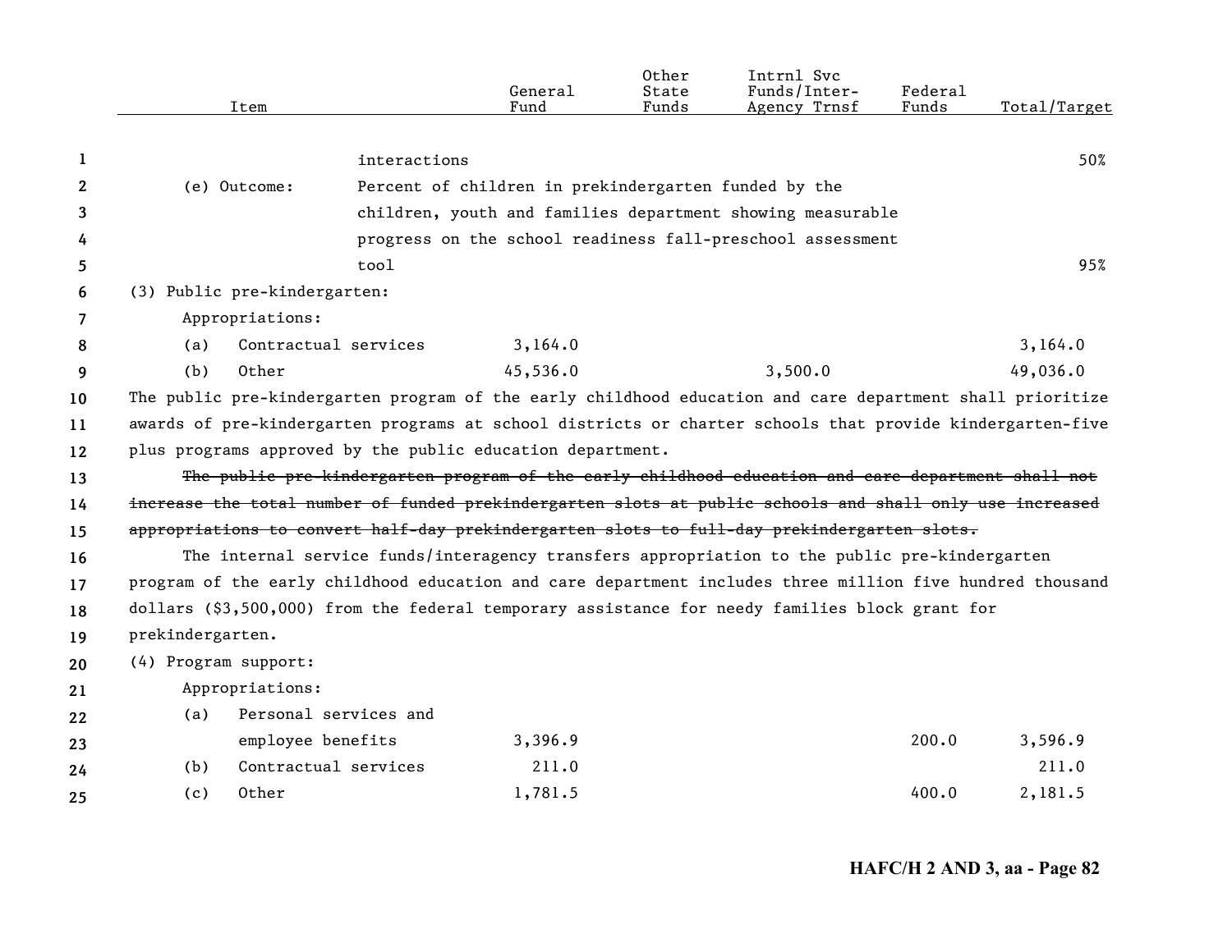| Item | | General Fund | Other State Funds | Intrnl Svc Funds/Inter-Agency Trnsf | Federal Funds | Total/Target |
|---|---|---|---|---|---|---|
| | interactions | | | | | 50% |
| (e) Outcome: | Percent of children in prekindergarten funded by the children, youth and families department showing measurable progress on the school readiness fall-preschool assessment tool | | | | | 95% |
| (3) Public pre-kindergarten: | | | | | | |
| Appropriations: | | | | | | |
| (a) Contractual services | | 3,164.0 | | | | 3,164.0 |
| (b) Other | | 45,536.0 | | 3,500.0 | | 49,036.0 |

The public pre-kindergarten program of the early childhood education and care department shall prioritize awards of pre-kindergarten programs at school districts or charter schools that provide kindergarten-five plus programs approved by the public education department.

~~The public pre-kindergarten program of the early childhood education and care department shall not increase the total number of funded prekindergarten slots at public schools and shall only use increased appropriations to convert half-day prekindergarten slots to full-day prekindergarten slots.~~

The internal service funds/interagency transfers appropriation to the public pre-kindergarten program of the early childhood education and care department includes three million five hundred thousand dollars ($3,500,000) from the federal temporary assistance for needy families block grant for prekindergarten.

| Item | General Fund | Other State Funds | Intrnl Svc Funds/Inter-Agency Trnsf | Federal Funds | Total/Target |
|---|---|---|---|---|---|
| (4) Program support: | | | | | |
| Appropriations: | | | | | |
| (a) Personal services and employee benefits | 3,396.9 | | | 200.0 | 3,596.9 |
| (b) Contractual services | 211.0 | | | | 211.0 |
| (c) Other | 1,781.5 | | | 400.0 | 2,181.5 |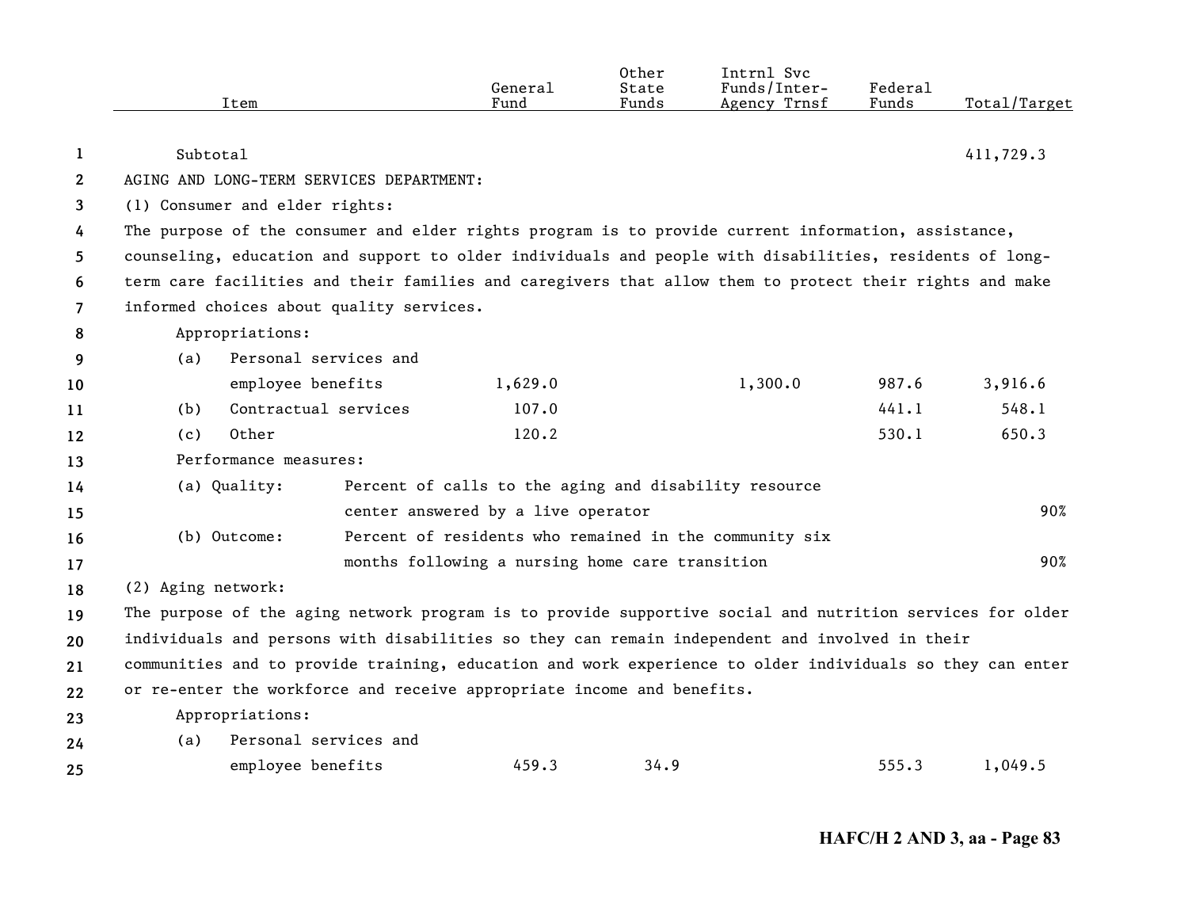| Item | General Fund | Other State Funds | Intrnl Svc Funds/Inter-Agency Trnsf | Federal Funds | Total/Target |
|---|---|---|---|---|---|
| Subtotal | | | | | 411,729.3 |

AGING AND LONG-TERM SERVICES DEPARTMENT:

(1) Consumer and elder rights:

The purpose of the consumer and elder rights program is to provide current information, assistance, counseling, education and support to older individuals and people with disabilities, residents of long-term care facilities and their families and caregivers that allow them to protect their rights and make informed choices about quality services.

Appropriations:

| Item | General Fund | Other State Funds | Intrnl Svc Funds/Inter-Agency Trnsf | Federal Funds | Total/Target |
|---|---|---|---|---|---|
| (a) Personal services and employee benefits | 1,629.0 | | 1,300.0 | 987.6 | 3,916.6 |
| (b) Contractual services | 107.0 | | | 441.1 | 548.1 |
| (c) Other | 120.2 | | | 530.1 | 650.3 |

Performance measures:

| Measure | Description | Target |
|---|---|---|
| (a) Quality: | Percent of calls to the aging and disability resource center answered by a live operator | 90% |
| (b) Outcome: | Percent of residents who remained in the community six months following a nursing home care transition | 90% |

(2) Aging network:

The purpose of the aging network program is to provide supportive social and nutrition services for older individuals and persons with disabilities so they can remain independent and involved in their communities and to provide training, education and work experience to older individuals so they can enter or re-enter the workforce and receive appropriate income and benefits.

Appropriations:

| Item | General Fund | Other State Funds | Intrnl Svc Funds/Inter-Agency Trnsf | Federal Funds | Total/Target |
|---|---|---|---|---|---|
| (a) Personal services and employee benefits | 459.3 | 34.9 | | 555.3 | 1,049.5 |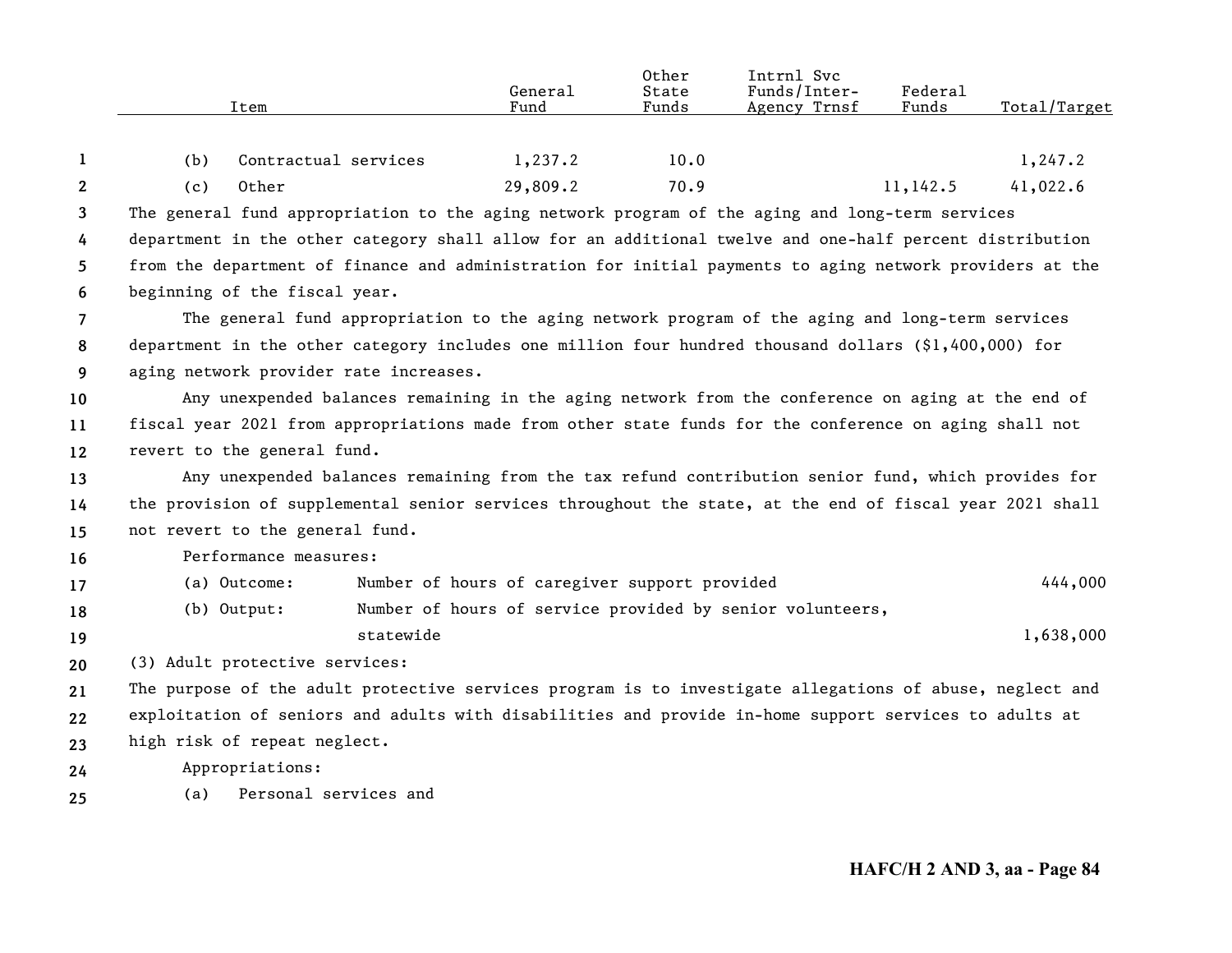| Item | General Fund | Other State Funds | Intrnl Svc Funds/Inter-Agency Trnsf | Federal Funds | Total/Target |
|---|---|---|---|---|---|
| (b) Contractual services | 1,237.2 | 10.0 | | | 1,247.2 |
| (c) Other | 29,809.2 | 70.9 | | 11,142.5 | 41,022.6 |

The general fund appropriation to the aging network program of the aging and long-term services department in the other category shall allow for an additional twelve and one-half percent distribution from the department of finance and administration for initial payments to aging network providers at the beginning of the fiscal year.

The general fund appropriation to the aging network program of the aging and long-term services department in the other category includes one million four hundred thousand dollars ($1,400,000) for aging network provider rate increases.

Any unexpended balances remaining in the aging network from the conference on aging at the end of fiscal year 2021 from appropriations made from other state funds for the conference on aging shall not revert to the general fund.

Any unexpended balances remaining from the tax refund contribution senior fund, which provides for the provision of supplemental senior services throughout the state, at the end of fiscal year 2021 shall not revert to the general fund.

Performance measures:

| | | |
|---|---|---|
| (a) Outcome: | Number of hours of caregiver support provided | 444,000 |
| (b) Output: | Number of hours of service provided by senior volunteers, statewide | 1,638,000 |

(3) Adult protective services:

The purpose of the adult protective services program is to investigate allegations of abuse, neglect and exploitation of seniors and adults with disabilities and provide in-home support services to adults at high risk of repeat neglect.

Appropriations:

(a) Personal services and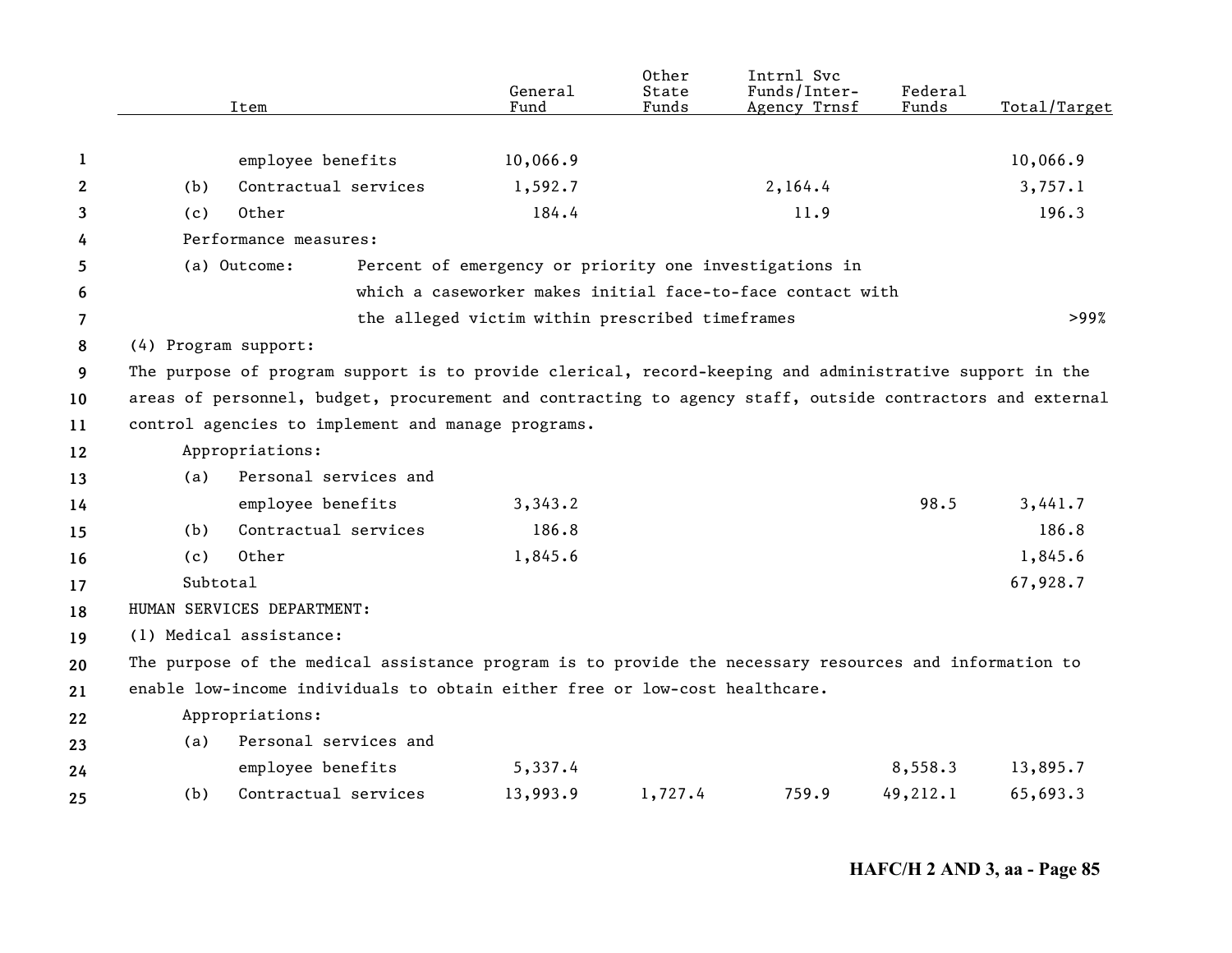| Item | General Fund | Other State Funds | Intrnl Svc Funds/Inter-Agency Trnsf | Federal Funds | Total/Target |
|---|---|---|---|---|---|
| employee benefits | 10,066.9 | | | | 10,066.9 |
| (b) Contractual services | 1,592.7 | | 2,164.4 | | 3,757.1 |
| (c) Other | 184.4 | | 11.9 | | 196.3 |
| Performance measures: | | | | | |
| (a) Outcome: Percent of emergency or priority one investigations in which a caseworker makes initial face-to-face contact with the alleged victim within prescribed timeframes | | | | | >99% |

(4) Program support:

The purpose of program support is to provide clerical, record-keeping and administrative support in the areas of personnel, budget, procurement and contracting to agency staff, outside contractors and external control agencies to implement and manage programs.

| Item | General Fund | Other State Funds | Intrnl Svc Funds/Inter-Agency Trnsf | Federal Funds | Total/Target |
|---|---|---|---|---|---|
| Appropriations: | | | | | |
| (a) Personal services and employee benefits | 3,343.2 | | | 98.5 | 3,441.7 |
| (b) Contractual services | 186.8 | | | | 186.8 |
| (c) Other | 1,845.6 | | | | 1,845.6 |
| Subtotal | | | | | 67,928.7 |

HUMAN SERVICES DEPARTMENT:

(1) Medical assistance:

The purpose of the medical assistance program is to provide the necessary resources and information to enable low-income individuals to obtain either free or low-cost healthcare.

| Item | General Fund | Other State Funds | Intrnl Svc Funds/Inter-Agency Trnsf | Federal Funds | Total/Target |
|---|---|---|---|---|---|
| Appropriations: | | | | | |
| (a) Personal services and employee benefits | 5,337.4 | | | 8,558.3 | 13,895.7 |
| (b) Contractual services | 13,993.9 | 1,727.4 | 759.9 | 49,212.1 | 65,693.3 |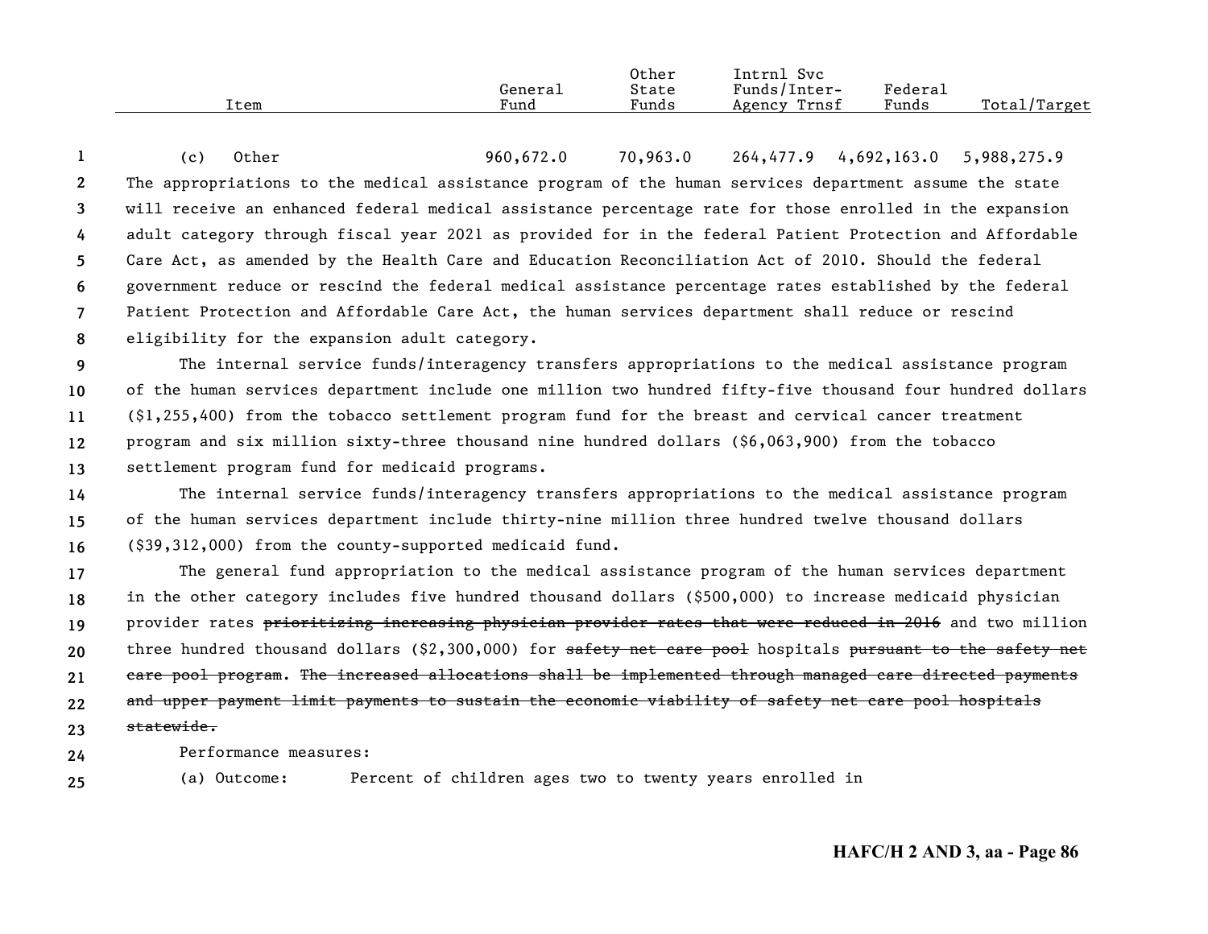| Item | General Fund | Other State Funds | Intrnl Svc Funds/Inter-Agency Trnsf | Federal Funds | Total/Target |
|---|---|---|---|---|---|
| (c) Other | 960,672.0 | 70,963.0 | 264,477.9 | 4,692,163.0 | 5,988,275.9 |

The appropriations to the medical assistance program of the human services department assume the state will receive an enhanced federal medical assistance percentage rate for those enrolled in the expansion adult category through fiscal year 2021 as provided for in the federal Patient Protection and Affordable Care Act, as amended by the Health Care and Education Reconciliation Act of 2010. Should the federal government reduce or rescind the federal medical assistance percentage rates established by the federal Patient Protection and Affordable Care Act, the human services department shall reduce or rescind eligibility for the expansion adult category.

The internal service funds/interagency transfers appropriations to the medical assistance program of the human services department include one million two hundred fifty-five thousand four hundred dollars ($1,255,400) from the tobacco settlement program fund for the breast and cervical cancer treatment program and six million sixty-three thousand nine hundred dollars ($6,063,900) from the tobacco settlement program fund for medicaid programs.

The internal service funds/interagency transfers appropriations to the medical assistance program of the human services department include thirty-nine million three hundred twelve thousand dollars ($39,312,000) from the county-supported medicaid fund.

The general fund appropriation to the medical assistance program of the human services department in the other category includes five hundred thousand dollars ($500,000) to increase medicaid physician provider rates ~~prioritizing increasing physician provider rates that were reduced in 2016~~ and two million three hundred thousand dollars ($2,300,000) for ~~safety net care pool~~ hospitals ~~pursuant to the safety net care pool program~~. ~~The increased allocations shall be implemented through managed care directed payments and upper payment limit payments to sustain the economic viability of safety net care pool hospitals statewide.~~

Performance measures:

(a) Outcome: Percent of children ages two to twenty years enrolled in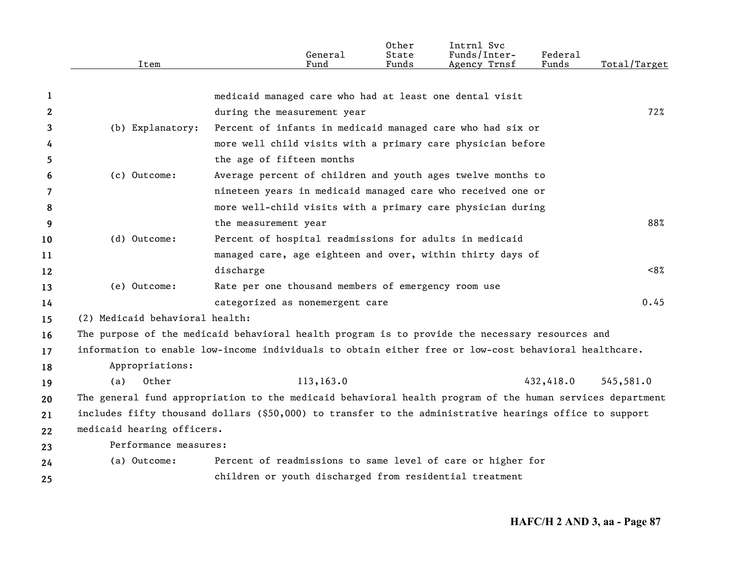| Item | | General Fund | Other State Funds | Intrnl Svc Funds/Inter-Agency Trnsf | Federal Funds | Total/Target |
|---|---|---|---|---|---|---|
| | medicaid managed care who had at least one dental visit during the measurement year | | | | | 72% |
| (b) Explanatory: | Percent of infants in medicaid managed care who had six or more well child visits with a primary care physician before the age of fifteen months | | | | | |
| (c) Outcome: | Average percent of children and youth ages twelve months to nineteen years in medicaid managed care who received one or more well-child visits with a primary care physician during the measurement year | | | | | 88% |
| (d) Outcome: | Percent of hospital readmissions for adults in medicaid managed care, age eighteen and over, within thirty days of discharge | | | | | <8% |
| (e) Outcome: | Rate per one thousand members of emergency room use categorized as nonemergent care | | | | | 0.45 |

(2) Medicaid behavioral health:

The purpose of the medicaid behavioral health program is to provide the necessary resources and information to enable low-income individuals to obtain either free or low-cost behavioral healthcare.

Appropriations:

| Item | General Fund | Other State Funds | Intrnl Svc Funds/Inter-Agency Trnsf | Federal Funds | Total/Target |
|---|---|---|---|---|---|
| (a) Other | 113,163.0 | | | 432,418.0 | 545,581.0 |

The general fund appropriation to the medicaid behavioral health program of the human services department includes fifty thousand dollars ($50,000) to transfer to the administrative hearings office to support medicaid hearing officers.

Performance measures:

| | | |
|---|---|---|
| (a) Outcome: | Percent of readmissions to same level of care or higher for children or youth discharged from residential treatment | |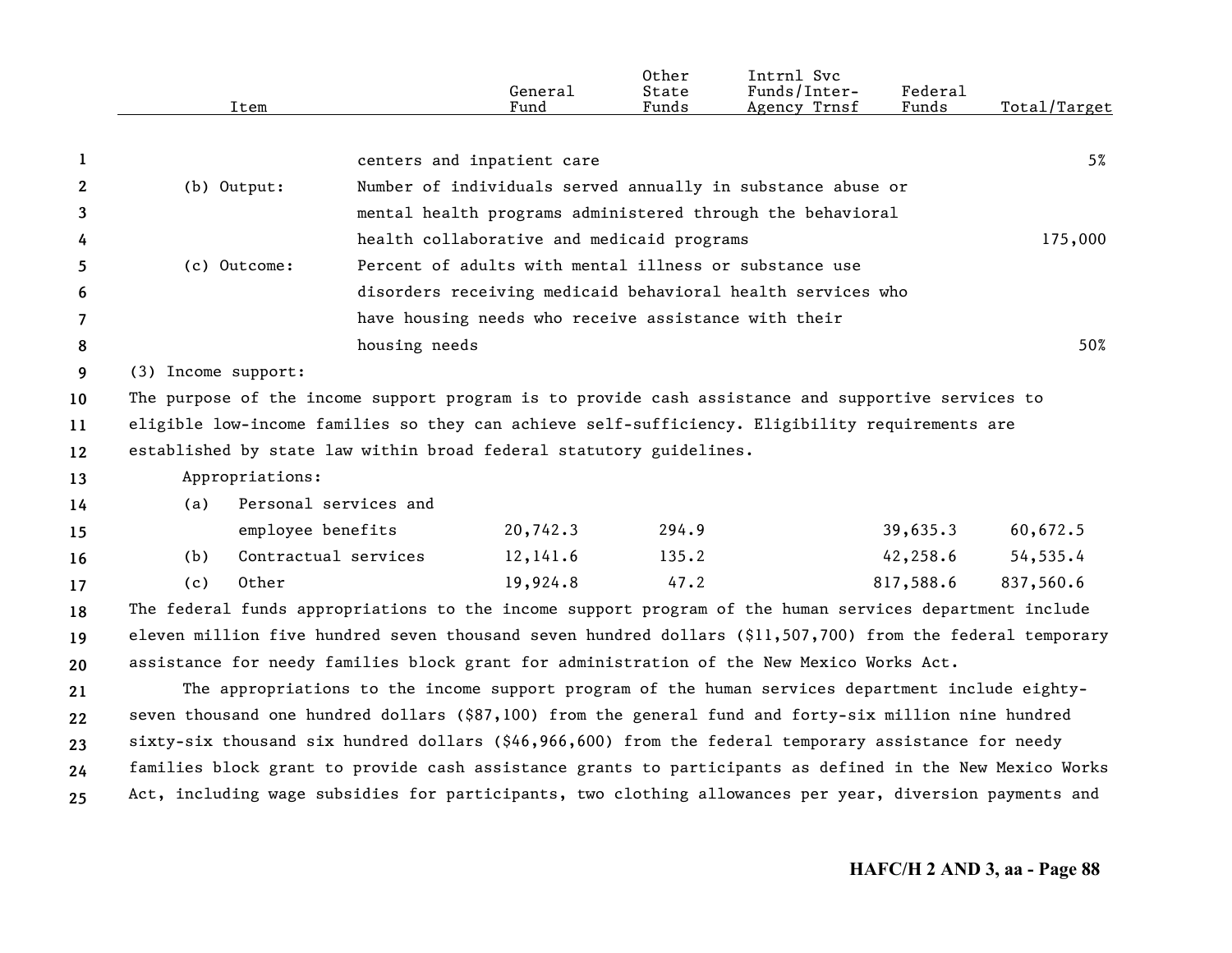| Item | | General Fund | Other State Funds | Intrnl Svc Funds/Inter-Agency Trnsf | Federal Funds | Total/Target |
|---|---|---|---|---|---|---|
| | centers and inpatient care | | | | | 5% |
| (b) Output: | Number of individuals served annually in substance abuse or mental health programs administered through the behavioral health collaborative and medicaid programs | | | | | 175,000 |
| (c) Outcome: | Percent of adults with mental illness or substance use disorders receiving medicaid behavioral health services who have housing needs who receive assistance with their housing needs | | | | | 50% |

(3) Income support:

The purpose of the income support program is to provide cash assistance and supportive services to eligible low-income families so they can achieve self-sufficiency. Eligibility requirements are established by state law within broad federal statutory guidelines.

Appropriations:

| Item | General Fund | Other State Funds | Intrnl Svc Funds/Inter-Agency Trnsf | Federal Funds | Total/Target |
|---|---|---|---|---|---|
| (a) Personal services and employee benefits | 20,742.3 | 294.9 | | 39,635.3 | 60,672.5 |
| (b) Contractual services | 12,141.6 | 135.2 | | 42,258.6 | 54,535.4 |
| (c) Other | 19,924.8 | 47.2 | | 817,588.6 | 837,560.6 |

The federal funds appropriations to the income support program of the human services department include eleven million five hundred seven thousand seven hundred dollars ($11,507,700) from the federal temporary assistance for needy families block grant for administration of the New Mexico Works Act.

The appropriations to the income support program of the human services department include eighty-seven thousand one hundred dollars ($87,100) from the general fund and forty-six million nine hundred sixty-six thousand six hundred dollars ($46,966,600) from the federal temporary assistance for needy families block grant to provide cash assistance grants to participants as defined in the New Mexico Works Act, including wage subsidies for participants, two clothing allowances per year, diversion payments and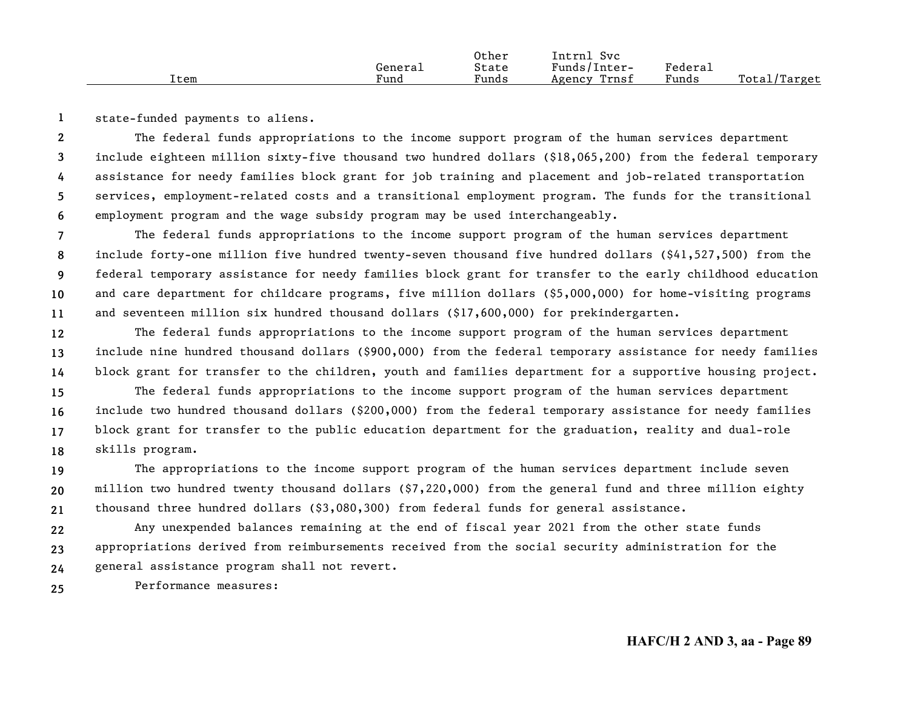| Item | General Fund | Other State Funds | Intrnl Svc Funds/Inter-Agency Trnsf | Federal Funds | Total/Target |
|---|---|---|---|---|---|

state-funded payments to aliens.

The federal funds appropriations to the income support program of the human services department include eighteen million sixty-five thousand two hundred dollars ($18,065,200) from the federal temporary assistance for needy families block grant for job training and placement and job-related transportation services, employment-related costs and a transitional employment program. The funds for the transitional employment program and the wage subsidy program may be used interchangeably.

The federal funds appropriations to the income support program of the human services department include forty-one million five hundred twenty-seven thousand five hundred dollars ($41,527,500) from the federal temporary assistance for needy families block grant for transfer to the early childhood education and care department for childcare programs, five million dollars ($5,000,000) for home-visiting programs and seventeen million six hundred thousand dollars ($17,600,000) for prekindergarten.

The federal funds appropriations to the income support program of the human services department include nine hundred thousand dollars ($900,000) from the federal temporary assistance for needy families block grant for transfer to the children, youth and families department for a supportive housing project.

The federal funds appropriations to the income support program of the human services department include two hundred thousand dollars ($200,000) from the federal temporary assistance for needy families block grant for transfer to the public education department for the graduation, reality and dual-role skills program.

The appropriations to the income support program of the human services department include seven million two hundred twenty thousand dollars ($7,220,000) from the general fund and three million eighty thousand three hundred dollars ($3,080,300) from federal funds for general assistance.

Any unexpended balances remaining at the end of fiscal year 2021 from the other state funds appropriations derived from reimbursements received from the social security administration for the general assistance program shall not revert.

Performance measures: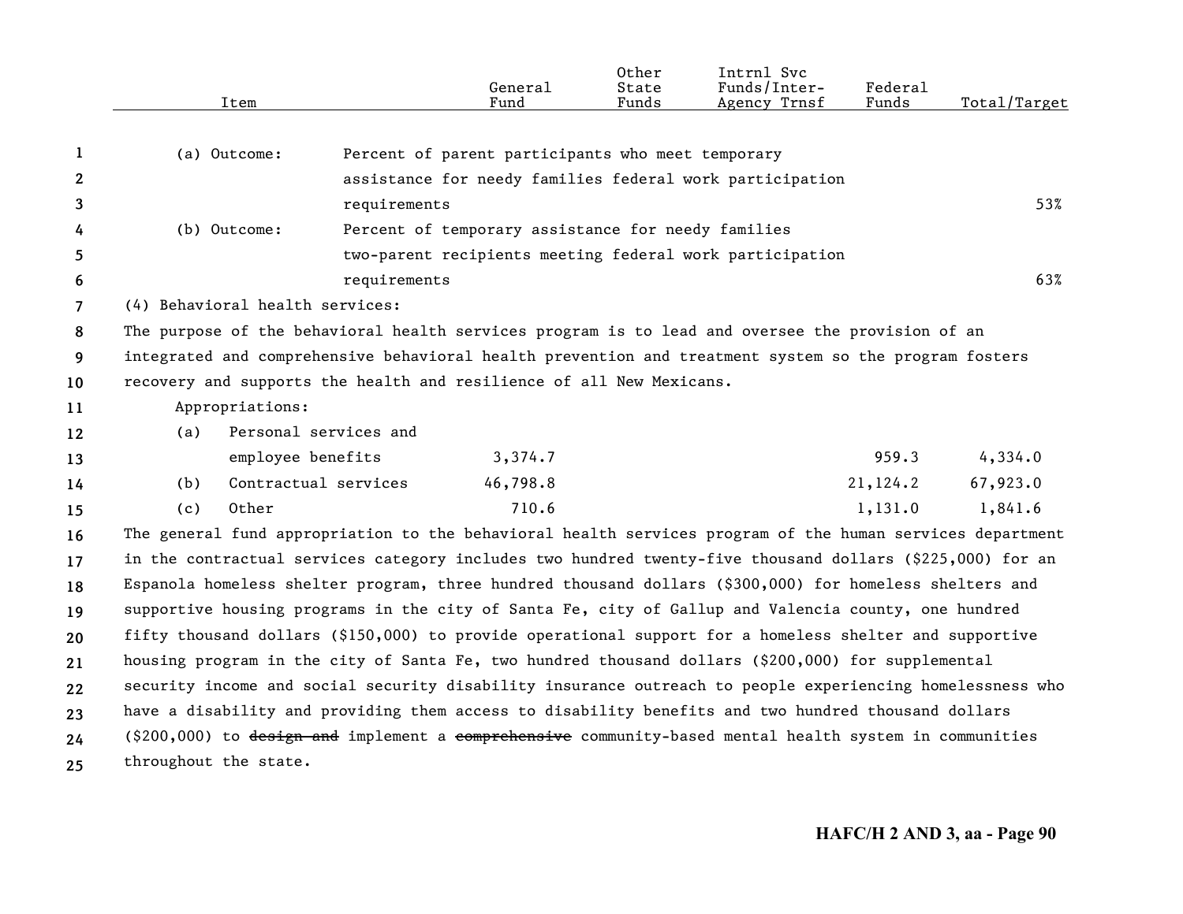| Item | General Fund | Other State Funds | Intrnl Svc Funds/Inter-Agency Trnsf | Federal Funds | Total/Target |
|---|---|---|---|---|---|
| (a) Outcome: Percent of parent participants who meet temporary assistance for needy families federal work participation requirements | | | | | 53% |
| (b) Outcome: Percent of temporary assistance for needy families two-parent recipients meeting federal work participation requirements | | | | | 63% |

(4) Behavioral health services:

The purpose of the behavioral health services program is to lead and oversee the provision of an integrated and comprehensive behavioral health prevention and treatment system so the program fosters recovery and supports the health and resilience of all New Mexicans.

Appropriations:

| Item | General Fund | Other State Funds | Intrnl Svc Funds/Inter-Agency Trnsf | Federal Funds | Total/Target |
|---|---|---|---|---|---|
| (a) Personal services and employee benefits | 3,374.7 | | | 959.3 | 4,334.0 |
| (b) Contractual services | 46,798.8 | | | 21,124.2 | 67,923.0 |
| (c) Other | 710.6 | | | 1,131.0 | 1,841.6 |

The general fund appropriation to the behavioral health services program of the human services department in the contractual services category includes two hundred twenty-five thousand dollars ($225,000) for an Espanola homeless shelter program, three hundred thousand dollars ($300,000) for homeless shelters and supportive housing programs in the city of Santa Fe, city of Gallup and Valencia county, one hundred fifty thousand dollars ($150,000) to provide operational support for a homeless shelter and supportive housing program in the city of Santa Fe, two hundred thousand dollars ($200,000) for supplemental security income and social security disability insurance outreach to people experiencing homelessness who have a disability and providing them access to disability benefits and two hundred thousand dollars ($200,000) to ~~design and~~ implement a ~~comprehensive~~ community-based mental health system in communities throughout the state.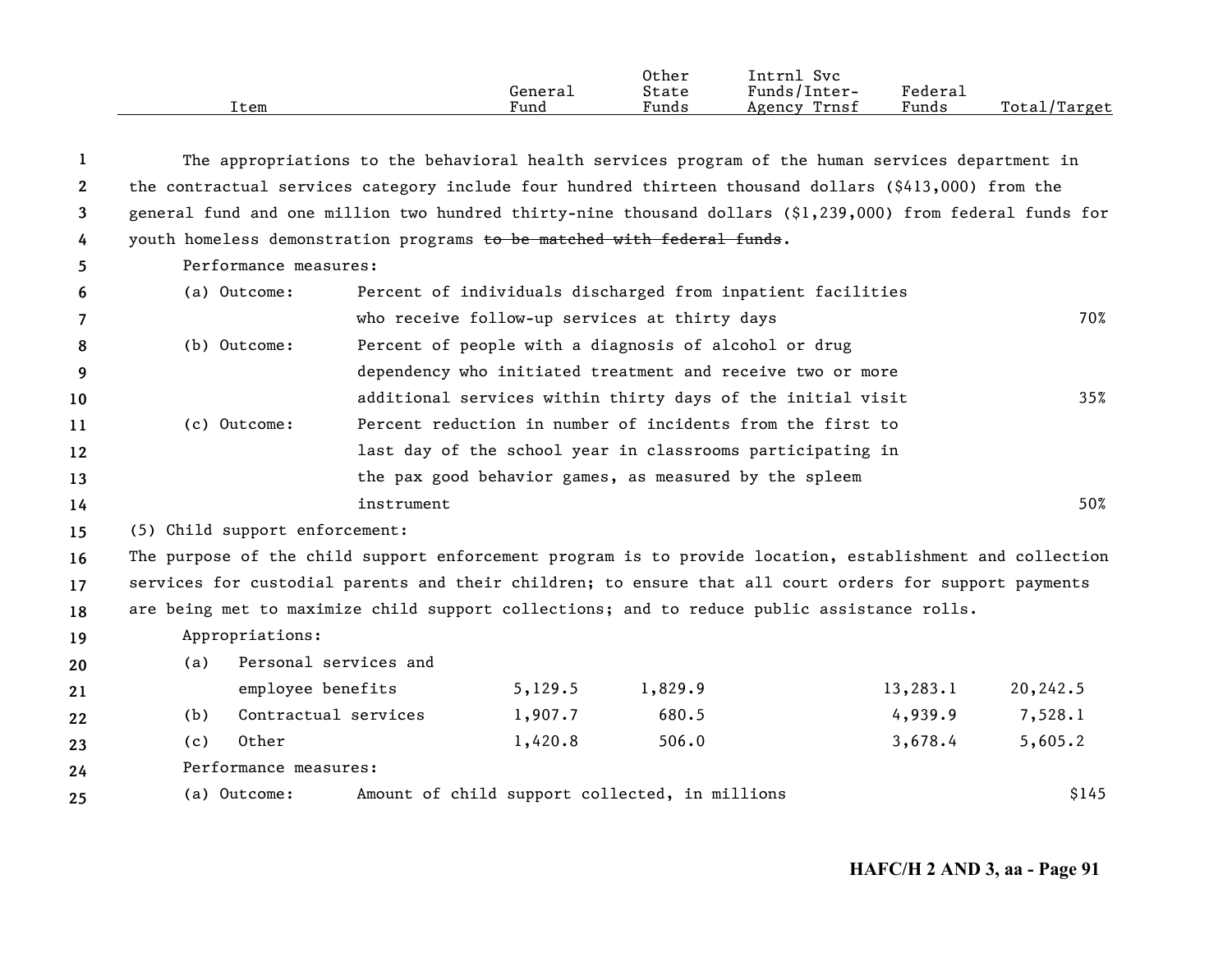| Item | General Fund | Other State Funds | Intrnl Svc Funds/Inter-Agency Trnsf | Federal Funds | Total/Target |
|---|---|---|---|---|---|

The appropriations to the behavioral health services program of the human services department in the contractual services category include four hundred thirteen thousand dollars ($413,000) from the general fund and one million two hundred thirty-nine thousand dollars ($1,239,000) from federal funds for youth homeless demonstration programs ~~to be matched with federal funds~~.

Performance measures:

| Item | General Fund | Other State Funds | Intrnl Svc Funds/Inter-Agency Trnsf | Federal Funds | Total/Target |
|---|---|---|---|---|---|
| (a) Outcome: Percent of individuals discharged from inpatient facilities who receive follow-up services at thirty days | | | | | 70% |
| (b) Outcome: Percent of people with a diagnosis of alcohol or drug dependency who initiated treatment and receive two or more additional services within thirty days of the initial visit | | | | | 35% |
| (c) Outcome: Percent reduction in number of incidents from the first to last day of the school year in classrooms participating in the pax good behavior games, as measured by the spleem instrument | | | | | 50% |

(5) Child support enforcement:

The purpose of the child support enforcement program is to provide location, establishment and collection services for custodial parents and their children; to ensure that all court orders for support payments are being met to maximize child support collections; and to reduce public assistance rolls.

Appropriations:

| Item | General Fund | Other State Funds | Intrnl Svc Funds/Inter-Agency Trnsf | Federal Funds | Total/Target |
|---|---|---|---|---|---|
| (a) Personal services and employee benefits | 5,129.5 | 1,829.9 | | 13,283.1 | 20,242.5 |
| (b) Contractual services | 1,907.7 | 680.5 | | 4,939.9 | 7,528.1 |
| (c) Other | 1,420.8 | 506.0 | | 3,678.4 | 5,605.2 |

Performance measures:

| Item | General Fund | Other State Funds | Intrnl Svc Funds/Inter-Agency Trnsf | Federal Funds | Total/Target |
|---|---|---|---|---|---|
| (a) Outcome: Amount of child support collected, in millions | | | | | $145 |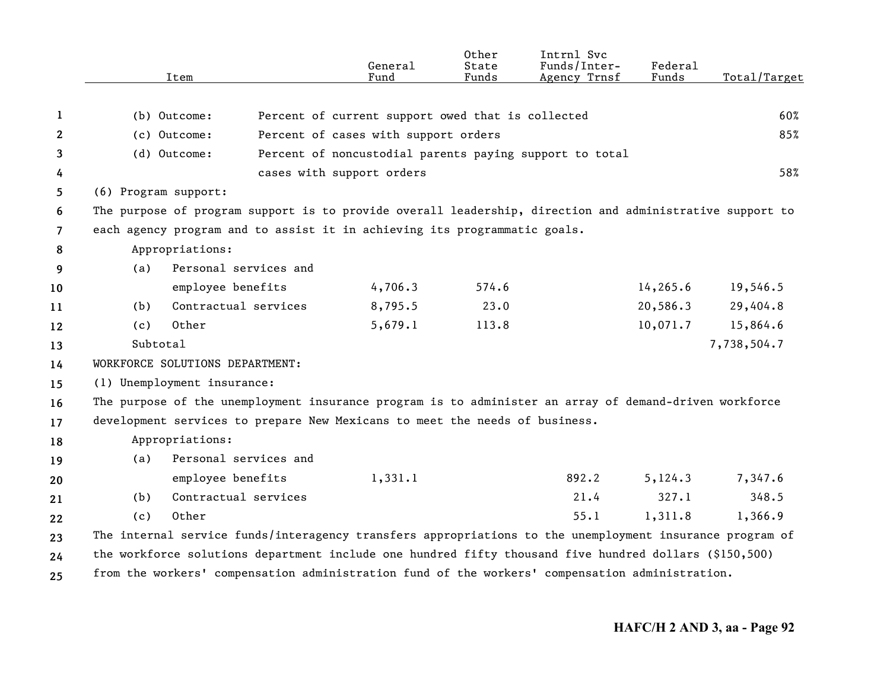| Item | | General Fund | Other State Funds | Intrnl Svc Funds/Inter-Agency Trnsf | Federal Funds | Total/Target |
|---|---|---|---|---|---|---|
| (b) Outcome: | Percent of current support owed that is collected | | | | | 60% |
| (c) Outcome: | Percent of cases with support orders | | | | | 85% |
| (d) Outcome: | Percent of noncustodial parents paying support to total cases with support orders | | | | | 58% |

(6) Program support:

The purpose of program support is to provide overall leadership, direction and administrative support to each agency program and to assist it in achieving its programmatic goals.

Appropriations:

| Item | General Fund | Other State Funds | Intrnl Svc Funds/Inter-Agency Trnsf | Federal Funds | Total/Target |
|---|---|---|---|---|---|
| (a) Personal services and employee benefits | 4,706.3 | 574.6 | | 14,265.6 | 19,546.5 |
| (b) Contractual services | 8,795.5 | 23.0 | | 20,586.3 | 29,404.8 |
| (c) Other | 5,679.1 | 113.8 | | 10,071.7 | 15,864.6 |
| Subtotal | | | | | 7,738,504.7 |

WORKFORCE SOLUTIONS DEPARTMENT:

(1) Unemployment insurance:

The purpose of the unemployment insurance program is to administer an array of demand-driven workforce development services to prepare New Mexicans to meet the needs of business.

Appropriations:

| Item | General Fund | Other State Funds | Intrnl Svc Funds/Inter-Agency Trnsf | Federal Funds | Total/Target |
|---|---|---|---|---|---|
| (a) Personal services and employee benefits | 1,331.1 | | 892.2 | 5,124.3 | 7,347.6 |
| (b) Contractual services | | | 21.4 | 327.1 | 348.5 |
| (c) Other | | | 55.1 | 1,311.8 | 1,366.9 |

The internal service funds/interagency transfers appropriations to the unemployment insurance program of the workforce solutions department include one hundred fifty thousand five hundred dollars ($150,500) from the workers' compensation administration fund of the workers' compensation administration.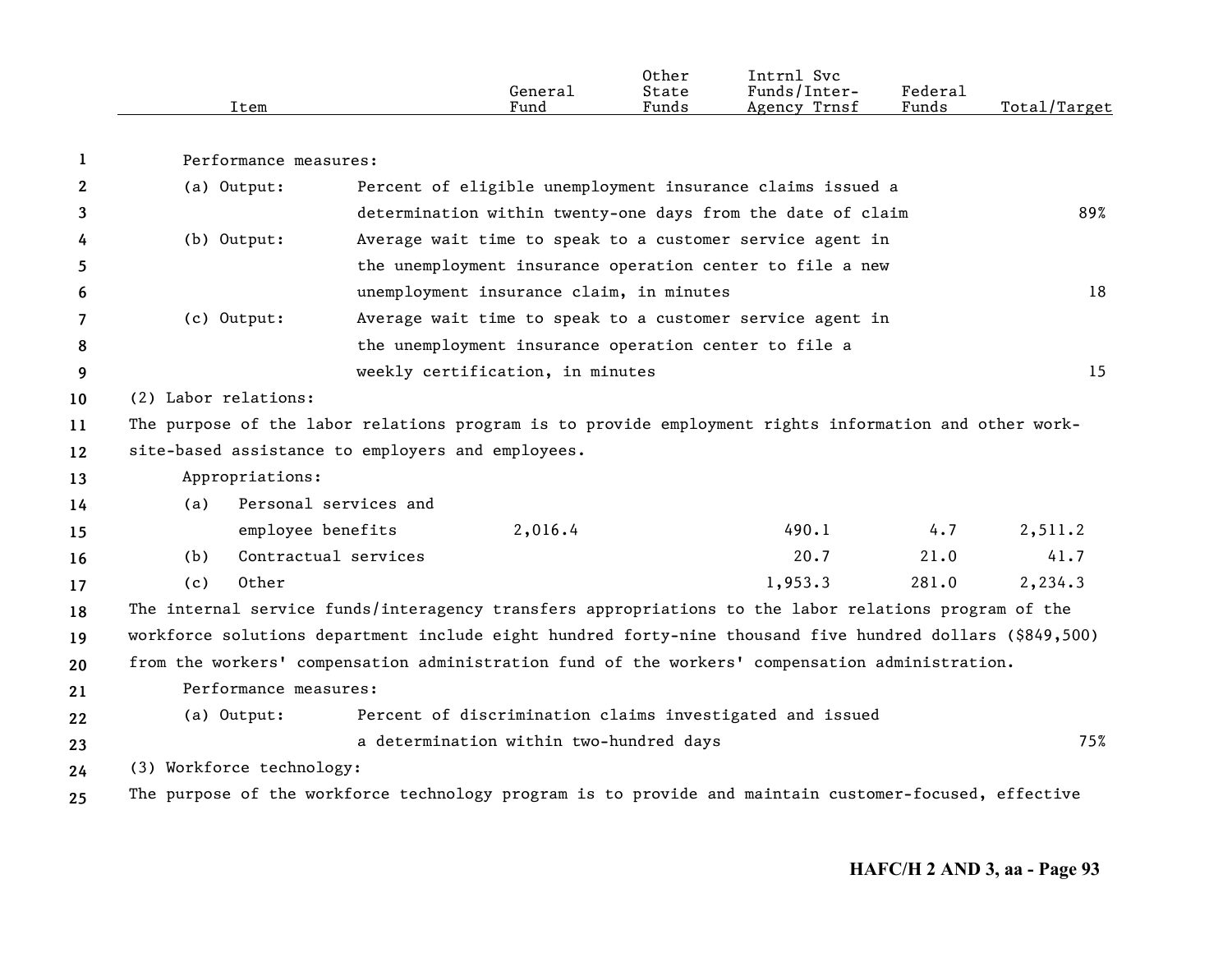| Item | General Fund | Other State Funds | Intrnl Svc Funds/Inter-Agency Trnsf | Federal Funds | Total/Target |
|---|---|---|---|---|---|

Performance measures:

| | | |
|---|---|---|
| (a) Output: | Percent of eligible unemployment insurance claims issued a determination within twenty-one days from the date of claim | 89% |
| (b) Output: | Average wait time to speak to a customer service agent in the unemployment insurance operation center to file a new unemployment insurance claim, in minutes | 18 |
| (c) Output: | Average wait time to speak to a customer service agent in the unemployment insurance operation center to file a weekly certification, in minutes | 15 |

(2) Labor relations:

The purpose of the labor relations program is to provide employment rights information and other work-site-based assistance to employers and employees.

Appropriations:

| Item | General Fund | Other State Funds | Intrnl Svc Funds/Inter-Agency Trnsf | Federal Funds | Total/Target |
|---|---|---|---|---|---|
| (a) Personal services and employee benefits | 2,016.4 | | 490.1 | 4.7 | 2,511.2 |
| (b) Contractual services | | | 20.7 | 21.0 | 41.7 |
| (c) Other | | | 1,953.3 | 281.0 | 2,234.3 |

The internal service funds/interagency transfers appropriations to the labor relations program of the workforce solutions department include eight hundred forty-nine thousand five hundred dollars ($849,500) from the workers' compensation administration fund of the workers' compensation administration.

Performance measures:

| | | |
|---|---|---|
| (a) Output: | Percent of discrimination claims investigated and issued a determination within two-hundred days | 75% |

(3) Workforce technology:

The purpose of the workforce technology program is to provide and maintain customer-focused, effective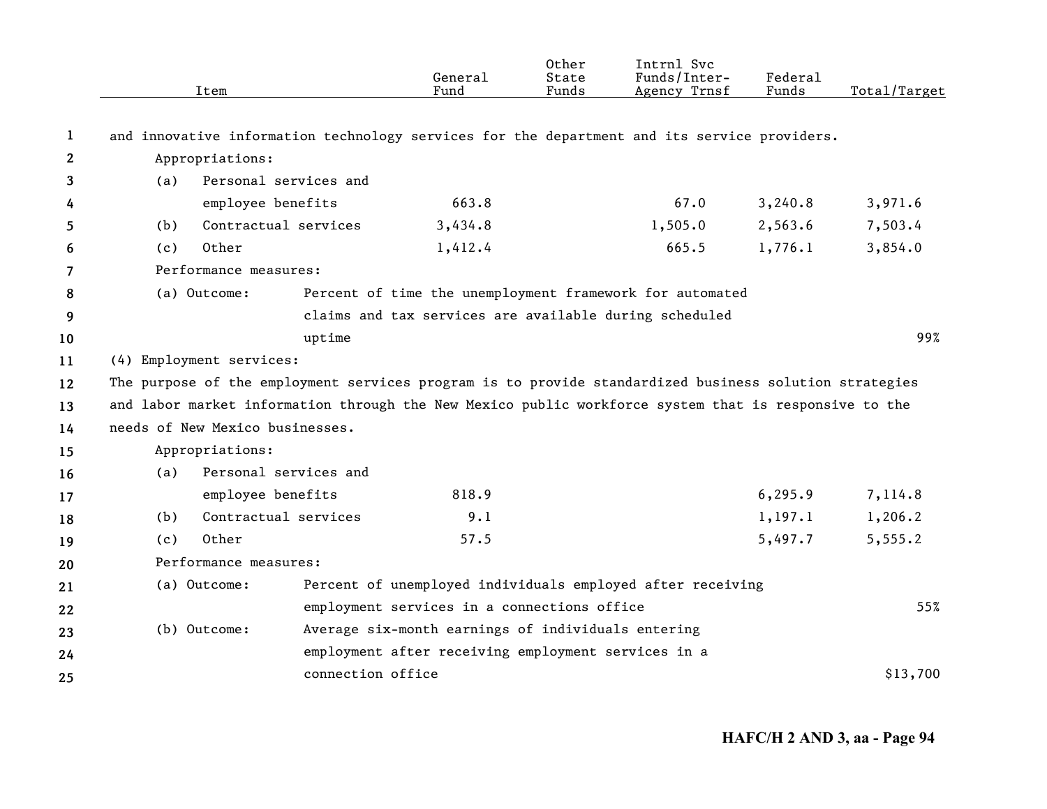| Item | General Fund | Other State Funds | Intrnl Svc Funds/Inter-Agency Trnsf | Federal Funds | Total/Target |
|---|---|---|---|---|---|
| and innovative information technology services for the department and its service providers. | | | | | |
| Appropriations: | | | | | |
| (a) Personal services and employee benefits | 663.8 | | 67.0 | 3,240.8 | 3,971.6 |
| (b) Contractual services | 3,434.8 | | 1,505.0 | 2,563.6 | 7,503.4 |
| (c) Other | 1,412.4 | | 665.5 | 1,776.1 | 3,854.0 |
| Performance measures: | | | | | |
| (a) Outcome: Percent of time the unemployment framework for automated claims and tax services are available during scheduled uptime | | | | | 99% |
| (4) Employment services: | | | | | |
| The purpose of the employment services program is to provide standardized business solution strategies and labor market information through the New Mexico public workforce system that is responsive to the needs of New Mexico businesses. | | | | | |
| Appropriations: | | | | | |
| (a) Personal services and employee benefits | 818.9 | | | 6,295.9 | 7,114.8 |
| (b) Contractual services | 9.1 | | | 1,197.1 | 1,206.2 |
| (c) Other | 57.5 | | | 5,497.7 | 5,555.2 |
| Performance measures: | | | | | |
| (a) Outcome: Percent of unemployed individuals employed after receiving employment services in a connections office | | | | | 55% |
| (b) Outcome: Average six-month earnings of individuals entering employment after receiving employment services in a connection office | | | | | $13,700 |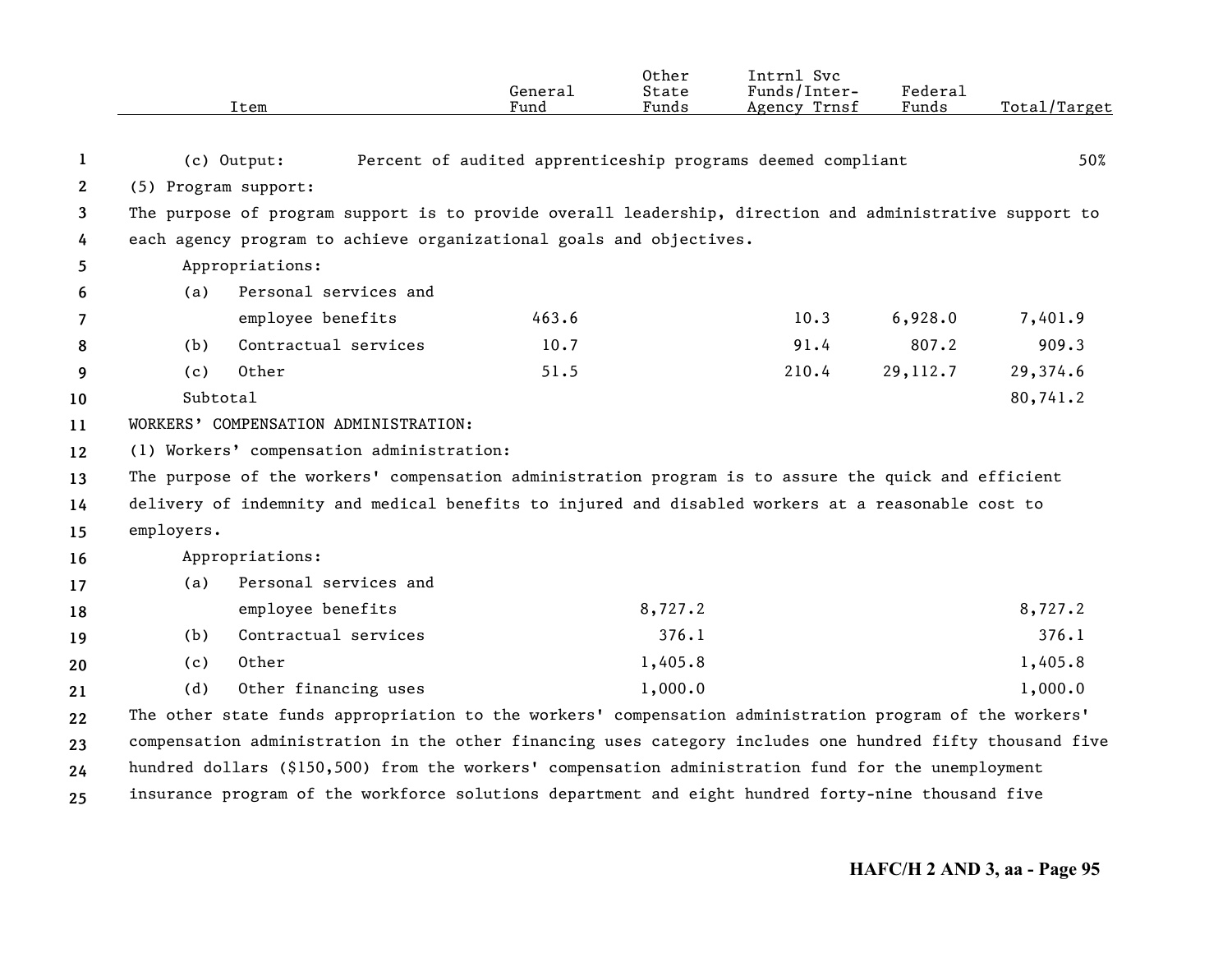| Item | General Fund | Other State Funds | Intrnl Svc Funds/Inter-Agency Trnsf | Federal Funds | Total/Target |
|---|---|---|---|---|---|
| (c) Output: Percent of audited apprenticeship programs deemed compliant | | | | | 50% |
| (5) Program support: | | | | | |
| The purpose of program support is to provide overall leadership, direction and administrative support to each agency program to achieve organizational goals and objectives. | | | | | |
| Appropriations: | | | | | |
| (a) Personal services and employee benefits | 463.6 | | 10.3 | 6,928.0 | 7,401.9 |
| (b) Contractual services | 10.7 | | 91.4 | 807.2 | 909.3 |
| (c) Other | 51.5 | | 210.4 | 29,112.7 | 29,374.6 |
| Subtotal | | | | | 80,741.2 |
| WORKERS' COMPENSATION ADMINISTRATION: | | | | | |
| (1) Workers' compensation administration: | | | | | |
| The purpose of the workers' compensation administration program is to assure the quick and efficient delivery of indemnity and medical benefits to injured and disabled workers at a reasonable cost to employers. | | | | | |
| Appropriations: | | | | | |
| (a) Personal services and employee benefits | | 8,727.2 | | | 8,727.2 |
| (b) Contractual services | | 376.1 | | | 376.1 |
| (c) Other | | 1,405.8 | | | 1,405.8 |
| (d) Other financing uses | | 1,000.0 | | | 1,000.0 |

The other state funds appropriation to the workers' compensation administration program of the workers' compensation administration in the other financing uses category includes one hundred fifty thousand five hundred dollars ($150,500) from the workers' compensation administration fund for the unemployment insurance program of the workforce solutions department and eight hundred forty-nine thousand five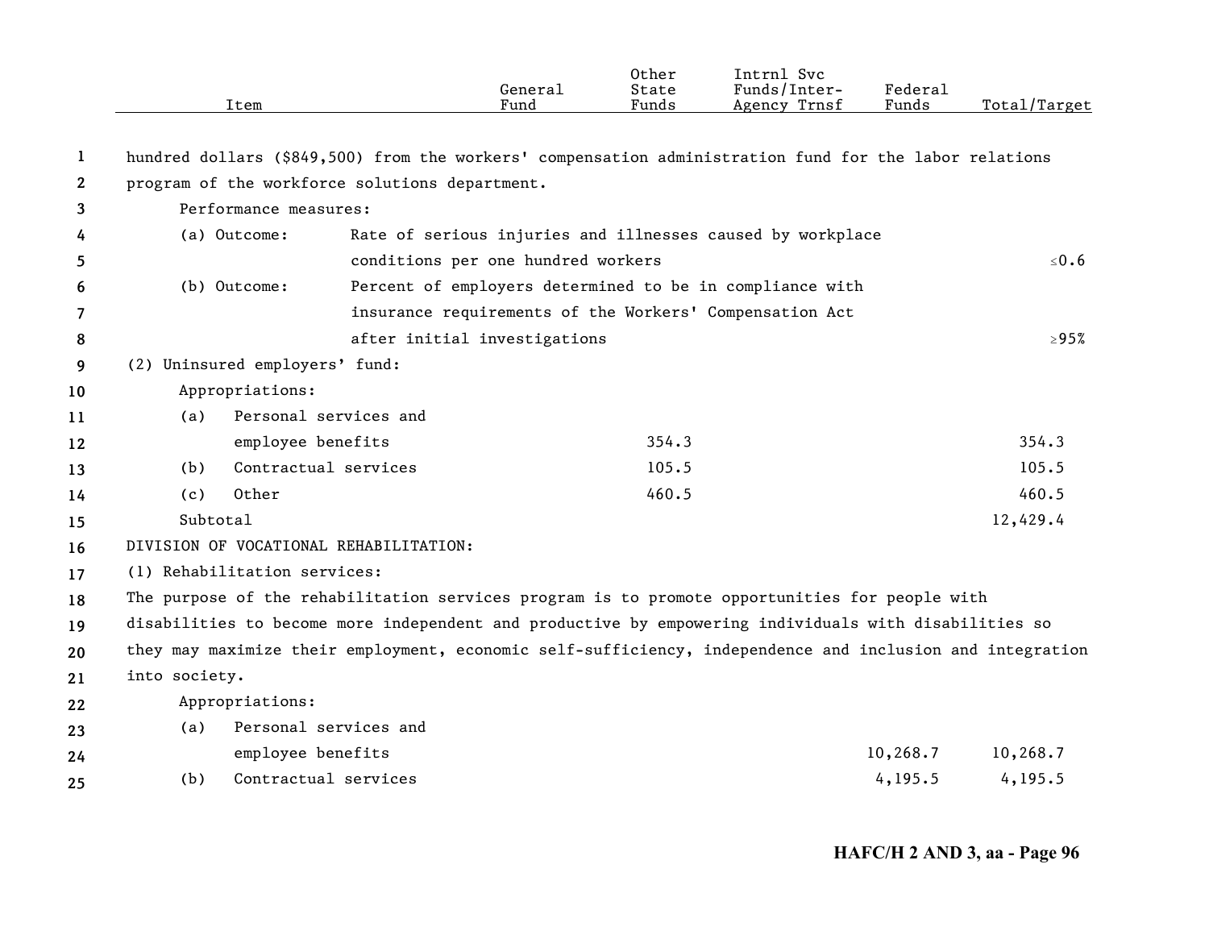| Item | General Fund | Other State Funds | Intrnl Svc Funds/Inter-Agency Trnsf | Federal Funds | Total/Target |
|---|---|---|---|---|---|

hundred dollars ($849,500) from the workers' compensation administration fund for the labor relations program of the workforce solutions department.

Performance measures:

| | | |
|---|---|---|
| (a) Outcome: | Rate of serious injuries and illnesses caused by workplace conditions per one hundred workers | ≤0.6 |
| (b) Outcome: | Percent of employers determined to be in compliance with insurance requirements of the Workers' Compensation Act after initial investigations | ≥95% |

(2) Uninsured employers' fund:

Appropriations:

| Item | General Fund | Other State Funds | Intrnl Svc Funds/Inter-Agency Trnsf | Federal Funds | Total/Target |
|---|---|---|---|---|---|
| (a) Personal services and employee benefits | | 354.3 | | | 354.3 |
| (b) Contractual services | | 105.5 | | | 105.5 |
| (c) Other | | 460.5 | | | 460.5 |
| Subtotal | | | | | 12,429.4 |

DIVISION OF VOCATIONAL REHABILITATION:

(1) Rehabilitation services:

The purpose of the rehabilitation services program is to promote opportunities for people with disabilities to become more independent and productive by empowering individuals with disabilities so they may maximize their employment, economic self-sufficiency, independence and inclusion and integration into society.

Appropriations:

| Item | General Fund | Other State Funds | Intrnl Svc Funds/Inter-Agency Trnsf | Federal Funds | Total/Target |
|---|---|---|---|---|---|
| (a) Personal services and employee benefits | | | | 10,268.7 | 10,268.7 |
| (b) Contractual services | | | | 4,195.5 | 4,195.5 |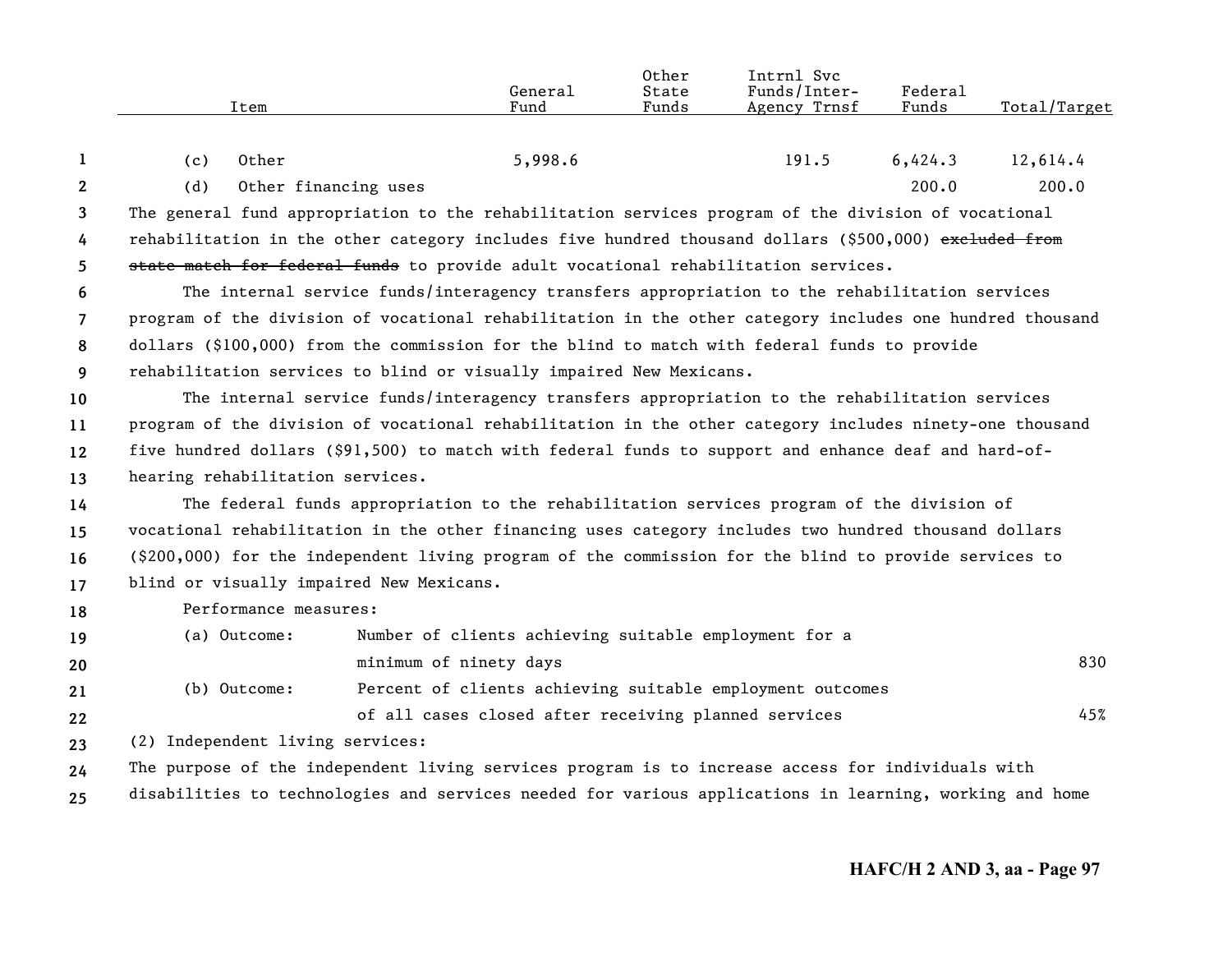| Item | General Fund | Other State Funds | Intrnl Svc Funds/Inter-Agency Trnsf | Federal Funds | Total/Target |
|---|---|---|---|---|---|
| (c) Other | 5,998.6 | | 191.5 | 6,424.3 | 12,614.4 |
| (d) Other financing uses | | | | 200.0 | 200.0 |

The general fund appropriation to the rehabilitation services program of the division of vocational rehabilitation in the other category includes five hundred thousand dollars ($500,000) ~~excluded from state match for federal funds~~ to provide adult vocational rehabilitation services.

The internal service funds/interagency transfers appropriation to the rehabilitation services program of the division of vocational rehabilitation in the other category includes one hundred thousand dollars ($100,000) from the commission for the blind to match with federal funds to provide rehabilitation services to blind or visually impaired New Mexicans.

The internal service funds/interagency transfers appropriation to the rehabilitation services program of the division of vocational rehabilitation in the other category includes ninety-one thousand five hundred dollars ($91,500) to match with federal funds to support and enhance deaf and hard-of-hearing rehabilitation services.

The federal funds appropriation to the rehabilitation services program of the division of vocational rehabilitation in the other financing uses category includes two hundred thousand dollars ($200,000) for the independent living program of the commission for the blind to provide services to blind or visually impaired New Mexicans.

Performance measures:

| | | |
|---|---|---|
| (a) Outcome: | Number of clients achieving suitable employment for a minimum of ninety days | 830 |
| (b) Outcome: | Percent of clients achieving suitable employment outcomes of all cases closed after receiving planned services | 45% |

(2) Independent living services:

The purpose of the independent living services program is to increase access for individuals with disabilities to technologies and services needed for various applications in learning, working and home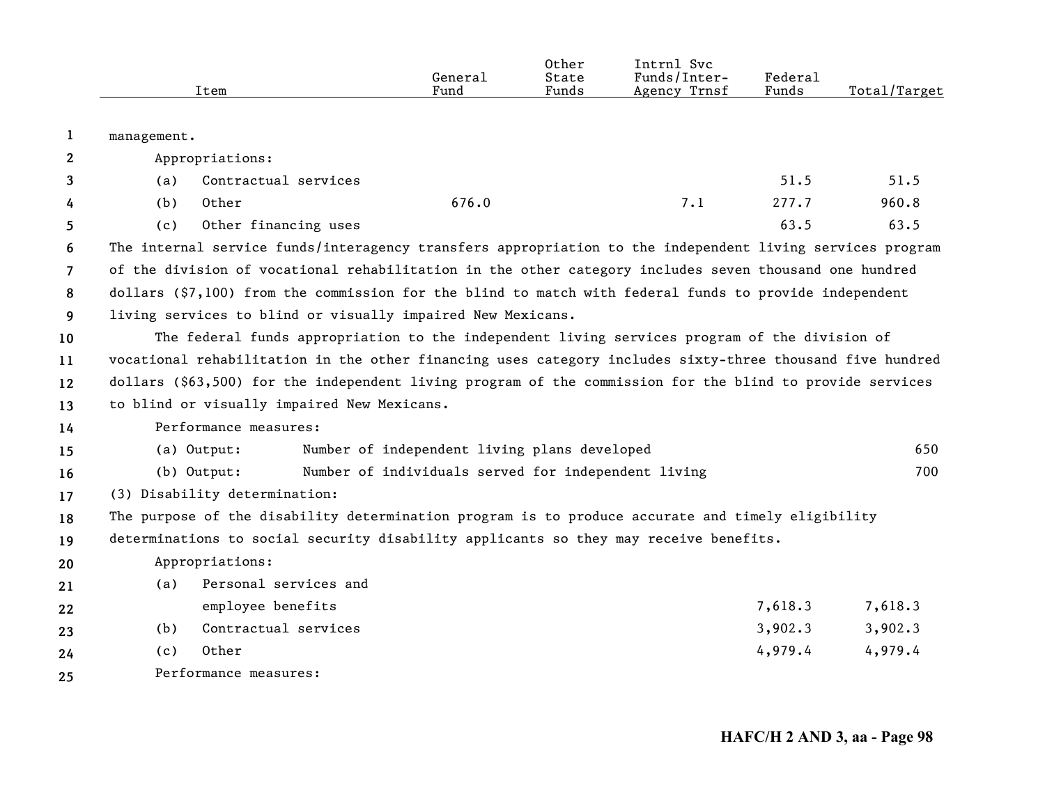| Item | General Fund | Other State Funds | Intrnl Svc Funds/Inter-Agency Trnsf | Federal Funds | Total/Target |
|---|---|---|---|---|---|
| management. | | | | | |
| Appropriations: | | | | | |
| (a) Contractual services | | | | 51.5 | 51.5 |
| (b) Other | 676.0 | | 7.1 | 277.7 | 960.8 |
| (c) Other financing uses | | | | 63.5 | 63.5 |

The internal service funds/interagency transfers appropriation to the independent living services program of the division of vocational rehabilitation in the other category includes seven thousand one hundred dollars ($7,100) from the commission for the blind to match with federal funds to provide independent living services to blind or visually impaired New Mexicans.

The federal funds appropriation to the independent living services program of the division of vocational rehabilitation in the other financing uses category includes sixty-three thousand five hundred dollars ($63,500) for the independent living program of the commission for the blind to provide services to blind or visually impaired New Mexicans.

Performance measures:

| | | |
|---|---|---|
| (a) Output: | Number of independent living plans developed | 650 |
| (b) Output: | Number of individuals served for independent living | 700 |

(3) Disability determination:

The purpose of the disability determination program is to produce accurate and timely eligibility determinations to social security disability applicants so they may receive benefits.

| Item | General Fund | Other State Funds | Intrnl Svc Funds/Inter-Agency Trnsf | Federal Funds | Total/Target |
|---|---|---|---|---|---|
| Appropriations: | | | | | |
| (a) Personal services and employee benefits | | | | 7,618.3 | 7,618.3 |
| (b) Contractual services | | | | 3,902.3 | 3,902.3 |
| (c) Other | | | | 4,979.4 | 4,979.4 |

Performance measures: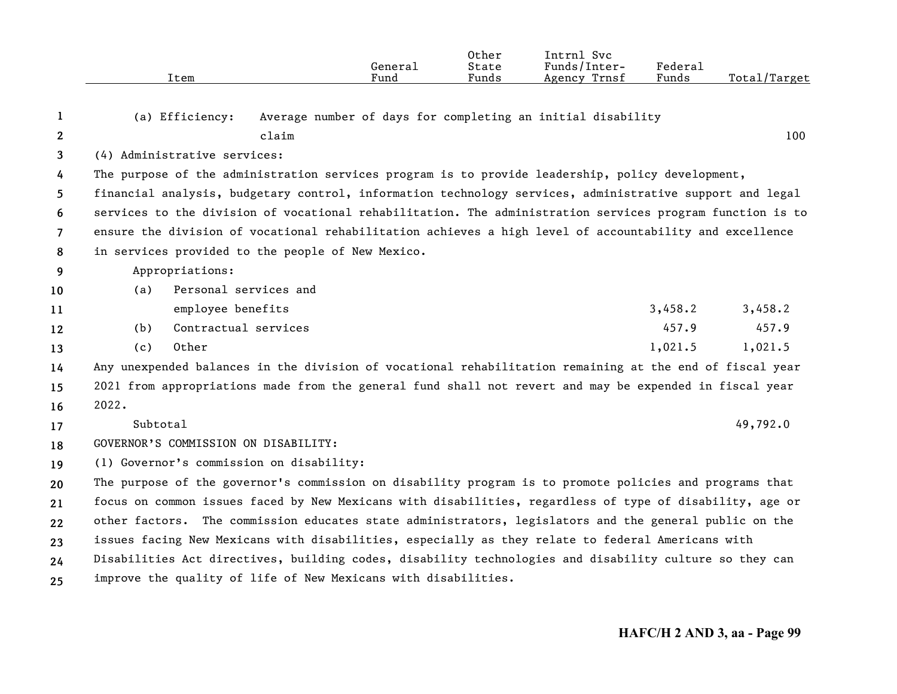| Item | General Fund | Other State Funds | Intrnl Svc Funds/Inter-Agency Trnsf | Federal Funds | Total/Target |
|---|---|---|---|---|---|
| (a) Efficiency: Average number of days for completing an initial disability claim | | | | | 100 |

(4) Administrative services:

The purpose of the administration services program is to provide leadership, policy development, financial analysis, budgetary control, information technology services, administrative support and legal services to the division of vocational rehabilitation. The administration services program function is to ensure the division of vocational rehabilitation achieves a high level of accountability and excellence in services provided to the people of New Mexico.

Appropriations:

| Item | General Fund | Other State Funds | Intrnl Svc Funds/Inter-Agency Trnsf | Federal Funds | Total/Target |
|---|---|---|---|---|---|
| (a) Personal services and employee benefits | | | | 3,458.2 | 3,458.2 |
| (b) Contractual services | | | | 457.9 | 457.9 |
| (c) Other | | | | 1,021.5 | 1,021.5 |

Any unexpended balances in the division of vocational rehabilitation remaining at the end of fiscal year 2021 from appropriations made from the general fund shall not revert and may be expended in fiscal year 2022.

| Item | General Fund | Other State Funds | Intrnl Svc Funds/Inter-Agency Trnsf | Federal Funds | Total/Target |
|---|---|---|---|---|---|
| Subtotal | | | | | 49,792.0 |

GOVERNOR'S COMMISSION ON DISABILITY:

(1) Governor's commission on disability:

The purpose of the governor's commission on disability program is to promote policies and programs that focus on common issues faced by New Mexicans with disabilities, regardless of type of disability, age or other factors. The commission educates state administrators, legislators and the general public on the issues facing New Mexicans with disabilities, especially as they relate to federal Americans with Disabilities Act directives, building codes, disability technologies and disability culture so they can improve the quality of life of New Mexicans with disabilities.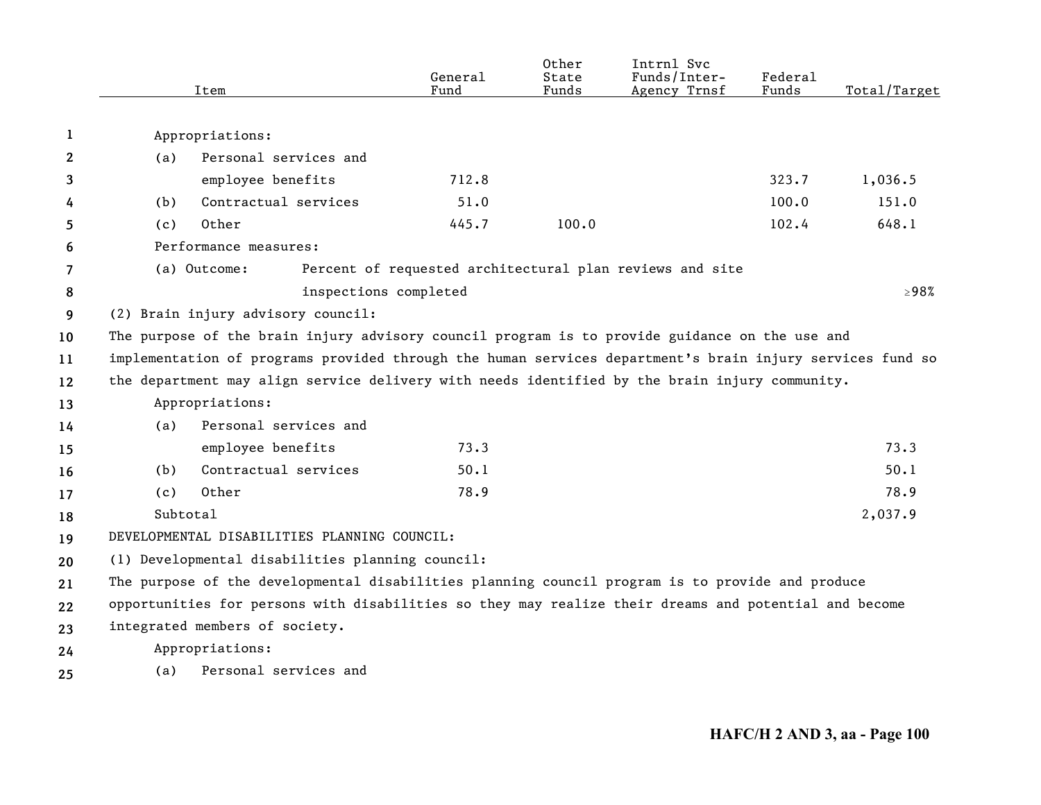| Item | General Fund | Other State Funds | Intrnl Svc Funds/Inter-Agency Trnsf | Federal Funds | Total/Target |
|---|---|---|---|---|---|
| Appropriations: | | | | | |
| (a) Personal services and employee benefits | 712.8 | | | 323.7 | 1,036.5 |
| (b) Contractual services | 51.0 | | | 100.0 | 151.0 |
| (c) Other | 445.7 | 100.0 | | 102.4 | 648.1 |
| Performance measures: | | | | | |
| (a) Outcome: Percent of requested architectural plan reviews and site inspections completed | | | | | ≥98% |

(2) Brain injury advisory council:

The purpose of the brain injury advisory council program is to provide guidance on the use and implementation of programs provided through the human services department's brain injury services fund so the department may align service delivery with needs identified by the brain injury community.

| Item | General Fund | Other State Funds | Intrnl Svc Funds/Inter-Agency Trnsf | Federal Funds | Total/Target |
|---|---|---|---|---|---|
| Appropriations: | | | | | |
| (a) Personal services and employee benefits | 73.3 | | | | 73.3 |
| (b) Contractual services | 50.1 | | | | 50.1 |
| (c) Other | 78.9 | | | | 78.9 |
| Subtotal | | | | | 2,037.9 |

DEVELOPMENTAL DISABILITIES PLANNING COUNCIL:

(1) Developmental disabilities planning council:

The purpose of the developmental disabilities planning council program is to provide and produce opportunities for persons with disabilities so they may realize their dreams and potential and become integrated members of society.

Appropriations:

(a) Personal services and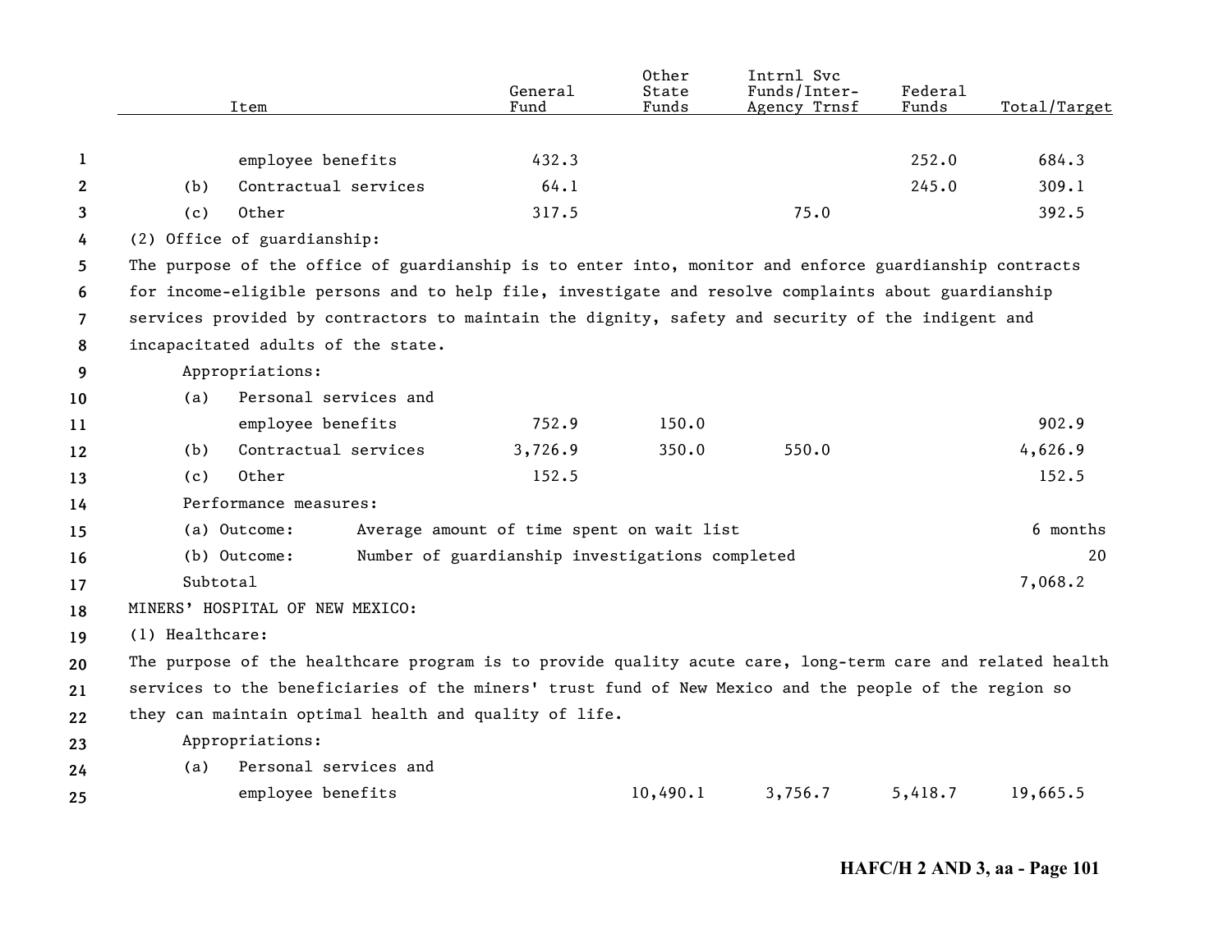| Item | General Fund | Other State Funds | Intrnl Svc Funds/Inter-Agency Trnsf | Federal Funds | Total/Target |
|---|---|---|---|---|---|
| employee benefits | 432.3 | | | 252.0 | 684.3 |
| (b) Contractual services | 64.1 | | | 245.0 | 309.1 |
| (c) Other | 317.5 | | 75.0 | | 392.5 |

(2) Office of guardianship:

The purpose of the office of guardianship is to enter into, monitor and enforce guardianship contracts for income-eligible persons and to help file, investigate and resolve complaints about guardianship services provided by contractors to maintain the dignity, safety and security of the indigent and incapacitated adults of the state.

Appropriations:

| Item | General Fund | Other State Funds | Intrnl Svc Funds/Inter-Agency Trnsf | Federal Funds | Total/Target |
|---|---|---|---|---|---|
| (a) Personal services and employee benefits | 752.9 | 150.0 | | | 902.9 |
| (b) Contractual services | 3,726.9 | 350.0 | 550.0 | | 4,626.9 |
| (c) Other | 152.5 | | | | 152.5 |

Performance measures:

| Measure | Description | Target |
|---|---|---|
| (a) Outcome: | Average amount of time spent on wait list | 6 months |
| (b) Outcome: | Number of guardianship investigations completed | 20 |

Subtotal 7,068.2

MINERS' HOSPITAL OF NEW MEXICO:

(1) Healthcare:

The purpose of the healthcare program is to provide quality acute care, long-term care and related health services to the beneficiaries of the miners' trust fund of New Mexico and the people of the region so they can maintain optimal health and quality of life.

Appropriations:

| Item | General Fund | Other State Funds | Intrnl Svc Funds/Inter-Agency Trnsf | Federal Funds | Total/Target |
|---|---|---|---|---|---|
| (a) Personal services and employee benefits | | 10,490.1 | 3,756.7 | 5,418.7 | 19,665.5 |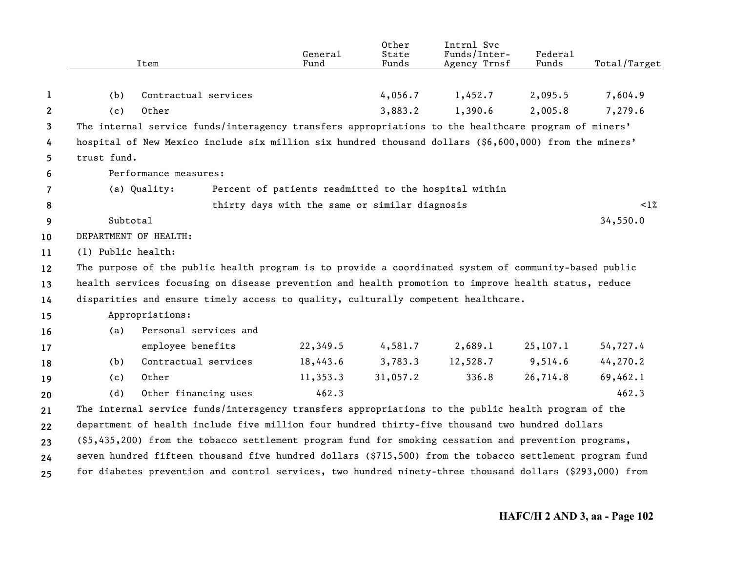| Item | General Fund | Other State Funds | Intrnl Svc Funds/Inter-Agency Trnsf | Federal Funds | Total/Target |
|---|---|---|---|---|---|
| (b) Contractual services | | 4,056.7 | 1,452.7 | 2,095.5 | 7,604.9 |
| (c) Other | | 3,883.2 | 1,390.6 | 2,005.8 | 7,279.6 |

The internal service funds/interagency transfers appropriations to the healthcare program of miners' hospital of New Mexico include six million six hundred thousand dollars ($6,600,000) from the miners' trust fund.

Performance measures:

| | | |
|---|---|---|
| (a) Quality: | Percent of patients readmitted to the hospital within thirty days with the same or similar diagnosis | <1% |

Subtotal 34,550.0

DEPARTMENT OF HEALTH:

(1) Public health:

The purpose of the public health program is to provide a coordinated system of community-based public health services focusing on disease prevention and health promotion to improve health status, reduce disparities and ensure timely access to quality, culturally competent healthcare.

Appropriations:

| Item | General Fund | Other State Funds | Intrnl Svc Funds/Inter-Agency Trnsf | Federal Funds | Total/Target |
|---|---|---|---|---|---|
| (a) Personal services and employee benefits | 22,349.5 | 4,581.7 | 2,689.1 | 25,107.1 | 54,727.4 |
| (b) Contractual services | 18,443.6 | 3,783.3 | 12,528.7 | 9,514.6 | 44,270.2 |
| (c) Other | 11,353.3 | 31,057.2 | 336.8 | 26,714.8 | 69,462.1 |
| (d) Other financing uses | 462.3 | | | | 462.3 |

The internal service funds/interagency transfers appropriations to the public health program of the department of health include five million four hundred thirty-five thousand two hundred dollars ($5,435,200) from the tobacco settlement program fund for smoking cessation and prevention programs, seven hundred fifteen thousand five hundred dollars ($715,500) from the tobacco settlement program fund for diabetes prevention and control services, two hundred ninety-three thousand dollars ($293,000) from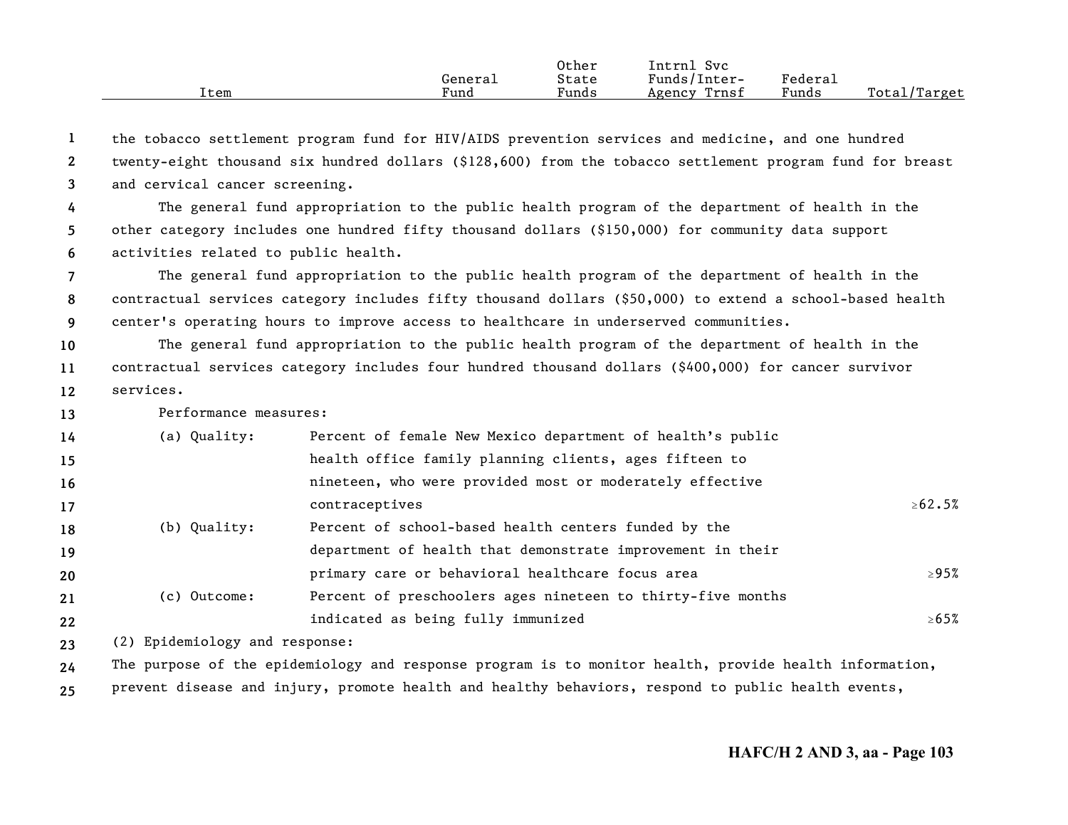| Item | General Fund | Other State Funds | Intrnl Svc Funds/Inter-Agency Trnsf | Federal Funds | Total/Target |
|---|---|---|---|---|---|

the tobacco settlement program fund for HIV/AIDS prevention services and medicine, and one hundred twenty-eight thousand six hundred dollars ($128,600) from the tobacco settlement program fund for breast and cervical cancer screening.

The general fund appropriation to the public health program of the department of health in the other category includes one hundred fifty thousand dollars ($150,000) for community data support activities related to public health.

The general fund appropriation to the public health program of the department of health in the contractual services category includes fifty thousand dollars ($50,000) to extend a school-based health center's operating hours to improve access to healthcare in underserved communities.

The general fund appropriation to the public health program of the department of health in the contractual services category includes four hundred thousand dollars ($400,000) for cancer survivor services.

Performance measures:

| | | |
|---|---|---|
| (a) Quality: | Percent of female New Mexico department of health's public health office family planning clients, ages fifteen to nineteen, who were provided most or moderately effective contraceptives | ≥62.5% |
| (b) Quality: | Percent of school-based health centers funded by the department of health that demonstrate improvement in their primary care or behavioral healthcare focus area | ≥95% |
| (c) Outcome: | Percent of preschoolers ages nineteen to thirty-five months indicated as being fully immunized | ≥65% |

(2) Epidemiology and response:

The purpose of the epidemiology and response program is to monitor health, provide health information, prevent disease and injury, promote health and healthy behaviors, respond to public health events,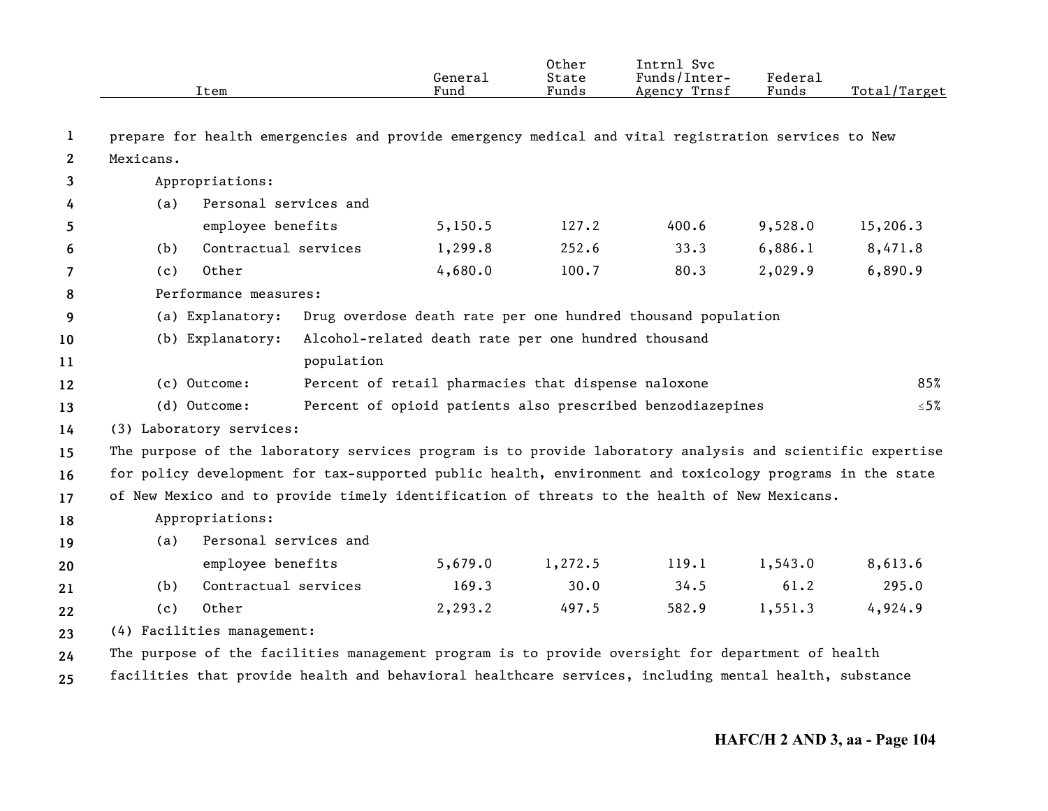| Item | General Fund | Other State Funds | Intrnl Svc Funds/Inter-Agency Trnsf | Federal Funds | Total/Target |
|---|---|---|---|---|---|

prepare for health emergencies and provide emergency medical and vital registration services to New Mexicans.

Appropriations:

| Item | General Fund | Other State Funds | Intrnl Svc Funds/Inter-Agency Trnsf | Federal Funds | Total/Target |
|---|---|---|---|---|---|
| (a) Personal services and employee benefits | 5,150.5 | 127.2 | 400.6 | 9,528.0 | 15,206.3 |
| (b) Contractual services | 1,299.8 | 252.6 | 33.3 | 6,886.1 | 8,471.8 |
| (c) Other | 4,680.0 | 100.7 | 80.3 | 2,029.9 | 6,890.9 |

Performance measures:

| Measure | Description | Total/Target |
|---|---|---|
| (a) Explanatory: | Drug overdose death rate per one hundred thousand population | |
| (b) Explanatory: | Alcohol-related death rate per one hundred thousand population | |
| (c) Outcome: | Percent of retail pharmacies that dispense naloxone | 85% |
| (d) Outcome: | Percent of opioid patients also prescribed benzodiazepines | ≤5% |

(3) Laboratory services:

The purpose of the laboratory services program is to provide laboratory analysis and scientific expertise for policy development for tax-supported public health, environment and toxicology programs in the state of New Mexico and to provide timely identification of threats to the health of New Mexicans.

Appropriations:

| Item | General Fund | Other State Funds | Intrnl Svc Funds/Inter-Agency Trnsf | Federal Funds | Total/Target |
|---|---|---|---|---|---|
| (a) Personal services and employee benefits | 5,679.0 | 1,272.5 | 119.1 | 1,543.0 | 8,613.6 |
| (b) Contractual services | 169.3 | 30.0 | 34.5 | 61.2 | 295.0 |
| (c) Other | 2,293.2 | 497.5 | 582.9 | 1,551.3 | 4,924.9 |

(4) Facilities management:

The purpose of the facilities management program is to provide oversight for department of health facilities that provide health and behavioral healthcare services, including mental health, substance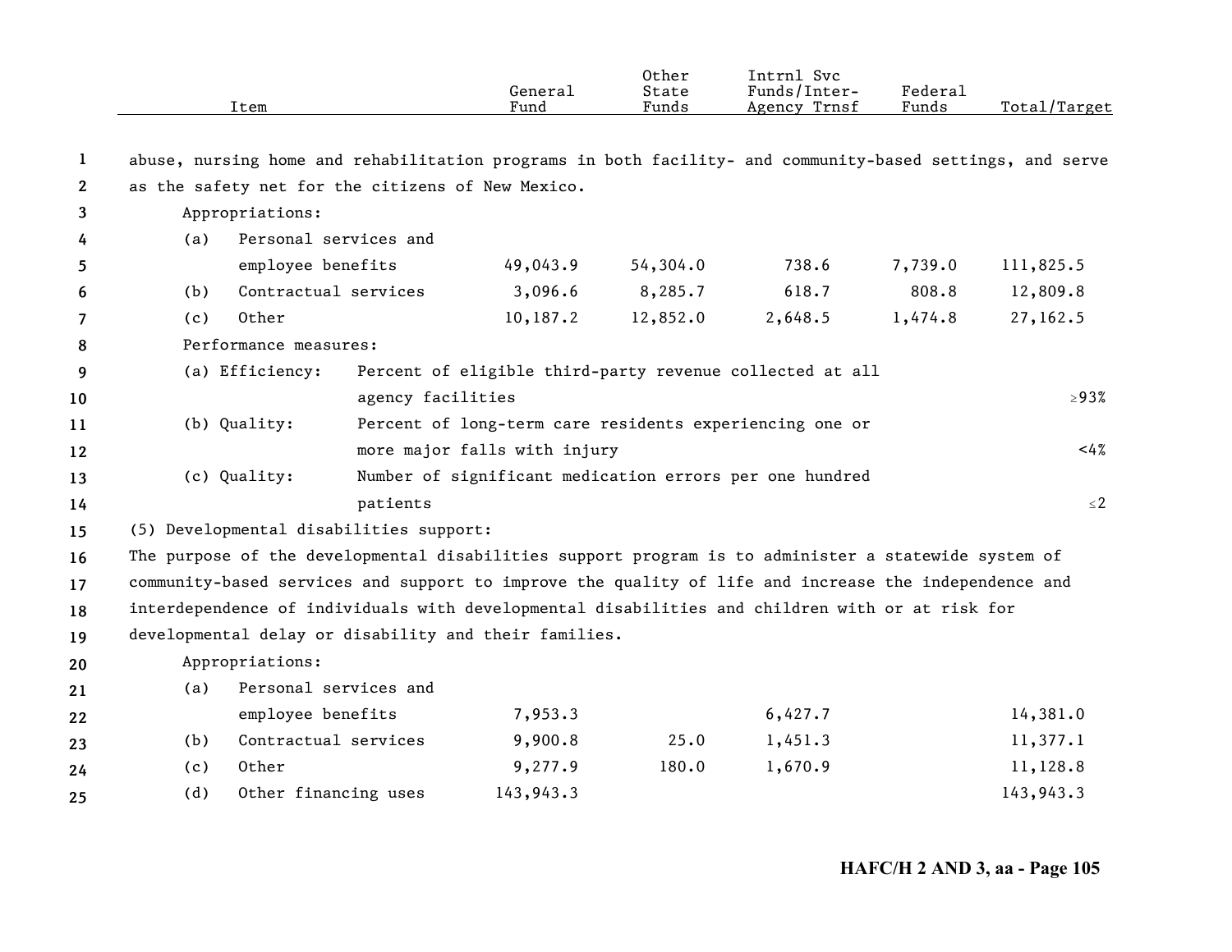| Item | General Fund | Other State Funds | Intrnl Svc Funds/Inter-Agency Trnsf | Federal Funds | Total/Target |
|---|---|---|---|---|---|

abuse, nursing home and rehabilitation programs in both facility- and community-based settings, and serve as the safety net for the citizens of New Mexico.

Appropriations:

| Item | General Fund | Other State Funds | Intrnl Svc Funds/Inter-Agency Trnsf | Federal Funds | Total/Target |
|---|---|---|---|---|---|
| (a) Personal services and employee benefits | 49,043.9 | 54,304.0 | 738.6 | 7,739.0 | 111,825.5 |
| (b) Contractual services | 3,096.6 | 8,285.7 | 618.7 | 808.8 | 12,809.8 |
| (c) Other | 10,187.2 | 12,852.0 | 2,648.5 | 1,474.8 | 27,162.5 |

Performance measures:

| Measure | Description | Target |
|---|---|---|
| (a) Efficiency: | Percent of eligible third-party revenue collected at all agency facilities | ≥93% |
| (b) Quality: | Percent of long-term care residents experiencing one or more major falls with injury | <4% |
| (c) Quality: | Number of significant medication errors per one hundred patients | ≤2 |

(5) Developmental disabilities support:

The purpose of the developmental disabilities support program is to administer a statewide system of community-based services and support to improve the quality of life and increase the independence and interdependence of individuals with developmental disabilities and children with or at risk for developmental delay or disability and their families.

Appropriations:

| Item | General Fund | Other State Funds | Intrnl Svc Funds/Inter-Agency Trnsf | Federal Funds | Total/Target |
|---|---|---|---|---|---|
| (a) Personal services and employee benefits | 7,953.3 | | 6,427.7 | | 14,381.0 |
| (b) Contractual services | 9,900.8 | 25.0 | 1,451.3 | | 11,377.1 |
| (c) Other | 9,277.9 | 180.0 | 1,670.9 | | 11,128.8 |
| (d) Other financing uses | 143,943.3 | | | | 143,943.3 |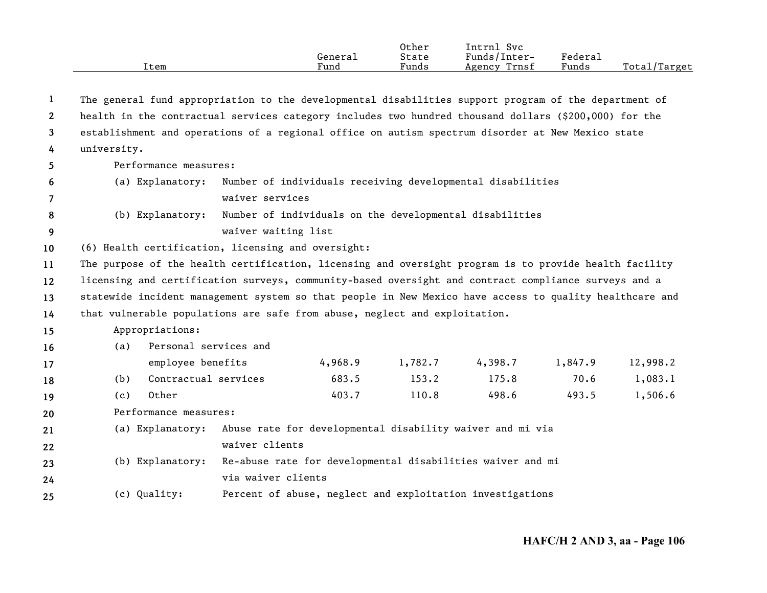| Item | General Fund | Other State Funds | Intrnl Svc Funds/Inter-Agency Trnsf | Federal Funds | Total/Target |
|---|---|---|---|---|---|

The general fund appropriation to the developmental disabilities support program of the department of health in the contractual services category includes two hundred thousand dollars ($200,000) for the establishment and operations of a regional office on autism spectrum disorder at New Mexico state university.

Performance measures:

(a) Explanatory: Number of individuals receiving developmental disabilities waiver services

(b) Explanatory: Number of individuals on the developmental disabilities waiver waiting list

(6) Health certification, licensing and oversight:

The purpose of the health certification, licensing and oversight program is to provide health facility licensing and certification surveys, community-based oversight and contract compliance surveys and a statewide incident management system so that people in New Mexico have access to quality healthcare and that vulnerable populations are safe from abuse, neglect and exploitation.

Appropriations:

| Item | General Fund | Other State Funds | Intrnl Svc Funds/Inter-Agency Trnsf | Federal Funds | Total/Target |
|---|---|---|---|---|---|
| (a) Personal services and employee benefits | 4,968.9 | 1,782.7 | 4,398.7 | 1,847.9 | 12,998.2 |
| (b) Contractual services | 683.5 | 153.2 | 175.8 | 70.6 | 1,083.1 |
| (c) Other | 403.7 | 110.8 | 498.6 | 493.5 | 1,506.6 |

Performance measures:

(a) Explanatory: Abuse rate for developmental disability waiver and mi via waiver clients

(b) Explanatory: Re-abuse rate for developmental disabilities waiver and mi via waiver clients

(c) Quality: Percent of abuse, neglect and exploitation investigations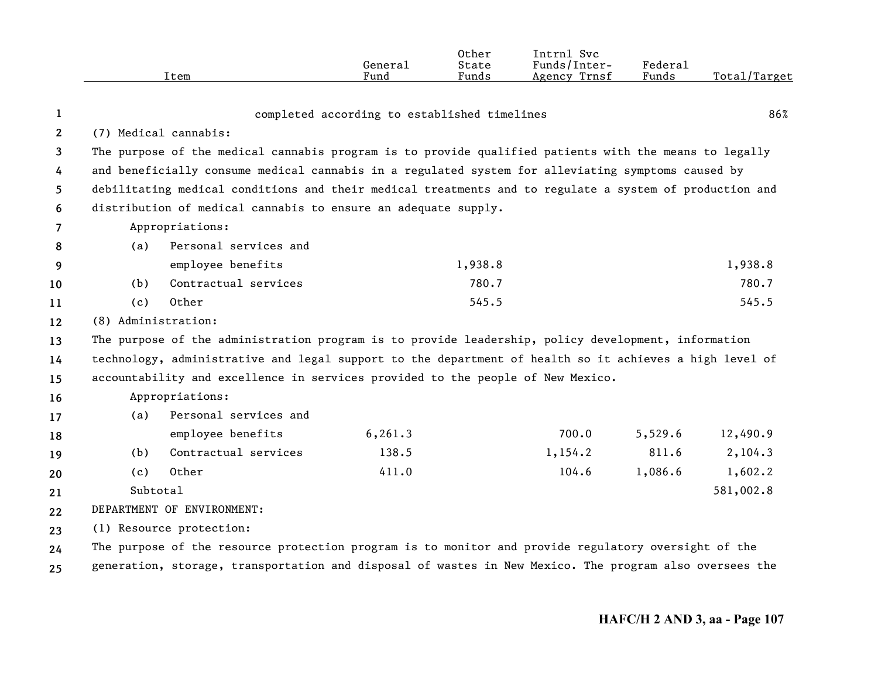| Item | General Fund | Other State Funds | Intrnl Svc Funds/Inter-Agency Trnsf | Federal Funds | Total/Target |
|---|---|---|---|---|---|
| completed according to established timelines | | | | | 86% |
| (7) Medical cannabis: | | | | | |
| The purpose of the medical cannabis program is to provide qualified patients with the means to legally and beneficially consume medical cannabis in a regulated system for alleviating symptoms caused by debilitating medical conditions and their medical treatments and to regulate a system of production and distribution of medical cannabis to ensure an adequate supply. | | | | | |
| Appropriations: | | | | | |
| (a) Personal services and employee benefits | | 1,938.8 | | | 1,938.8 |
| (b) Contractual services | | 780.7 | | | 780.7 |
| (c) Other | | 545.5 | | | 545.5 |
| (8) Administration: | | | | | |
| The purpose of the administration program is to provide leadership, policy development, information technology, administrative and legal support to the department of health so it achieves a high level of accountability and excellence in services provided to the people of New Mexico. | | | | | |
| Appropriations: | | | | | |
| (a) Personal services and employee benefits | 6,261.3 | | 700.0 | 5,529.6 | 12,490.9 |
| (b) Contractual services | 138.5 | | 1,154.2 | 811.6 | 2,104.3 |
| (c) Other | 411.0 | | 104.6 | 1,086.6 | 1,602.2 |
| Subtotal | | | | | 581,002.8 |

DEPARTMENT OF ENVIRONMENT:

(1) Resource protection:

The purpose of the resource protection program is to monitor and provide regulatory oversight of the generation, storage, transportation and disposal of wastes in New Mexico. The program also oversees the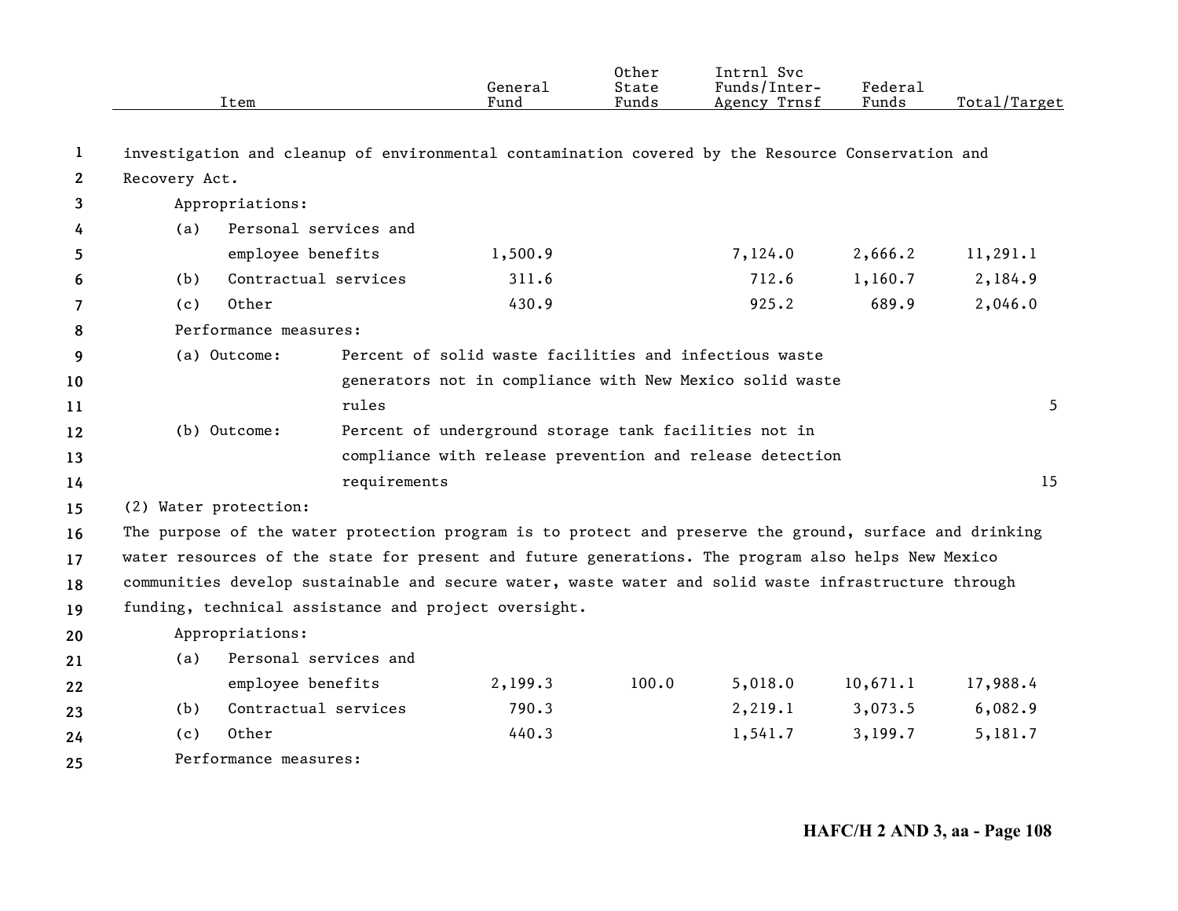| Item | General Fund | Other State Funds | Intrnl Svc Funds/Inter-Agency Trnsf | Federal Funds | Total/Target |
|---|---|---|---|---|---|
| investigation and cleanup of environmental contamination covered by the Resource Conservation and Recovery Act. | | | | | |
| Appropriations: | | | | | |
| (a) Personal services and employee benefits | 1,500.9 | | 7,124.0 | 2,666.2 | 11,291.1 |
| (b) Contractual services | 311.6 | | 712.6 | 1,160.7 | 2,184.9 |
| (c) Other | 430.9 | | 925.2 | 689.9 | 2,046.0 |
| Performance measures: | | | | | |
| (a) Outcome: Percent of solid waste facilities and infectious waste generators not in compliance with New Mexico solid waste rules | | | | | 5 |
| (b) Outcome: Percent of underground storage tank facilities not in compliance with release prevention and release detection requirements | | | | | 15 |
| (2) Water protection: | | | | | |
| The purpose of the water protection program is to protect and preserve the ground, surface and drinking water resources of the state for present and future generations. The program also helps New Mexico communities develop sustainable and secure water, waste water and solid waste infrastructure through funding, technical assistance and project oversight. | | | | | |
| Appropriations: | | | | | |
| (a) Personal services and employee benefits | 2,199.3 | 100.0 | 5,018.0 | 10,671.1 | 17,988.4 |
| (b) Contractual services | 790.3 | | 2,219.1 | 3,073.5 | 6,082.9 |
| (c) Other | 440.3 | | 1,541.7 | 3,199.7 | 5,181.7 |
| Performance measures: | | | | | |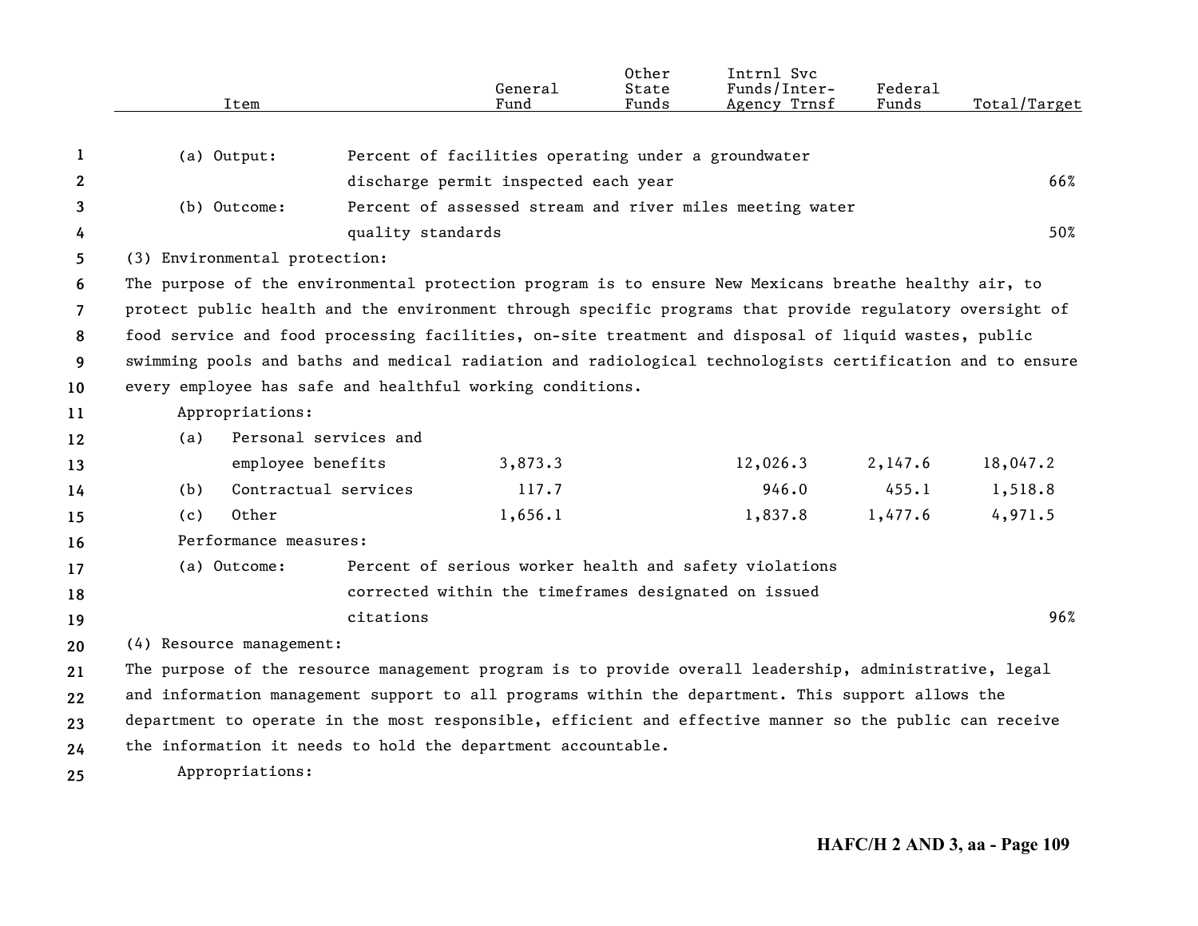| Item | General Fund | Other State Funds | Intrnl Svc Funds/Inter-Agency Trnsf | Federal Funds | Total/Target |
|---|---|---|---|---|---|
| (a) Output: Percent of facilities operating under a groundwater discharge permit inspected each year | | | | | 66% |
| (b) Outcome: Percent of assessed stream and river miles meeting water quality standards | | | | | 50% |

(3) Environmental protection:

The purpose of the environmental protection program is to ensure New Mexicans breathe healthy air, to protect public health and the environment through specific programs that provide regulatory oversight of food service and food processing facilities, on-site treatment and disposal of liquid wastes, public swimming pools and baths and medical radiation and radiological technologists certification and to ensure every employee has safe and healthful working conditions.

Appropriations:

| Item | General Fund | Other State Funds | Intrnl Svc Funds/Inter-Agency Trnsf | Federal Funds | Total/Target |
|---|---|---|---|---|---|
| (a) Personal services and employee benefits | 3,873.3 | | 12,026.3 | 2,147.6 | 18,047.2 |
| (b) Contractual services | 117.7 | | 946.0 | 455.1 | 1,518.8 |
| (c) Other | 1,656.1 | | 1,837.8 | 1,477.6 | 4,971.5 |

Performance measures:

| Item | General Fund | Other State Funds | Intrnl Svc Funds/Inter-Agency Trnsf | Federal Funds | Total/Target |
|---|---|---|---|---|---|
| (a) Outcome: Percent of serious worker health and safety violations corrected within the timeframes designated on issued citations | | | | | 96% |

(4) Resource management:

The purpose of the resource management program is to provide overall leadership, administrative, legal and information management support to all programs within the department. This support allows the department to operate in the most responsible, efficient and effective manner so the public can receive the information it needs to hold the department accountable.

Appropriations: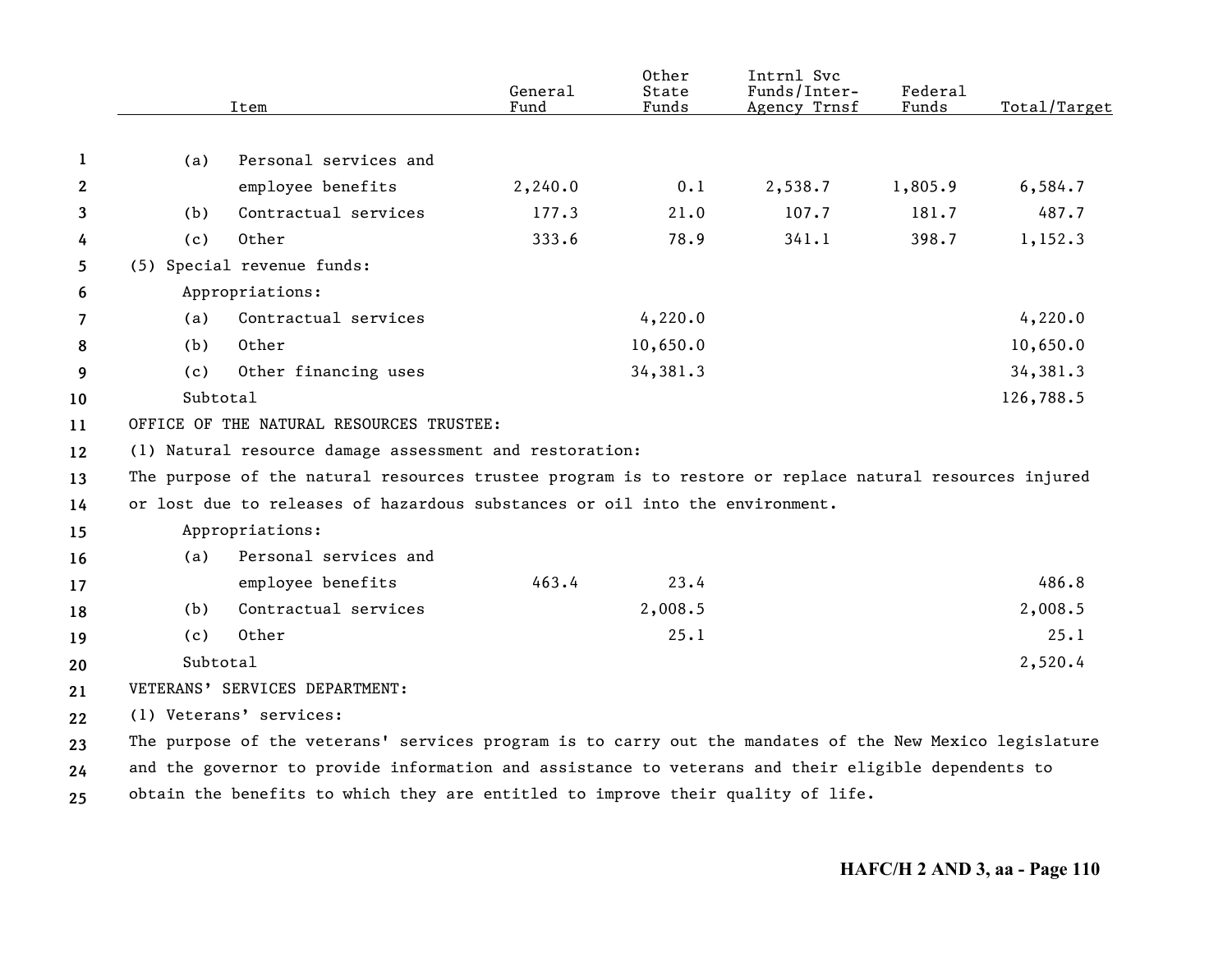| Item | General Fund | Other State Funds | Intrnl Svc Funds/Inter-Agency Trnsf | Federal Funds | Total/Target |
|---|---|---|---|---|---|
| (a) Personal services and employee benefits | 2,240.0 | 0.1 | 2,538.7 | 1,805.9 | 6,584.7 |
| (b) Contractual services | 177.3 | 21.0 | 107.7 | 181.7 | 487.7 |
| (c) Other | 333.6 | 78.9 | 341.1 | 398.7 | 1,152.3 |
| (5) Special revenue funds: | | | | | |
| Appropriations: | | | | | |
| (a) Contractual services | | 4,220.0 | | | 4,220.0 |
| (b) Other | | 10,650.0 | | | 10,650.0 |
| (c) Other financing uses | | 34,381.3 | | | 34,381.3 |
| Subtotal | | | | | 126,788.5 |
| OFFICE OF THE NATURAL RESOURCES TRUSTEE: | | | | | |
| (1) Natural resource damage assessment and restoration: | | | | | |
| The purpose of the natural resources trustee program is to restore or replace natural resources injured or lost due to releases of hazardous substances or oil into the environment. | | | | | |
| Appropriations: | | | | | |
| (a) Personal services and employee benefits | 463.4 | 23.4 | | | 486.8 |
| (b) Contractual services | | 2,008.5 | | | 2,008.5 |
| (c) Other | | 25.1 | | | 25.1 |
| Subtotal | | | | | 2,520.4 |
| VETERANS' SERVICES DEPARTMENT: | | | | | |
| (1) Veterans' services: | | | | | |
| The purpose of the veterans' services program is to carry out the mandates of the New Mexico legislature and the governor to provide information and assistance to veterans and their eligible dependents to obtain the benefits to which they are entitled to improve their quality of life. | | | | | |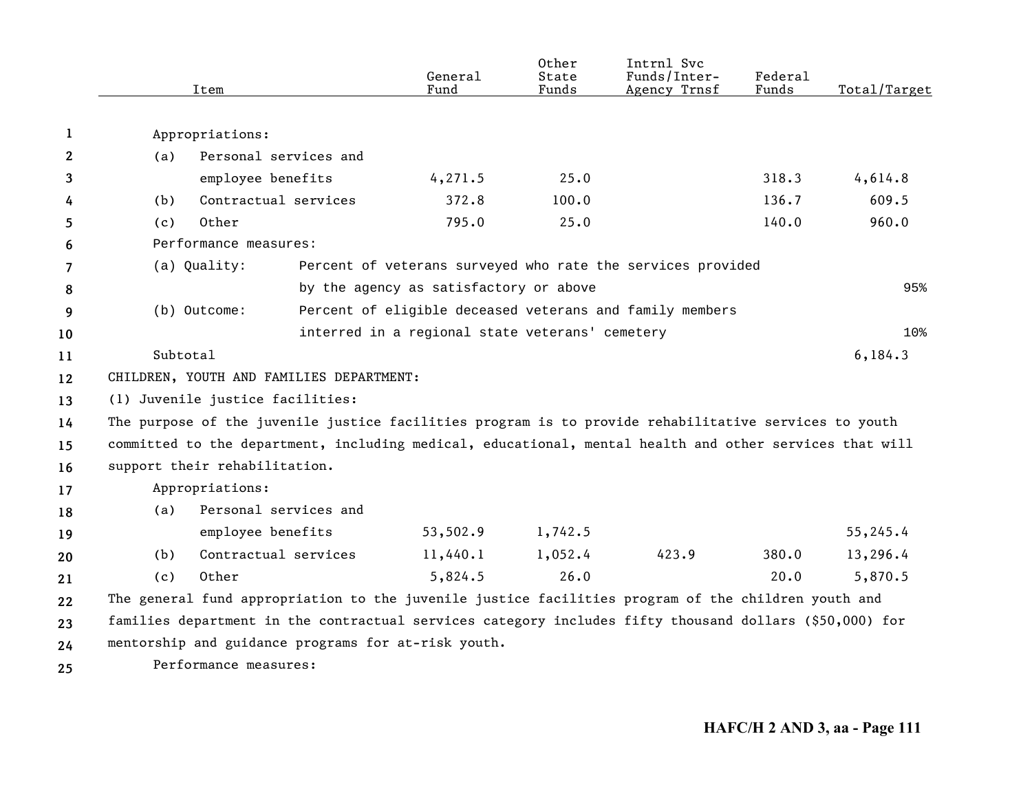| Item | General Fund | Other State Funds | Intrnl Svc Funds/Inter-Agency Trnsf | Federal Funds | Total/Target |
|---|---|---|---|---|---|
| Appropriations: | | | | | |
| (a) Personal services and employee benefits | 4,271.5 | 25.0 | | 318.3 | 4,614.8 |
| (b) Contractual services | 372.8 | 100.0 | | 136.7 | 609.5 |
| (c) Other | 795.0 | 25.0 | | 140.0 | 960.0 |
| Performance measures: | | | | | |
| (a) Quality: Percent of veterans surveyed who rate the services provided by the agency as satisfactory or above | | | | | 95% |
| (b) Outcome: Percent of eligible deceased veterans and family members interred in a regional state veterans' cemetery | | | | | 10% |
| Subtotal | | | | | 6,184.3 |

CHILDREN, YOUTH AND FAMILIES DEPARTMENT:

(1) Juvenile justice facilities:

The purpose of the juvenile justice facilities program is to provide rehabilitative services to youth committed to the department, including medical, educational, mental health and other services that will support their rehabilitation.

| Item | General Fund | Other State Funds | Intrnl Svc Funds/Inter-Agency Trnsf | Federal Funds | Total/Target |
|---|---|---|---|---|---|
| Appropriations: | | | | | |
| (a) Personal services and employee benefits | 53,502.9 | 1,742.5 | | | 55,245.4 |
| (b) Contractual services | 11,440.1 | 1,052.4 | 423.9 | 380.0 | 13,296.4 |
| (c) Other | 5,824.5 | 26.0 | | 20.0 | 5,870.5 |

The general fund appropriation to the juvenile justice facilities program of the children youth and families department in the contractual services category includes fifty thousand dollars ($50,000) for mentorship and guidance programs for at-risk youth.

Performance measures: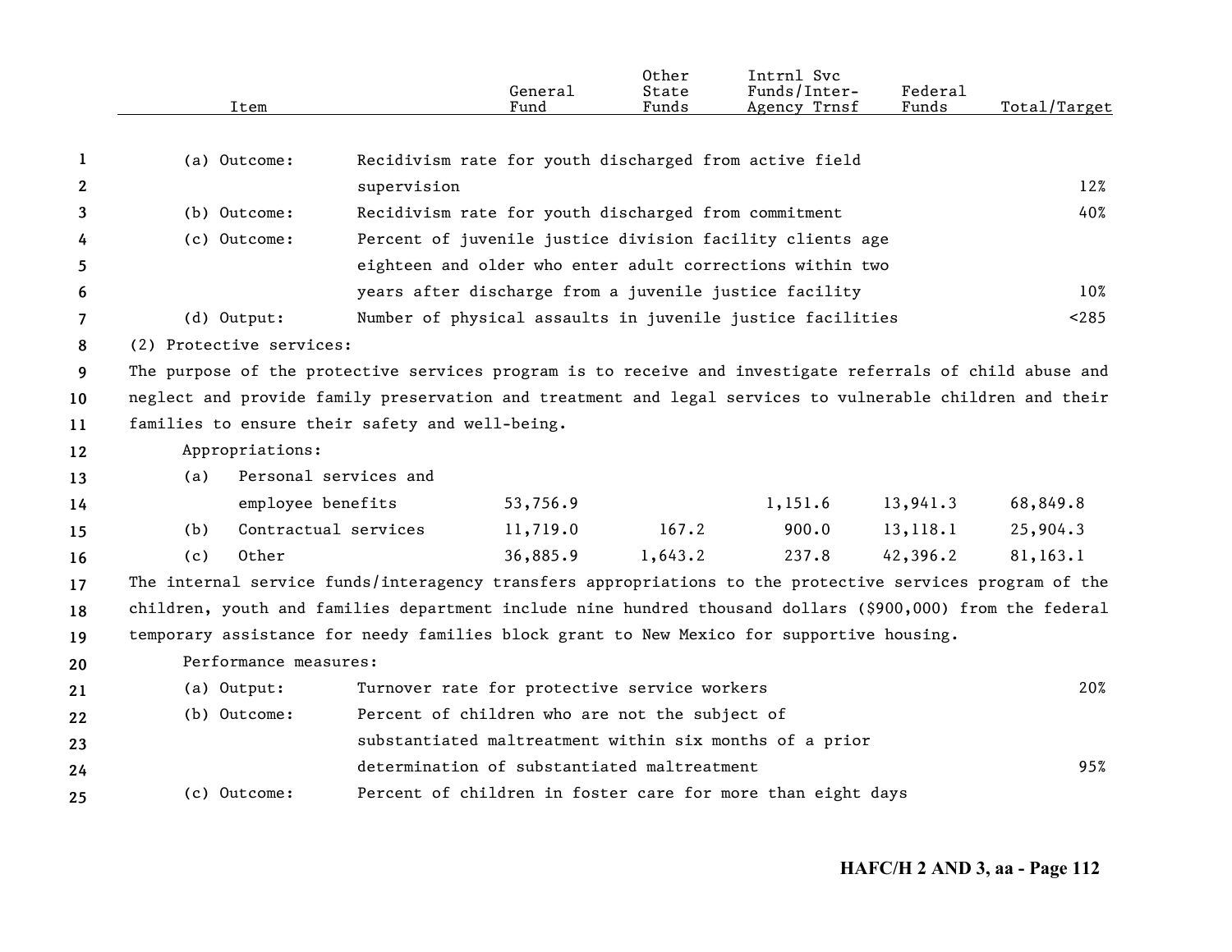| Item | | General Fund | Other State Funds | Intrnl Svc Funds/Inter-Agency Trnsf | Federal Funds | Total/Target |
|---|---|---|---|---|---|---|
| (a) Outcome: | Recidivism rate for youth discharged from active field supervision | | | | | 12% |
| (b) Outcome: | Recidivism rate for youth discharged from commitment | | | | | 40% |
| (c) Outcome: | Percent of juvenile justice division facility clients age eighteen and older who enter adult corrections within two years after discharge from a juvenile justice facility | | | | | 10% |
| (d) Output: | Number of physical assaults in juvenile justice facilities | | | | | <285 |

(2) Protective services:

The purpose of the protective services program is to receive and investigate referrals of child abuse and neglect and provide family preservation and treatment and legal services to vulnerable children and their families to ensure their safety and well-being.

Appropriations:

| Item | General Fund | Other State Funds | Intrnl Svc Funds/Inter-Agency Trnsf | Federal Funds | Total/Target |
|---|---|---|---|---|---|
| (a) Personal services and employee benefits | 53,756.9 | | 1,151.6 | 13,941.3 | 68,849.8 |
| (b) Contractual services | 11,719.0 | 167.2 | 900.0 | 13,118.1 | 25,904.3 |
| (c) Other | 36,885.9 | 1,643.2 | 237.8 | 42,396.2 | 81,163.1 |

The internal service funds/interagency transfers appropriations to the protective services program of the children, youth and families department include nine hundred thousand dollars ($900,000) from the federal temporary assistance for needy families block grant to New Mexico for supportive housing.

Performance measures:

| Item | | Total/Target |
|---|---|---|
| (a) Output: | Turnover rate for protective service workers | 20% |
| (b) Outcome: | Percent of children who are not the subject of substantiated maltreatment within six months of a prior determination of substantiated maltreatment | 95% |
| (c) Outcome: | Percent of children in foster care for more than eight days | |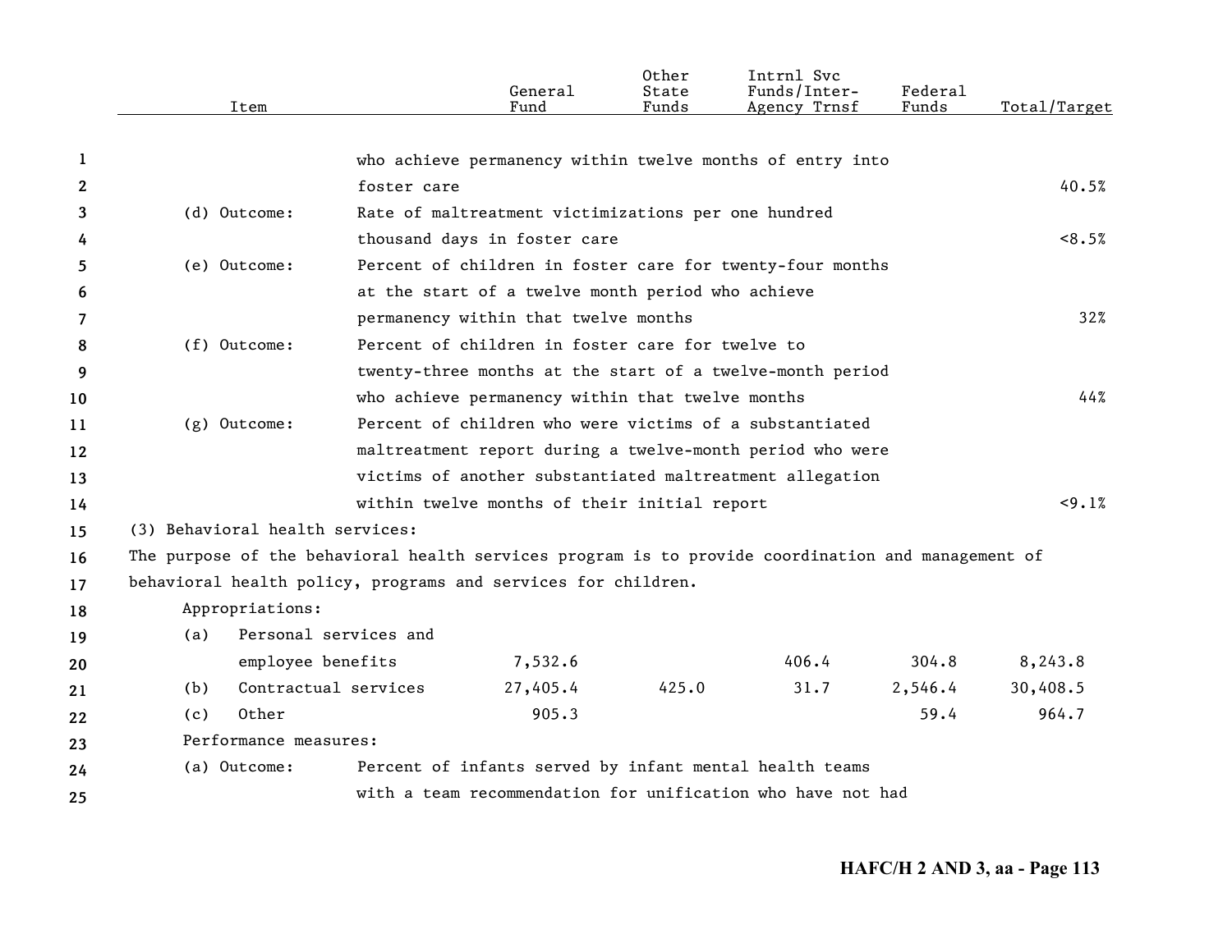| Item | | General Fund | Other State Funds | Intrnl Svc Funds/Inter-Agency Trnsf | Federal Funds | Total/Target |
|---|---|---|---|---|---|---|
| | who achieve permanency within twelve months of entry into foster care | | | | | 40.5% |
| (d) Outcome: | Rate of maltreatment victimizations per one hundred thousand days in foster care | | | | | <8.5% |
| (e) Outcome: | Percent of children in foster care for twenty-four months at the start of a twelve month period who achieve permanency within that twelve months | | | | | 32% |
| (f) Outcome: | Percent of children in foster care for twelve to twenty-three months at the start of a twelve-month period who achieve permanency within that twelve months | | | | | 44% |
| (g) Outcome: | Percent of children who were victims of a substantiated maltreatment report during a twelve-month period who were victims of another substantiated maltreatment allegation within twelve months of their initial report | | | | | <9.1% |

(3) Behavioral health services:

The purpose of the behavioral health services program is to provide coordination and management of behavioral health policy, programs and services for children.

Appropriations:

| Item | General Fund | Other State Funds | Intrnl Svc Funds/Inter-Agency Trnsf | Federal Funds | Total/Target |
|---|---|---|---|---|---|
| (a) Personal services and employee benefits | 7,532.6 | | 406.4 | 304.8 | 8,243.8 |
| (b) Contractual services | 27,405.4 | 425.0 | 31.7 | 2,546.4 | 30,408.5 |
| (c) Other | 905.3 | | | 59.4 | 964.7 |

Performance measures:

(a) Outcome: Percent of infants served by infant mental health teams with a team recommendation for unification who have not had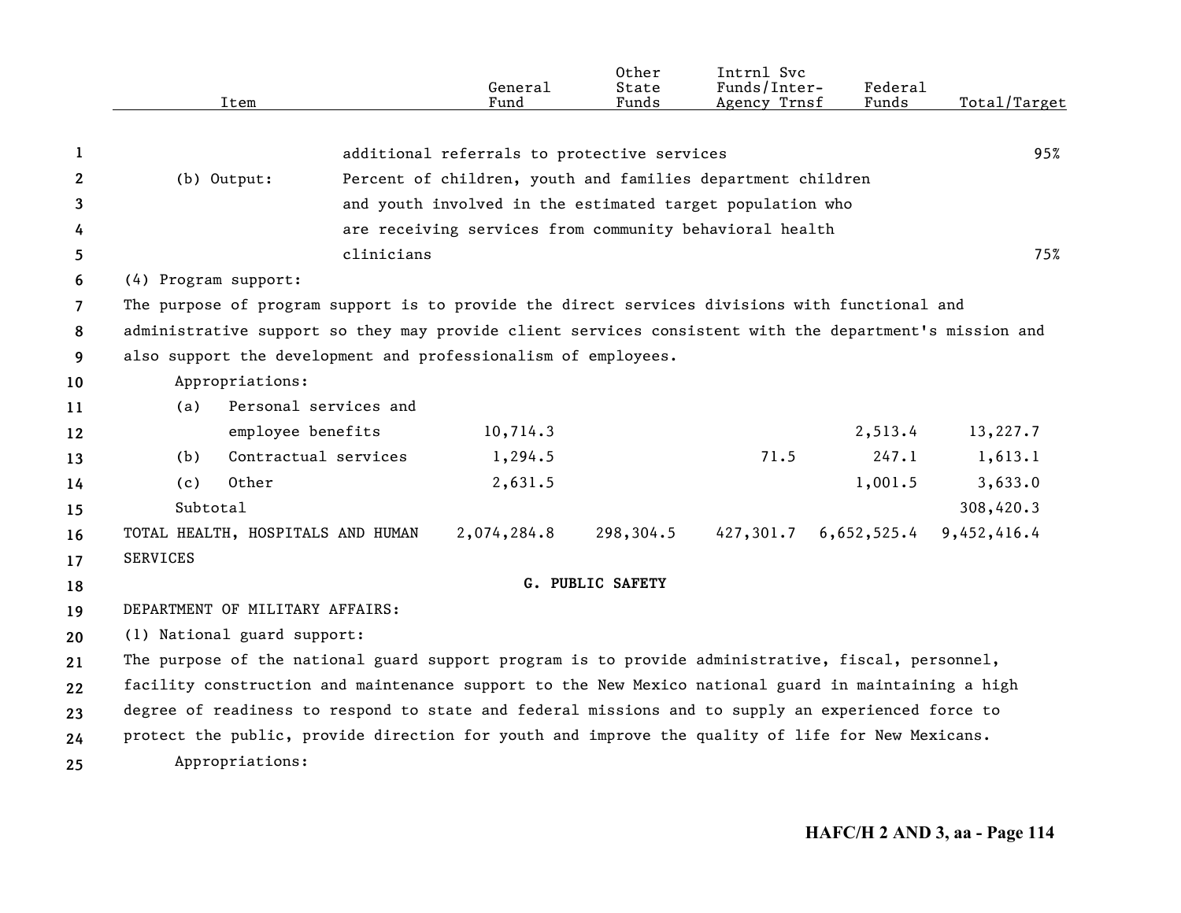| Item | | General Fund | Other State Funds | Intrnl Svc Funds/Inter-Agency Trnsf | Federal Funds | Total/Target |
|---|---|---|---|---|---|---|
| | additional referrals to protective services | | | | | 95% |
| (b) Output: | Percent of children, youth and families department children and youth involved in the estimated target population who are receiving services from community behavioral health clinicians | | | | | 75% |

(4) Program support:

The purpose of program support is to provide the direct services divisions with functional and administrative support so they may provide client services consistent with the department's mission and also support the development and professionalism of employees.

Appropriations:

| Item | General Fund | Other State Funds | Intrnl Svc Funds/Inter-Agency Trnsf | Federal Funds | Total/Target |
|---|---|---|---|---|---|
| (a) Personal services and employee benefits | 10,714.3 | | | 2,513.4 | 13,227.7 |
| (b) Contractual services | 1,294.5 | | 71.5 | 247.1 | 1,613.1 |
| (c) Other | 2,631.5 | | | 1,001.5 | 3,633.0 |
| Subtotal | | | | | 308,420.3 |
| TOTAL HEALTH, HOSPITALS AND HUMAN SERVICES | 2,074,284.8 | 298,304.5 | 427,301.7 | 6,652,525.4 | 9,452,416.4 |

## G. PUBLIC SAFETY

DEPARTMENT OF MILITARY AFFAIRS:

(1) National guard support:

The purpose of the national guard support program is to provide administrative, fiscal, personnel, facility construction and maintenance support to the New Mexico national guard in maintaining a high degree of readiness to respond to state and federal missions and to supply an experienced force to protect the public, provide direction for youth and improve the quality of life for New Mexicans.

Appropriations: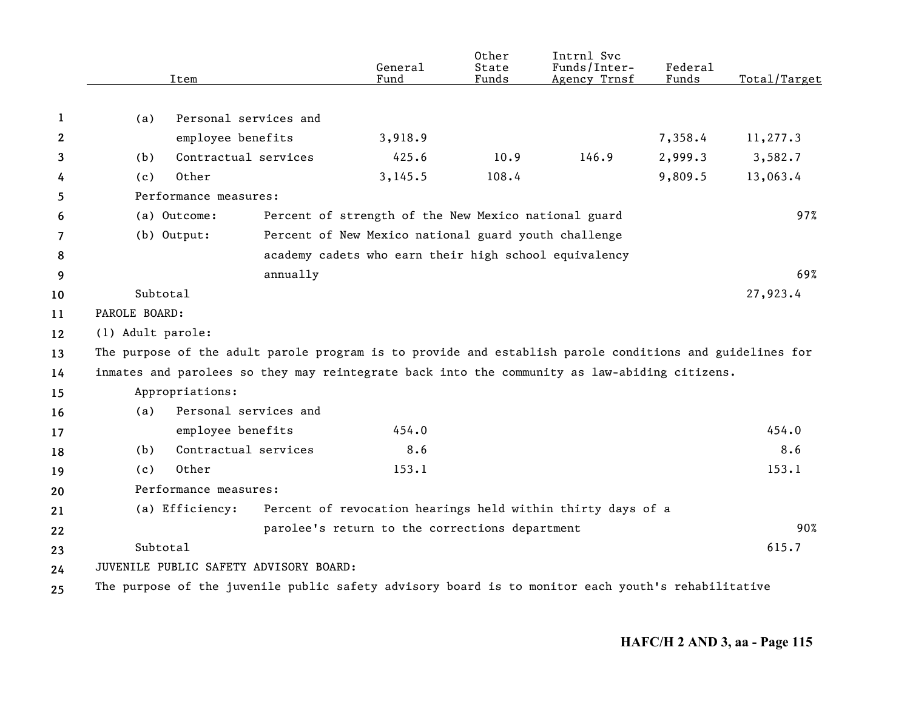| Item | General Fund | Other State Funds | Intrnl Svc Funds/Inter-Agency Trnsf | Federal Funds | Total/Target |
|---|---|---|---|---|---|
| (a) Personal services and employee benefits | 3,918.9 | | | 7,358.4 | 11,277.3 |
| (b) Contractual services | 425.6 | 10.9 | 146.9 | 2,999.3 | 3,582.7 |
| (c) Other | 3,145.5 | 108.4 | | 9,809.5 | 13,063.4 |

Performance measures:

| | | |
|---|---|---|
| (a) Outcome: | Percent of strength of the New Mexico national guard | 97% |
| (b) Output: | Percent of New Mexico national guard youth challenge academy cadets who earn their high school equivalency annually | 69% |

Subtotal 27,923.4

PAROLE BOARD:

(1) Adult parole:

The purpose of the adult parole program is to provide and establish parole conditions and guidelines for inmates and parolees so they may reintegrate back into the community as law-abiding citizens.

Appropriations:

| Item | General Fund | Other State Funds | Intrnl Svc Funds/Inter-Agency Trnsf | Federal Funds | Total/Target |
|---|---|---|---|---|---|
| (a) Personal services and employee benefits | 454.0 | | | | 454.0 |
| (b) Contractual services | 8.6 | | | | 8.6 |
| (c) Other | 153.1 | | | | 153.1 |

Performance measures:

| | | |
|---|---|---|
| (a) Efficiency: | Percent of revocation hearings held within thirty days of a parolee's return to the corrections department | 90% |

Subtotal 615.7

JUVENILE PUBLIC SAFETY ADVISORY BOARD:

The purpose of the juvenile public safety advisory board is to monitor each youth's rehabilitative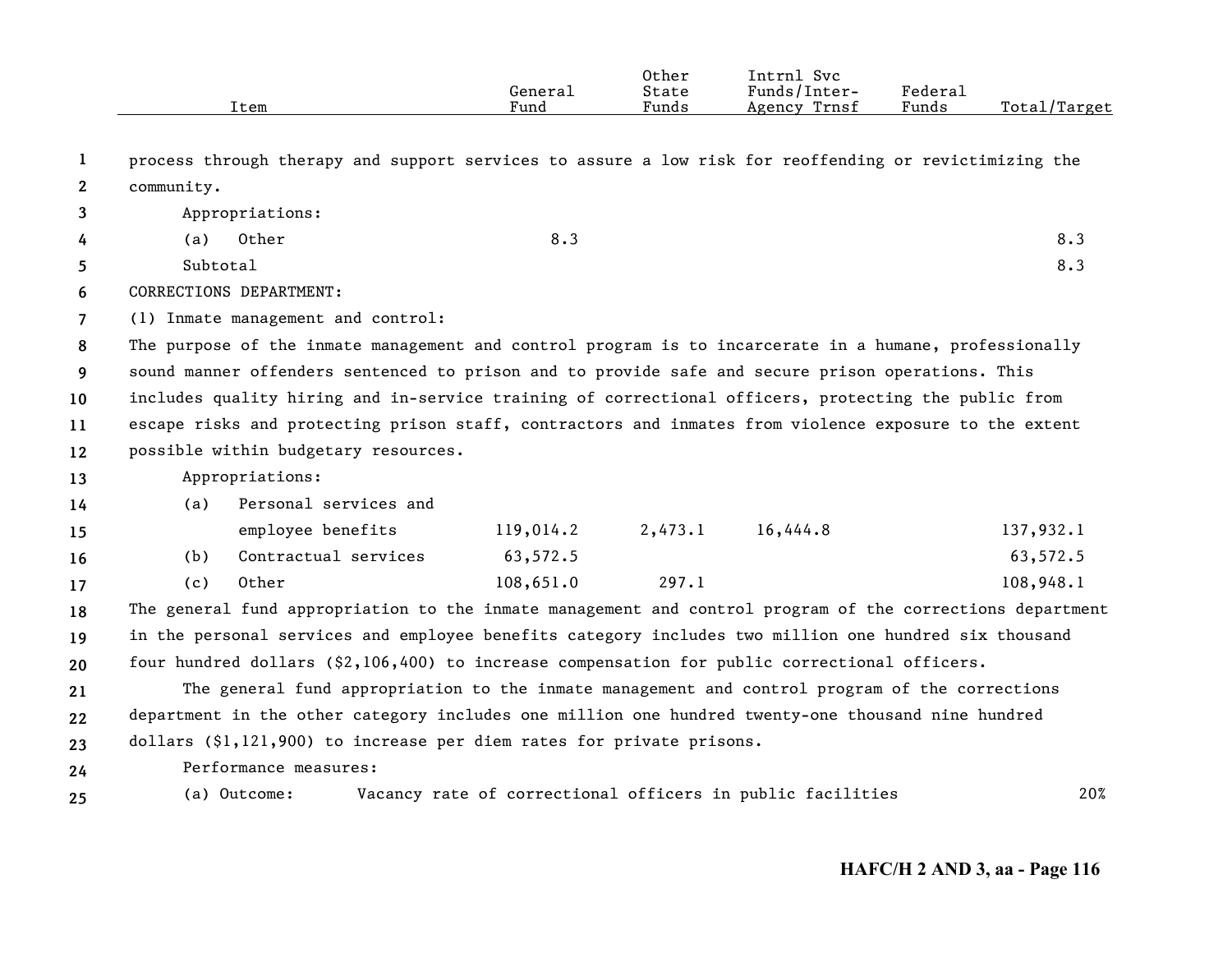| Item | General Fund | Other State Funds | Intrnl Svc Funds/Inter-Agency Trnsf | Federal Funds | Total/Target |
|---|---|---|---|---|---|

process through therapy and support services to assure a low risk for reoffending or revictimizing the community.

Appropriations:

| Item | General Fund | Other State Funds | Intrnl Svc Funds/Inter-Agency Trnsf | Federal Funds | Total/Target |
|---|---|---|---|---|---|
| (a) Other | 8.3 | | | | 8.3 |
| Subtotal | | | | | 8.3 |

CORRECTIONS DEPARTMENT:

(1) Inmate management and control:

The purpose of the inmate management and control program is to incarcerate in a humane, professionally sound manner offenders sentenced to prison and to provide safe and secure prison operations. This includes quality hiring and in-service training of correctional officers, protecting the public from escape risks and protecting prison staff, contractors and inmates from violence exposure to the extent possible within budgetary resources.

Appropriations:

| Item | General Fund | Other State Funds | Intrnl Svc Funds/Inter-Agency Trnsf | Federal Funds | Total/Target |
|---|---|---|---|---|---|
| (a) Personal services and employee benefits | 119,014.2 | 2,473.1 | 16,444.8 | | 137,932.1 |
| (b) Contractual services | 63,572.5 | | | | 63,572.5 |
| (c) Other | 108,651.0 | 297.1 | | | 108,948.1 |

The general fund appropriation to the inmate management and control program of the corrections department in the personal services and employee benefits category includes two million one hundred six thousand four hundred dollars ($2,106,400) to increase compensation for public correctional officers.

The general fund appropriation to the inmate management and control program of the corrections department in the other category includes one million one hundred twenty-one thousand nine hundred dollars ($1,121,900) to increase per diem rates for private prisons.

Performance measures:

| Measure | | Target |
|---|---|---|
| (a) Outcome: | Vacancy rate of correctional officers in public facilities | 20% |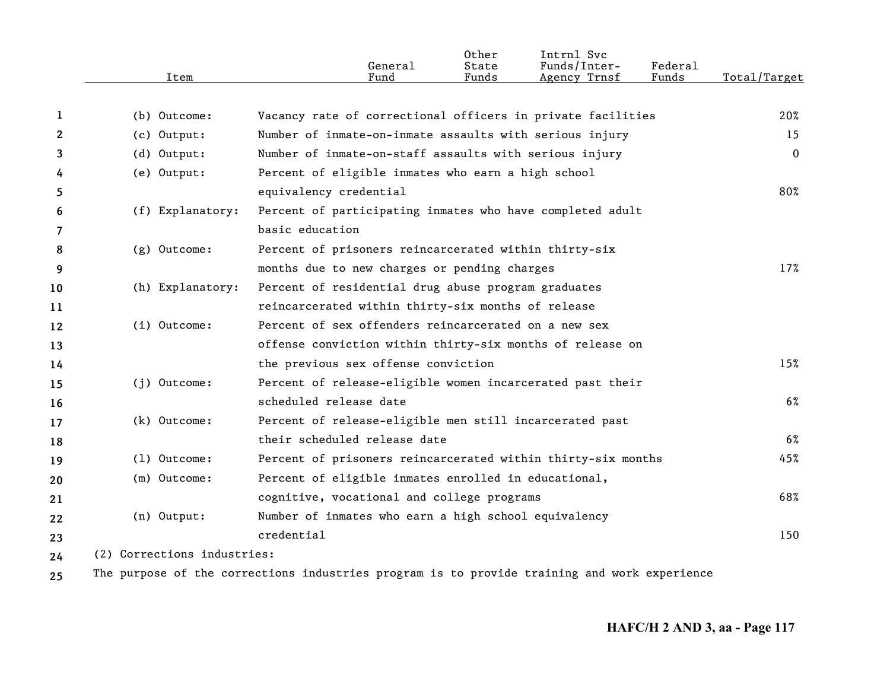| Item | | General Fund | Other State Funds | Intrnl Svc Funds/Inter-Agency Trnsf | Federal Funds | Total/Target |
|---|---|---|---|---|---|---|
| (b) Outcome: | Vacancy rate of correctional officers in private facilities | | | | | 20% |
| (c) Output: | Number of inmate-on-inmate assaults with serious injury | | | | | 15 |
| (d) Output: | Number of inmate-on-staff assaults with serious injury | | | | | 0 |
| (e) Output: | Percent of eligible inmates who earn a high school equivalency credential | | | | | 80% |
| (f) Explanatory: | Percent of participating inmates who have completed adult basic education | | | | | |
| (g) Outcome: | Percent of prisoners reincarcerated within thirty-six months due to new charges or pending charges | | | | | 17% |
| (h) Explanatory: | Percent of residential drug abuse program graduates reincarcerated within thirty-six months of release | | | | | |
| (i) Outcome: | Percent of sex offenders reincarcerated on a new sex offense conviction within thirty-six months of release on the previous sex offense conviction | | | | | 15% |
| (j) Outcome: | Percent of release-eligible women incarcerated past their scheduled release date | | | | | 6% |
| (k) Outcome: | Percent of release-eligible men still incarcerated past their scheduled release date | | | | | 6% |
| (l) Outcome: | Percent of prisoners reincarcerated within thirty-six months | | | | | 45% |
| (m) Outcome: | Percent of eligible inmates enrolled in educational, cognitive, vocational and college programs | | | | | 68% |
| (n) Output: | Number of inmates who earn a high school equivalency credential | | | | | 150 |

(2) Corrections industries:

The purpose of the corrections industries program is to provide training and work experience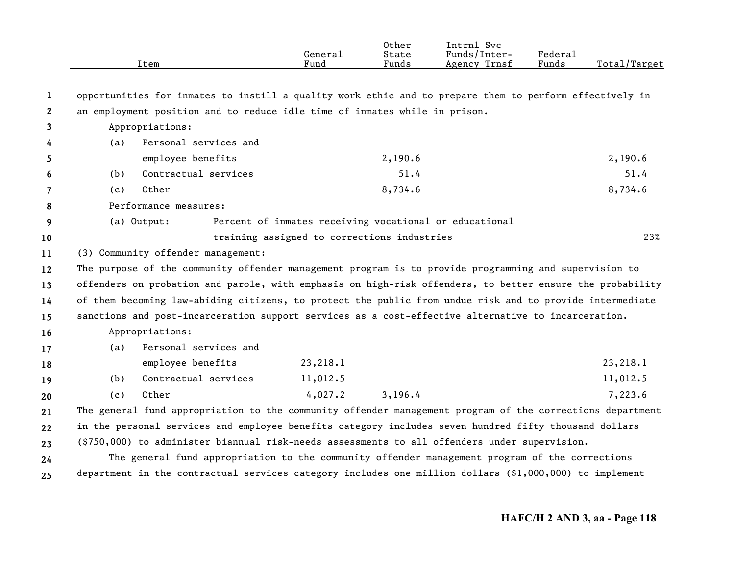| Item | General Fund | Other State Funds | Intrnl Svc Funds/Inter-Agency Trnsf | Federal Funds | Total/Target |
|---|---|---|---|---|---|

opportunities for inmates to instill a quality work ethic and to prepare them to perform effectively in an employment position and to reduce idle time of inmates while in prison.

Appropriations:

| Item | General Fund | Other State Funds | Intrnl Svc Funds/Inter-Agency Trnsf | Federal Funds | Total/Target |
|---|---|---|---|---|---|
| (a) Personal services and employee benefits | | 2,190.6 | | | 2,190.6 |
| (b) Contractual services | | 51.4 | | | 51.4 |
| (c) Other | | 8,734.6 | | | 8,734.6 |

Performance measures:

| | | |
|---|---|---|
| (a) Output: | Percent of inmates receiving vocational or educational training assigned to corrections industries | 23% |

(3) Community offender management:

The purpose of the community offender management program is to provide programming and supervision to offenders on probation and parole, with emphasis on high-risk offenders, to better ensure the probability of them becoming law-abiding citizens, to protect the public from undue risk and to provide intermediate sanctions and post-incarceration support services as a cost-effective alternative to incarceration.

Appropriations:

| Item | General Fund | Other State Funds | Intrnl Svc Funds/Inter-Agency Trnsf | Federal Funds | Total/Target |
|---|---|---|---|---|---|
| (a) Personal services and employee benefits | 23,218.1 | | | | 23,218.1 |
| (b) Contractual services | 11,012.5 | | | | 11,012.5 |
| (c) Other | 4,027.2 | 3,196.4 | | | 7,223.6 |

The general fund appropriation to the community offender management program of the corrections department in the personal services and employee benefits category includes seven hundred fifty thousand dollars ($750,000) to administer ~~biannual~~ risk-needs assessments to all offenders under supervision.

The general fund appropriation to the community offender management program of the corrections department in the contractual services category includes one million dollars ($1,000,000) to implement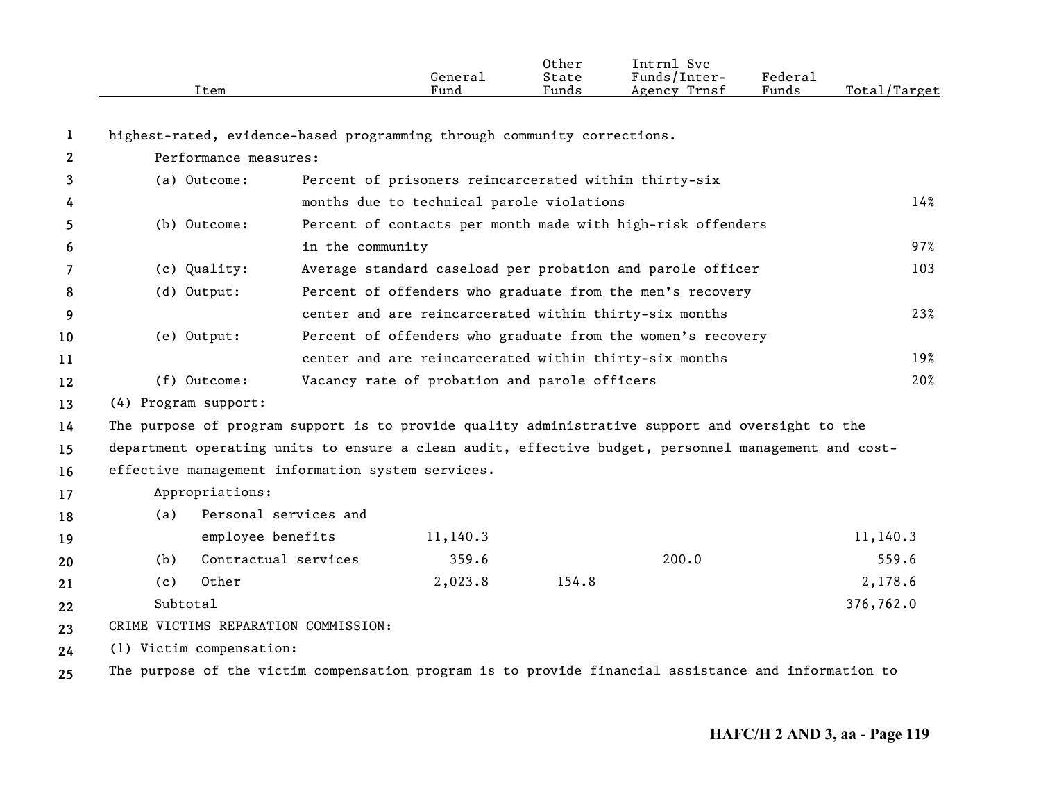| Item | General Fund | Other State Funds | Intrnl Svc Funds/Inter-Agency Trnsf | Federal Funds | Total/Target |
|---|---|---|---|---|---|

highest-rated, evidence-based programming through community corrections.

Performance measures:

| | | |
|---|---|---|
| (a) Outcome: | Percent of prisoners reincarcerated within thirty-six months due to technical parole violations | 14% |
| (b) Outcome: | Percent of contacts per month made with high-risk offenders in the community | 97% |
| (c) Quality: | Average standard caseload per probation and parole officer | 103 |
| (d) Output: | Percent of offenders who graduate from the men's recovery center and are reincarcerated within thirty-six months | 23% |
| (e) Output: | Percent of offenders who graduate from the women's recovery center and are reincarcerated within thirty-six months | 19% |
| (f) Outcome: | Vacancy rate of probation and parole officers | 20% |

(4) Program support:

The purpose of program support is to provide quality administrative support and oversight to the department operating units to ensure a clean audit, effective budget, personnel management and cost-effective management information system services.

Appropriations:

| Item | General Fund | Other State Funds | Intrnl Svc Funds/Inter-Agency Trnsf | Federal Funds | Total/Target |
|---|---|---|---|---|---|
| (a) Personal services and employee benefits | 11,140.3 | | | | 11,140.3 |
| (b) Contractual services | 359.6 | | 200.0 | | 559.6 |
| (c) Other | 2,023.8 | 154.8 | | | 2,178.6 |
| Subtotal | | | | | 376,762.0 |

CRIME VICTIMS REPARATION COMMISSION:

(1) Victim compensation:

The purpose of the victim compensation program is to provide financial assistance and information to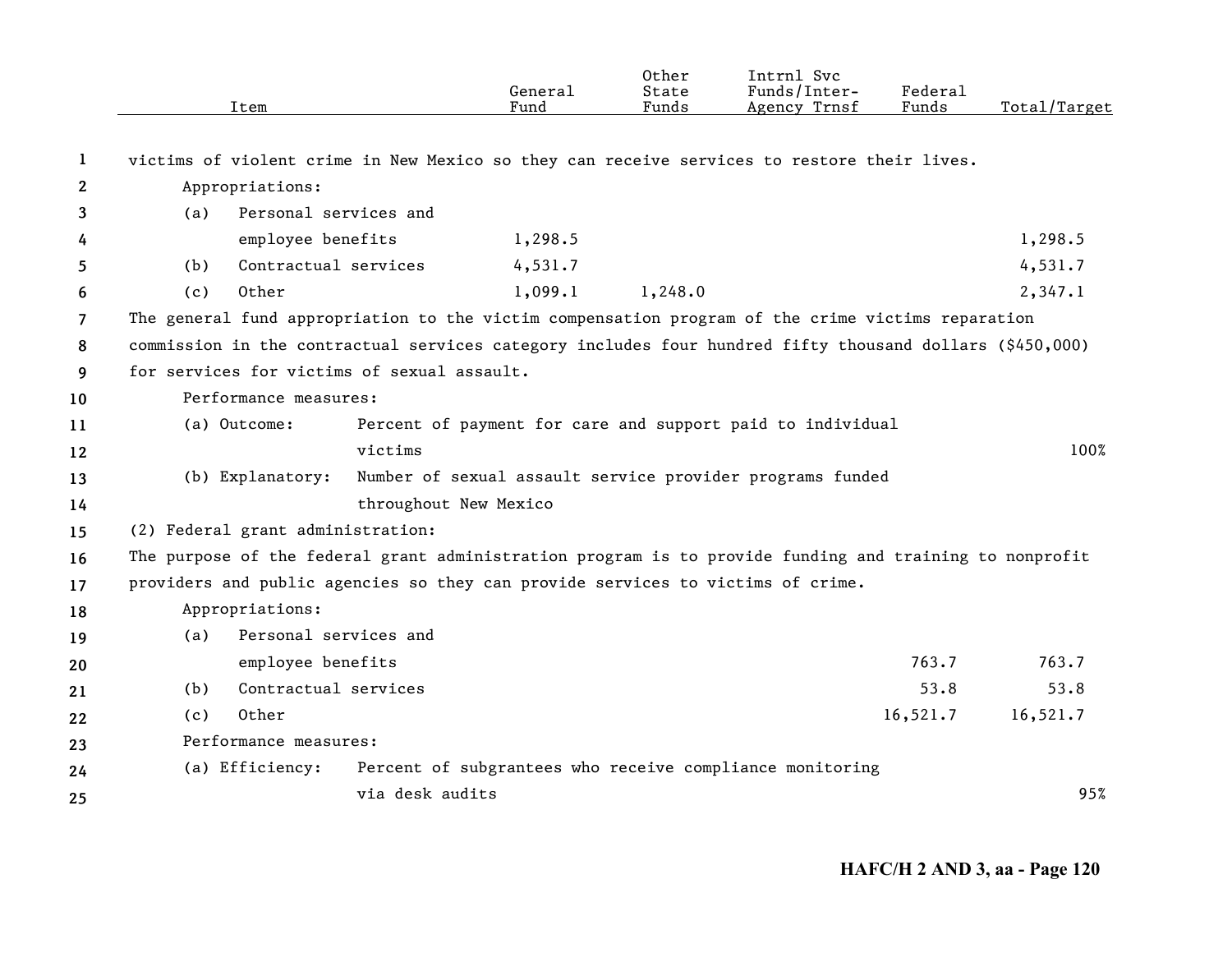| Item | General Fund | Other State Funds | Intrnl Svc Funds/Inter-Agency Trnsf | Federal Funds | Total/Target |
|---|---|---|---|---|---|

victims of violent crime in New Mexico so they can receive services to restore their lives.

Appropriations:

| Item | General Fund | Other State Funds | Intrnl Svc Funds/Inter-Agency Trnsf | Federal Funds | Total/Target |
|---|---|---|---|---|---|
| (a) Personal services and employee benefits | 1,298.5 | | | | 1,298.5 |
| (b) Contractual services | 4,531.7 | | | | 4,531.7 |
| (c) Other | 1,099.1 | 1,248.0 | | | 2,347.1 |

The general fund appropriation to the victim compensation program of the crime victims reparation commission in the contractual services category includes four hundred fifty thousand dollars ($450,000) for services for victims of sexual assault.

Performance measures:

| Measure | Description | Target |
|---|---|---|
| (a) Outcome: | Percent of payment for care and support paid to individual victims | 100% |
| (b) Explanatory: | Number of sexual assault service provider programs funded throughout New Mexico | |

(2) Federal grant administration:

The purpose of the federal grant administration program is to provide funding and training to nonprofit providers and public agencies so they can provide services to victims of crime.

Appropriations:

| Item | General Fund | Other State Funds | Intrnl Svc Funds/Inter-Agency Trnsf | Federal Funds | Total/Target |
|---|---|---|---|---|---|
| (a) Personal services and employee benefits | | | | 763.7 | 763.7 |
| (b) Contractual services | | | | 53.8 | 53.8 |
| (c) Other | | | | 16,521.7 | 16,521.7 |

Performance measures:

| Measure | Description | Target |
|---|---|---|
| (a) Efficiency: | Percent of subgrantees who receive compliance monitoring via desk audits | 95% |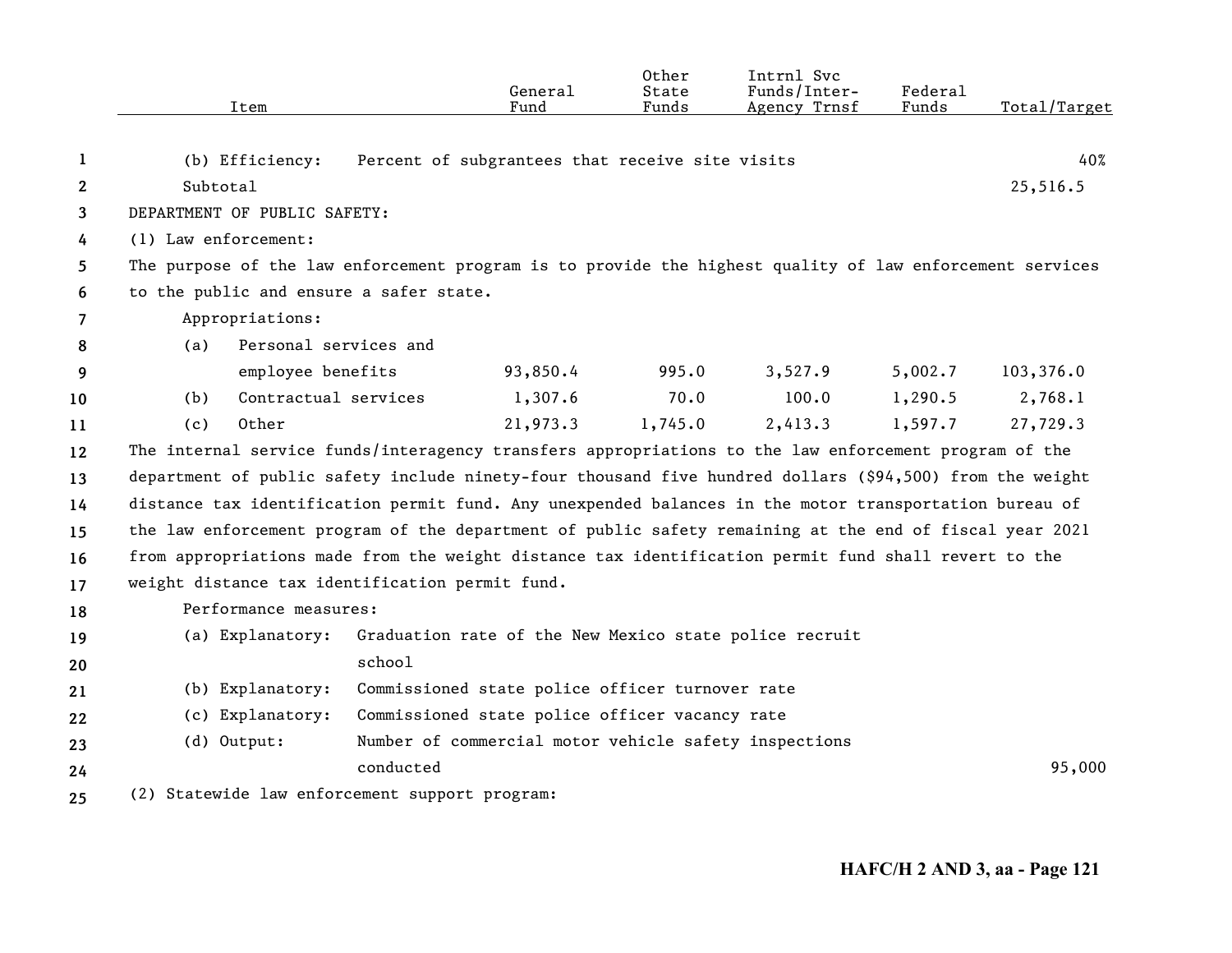| Item | General Fund | Other State Funds | Intrnl Svc Funds/Inter-Agency Trnsf | Federal Funds | Total/Target |
|---|---|---|---|---|---|
| (b) Efficiency: Percent of subgrantees that receive site visits | | | | | 40% |
| Subtotal | | | | | 25,516.5 |

DEPARTMENT OF PUBLIC SAFETY:

(1) Law enforcement:

The purpose of the law enforcement program is to provide the highest quality of law enforcement services to the public and ensure a safer state.

| Item | General Fund | Other State Funds | Intrnl Svc Funds/Inter-Agency Trnsf | Federal Funds | Total/Target |
|---|---|---|---|---|---|
| Appropriations: | | | | | |
| (a) Personal services and employee benefits | 93,850.4 | 995.0 | 3,527.9 | 5,002.7 | 103,376.0 |
| (b) Contractual services | 1,307.6 | 70.0 | 100.0 | 1,290.5 | 2,768.1 |
| (c) Other | 21,973.3 | 1,745.0 | 2,413.3 | 1,597.7 | 27,729.3 |

The internal service funds/interagency transfers appropriations to the law enforcement program of the department of public safety include ninety-four thousand five hundred dollars ($94,500) from the weight distance tax identification permit fund. Any unexpended balances in the motor transportation bureau of the law enforcement program of the department of public safety remaining at the end of fiscal year 2021 from appropriations made from the weight distance tax identification permit fund shall revert to the weight distance tax identification permit fund.

| Performance measures: | | Total/Target |
|---|---|---|
| (a) Explanatory: | Graduation rate of the New Mexico state police recruit school | |
| (b) Explanatory: | Commissioned state police officer turnover rate | |
| (c) Explanatory: | Commissioned state police officer vacancy rate | |
| (d) Output: | Number of commercial motor vehicle safety inspections conducted | 95,000 |

(2) Statewide law enforcement support program: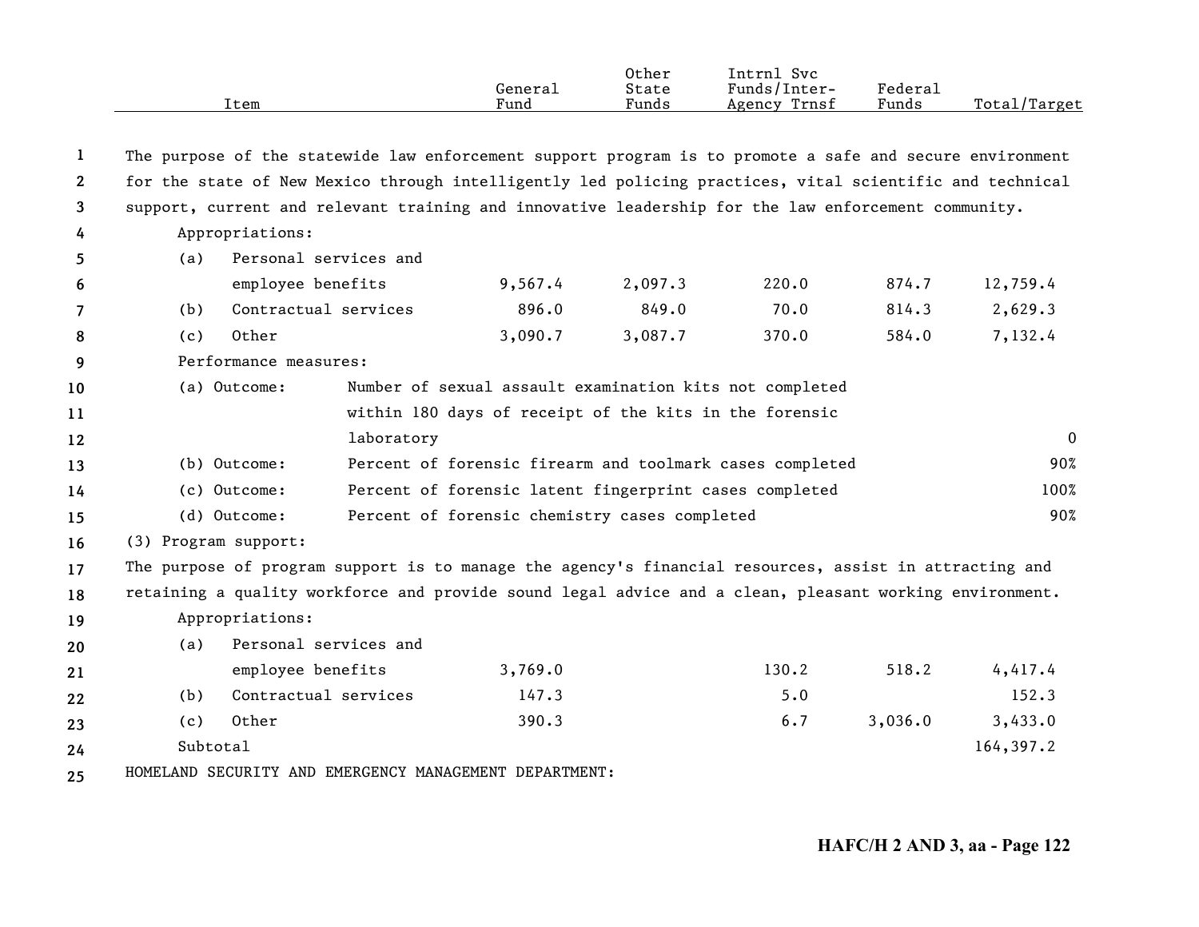| Item | General Fund | Other State Funds | Intrnl Svc Funds/Inter-Agency Trnsf | Federal Funds | Total/Target |
|---|---|---|---|---|---|
| The purpose of the statewide law enforcement support program is to promote a safe and secure environment for the state of New Mexico through intelligently led policing practices, vital scientific and technical support, current and relevant training and innovative leadership for the law enforcement community. | | | | | |
| Appropriations: | | | | | |
| (a) Personal services and employee benefits | 9,567.4 | 2,097.3 | 220.0 | 874.7 | 12,759.4 |
| (b) Contractual services | 896.0 | 849.0 | 70.0 | 814.3 | 2,629.3 |
| (c) Other | 3,090.7 | 3,087.7 | 370.0 | 584.0 | 7,132.4 |
| Performance measures: | | | | | |
| (a) Outcome: Number of sexual assault examination kits not completed within 180 days of receipt of the kits in the forensic laboratory | | | | | 0 |
| (b) Outcome: Percent of forensic firearm and toolmark cases completed | | | | | 90% |
| (c) Outcome: Percent of forensic latent fingerprint cases completed | | | | | 100% |
| (d) Outcome: Percent of forensic chemistry cases completed | | | | | 90% |
| (3) Program support: | | | | | |
| The purpose of program support is to manage the agency's financial resources, assist in attracting and retaining a quality workforce and provide sound legal advice and a clean, pleasant working environment. | | | | | |
| Appropriations: | | | | | |
| (a) Personal services and employee benefits | 3,769.0 | | 130.2 | 518.2 | 4,417.4 |
| (b) Contractual services | 147.3 | | 5.0 | | 152.3 |
| (c) Other | 390.3 | | 6.7 | 3,036.0 | 3,433.0 |
| Subtotal | | | | | 164,397.2 |
| HOMELAND SECURITY AND EMERGENCY MANAGEMENT DEPARTMENT: | | | | | |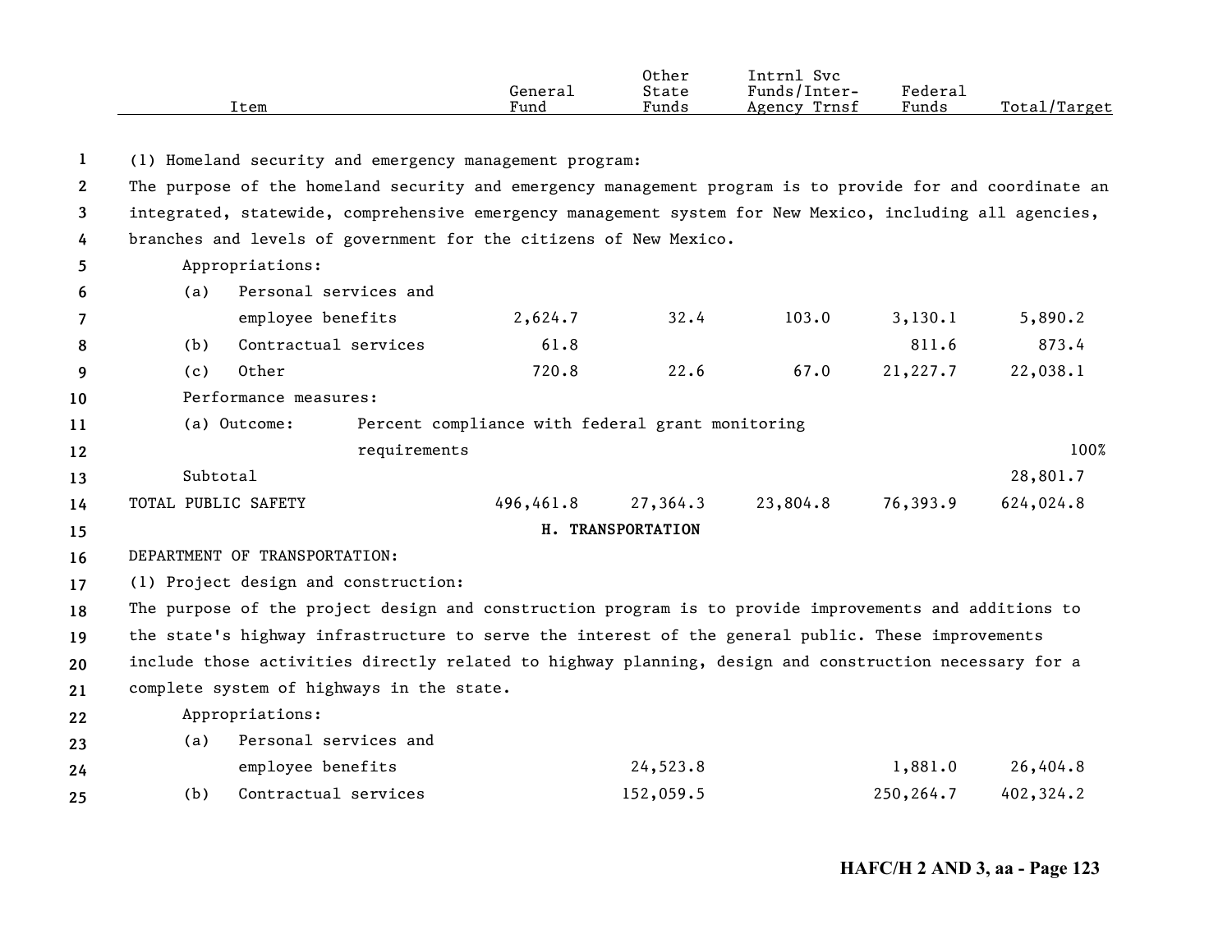| Item | General Fund | Other State Funds | Intrnl Svc Funds/Inter-Agency Trnsf | Federal Funds | Total/Target |
|---|---|---|---|---|---|
| (1) Homeland security and emergency management program: | | | | | |
| The purpose of the homeland security and emergency management program is to provide for and coordinate an integrated, statewide, comprehensive emergency management system for New Mexico, including all agencies, branches and levels of government for the citizens of New Mexico. | | | | | |
| Appropriations: | | | | | |
| (a) Personal services and employee benefits | 2,624.7 | 32.4 | 103.0 | 3,130.1 | 5,890.2 |
| (b) Contractual services | 61.8 | | | 811.6 | 873.4 |
| (c) Other | 720.8 | 22.6 | 67.0 | 21,227.7 | 22,038.1 |
| Performance measures: | | | | | |
| (a) Outcome: Percent compliance with federal grant monitoring requirements | | | | | 100% |
| Subtotal | | | | | 28,801.7 |
| TOTAL PUBLIC SAFETY | 496,461.8 | 27,364.3 | 23,804.8 | 76,393.9 | 624,024.8 |

**H. TRANSPORTATION**

| Item | General Fund | Other State Funds | Intrnl Svc Funds/Inter-Agency Trnsf | Federal Funds | Total/Target |
|---|---|---|---|---|---|
| DEPARTMENT OF TRANSPORTATION: | | | | | |
| (1) Project design and construction: | | | | | |
| The purpose of the project design and construction program is to provide improvements and additions to the state's highway infrastructure to serve the interest of the general public. These improvements include those activities directly related to highway planning, design and construction necessary for a complete system of highways in the state. | | | | | |
| Appropriations: | | | | | |
| (a) Personal services and employee benefits | | 24,523.8 | | 1,881.0 | 26,404.8 |
| (b) Contractual services | | 152,059.5 | | 250,264.7 | 402,324.2 |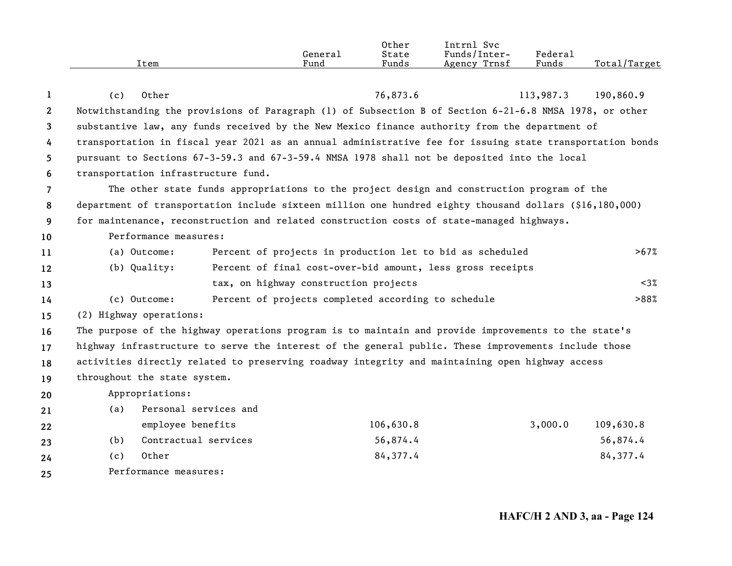| Item | General Fund | Other State Funds | Intrnl Svc Funds/Inter-Agency Trnsf | Federal Funds | Total/Target |
|---|---|---|---|---|---|
| (c) Other | | 76,873.6 | | 113,987.3 | 190,860.9 |

Notwithstanding the provisions of Paragraph (1) of Subsection B of Section 6-21-6.8 NMSA 1978, or other substantive law, any funds received by the New Mexico finance authority from the department of transportation in fiscal year 2021 as an annual administrative fee for issuing state transportation bonds pursuant to Sections 67-3-59.3 and 67-3-59.4 NMSA 1978 shall not be deposited into the local transportation infrastructure fund.

The other state funds appropriations to the project design and construction program of the department of transportation include sixteen million one hundred eighty thousand dollars ($16,180,000) for maintenance, reconstruction and related construction costs of state-managed highways.

Performance measures:

| | | |
|---|---|---|
| (a) Outcome: | Percent of projects in production let to bid as scheduled | >67% |
| (b) Quality: | Percent of final cost-over-bid amount, less gross receipts tax, on highway construction projects | <3% |
| (c) Outcome: | Percent of projects completed according to schedule | >88% |

(2) Highway operations:

The purpose of the highway operations program is to maintain and provide improvements to the state's highway infrastructure to serve the interest of the general public. These improvements include those activities directly related to preserving roadway integrity and maintaining open highway access throughout the state system.

Appropriations:

| Item | General Fund | Other State Funds | Intrnl Svc Funds/Inter-Agency Trnsf | Federal Funds | Total/Target |
|---|---|---|---|---|---|
| (a) Personal services and employee benefits | | 106,630.8 | | 3,000.0 | 109,630.8 |
| (b) Contractual services | | 56,874.4 | | | 56,874.4 |
| (c) Other | | 84,377.4 | | | 84,377.4 |

Performance measures: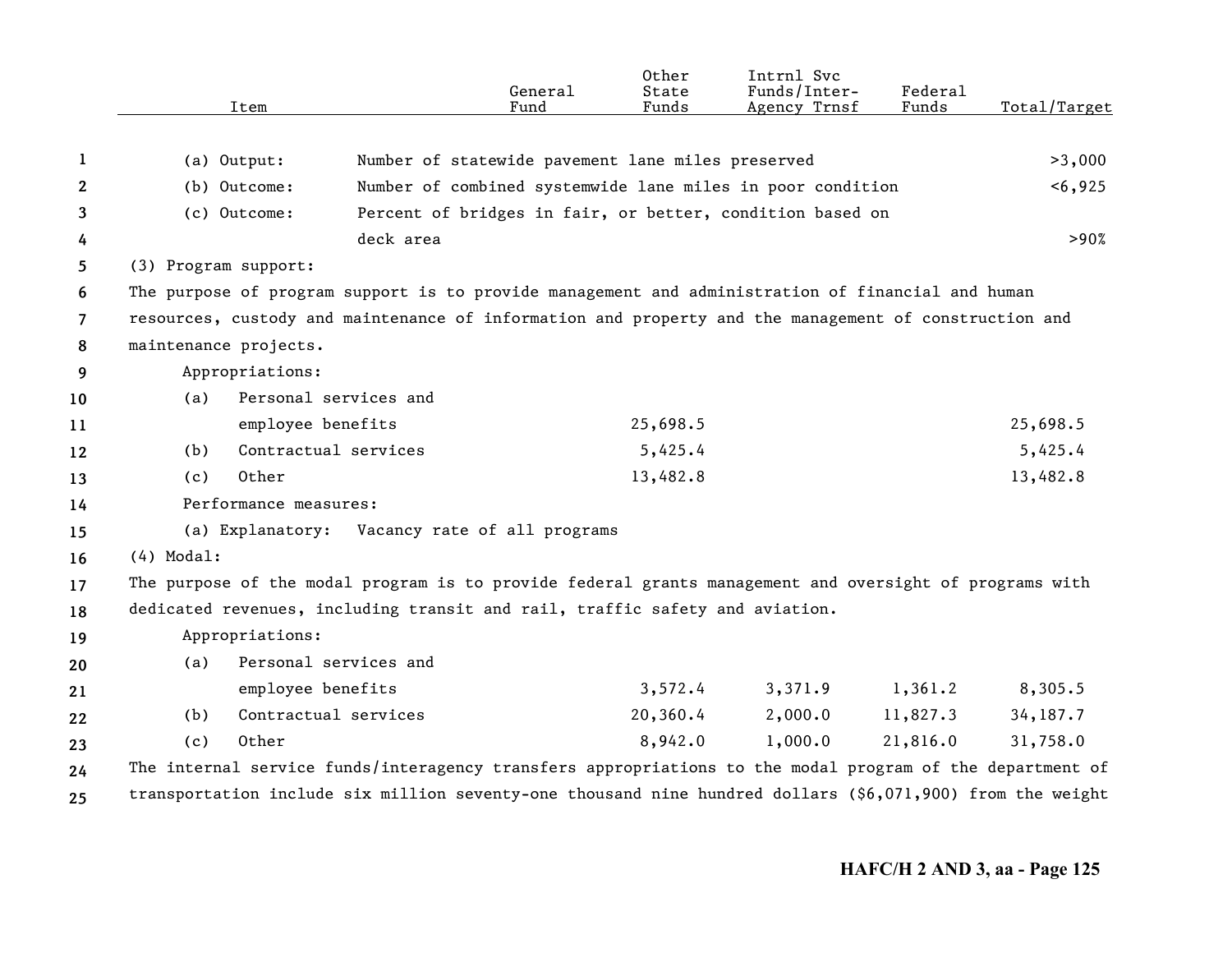| Item | | General Fund | Other State Funds | Intrnl Svc Funds/Inter-Agency Trnsf | Federal Funds | Total/Target |
|---|---|---|---|---|---|---|
| (a) Output: | Number of statewide pavement lane miles preserved | | | | | >3,000 |
| (b) Outcome: | Number of combined systemwide lane miles in poor condition | | | | | <6,925 |
| (c) Outcome: | Percent of bridges in fair, or better, condition based on deck area | | | | | >90% |

(3) Program support:

The purpose of program support is to provide management and administration of financial and human resources, custody and maintenance of information and property and the management of construction and maintenance projects.

Appropriations:

| Item | General Fund | Other State Funds | Intrnl Svc Funds/Inter-Agency Trnsf | Federal Funds | Total/Target |
|---|---|---|---|---|---|
| (a) Personal services and employee benefits | | 25,698.5 | | | 25,698.5 |
| (b) Contractual services | | 5,425.4 | | | 5,425.4 |
| (c) Other | | 13,482.8 | | | 13,482.8 |

Performance measures:

(a) Explanatory: Vacancy rate of all programs

(4) Modal:

The purpose of the modal program is to provide federal grants management and oversight of programs with dedicated revenues, including transit and rail, traffic safety and aviation.

Appropriations:

| Item | General Fund | Other State Funds | Intrnl Svc Funds/Inter-Agency Trnsf | Federal Funds | Total/Target |
|---|---|---|---|---|---|
| (a) Personal services and employee benefits | | 3,572.4 | 3,371.9 | 1,361.2 | 8,305.5 |
| (b) Contractual services | | 20,360.4 | 2,000.0 | 11,827.3 | 34,187.7 |
| (c) Other | | 8,942.0 | 1,000.0 | 21,816.0 | 31,758.0 |

The internal service funds/interagency transfers appropriations to the modal program of the department of transportation include six million seventy-one thousand nine hundred dollars ($6,071,900) from the weight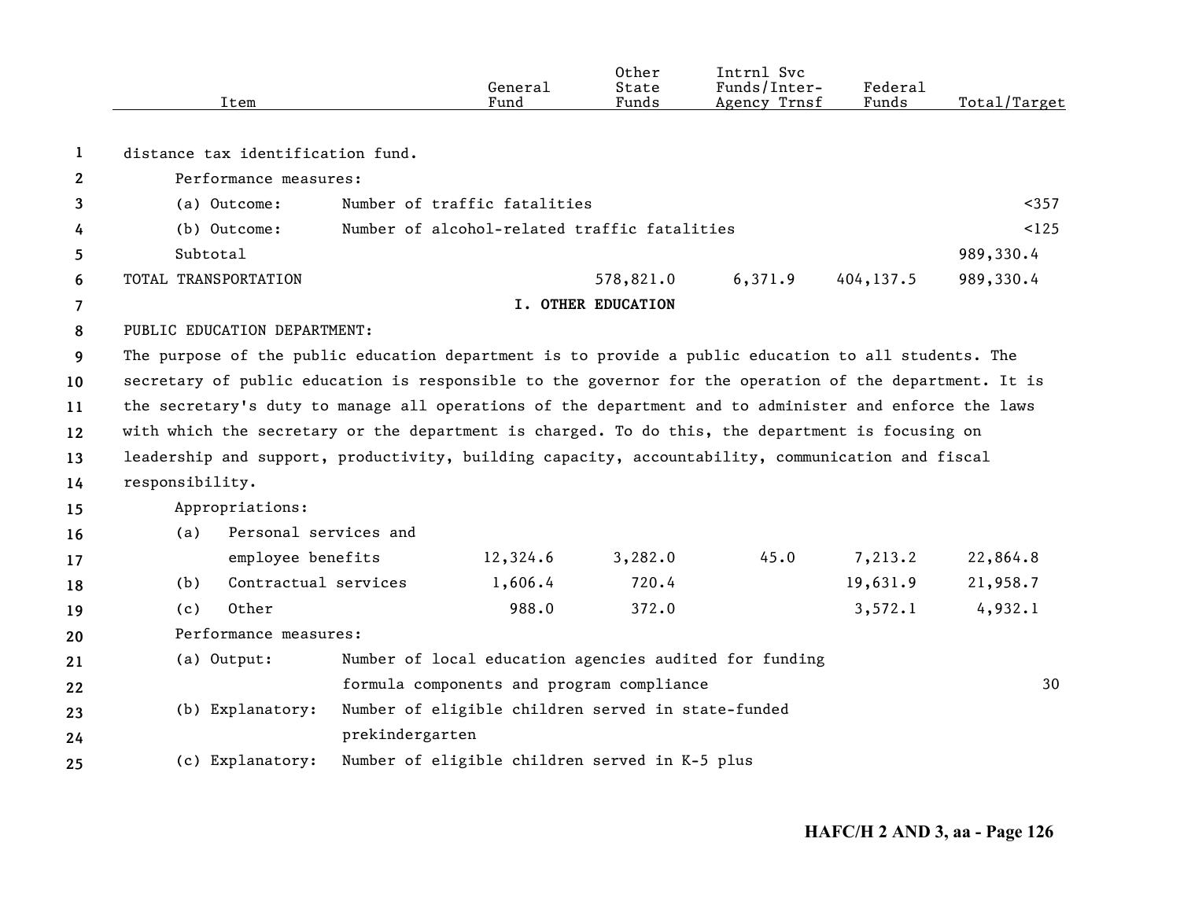| Item | General Fund | Other State Funds | Intrnl Svc Funds/Inter-Agency Trnsf | Federal Funds | Total/Target |
|---|---|---|---|---|---|
| distance tax identification fund. | | | | | |
| Performance measures: | | | | | |
| (a) Outcome: Number of traffic fatalities | | | | | <357 |
| (b) Outcome: Number of alcohol-related traffic fatalities | | | | | <125 |
| Subtotal | | | | | 989,330.4 |
| TOTAL TRANSPORTATION | | 578,821.0 | 6,371.9 | 404,137.5 | 989,330.4 |

**I. OTHER EDUCATION**

PUBLIC EDUCATION DEPARTMENT:

The purpose of the public education department is to provide a public education to all students. The secretary of public education is responsible to the governor for the operation of the department. It is the secretary's duty to manage all operations of the department and to administer and enforce the laws with which the secretary or the department is charged. To do this, the department is focusing on leadership and support, productivity, building capacity, accountability, communication and fiscal responsibility.

| Item | General Fund | Other State Funds | Intrnl Svc Funds/Inter-Agency Trnsf | Federal Funds | Total/Target |
|---|---|---|---|---|---|
| Appropriations: | | | | | |
| (a) Personal services and employee benefits | 12,324.6 | 3,282.0 | 45.0 | 7,213.2 | 22,864.8 |
| (b) Contractual services | 1,606.4 | 720.4 | | 19,631.9 | 21,958.7 |
| (c) Other | 988.0 | 372.0 | | 3,572.1 | 4,932.1 |
| Performance measures: | | | | | |
| (a) Output: Number of local education agencies audited for funding formula components and program compliance | | | | | 30 |
| (b) Explanatory: Number of eligible children served in state-funded prekindergarten | | | | | |
| (c) Explanatory: Number of eligible children served in K-5 plus | | | | | |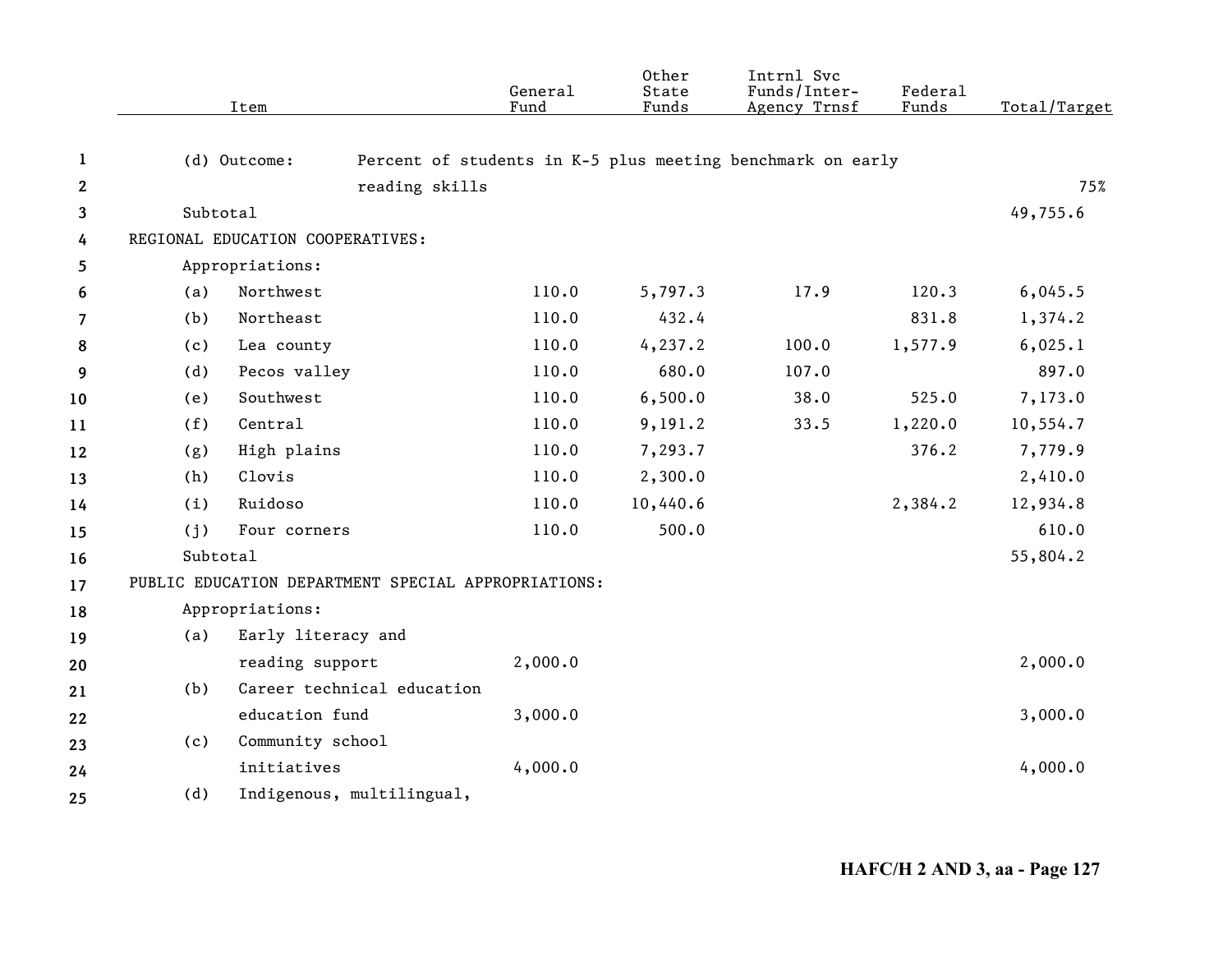| Item | General Fund | Other State Funds | Intrnl Svc Funds/Inter-Agency Trnsf | Federal Funds | Total/Target |
|---|---|---|---|---|---|
| (d) Outcome: Percent of students in K-5 plus meeting benchmark on early reading skills | | | | | 75% |
| Subtotal | | | | | 49,755.6 |
| REGIONAL EDUCATION COOPERATIVES: | | | | | |
| Appropriations: | | | | | |
| (a) Northwest | 110.0 | 5,797.3 | 17.9 | 120.3 | 6,045.5 |
| (b) Northeast | 110.0 | 432.4 | | 831.8 | 1,374.2 |
| (c) Lea county | 110.0 | 4,237.2 | 100.0 | 1,577.9 | 6,025.1 |
| (d) Pecos valley | 110.0 | 680.0 | 107.0 | | 897.0 |
| (e) Southwest | 110.0 | 6,500.0 | 38.0 | 525.0 | 7,173.0 |
| (f) Central | 110.0 | 9,191.2 | 33.5 | 1,220.0 | 10,554.7 |
| (g) High plains | 110.0 | 7,293.7 | | 376.2 | 7,779.9 |
| (h) Clovis | 110.0 | 2,300.0 | | | 2,410.0 |
| (i) Ruidoso | 110.0 | 10,440.6 | | 2,384.2 | 12,934.8 |
| (j) Four corners | 110.0 | 500.0 | | | 610.0 |
| Subtotal | | | | | 55,804.2 |
| PUBLIC EDUCATION DEPARTMENT SPECIAL APPROPRIATIONS: | | | | | |
| Appropriations: | | | | | |
| (a) Early literacy and reading support | 2,000.0 | | | | 2,000.0 |
| (b) Career technical education education fund | 3,000.0 | | | | 3,000.0 |
| (c) Community school initiatives | 4,000.0 | | | | 4,000.0 |
| (d) Indigenous, multilingual, | | | | | |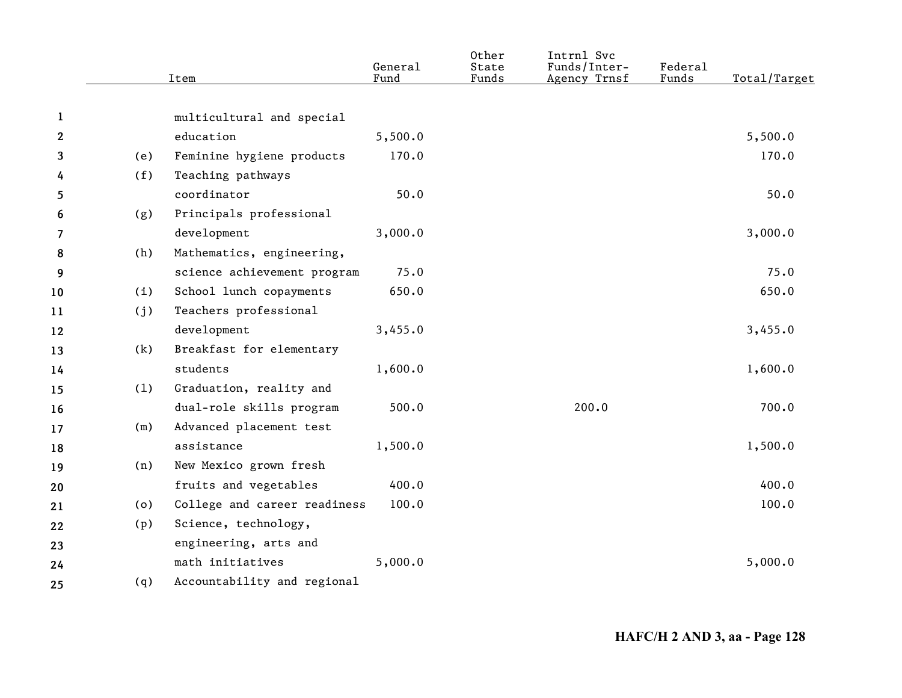| | Item | General Fund | Other State Funds | Intrnl Svc Funds/Inter-Agency Trnsf | Federal Funds | Total/Target |
|---|---|---|---|---|---|---|
| | multicultural and special education | 5,500.0 | | | | 5,500.0 |
| (e) | Feminine hygiene products | 170.0 | | | | 170.0 |
| (f) | Teaching pathways coordinator | 50.0 | | | | 50.0 |
| (g) | Principals professional development | 3,000.0 | | | | 3,000.0 |
| (h) | Mathematics, engineering, science achievement program | 75.0 | | | | 75.0 |
| (i) | School lunch copayments | 650.0 | | | | 650.0 |
| (j) | Teachers professional development | 3,455.0 | | | | 3,455.0 |
| (k) | Breakfast for elementary students | 1,600.0 | | | | 1,600.0 |
| (l) | Graduation, reality and dual-role skills program | 500.0 | | 200.0 | | 700.0 |
| (m) | Advanced placement test assistance | 1,500.0 | | | | 1,500.0 |
| (n) | New Mexico grown fresh fruits and vegetables | 400.0 | | | | 400.0 |
| (o) | College and career readiness | 100.0 | | | | 100.0 |
| (p) | Science, technology, engineering, arts and math initiatives | 5,000.0 | | | | 5,000.0 |
| (q) | Accountability and regional | | | | | |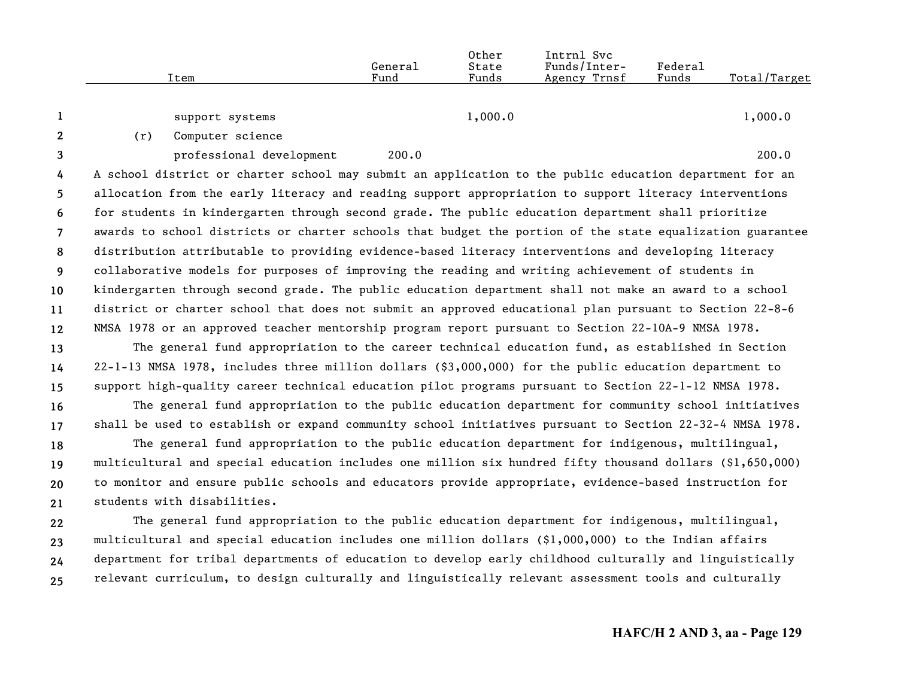| Item | General Fund | Other State Funds | Intrnl Svc Funds/Inter-Agency Trnsf | Federal Funds | Total/Target |
|---|---|---|---|---|---|
| support systems | | 1,000.0 | | | 1,000.0 |
| (r) Computer science professional development | 200.0 | | | | 200.0 |

A school district or charter school may submit an application to the public education department for an allocation from the early literacy and reading support appropriation to support literacy interventions for students in kindergarten through second grade. The public education department shall prioritize awards to school districts or charter schools that budget the portion of the state equalization guarantee distribution attributable to providing evidence-based literacy interventions and developing literacy collaborative models for purposes of improving the reading and writing achievement of students in kindergarten through second grade. The public education department shall not make an award to a school district or charter school that does not submit an approved educational plan pursuant to Section 22-8-6 NMSA 1978 or an approved teacher mentorship program report pursuant to Section 22-10A-9 NMSA 1978.

The general fund appropriation to the career technical education fund, as established in Section 22-1-13 NMSA 1978, includes three million dollars ($3,000,000) for the public education department to support high-quality career technical education pilot programs pursuant to Section 22-1-12 NMSA 1978.

The general fund appropriation to the public education department for community school initiatives shall be used to establish or expand community school initiatives pursuant to Section 22-32-4 NMSA 1978.

The general fund appropriation to the public education department for indigenous, multilingual, multicultural and special education includes one million six hundred fifty thousand dollars ($1,650,000) to monitor and ensure public schools and educators provide appropriate, evidence-based instruction for students with disabilities.

The general fund appropriation to the public education department for indigenous, multilingual, multicultural and special education includes one million dollars ($1,000,000) to the Indian affairs department for tribal departments of education to develop early childhood culturally and linguistically relevant curriculum, to design culturally and linguistically relevant assessment tools and culturally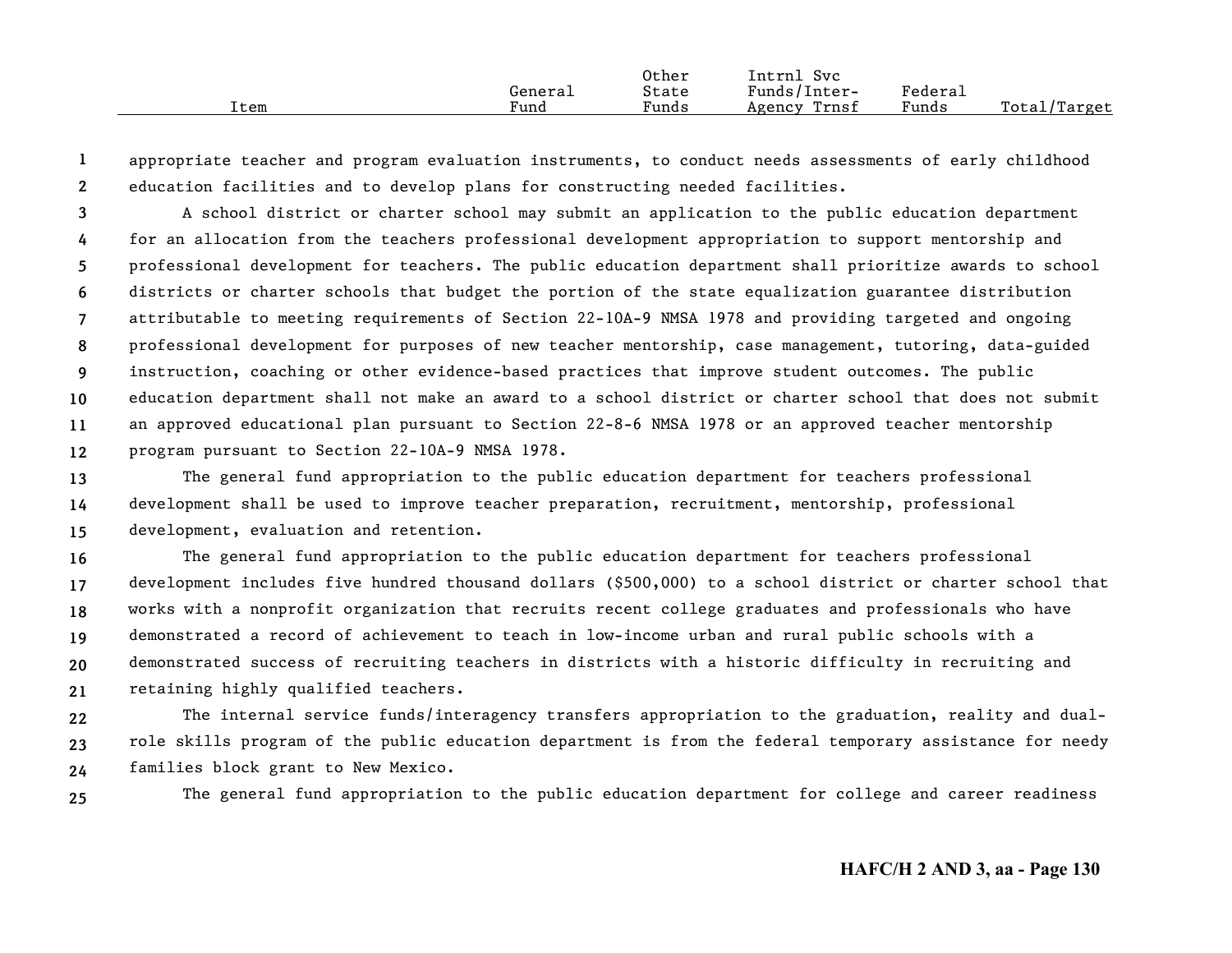appropriate teacher and program evaluation instruments, to conduct needs assessments of early childhood education facilities and to develop plans for constructing needed facilities.

A school district or charter school may submit an application to the public education department for an allocation from the teachers professional development appropriation to support mentorship and professional development for teachers. The public education department shall prioritize awards to school districts or charter schools that budget the portion of the state equalization guarantee distribution attributable to meeting requirements of Section 22-10A-9 NMSA 1978 and providing targeted and ongoing professional development for purposes of new teacher mentorship, case management, tutoring, data-guided instruction, coaching or other evidence-based practices that improve student outcomes. The public education department shall not make an award to a school district or charter school that does not submit an approved educational plan pursuant to Section 22-8-6 NMSA 1978 or an approved teacher mentorship program pursuant to Section 22-10A-9 NMSA 1978.

The general fund appropriation to the public education department for teachers professional development shall be used to improve teacher preparation, recruitment, mentorship, professional development, evaluation and retention.

The general fund appropriation to the public education department for teachers professional development includes five hundred thousand dollars ($500,000) to a school district or charter school that works with a nonprofit organization that recruits recent college graduates and professionals who have demonstrated a record of achievement to teach in low-income urban and rural public schools with a demonstrated success of recruiting teachers in districts with a historic difficulty in recruiting and retaining highly qualified teachers.

The internal service funds/interagency transfers appropriation to the graduation, reality and dual-role skills program of the public education department is from the federal temporary assistance for needy families block grant to New Mexico.

The general fund appropriation to the public education department for college and career readiness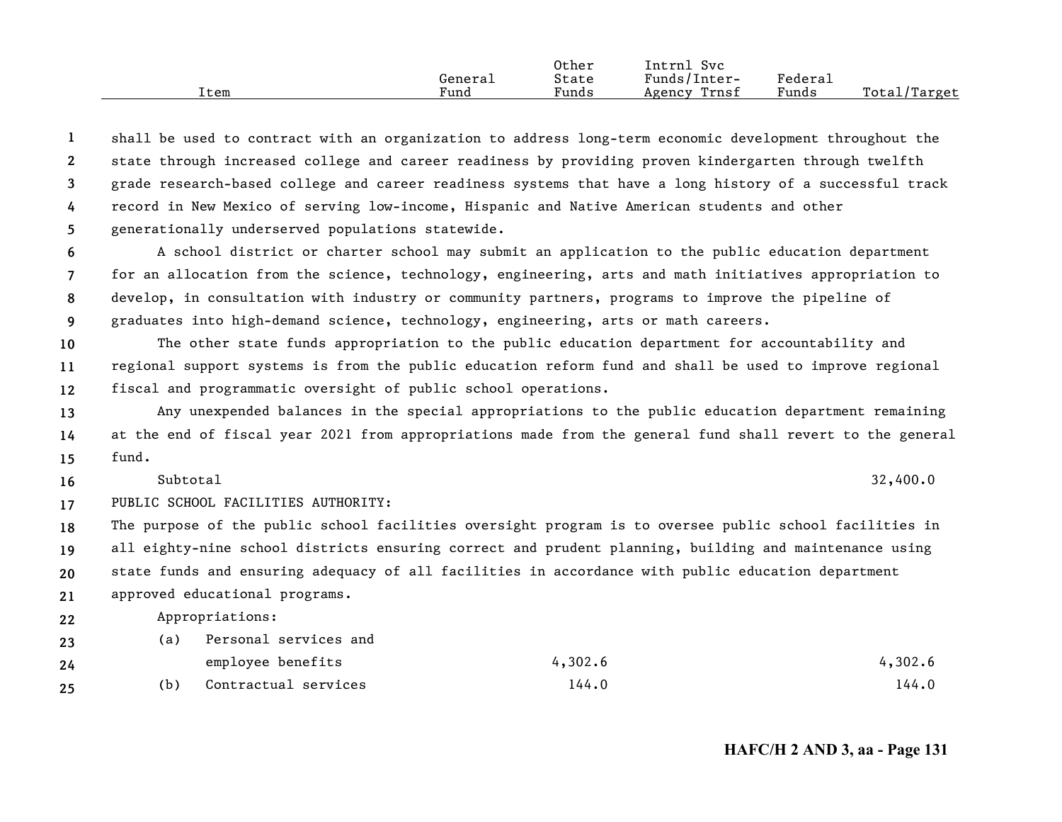| Item | General Fund | Other State Funds | Intrnl Svc Funds/Inter-Agency Trnsf | Federal Funds | Total/Target |
|---|---|---|---|---|---|

shall be used to contract with an organization to address long-term economic development throughout the state through increased college and career readiness by providing proven kindergarten through twelfth grade research-based college and career readiness systems that have a long history of a successful track record in New Mexico of serving low-income, Hispanic and Native American students and other generationally underserved populations statewide.

A school district or charter school may submit an application to the public education department for an allocation from the science, technology, engineering, arts and math initiatives appropriation to develop, in consultation with industry or community partners, programs to improve the pipeline of graduates into high-demand science, technology, engineering, arts or math careers.

The other state funds appropriation to the public education department for accountability and regional support systems is from the public education reform fund and shall be used to improve regional fiscal and programmatic oversight of public school operations.

Any unexpended balances in the special appropriations to the public education department remaining at the end of fiscal year 2021 from appropriations made from the general fund shall revert to the general fund.

| Item | General Fund | Other State Funds | Intrnl Svc Funds/Inter-Agency Trnsf | Federal Funds | Total/Target |
|---|---|---|---|---|---|
| Subtotal | | | | | 32,400.0 |

PUBLIC SCHOOL FACILITIES AUTHORITY:

The purpose of the public school facilities oversight program is to oversee public school facilities in all eighty-nine school districts ensuring correct and prudent planning, building and maintenance using state funds and ensuring adequacy of all facilities in accordance with public education department approved educational programs.

Appropriations:

| Item | General Fund | Other State Funds | Intrnl Svc Funds/Inter-Agency Trnsf | Federal Funds | Total/Target |
|---|---|---|---|---|---|
| (a) Personal services and employee benefits | | 4,302.6 | | | 4,302.6 |
| (b) Contractual services | | 144.0 | | | 144.0 |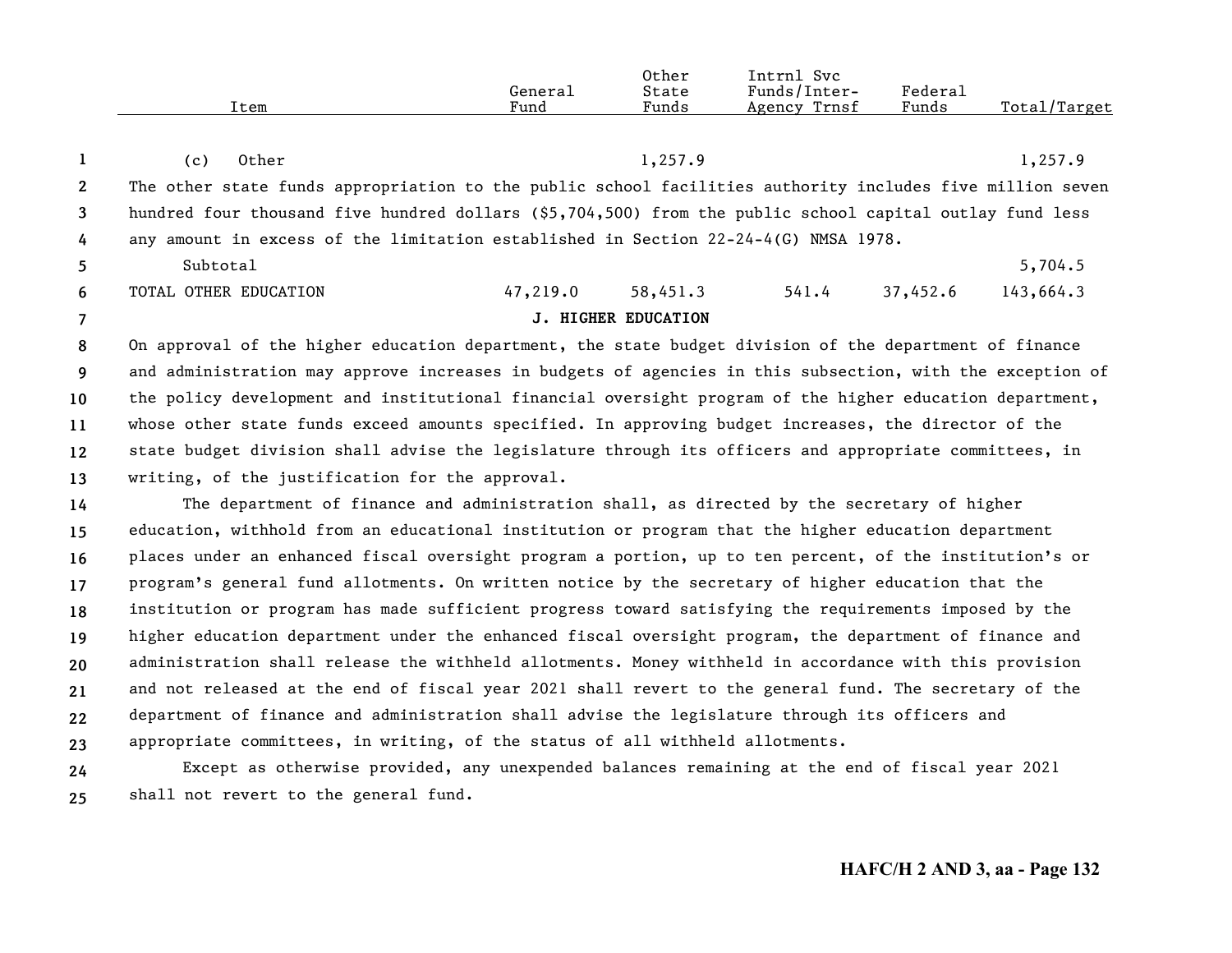| Item | General Fund | Other State Funds | Intrnl Svc Funds/Inter-Agency Trnsf | Federal Funds | Total/Target |
|---|---|---|---|---|---|
| (c) Other | | 1,257.9 | | | 1,257.9 |

The other state funds appropriation to the public school facilities authority includes five million seven hundred four thousand five hundred dollars ($5,704,500) from the public school capital outlay fund less any amount in excess of the limitation established in Section 22-24-4(G) NMSA 1978.

| Item | General Fund | Other State Funds | Intrnl Svc Funds/Inter-Agency Trnsf | Federal Funds | Total/Target |
|---|---|---|---|---|---|
| Subtotal | | | | | 5,704.5 |
| TOTAL OTHER EDUCATION | 47,219.0 | 58,451.3 | 541.4 | 37,452.6 | 143,664.3 |

**J. HIGHER EDUCATION**

On approval of the higher education department, the state budget division of the department of finance and administration may approve increases in budgets of agencies in this subsection, with the exception of the policy development and institutional financial oversight program of the higher education department, whose other state funds exceed amounts specified. In approving budget increases, the director of the state budget division shall advise the legislature through its officers and appropriate committees, in writing, of the justification for the approval.

The department of finance and administration shall, as directed by the secretary of higher education, withhold from an educational institution or program that the higher education department places under an enhanced fiscal oversight program a portion, up to ten percent, of the institution's or program's general fund allotments. On written notice by the secretary of higher education that the institution or program has made sufficient progress toward satisfying the requirements imposed by the higher education department under the enhanced fiscal oversight program, the department of finance and administration shall release the withheld allotments. Money withheld in accordance with this provision and not released at the end of fiscal year 2021 shall revert to the general fund. The secretary of the department of finance and administration shall advise the legislature through its officers and appropriate committees, in writing, of the status of all withheld allotments.

Except as otherwise provided, any unexpended balances remaining at the end of fiscal year 2021 shall not revert to the general fund.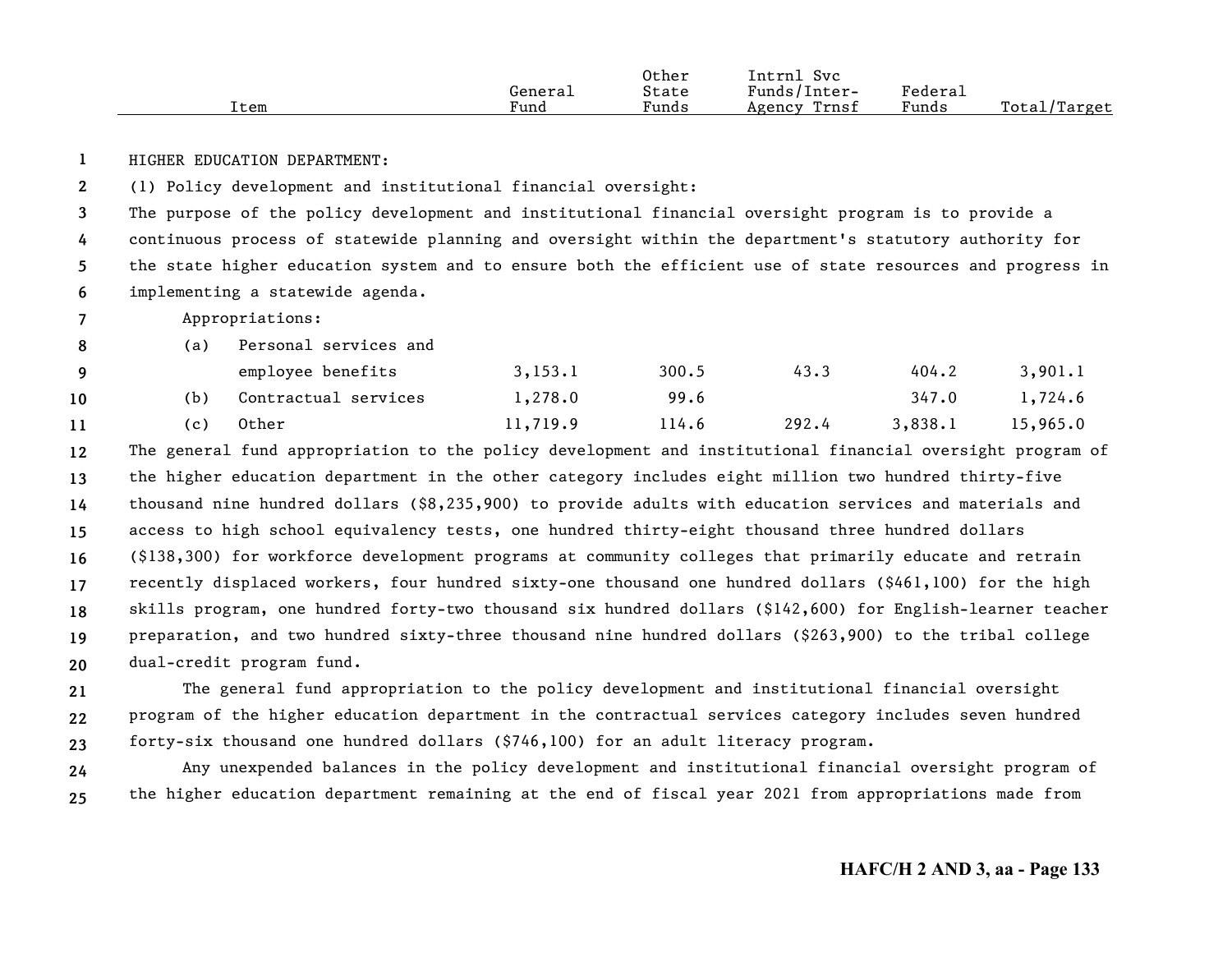| Item | General Fund | Other State Funds | Intrnl Svc Funds/Inter-Agency Trnsf | Federal Funds | Total/Target |
|---|---|---|---|---|---|

HIGHER EDUCATION DEPARTMENT:

(1) Policy development and institutional financial oversight:

The purpose of the policy development and institutional financial oversight program is to provide a continuous process of statewide planning and oversight within the department's statutory authority for the state higher education system and to ensure both the efficient use of state resources and progress in implementing a statewide agenda.

Appropriations:

| Item | General Fund | Other State Funds | Intrnl Svc Funds/Inter-Agency Trnsf | Federal Funds | Total/Target |
|---|---|---|---|---|---|
| (a) Personal services and employee benefits | 3,153.1 | 300.5 | 43.3 | 404.2 | 3,901.1 |
| (b) Contractual services | 1,278.0 | 99.6 | | 347.0 | 1,724.6 |
| (c) Other | 11,719.9 | 114.6 | 292.4 | 3,838.1 | 15,965.0 |

The general fund appropriation to the policy development and institutional financial oversight program of the higher education department in the other category includes eight million two hundred thirty-five thousand nine hundred dollars ($8,235,900) to provide adults with education services and materials and access to high school equivalency tests, one hundred thirty-eight thousand three hundred dollars ($138,300) for workforce development programs at community colleges that primarily educate and retrain recently displaced workers, four hundred sixty-one thousand one hundred dollars ($461,100) for the high skills program, one hundred forty-two thousand six hundred dollars ($142,600) for English-learner teacher preparation, and two hundred sixty-three thousand nine hundred dollars ($263,900) to the tribal college dual-credit program fund.

The general fund appropriation to the policy development and institutional financial oversight program of the higher education department in the contractual services category includes seven hundred forty-six thousand one hundred dollars ($746,100) for an adult literacy program.

Any unexpended balances in the policy development and institutional financial oversight program of the higher education department remaining at the end of fiscal year 2021 from appropriations made from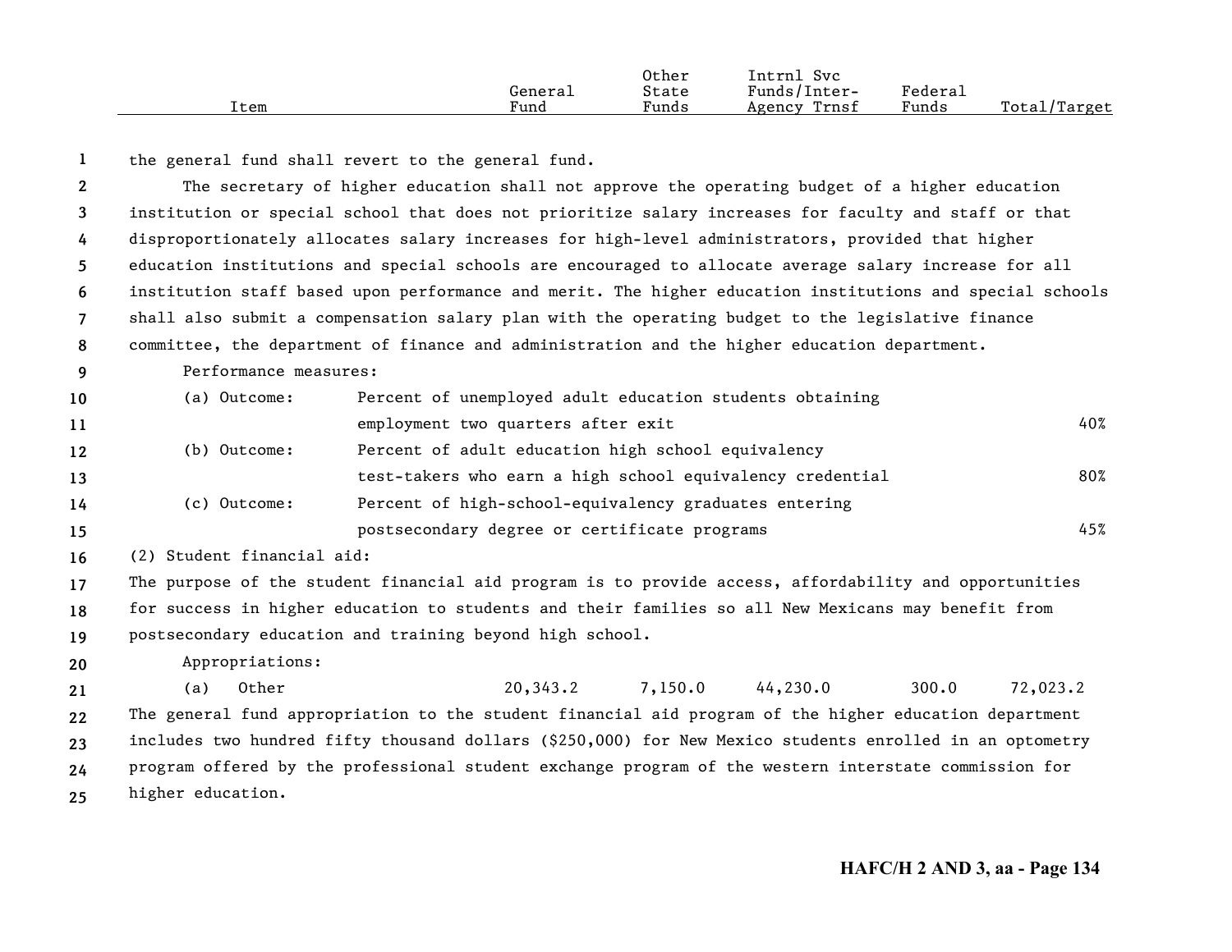| Item | General Fund | Other State Funds | Intrnl Svc Funds/Inter-Agency Trnsf | Federal Funds | Total/Target |
|---|---|---|---|---|---|

the general fund shall revert to the general fund.

The secretary of higher education shall not approve the operating budget of a higher education institution or special school that does not prioritize salary increases for faculty and staff or that disproportionately allocates salary increases for high-level administrators, provided that higher education institutions and special schools are encouraged to allocate average salary increase for all institution staff based upon performance and merit. The higher education institutions and special schools shall also submit a compensation salary plan with the operating budget to the legislative finance committee, the department of finance and administration and the higher education department.

Performance measures:

| | | Target |
|---|---|---|
| (a) Outcome: | Percent of unemployed adult education students obtaining employment two quarters after exit | 40% |
| (b) Outcome: | Percent of adult education high school equivalency test-takers who earn a high school equivalency credential | 80% |
| (c) Outcome: | Percent of high-school-equivalency graduates entering postsecondary degree or certificate programs | 45% |

(2) Student financial aid:

The purpose of the student financial aid program is to provide access, affordability and opportunities for success in higher education to students and their families so all New Mexicans may benefit from postsecondary education and training beyond high school.

Appropriations:

| Item | General Fund | Other State Funds | Intrnl Svc Funds/Inter-Agency Trnsf | Federal Funds | Total/Target |
|---|---|---|---|---|---|
| (a) Other | 20,343.2 | 7,150.0 | 44,230.0 | 300.0 | 72,023.2 |

The general fund appropriation to the student financial aid program of the higher education department includes two hundred fifty thousand dollars ($250,000) for New Mexico students enrolled in an optometry program offered by the professional student exchange program of the western interstate commission for higher education.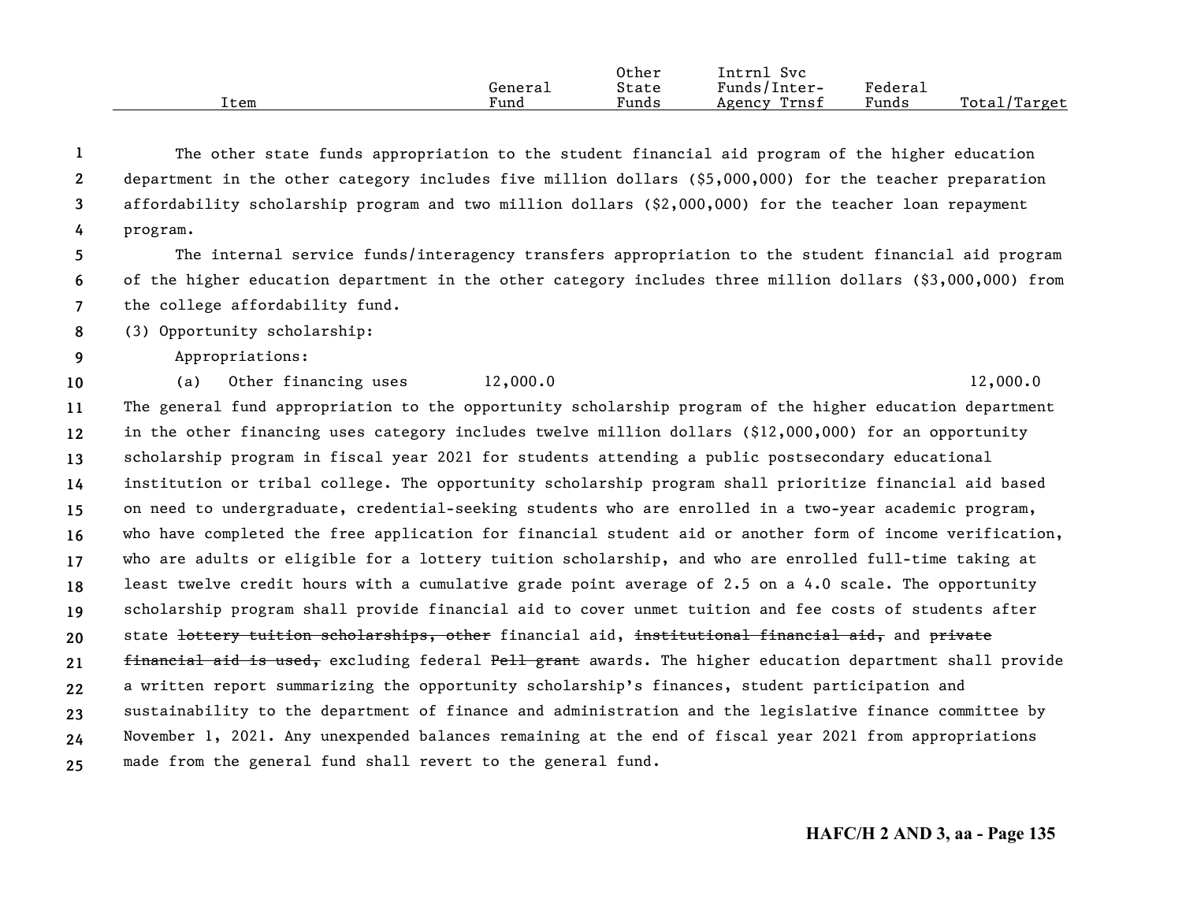| Item | General Fund | Other State Funds | Intrnl Svc Funds/Inter-Agency Trnsf | Federal Funds | Total/Target |
|---|---|---|---|---|---|

The other state funds appropriation to the student financial aid program of the higher education department in the other category includes five million dollars ($5,000,000) for the teacher preparation affordability scholarship program and two million dollars ($2,000,000) for the teacher loan repayment program.

The internal service funds/interagency transfers appropriation to the student financial aid program of the higher education department in the other category includes three million dollars ($3,000,000) from the college affordability fund.

(3) Opportunity scholarship:

Appropriations:

| Item | General Fund | Other State Funds | Intrnl Svc Funds/Inter-Agency Trnsf | Federal Funds | Total/Target |
|---|---|---|---|---|---|
| (a) Other financing uses | 12,000.0 | | | | 12,000.0 |

The general fund appropriation to the opportunity scholarship program of the higher education department in the other financing uses category includes twelve million dollars ($12,000,000) for an opportunity scholarship program in fiscal year 2021 for students attending a public postsecondary educational institution or tribal college. The opportunity scholarship program shall prioritize financial aid based on need to undergraduate, credential-seeking students who are enrolled in a two-year academic program, who have completed the free application for financial student aid or another form of income verification, who are adults or eligible for a lottery tuition scholarship, and who are enrolled full-time taking at least twelve credit hours with a cumulative grade point average of 2.5 on a 4.0 scale. The opportunity scholarship program shall provide financial aid to cover unmet tuition and fee costs of students after state ~~lottery tuition scholarships, other~~ financial aid, ~~institutional financial aid,~~ and ~~private financial aid is used,~~ excluding federal ~~Pell grant~~ awards. The higher education department shall provide a written report summarizing the opportunity scholarship's finances, student participation and sustainability to the department of finance and administration and the legislative finance committee by November 1, 2021. Any unexpended balances remaining at the end of fiscal year 2021 from appropriations made from the general fund shall revert to the general fund.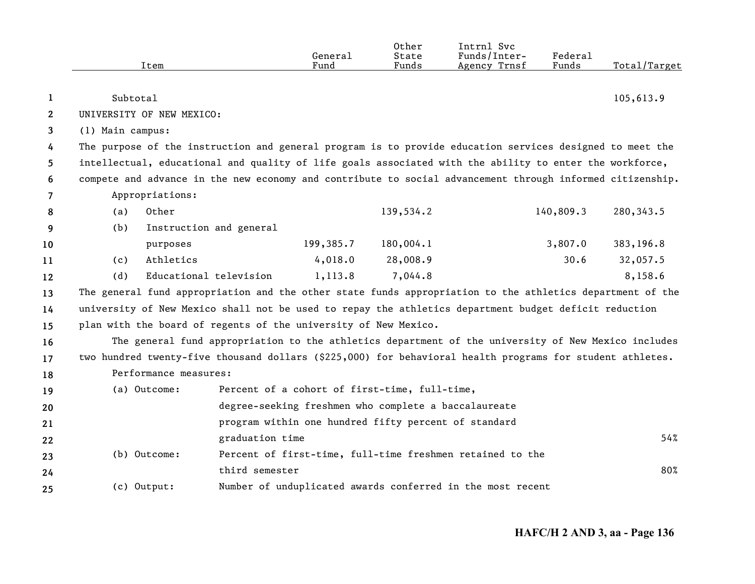| Item | General Fund | Other State Funds | Intrnl Svc Funds/Inter-Agency Trnsf | Federal Funds | Total/Target |
|---|---|---|---|---|---|
| Subtotal | | | | | 105,613.9 |

UNIVERSITY OF NEW MEXICO:

(1) Main campus:

The purpose of the instruction and general program is to provide education services designed to meet the intellectual, educational and quality of life goals associated with the ability to enter the workforce, compete and advance in the new economy and contribute to social advancement through informed citizenship.

Appropriations:

| Item | General Fund | Other State Funds | Intrnl Svc Funds/Inter-Agency Trnsf | Federal Funds | Total/Target |
|---|---|---|---|---|---|
| (a) Other | | 139,534.2 | | 140,809.3 | 280,343.5 |
| (b) Instruction and general purposes | 199,385.7 | 180,004.1 | | 3,807.0 | 383,196.8 |
| (c) Athletics | 4,018.0 | 28,008.9 | | 30.6 | 32,057.5 |
| (d) Educational television | 1,113.8 | 7,044.8 | | | 8,158.6 |

The general fund appropriation and the other state funds appropriation to the athletics department of the university of New Mexico shall not be used to repay the athletics department budget deficit reduction plan with the board of regents of the university of New Mexico.

The general fund appropriation to the athletics department of the university of New Mexico includes two hundred twenty-five thousand dollars ($225,000) for behavioral health programs for student athletes.

Performance measures:

| Measure | Description | Target |
|---|---|---|
| (a) Outcome: | Percent of a cohort of first-time, full-time, degree-seeking freshmen who complete a baccalaureate program within one hundred fifty percent of standard graduation time | 54% |
| (b) Outcome: | Percent of first-time, full-time freshmen retained to the third semester | 80% |
| (c) Output: | Number of unduplicated awards conferred in the most recent | |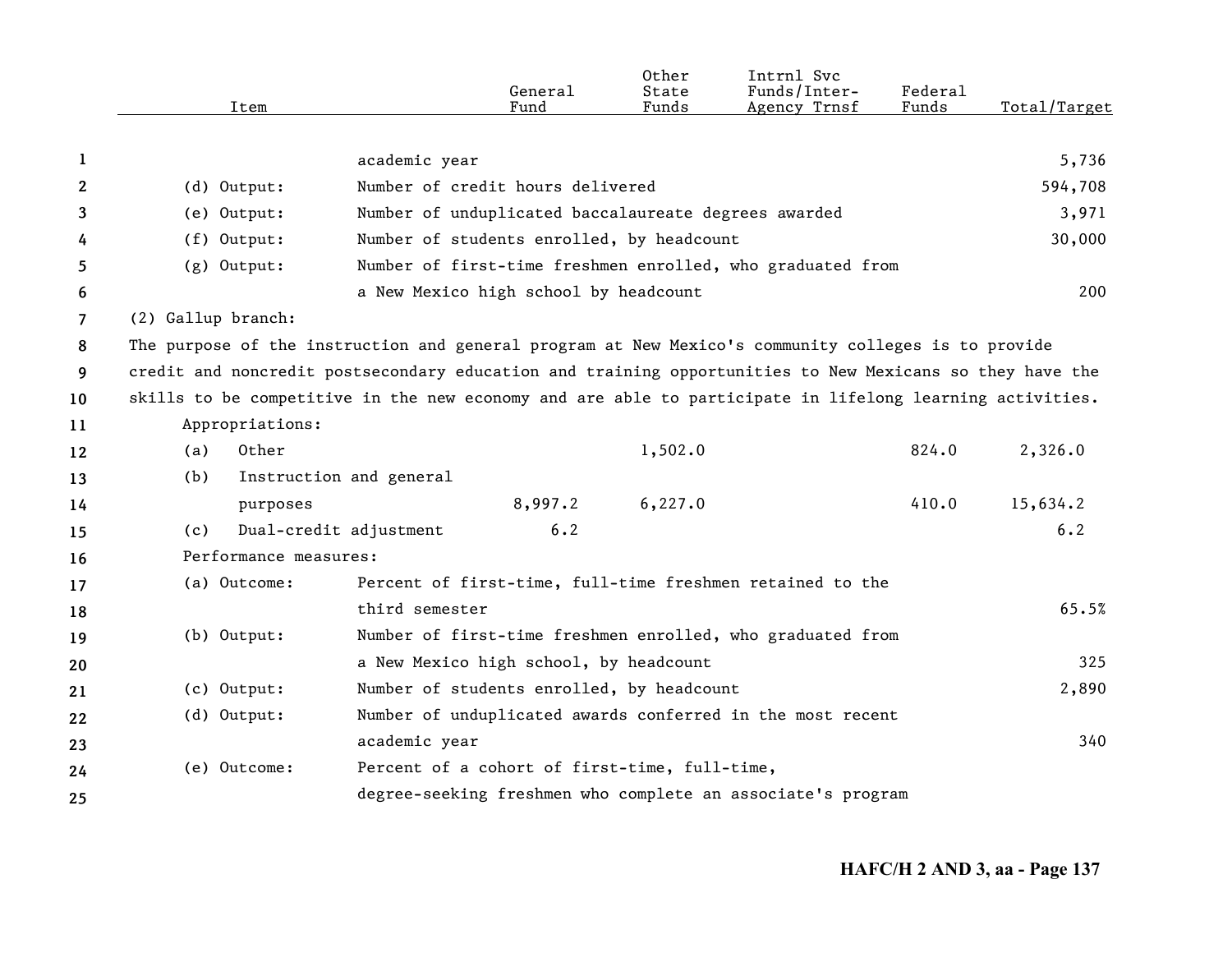| Item | | General Fund | Other State Funds | Intrnl Svc Funds/Inter-Agency Trnsf | Federal Funds | Total/Target |
|---|---|---|---|---|---|---|
| | academic year | | | | | 5,736 |
| (d) Output: | Number of credit hours delivered | | | | | 594,708 |
| (e) Output: | Number of unduplicated baccalaureate degrees awarded | | | | | 3,971 |
| (f) Output: | Number of students enrolled, by headcount | | | | | 30,000 |
| (g) Output: | Number of first-time freshmen enrolled, who graduated from a New Mexico high school by headcount | | | | | 200 |

(2) Gallup branch:

The purpose of the instruction and general program at New Mexico's community colleges is to provide credit and noncredit postsecondary education and training opportunities to New Mexicans so they have the skills to be competitive in the new economy and are able to participate in lifelong learning activities.

| Item | General Fund | Other State Funds | Intrnl Svc Funds/Inter-Agency Trnsf | Federal Funds | Total/Target |
|---|---|---|---|---|---|
| Appropriations: | | | | | |
| (a) Other | | 1,502.0 | | 824.0 | 2,326.0 |
| (b) Instruction and general purposes | 8,997.2 | 6,227.0 | | 410.0 | 15,634.2 |
| (c) Dual-credit adjustment | 6.2 | | | | 6.2 |

Performance measures:

| Item | | Total/Target |
|---|---|---|
| (a) Outcome: | Percent of first-time, full-time freshmen retained to the third semester | 65.5% |
| (b) Output: | Number of first-time freshmen enrolled, who graduated from a New Mexico high school, by headcount | 325 |
| (c) Output: | Number of students enrolled, by headcount | 2,890 |
| (d) Output: | Number of unduplicated awards conferred in the most recent academic year | 340 |
| (e) Outcome: | Percent of a cohort of first-time, full-time, degree-seeking freshmen who complete an associate's program | |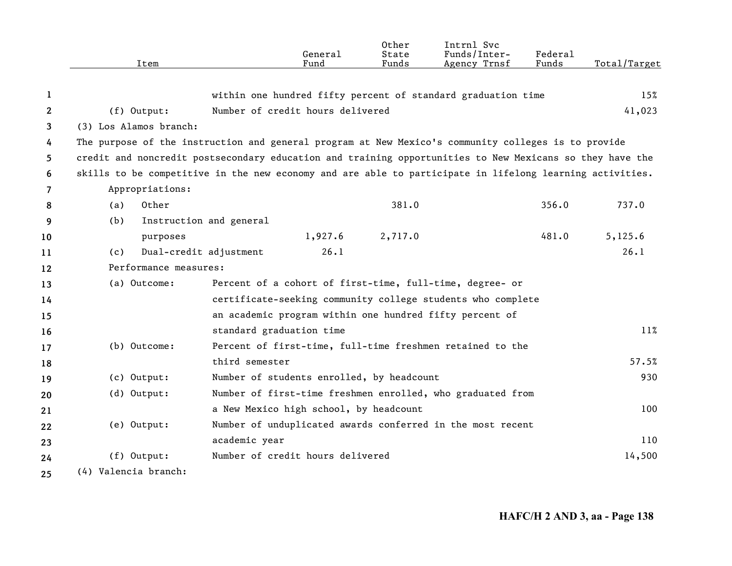| Item | | General Fund | Other State Funds | Intrnl Svc Funds/Inter-Agency Trnsf | Federal Funds | Total/Target |
|---|---|---|---|---|---|---|
| | within one hundred fifty percent of standard graduation time | | | | | 15% |
| (f) Output: | Number of credit hours delivered | | | | | 41,023 |

(3) Los Alamos branch:

The purpose of the instruction and general program at New Mexico's community colleges is to provide credit and noncredit postsecondary education and training opportunities to New Mexicans so they have the skills to be competitive in the new economy and are able to participate in lifelong learning activities.

| Item | General Fund | Other State Funds | Intrnl Svc Funds/Inter-Agency Trnsf | Federal Funds | Total/Target |
|---|---|---|---|---|---|
| Appropriations: | | | | | |
| (a) Other | | 381.0 | | 356.0 | 737.0 |
| (b) Instruction and general purposes | 1,927.6 | 2,717.0 | | 481.0 | 5,125.6 |
| (c) Dual-credit adjustment | 26.1 | | | | 26.1 |

Performance measures:

| Measure | Description | Target |
|---|---|---|
| (a) Outcome: | Percent of a cohort of first-time, full-time, degree- or certificate-seeking community college students who complete an academic program within one hundred fifty percent of standard graduation time | 11% |
| (b) Outcome: | Percent of first-time, full-time freshmen retained to the third semester | 57.5% |
| (c) Output: | Number of students enrolled, by headcount | 930 |
| (d) Output: | Number of first-time freshmen enrolled, who graduated from a New Mexico high school, by headcount | 100 |
| (e) Output: | Number of unduplicated awards conferred in the most recent academic year | 110 |
| (f) Output: | Number of credit hours delivered | 14,500 |

(4) Valencia branch: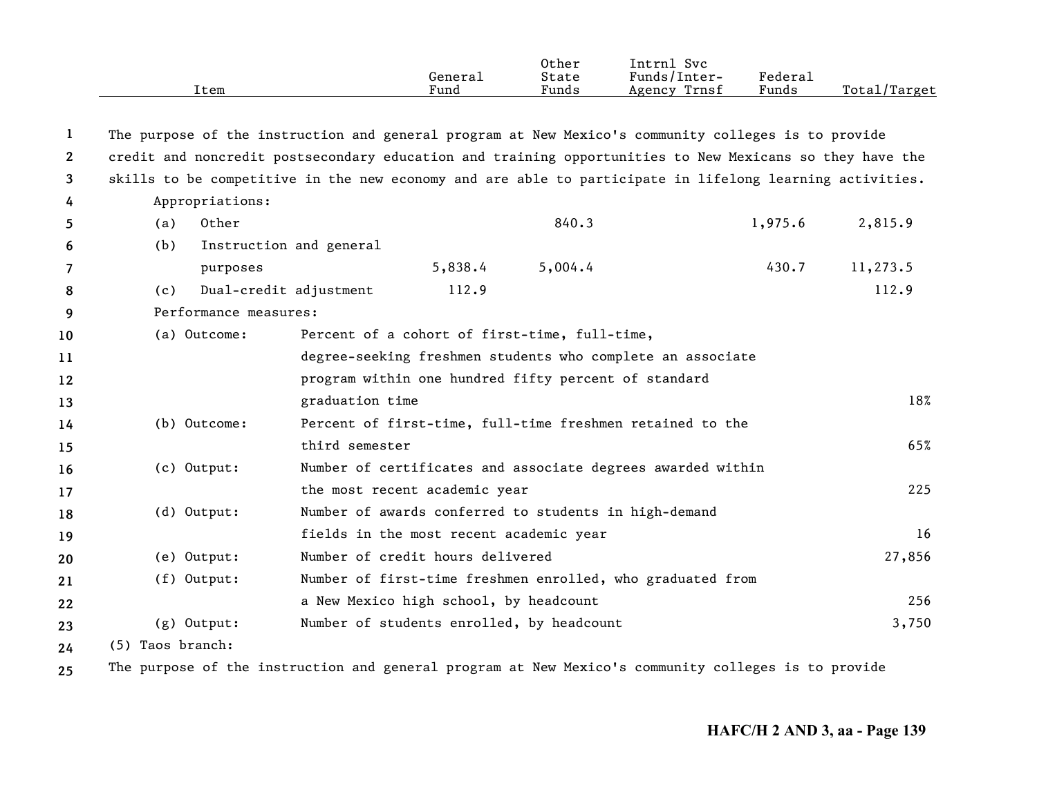| Item | General Fund | Other State Funds | Intrnl Svc Funds/Inter-Agency Trnsf | Federal Funds | Total/Target |
|---|---|---|---|---|---|

The purpose of the instruction and general program at New Mexico's community colleges is to provide credit and noncredit postsecondary education and training opportunities to New Mexicans so they have the skills to be competitive in the new economy and are able to participate in lifelong learning activities.

Appropriations:

| Item | General Fund | Other State Funds | Intrnl Svc Funds/Inter-Agency Trnsf | Federal Funds | Total/Target |
|---|---|---|---|---|---|
| (a) Other | | 840.3 | | 1,975.6 | 2,815.9 |
| (b) Instruction and general purposes | 5,838.4 | 5,004.4 | | 430.7 | 11,273.5 |
| (c) Dual-credit adjustment | 112.9 | | | | 112.9 |

Performance measures:

| Measure | Description | Target |
|---|---|---|
| (a) Outcome: | Percent of a cohort of first-time, full-time, degree-seeking freshmen students who complete an associate program within one hundred fifty percent of standard graduation time | 18% |
| (b) Outcome: | Percent of first-time, full-time freshmen retained to the third semester | 65% |
| (c) Output: | Number of certificates and associate degrees awarded within the most recent academic year | 225 |
| (d) Output: | Number of awards conferred to students in high-demand fields in the most recent academic year | 16 |
| (e) Output: | Number of credit hours delivered | 27,856 |
| (f) Output: | Number of first-time freshmen enrolled, who graduated from a New Mexico high school, by headcount | 256 |
| (g) Output: | Number of students enrolled, by headcount | 3,750 |

(5) Taos branch:

The purpose of the instruction and general program at New Mexico's community colleges is to provide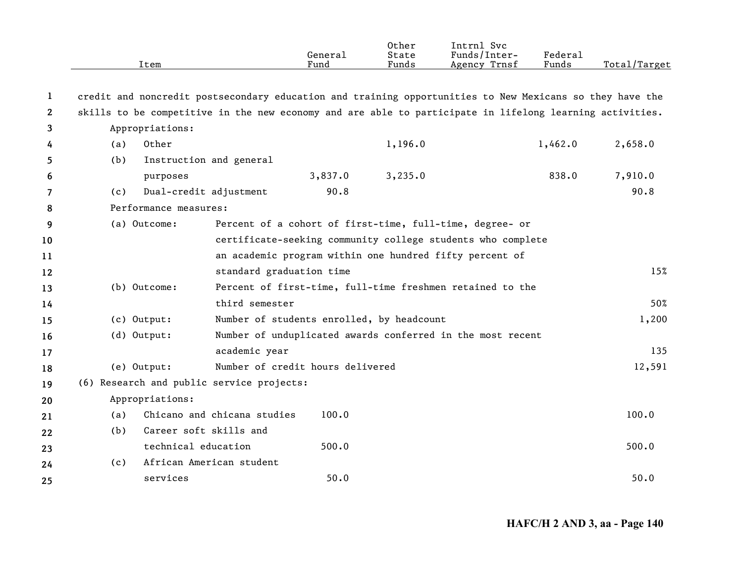| Item | General Fund | Other State Funds | Intrnl Svc Funds/Inter-Agency Trnsf | Federal Funds | Total/Target |
|---|---|---|---|---|---|
| credit and noncredit postsecondary education and training opportunities to New Mexicans so they have the skills to be competitive in the new economy and are able to participate in lifelong learning activities. | | | | | |
| Appropriations: | | | | | |
| (a) Other | | 1,196.0 | | 1,462.0 | 2,658.0 |
| (b) Instruction and general purposes | 3,837.0 | 3,235.0 | | 838.0 | 7,910.0 |
| (c) Dual-credit adjustment | 90.8 | | | | 90.8 |
| Performance measures: | | | | | |
| (a) Outcome: Percent of a cohort of first-time, full-time, degree- or certificate-seeking community college students who complete an academic program within one hundred fifty percent of standard graduation time | | | | | 15% |
| (b) Outcome: Percent of first-time, full-time freshmen retained to the third semester | | | | | 50% |
| (c) Output: Number of students enrolled, by headcount | | | | | 1,200 |
| (d) Output: Number of unduplicated awards conferred in the most recent academic year | | | | | 135 |
| (e) Output: Number of credit hours delivered | | | | | 12,591 |
| (6) Research and public service projects: | | | | | |
| Appropriations: | | | | | |
| (a) Chicano and chicana studies | 100.0 | | | | 100.0 |
| (b) Career soft skills and technical education | 500.0 | | | | 500.0 |
| (c) African American student services | 50.0 | | | | 50.0 |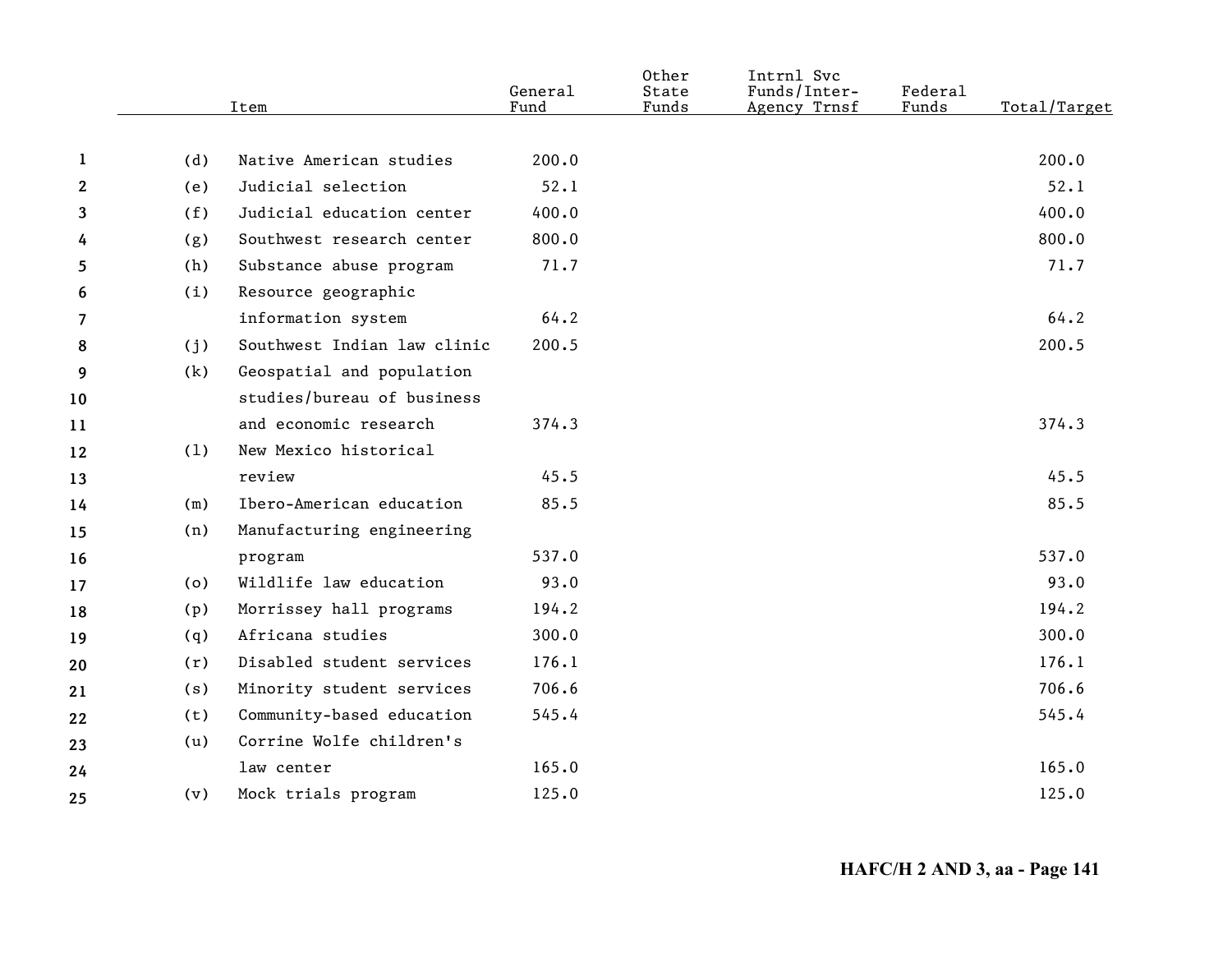| | Item | General Fund | Other State Funds | Intrnl Svc Funds/Inter-Agency Trnsf | Federal Funds | Total/Target |
|---|---|---|---|---|---|---|
| (d) | Native American studies | 200.0 | | | | 200.0 |
| (e) | Judicial selection | 52.1 | | | | 52.1 |
| (f) | Judicial education center | 400.0 | | | | 400.0 |
| (g) | Southwest research center | 800.0 | | | | 800.0 |
| (h) | Substance abuse program | 71.7 | | | | 71.7 |
| (i) | Resource geographic information system | 64.2 | | | | 64.2 |
| (j) | Southwest Indian law clinic | 200.5 | | | | 200.5 |
| (k) | Geospatial and population studies/bureau of business and economic research | 374.3 | | | | 374.3 |
| (l) | New Mexico historical review | 45.5 | | | | 45.5 |
| (m) | Ibero-American education | 85.5 | | | | 85.5 |
| (n) | Manufacturing engineering program | 537.0 | | | | 537.0 |
| (o) | Wildlife law education | 93.0 | | | | 93.0 |
| (p) | Morrissey hall programs | 194.2 | | | | 194.2 |
| (q) | Africana studies | 300.0 | | | | 300.0 |
| (r) | Disabled student services | 176.1 | | | | 176.1 |
| (s) | Minority student services | 706.6 | | | | 706.6 |
| (t) | Community-based education | 545.4 | | | | 545.4 |
| (u) | Corrine Wolfe children's law center | 165.0 | | | | 165.0 |
| (v) | Mock trials program | 125.0 | | | | 125.0 |

HAFC/H 2 AND 3, aa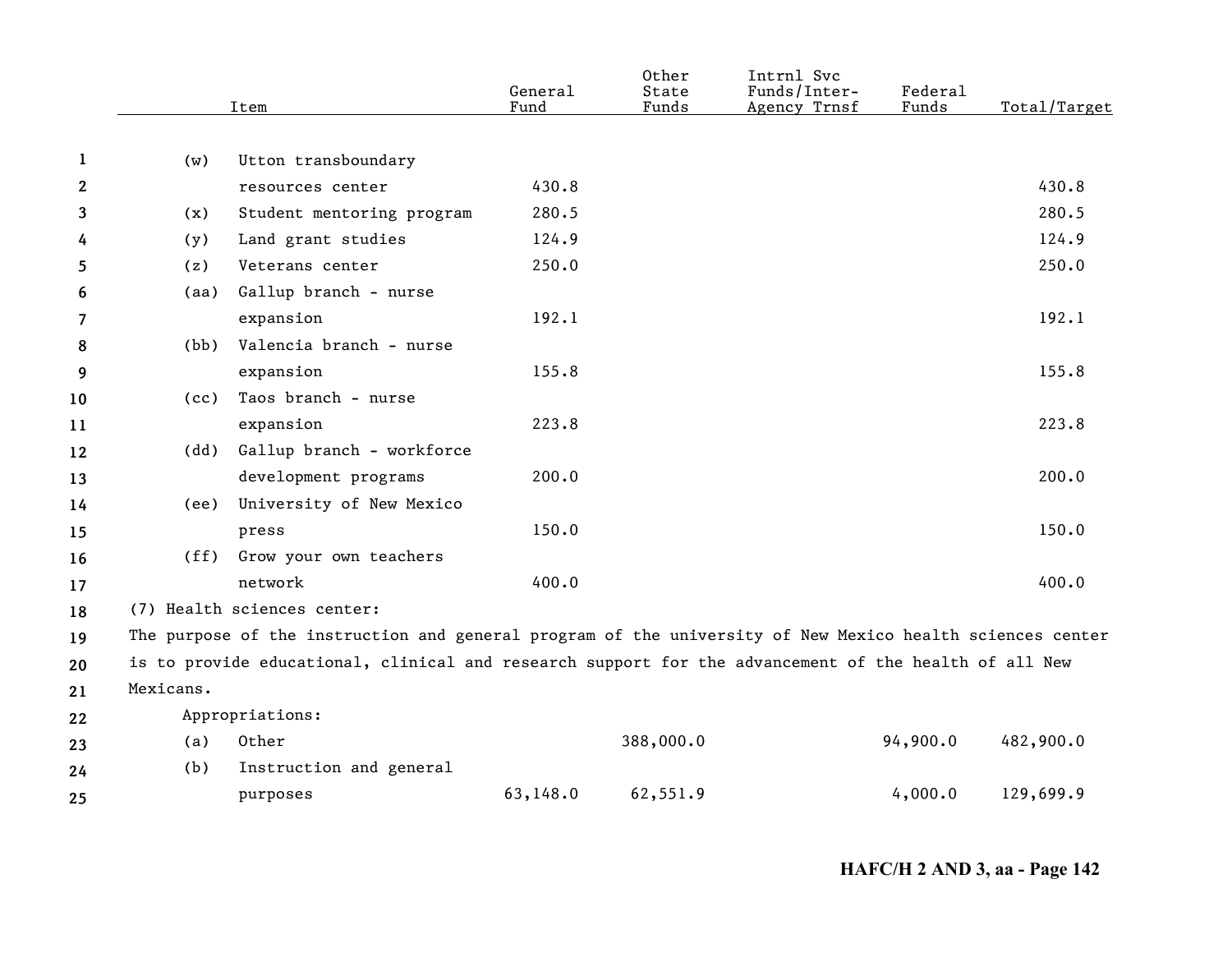| Item | General Fund | Other State Funds | Intrnl Svc Funds/Inter-Agency Trnsf | Federal Funds | Total/Target |
|---|---|---|---|---|---|
| (w) Utton transboundary resources center | 430.8 | | | | 430.8 |
| (x) Student mentoring program | 280.5 | | | | 280.5 |
| (y) Land grant studies | 124.9 | | | | 124.9 |
| (z) Veterans center | 250.0 | | | | 250.0 |
| (aa) Gallup branch - nurse expansion | 192.1 | | | | 192.1 |
| (bb) Valencia branch - nurse expansion | 155.8 | | | | 155.8 |
| (cc) Taos branch - nurse expansion | 223.8 | | | | 223.8 |
| (dd) Gallup branch - workforce development programs | 200.0 | | | | 200.0 |
| (ee) University of New Mexico press | 150.0 | | | | 150.0 |
| (ff) Grow your own teachers network | 400.0 | | | | 400.0 |

(7) Health sciences center:

The purpose of the instruction and general program of the university of New Mexico health sciences center is to provide educational, clinical and research support for the advancement of the health of all New Mexicans.

Appropriations:

| Item | General Fund | Other State Funds | Intrnl Svc Funds/Inter-Agency Trnsf | Federal Funds | Total/Target |
|---|---|---|---|---|---|
| (a) Other | | 388,000.0 | | 94,900.0 | 482,900.0 |
| (b) Instruction and general purposes | 63,148.0 | 62,551.9 | | 4,000.0 | 129,699.9 |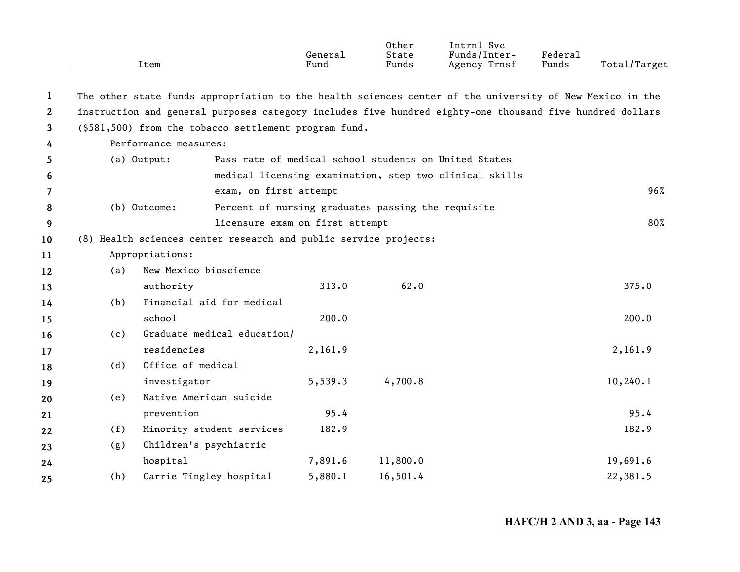| Item | General Fund | Other State Funds | Intrnl Svc Funds/Inter-Agency Trnsf | Federal Funds | Total/Target |
|---|---|---|---|---|---|

The other state funds appropriation to the health sciences center of the university of New Mexico in the instruction and general purposes category includes five hundred eighty-one thousand five hundred dollars ($581,500) from the tobacco settlement program fund.

Performance measures:

| | | |
|---|---|---|
| (a) Output: | Pass rate of medical school students on United States medical licensing examination, step two clinical skills exam, on first attempt | 96% |
| (b) Outcome: | Percent of nursing graduates passing the requisite licensure exam on first attempt | 80% |

(8) Health sciences center research and public service projects:

Appropriations:

| Item | General Fund | Other State Funds | Intrnl Svc Funds/Inter-Agency Trnsf | Federal Funds | Total/Target |
|---|---|---|---|---|---|
| (a) New Mexico bioscience authority | 313.0 | 62.0 | | | 375.0 |
| (b) Financial aid for medical school | 200.0 | | | | 200.0 |
| (c) Graduate medical education/ residencies | 2,161.9 | | | | 2,161.9 |
| (d) Office of medical investigator | 5,539.3 | 4,700.8 | | | 10,240.1 |
| (e) Native American suicide prevention | 95.4 | | | | 95.4 |
| (f) Minority student services | 182.9 | | | | 182.9 |
| (g) Children's psychiatric hospital | 7,891.6 | 11,800.0 | | | 19,691.6 |
| (h) Carrie Tingley hospital | 5,880.1 | 16,501.4 | | | 22,381.5 |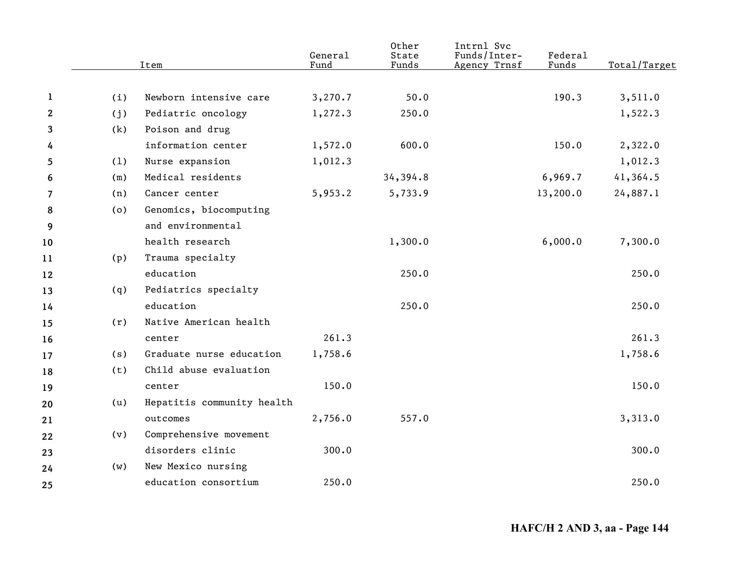| | Item | General Fund | Other State Funds | Intrnl Svc Funds/Inter-Agency Trnsf | Federal Funds | Total/Target |
|---|---|---|---|---|---|---|
| (i) | Newborn intensive care | 3,270.7 | 50.0 | | 190.3 | 3,511.0 |
| (j) | Pediatric oncology | 1,272.3 | 250.0 | | | 1,522.3 |
| (k) | Poison and drug information center | 1,572.0 | 600.0 | | 150.0 | 2,322.0 |
| (l) | Nurse expansion | 1,012.3 | | | | 1,012.3 |
| (m) | Medical residents | | 34,394.8 | | 6,969.7 | 41,364.5 |
| (n) | Cancer center | 5,953.2 | 5,733.9 | | 13,200.0 | 24,887.1 |
| (o) | Genomics, biocomputing and environmental health research | | 1,300.0 | | 6,000.0 | 7,300.0 |
| (p) | Trauma specialty education | | 250.0 | | | 250.0 |
| (q) | Pediatrics specialty education | | 250.0 | | | 250.0 |
| (r) | Native American health center | 261.3 | | | | 261.3 |
| (s) | Graduate nurse education | 1,758.6 | | | | 1,758.6 |
| (t) | Child abuse evaluation center | 150.0 | | | | 150.0 |
| (u) | Hepatitis community health outcomes | 2,756.0 | 557.0 | | | 3,313.0 |
| (v) | Comprehensive movement disorders clinic | 300.0 | | | | 300.0 |
| (w) | New Mexico nursing education consortium | 250.0 | | | | 250.0 |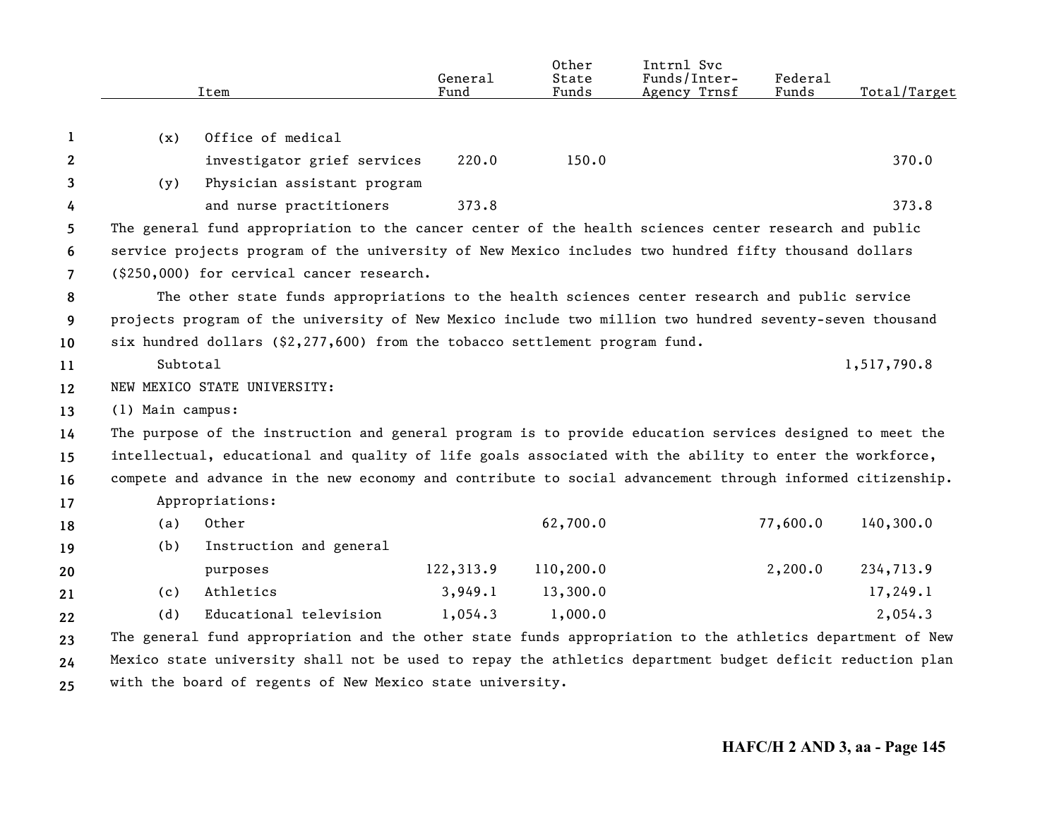| Item | General Fund | Other State Funds | Intrnl Svc Funds/Inter-Agency Trnsf | Federal Funds | Total/Target |
|---|---|---|---|---|---|
| (x) Office of medical investigator grief services | 220.0 | 150.0 | | | 370.0 |
| (y) Physician assistant program and nurse practitioners | 373.8 | | | | 373.8 |

The general fund appropriation to the cancer center of the health sciences center research and public service projects program of the university of New Mexico includes two hundred fifty thousand dollars ($250,000) for cervical cancer research.

The other state funds appropriations to the health sciences center research and public service projects program of the university of New Mexico include two million two hundred seventy-seven thousand six hundred dollars ($2,277,600) from the tobacco settlement program fund.

| Item | General Fund | Other State Funds | Intrnl Svc Funds/Inter-Agency Trnsf | Federal Funds | Total/Target |
|---|---|---|---|---|---|
| Subtotal | | | | | 1,517,790.8 |

NEW MEXICO STATE UNIVERSITY:

(1) Main campus:

The purpose of the instruction and general program is to provide education services designed to meet the intellectual, educational and quality of life goals associated with the ability to enter the workforce, compete and advance in the new economy and contribute to social advancement through informed citizenship.

Appropriations:

| Item | General Fund | Other State Funds | Intrnl Svc Funds/Inter-Agency Trnsf | Federal Funds | Total/Target |
|---|---|---|---|---|---|
| (a) Other | | 62,700.0 | | 77,600.0 | 140,300.0 |
| (b) Instruction and general purposes | 122,313.9 | 110,200.0 | | 2,200.0 | 234,713.9 |
| (c) Athletics | 3,949.1 | 13,300.0 | | | 17,249.1 |
| (d) Educational television | 1,054.3 | 1,000.0 | | | 2,054.3 |

The general fund appropriation and the other state funds appropriation to the athletics department of New Mexico state university shall not be used to repay the athletics department budget deficit reduction plan with the board of regents of New Mexico state university.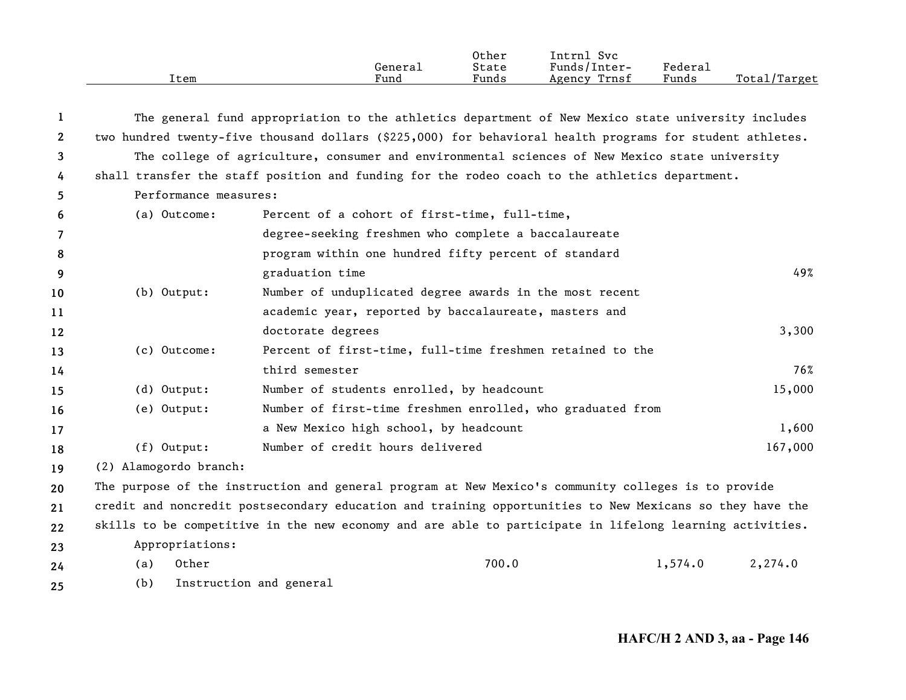| Item | General Fund | Other State Funds | Intrnl Svc Funds/Inter-Agency Trnsf | Federal Funds | Total/Target |
|---|---|---|---|---|---|

The general fund appropriation to the athletics department of New Mexico state university includes two hundred twenty-five thousand dollars ($225,000) for behavioral health programs for student athletes.

The college of agriculture, consumer and environmental sciences of New Mexico state university shall transfer the staff position and funding for the rodeo coach to the athletics department.

Performance measures:

| Item | General Fund | Other State Funds | Intrnl Svc Funds/Inter-Agency Trnsf | Federal Funds | Total/Target |
|---|---|---|---|---|---|
| (a) Outcome: Percent of a cohort of first-time, full-time, degree-seeking freshmen who complete a baccalaureate program within one hundred fifty percent of standard graduation time | | | | | 49% |
| (b) Output: Number of unduplicated degree awards in the most recent academic year, reported by baccalaureate, masters and doctorate degrees | | | | | 3,300 |
| (c) Outcome: Percent of first-time, full-time freshmen retained to the third semester | | | | | 76% |
| (d) Output: Number of students enrolled, by headcount | | | | | 15,000 |
| (e) Output: Number of first-time freshmen enrolled, who graduated from a New Mexico high school, by headcount | | | | | 1,600 |
| (f) Output: Number of credit hours delivered | | | | | 167,000 |

(2) Alamogordo branch:

The purpose of the instruction and general program at New Mexico's community colleges is to provide credit and noncredit postsecondary education and training opportunities to New Mexicans so they have the skills to be competitive in the new economy and are able to participate in lifelong learning activities.

Appropriations:

| Item | General Fund | Other State Funds | Intrnl Svc Funds/Inter-Agency Trnsf | Federal Funds | Total/Target |
|---|---|---|---|---|---|
| (a) Other | | 700.0 | | 1,574.0 | 2,274.0 |
| (b) Instruction and general | | | | | |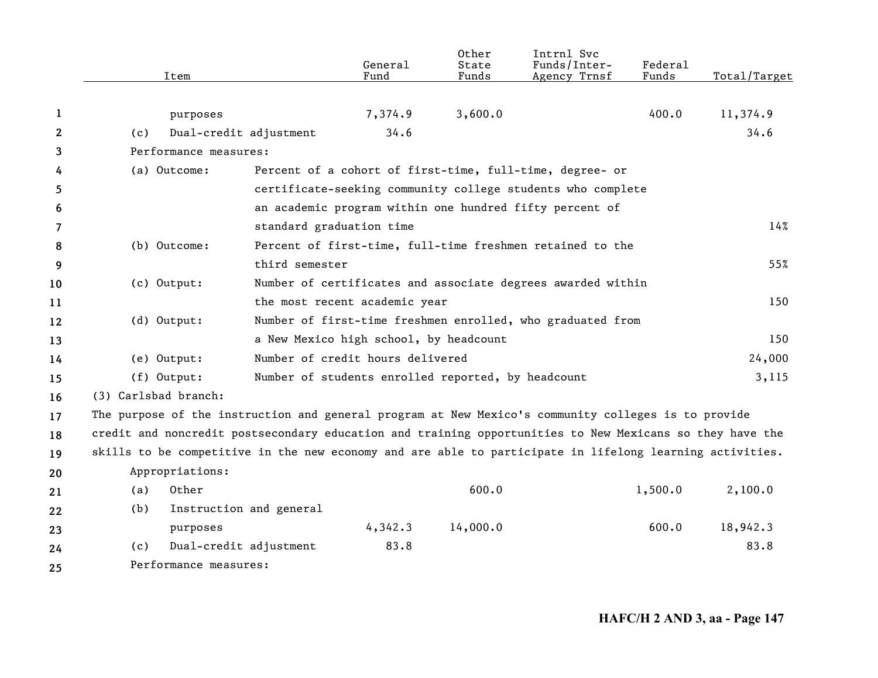| Item | General Fund | Other State Funds | Intrnl Svc Funds/Inter-Agency Trnsf | Federal Funds | Total/Target |
|---|---|---|---|---|---|
| purposes | 7,374.9 | 3,600.0 | | 400.0 | 11,374.9 |
| (c) Dual-credit adjustment | 34.6 | | | | 34.6 |
| Performance measures: | | | | | |
| (a) Outcome: Percent of a cohort of first-time, full-time, degree- or certificate-seeking community college students who complete an academic program within one hundred fifty percent of standard graduation time | | | | | 14% |
| (b) Outcome: Percent of first-time, full-time freshmen retained to the third semester | | | | | 55% |
| (c) Output: Number of certificates and associate degrees awarded within the most recent academic year | | | | | 150 |
| (d) Output: Number of first-time freshmen enrolled, who graduated from a New Mexico high school, by headcount | | | | | 150 |
| (e) Output: Number of credit hours delivered | | | | | 24,000 |
| (f) Output: Number of students enrolled reported, by headcount | | | | | 3,115 |

(3) Carlsbad branch:

The purpose of the instruction and general program at New Mexico's community colleges is to provide credit and noncredit postsecondary education and training opportunities to New Mexicans so they have the skills to be competitive in the new economy and are able to participate in lifelong learning activities.

| Item | General Fund | Other State Funds | Intrnl Svc Funds/Inter-Agency Trnsf | Federal Funds | Total/Target |
|---|---|---|---|---|---|
| Appropriations: | | | | | |
| (a) Other | | 600.0 | | 1,500.0 | 2,100.0 |
| (b) Instruction and general purposes | 4,342.3 | 14,000.0 | | 600.0 | 18,942.3 |
| (c) Dual-credit adjustment | 83.8 | | | | 83.8 |
| Performance measures: | | | | | |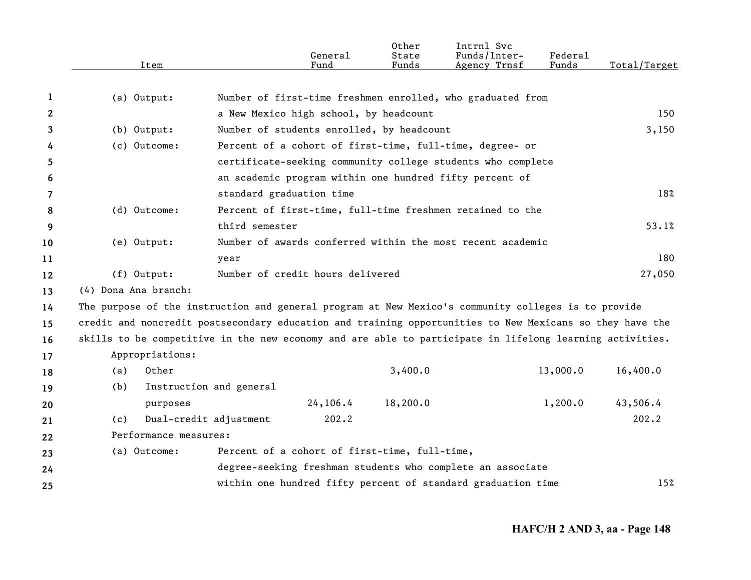| Item | General Fund | Other State Funds | Intrnl Svc Funds/Inter-Agency Trnsf | Federal Funds | Total/Target |
|---|---|---|---|---|---|
| (a) Output: Number of first-time freshmen enrolled, who graduated from a New Mexico high school, by headcount | | | | | 150 |
| (b) Output: Number of students enrolled, by headcount | | | | | 3,150 |
| (c) Outcome: Percent of a cohort of first-time, full-time, degree- or certificate-seeking community college students who complete an academic program within one hundred fifty percent of standard graduation time | | | | | 18% |
| (d) Outcome: Percent of first-time, full-time freshmen retained to the third semester | | | | | 53.1% |
| (e) Output: Number of awards conferred within the most recent academic year | | | | | 180 |
| (f) Output: Number of credit hours delivered | | | | | 27,050 |

(4) Dona Ana branch:

The purpose of the instruction and general program at New Mexico's community colleges is to provide credit and noncredit postsecondary education and training opportunities to New Mexicans so they have the skills to be competitive in the new economy and are able to participate in lifelong learning activities.

Appropriations:

| Item | General Fund | Other State Funds | Intrnl Svc Funds/Inter-Agency Trnsf | Federal Funds | Total/Target |
|---|---|---|---|---|---|
| (a) Other | | 3,400.0 | | 13,000.0 | 16,400.0 |
| (b) Instruction and general purposes | 24,106.4 | 18,200.0 | | 1,200.0 | 43,506.4 |
| (c) Dual-credit adjustment | 202.2 | | | | 202.2 |

Performance measures:

| Item | General Fund | Other State Funds | Intrnl Svc Funds/Inter-Agency Trnsf | Federal Funds | Total/Target |
|---|---|---|---|---|---|
| (a) Outcome: Percent of a cohort of first-time, full-time, degree-seeking freshman students who complete an associate within one hundred fifty percent of standard graduation time | | | | | 15% |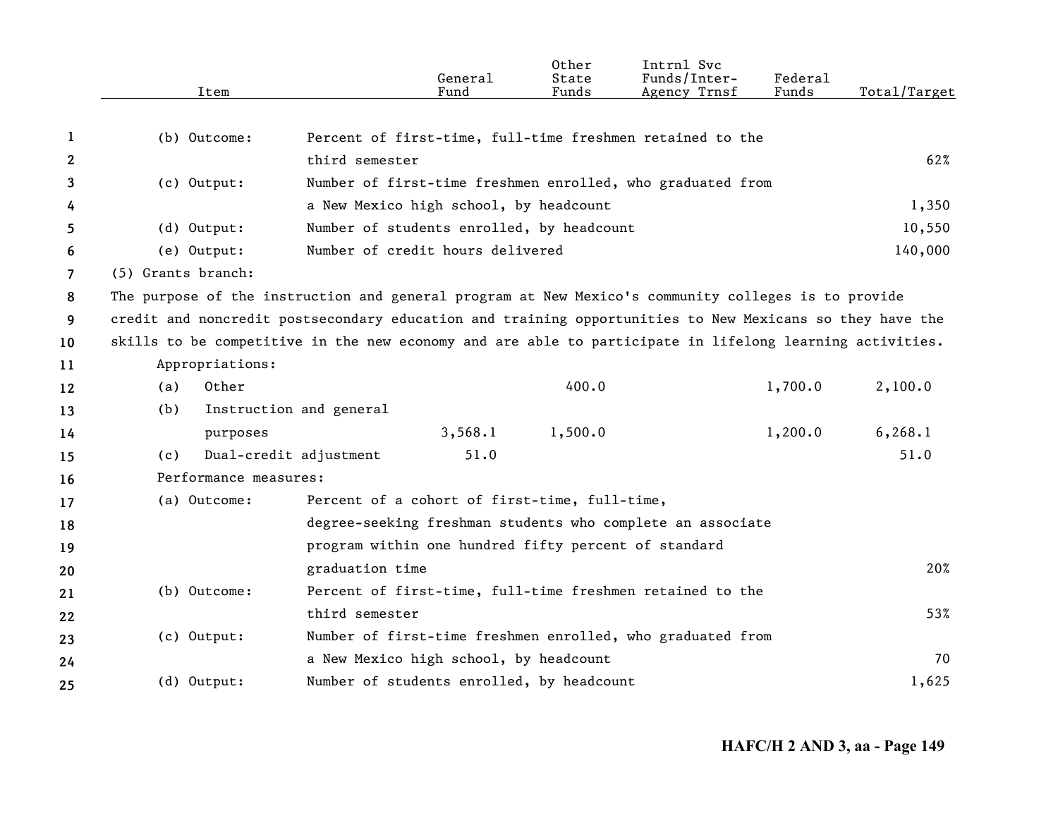| Item | | General Fund | Other State Funds | Intrnl Svc Funds/Inter-Agency Trnsf | Federal Funds | Total/Target |
|---|---|---|---|---|---|---|
| (b) Outcome: | Percent of first-time, full-time freshmen retained to the third semester | | | | | 62% |
| (c) Output: | Number of first-time freshmen enrolled, who graduated from a New Mexico high school, by headcount | | | | | 1,350 |
| (d) Output: | Number of students enrolled, by headcount | | | | | 10,550 |
| (e) Output: | Number of credit hours delivered | | | | | 140,000 |

(5) Grants branch:

The purpose of the instruction and general program at New Mexico's community colleges is to provide credit and noncredit postsecondary education and training opportunities to New Mexicans so they have the skills to be competitive in the new economy and are able to participate in lifelong learning activities.

Appropriations:

| Item | General Fund | Other State Funds | Intrnl Svc Funds/Inter-Agency Trnsf | Federal Funds | Total/Target |
|---|---|---|---|---|---|
| (a) Other | | 400.0 | | 1,700.0 | 2,100.0 |
| (b) Instruction and general purposes | 3,568.1 | 1,500.0 | | 1,200.0 | 6,268.1 |
| (c) Dual-credit adjustment | 51.0 | | | | 51.0 |

Performance measures:

| Measure | Description | Total/Target |
|---|---|---|
| (a) Outcome: | Percent of a cohort of first-time, full-time, degree-seeking freshman students who complete an associate program within one hundred fifty percent of standard graduation time | 20% |
| (b) Outcome: | Percent of first-time, full-time freshmen retained to the third semester | 53% |
| (c) Output: | Number of first-time freshmen enrolled, who graduated from a New Mexico high school, by headcount | 70 |
| (d) Output: | Number of students enrolled, by headcount | 1,625 |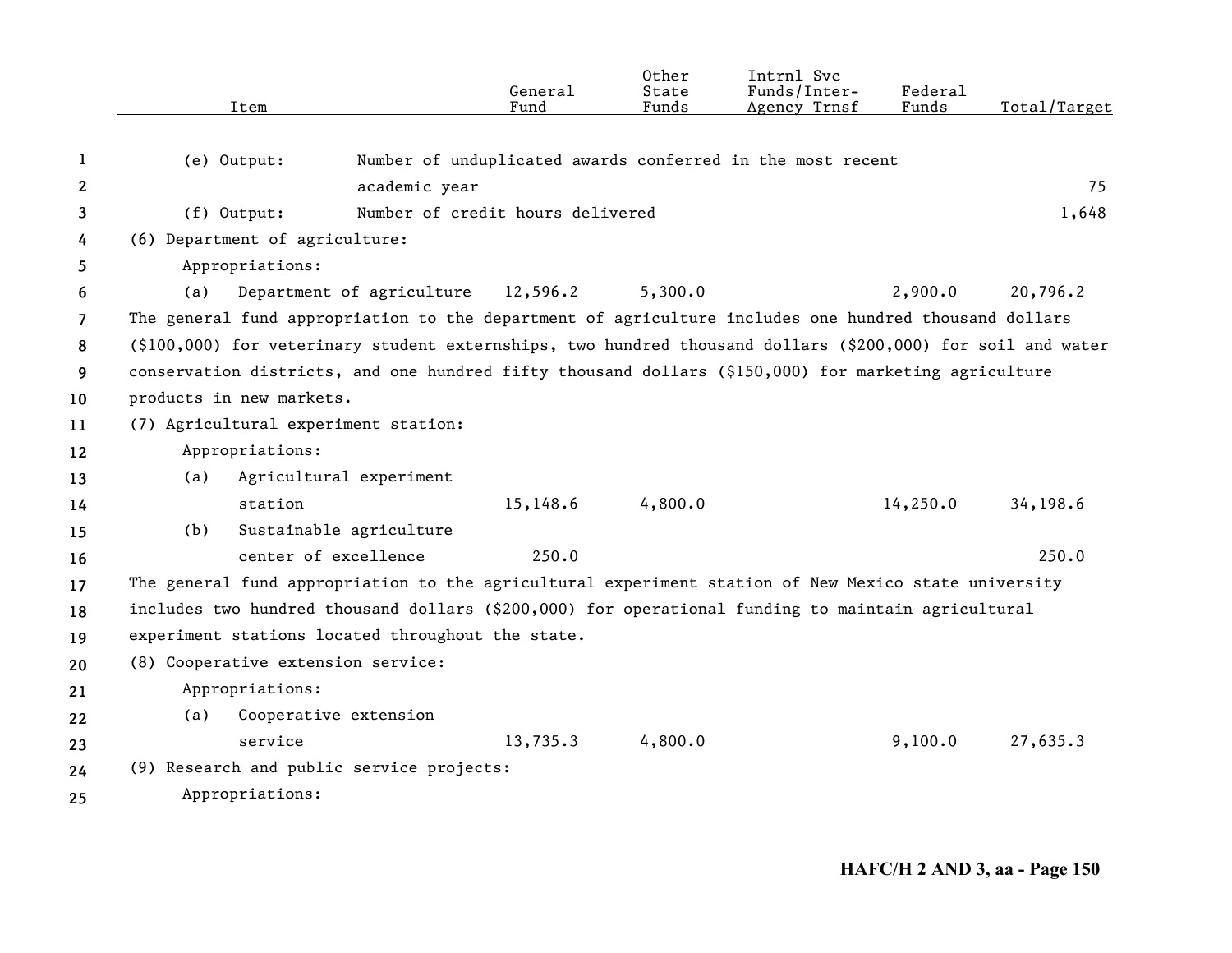| Item | General Fund | Other State Funds | Intrnl Svc Funds/Inter-Agency Trnsf | Federal Funds | Total/Target |
|---|---|---|---|---|---|
| (e) Output: Number of unduplicated awards conferred in the most recent academic year | | | | | 75 |
| (f) Output: Number of credit hours delivered | | | | | 1,648 |
| **(6) Department of agriculture:** | | | | | |
| Appropriations: | | | | | |
| (a) Department of agriculture | 12,596.2 | 5,300.0 | | 2,900.0 | 20,796.2 |

The general fund appropriation to the department of agriculture includes one hundred thousand dollars ($100,000) for veterinary student externships, two hundred thousand dollars ($200,000) for soil and water conservation districts, and one hundred fifty thousand dollars ($150,000) for marketing agriculture products in new markets.

| Item | General Fund | Other State Funds | Intrnl Svc Funds/Inter-Agency Trnsf | Federal Funds | Total/Target |
|---|---|---|---|---|---|
| **(7) Agricultural experiment station:** | | | | | |
| Appropriations: | | | | | |
| (a) Agricultural experiment station | 15,148.6 | 4,800.0 | | 14,250.0 | 34,198.6 |
| (b) Sustainable agriculture center of excellence | 250.0 | | | | 250.0 |

The general fund appropriation to the agricultural experiment station of New Mexico state university includes two hundred thousand dollars ($200,000) for operational funding to maintain agricultural experiment stations located throughout the state.

| Item | General Fund | Other State Funds | Intrnl Svc Funds/Inter-Agency Trnsf | Federal Funds | Total/Target |
|---|---|---|---|---|---|
| **(8) Cooperative extension service:** | | | | | |
| Appropriations: | | | | | |
| (a) Cooperative extension service | 13,735.3 | 4,800.0 | | 9,100.0 | 27,635.3 |
| **(9) Research and public service projects:** | | | | | |
| Appropriations: | | | | | |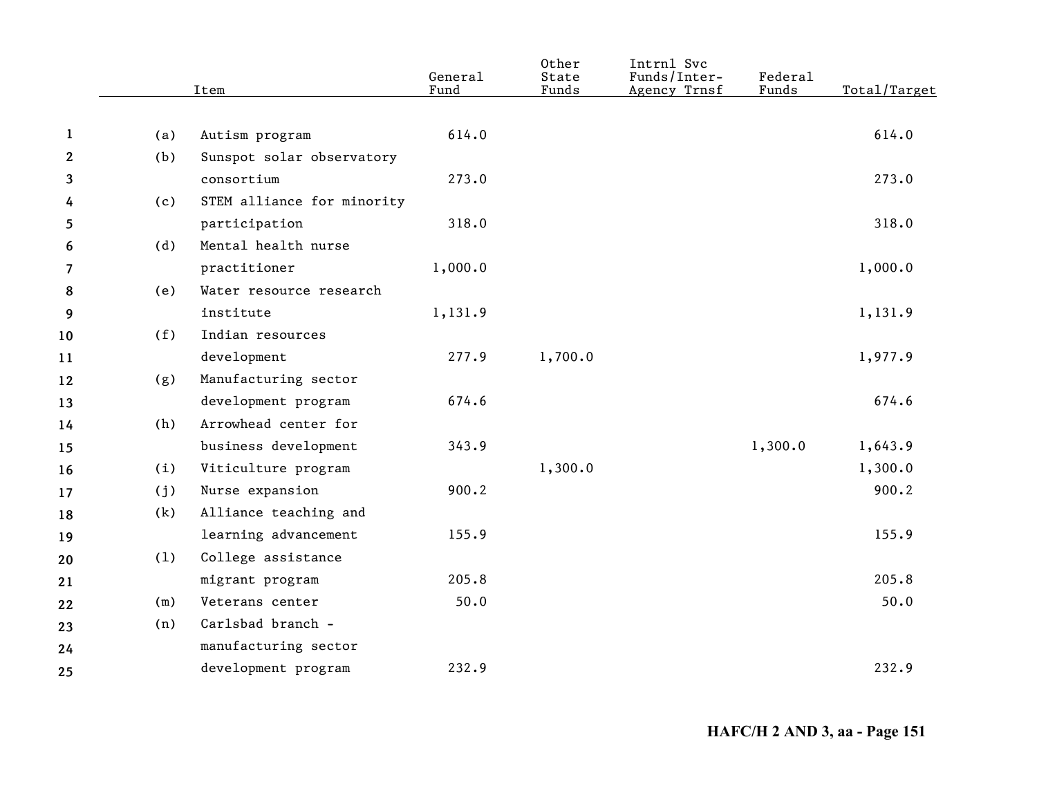| Item | General Fund | Other State Funds | Intrnl Svc Funds/Inter-Agency Trnsf | Federal Funds | Total/Target |
|---|---|---|---|---|---|
| (a) Autism program | 614.0 | | | | 614.0 |
| (b) Sunspot solar observatory consortium | 273.0 | | | | 273.0 |
| (c) STEM alliance for minority participation | 318.0 | | | | 318.0 |
| (d) Mental health nurse practitioner | 1,000.0 | | | | 1,000.0 |
| (e) Water resource research institute | 1,131.9 | | | | 1,131.9 |
| (f) Indian resources development | 277.9 | 1,700.0 | | | 1,977.9 |
| (g) Manufacturing sector development program | 674.6 | | | | 674.6 |
| (h) Arrowhead center for business development | 343.9 | | | 1,300.0 | 1,643.9 |
| (i) Viticulture program | | 1,300.0 | | | 1,300.0 |
| (j) Nurse expansion | 900.2 | | | | 900.2 |
| (k) Alliance teaching and learning advancement | 155.9 | | | | 155.9 |
| (l) College assistance migrant program | 205.8 | | | | 205.8 |
| (m) Veterans center | 50.0 | | | | 50.0 |
| (n) Carlsbad branch - manufacturing sector development program | 232.9 | | | | 232.9 |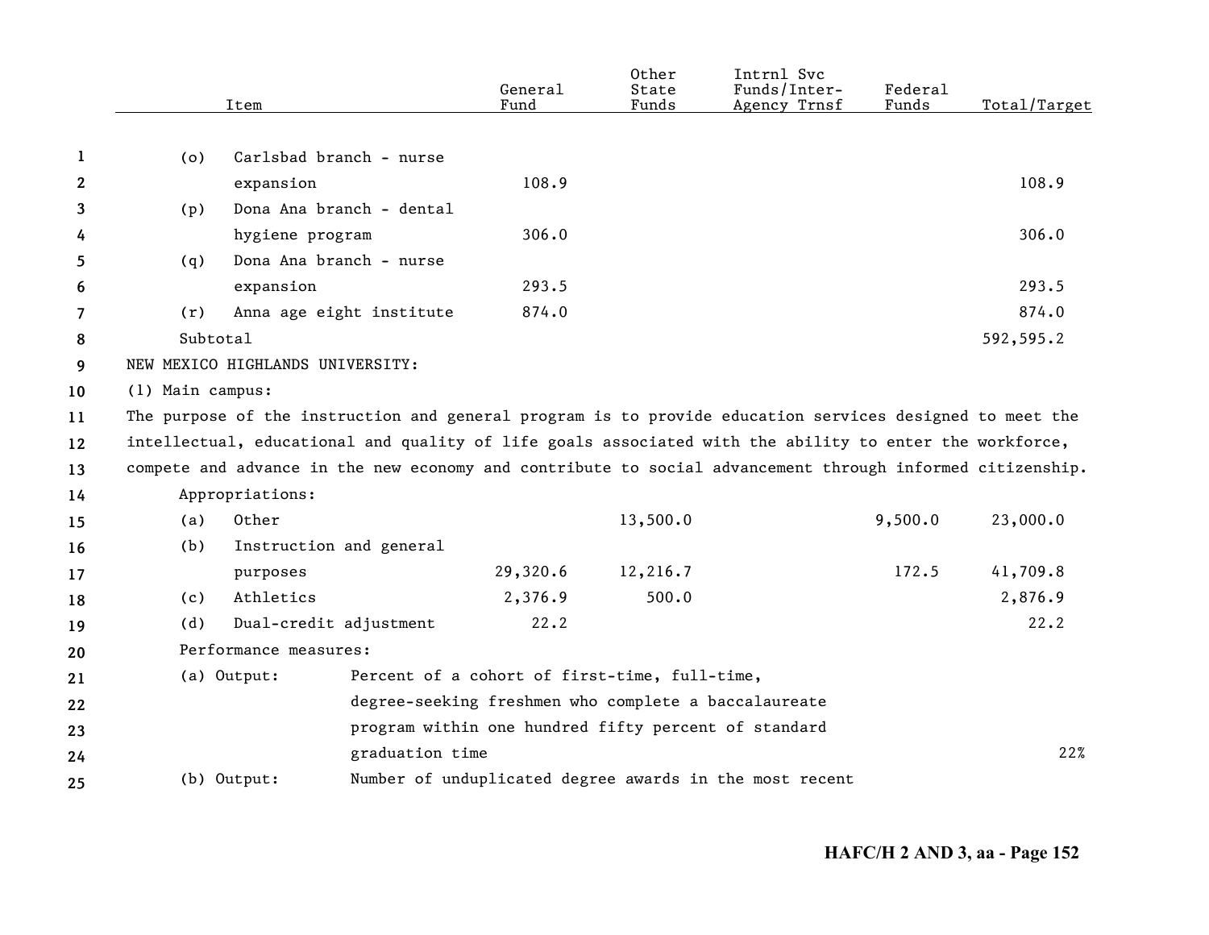| Item | General Fund | Other State Funds | Intrnl Svc Funds/Inter-Agency Trnsf | Federal Funds | Total/Target |
|---|---|---|---|---|---|
| (o) Carlsbad branch - nurse expansion | 108.9 | | | | 108.9 |
| (p) Dona Ana branch - dental hygiene program | 306.0 | | | | 306.0 |
| (q) Dona Ana branch - nurse expansion | 293.5 | | | | 293.5 |
| (r) Anna age eight institute | 874.0 | | | | 874.0 |
| Subtotal | | | | | 592,595.2 |

NEW MEXICO HIGHLANDS UNIVERSITY:

(1) Main campus:

The purpose of the instruction and general program is to provide education services designed to meet the intellectual, educational and quality of life goals associated with the ability to enter the workforce, compete and advance in the new economy and contribute to social advancement through informed citizenship.

Appropriations:

| Item | General Fund | Other State Funds | Intrnl Svc Funds/Inter-Agency Trnsf | Federal Funds | Total/Target |
|---|---|---|---|---|---|
| (a) Other | | 13,500.0 | | 9,500.0 | 23,000.0 |
| (b) Instruction and general purposes | 29,320.6 | 12,216.7 | | 172.5 | 41,709.8 |
| (c) Athletics | 2,376.9 | 500.0 | | | 2,876.9 |
| (d) Dual-credit adjustment | 22.2 | | | | 22.2 |

Performance measures:

| | | Target |
|---|---|---|
| (a) Output: | Percent of a cohort of first-time, full-time, degree-seeking freshmen who complete a baccalaureate program within one hundred fifty percent of standard graduation time | 22% |
| (b) Output: | Number of unduplicated degree awards in the most recent | |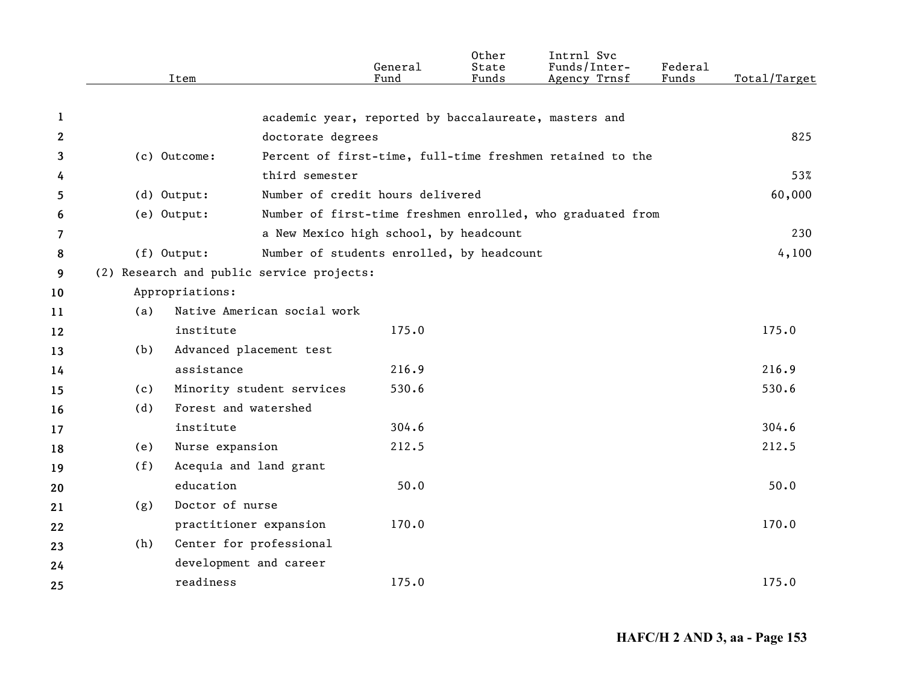| Item | | General Fund | Other State Funds | Intrnl Svc Funds/Inter-Agency Trnsf | Federal Funds | Total/Target |
|---|---|---|---|---|---|---|
| | academic year, reported by baccalaureate, masters and doctorate degrees | | | | | 825 |
| (c) Outcome: | Percent of first-time, full-time freshmen retained to the third semester | | | | | 53% |
| (d) Output: | Number of credit hours delivered | | | | | 60,000 |
| (e) Output: | Number of first-time freshmen enrolled, who graduated from a New Mexico high school, by headcount | | | | | 230 |
| (f) Output: | Number of students enrolled, by headcount | | | | | 4,100 |
| (2) Research and public service projects: | | | | | | |
| Appropriations: | | | | | | |
| (a) | Native American social work institute | 175.0 | | | | 175.0 |
| (b) | Advanced placement test assistance | 216.9 | | | | 216.9 |
| (c) | Minority student services | 530.6 | | | | 530.6 |
| (d) | Forest and watershed institute | 304.6 | | | | 304.6 |
| (e) | Nurse expansion | 212.5 | | | | 212.5 |
| (f) | Acequia and land grant education | 50.0 | | | | 50.0 |
| (g) | Doctor of nurse practitioner expansion | 170.0 | | | | 170.0 |
| (h) | Center for professional development and career readiness | 175.0 | | | | 175.0 |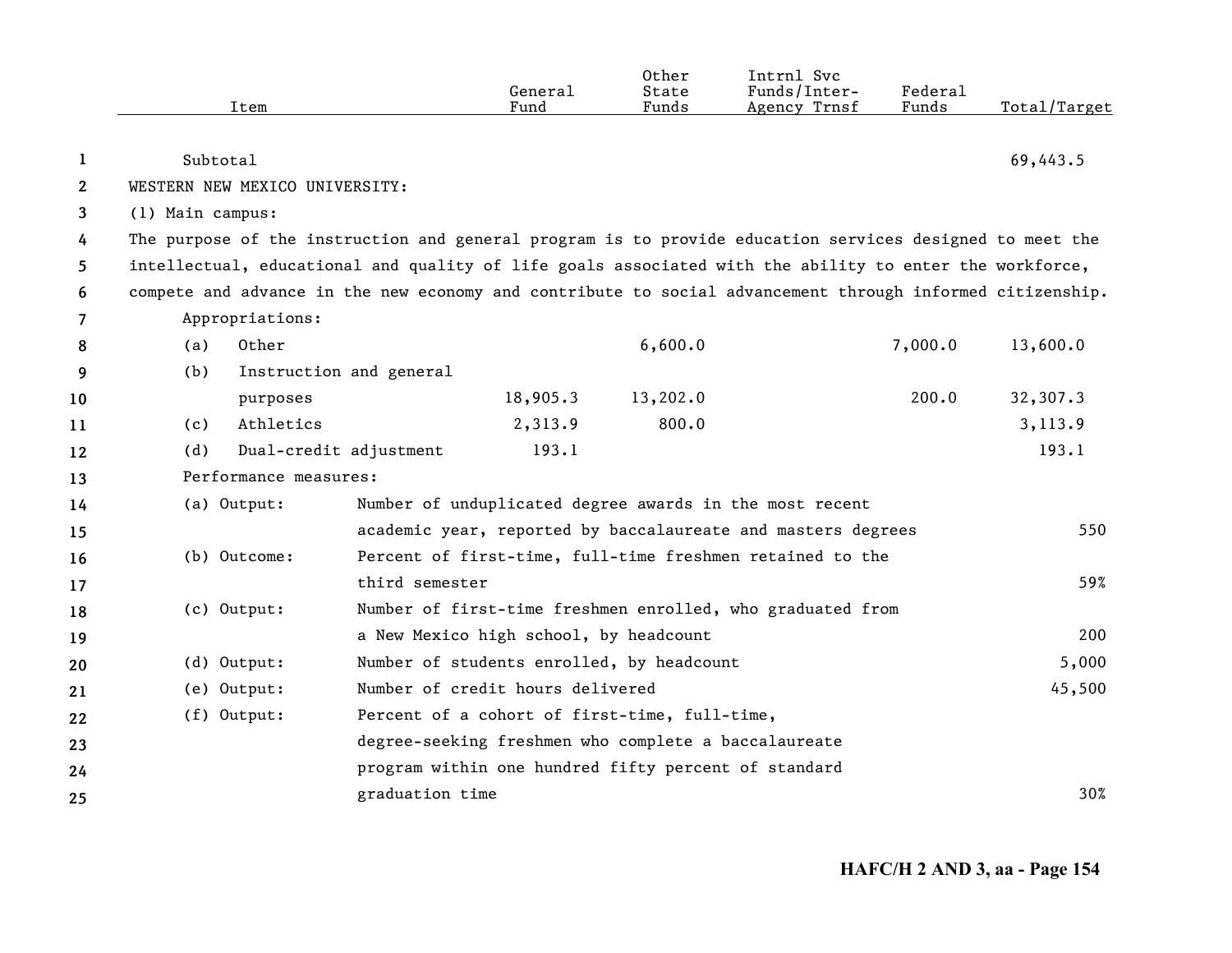| Item | General Fund | Other State Funds | Intrnl Svc Funds/Inter-Agency Trnsf | Federal Funds | Total/Target |
|---|---|---|---|---|---|
| Subtotal | | | | | 69,443.5 |
| WESTERN NEW MEXICO UNIVERSITY: | | | | | |
| (1) Main campus: | | | | | |
| The purpose of the instruction and general program is to provide education services designed to meet the intellectual, educational and quality of life goals associated with the ability to enter the workforce, compete and advance in the new economy and contribute to social advancement through informed citizenship. | | | | | |
| Appropriations: | | | | | |
| (a) Other | | 6,600.0 | | 7,000.0 | 13,600.0 |
| (b) Instruction and general purposes | 18,905.3 | 13,202.0 | | 200.0 | 32,307.3 |
| (c) Athletics | 2,313.9 | 800.0 | | | 3,113.9 |
| (d) Dual-credit adjustment | 193.1 | | | | 193.1 |
| Performance measures: | | | | | |
| (a) Output: Number of unduplicated degree awards in the most recent academic year, reported by baccalaureate and masters degrees | | | | | 550 |
| (b) Outcome: Percent of first-time, full-time freshmen retained to the third semester | | | | | 59% |
| (c) Output: Number of first-time freshmen enrolled, who graduated from a New Mexico high school, by headcount | | | | | 200 |
| (d) Output: Number of students enrolled, by headcount | | | | | 5,000 |
| (e) Output: Number of credit hours delivered | | | | | 45,500 |
| (f) Output: Percent of a cohort of first-time, full-time, degree-seeking freshmen who complete a baccalaureate program within one hundred fifty percent of standard graduation time | | | | | 30% |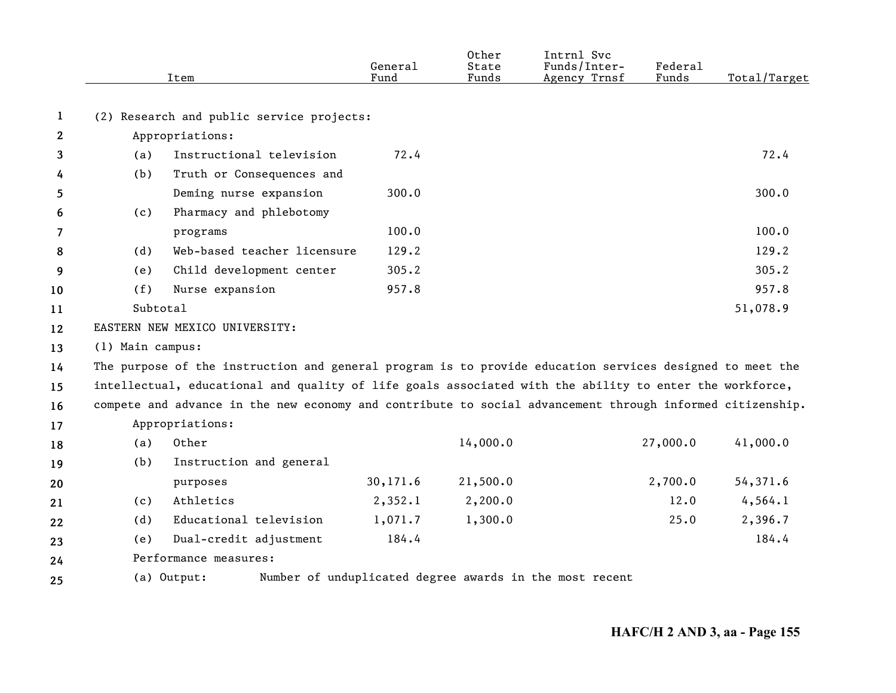| Item | General Fund | Other State Funds | Intrnl Svc Funds/Inter-Agency Trnsf | Federal Funds | Total/Target |
|---|---|---|---|---|---|
| (2) Research and public service projects: | | | | | |
| Appropriations: | | | | | |
| (a) Instructional television | 72.4 | | | | 72.4 |
| (b) Truth or Consequences and Deming nurse expansion | 300.0 | | | | 300.0 |
| (c) Pharmacy and phlebotomy programs | 100.0 | | | | 100.0 |
| (d) Web-based teacher licensure | 129.2 | | | | 129.2 |
| (e) Child development center | 305.2 | | | | 305.2 |
| (f) Nurse expansion | 957.8 | | | | 957.8 |
| Subtotal | | | | | 51,078.9 |

EASTERN NEW MEXICO UNIVERSITY:

(1) Main campus:

The purpose of the instruction and general program is to provide education services designed to meet the intellectual, educational and quality of life goals associated with the ability to enter the workforce, compete and advance in the new economy and contribute to social advancement through informed citizenship.

| Item | General Fund | Other State Funds | Intrnl Svc Funds/Inter-Agency Trnsf | Federal Funds | Total/Target |
|---|---|---|---|---|---|
| Appropriations: | | | | | |
| (a) Other | | 14,000.0 | | 27,000.0 | 41,000.0 |
| (b) Instruction and general purposes | 30,171.6 | 21,500.0 | | 2,700.0 | 54,371.6 |
| (c) Athletics | 2,352.1 | 2,200.0 | | 12.0 | 4,564.1 |
| (d) Educational television | 1,071.7 | 1,300.0 | | 25.0 | 2,396.7 |
| (e) Dual-credit adjustment | 184.4 | | | | 184.4 |

Performance measures:

(a) Output: Number of unduplicated degree awards in the most recent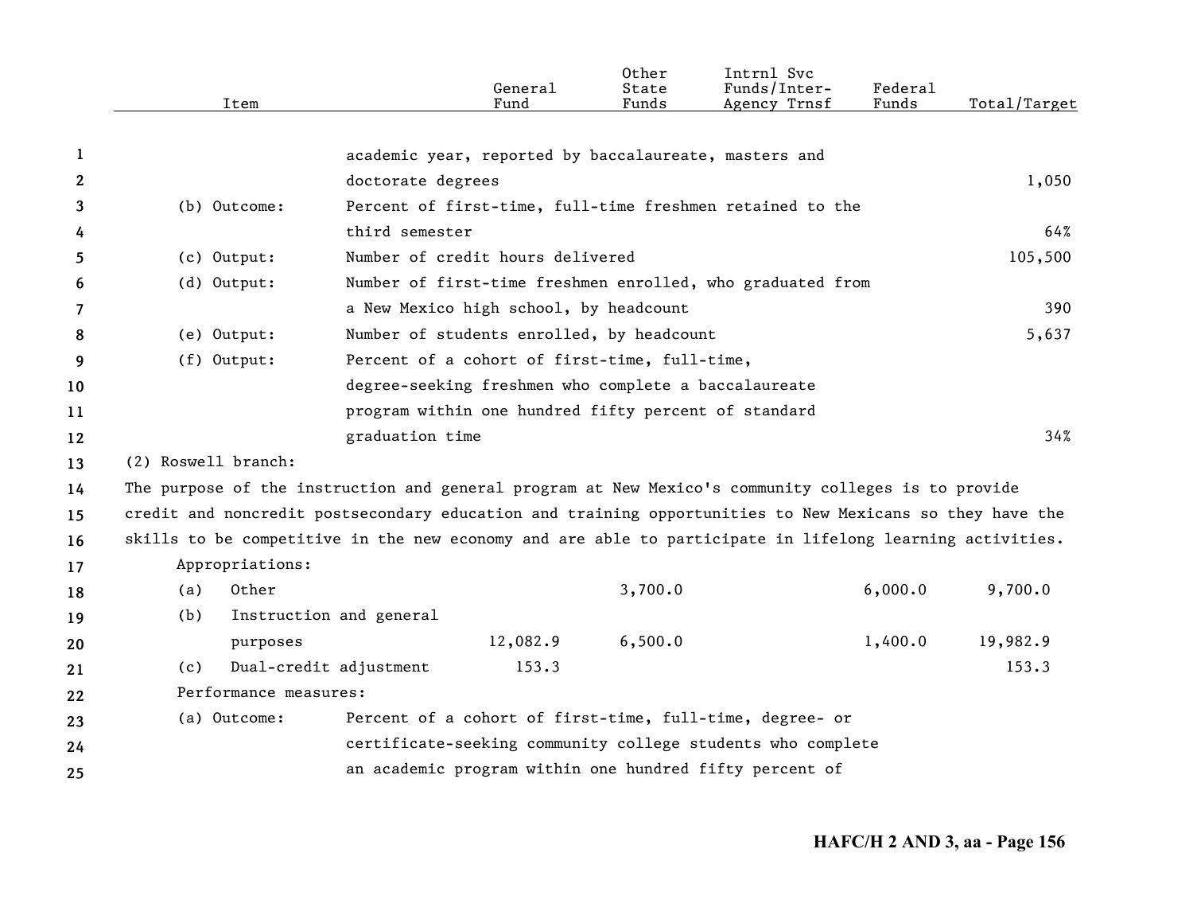| Item | | General Fund | Other State Funds | Intrnl Svc Funds/Inter-Agency Trnsf | Federal Funds | Total/Target |
|---|---|---|---|---|---|---|
| | academic year, reported by baccalaureate, masters and doctorate degrees | | | | | 1,050 |
| (b) Outcome: | Percent of first-time, full-time freshmen retained to the third semester | | | | | 64% |
| (c) Output: | Number of credit hours delivered | | | | | 105,500 |
| (d) Output: | Number of first-time freshmen enrolled, who graduated from a New Mexico high school, by headcount | | | | | 390 |
| (e) Output: | Number of students enrolled, by headcount | | | | | 5,637 |
| (f) Output: | Percent of a cohort of first-time, full-time, degree-seeking freshmen who complete a baccalaureate program within one hundred fifty percent of standard graduation time | | | | | 34% |

(2) Roswell branch:

The purpose of the instruction and general program at New Mexico's community colleges is to provide credit and noncredit postsecondary education and training opportunities to New Mexicans so they have the skills to be competitive in the new economy and are able to participate in lifelong learning activities.

Appropriations:

| Item | General Fund | Other State Funds | Intrnl Svc Funds/Inter-Agency Trnsf | Federal Funds | Total/Target |
|---|---|---|---|---|---|
| (a) Other | | 3,700.0 | | 6,000.0 | 9,700.0 |
| (b) Instruction and general purposes | 12,082.9 | 6,500.0 | | 1,400.0 | 19,982.9 |
| (c) Dual-credit adjustment | 153.3 | | | | 153.3 |

Performance measures:

(a) Outcome: Percent of a cohort of first-time, full-time, degree- or certificate-seeking community college students who complete an academic program within one hundred fifty percent of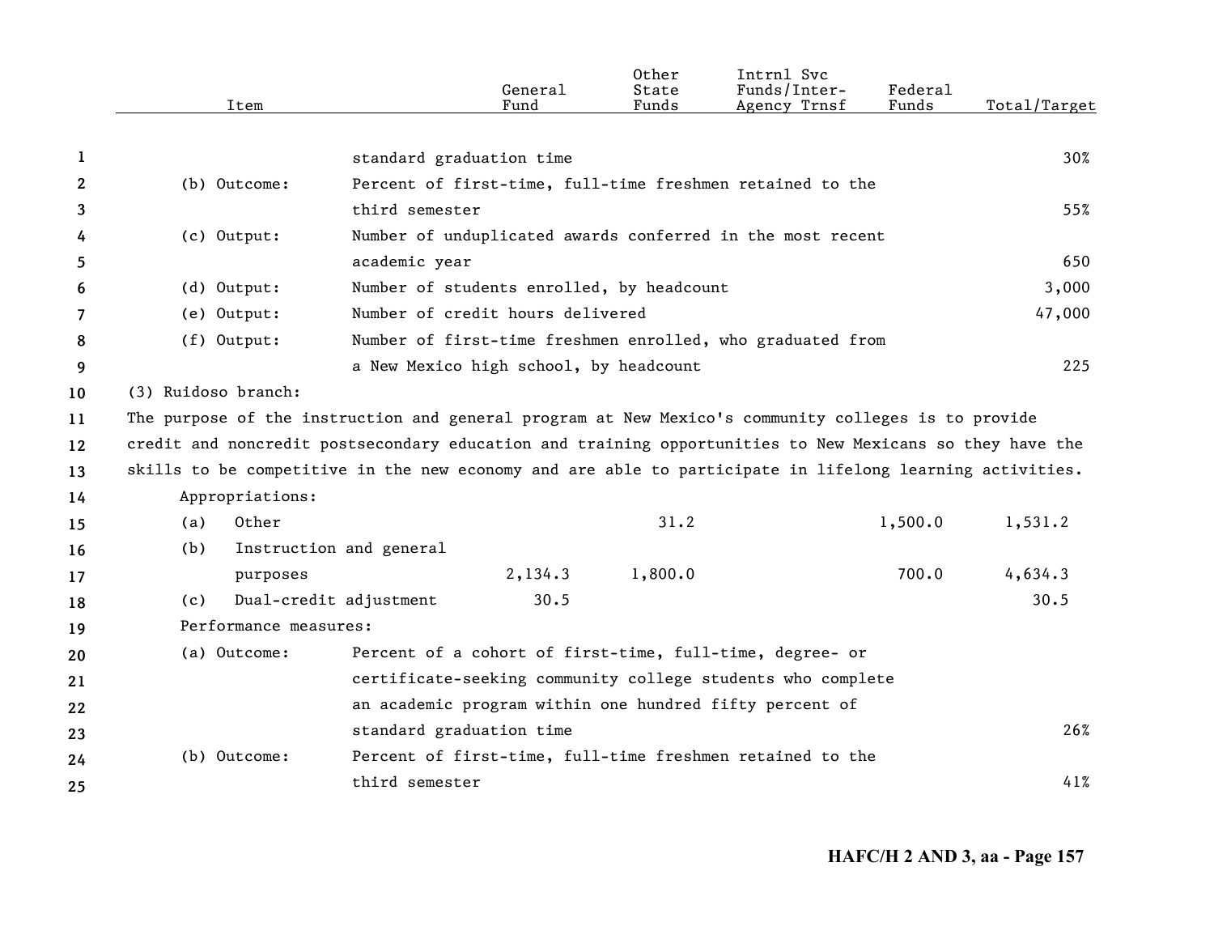| Item | | General Fund | Other State Funds | Intrnl Svc Funds/Inter-Agency Trnsf | Federal Funds | Total/Target |
|---|---|---|---|---|---|---|
| | standard graduation time | | | | | 30% |
| (b) Outcome: | Percent of first-time, full-time freshmen retained to the third semester | | | | | 55% |
| (c) Output: | Number of unduplicated awards conferred in the most recent academic year | | | | | 650 |
| (d) Output: | Number of students enrolled, by headcount | | | | | 3,000 |
| (e) Output: | Number of credit hours delivered | | | | | 47,000 |
| (f) Output: | Number of first-time freshmen enrolled, who graduated from a New Mexico high school, by headcount | | | | | 225 |

(3) Ruidoso branch:

The purpose of the instruction and general program at New Mexico's community colleges is to provide credit and noncredit postsecondary education and training opportunities to New Mexicans so they have the skills to be competitive in the new economy and are able to participate in lifelong learning activities.

| Item | General Fund | Other State Funds | Intrnl Svc Funds/Inter-Agency Trnsf | Federal Funds | Total/Target |
|---|---|---|---|---|---|
| Appropriations: | | | | | |
| (a) Other | | 31.2 | | 1,500.0 | 1,531.2 |
| (b) Instruction and general purposes | 2,134.3 | 1,800.0 | | 700.0 | 4,634.3 |
| (c) Dual-credit adjustment | 30.5 | | | | 30.5 |

Performance measures:

| Item | | Total/Target |
|---|---|---|
| (a) Outcome: | Percent of a cohort of first-time, full-time, degree- or certificate-seeking community college students who complete an academic program within one hundred fifty percent of standard graduation time | 26% |
| (b) Outcome: | Percent of first-time, full-time freshmen retained to the third semester | 41% |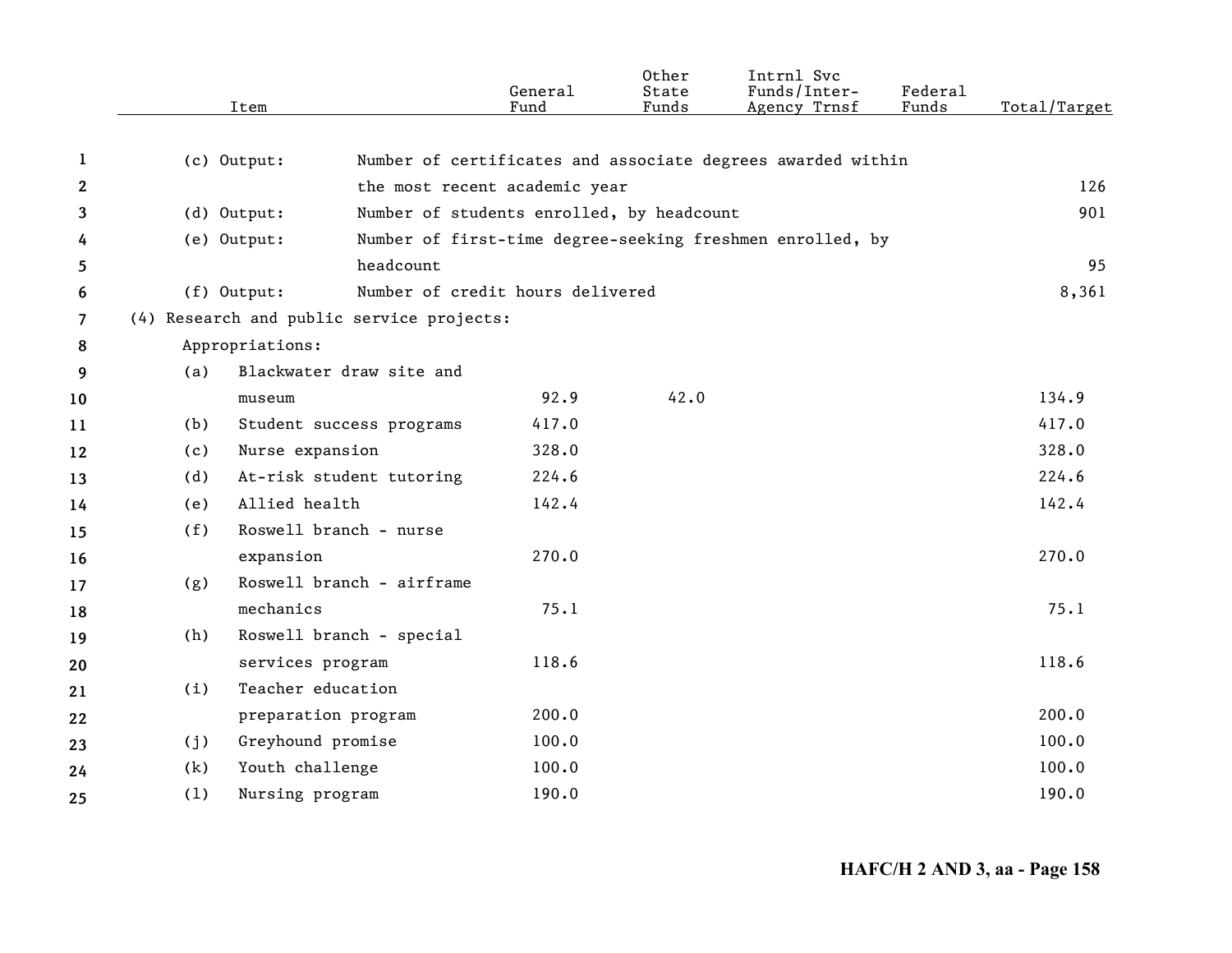| Item | | General Fund | Other State Funds | Intrnl Svc Funds/Inter-Agency Trnsf | Federal Funds | Total/Target |
|---|---|---|---|---|---|---|
| (c) Output: | Number of certificates and associate degrees awarded within the most recent academic year | | | | | 126 |
| (d) Output: | Number of students enrolled, by headcount | | | | | 901 |
| (e) Output: | Number of first-time degree-seeking freshmen enrolled, by headcount | | | | | 95 |
| (f) Output: | Number of credit hours delivered | | | | | 8,361 |
| (4) Research and public service projects: | | | | | | |
| Appropriations: | | | | | | |
| (a) | Blackwater draw site and museum | 92.9 | 42.0 | | | 134.9 |
| (b) | Student success programs | 417.0 | | | | 417.0 |
| (c) | Nurse expansion | 328.0 | | | | 328.0 |
| (d) | At-risk student tutoring | 224.6 | | | | 224.6 |
| (e) | Allied health | 142.4 | | | | 142.4 |
| (f) | Roswell branch - nurse expansion | 270.0 | | | | 270.0 |
| (g) | Roswell branch - airframe mechanics | 75.1 | | | | 75.1 |
| (h) | Roswell branch - special services program | 118.6 | | | | 118.6 |
| (i) | Teacher education preparation program | 200.0 | | | | 200.0 |
| (j) | Greyhound promise | 100.0 | | | | 100.0 |
| (k) | Youth challenge | 100.0 | | | | 100.0 |
| (l) | Nursing program | 190.0 | | | | 190.0 |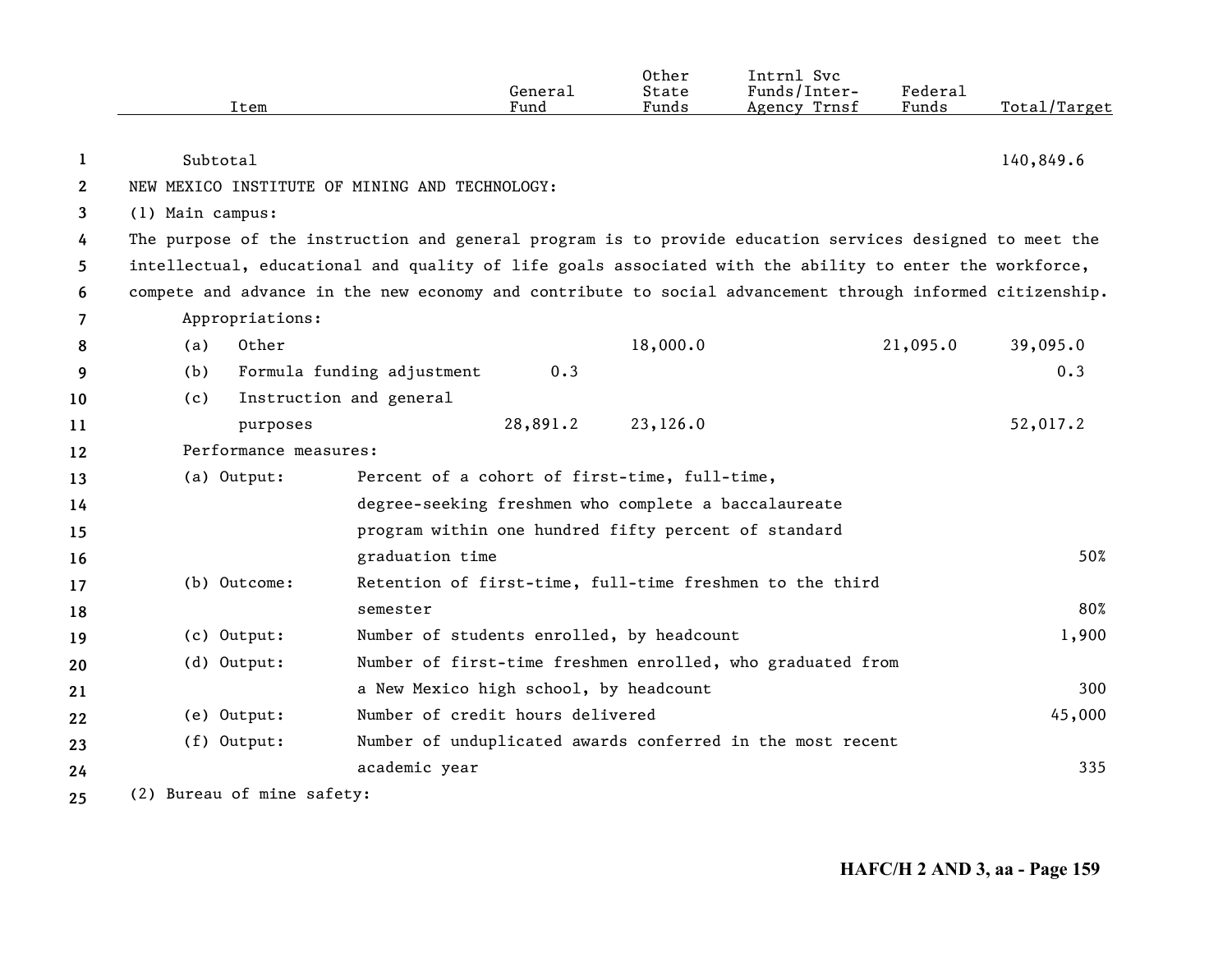| Item | General Fund | Other State Funds | Intrnl Svc Funds/Inter-Agency Trnsf | Federal Funds | Total/Target |
|---|---|---|---|---|---|
| Subtotal | | | | | 140,849.6 |
| NEW MEXICO INSTITUTE OF MINING AND TECHNOLOGY: | | | | | |
| (1) Main campus: | | | | | |

The purpose of the instruction and general program is to provide education services designed to meet the intellectual, educational and quality of life goals associated with the ability to enter the workforce, compete and advance in the new economy and contribute to social advancement through informed citizenship.

| Item | General Fund | Other State Funds | Intrnl Svc Funds/Inter-Agency Trnsf | Federal Funds | Total/Target |
|---|---|---|---|---|---|
| Appropriations: | | | | | |
| (a) Other | | 18,000.0 | | 21,095.0 | 39,095.0 |
| (b) Formula funding adjustment | 0.3 | | | | 0.3 |
| (c) Instruction and general purposes | 28,891.2 | 23,126.0 | | | 52,017.2 |

Performance measures:

| Measure | Description | Total/Target |
|---|---|---|
| (a) Output: | Percent of a cohort of first-time, full-time, degree-seeking freshmen who complete a baccalaureate program within one hundred fifty percent of standard graduation time | 50% |
| (b) Outcome: | Retention of first-time, full-time freshmen to the third semester | 80% |
| (c) Output: | Number of students enrolled, by headcount | 1,900 |
| (d) Output: | Number of first-time freshmen enrolled, who graduated from a New Mexico high school, by headcount | 300 |
| (e) Output: | Number of credit hours delivered | 45,000 |
| (f) Output: | Number of unduplicated awards conferred in the most recent academic year | 335 |

(2) Bureau of mine safety: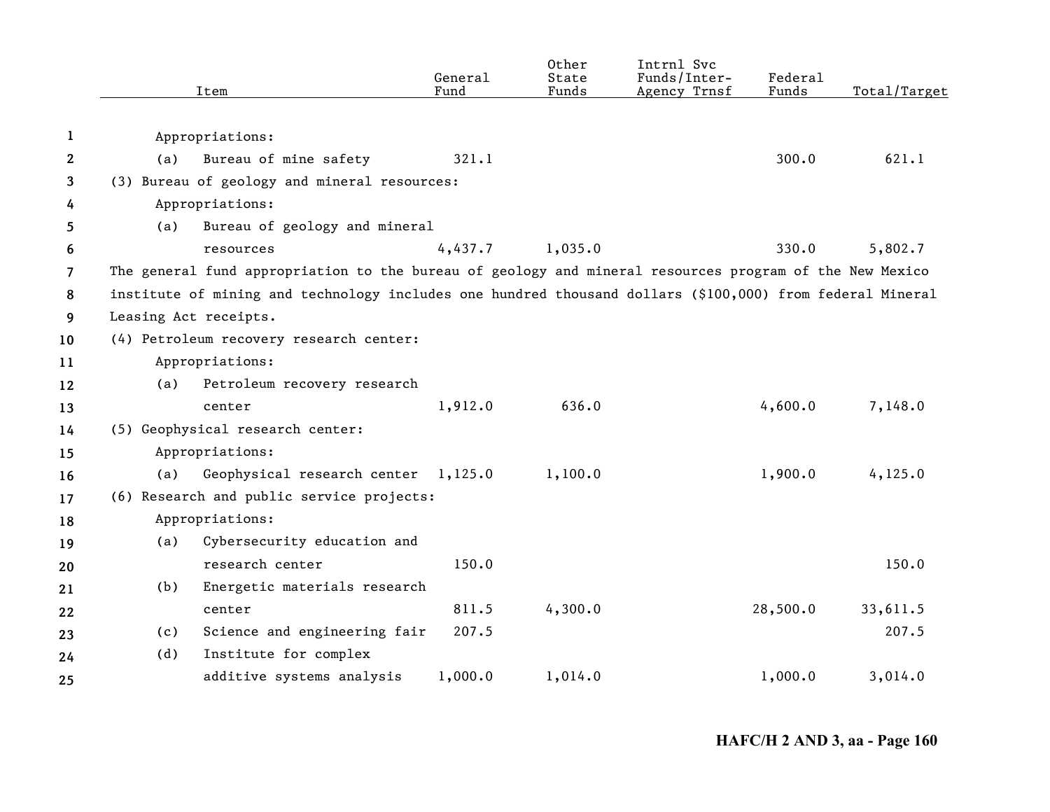| Item | General Fund | Other State Funds | Intrnl Svc Funds/Inter-Agency Trnsf | Federal Funds | Total/Target |
|---|---|---|---|---|---|
| Appropriations: | | | | | |
| (a) Bureau of mine safety | 321.1 | | | 300.0 | 621.1 |
| (3) Bureau of geology and mineral resources: | | | | | |
| Appropriations: | | | | | |
| (a) Bureau of geology and mineral resources | 4,437.7 | 1,035.0 | | 330.0 | 5,802.7 |

The general fund appropriation to the bureau of geology and mineral resources program of the New Mexico institute of mining and technology includes one hundred thousand dollars ($100,000) from federal Mineral Leasing Act receipts.

| Item | General Fund | Other State Funds | Intrnl Svc Funds/Inter-Agency Trnsf | Federal Funds | Total/Target |
|---|---|---|---|---|---|
| (4) Petroleum recovery research center: | | | | | |
| Appropriations: | | | | | |
| (a) Petroleum recovery research center | 1,912.0 | 636.0 | | 4,600.0 | 7,148.0 |
| (5) Geophysical research center: | | | | | |
| Appropriations: | | | | | |
| (a) Geophysical research center | 1,125.0 | 1,100.0 | | 1,900.0 | 4,125.0 |
| (6) Research and public service projects: | | | | | |
| Appropriations: | | | | | |
| (a) Cybersecurity education and research center | 150.0 | | | | 150.0 |
| (b) Energetic materials research center | 811.5 | 4,300.0 | | 28,500.0 | 33,611.5 |
| (c) Science and engineering fair | 207.5 | | | | 207.5 |
| (d) Institute for complex additive systems analysis | 1,000.0 | 1,014.0 | | 1,000.0 | 3,014.0 |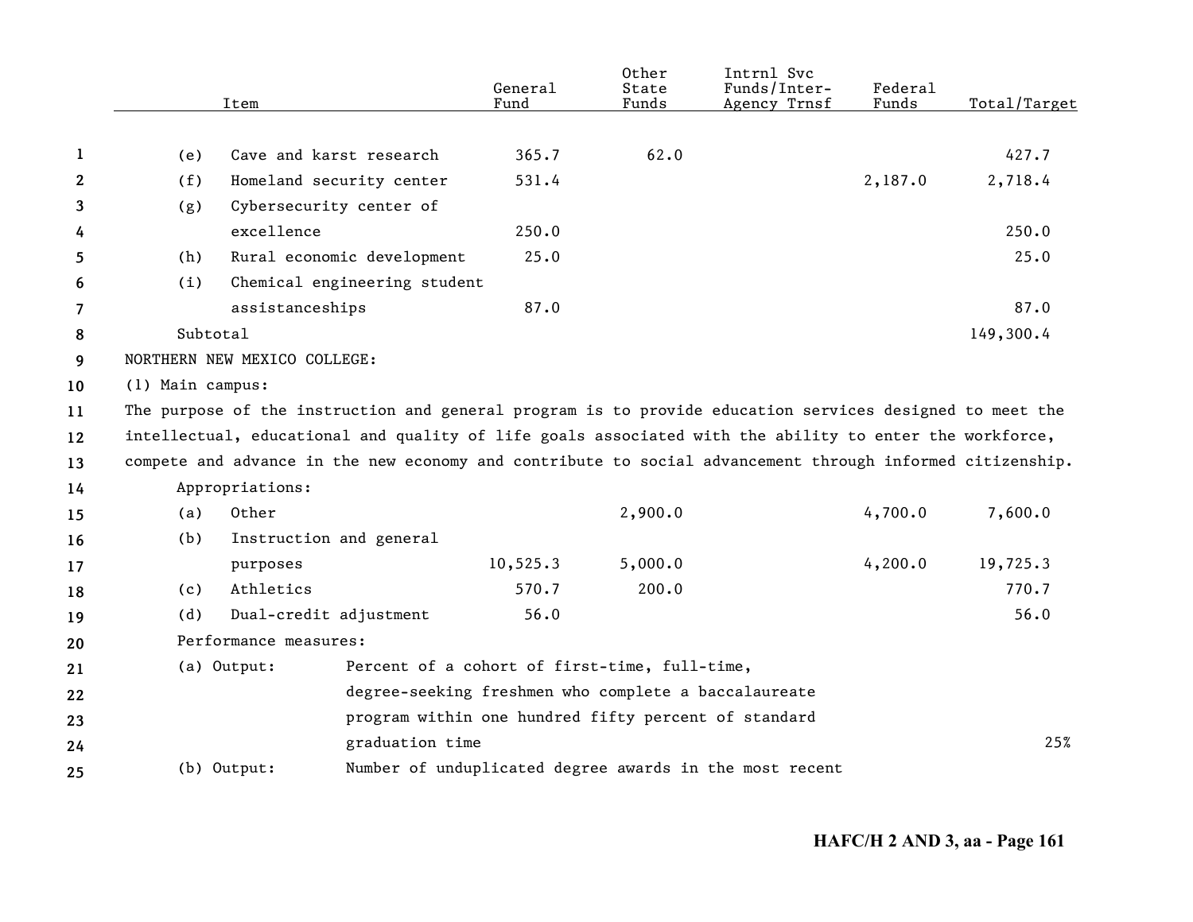| Item | General Fund | Other State Funds | Intrnl Svc Funds/Inter-Agency Trnsf | Federal Funds | Total/Target |
|---|---|---|---|---|---|
| (e) Cave and karst research | 365.7 | 62.0 | | | 427.7 |
| (f) Homeland security center | 531.4 | | | 2,187.0 | 2,718.4 |
| (g) Cybersecurity center of excellence | 250.0 | | | | 250.0 |
| (h) Rural economic development | 25.0 | | | | 25.0 |
| (i) Chemical engineering student assistanceships | 87.0 | | | | 87.0 |
| Subtotal | | | | | 149,300.4 |

NORTHERN NEW MEXICO COLLEGE:

(1) Main campus:

The purpose of the instruction and general program is to provide education services designed to meet the intellectual, educational and quality of life goals associated with the ability to enter the workforce, compete and advance in the new economy and contribute to social advancement through informed citizenship.

Appropriations:

| Item | General Fund | Other State Funds | Intrnl Svc Funds/Inter-Agency Trnsf | Federal Funds | Total/Target |
|---|---|---|---|---|---|
| (a) Other | | 2,900.0 | | 4,700.0 | 7,600.0 |
| (b) Instruction and general purposes | 10,525.3 | 5,000.0 | | 4,200.0 | 19,725.3 |
| (c) Athletics | 570.7 | 200.0 | | | 770.7 |
| (d) Dual-credit adjustment | 56.0 | | | | 56.0 |

Performance measures:

| Measure | Description | Target |
|---|---|---|
| (a) Output: | Percent of a cohort of first-time, full-time, degree-seeking freshmen who complete a baccalaureate program within one hundred fifty percent of standard graduation time | 25% |
| (b) Output: | Number of unduplicated degree awards in the most recent | |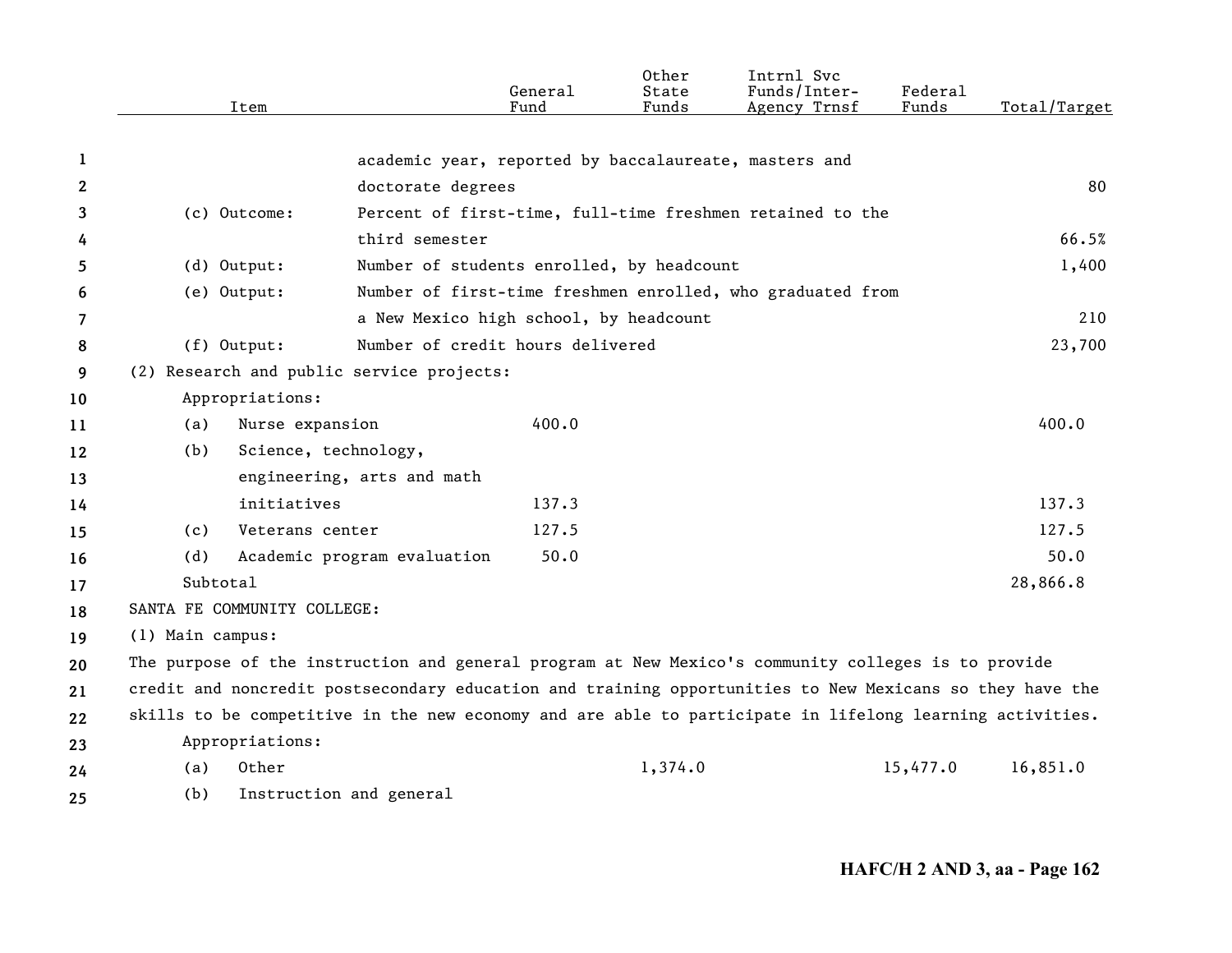| Item | | General Fund | Other State Funds | Intrnl Svc Funds/Inter-Agency Trnsf | Federal Funds | Total/Target |
|---|---|---|---|---|---|---|
| | academic year, reported by baccalaureate, masters and doctorate degrees | | | | | 80 |
| (c) Outcome: | Percent of first-time, full-time freshmen retained to the third semester | | | | | 66.5% |
| (d) Output: | Number of students enrolled, by headcount | | | | | 1,400 |
| (e) Output: | Number of first-time freshmen enrolled, who graduated from a New Mexico high school, by headcount | | | | | 210 |
| (f) Output: | Number of credit hours delivered | | | | | 23,700 |
| (2) Research and public service projects: | | | | | | |
| Appropriations: | | | | | | |
| (a) Nurse expansion | | 400.0 | | | | 400.0 |
| (b) Science, technology, engineering, arts and math initiatives | | 137.3 | | | | 137.3 |
| (c) Veterans center | | 127.5 | | | | 127.5 |
| (d) Academic program evaluation | | 50.0 | | | | 50.0 |
| Subtotal | | | | | | 28,866.8 |

SANTA FE COMMUNITY COLLEGE:

(1) Main campus:

The purpose of the instruction and general program at New Mexico's community colleges is to provide credit and noncredit postsecondary education and training opportunities to New Mexicans so they have the skills to be competitive in the new economy and are able to participate in lifelong learning activities.

| Item | General Fund | Other State Funds | Intrnl Svc Funds/Inter-Agency Trnsf | Federal Funds | Total/Target |
|---|---|---|---|---|---|
| Appropriations: | | | | | |
| (a) Other | | 1,374.0 | | 15,477.0 | 16,851.0 |
| (b) Instruction and general | | | | | |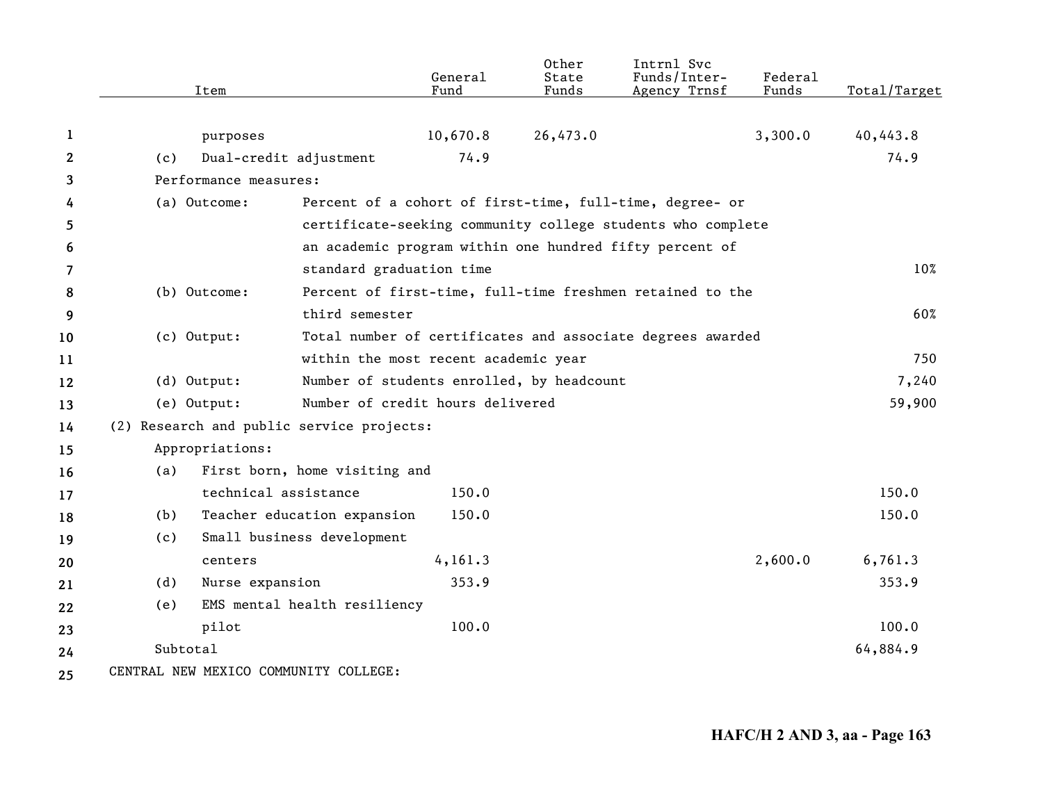| Item | General Fund | Other State Funds | Intrnl Svc Funds/Inter-Agency Trnsf | Federal Funds | Total/Target |
|---|---|---|---|---|---|
| purposes | 10,670.8 | 26,473.0 | | 3,300.0 | 40,443.8 |
| (c) Dual-credit adjustment | 74.9 | | | | 74.9 |
| Performance measures: | | | | | |
| (a) Outcome: Percent of a cohort of first-time, full-time, degree- or certificate-seeking community college students who complete an academic program within one hundred fifty percent of standard graduation time | | | | | 10% |
| (b) Outcome: Percent of first-time, full-time freshmen retained to the third semester | | | | | 60% |
| (c) Output: Total number of certificates and associate degrees awarded within the most recent academic year | | | | | 750 |
| (d) Output: Number of students enrolled, by headcount | | | | | 7,240 |
| (e) Output: Number of credit hours delivered | | | | | 59,900 |
| (2) Research and public service projects: | | | | | |
| Appropriations: | | | | | |
| (a) First born, home visiting and technical assistance | 150.0 | | | | 150.0 |
| (b) Teacher education expansion | 150.0 | | | | 150.0 |
| (c) Small business development centers | 4,161.3 | | | 2,600.0 | 6,761.3 |
| (d) Nurse expansion | 353.9 | | | | 353.9 |
| (e) EMS mental health resiliency pilot | 100.0 | | | | 100.0 |
| Subtotal | | | | | 64,884.9 |
| CENTRAL NEW MEXICO COMMUNITY COLLEGE: | | | | | |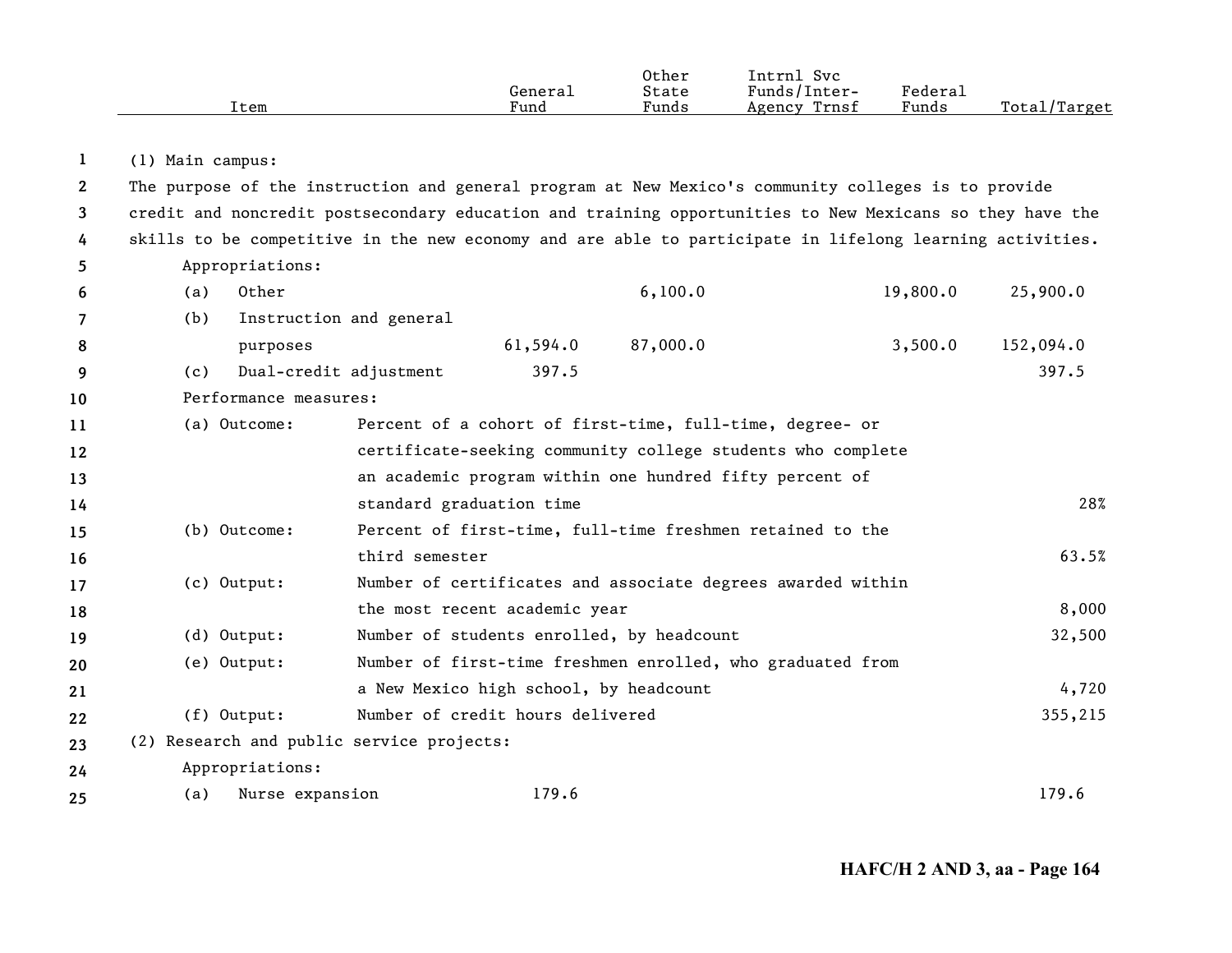| Item | General Fund | Other State Funds | Intrnl Svc Funds/Inter-Agency Trnsf | Federal Funds | Total/Target |
|---|---|---|---|---|---|
| (1) Main campus: | | | | | |
| The purpose of the instruction and general program at New Mexico's community colleges is to provide credit and noncredit postsecondary education and training opportunities to New Mexicans so they have the skills to be competitive in the new economy and are able to participate in lifelong learning activities. | | | | | |
| Appropriations: | | | | | |
| (a) Other | | 6,100.0 | | 19,800.0 | 25,900.0 |
| (b) Instruction and general purposes | 61,594.0 | 87,000.0 | | 3,500.0 | 152,094.0 |
| (c) Dual-credit adjustment | 397.5 | | | | 397.5 |
| Performance measures: | | | | | |
| (a) Outcome: Percent of a cohort of first-time, full-time, degree- or certificate-seeking community college students who complete an academic program within one hundred fifty percent of standard graduation time | | | | | 28% |
| (b) Outcome: Percent of first-time, full-time freshmen retained to the third semester | | | | | 63.5% |
| (c) Output: Number of certificates and associate degrees awarded within the most recent academic year | | | | | 8,000 |
| (d) Output: Number of students enrolled, by headcount | | | | | 32,500 |
| (e) Output: Number of first-time freshmen enrolled, who graduated from a New Mexico high school, by headcount | | | | | 4,720 |
| (f) Output: Number of credit hours delivered | | | | | 355,215 |
| (2) Research and public service projects: | | | | | |
| Appropriations: | | | | | |
| (a) Nurse expansion | 179.6 | | | | 179.6 |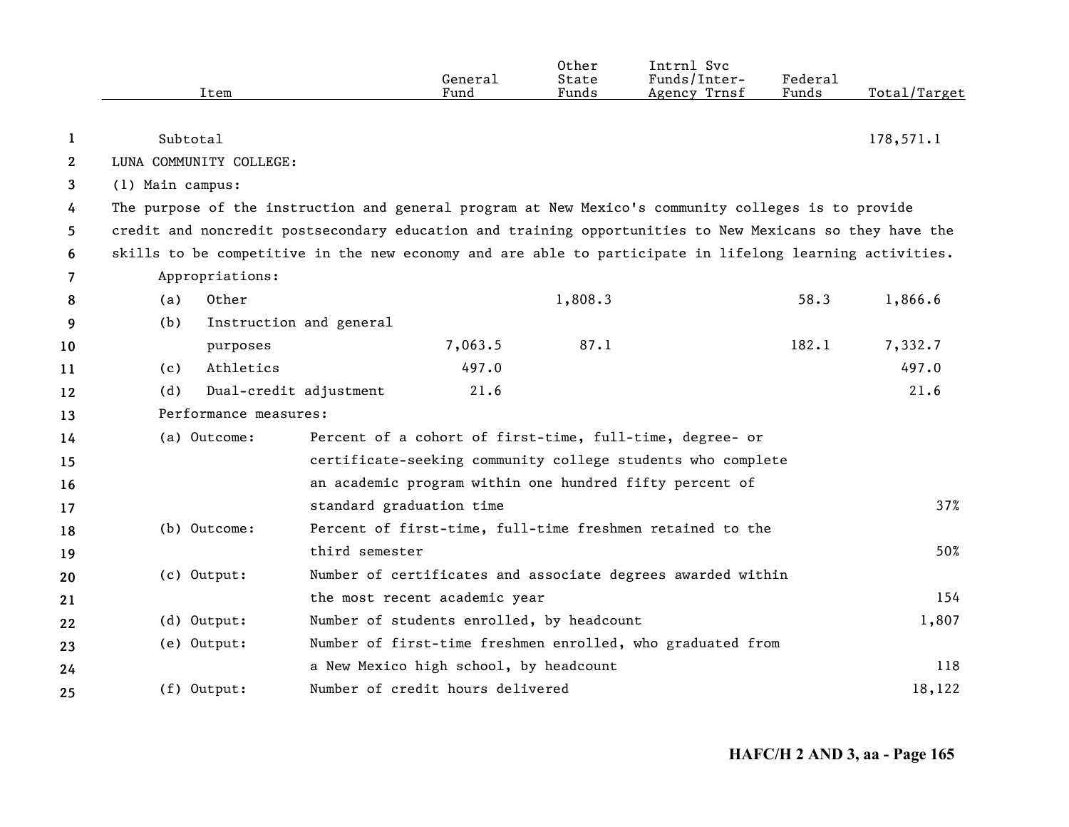| Item | General Fund | Other State Funds | Intrnl Svc Funds/Inter-Agency Trnsf | Federal Funds | Total/Target |
|---|---|---|---|---|---|
| Subtotal | | | | | 178,571.1 |
| LUNA COMMUNITY COLLEGE: | | | | | |
| (1) Main campus: | | | | | |

The purpose of the instruction and general program at New Mexico's community colleges is to provide credit and noncredit postsecondary education and training opportunities to New Mexicans so they have the skills to be competitive in the new economy and are able to participate in lifelong learning activities.

| Item | General Fund | Other State Funds | Intrnl Svc Funds/Inter-Agency Trnsf | Federal Funds | Total/Target |
|---|---|---|---|---|---|
| Appropriations: | | | | | |
| (a) Other | | 1,808.3 | | 58.3 | 1,866.6 |
| (b) Instruction and general purposes | 7,063.5 | 87.1 | | 182.1 | 7,332.7 |
| (c) Athletics | 497.0 | | | | 497.0 |
| (d) Dual-credit adjustment | 21.6 | | | | 21.6 |

Performance measures:

| Measure | Description | Target |
|---|---|---|
| (a) Outcome: | Percent of a cohort of first-time, full-time, degree- or certificate-seeking community college students who complete an academic program within one hundred fifty percent of standard graduation time | 37% |
| (b) Outcome: | Percent of first-time, full-time freshmen retained to the third semester | 50% |
| (c) Output: | Number of certificates and associate degrees awarded within the most recent academic year | 154 |
| (d) Output: | Number of students enrolled, by headcount | 1,807 |
| (e) Output: | Number of first-time freshmen enrolled, who graduated from a New Mexico high school, by headcount | 118 |
| (f) Output: | Number of credit hours delivered | 18,122 |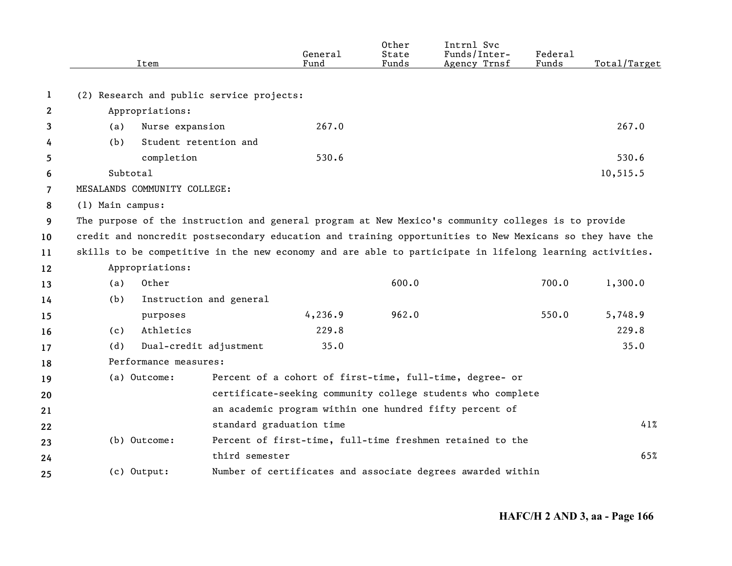| Item | General Fund | Other State Funds | Intrnl Svc Funds/Inter-Agency Trnsf | Federal Funds | Total/Target |
|---|---|---|---|---|---|
| (2) Research and public service projects: | | | | | |
| Appropriations: | | | | | |
| (a) Nurse expansion | 267.0 | | | | 267.0 |
| (b) Student retention and completion | 530.6 | | | | 530.6 |
| Subtotal | | | | | 10,515.5 |
| MESALANDS COMMUNITY COLLEGE: | | | | | |
| (1) Main campus: | | | | | |

The purpose of the instruction and general program at New Mexico's community colleges is to provide credit and noncredit postsecondary education and training opportunities to New Mexicans so they have the skills to be competitive in the new economy and are able to participate in lifelong learning activities.

| Item | General Fund | Other State Funds | Intrnl Svc Funds/Inter-Agency Trnsf | Federal Funds | Total/Target |
|---|---|---|---|---|---|
| Appropriations: | | | | | |
| (a) Other | | 600.0 | | 700.0 | 1,300.0 |
| (b) Instruction and general purposes | 4,236.9 | 962.0 | | 550.0 | 5,748.9 |
| (c) Athletics | 229.8 | | | | 229.8 |
| (d) Dual-credit adjustment | 35.0 | | | | 35.0 |

Performance measures:

| Measure | Description | Target |
|---|---|---|
| (a) Outcome: | Percent of a cohort of first-time, full-time, degree- or certificate-seeking community college students who complete an academic program within one hundred fifty percent of standard graduation time | 41% |
| (b) Outcome: | Percent of first-time, full-time freshmen retained to the third semester | 65% |
| (c) Output: | Number of certificates and associate degrees awarded within | |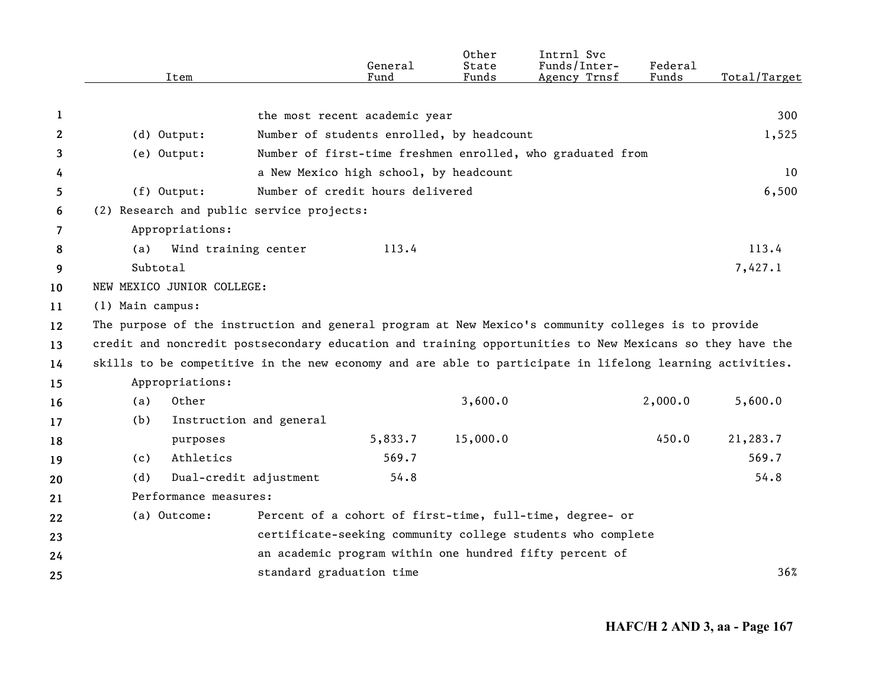| Item | | General Fund | Other State Funds | Intrnl Svc Funds/Inter-Agency Trnsf | Federal Funds | Total/Target |
|---|---|---|---|---|---|---|
| | the most recent academic year | | | | | 300 |
| (d) Output: | Number of students enrolled, by headcount | | | | | 1,525 |
| (e) Output: | Number of first-time freshmen enrolled, who graduated from a New Mexico high school, by headcount | | | | | 10 |
| (f) Output: | Number of credit hours delivered | | | | | 6,500 |
| (2) Research and public service projects: | | | | | | |
| Appropriations: | | | | | | |
| (a) Wind training center | | 113.4 | | | | 113.4 |
| Subtotal | | | | | | 7,427.1 |
| NEW MEXICO JUNIOR COLLEGE: | | | | | | |
| (1) Main campus: | | | | | | |

The purpose of the instruction and general program at New Mexico's community colleges is to provide credit and noncredit postsecondary education and training opportunities to New Mexicans so they have the skills to be competitive in the new economy and are able to participate in lifelong learning activities.

| Item | | General Fund | Other State Funds | Intrnl Svc Funds/Inter-Agency Trnsf | Federal Funds | Total/Target |
|---|---|---|---|---|---|---|
| Appropriations: | | | | | | |
| (a) Other | | | 3,600.0 | | 2,000.0 | 5,600.0 |
| (b) Instruction and general purposes | | 5,833.7 | 15,000.0 | | 450.0 | 21,283.7 |
| (c) Athletics | | 569.7 | | | | 569.7 |
| (d) Dual-credit adjustment | | 54.8 | | | | 54.8 |
| Performance measures: | | | | | | |
| (a) Outcome: | Percent of a cohort of first-time, full-time, degree- or certificate-seeking community college students who complete an academic program within one hundred fifty percent of standard graduation time | | | | | 36% |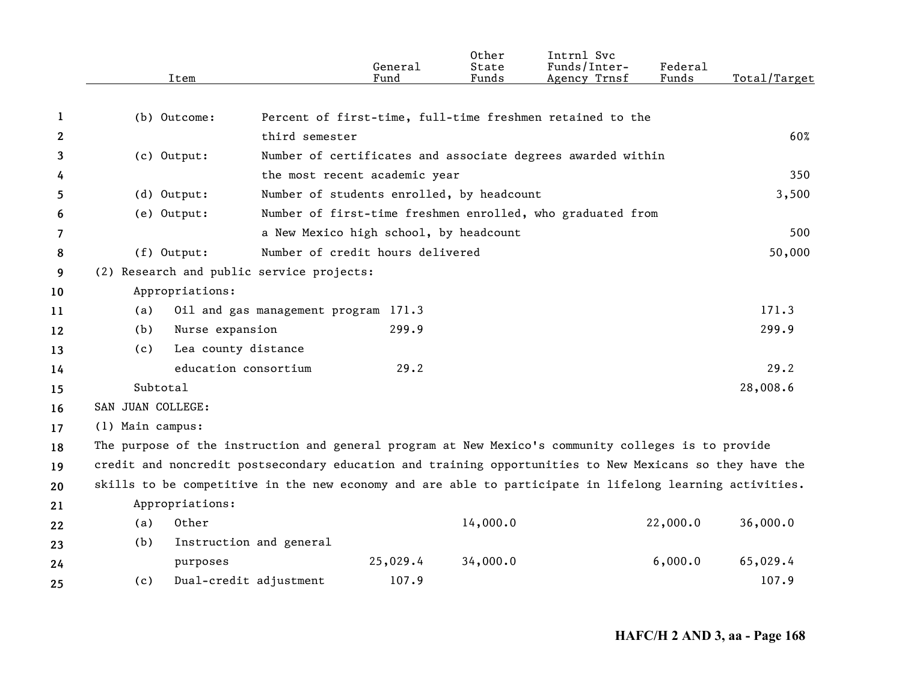| Item | | General Fund | Other State Funds | Intrnl Svc Funds/Inter-Agency Trnsf | Federal Funds | Total/Target |
|---|---|---|---|---|---|---|
| (b) Outcome: | Percent of first-time, full-time freshmen retained to the third semester | | | | | 60% |
| (c) Output: | Number of certificates and associate degrees awarded within the most recent academic year | | | | | 350 |
| (d) Output: | Number of students enrolled, by headcount | | | | | 3,500 |
| (e) Output: | Number of first-time freshmen enrolled, who graduated from a New Mexico high school, by headcount | | | | | 500 |
| (f) Output: | Number of credit hours delivered | | | | | 50,000 |
| (2) Research and public service projects: | | | | | | |
| Appropriations: | | | | | | |
| (a) Oil and gas management program | | 171.3 | | | | 171.3 |
| (b) Nurse expansion | | 299.9 | | | | 299.9 |
| (c) Lea county distance education consortium | | 29.2 | | | | 29.2 |
| Subtotal | | | | | | 28,008.6 |
| SAN JUAN COLLEGE: | | | | | | |
| (1) Main campus: | | | | | | |

The purpose of the instruction and general program at New Mexico's community colleges is to provide credit and noncredit postsecondary education and training opportunities to New Mexicans so they have the skills to be competitive in the new economy and are able to participate in lifelong learning activities.

| Item | General Fund | Other State Funds | Intrnl Svc Funds/Inter-Agency Trnsf | Federal Funds | Total/Target |
|---|---|---|---|---|---|
| Appropriations: | | | | | |
| (a) Other | | 14,000.0 | | 22,000.0 | 36,000.0 |
| (b) Instruction and general purposes | 25,029.4 | 34,000.0 | | 6,000.0 | 65,029.4 |
| (c) Dual-credit adjustment | 107.9 | | | | 107.9 |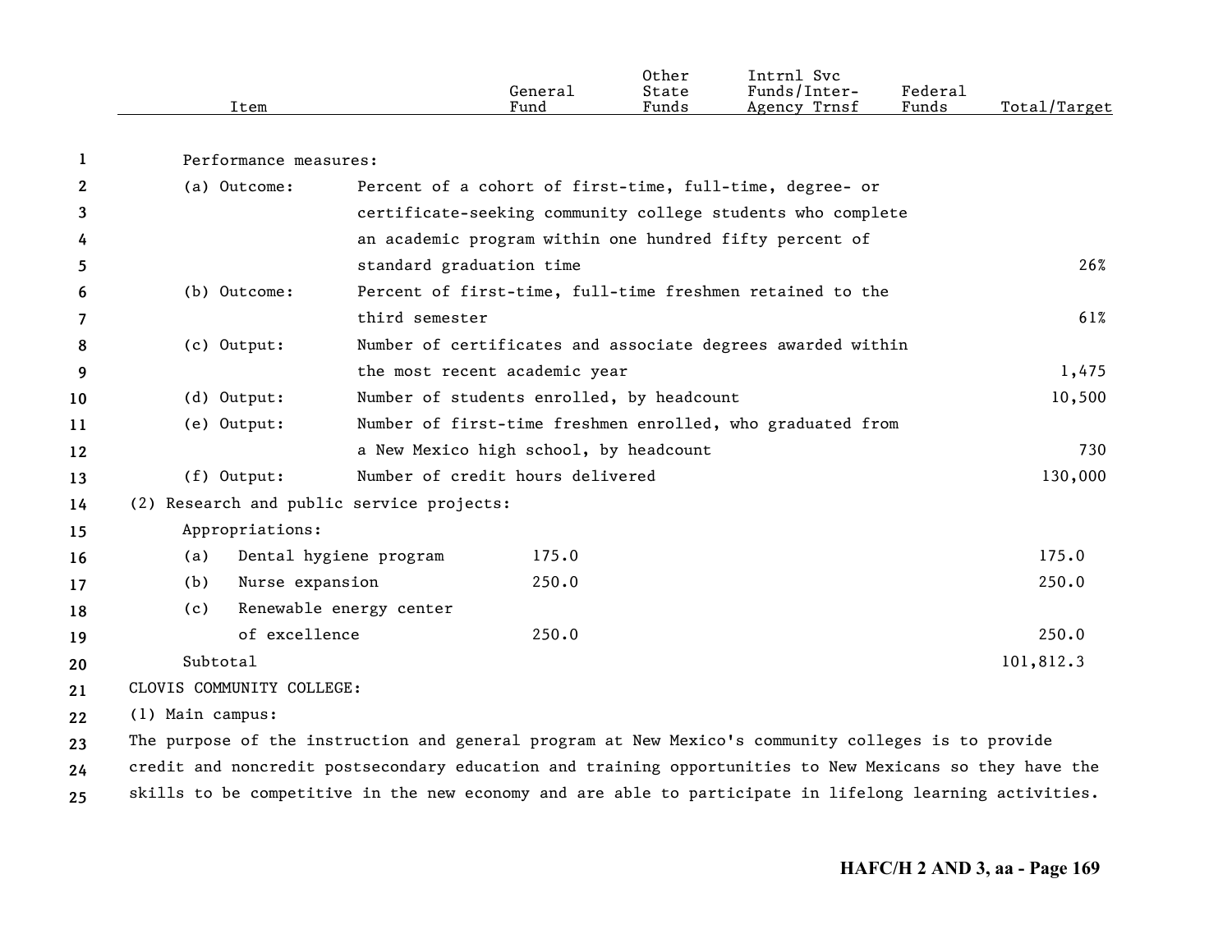| Item | General Fund | Other State Funds | Intrnl Svc Funds/Inter-Agency Trnsf | Federal Funds | Total/Target |
|---|---|---|---|---|---|
| Performance measures: | | | | | |
| (a) Outcome: Percent of a cohort of first-time, full-time, degree- or certificate-seeking community college students who complete an academic program within one hundred fifty percent of standard graduation time | | | | | 26% |
| (b) Outcome: Percent of first-time, full-time freshmen retained to the third semester | | | | | 61% |
| (c) Output: Number of certificates and associate degrees awarded within the most recent academic year | | | | | 1,475 |
| (d) Output: Number of students enrolled, by headcount | | | | | 10,500 |
| (e) Output: Number of first-time freshmen enrolled, who graduated from a New Mexico high school, by headcount | | | | | 730 |
| (f) Output: Number of credit hours delivered | | | | | 130,000 |
| (2) Research and public service projects: | | | | | |
| Appropriations: | | | | | |
| (a) Dental hygiene program | 175.0 | | | | 175.0 |
| (b) Nurse expansion | 250.0 | | | | 250.0 |
| (c) Renewable energy center of excellence | 250.0 | | | | 250.0 |
| Subtotal | | | | | 101,812.3 |

CLOVIS COMMUNITY COLLEGE:

(1) Main campus:

The purpose of the instruction and general program at New Mexico's community colleges is to provide credit and noncredit postsecondary education and training opportunities to New Mexicans so they have the skills to be competitive in the new economy and are able to participate in lifelong learning activities.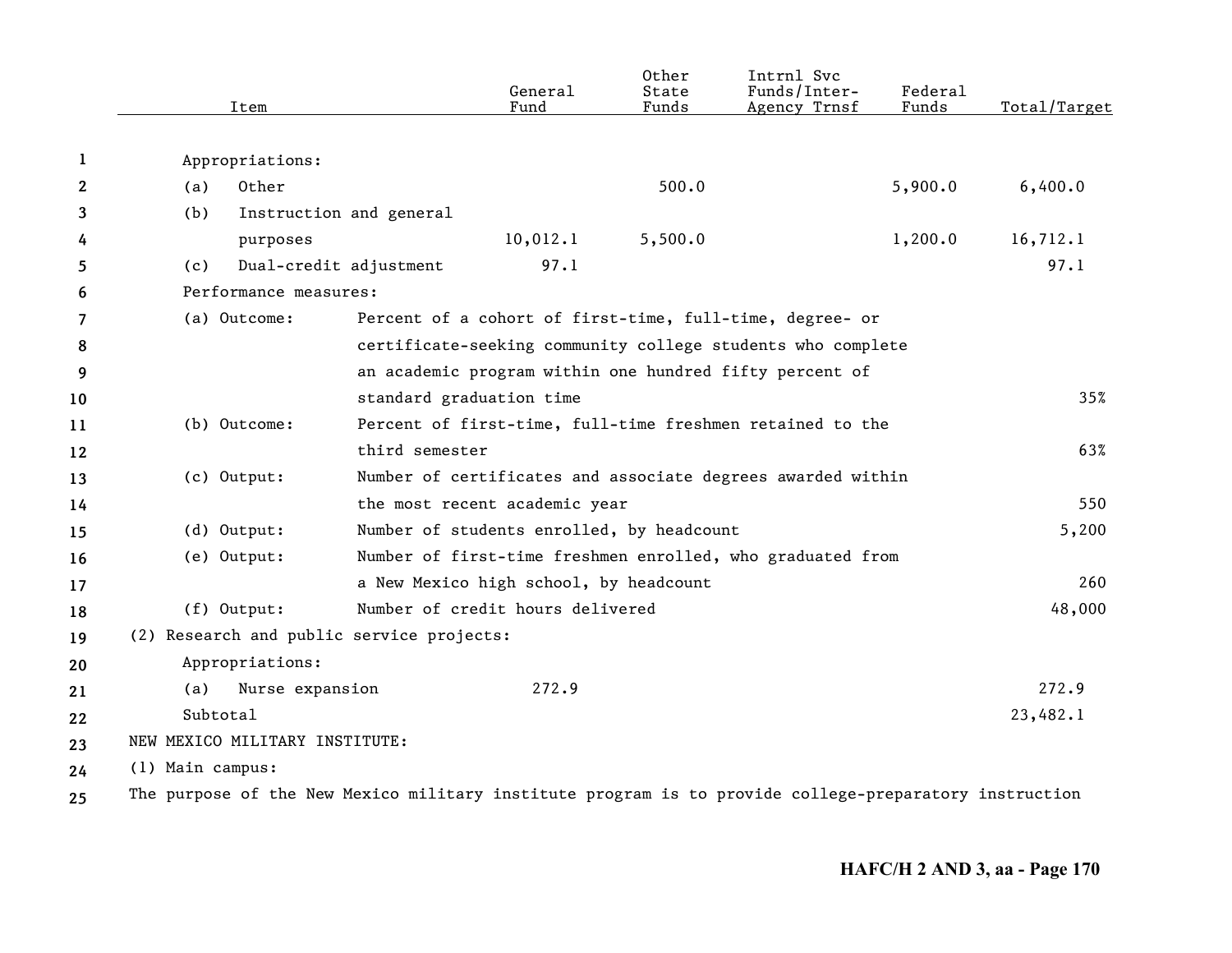| Item | General Fund | Other State Funds | Intrnl Svc Funds/Inter-Agency Trnsf | Federal Funds | Total/Target |
|---|---|---|---|---|---|
| Appropriations: | | | | | |
| (a) Other | | 500.0 | | 5,900.0 | 6,400.0 |
| (b) Instruction and general purposes | 10,012.1 | 5,500.0 | | 1,200.0 | 16,712.1 |
| (c) Dual-credit adjustment | 97.1 | | | | 97.1 |
| Performance measures: | | | | | |
| (a) Outcome: Percent of a cohort of first-time, full-time, degree- or certificate-seeking community college students who complete an academic program within one hundred fifty percent of standard graduation time | | | | | 35% |
| (b) Outcome: Percent of first-time, full-time freshmen retained to the third semester | | | | | 63% |
| (c) Output: Number of certificates and associate degrees awarded within the most recent academic year | | | | | 550 |
| (d) Output: Number of students enrolled, by headcount | | | | | 5,200 |
| (e) Output: Number of first-time freshmen enrolled, who graduated from a New Mexico high school, by headcount | | | | | 260 |
| (f) Output: Number of credit hours delivered | | | | | 48,000 |
| (2) Research and public service projects: | | | | | |
| Appropriations: | | | | | |
| (a) Nurse expansion | 272.9 | | | | 272.9 |
| Subtotal | | | | | 23,482.1 |

NEW MEXICO MILITARY INSTITUTE:

(1) Main campus:

The purpose of the New Mexico military institute program is to provide college-preparatory instruction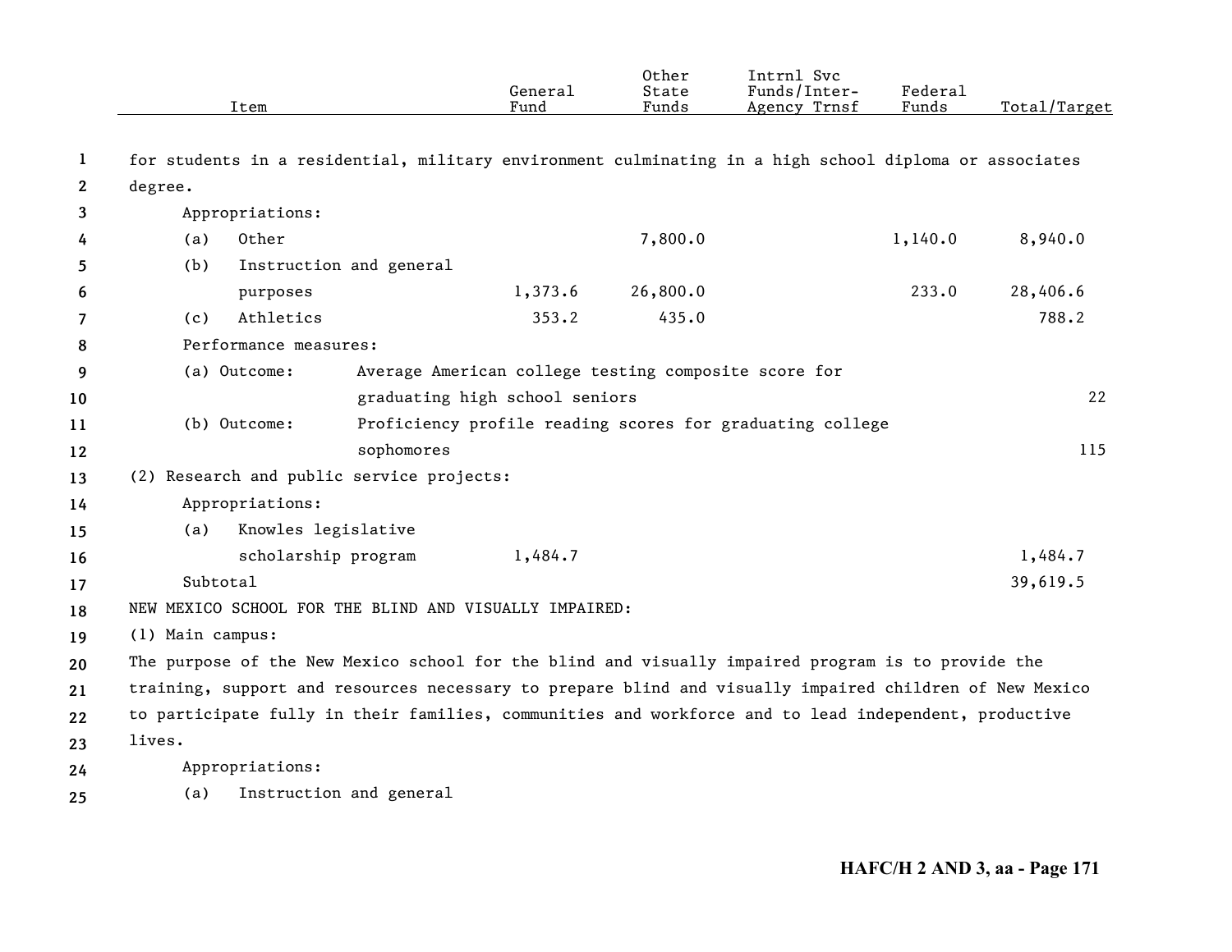| Item | General Fund | Other State Funds | Intrnl Svc Funds/Inter-Agency Trnsf | Federal Funds | Total/Target |
|---|---|---|---|---|---|
| for students in a residential, military environment culminating in a high school diploma or associates degree. | | | | | |
| Appropriations: | | | | | |
| (a) Other | | 7,800.0 | | 1,140.0 | 8,940.0 |
| (b) Instruction and general purposes | 1,373.6 | 26,800.0 | | 233.0 | 28,406.6 |
| (c) Athletics | 353.2 | 435.0 | | | 788.2 |
| Performance measures: | | | | | |
| (a) Outcome: Average American college testing composite score for graduating high school seniors | | | | | 22 |
| (b) Outcome: Proficiency profile reading scores for graduating college sophomores | | | | | 115 |
| (2) Research and public service projects: | | | | | |
| Appropriations: | | | | | |
| (a) Knowles legislative scholarship program | 1,484.7 | | | | 1,484.7 |
| Subtotal | | | | | 39,619.5 |
| NEW MEXICO SCHOOL FOR THE BLIND AND VISUALLY IMPAIRED: | | | | | |
| (1) Main campus: | | | | | |
| The purpose of the New Mexico school for the blind and visually impaired program is to provide the training, support and resources necessary to prepare blind and visually impaired children of New Mexico to participate fully in their families, communities and workforce and to lead independent, productive lives. | | | | | |
| Appropriations: | | | | | |
| (a) Instruction and general | | | | | |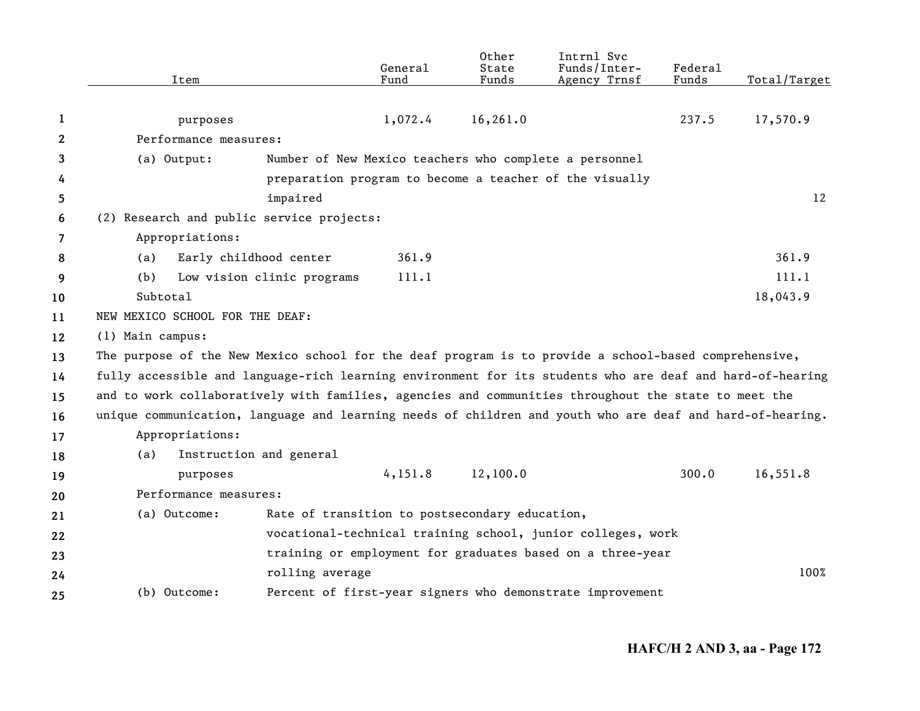| Item | General Fund | Other State Funds | Intrnl Svc Funds/Inter-Agency Trnsf | Federal Funds | Total/Target |
|---|---|---|---|---|---|
| purposes | 1,072.4 | 16,261.0 | | 237.5 | 17,570.9 |
| Performance measures: | | | | | |
| (a) Output: Number of New Mexico teachers who complete a personnel preparation program to become a teacher of the visually impaired | | | | | 12 |
| (2) Research and public service projects: | | | | | |
| Appropriations: | | | | | |
| (a) Early childhood center | 361.9 | | | | 361.9 |
| (b) Low vision clinic programs | 111.1 | | | | 111.1 |
| Subtotal | | | | | 18,043.9 |

NEW MEXICO SCHOOL FOR THE DEAF:

(1) Main campus:

The purpose of the New Mexico school for the deaf program is to provide a school-based comprehensive, fully accessible and language-rich learning environment for its students who are deaf and hard-of-hearing and to work collaboratively with families, agencies and communities throughout the state to meet the unique communication, language and learning needs of children and youth who are deaf and hard-of-hearing.

| Item | General Fund | Other State Funds | Intrnl Svc Funds/Inter-Agency Trnsf | Federal Funds | Total/Target |
|---|---|---|---|---|---|
| Appropriations: | | | | | |
| (a) Instruction and general purposes | 4,151.8 | 12,100.0 | | 300.0 | 16,551.8 |
| Performance measures: | | | | | |
| (a) Outcome: Rate of transition to postsecondary education, vocational-technical training school, junior colleges, work training or employment for graduates based on a three-year rolling average | | | | | 100% |
| (b) Outcome: Percent of first-year signers who demonstrate improvement | | | | | |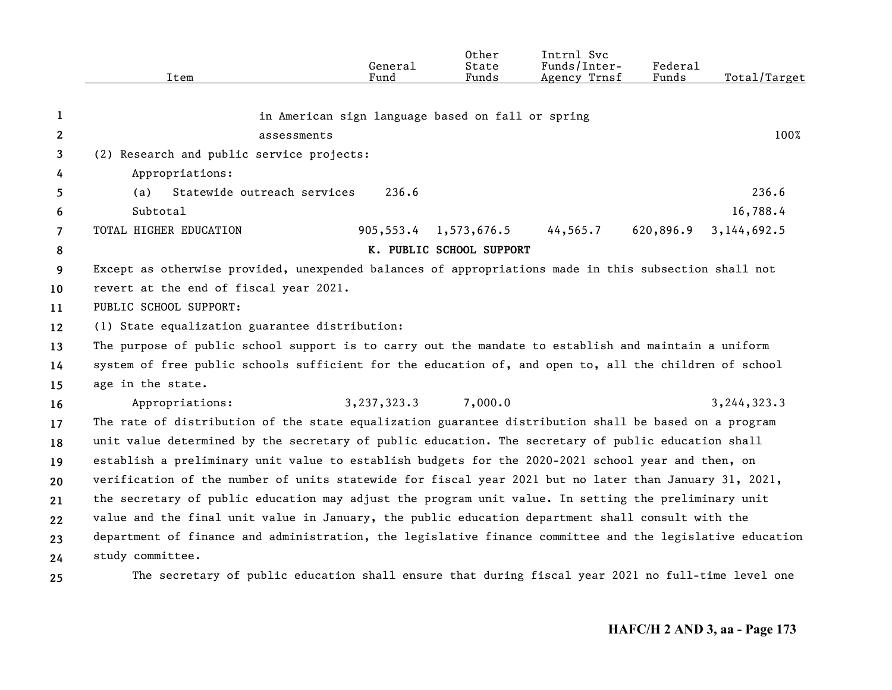| Item | General Fund | Other State Funds | Intrnl Svc Funds/Inter-Agency Trnsf | Federal Funds | Total/Target |
|---|---|---|---|---|---|
| in American sign language based on fall or spring assessments | | | | | 100% |
| (2) Research and public service projects: | | | | | |
| Appropriations: | | | | | |
| (a) Statewide outreach services | 236.6 | | | | 236.6 |
| Subtotal | | | | | 16,788.4 |
| TOTAL HIGHER EDUCATION | 905,553.4 | 1,573,676.5 | 44,565.7 | 620,896.9 | 3,144,692.5 |

**K. PUBLIC SCHOOL SUPPORT**

Except as otherwise provided, unexpended balances of appropriations made in this subsection shall not revert at the end of fiscal year 2021.

PUBLIC SCHOOL SUPPORT:

(1) State equalization guarantee distribution:

The purpose of public school support is to carry out the mandate to establish and maintain a uniform system of free public schools sufficient for the education of, and open to, all the children of school age in the state.

| Item | General Fund | Other State Funds | Intrnl Svc Funds/Inter-Agency Trnsf | Federal Funds | Total/Target |
|---|---|---|---|---|---|
| Appropriations: | 3,237,323.3 | 7,000.0 | | | 3,244,323.3 |

The rate of distribution of the state equalization guarantee distribution shall be based on a program unit value determined by the secretary of public education. The secretary of public education shall establish a preliminary unit value to establish budgets for the 2020-2021 school year and then, on verification of the number of units statewide for fiscal year 2021 but no later than January 31, 2021, the secretary of public education may adjust the program unit value. In setting the preliminary unit value and the final unit value in January, the public education department shall consult with the department of finance and administration, the legislative finance committee and the legislative education study committee.

The secretary of public education shall ensure that during fiscal year 2021 no full-time level one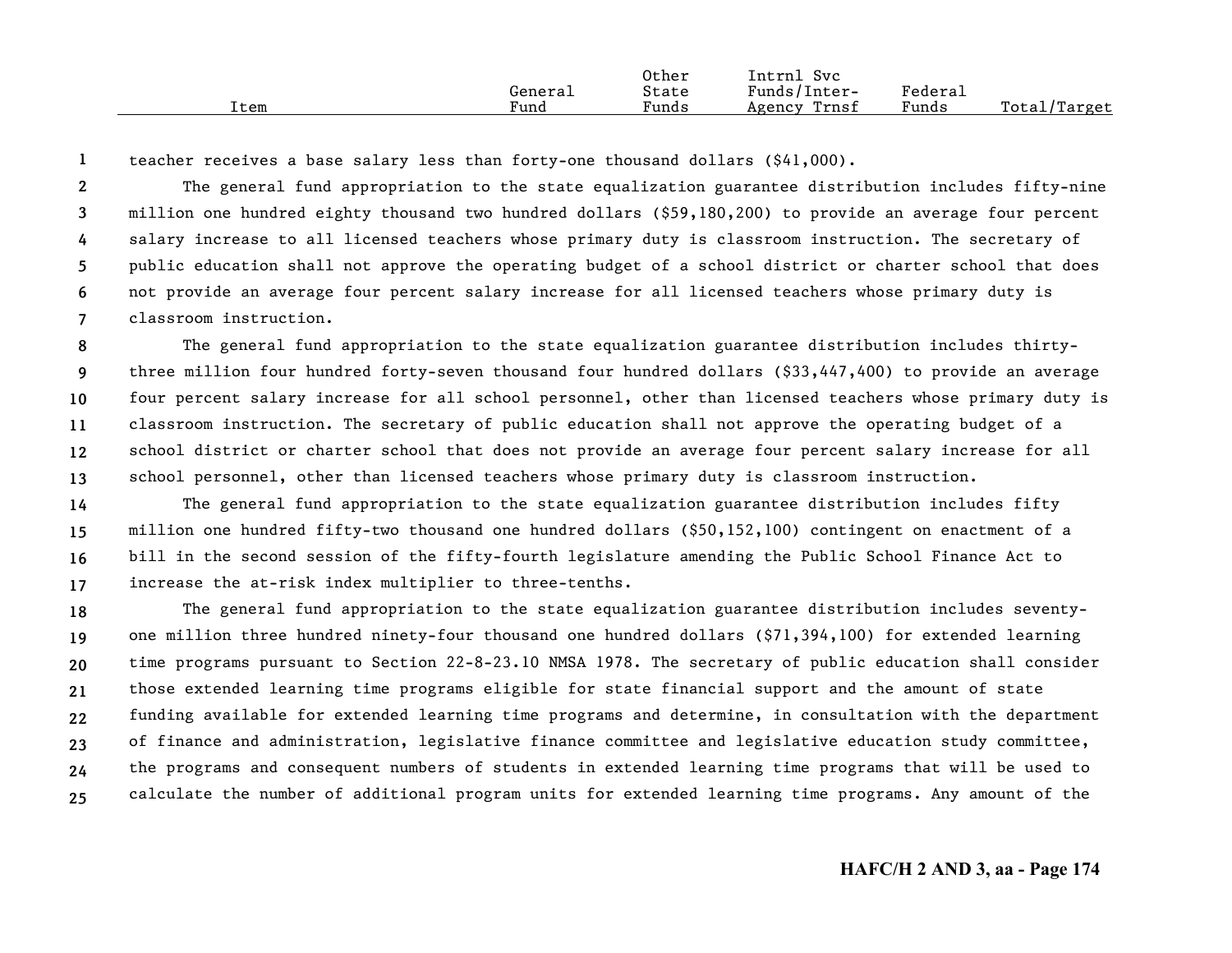teacher receives a base salary less than forty-one thousand dollars ($41,000).

The general fund appropriation to the state equalization guarantee distribution includes fifty-nine million one hundred eighty thousand two hundred dollars ($59,180,200) to provide an average four percent salary increase to all licensed teachers whose primary duty is classroom instruction. The secretary of public education shall not approve the operating budget of a school district or charter school that does not provide an average four percent salary increase for all licensed teachers whose primary duty is classroom instruction.

The general fund appropriation to the state equalization guarantee distribution includes thirty-three million four hundred forty-seven thousand four hundred dollars ($33,447,400) to provide an average four percent salary increase for all school personnel, other than licensed teachers whose primary duty is classroom instruction. The secretary of public education shall not approve the operating budget of a school district or charter school that does not provide an average four percent salary increase for all school personnel, other than licensed teachers whose primary duty is classroom instruction.

The general fund appropriation to the state equalization guarantee distribution includes fifty million one hundred fifty-two thousand one hundred dollars ($50,152,100) contingent on enactment of a bill in the second session of the fifty-fourth legislature amending the Public School Finance Act to increase the at-risk index multiplier to three-tenths.

The general fund appropriation to the state equalization guarantee distribution includes seventy-one million three hundred ninety-four thousand one hundred dollars ($71,394,100) for extended learning time programs pursuant to Section 22-8-23.10 NMSA 1978. The secretary of public education shall consider those extended learning time programs eligible for state financial support and the amount of state funding available for extended learning time programs and determine, in consultation with the department of finance and administration, legislative finance committee and legislative education study committee, the programs and consequent numbers of students in extended learning time programs that will be used to calculate the number of additional program units for extended learning time programs. Any amount of the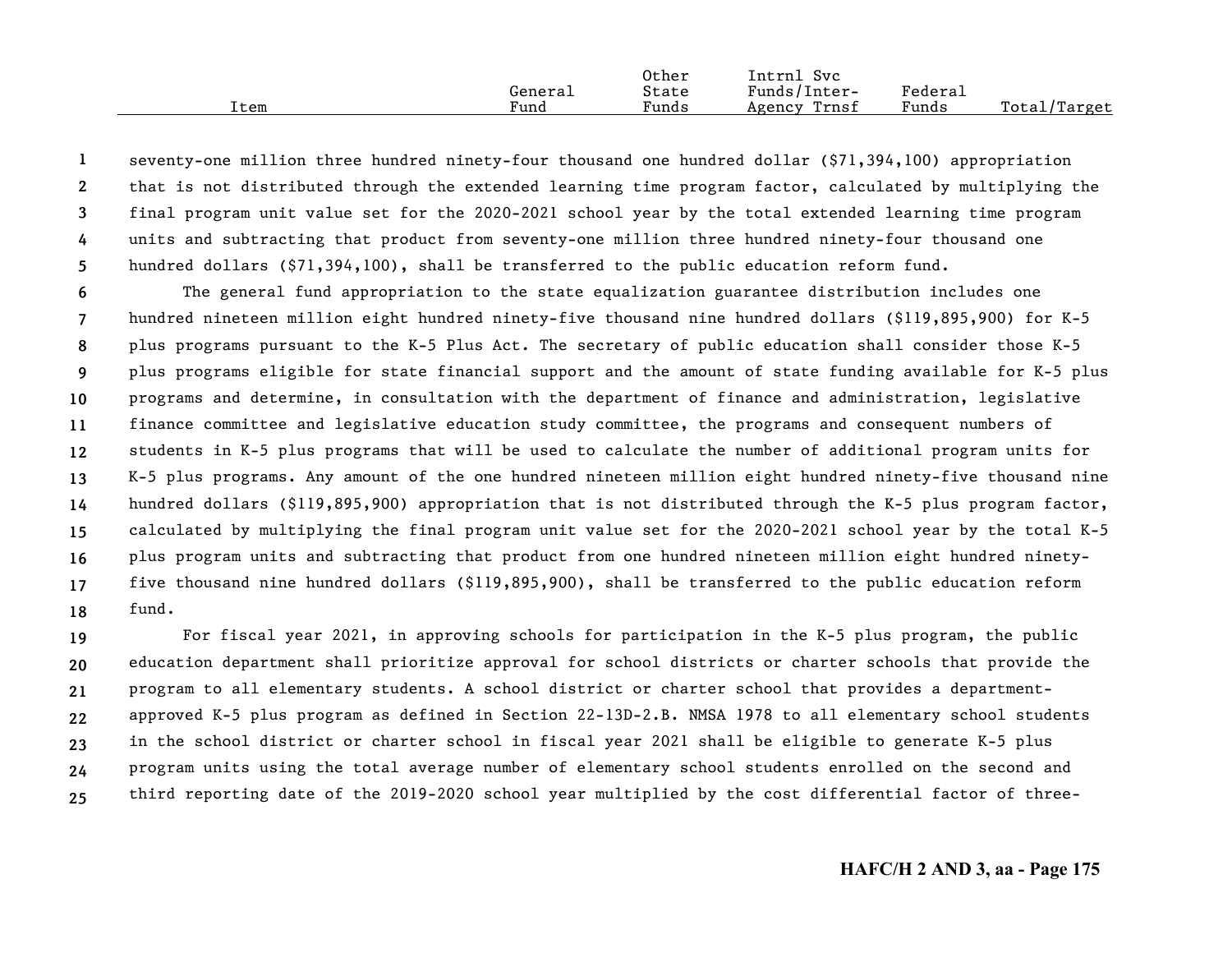| Item | General Fund | Other State Funds | Intrnl Svc Funds/Inter-Agency Trnsf | Federal Funds | Total/Target |
|---|---|---|---|---|---|

seventy-one million three hundred ninety-four thousand one hundred dollar ($71,394,100) appropriation that is not distributed through the extended learning time program factor, calculated by multiplying the final program unit value set for the 2020-2021 school year by the total extended learning time program units and subtracting that product from seventy-one million three hundred ninety-four thousand one hundred dollars ($71,394,100), shall be transferred to the public education reform fund.

The general fund appropriation to the state equalization guarantee distribution includes one hundred nineteen million eight hundred ninety-five thousand nine hundred dollars ($119,895,900) for K-5 plus programs pursuant to the K-5 Plus Act. The secretary of public education shall consider those K-5 plus programs eligible for state financial support and the amount of state funding available for K-5 plus programs and determine, in consultation with the department of finance and administration, legislative finance committee and legislative education study committee, the programs and consequent numbers of students in K-5 plus programs that will be used to calculate the number of additional program units for K-5 plus programs. Any amount of the one hundred nineteen million eight hundred ninety-five thousand nine hundred dollars ($119,895,900) appropriation that is not distributed through the K-5 plus program factor, calculated by multiplying the final program unit value set for the 2020-2021 school year by the total K-5 plus program units and subtracting that product from one hundred nineteen million eight hundred ninety-five thousand nine hundred dollars ($119,895,900), shall be transferred to the public education reform fund.

For fiscal year 2021, in approving schools for participation in the K-5 plus program, the public education department shall prioritize approval for school districts or charter schools that provide the program to all elementary students. A school district or charter school that provides a department-approved K-5 plus program as defined in Section 22-13D-2.B. NMSA 1978 to all elementary school students in the school district or charter school in fiscal year 2021 shall be eligible to generate K-5 plus program units using the total average number of elementary school students enrolled on the second and third reporting date of the 2019-2020 school year multiplied by the cost differential factor of three-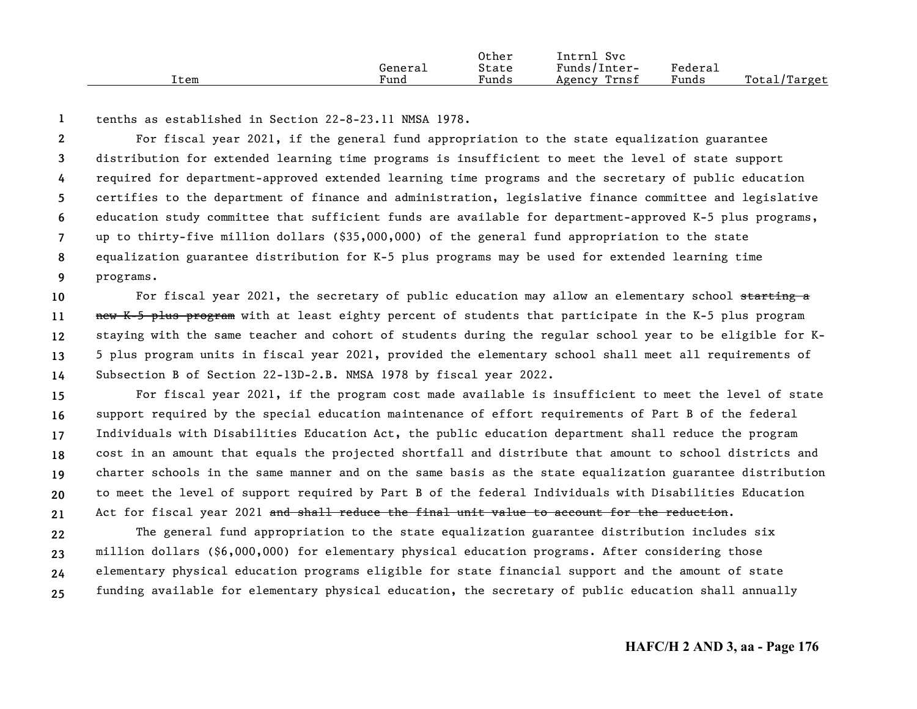| Item | General Fund | Other State Funds | Intrnl Svc Funds/Inter-Agency Trnsf | Federal Funds | Total/Target |
|---|---|---|---|---|---|

tenths as established in Section 22-8-23.11 NMSA 1978.

For fiscal year 2021, if the general fund appropriation to the state equalization guarantee distribution for extended learning time programs is insufficient to meet the level of state support required for department-approved extended learning time programs and the secretary of public education certifies to the department of finance and administration, legislative finance committee and legislative education study committee that sufficient funds are available for department-approved K-5 plus programs, up to thirty-five million dollars ($35,000,000) of the general fund appropriation to the state equalization guarantee distribution for K-5 plus programs may be used for extended learning time programs.

For fiscal year 2021, the secretary of public education may allow an elementary school ~~starting a new K-5 plus program~~ with at least eighty percent of students that participate in the K-5 plus program staying with the same teacher and cohort of students during the regular school year to be eligible for K-5 plus program units in fiscal year 2021, provided the elementary school shall meet all requirements of Subsection B of Section 22-13D-2.B. NMSA 1978 by fiscal year 2022.

For fiscal year 2021, if the program cost made available is insufficient to meet the level of state support required by the special education maintenance of effort requirements of Part B of the federal Individuals with Disabilities Education Act, the public education department shall reduce the program cost in an amount that equals the projected shortfall and distribute that amount to school districts and charter schools in the same manner and on the same basis as the state equalization guarantee distribution to meet the level of support required by Part B of the federal Individuals with Disabilities Education Act for fiscal year 2021 ~~and shall reduce the final unit value to account for the reduction~~.

The general fund appropriation to the state equalization guarantee distribution includes six million dollars ($6,000,000) for elementary physical education programs. After considering those elementary physical education programs eligible for state financial support and the amount of state funding available for elementary physical education, the secretary of public education shall annually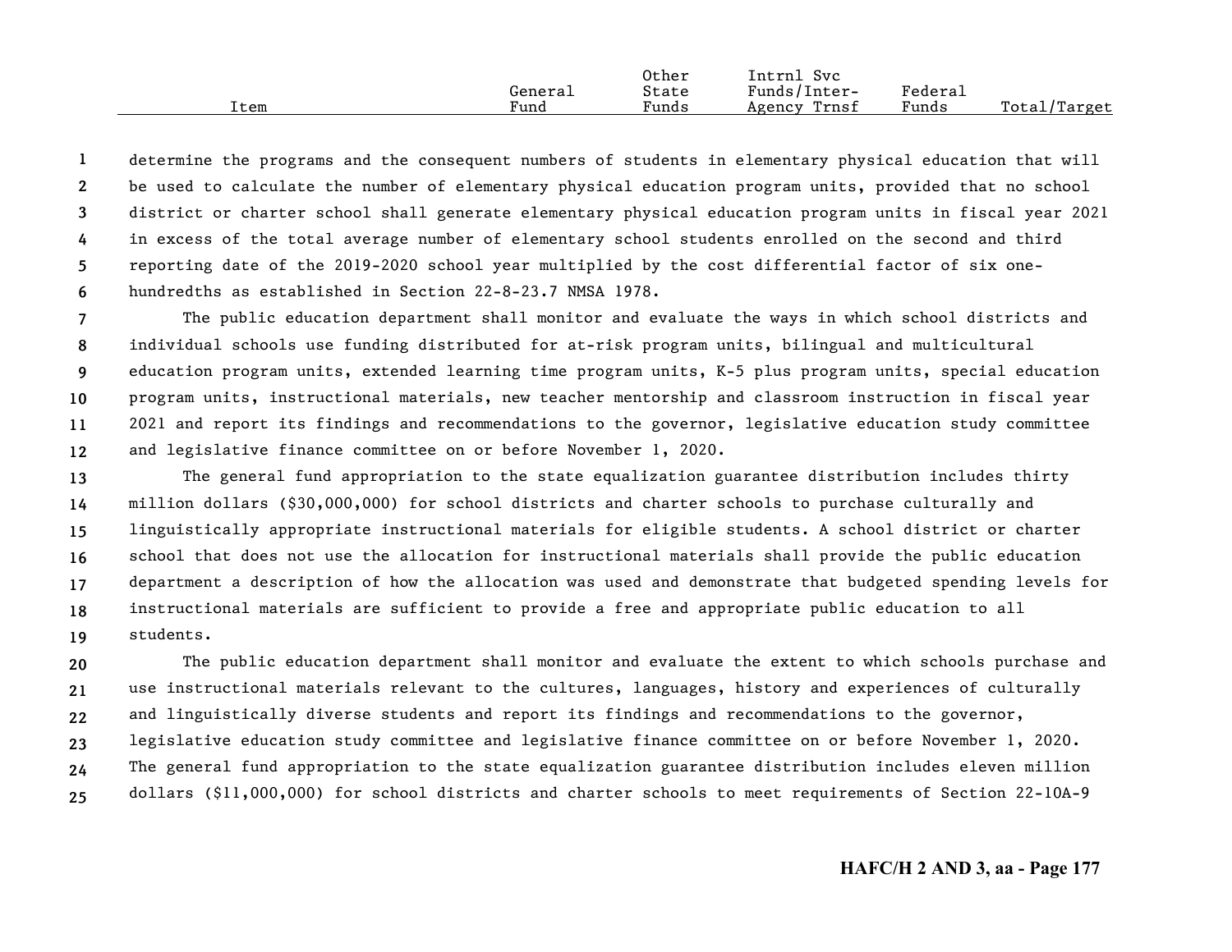| Item | General Fund | Other State Funds | Intrnl Svc Funds/Inter-Agency Trnsf | Federal Funds | Total/Target |
|---|---|---|---|---|---|

determine the programs and the consequent numbers of students in elementary physical education that will be used to calculate the number of elementary physical education program units, provided that no school district or charter school shall generate elementary physical education program units in fiscal year 2021 in excess of the total average number of elementary school students enrolled on the second and third reporting date of the 2019-2020 school year multiplied by the cost differential factor of six one-hundredths as established in Section 22-8-23.7 NMSA 1978.

The public education department shall monitor and evaluate the ways in which school districts and individual schools use funding distributed for at-risk program units, bilingual and multicultural education program units, extended learning time program units, K-5 plus program units, special education program units, instructional materials, new teacher mentorship and classroom instruction in fiscal year 2021 and report its findings and recommendations to the governor, legislative education study committee and legislative finance committee on or before November 1, 2020.

The general fund appropriation to the state equalization guarantee distribution includes thirty million dollars ($30,000,000) for school districts and charter schools to purchase culturally and linguistically appropriate instructional materials for eligible students. A school district or charter school that does not use the allocation for instructional materials shall provide the public education department a description of how the allocation was used and demonstrate that budgeted spending levels for instructional materials are sufficient to provide a free and appropriate public education to all students.

The public education department shall monitor and evaluate the extent to which schools purchase and use instructional materials relevant to the cultures, languages, history and experiences of culturally and linguistically diverse students and report its findings and recommendations to the governor, legislative education study committee and legislative finance committee on or before November 1, 2020. The general fund appropriation to the state equalization guarantee distribution includes eleven million dollars ($11,000,000) for school districts and charter schools to meet requirements of Section 22-10A-9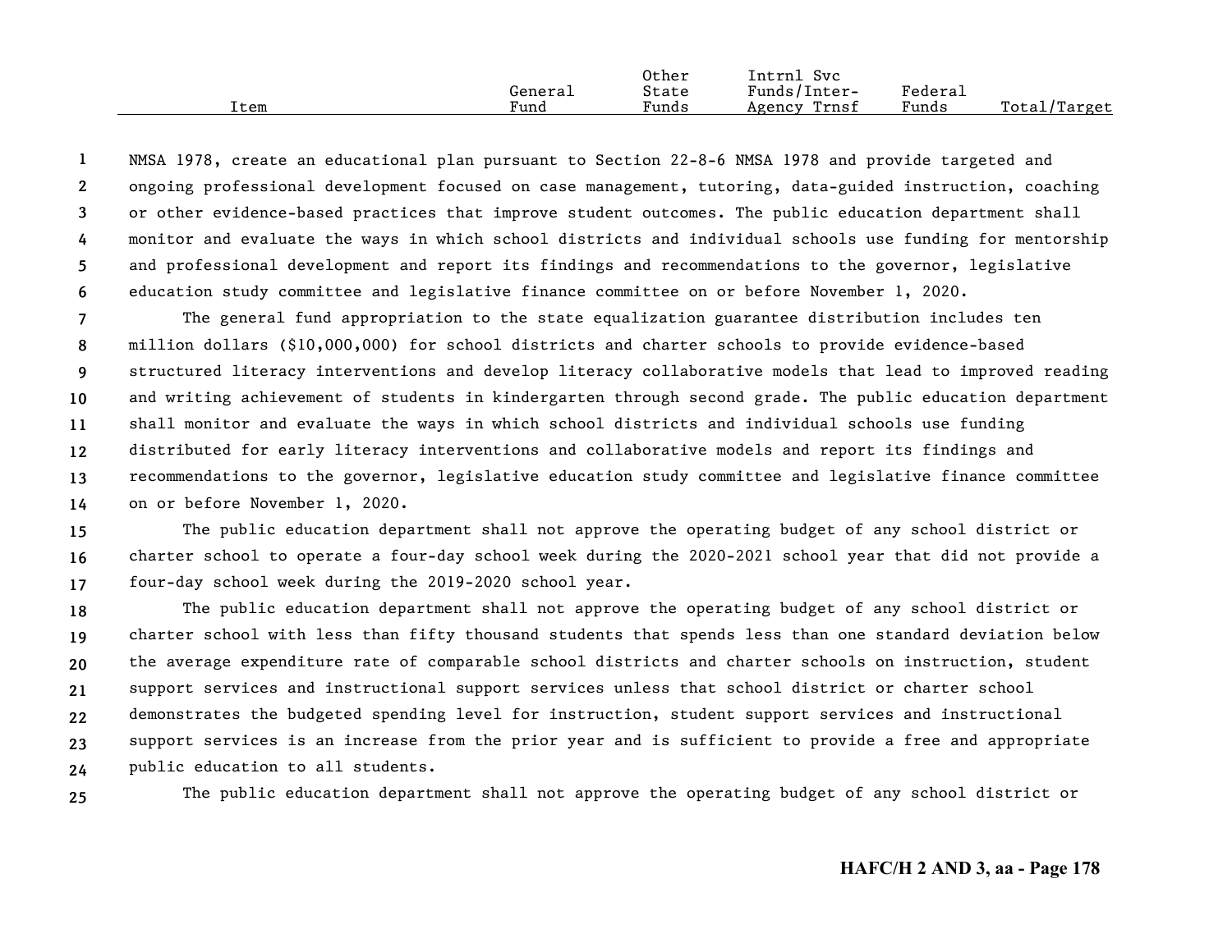NMSA 1978, create an educational plan pursuant to Section 22-8-6 NMSA 1978 and provide targeted and ongoing professional development focused on case management, tutoring, data-guided instruction, coaching or other evidence-based practices that improve student outcomes. The public education department shall monitor and evaluate the ways in which school districts and individual schools use funding for mentorship and professional development and report its findings and recommendations to the governor, legislative education study committee and legislative finance committee on or before November 1, 2020.

The general fund appropriation to the state equalization guarantee distribution includes ten million dollars ($10,000,000) for school districts and charter schools to provide evidence-based structured literacy interventions and develop literacy collaborative models that lead to improved reading and writing achievement of students in kindergarten through second grade. The public education department shall monitor and evaluate the ways in which school districts and individual schools use funding distributed for early literacy interventions and collaborative models and report its findings and recommendations to the governor, legislative education study committee and legislative finance committee on or before November 1, 2020.

The public education department shall not approve the operating budget of any school district or charter school to operate a four-day school week during the 2020-2021 school year that did not provide a four-day school week during the 2019-2020 school year.

The public education department shall not approve the operating budget of any school district or charter school with less than fifty thousand students that spends less than one standard deviation below the average expenditure rate of comparable school districts and charter schools on instruction, student support services and instructional support services unless that school district or charter school demonstrates the budgeted spending level for instruction, student support services and instructional support services is an increase from the prior year and is sufficient to provide a free and appropriate public education to all students.

The public education department shall not approve the operating budget of any school district or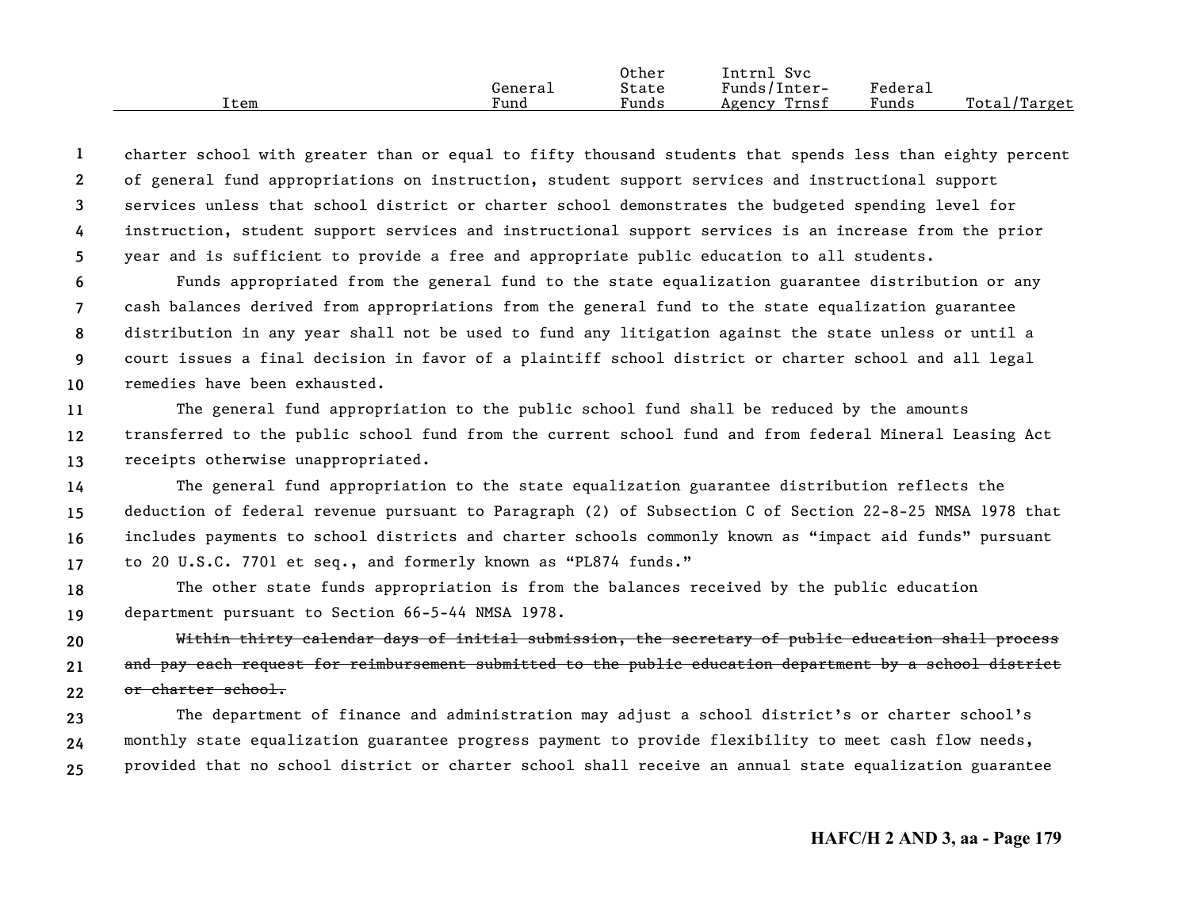charter school with greater than or equal to fifty thousand students that spends less than eighty percent of general fund appropriations on instruction, student support services and instructional support services unless that school district or charter school demonstrates the budgeted spending level for instruction, student support services and instructional support services is an increase from the prior year and is sufficient to provide a free and appropriate public education to all students.

Funds appropriated from the general fund to the state equalization guarantee distribution or any cash balances derived from appropriations from the general fund to the state equalization guarantee distribution in any year shall not be used to fund any litigation against the state unless or until a court issues a final decision in favor of a plaintiff school district or charter school and all legal remedies have been exhausted.

The general fund appropriation to the public school fund shall be reduced by the amounts transferred to the public school fund from the current school fund and from federal Mineral Leasing Act receipts otherwise unappropriated.

The general fund appropriation to the state equalization guarantee distribution reflects the deduction of federal revenue pursuant to Paragraph (2) of Subsection C of Section 22-8-25 NMSA 1978 that includes payments to school districts and charter schools commonly known as "impact aid funds" pursuant to 20 U.S.C. 7701 et seq., and formerly known as "PL874 funds."

The other state funds appropriation is from the balances received by the public education department pursuant to Section 66-5-44 NMSA 1978.

~~Within thirty calendar days of initial submission, the secretary of public education shall process and pay each request for reimbursement submitted to the public education department by a school district or charter school.~~

The department of finance and administration may adjust a school district's or charter school's monthly state equalization guarantee progress payment to provide flexibility to meet cash flow needs, provided that no school district or charter school shall receive an annual state equalization guarantee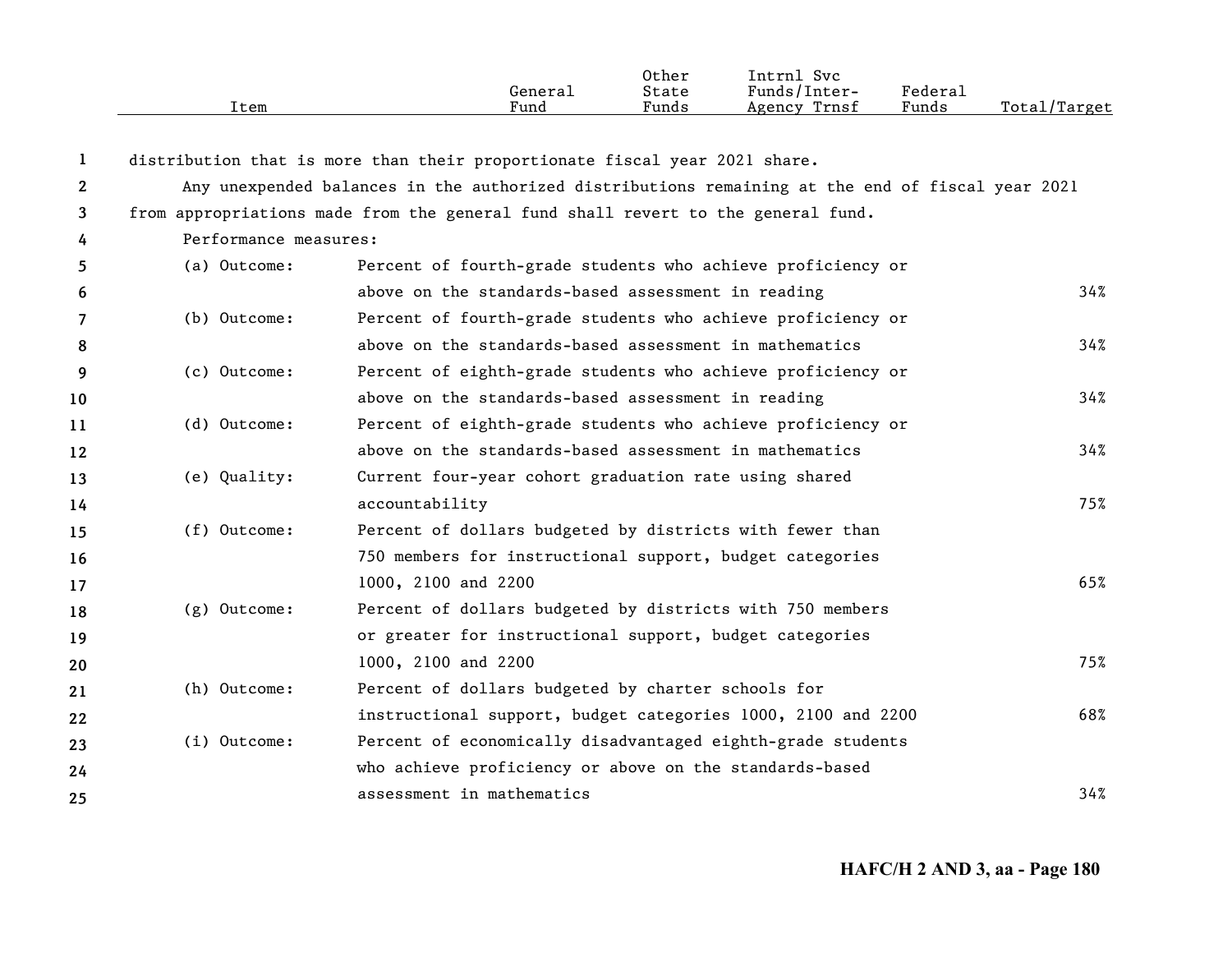| Item | General Fund | Other State Funds | Intrnl Svc Funds/Inter-Agency Trnsf | Federal Funds | Total/Target |
|---|---|---|---|---|---|

distribution that is more than their proportionate fiscal year 2021 share.

Any unexpended balances in the authorized distributions remaining at the end of fiscal year 2021 from appropriations made from the general fund shall revert to the general fund.

Performance measures:

| Measure | Description | Total/Target |
|---|---|---|
| (a) Outcome: | Percent of fourth-grade students who achieve proficiency or above on the standards-based assessment in reading | 34% |
| (b) Outcome: | Percent of fourth-grade students who achieve proficiency or above on the standards-based assessment in mathematics | 34% |
| (c) Outcome: | Percent of eighth-grade students who achieve proficiency or above on the standards-based assessment in reading | 34% |
| (d) Outcome: | Percent of eighth-grade students who achieve proficiency or above on the standards-based assessment in mathematics | 34% |
| (e) Quality: | Current four-year cohort graduation rate using shared accountability | 75% |
| (f) Outcome: | Percent of dollars budgeted by districts with fewer than 750 members for instructional support, budget categories 1000, 2100 and 2200 | 65% |
| (g) Outcome: | Percent of dollars budgeted by districts with 750 members or greater for instructional support, budget categories 1000, 2100 and 2200 | 75% |
| (h) Outcome: | Percent of dollars budgeted by charter schools for instructional support, budget categories 1000, 2100 and 2200 | 68% |
| (i) Outcome: | Percent of economically disadvantaged eighth-grade students who achieve proficiency or above on the standards-based assessment in mathematics | 34% |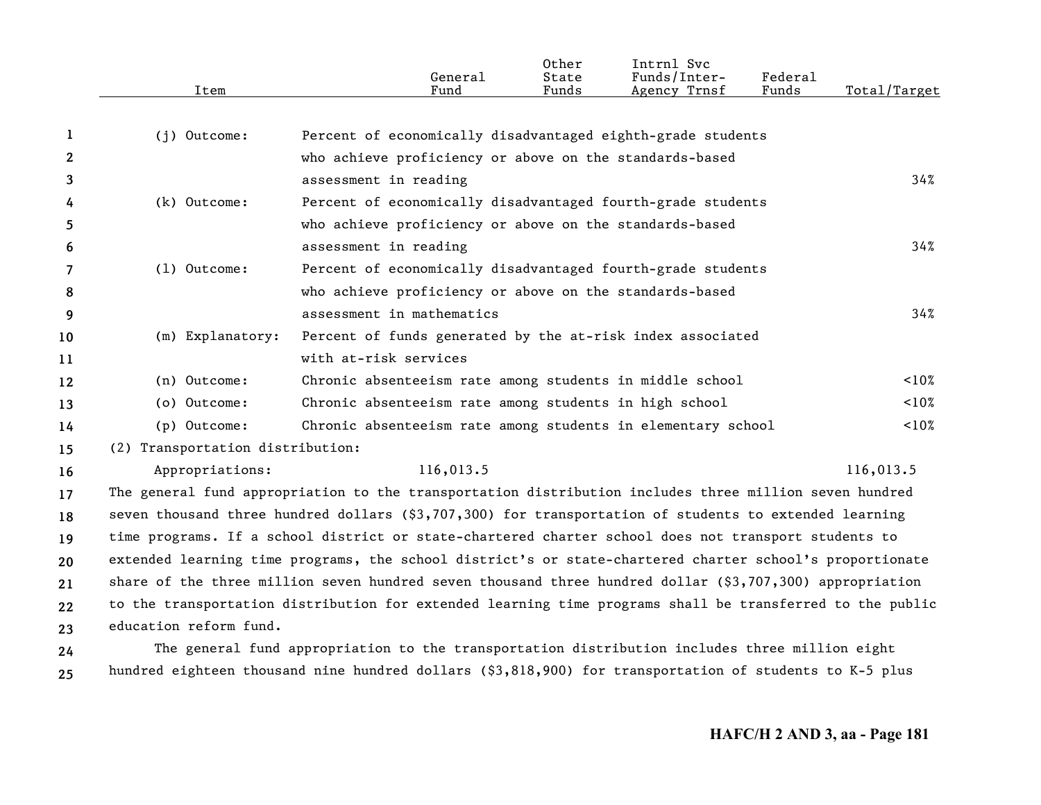| Item | | General Fund | Other State Funds | Intrnl Svc Funds/Inter-Agency Trnsf | Federal Funds | Total/Target |
|---|---|---|---|---|---|---|
| (j) Outcome: | Percent of economically disadvantaged eighth-grade students who achieve proficiency or above on the standards-based assessment in reading | | | | | 34% |
| (k) Outcome: | Percent of economically disadvantaged fourth-grade students who achieve proficiency or above on the standards-based assessment in reading | | | | | 34% |
| (l) Outcome: | Percent of economically disadvantaged fourth-grade students who achieve proficiency or above on the standards-based assessment in mathematics | | | | | 34% |
| (m) Explanatory: | Percent of funds generated by the at-risk index associated with at-risk services | | | | | |
| (n) Outcome: | Chronic absenteeism rate among students in middle school | | | | | <10% |
| (o) Outcome: | Chronic absenteeism rate among students in high school | | | | | <10% |
| (p) Outcome: | Chronic absenteeism rate among students in elementary school | | | | | <10% |
| (2) Transportation distribution: | | | | | | |
| Appropriations: | | 116,013.5 | | | | 116,013.5 |

The general fund appropriation to the transportation distribution includes three million seven hundred seven thousand three hundred dollars ($3,707,300) for transportation of students to extended learning time programs. If a school district or state-chartered charter school does not transport students to extended learning time programs, the school district's or state-chartered charter school's proportionate share of the three million seven hundred seven thousand three hundred dollar ($3,707,300) appropriation to the transportation distribution for extended learning time programs shall be transferred to the public education reform fund.

The general fund appropriation to the transportation distribution includes three million eight hundred eighteen thousand nine hundred dollars ($3,818,900) for transportation of students to K-5 plus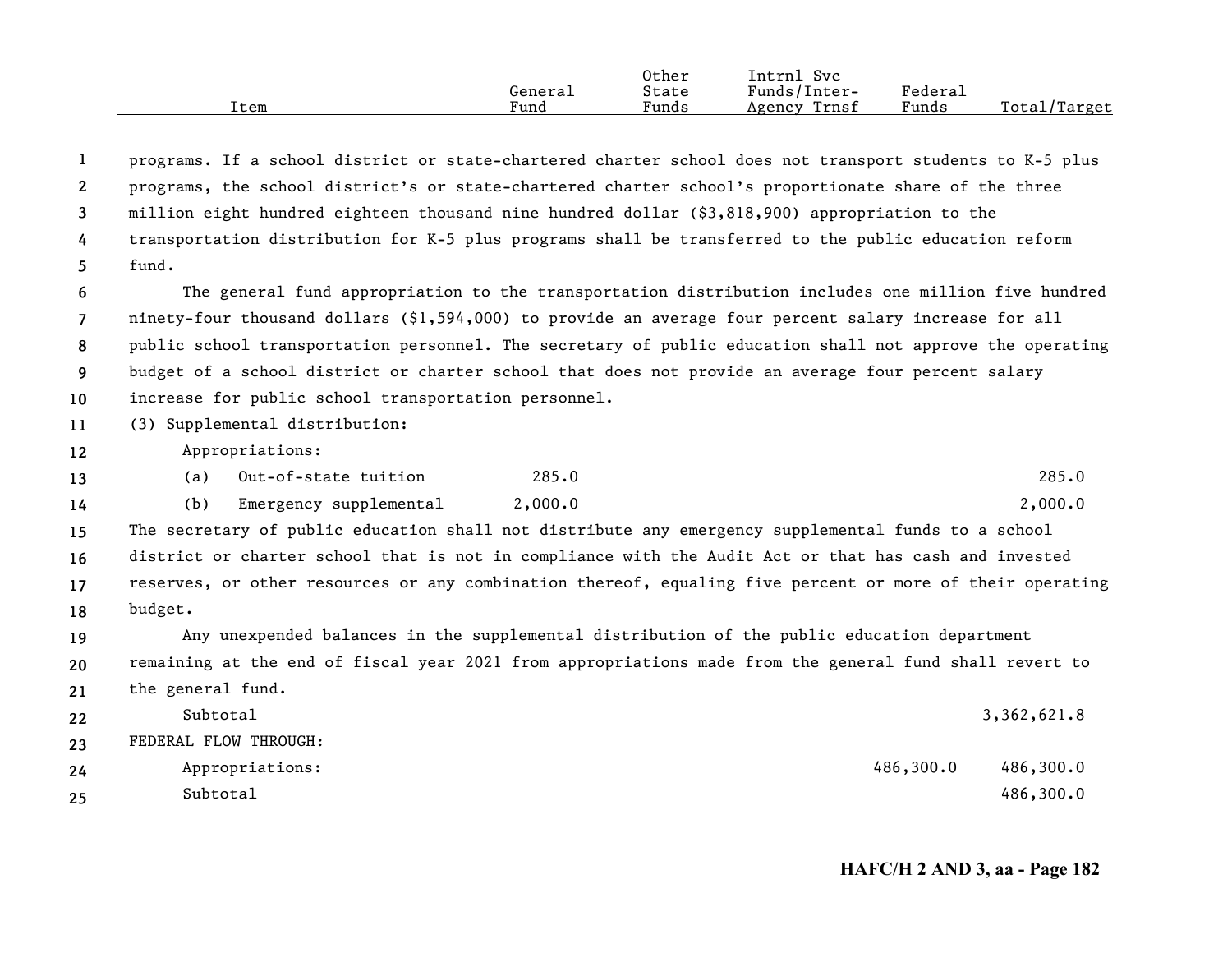| Item | General Fund | Other State Funds | Intrnl Svc Funds/Inter-Agency Trnsf | Federal Funds | Total/Target |
|---|---|---|---|---|---|

programs. If a school district or state-chartered charter school does not transport students to K-5 plus programs, the school district's or state-chartered charter school's proportionate share of the three million eight hundred eighteen thousand nine hundred dollar ($3,818,900) appropriation to the transportation distribution for K-5 plus programs shall be transferred to the public education reform fund.

The general fund appropriation to the transportation distribution includes one million five hundred ninety-four thousand dollars ($1,594,000) to provide an average four percent salary increase for all public school transportation personnel. The secretary of public education shall not approve the operating budget of a school district or charter school that does not provide an average four percent salary increase for public school transportation personnel.

(3) Supplemental distribution:

| Item | General Fund | Other State Funds | Intrnl Svc Funds/Inter-Agency Trnsf | Federal Funds | Total/Target |
|---|---|---|---|---|---|
| Appropriations: | | | | | |
| (a) Out-of-state tuition | 285.0 | | | | 285.0 |
| (b) Emergency supplemental | 2,000.0 | | | | 2,000.0 |

The secretary of public education shall not distribute any emergency supplemental funds to a school district or charter school that is not in compliance with the Audit Act or that has cash and invested reserves, or other resources or any combination thereof, equaling five percent or more of their operating budget.

Any unexpended balances in the supplemental distribution of the public education department remaining at the end of fiscal year 2021 from appropriations made from the general fund shall revert to the general fund.

| Item | General Fund | Other State Funds | Intrnl Svc Funds/Inter-Agency Trnsf | Federal Funds | Total/Target |
|---|---|---|---|---|---|
| Subtotal | | | | | 3,362,621.8 |
| FEDERAL FLOW THROUGH: | | | | | |
| Appropriations: | | | | 486,300.0 | 486,300.0 |
| Subtotal | | | | | 486,300.0 |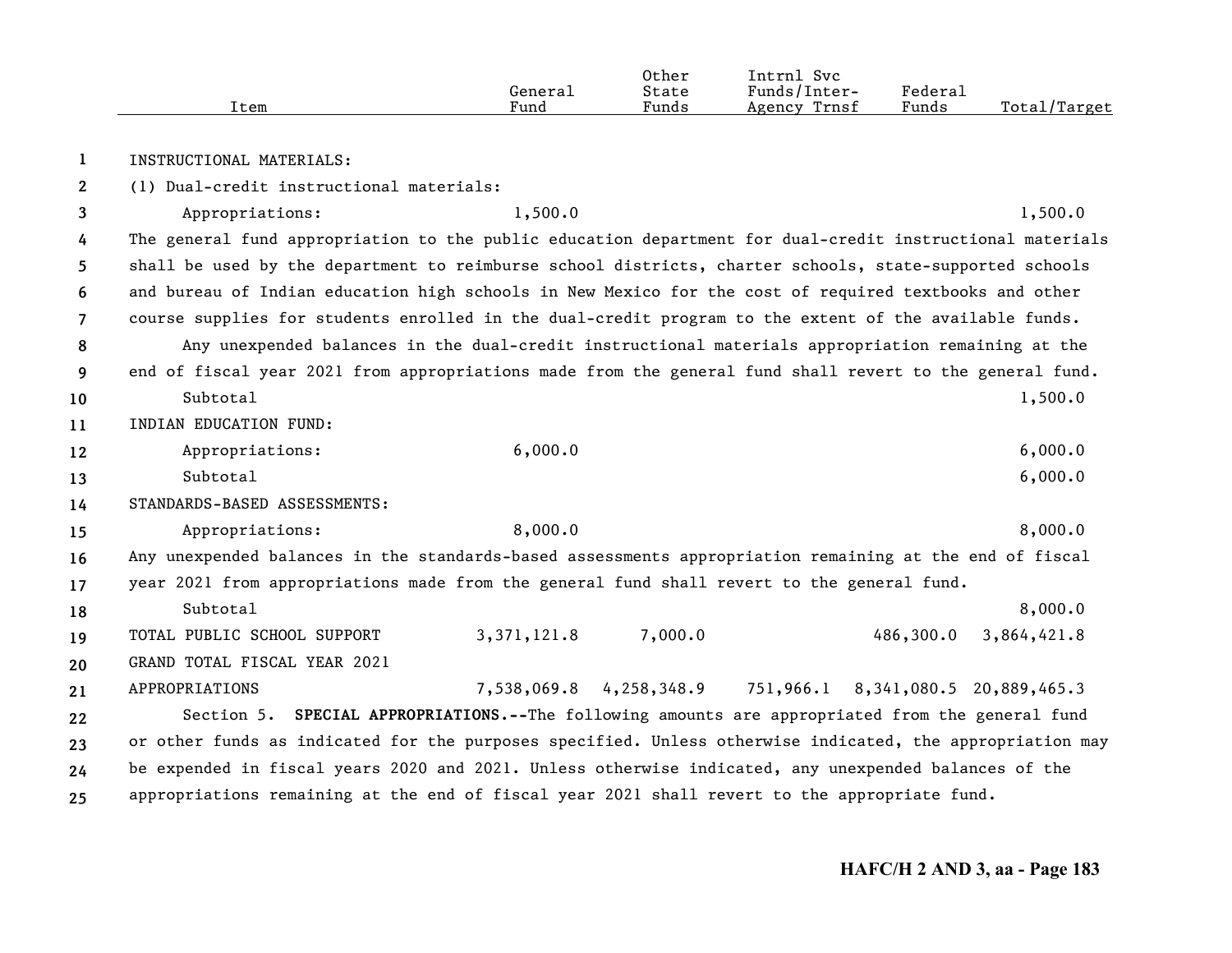| Item | General Fund | Other State Funds | Intrnl Svc Funds/Inter-Agency Trnsf | Federal Funds | Total/Target |
|---|---|---|---|---|---|
| INSTRUCTIONAL MATERIALS: | | | | | |
| (1) Dual-credit instructional materials: | | | | | |
| Appropriations: | 1,500.0 | | | | 1,500.0 |

The general fund appropriation to the public education department for dual-credit instructional materials shall be used by the department to reimburse school districts, charter schools, state-supported schools and bureau of Indian education high schools in New Mexico for the cost of required textbooks and other course supplies for students enrolled in the dual-credit program to the extent of the available funds.

Any unexpended balances in the dual-credit instructional materials appropriation remaining at the end of fiscal year 2021 from appropriations made from the general fund shall revert to the general fund.

| Item | General Fund | Other State Funds | Intrnl Svc Funds/Inter-Agency Trnsf | Federal Funds | Total/Target |
|---|---|---|---|---|---|
| Subtotal | | | | | 1,500.0 |
| INDIAN EDUCATION FUND: | | | | | |
| Appropriations: | 6,000.0 | | | | 6,000.0 |
| Subtotal | | | | | 6,000.0 |
| STANDARDS-BASED ASSESSMENTS: | | | | | |
| Appropriations: | 8,000.0 | | | | 8,000.0 |

Any unexpended balances in the standards-based assessments appropriation remaining at the end of fiscal year 2021 from appropriations made from the general fund shall revert to the general fund.

| Item | General Fund | Other State Funds | Intrnl Svc Funds/Inter-Agency Trnsf | Federal Funds | Total/Target |
|---|---|---|---|---|---|
| Subtotal | | | | | 8,000.0 |
| TOTAL PUBLIC SCHOOL SUPPORT | 3,371,121.8 | 7,000.0 | | 486,300.0 | 3,864,421.8 |
| GRAND TOTAL FISCAL YEAR 2021 APPROPRIATIONS | 7,538,069.8 | 4,258,348.9 | 751,966.1 | 8,341,080.5 | 20,889,465.3 |

Section 5. **SPECIAL APPROPRIATIONS.--**The following amounts are appropriated from the general fund or other funds as indicated for the purposes specified. Unless otherwise indicated, the appropriation may be expended in fiscal years 2020 and 2021. Unless otherwise indicated, any unexpended balances of the appropriations remaining at the end of fiscal year 2021 shall revert to the appropriate fund.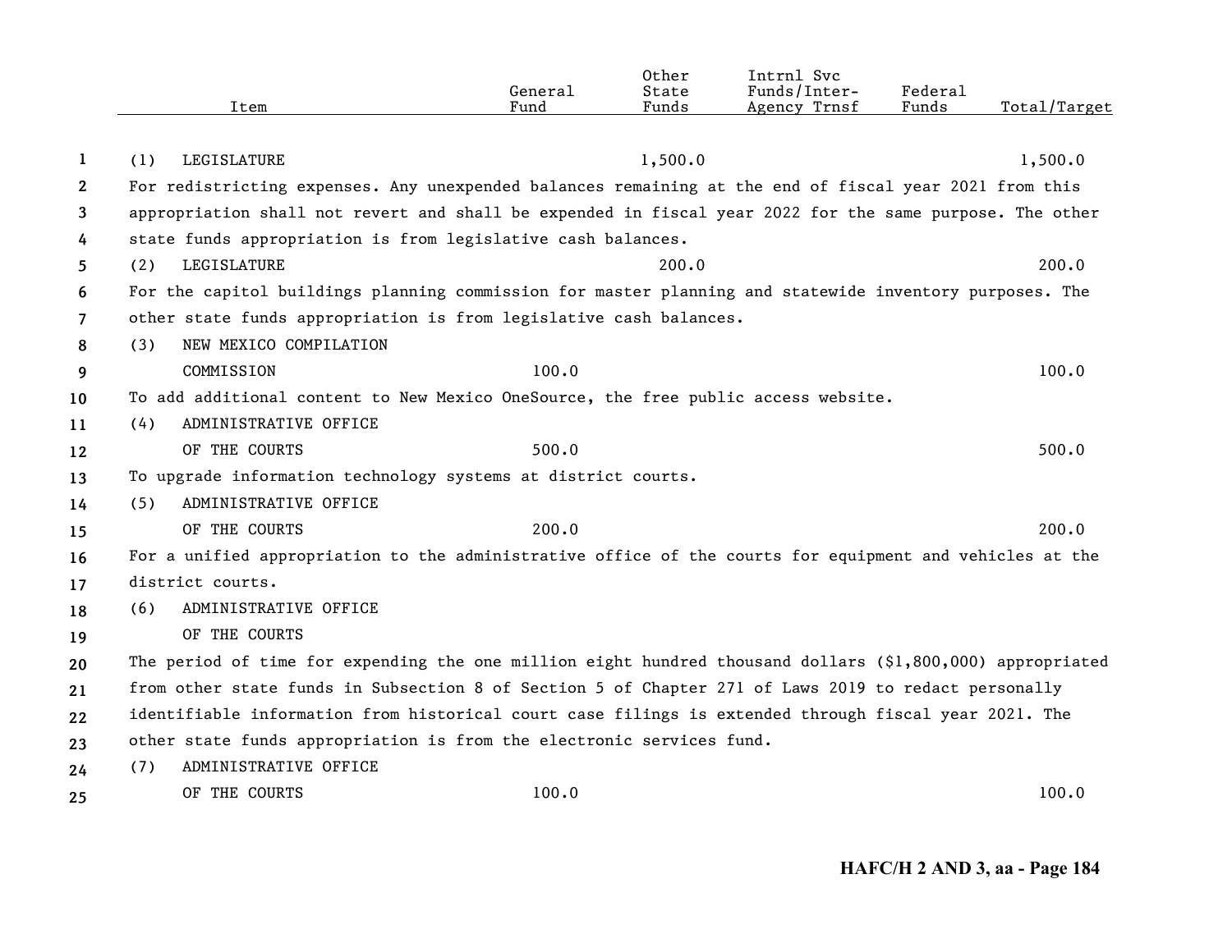| Item | General Fund | Other State Funds | Intrnl Svc Funds/Inter-Agency Trnsf | Federal Funds | Total/Target |
|---|---|---|---|---|---|
| (1) LEGISLATURE | | 1,500.0 | | | 1,500.0 |
| For redistricting expenses. Any unexpended balances remaining at the end of fiscal year 2021 from this appropriation shall not revert and shall be expended in fiscal year 2022 for the same purpose. The other state funds appropriation is from legislative cash balances. | | | | | |
| (2) LEGISLATURE | | 200.0 | | | 200.0 |
| For the capitol buildings planning commission for master planning and statewide inventory purposes. The other state funds appropriation is from legislative cash balances. | | | | | |
| (3) NEW MEXICO COMPILATION COMMISSION | 100.0 | | | | 100.0 |
| To add additional content to New Mexico OneSource, the free public access website. | | | | | |
| (4) ADMINISTRATIVE OFFICE OF THE COURTS | 500.0 | | | | 500.0 |
| To upgrade information technology systems at district courts. | | | | | |
| (5) ADMINISTRATIVE OFFICE OF THE COURTS | 200.0 | | | | 200.0 |
| For a unified appropriation to the administrative office of the courts for equipment and vehicles at the district courts. | | | | | |
| (6) ADMINISTRATIVE OFFICE OF THE COURTS | | | | | |
| The period of time for expending the one million eight hundred thousand dollars ($1,800,000) appropriated from other state funds in Subsection 8 of Section 5 of Chapter 271 of Laws 2019 to redact personally identifiable information from historical court case filings is extended through fiscal year 2021. The other state funds appropriation is from the electronic services fund. | | | | | |
| (7) ADMINISTRATIVE OFFICE OF THE COURTS | 100.0 | | | | 100.0 |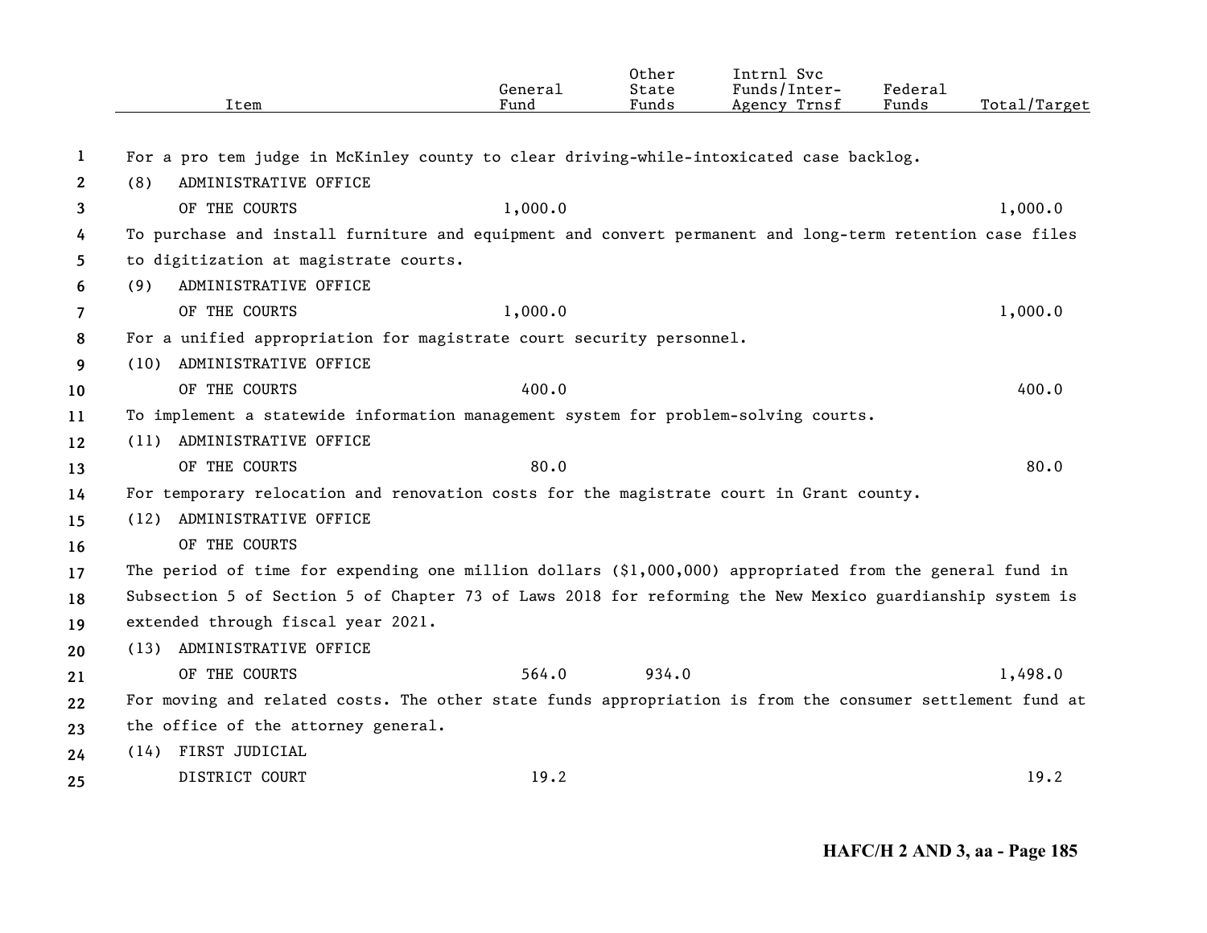| Item | General Fund | Other State Funds | Intrnl Svc Funds/Inter-Agency Trnsf | Federal Funds | Total/Target |
|---|---|---|---|---|---|
| For a pro tem judge in McKinley county to clear driving-while-intoxicated case backlog. | | | | | |
| (8) ADMINISTRATIVE OFFICE OF THE COURTS | 1,000.0 | | | | 1,000.0 |
| To purchase and install furniture and equipment and convert permanent and long-term retention case files to digitization at magistrate courts. | | | | | |
| (9) ADMINISTRATIVE OFFICE OF THE COURTS | 1,000.0 | | | | 1,000.0 |
| For a unified appropriation for magistrate court security personnel. | | | | | |
| (10) ADMINISTRATIVE OFFICE OF THE COURTS | 400.0 | | | | 400.0 |
| To implement a statewide information management system for problem-solving courts. | | | | | |
| (11) ADMINISTRATIVE OFFICE OF THE COURTS | 80.0 | | | | 80.0 |
| For temporary relocation and renovation costs for the magistrate court in Grant county. | | | | | |
| (12) ADMINISTRATIVE OFFICE OF THE COURTS | | | | | |
| The period of time for expending one million dollars ($1,000,000) appropriated from the general fund in Subsection 5 of Section 5 of Chapter 73 of Laws 2018 for reforming the New Mexico guardianship system is extended through fiscal year 2021. | | | | | |
| (13) ADMINISTRATIVE OFFICE OF THE COURTS | 564.0 | 934.0 | | | 1,498.0 |
| For moving and related costs. The other state funds appropriation is from the consumer settlement fund at the office of the attorney general. | | | | | |
| (14) FIRST JUDICIAL DISTRICT COURT | 19.2 | | | | 19.2 |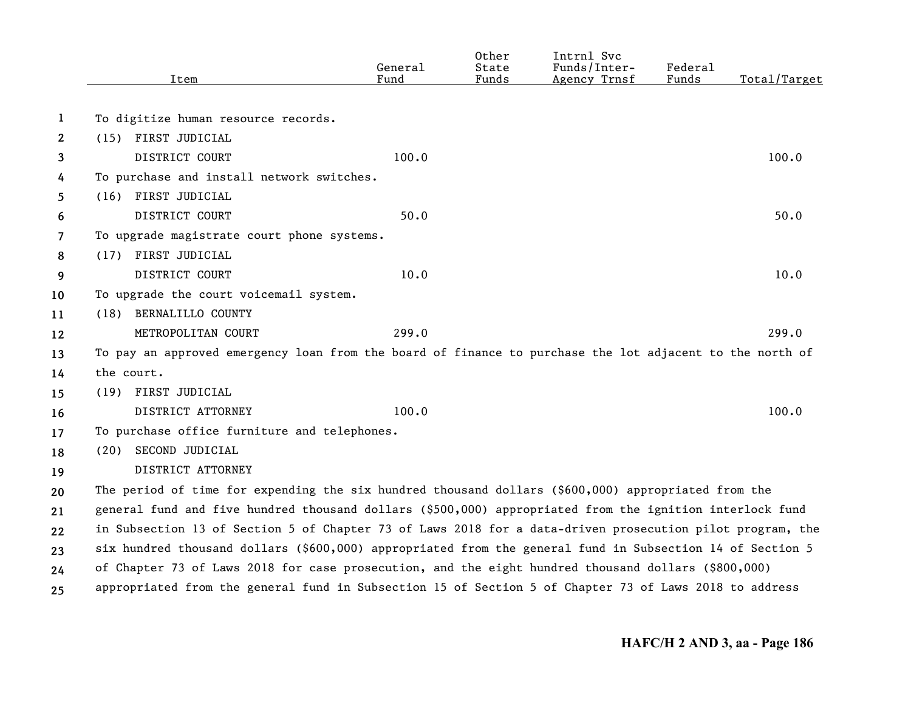| Item | General Fund | Other State Funds | Intrnl Svc Funds/Inter-Agency Trnsf | Federal Funds | Total/Target |
|---|---|---|---|---|---|
| To digitize human resource records. | | | | | |
| (15) FIRST JUDICIAL DISTRICT COURT | 100.0 | | | | 100.0 |
| To purchase and install network switches. | | | | | |
| (16) FIRST JUDICIAL DISTRICT COURT | 50.0 | | | | 50.0 |
| To upgrade magistrate court phone systems. | | | | | |
| (17) FIRST JUDICIAL DISTRICT COURT | 10.0 | | | | 10.0 |
| To upgrade the court voicemail system. | | | | | |
| (18) BERNALILLO COUNTY METROPOLITAN COURT | 299.0 | | | | 299.0 |
| To pay an approved emergency loan from the board of finance to purchase the lot adjacent to the north of the court. | | | | | |
| (19) FIRST JUDICIAL DISTRICT ATTORNEY | 100.0 | | | | 100.0 |
| To purchase office furniture and telephones. | | | | | |
| (20) SECOND JUDICIAL DISTRICT ATTORNEY | | | | | |

The period of time for expending the six hundred thousand dollars ($600,000) appropriated from the general fund and five hundred thousand dollars ($500,000) appropriated from the ignition interlock fund in Subsection 13 of Section 5 of Chapter 73 of Laws 2018 for a data-driven prosecution pilot program, the six hundred thousand dollars ($600,000) appropriated from the general fund in Subsection 14 of Section 5 of Chapter 73 of Laws 2018 for case prosecution, and the eight hundred thousand dollars ($800,000) appropriated from the general fund in Subsection 15 of Section 5 of Chapter 73 of Laws 2018 to address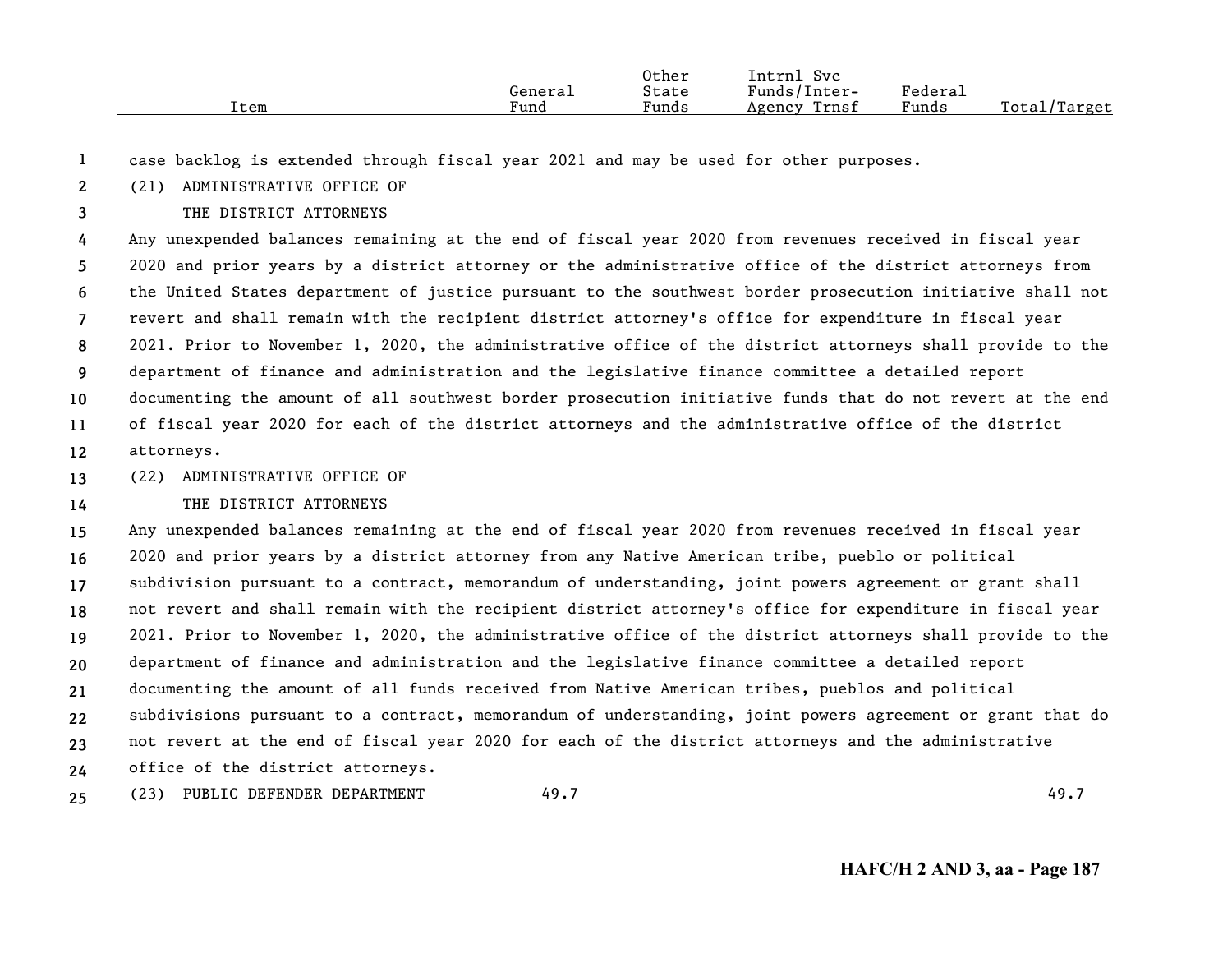| Item | General Fund | Other State Funds | Intrnl Svc Funds/Inter-Agency Trnsf | Federal Funds | Total/Target |
|---|---|---|---|---|---|

case backlog is extended through fiscal year 2021 and may be used for other purposes.

(21) ADMINISTRATIVE OFFICE OF THE DISTRICT ATTORNEYS

Any unexpended balances remaining at the end of fiscal year 2020 from revenues received in fiscal year 2020 and prior years by a district attorney or the administrative office of the district attorneys from the United States department of justice pursuant to the southwest border prosecution initiative shall not revert and shall remain with the recipient district attorney's office for expenditure in fiscal year 2021. Prior to November 1, 2020, the administrative office of the district attorneys shall provide to the department of finance and administration and the legislative finance committee a detailed report documenting the amount of all southwest border prosecution initiative funds that do not revert at the end of fiscal year 2020 for each of the district attorneys and the administrative office of the district attorneys.

(22) ADMINISTRATIVE OFFICE OF THE DISTRICT ATTORNEYS

Any unexpended balances remaining at the end of fiscal year 2020 from revenues received in fiscal year 2020 and prior years by a district attorney from any Native American tribe, pueblo or political subdivision pursuant to a contract, memorandum of understanding, joint powers agreement or grant shall not revert and shall remain with the recipient district attorney's office for expenditure in fiscal year 2021. Prior to November 1, 2020, the administrative office of the district attorneys shall provide to the department of finance and administration and the legislative finance committee a detailed report documenting the amount of all funds received from Native American tribes, pueblos and political subdivisions pursuant to a contract, memorandum of understanding, joint powers agreement or grant that do not revert at the end of fiscal year 2020 for each of the district attorneys and the administrative office of the district attorneys.

| Item | General Fund | Other State Funds | Intrnl Svc Funds/Inter-Agency Trnsf | Federal Funds | Total/Target |
|---|---|---|---|---|---|
| (23) PUBLIC DEFENDER DEPARTMENT | 49.7 | | | | 49.7 |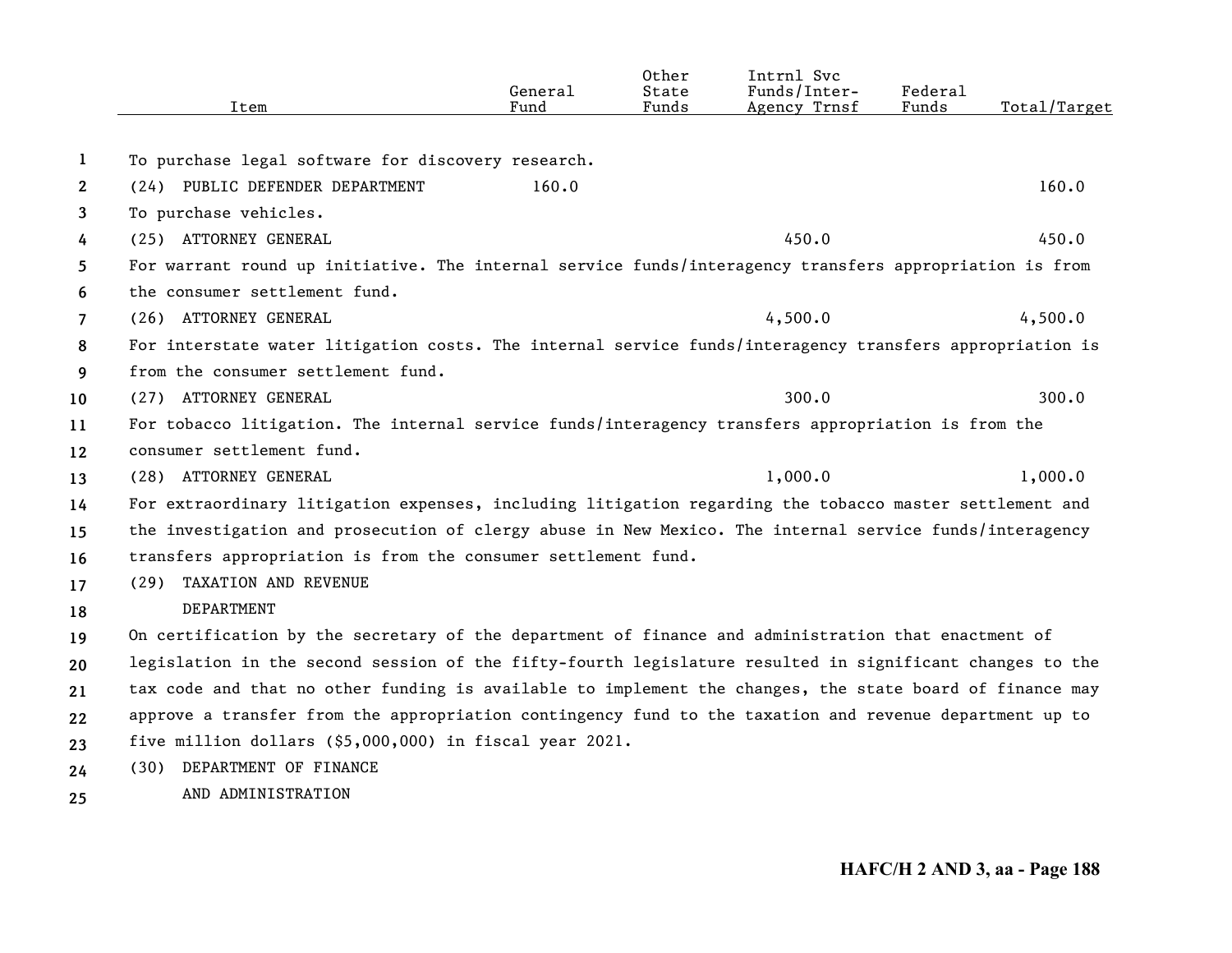| Item | General Fund | Other State Funds | Intrnl Svc Funds/Inter-Agency Trnsf | Federal Funds | Total/Target |
|---|---|---|---|---|---|
| To purchase legal software for discovery research. | | | | | |
| (24) PUBLIC DEFENDER DEPARTMENT | 160.0 | | | | 160.0 |
| To purchase vehicles. | | | | | |
| (25) ATTORNEY GENERAL | | | 450.0 | | 450.0 |
| For warrant round up initiative. The internal service funds/interagency transfers appropriation is from the consumer settlement fund. | | | | | |
| (26) ATTORNEY GENERAL | | | 4,500.0 | | 4,500.0 |
| For interstate water litigation costs. The internal service funds/interagency transfers appropriation is from the consumer settlement fund. | | | | | |
| (27) ATTORNEY GENERAL | | | 300.0 | | 300.0 |
| For tobacco litigation. The internal service funds/interagency transfers appropriation is from the consumer settlement fund. | | | | | |
| (28) ATTORNEY GENERAL | | | 1,000.0 | | 1,000.0 |
| For extraordinary litigation expenses, including litigation regarding the tobacco master settlement and the investigation and prosecution of clergy abuse in New Mexico. The internal service funds/interagency transfers appropriation is from the consumer settlement fund. | | | | | |
| (29) TAXATION AND REVENUE DEPARTMENT | | | | | |
| On certification by the secretary of the department of finance and administration that enactment of legislation in the second session of the fifty-fourth legislature resulted in significant changes to the tax code and that no other funding is available to implement the changes, the state board of finance may approve a transfer from the appropriation contingency fund to the taxation and revenue department up to five million dollars ($5,000,000) in fiscal year 2021. | | | | | |
| (30) DEPARTMENT OF FINANCE AND ADMINISTRATION | | | | | |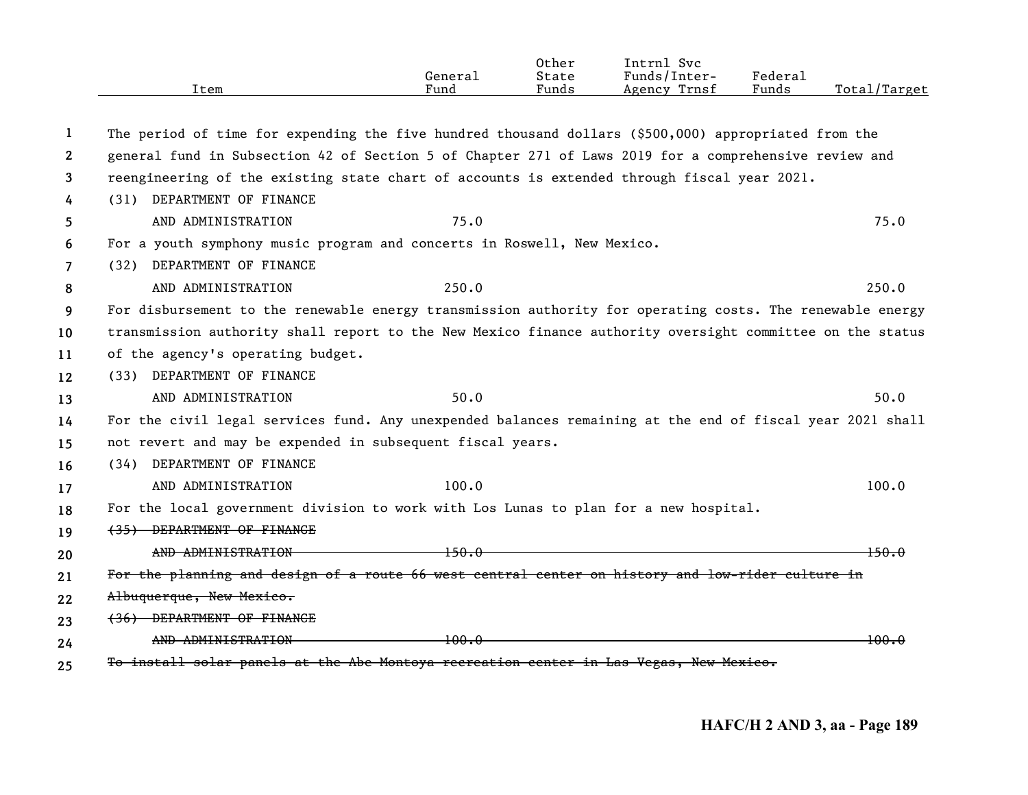| Item | General Fund | Other State Funds | Intrnl Svc Funds/Inter-Agency Trnsf | Federal Funds | Total/Target |
|---|---|---|---|---|---|

The period of time for expending the five hundred thousand dollars ($500,000) appropriated from the general fund in Subsection 42 of Section 5 of Chapter 271 of Laws 2019 for a comprehensive review and reengineering of the existing state chart of accounts is extended through fiscal year 2021.

| Item | General Fund | Other State Funds | Intrnl Svc Funds/Inter-Agency Trnsf | Federal Funds | Total/Target |
|---|---|---|---|---|---|
| (31) DEPARTMENT OF FINANCE AND ADMINISTRATION | 75.0 | | | | 75.0 |

For a youth symphony music program and concerts in Roswell, New Mexico.

| Item | General Fund | Other State Funds | Intrnl Svc Funds/Inter-Agency Trnsf | Federal Funds | Total/Target |
|---|---|---|---|---|---|
| (32) DEPARTMENT OF FINANCE AND ADMINISTRATION | 250.0 | | | | 250.0 |

For disbursement to the renewable energy transmission authority for operating costs. The renewable energy transmission authority shall report to the New Mexico finance authority oversight committee on the status of the agency's operating budget.

| Item | General Fund | Other State Funds | Intrnl Svc Funds/Inter-Agency Trnsf | Federal Funds | Total/Target |
|---|---|---|---|---|---|
| (33) DEPARTMENT OF FINANCE AND ADMINISTRATION | 50.0 | | | | 50.0 |

For the civil legal services fund. Any unexpended balances remaining at the end of fiscal year 2021 shall not revert and may be expended in subsequent fiscal years.

| Item | General Fund | Other State Funds | Intrnl Svc Funds/Inter-Agency Trnsf | Federal Funds | Total/Target |
|---|---|---|---|---|---|
| (34) DEPARTMENT OF FINANCE AND ADMINISTRATION | 100.0 | | | | 100.0 |

For the local government division to work with Los Lunas to plan for a new hospital.

| Item | General Fund | Other State Funds | Intrnl Svc Funds/Inter-Agency Trnsf | Federal Funds | Total/Target |
|---|---|---|---|---|---|
| ~~(35) DEPARTMENT OF FINANCE AND ADMINISTRATION~~ | ~~150.0~~ | | | | ~~150.0~~ |

~~For the planning and design of a route 66 west central center on history and low-rider culture in Albuquerque, New Mexico.~~

| Item | General Fund | Other State Funds | Intrnl Svc Funds/Inter-Agency Trnsf | Federal Funds | Total/Target |
|---|---|---|---|---|---|
| ~~(36) DEPARTMENT OF FINANCE AND ADMINISTRATION~~ | ~~100.0~~ | | | | ~~100.0~~ |

~~To install solar panels at the Abe Montoya recreation center in Las Vegas, New Mexico.~~

HAFC/H 2 AND 3, aa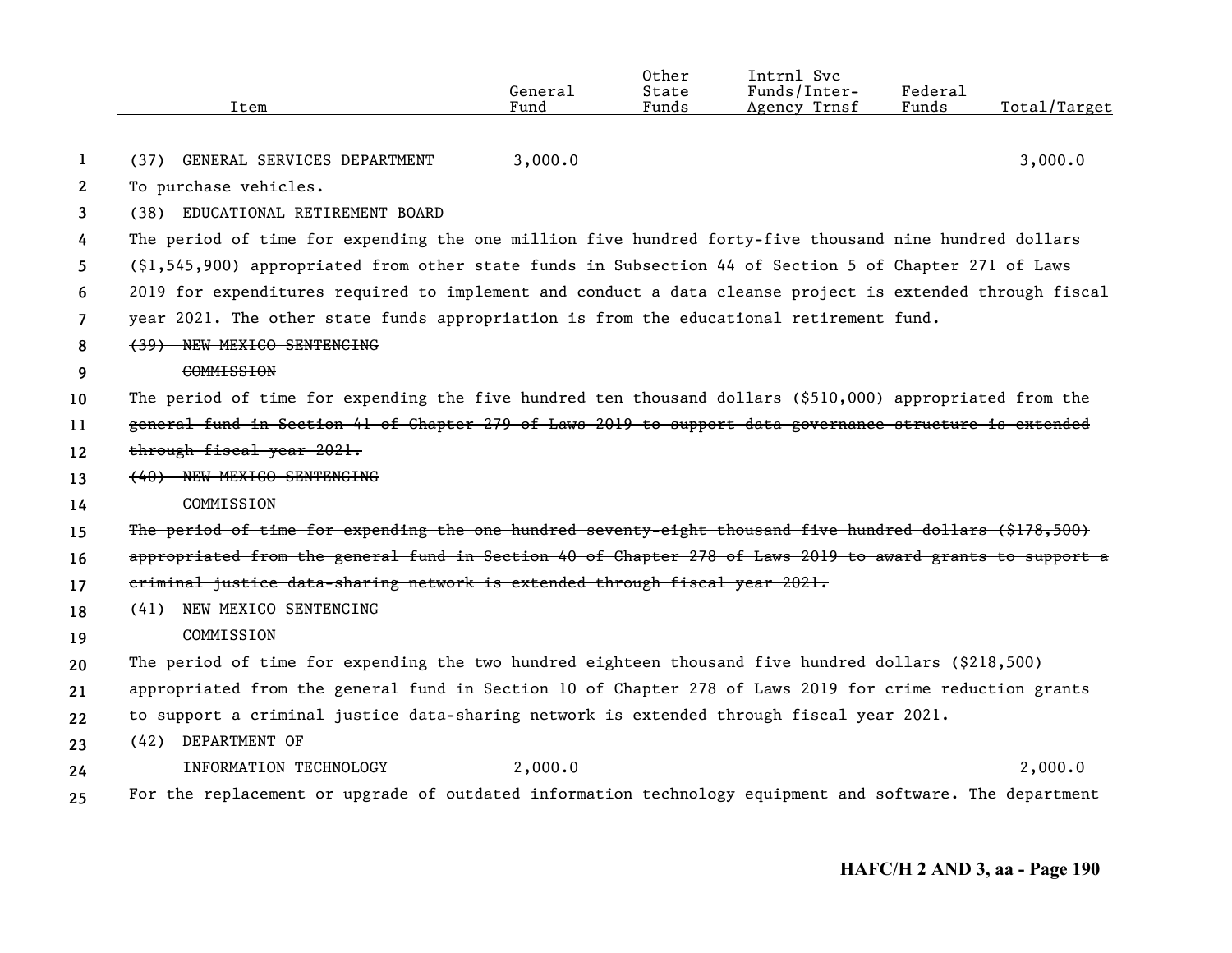| Item | General Fund | Other State Funds | Intrnl Svc Funds/Inter-Agency Trnsf | Federal Funds | Total/Target |
|---|---|---|---|---|---|
| (37) GENERAL SERVICES DEPARTMENT | 3,000.0 | | | | 3,000.0 |

To purchase vehicles.

(38) EDUCATIONAL RETIREMENT BOARD

The period of time for expending the one million five hundred forty-five thousand nine hundred dollars ($1,545,900) appropriated from other state funds in Subsection 44 of Section 5 of Chapter 271 of Laws 2019 for expenditures required to implement and conduct a data cleanse project is extended through fiscal year 2021. The other state funds appropriation is from the educational retirement fund.

~~(39) NEW MEXICO SENTENCING COMMISSION~~

~~The period of time for expending the five hundred ten thousand dollars ($510,000) appropriated from the general fund in Section 41 of Chapter 279 of Laws 2019 to support data governance structure is extended through fiscal year 2021.~~

~~(40) NEW MEXICO SENTENCING COMMISSION~~

~~The period of time for expending the one hundred seventy-eight thousand five hundred dollars ($178,500) appropriated from the general fund in Section 40 of Chapter 278 of Laws 2019 to award grants to support a criminal justice data-sharing network is extended through fiscal year 2021.~~

(41) NEW MEXICO SENTENCING COMMISSION

The period of time for expending the two hundred eighteen thousand five hundred dollars ($218,500) appropriated from the general fund in Section 10 of Chapter 278 of Laws 2019 for crime reduction grants to support a criminal justice data-sharing network is extended through fiscal year 2021.

| Item | General Fund | Other State Funds | Intrnl Svc Funds/Inter-Agency Trnsf | Federal Funds | Total/Target |
|---|---|---|---|---|---|
| (42) DEPARTMENT OF INFORMATION TECHNOLOGY | 2,000.0 | | | | 2,000.0 |

For the replacement or upgrade of outdated information technology equipment and software. The department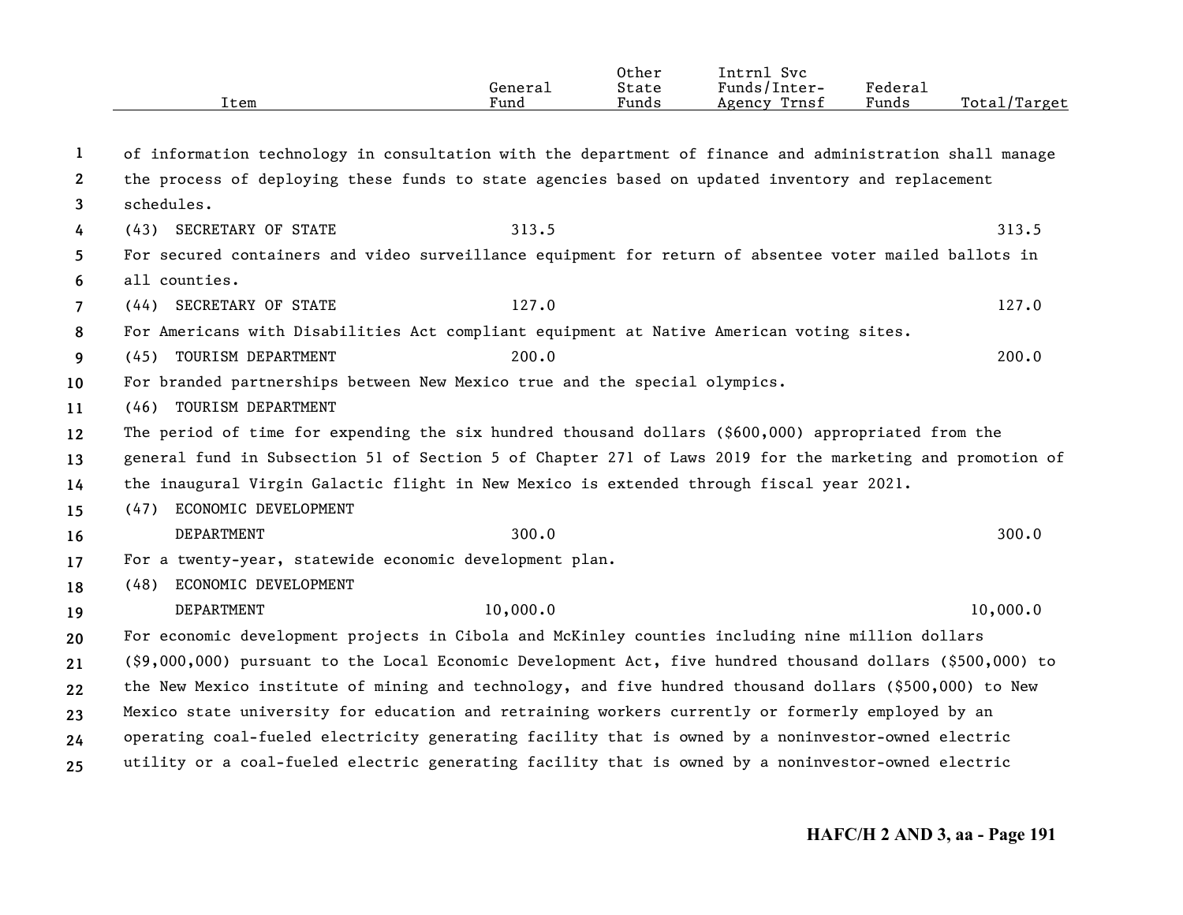| Item | General Fund | Other State Funds | Intrnl Svc Funds/Inter-Agency Trnsf | Federal Funds | Total/Target |
|---|---|---|---|---|---|
| of information technology in consultation with the department of finance and administration shall manage the process of deploying these funds to state agencies based on updated inventory and replacement schedules. | | | | | |
| (43) SECRETARY OF STATE | 313.5 | | | | 313.5 |
| For secured containers and video surveillance equipment for return of absentee voter mailed ballots in all counties. | | | | | |
| (44) SECRETARY OF STATE | 127.0 | | | | 127.0 |
| For Americans with Disabilities Act compliant equipment at Native American voting sites. | | | | | |
| (45) TOURISM DEPARTMENT | 200.0 | | | | 200.0 |
| For branded partnerships between New Mexico true and the special olympics. | | | | | |
| (46) TOURISM DEPARTMENT | | | | | |
| The period of time for expending the six hundred thousand dollars ($600,000) appropriated from the general fund in Subsection 51 of Section 5 of Chapter 271 of Laws 2019 for the marketing and promotion of the inaugural Virgin Galactic flight in New Mexico is extended through fiscal year 2021. | | | | | |
| (47) ECONOMIC DEVELOPMENT DEPARTMENT | 300.0 | | | | 300.0 |
| For a twenty-year, statewide economic development plan. | | | | | |
| (48) ECONOMIC DEVELOPMENT DEPARTMENT | 10,000.0 | | | | 10,000.0 |
| For economic development projects in Cibola and McKinley counties including nine million dollars ($9,000,000) pursuant to the Local Economic Development Act, five hundred thousand dollars ($500,000) to the New Mexico institute of mining and technology, and five hundred thousand dollars ($500,000) to New Mexico state university for education and retraining workers currently or formerly employed by an operating coal-fueled electricity generating facility that is owned by a noninvestor-owned electric utility or a coal-fueled electric generating facility that is owned by a noninvestor-owned electric | | | | | |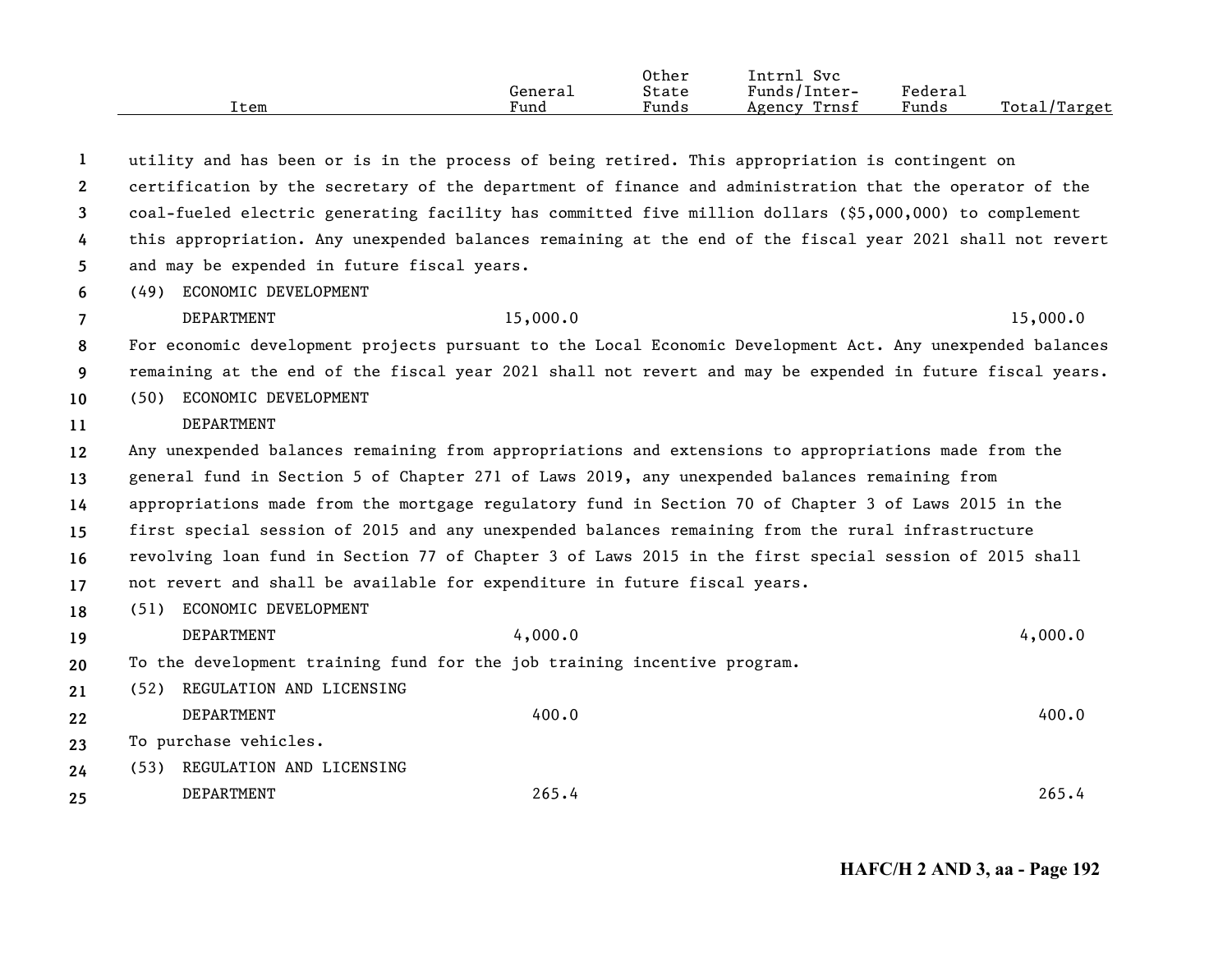| Item | General Fund | Other State Funds | Intrnl Svc Funds/Inter-Agency Trnsf | Federal Funds | Total/Target |
|---|---|---|---|---|---|

utility and has been or is in the process of being retired. This appropriation is contingent on certification by the secretary of the department of finance and administration that the operator of the coal-fueled electric generating facility has committed five million dollars ($5,000,000) to complement this appropriation. Any unexpended balances remaining at the end of the fiscal year 2021 shall not revert and may be expended in future fiscal years.

| Item | General Fund | Other State Funds | Intrnl Svc Funds/Inter-Agency Trnsf | Federal Funds | Total/Target |
|---|---|---|---|---|---|
| (49) ECONOMIC DEVELOPMENT DEPARTMENT | 15,000.0 | | | | 15,000.0 |

For economic development projects pursuant to the Local Economic Development Act. Any unexpended balances remaining at the end of the fiscal year 2021 shall not revert and may be expended in future fiscal years.

(50) ECONOMIC DEVELOPMENT DEPARTMENT

Any unexpended balances remaining from appropriations and extensions to appropriations made from the general fund in Section 5 of Chapter 271 of Laws 2019, any unexpended balances remaining from appropriations made from the mortgage regulatory fund in Section 70 of Chapter 3 of Laws 2015 in the first special session of 2015 and any unexpended balances remaining from the rural infrastructure revolving loan fund in Section 77 of Chapter 3 of Laws 2015 in the first special session of 2015 shall not revert and shall be available for expenditure in future fiscal years.

| Item | General Fund | Other State Funds | Intrnl Svc Funds/Inter-Agency Trnsf | Federal Funds | Total/Target |
|---|---|---|---|---|---|
| (51) ECONOMIC DEVELOPMENT DEPARTMENT | 4,000.0 | | | | 4,000.0 |

To the development training fund for the job training incentive program.

| Item | General Fund | Other State Funds | Intrnl Svc Funds/Inter-Agency Trnsf | Federal Funds | Total/Target |
|---|---|---|---|---|---|
| (52) REGULATION AND LICENSING DEPARTMENT | 400.0 | | | | 400.0 |

To purchase vehicles.

| Item | General Fund | Other State Funds | Intrnl Svc Funds/Inter-Agency Trnsf | Federal Funds | Total/Target |
|---|---|---|---|---|---|
| (53) REGULATION AND LICENSING DEPARTMENT | 265.4 | | | | 265.4 |

HAFC/H 2 AND 3, aa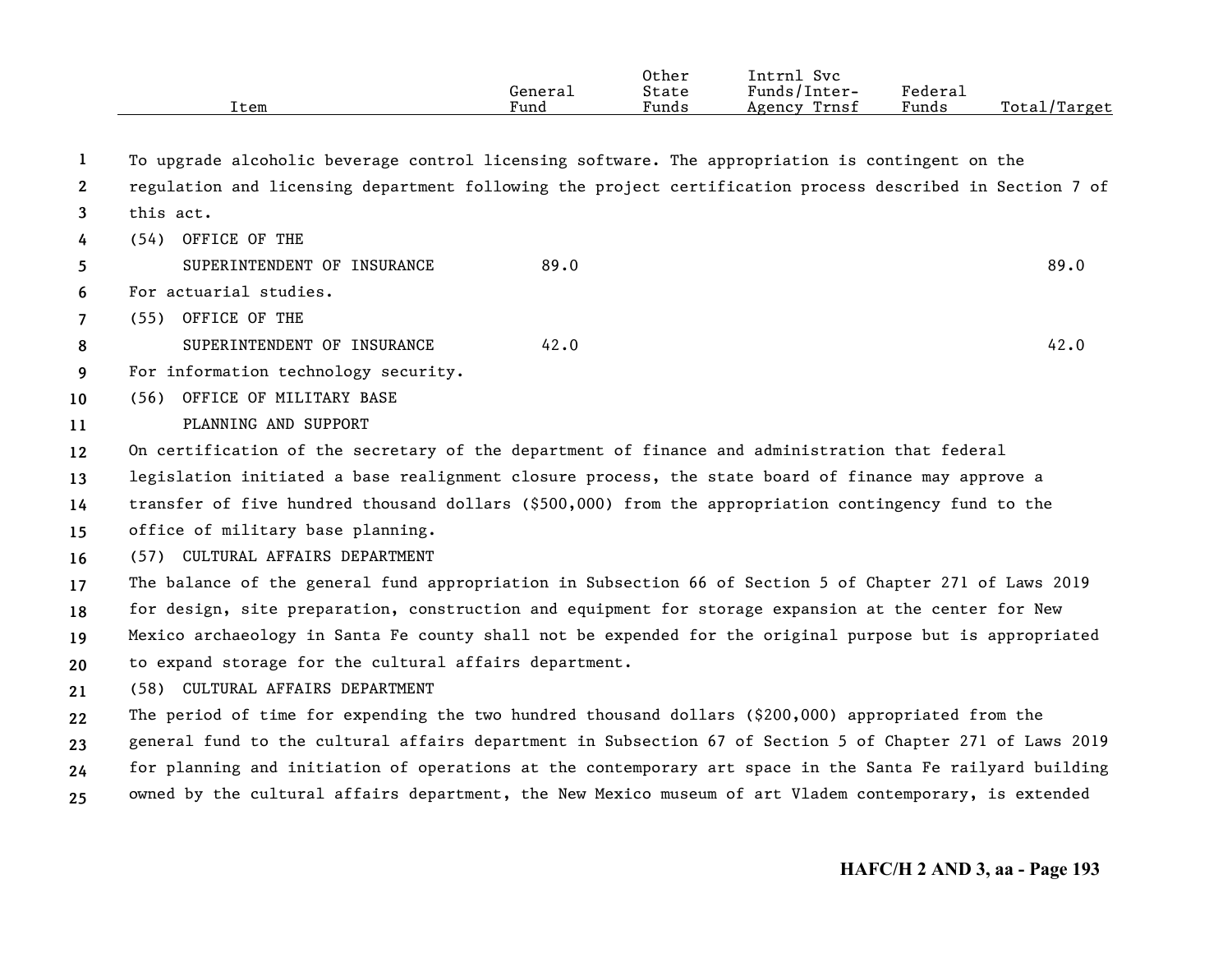| Item | General Fund | Other State Funds | Intrnl Svc Funds/Inter-Agency Trnsf | Federal Funds | Total/Target |
|---|---|---|---|---|---|

To upgrade alcoholic beverage control licensing software. The appropriation is contingent on the regulation and licensing department following the project certification process described in Section 7 of this act.

| Item | General Fund | Other State Funds | Intrnl Svc Funds/Inter-Agency Trnsf | Federal Funds | Total/Target |
|---|---|---|---|---|---|
| (54) OFFICE OF THE SUPERINTENDENT OF INSURANCE | 89.0 | | | | 89.0 |

For actuarial studies.

| Item | General Fund | Other State Funds | Intrnl Svc Funds/Inter-Agency Trnsf | Federal Funds | Total/Target |
|---|---|---|---|---|---|
| (55) OFFICE OF THE SUPERINTENDENT OF INSURANCE | 42.0 | | | | 42.0 |

For information technology security.

(56) OFFICE OF MILITARY BASE PLANNING AND SUPPORT

On certification of the secretary of the department of finance and administration that federal legislation initiated a base realignment closure process, the state board of finance may approve a transfer of five hundred thousand dollars ($500,000) from the appropriation contingency fund to the office of military base planning.

(57) CULTURAL AFFAIRS DEPARTMENT

The balance of the general fund appropriation in Subsection 66 of Section 5 of Chapter 271 of Laws 2019 for design, site preparation, construction and equipment for storage expansion at the center for New Mexico archaeology in Santa Fe county shall not be expended for the original purpose but is appropriated to expand storage for the cultural affairs department.

(58) CULTURAL AFFAIRS DEPARTMENT

The period of time for expending the two hundred thousand dollars ($200,000) appropriated from the general fund to the cultural affairs department in Subsection 67 of Section 5 of Chapter 271 of Laws 2019 for planning and initiation of operations at the contemporary art space in the Santa Fe railyard building owned by the cultural affairs department, the New Mexico museum of art Vladem contemporary, is extended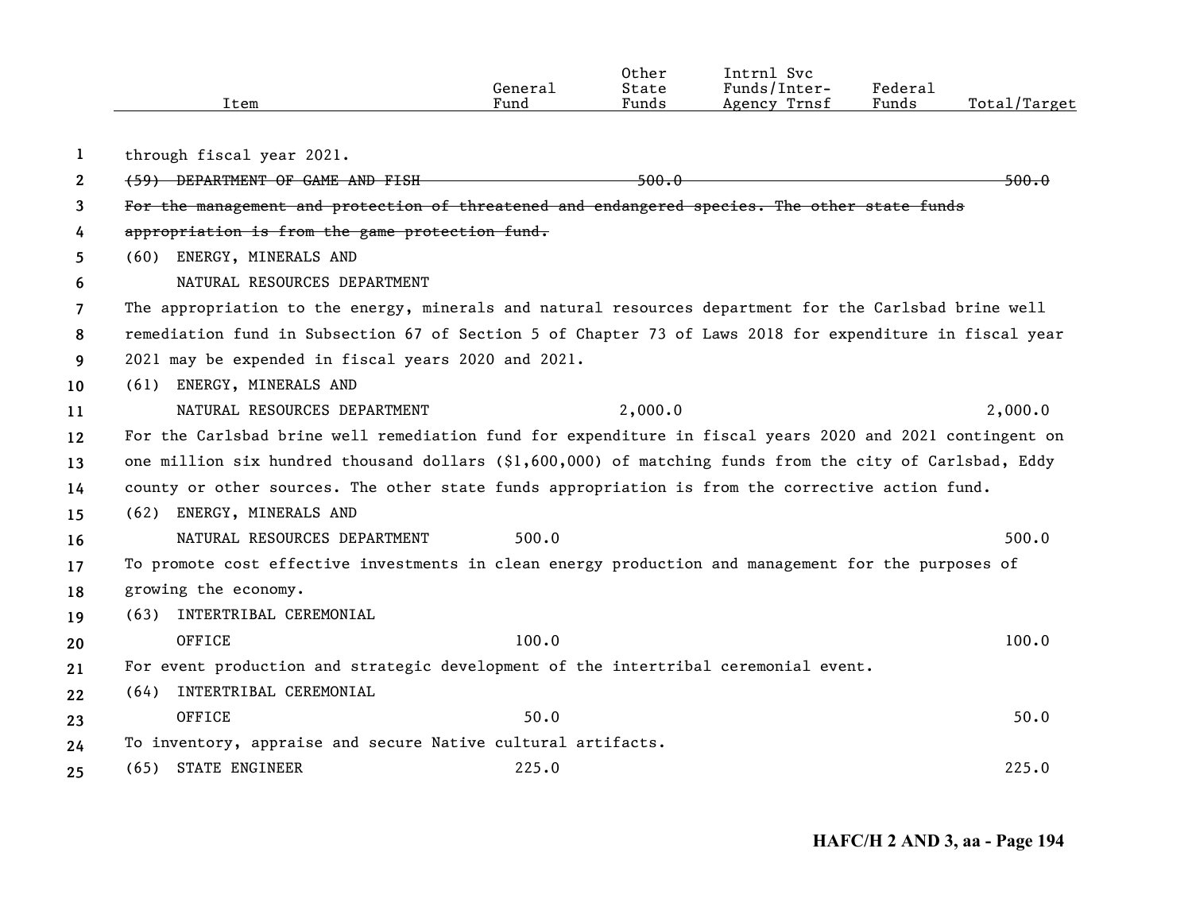| Item | General Fund | Other State Funds | Intrnl Svc Funds/Inter-Agency Trnsf | Federal Funds | Total/Target |
|---|---|---|---|---|---|
| through fiscal year 2021. | | | | | |
| ~~(59) DEPARTMENT OF GAME AND FISH~~ | | ~~500.0~~ | | | ~~500.0~~ |
| ~~For the management and protection of threatened and endangered species. The other state funds appropriation is from the game protection fund.~~ | | | | | |
| (60) ENERGY, MINERALS AND NATURAL RESOURCES DEPARTMENT | | | | | |
| The appropriation to the energy, minerals and natural resources department for the Carlsbad brine well remediation fund in Subsection 67 of Section 5 of Chapter 73 of Laws 2018 for expenditure in fiscal year 2021 may be expended in fiscal years 2020 and 2021. | | | | | |
| (61) ENERGY, MINERALS AND NATURAL RESOURCES DEPARTMENT | | 2,000.0 | | | 2,000.0 |
| For the Carlsbad brine well remediation fund for expenditure in fiscal years 2020 and 2021 contingent on one million six hundred thousand dollars ($1,600,000) of matching funds from the city of Carlsbad, Eddy county or other sources. The other state funds appropriation is from the corrective action fund. | | | | | |
| (62) ENERGY, MINERALS AND NATURAL RESOURCES DEPARTMENT | 500.0 | | | | 500.0 |
| To promote cost effective investments in clean energy production and management for the purposes of growing the economy. | | | | | |
| (63) INTERTRIBAL CEREMONIAL OFFICE | 100.0 | | | | 100.0 |
| For event production and strategic development of the intertribal ceremonial event. | | | | | |
| (64) INTERTRIBAL CEREMONIAL OFFICE | 50.0 | | | | 50.0 |
| To inventory, appraise and secure Native cultural artifacts. | | | | | |
| (65) STATE ENGINEER | 225.0 | | | | 225.0 |

HAFC/H 2 AND 3, aa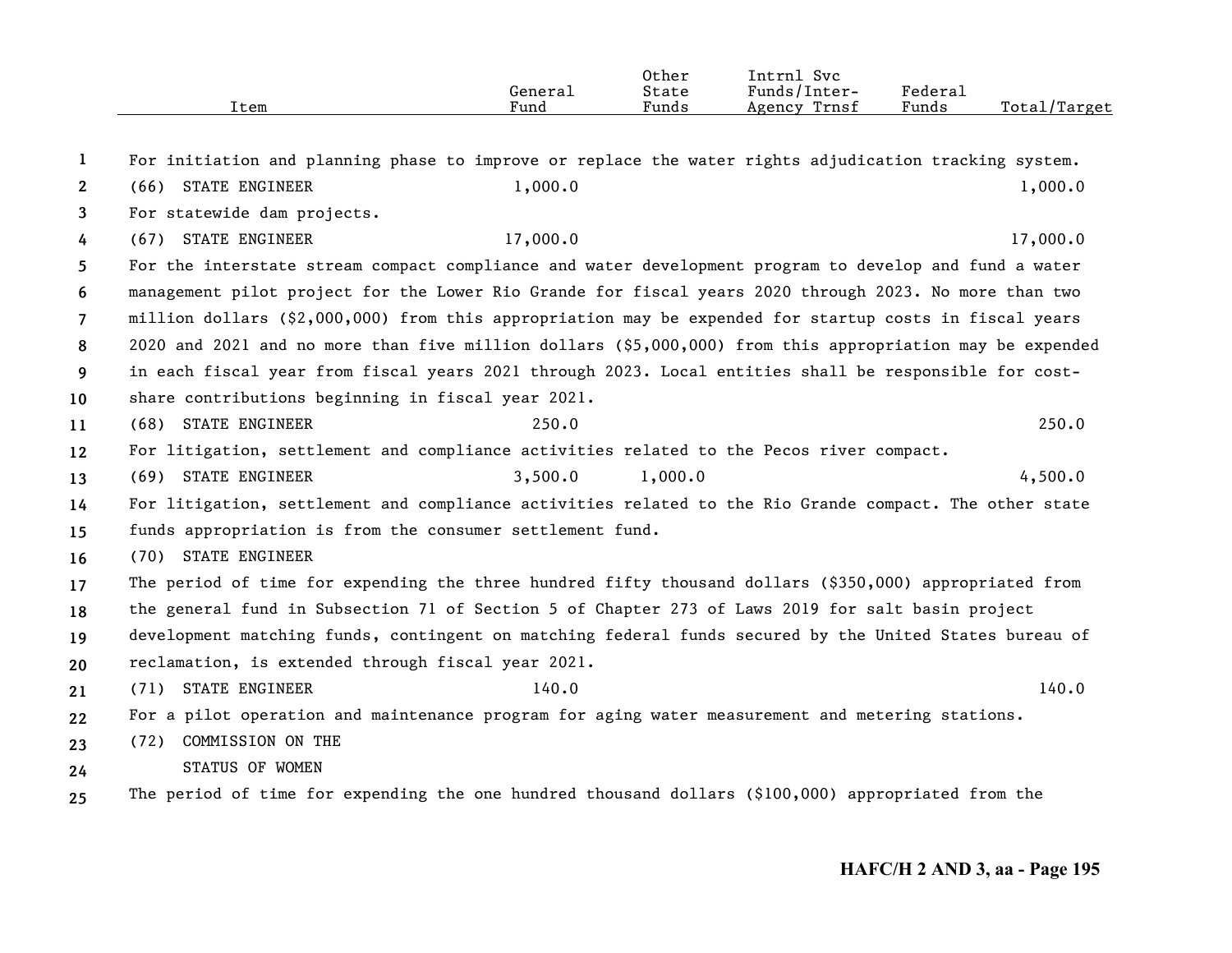| Item | General Fund | Other State Funds | Intrnl Svc Funds/Inter-Agency Trnsf | Federal Funds | Total/Target |
|---|---|---|---|---|---|
| For initiation and planning phase to improve or replace the water rights adjudication tracking system. | | | | | |
| (66) STATE ENGINEER | 1,000.0 | | | | 1,000.0 |
| For statewide dam projects. | | | | | |
| (67) STATE ENGINEER | 17,000.0 | | | | 17,000.0 |
| For the interstate stream compact compliance and water development program to develop and fund a water management pilot project for the Lower Rio Grande for fiscal years 2020 through 2023. No more than two million dollars ($2,000,000) from this appropriation may be expended for startup costs in fiscal years 2020 and 2021 and no more than five million dollars ($5,000,000) from this appropriation may be expended in each fiscal year from fiscal years 2021 through 2023. Local entities shall be responsible for cost-share contributions beginning in fiscal year 2021. | | | | | |
| (68) STATE ENGINEER | 250.0 | | | | 250.0 |
| For litigation, settlement and compliance activities related to the Pecos river compact. | | | | | |
| (69) STATE ENGINEER | 3,500.0 | 1,000.0 | | | 4,500.0 |
| For litigation, settlement and compliance activities related to the Rio Grande compact. The other state funds appropriation is from the consumer settlement fund. | | | | | |
| (70) STATE ENGINEER | | | | | |
| The period of time for expending the three hundred fifty thousand dollars ($350,000) appropriated from the general fund in Subsection 71 of Section 5 of Chapter 273 of Laws 2019 for salt basin project development matching funds, contingent on matching federal funds secured by the United States bureau of reclamation, is extended through fiscal year 2021. | | | | | |
| (71) STATE ENGINEER | 140.0 | | | | 140.0 |
| For a pilot operation and maintenance program for aging water measurement and metering stations. | | | | | |
| (72) COMMISSION ON THE STATUS OF WOMEN | | | | | |
| The period of time for expending the one hundred thousand dollars ($100,000) appropriated from the | | | | | |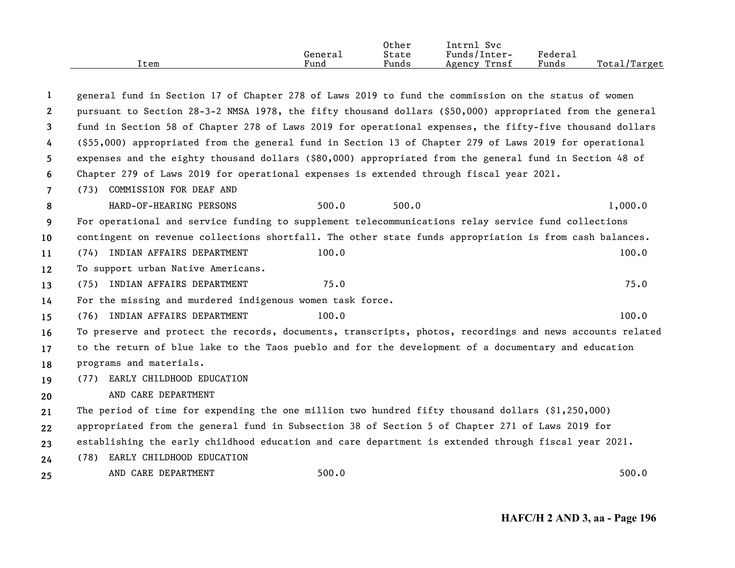| Item | General Fund | Other State Funds | Intrnl Svc Funds/Inter-Agency Trnsf | Federal Funds | Total/Target |
|---|---|---|---|---|---|

general fund in Section 17 of Chapter 278 of Laws 2019 to fund the commission on the status of women pursuant to Section 28-3-2 NMSA 1978, the fifty thousand dollars ($50,000) appropriated from the general fund in Section 58 of Chapter 278 of Laws 2019 for operational expenses, the fifty-five thousand dollars ($55,000) appropriated from the general fund in Section 13 of Chapter 279 of Laws 2019 for operational expenses and the eighty thousand dollars ($80,000) appropriated from the general fund in Section 48 of Chapter 279 of Laws 2019 for operational expenses is extended through fiscal year 2021.

| Item | General Fund | Other State Funds | Intrnl Svc Funds/Inter-Agency Trnsf | Federal Funds | Total/Target |
|---|---|---|---|---|---|
| (73) COMMISSION FOR DEAF AND HARD-OF-HEARING PERSONS | 500.0 | 500.0 | | | 1,000.0 |

For operational and service funding to supplement telecommunications relay service fund collections contingent on revenue collections shortfall. The other state funds appropriation is from cash balances.

| Item | General Fund | Other State Funds | Intrnl Svc Funds/Inter-Agency Trnsf | Federal Funds | Total/Target |
|---|---|---|---|---|---|
| (74) INDIAN AFFAIRS DEPARTMENT | 100.0 | | | | 100.0 |

To support urban Native Americans.

| Item | General Fund | Other State Funds | Intrnl Svc Funds/Inter-Agency Trnsf | Federal Funds | Total/Target |
|---|---|---|---|---|---|
| (75) INDIAN AFFAIRS DEPARTMENT | 75.0 | | | | 75.0 |

For the missing and murdered indigenous women task force.

| Item | General Fund | Other State Funds | Intrnl Svc Funds/Inter-Agency Trnsf | Federal Funds | Total/Target |
|---|---|---|---|---|---|
| (76) INDIAN AFFAIRS DEPARTMENT | 100.0 | | | | 100.0 |

To preserve and protect the records, documents, transcripts, photos, recordings and news accounts related to the return of blue lake to the Taos pueblo and for the development of a documentary and education programs and materials.

(77) EARLY CHILDHOOD EDUCATION AND CARE DEPARTMENT

The period of time for expending the one million two hundred fifty thousand dollars ($1,250,000) appropriated from the general fund in Subsection 38 of Section 5 of Chapter 271 of Laws 2019 for establishing the early childhood education and care department is extended through fiscal year 2021.

| Item | General Fund | Other State Funds | Intrnl Svc Funds/Inter-Agency Trnsf | Federal Funds | Total/Target |
|---|---|---|---|---|---|
| (78) EARLY CHILDHOOD EDUCATION AND CARE DEPARTMENT | 500.0 | | | | 500.0 |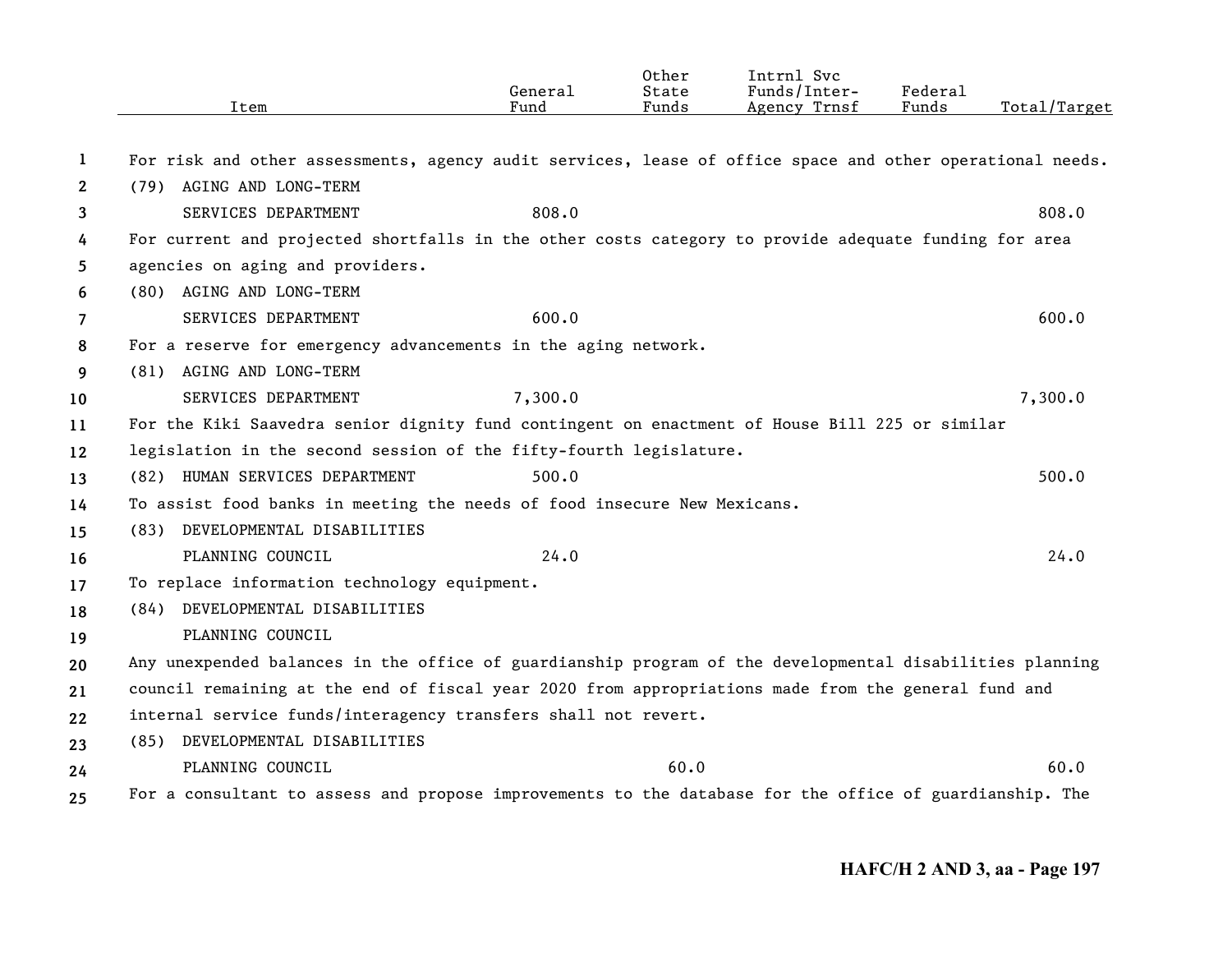| Item | General Fund | Other State Funds | Intrnl Svc Funds/Inter-Agency Trnsf | Federal Funds | Total/Target |
|---|---|---|---|---|---|
| For risk and other assessments, agency audit services, lease of office space and other operational needs. | | | | | |
| (79) AGING AND LONG-TERM SERVICES DEPARTMENT | 808.0 | | | | 808.0 |
| For current and projected shortfalls in the other costs category to provide adequate funding for area agencies on aging and providers. | | | | | |
| (80) AGING AND LONG-TERM SERVICES DEPARTMENT | 600.0 | | | | 600.0 |
| For a reserve for emergency advancements in the aging network. | | | | | |
| (81) AGING AND LONG-TERM SERVICES DEPARTMENT | 7,300.0 | | | | 7,300.0 |
| For the Kiki Saavedra senior dignity fund contingent on enactment of House Bill 225 or similar legislation in the second session of the fifty-fourth legislature. | | | | | |
| (82) HUMAN SERVICES DEPARTMENT | 500.0 | | | | 500.0 |
| To assist food banks in meeting the needs of food insecure New Mexicans. | | | | | |
| (83) DEVELOPMENTAL DISABILITIES PLANNING COUNCIL | 24.0 | | | | 24.0 |
| To replace information technology equipment. | | | | | |
| (84) DEVELOPMENTAL DISABILITIES PLANNING COUNCIL | | | | | |
| Any unexpended balances in the office of guardianship program of the developmental disabilities planning council remaining at the end of fiscal year 2020 from appropriations made from the general fund and internal service funds/interagency transfers shall not revert. | | | | | |
| (85) DEVELOPMENTAL DISABILITIES PLANNING COUNCIL | | 60.0 | | | 60.0 |
| For a consultant to assess and propose improvements to the database for the office of guardianship. The | | | | | |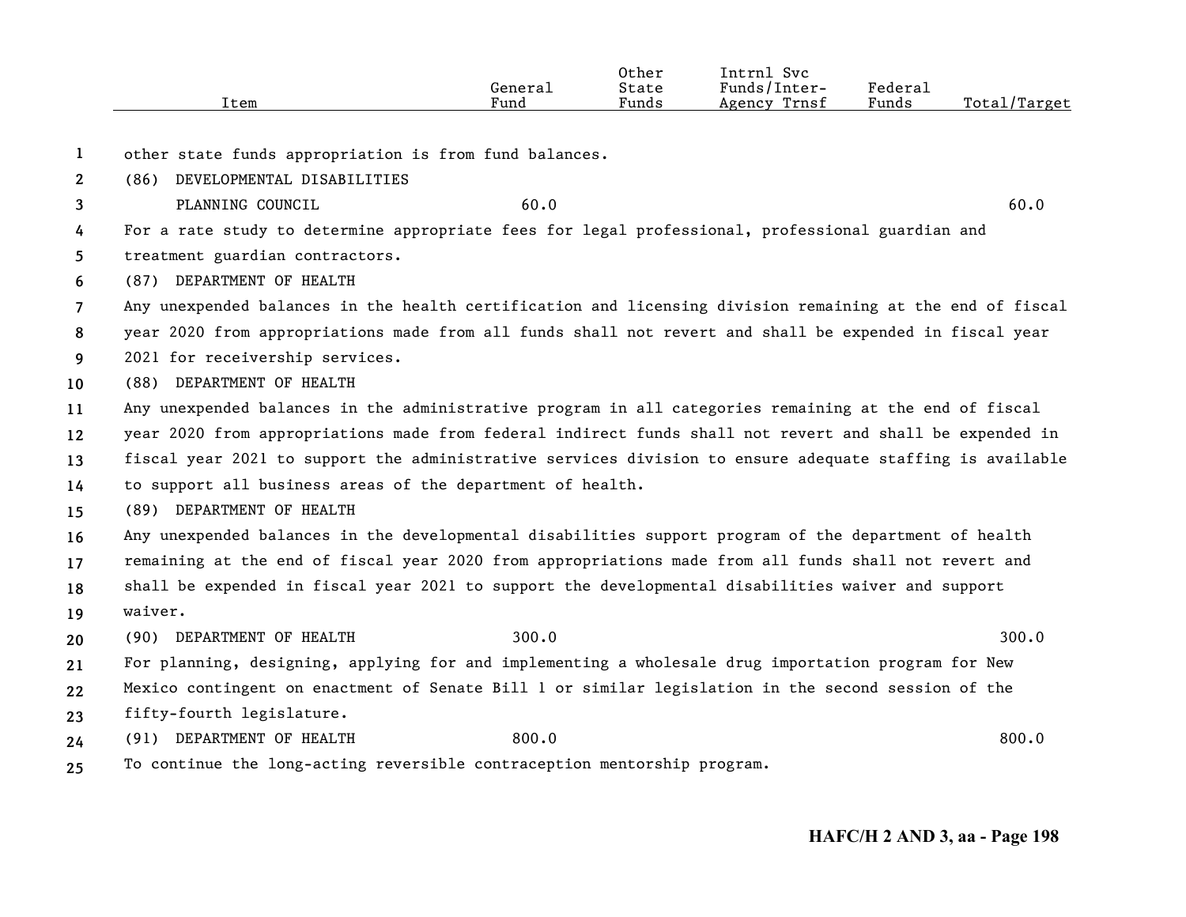| Item | General Fund | Other State Funds | Intrnl Svc Funds/Inter-Agency Trnsf | Federal Funds | Total/Target |
|---|---|---|---|---|---|
| other state funds appropriation is from fund balances. | | | | | |
| (86) DEVELOPMENTAL DISABILITIES PLANNING COUNCIL | 60.0 | | | | 60.0 |
| For a rate study to determine appropriate fees for legal professional, professional guardian and treatment guardian contractors. | | | | | |
| (87) DEPARTMENT OF HEALTH | | | | | |
| Any unexpended balances in the health certification and licensing division remaining at the end of fiscal year 2020 from appropriations made from all funds shall not revert and shall be expended in fiscal year 2021 for receivership services. | | | | | |
| (88) DEPARTMENT OF HEALTH | | | | | |
| Any unexpended balances in the administrative program in all categories remaining at the end of fiscal year 2020 from appropriations made from federal indirect funds shall not revert and shall be expended in fiscal year 2021 to support the administrative services division to ensure adequate staffing is available to support all business areas of the department of health. | | | | | |
| (89) DEPARTMENT OF HEALTH | | | | | |
| Any unexpended balances in the developmental disabilities support program of the department of health remaining at the end of fiscal year 2020 from appropriations made from all funds shall not revert and shall be expended in fiscal year 2021 to support the developmental disabilities waiver and support waiver. | | | | | |
| (90) DEPARTMENT OF HEALTH | 300.0 | | | | 300.0 |
| For planning, designing, applying for and implementing a wholesale drug importation program for New Mexico contingent on enactment of Senate Bill 1 or similar legislation in the second session of the fifty-fourth legislature. | | | | | |
| (91) DEPARTMENT OF HEALTH | 800.0 | | | | 800.0 |
| To continue the long-acting reversible contraception mentorship program. | | | | | |

HAFC/H 2 AND 3, aa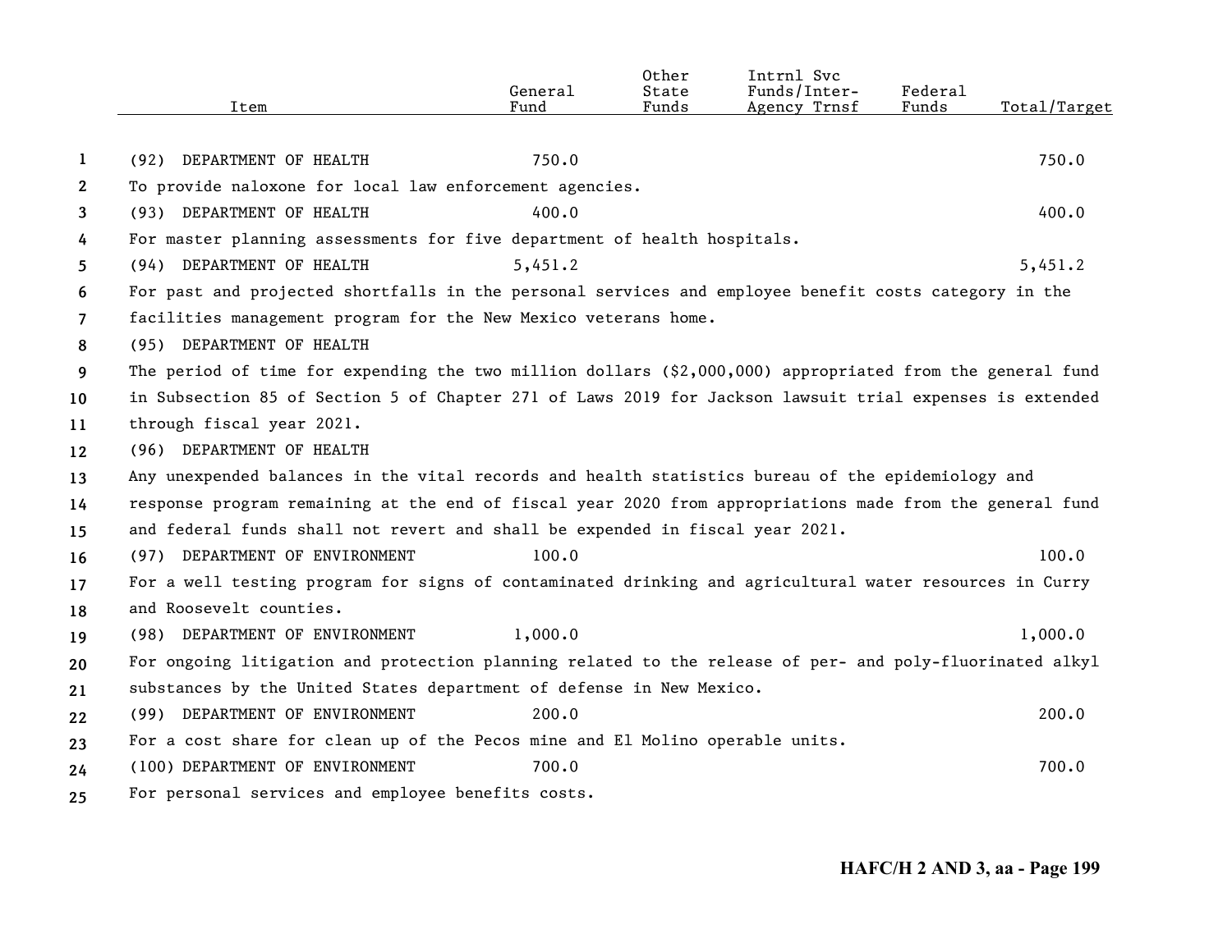| Item | General Fund | Other State Funds | Intrnl Svc Funds/Inter-Agency Trnsf | Federal Funds | Total/Target |
|---|---|---|---|---|---|
| (92) DEPARTMENT OF HEALTH | 750.0 | | | | 750.0 |
| To provide naloxone for local law enforcement agencies. | | | | | |
| (93) DEPARTMENT OF HEALTH | 400.0 | | | | 400.0 |
| For master planning assessments for five department of health hospitals. | | | | | |
| (94) DEPARTMENT OF HEALTH | 5,451.2 | | | | 5,451.2 |
| For past and projected shortfalls in the personal services and employee benefit costs category in the facilities management program for the New Mexico veterans home. | | | | | |
| (95) DEPARTMENT OF HEALTH | | | | | |
| The period of time for expending the two million dollars ($2,000,000) appropriated from the general fund in Subsection 85 of Section 5 of Chapter 271 of Laws 2019 for Jackson lawsuit trial expenses is extended through fiscal year 2021. | | | | | |
| (96) DEPARTMENT OF HEALTH | | | | | |
| Any unexpended balances in the vital records and health statistics bureau of the epidemiology and response program remaining at the end of fiscal year 2020 from appropriations made from the general fund and federal funds shall not revert and shall be expended in fiscal year 2021. | | | | | |
| (97) DEPARTMENT OF ENVIRONMENT | 100.0 | | | | 100.0 |
| For a well testing program for signs of contaminated drinking and agricultural water resources in Curry and Roosevelt counties. | | | | | |
| (98) DEPARTMENT OF ENVIRONMENT | 1,000.0 | | | | 1,000.0 |
| For ongoing litigation and protection planning related to the release of per- and poly-fluorinated alkyl substances by the United States department of defense in New Mexico. | | | | | |
| (99) DEPARTMENT OF ENVIRONMENT | 200.0 | | | | 200.0 |
| For a cost share for clean up of the Pecos mine and El Molino operable units. | | | | | |
| (100) DEPARTMENT OF ENVIRONMENT | 700.0 | | | | 700.0 |
| For personal services and employee benefits costs. | | | | | |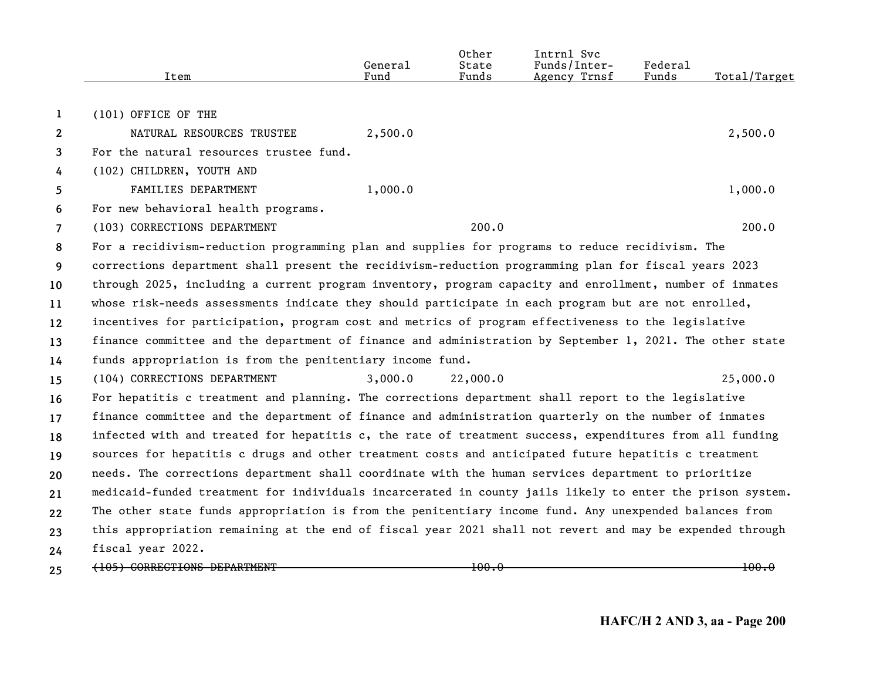| Item | General Fund | Other State Funds | Intrnl Svc Funds/Inter-Agency Trnsf | Federal Funds | Total/Target |
|---|---|---|---|---|---|
| (101) OFFICE OF THE NATURAL RESOURCES TRUSTEE | 2,500.0 | | | | 2,500.0 |

For the natural resources trustee fund.

| Item | General Fund | Other State Funds | Intrnl Svc Funds/Inter-Agency Trnsf | Federal Funds | Total/Target |
|---|---|---|---|---|---|
| (102) CHILDREN, YOUTH AND FAMILIES DEPARTMENT | 1,000.0 | | | | 1,000.0 |

For new behavioral health programs.

| Item | General Fund | Other State Funds | Intrnl Svc Funds/Inter-Agency Trnsf | Federal Funds | Total/Target |
|---|---|---|---|---|---|
| (103) CORRECTIONS DEPARTMENT | | 200.0 | | | 200.0 |

For a recidivism-reduction programming plan and supplies for programs to reduce recidivism. The corrections department shall present the recidivism-reduction programming plan for fiscal years 2023 through 2025, including a current program inventory, program capacity and enrollment, number of inmates whose risk-needs assessments indicate they should participate in each program but are not enrolled, incentives for participation, program cost and metrics of program effectiveness to the legislative finance committee and the department of finance and administration by September 1, 2021. The other state funds appropriation is from the penitentiary income fund.

| Item | General Fund | Other State Funds | Intrnl Svc Funds/Inter-Agency Trnsf | Federal Funds | Total/Target |
|---|---|---|---|---|---|
| (104) CORRECTIONS DEPARTMENT | 3,000.0 | 22,000.0 | | | 25,000.0 |

For hepatitis c treatment and planning. The corrections department shall report to the legislative finance committee and the department of finance and administration quarterly on the number of inmates infected with and treated for hepatitis c, the rate of treatment success, expenditures from all funding sources for hepatitis c drugs and other treatment costs and anticipated future hepatitis c treatment needs. The corrections department shall coordinate with the human services department to prioritize medicaid-funded treatment for individuals incarcerated in county jails likely to enter the prison system. The other state funds appropriation is from the penitentiary income fund. Any unexpended balances from this appropriation remaining at the end of fiscal year 2021 shall not revert and may be expended through fiscal year 2022.

| Item | General Fund | Other State Funds | Intrnl Svc Funds/Inter-Agency Trnsf | Federal Funds | Total/Target |
|---|---|---|---|---|---|
| ~~(105) CORRECTIONS DEPARTMENT~~ | | ~~100.0~~ | | | ~~100.0~~ |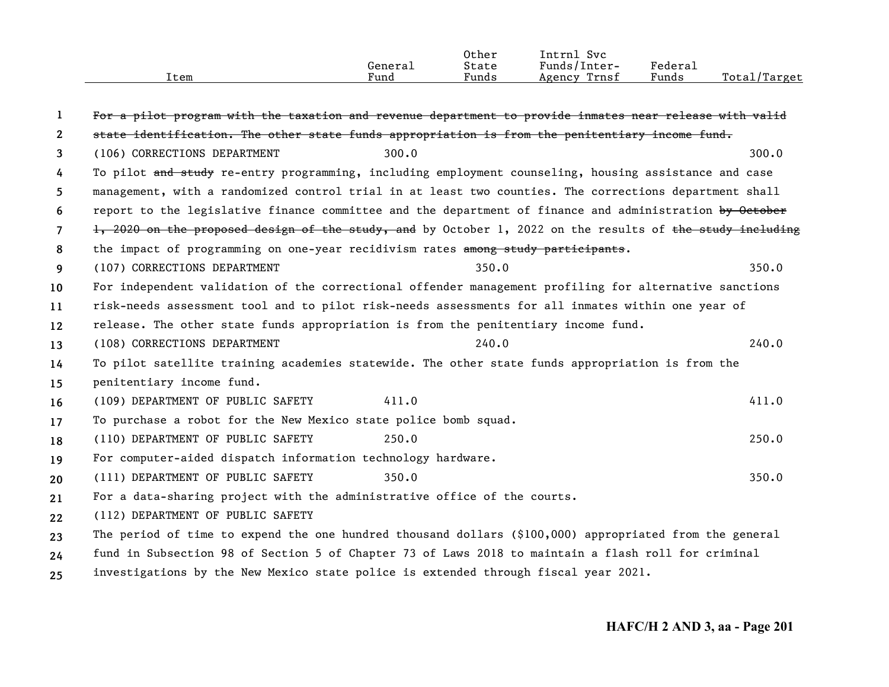| Item | General Fund | Other State Funds | Intrnl Svc Funds/Inter-Agency Trnsf | Federal Funds | Total/Target |
|---|---|---|---|---|---|
| ~~For a pilot program with the taxation and revenue department to provide inmates near release with valid state identification. The other state funds appropriation is from the penitentiary income fund.~~ | | | | | |
| (106) CORRECTIONS DEPARTMENT | 300.0 | | | | 300.0 |
| To pilot ~~and study~~ re-entry programming, including employment counseling, housing assistance and case management, with a randomized control trial in at least two counties. The corrections department shall report to the legislative finance committee and the department of finance and administration ~~by October 1, 2020 on the proposed design of the study, and~~ by October 1, 2022 on the results of ~~the study including~~ the impact of programming on one-year recidivism rates ~~among study participants~~. | | | | | |
| (107) CORRECTIONS DEPARTMENT | | 350.0 | | | 350.0 |
| For independent validation of the correctional offender management profiling for alternative sanctions risk-needs assessment tool and to pilot risk-needs assessments for all inmates within one year of release. The other state funds appropriation is from the penitentiary income fund. | | | | | |
| (108) CORRECTIONS DEPARTMENT | | 240.0 | | | 240.0 |
| To pilot satellite training academies statewide. The other state funds appropriation is from the penitentiary income fund. | | | | | |
| (109) DEPARTMENT OF PUBLIC SAFETY | 411.0 | | | | 411.0 |
| To purchase a robot for the New Mexico state police bomb squad. | | | | | |
| (110) DEPARTMENT OF PUBLIC SAFETY | 250.0 | | | | 250.0 |
| For computer-aided dispatch information technology hardware. | | | | | |
| (111) DEPARTMENT OF PUBLIC SAFETY | 350.0 | | | | 350.0 |
| For a data-sharing project with the administrative office of the courts. | | | | | |
| (112) DEPARTMENT OF PUBLIC SAFETY | | | | | |
| The period of time to expend the one hundred thousand dollars ($100,000) appropriated from the general fund in Subsection 98 of Section 5 of Chapter 73 of Laws 2018 to maintain a flash roll for criminal investigations by the New Mexico state police is extended through fiscal year 2021. | | | | | |

HAFC/H 2 AND 3, aa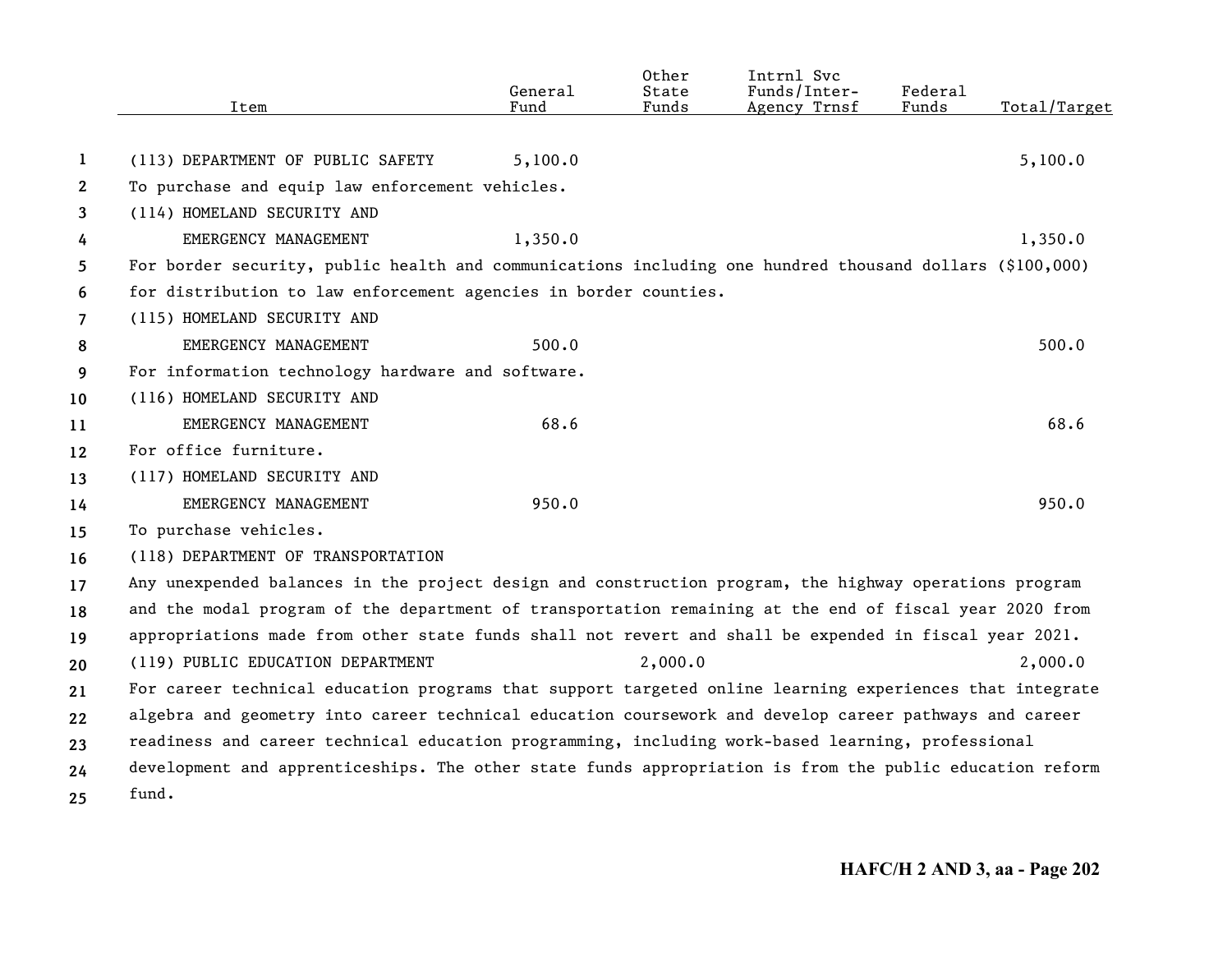| Item | General Fund | Other State Funds | Intrnl Svc Funds/Inter-Agency Trnsf | Federal Funds | Total/Target |
|---|---|---|---|---|---|
| (113) DEPARTMENT OF PUBLIC SAFETY | 5,100.0 | | | | 5,100.0 |
| To purchase and equip law enforcement vehicles. | | | | | |
| (114) HOMELAND SECURITY AND EMERGENCY MANAGEMENT | 1,350.0 | | | | 1,350.0 |
| For border security, public health and communications including one hundred thousand dollars ($100,000) for distribution to law enforcement agencies in border counties. | | | | | |
| (115) HOMELAND SECURITY AND EMERGENCY MANAGEMENT | 500.0 | | | | 500.0 |
| For information technology hardware and software. | | | | | |
| (116) HOMELAND SECURITY AND EMERGENCY MANAGEMENT | 68.6 | | | | 68.6 |
| For office furniture. | | | | | |
| (117) HOMELAND SECURITY AND EMERGENCY MANAGEMENT | 950.0 | | | | 950.0 |
| To purchase vehicles. | | | | | |
| (118) DEPARTMENT OF TRANSPORTATION | | | | | |
| Any unexpended balances in the project design and construction program, the highway operations program and the modal program of the department of transportation remaining at the end of fiscal year 2020 from appropriations made from other state funds shall not revert and shall be expended in fiscal year 2021. | | | | | |
| (119) PUBLIC EDUCATION DEPARTMENT | | 2,000.0 | | | 2,000.0 |
| For career technical education programs that support targeted online learning experiences that integrate algebra and geometry into career technical education coursework and develop career pathways and career readiness and career technical education programming, including work-based learning, professional development and apprenticeships. The other state funds appropriation is from the public education reform fund. | | | | | |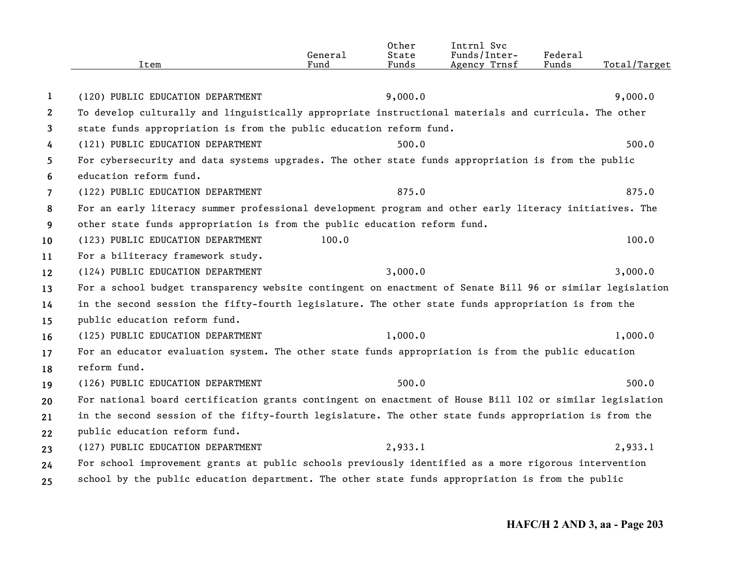| Item | General Fund | Other State Funds | Intrnl Svc Funds/Inter-Agency Trnsf | Federal Funds | Total/Target |
|---|---|---|---|---|---|
| (120) PUBLIC EDUCATION DEPARTMENT | | 9,000.0 | | | 9,000.0 |
| To develop culturally and linguistically appropriate instructional materials and curricula. The other state funds appropriation is from the public education reform fund. | | | | | |
| (121) PUBLIC EDUCATION DEPARTMENT | | 500.0 | | | 500.0 |
| For cybersecurity and data systems upgrades. The other state funds appropriation is from the public education reform fund. | | | | | |
| (122) PUBLIC EDUCATION DEPARTMENT | | 875.0 | | | 875.0 |
| For an early literacy summer professional development program and other early literacy initiatives. The other state funds appropriation is from the public education reform fund. | | | | | |
| (123) PUBLIC EDUCATION DEPARTMENT | 100.0 | | | | 100.0 |
| For a biliteracy framework study. | | | | | |
| (124) PUBLIC EDUCATION DEPARTMENT | | 3,000.0 | | | 3,000.0 |
| For a school budget transparency website contingent on enactment of Senate Bill 96 or similar legislation in the second session the fifty-fourth legislature. The other state funds appropriation is from the public education reform fund. | | | | | |
| (125) PUBLIC EDUCATION DEPARTMENT | | 1,000.0 | | | 1,000.0 |
| For an educator evaluation system. The other state funds appropriation is from the public education reform fund. | | | | | |
| (126) PUBLIC EDUCATION DEPARTMENT | | 500.0 | | | 500.0 |
| For national board certification grants contingent on enactment of House Bill 102 or similar legislation in the second session of the fifty-fourth legislature. The other state funds appropriation is from the public education reform fund. | | | | | |
| (127) PUBLIC EDUCATION DEPARTMENT | | 2,933.1 | | | 2,933.1 |
| For school improvement grants at public schools previously identified as a more rigorous intervention school by the public education department. The other state funds appropriation is from the public | | | | | |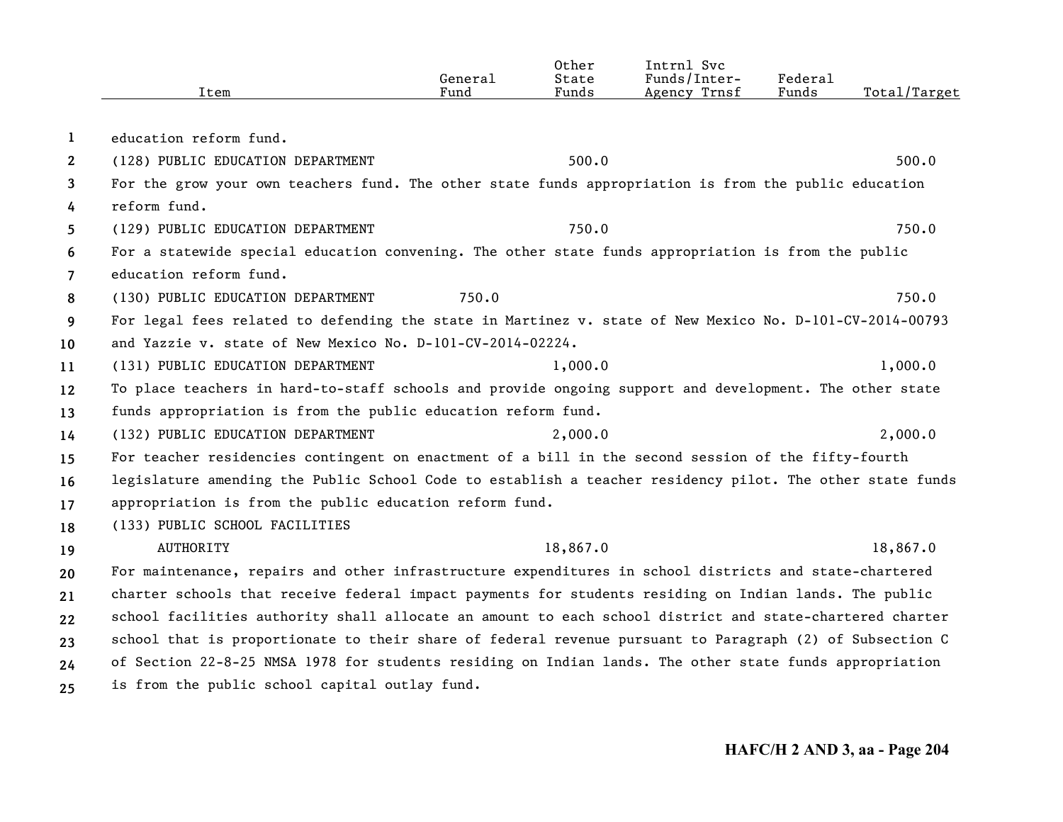| Item | General Fund | Other State Funds | Intrnl Svc Funds/Inter-Agency Trnsf | Federal Funds | Total/Target |
|---|---|---|---|---|---|
| education reform fund. | | | | | |
| (128) PUBLIC EDUCATION DEPARTMENT | | 500.0 | | | 500.0 |
| For the grow your own teachers fund. The other state funds appropriation is from the public education reform fund. | | | | | |
| (129) PUBLIC EDUCATION DEPARTMENT | | 750.0 | | | 750.0 |
| For a statewide special education convening. The other state funds appropriation is from the public education reform fund. | | | | | |
| (130) PUBLIC EDUCATION DEPARTMENT | 750.0 | | | | 750.0 |
| For legal fees related to defending the state in Martinez v. state of New Mexico No. D-101-CV-2014-00793 and Yazzie v. state of New Mexico No. D-101-CV-2014-02224. | | | | | |
| (131) PUBLIC EDUCATION DEPARTMENT | | 1,000.0 | | | 1,000.0 |
| To place teachers in hard-to-staff schools and provide ongoing support and development. The other state funds appropriation is from the public education reform fund. | | | | | |
| (132) PUBLIC EDUCATION DEPARTMENT | | 2,000.0 | | | 2,000.0 |
| For teacher residencies contingent on enactment of a bill in the second session of the fifty-fourth legislature amending the Public School Code to establish a teacher residency pilot. The other state funds appropriation is from the public education reform fund. | | | | | |
| (133) PUBLIC SCHOOL FACILITIES AUTHORITY | | 18,867.0 | | | 18,867.0 |
| For maintenance, repairs and other infrastructure expenditures in school districts and state-chartered charter schools that receive federal impact payments for students residing on Indian lands. The public school facilities authority shall allocate an amount to each school district and state-chartered charter school that is proportionate to their share of federal revenue pursuant to Paragraph (2) of Subsection C of Section 22-8-25 NMSA 1978 for students residing on Indian lands. The other state funds appropriation is from the public school capital outlay fund. | | | | | |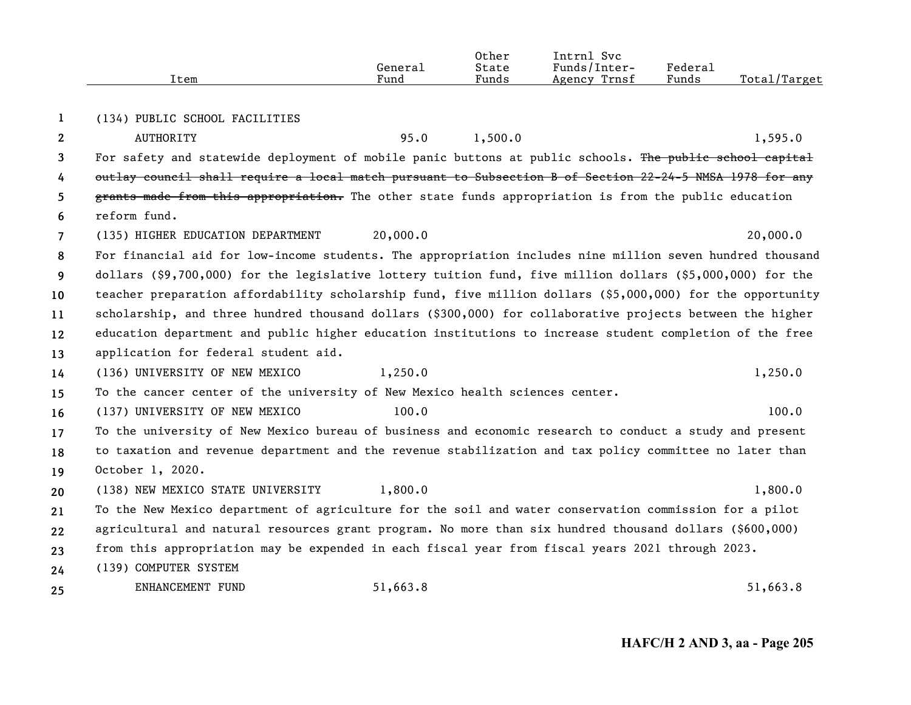| Item | General Fund | Other State Funds | Intrnl Svc Funds/Inter-Agency Trnsf | Federal Funds | Total/Target |
|---|---|---|---|---|---|
| (134) PUBLIC SCHOOL FACILITIES AUTHORITY | 95.0 | 1,500.0 | | | 1,595.0 |

For safety and statewide deployment of mobile panic buttons at public schools. ~~The public school capital outlay council shall require a local match pursuant to Subsection B of Section 22-24-5 NMSA 1978 for any grants made from this appropriation.~~ The other state funds appropriation is from the public education reform fund.

| Item | General Fund | Other State Funds | Intrnl Svc Funds/Inter-Agency Trnsf | Federal Funds | Total/Target |
|---|---|---|---|---|---|
| (135) HIGHER EDUCATION DEPARTMENT | 20,000.0 | | | | 20,000.0 |

For financial aid for low-income students. The appropriation includes nine million seven hundred thousand dollars ($9,700,000) for the legislative lottery tuition fund, five million dollars ($5,000,000) for the teacher preparation affordability scholarship fund, five million dollars ($5,000,000) for the opportunity scholarship, and three hundred thousand dollars ($300,000) for collaborative projects between the higher education department and public higher education institutions to increase student completion of the free application for federal student aid.

| Item | General Fund | Other State Funds | Intrnl Svc Funds/Inter-Agency Trnsf | Federal Funds | Total/Target |
|---|---|---|---|---|---|
| (136) UNIVERSITY OF NEW MEXICO | 1,250.0 | | | | 1,250.0 |

To the cancer center of the university of New Mexico health sciences center.

| Item | General Fund | Other State Funds | Intrnl Svc Funds/Inter-Agency Trnsf | Federal Funds | Total/Target |
|---|---|---|---|---|---|
| (137) UNIVERSITY OF NEW MEXICO | 100.0 | | | | 100.0 |

To the university of New Mexico bureau of business and economic research to conduct a study and present to taxation and revenue department and the revenue stabilization and tax policy committee no later than October 1, 2020.

| Item | General Fund | Other State Funds | Intrnl Svc Funds/Inter-Agency Trnsf | Federal Funds | Total/Target |
|---|---|---|---|---|---|
| (138) NEW MEXICO STATE UNIVERSITY | 1,800.0 | | | | 1,800.0 |

To the New Mexico department of agriculture for the soil and water conservation commission for a pilot agricultural and natural resources grant program. No more than six hundred thousand dollars ($600,000) from this appropriation may be expended in each fiscal year from fiscal years 2021 through 2023.

| Item | General Fund | Other State Funds | Intrnl Svc Funds/Inter-Agency Trnsf | Federal Funds | Total/Target |
|---|---|---|---|---|---|
| (139) COMPUTER SYSTEM ENHANCEMENT FUND | 51,663.8 | | | | 51,663.8 |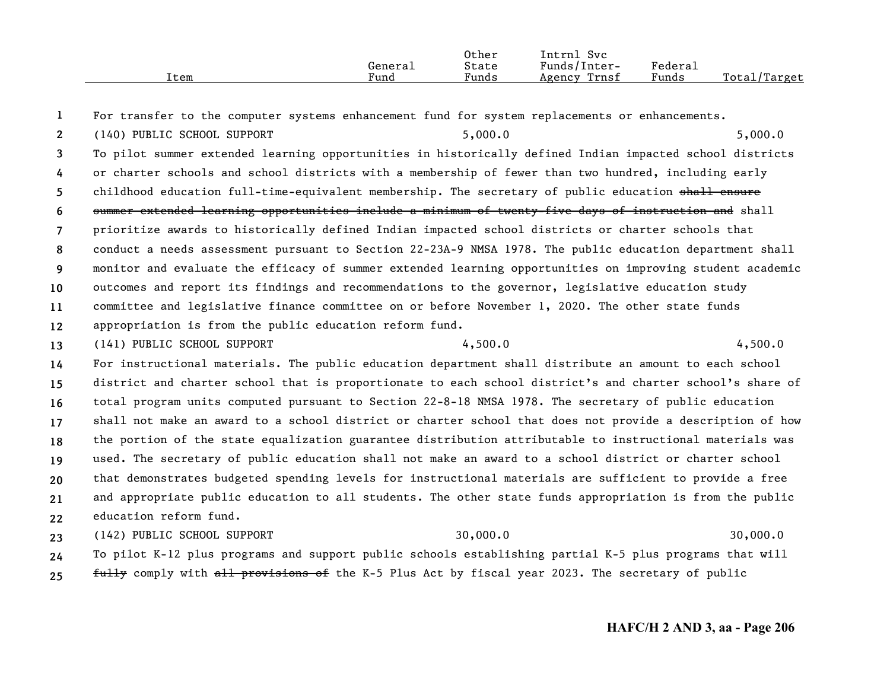| Item | General Fund | Other State Funds | Intrnl Svc Funds/Inter-Agency Trnsf | Federal Funds | Total/Target |
|---|---|---|---|---|---|

For transfer to the computer systems enhancement fund for system replacements or enhancements.

| Item | General Fund | Other State Funds | Intrnl Svc Funds/Inter-Agency Trnsf | Federal Funds | Total/Target |
|---|---|---|---|---|---|
| (140) PUBLIC SCHOOL SUPPORT | | 5,000.0 | | | 5,000.0 |

To pilot summer extended learning opportunities in historically defined Indian impacted school districts or charter schools and school districts with a membership of fewer than two hundred, including early childhood education full-time-equivalent membership. The secretary of public education ~~shall ensure summer extended learning opportunities include a minimum of twenty-five days of instruction and~~ shall prioritize awards to historically defined Indian impacted school districts or charter schools that conduct a needs assessment pursuant to Section 22-23A-9 NMSA 1978. The public education department shall monitor and evaluate the efficacy of summer extended learning opportunities on improving student academic outcomes and report its findings and recommendations to the governor, legislative education study committee and legislative finance committee on or before November 1, 2020. The other state funds appropriation is from the public education reform fund.

| Item | General Fund | Other State Funds | Intrnl Svc Funds/Inter-Agency Trnsf | Federal Funds | Total/Target |
|---|---|---|---|---|---|
| (141) PUBLIC SCHOOL SUPPORT | | 4,500.0 | | | 4,500.0 |

For instructional materials. The public education department shall distribute an amount to each school district and charter school that is proportionate to each school district's and charter school's share of total program units computed pursuant to Section 22-8-18 NMSA 1978. The secretary of public education shall not make an award to a school district or charter school that does not provide a description of how the portion of the state equalization guarantee distribution attributable to instructional materials was used. The secretary of public education shall not make an award to a school district or charter school that demonstrates budgeted spending levels for instructional materials are sufficient to provide a free and appropriate public education to all students. The other state funds appropriation is from the public education reform fund.

| Item | General Fund | Other State Funds | Intrnl Svc Funds/Inter-Agency Trnsf | Federal Funds | Total/Target |
|---|---|---|---|---|---|
| (142) PUBLIC SCHOOL SUPPORT | | 30,000.0 | | | 30,000.0 |

To pilot K-12 plus programs and support public schools establishing partial K-5 plus programs that will ~~fully~~ comply with ~~all provisions of~~ the K-5 Plus Act by fiscal year 2023. The secretary of public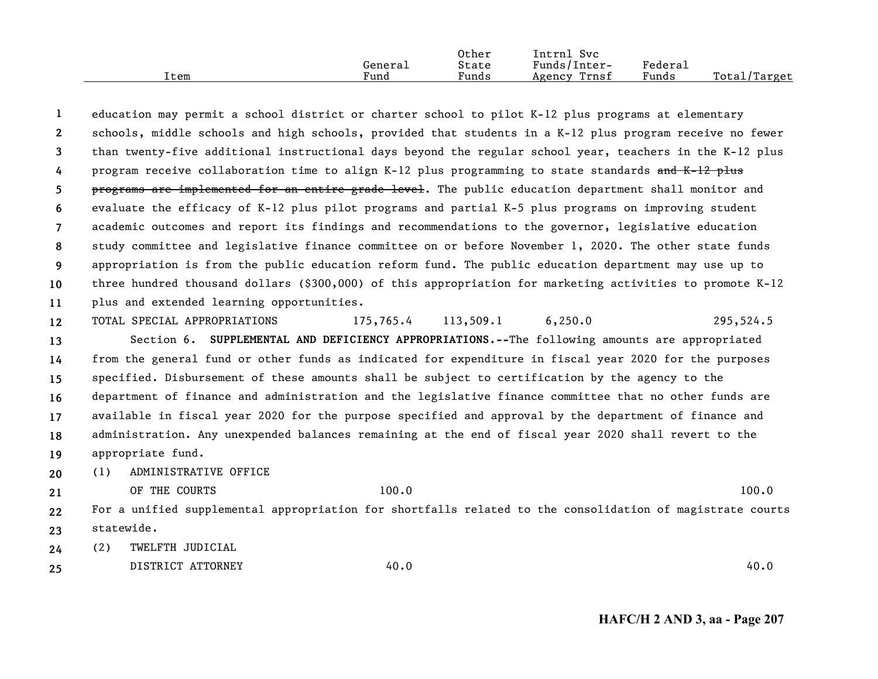| Item | General Fund | Other State Funds | Intrnl Svc Funds/Inter-Agency Trnsf | Federal Funds | Total/Target |
|---|---|---|---|---|---|

education may permit a school district or charter school to pilot K-12 plus programs at elementary schools, middle schools and high schools, provided that students in a K-12 plus program receive no fewer than twenty-five additional instructional days beyond the regular school year, teachers in the K-12 plus program receive collaboration time to align K-12 plus programming to state standards ~~and K-12 plus programs are implemented for an entire grade level~~. The public education department shall monitor and evaluate the efficacy of K-12 plus pilot programs and partial K-5 plus programs on improving student academic outcomes and report its findings and recommendations to the governor, legislative education study committee and legislative finance committee on or before November 1, 2020. The other state funds appropriation is from the public education reform fund. The public education department may use up to three hundred thousand dollars ($300,000) of this appropriation for marketing activities to promote K-12 plus and extended learning opportunities.

| Item | General Fund | Other State Funds | Intrnl Svc Funds/Inter-Agency Trnsf | Federal Funds | Total/Target |
|---|---|---|---|---|---|
| TOTAL SPECIAL APPROPRIATIONS | 175,765.4 | 113,509.1 | 6,250.0 | | 295,524.5 |

Section 6. **SUPPLEMENTAL AND DEFICIENCY APPROPRIATIONS.--**The following amounts are appropriated from the general fund or other funds as indicated for expenditure in fiscal year 2020 for the purposes specified. Disbursement of these amounts shall be subject to certification by the agency to the department of finance and administration and the legislative finance committee that no other funds are available in fiscal year 2020 for the purpose specified and approval by the department of finance and administration. Any unexpended balances remaining at the end of fiscal year 2020 shall revert to the appropriate fund.

| Item | General Fund | Other State Funds | Intrnl Svc Funds/Inter-Agency Trnsf | Federal Funds | Total/Target |
|---|---|---|---|---|---|
| (1) ADMINISTRATIVE OFFICE OF THE COURTS | 100.0 | | | | 100.0 |

For a unified supplemental appropriation for shortfalls related to the consolidation of magistrate courts statewide.

| Item | General Fund | Other State Funds | Intrnl Svc Funds/Inter-Agency Trnsf | Federal Funds | Total/Target |
|---|---|---|---|---|---|
| (2) TWELFTH JUDICIAL DISTRICT ATTORNEY | 40.0 | | | | 40.0 |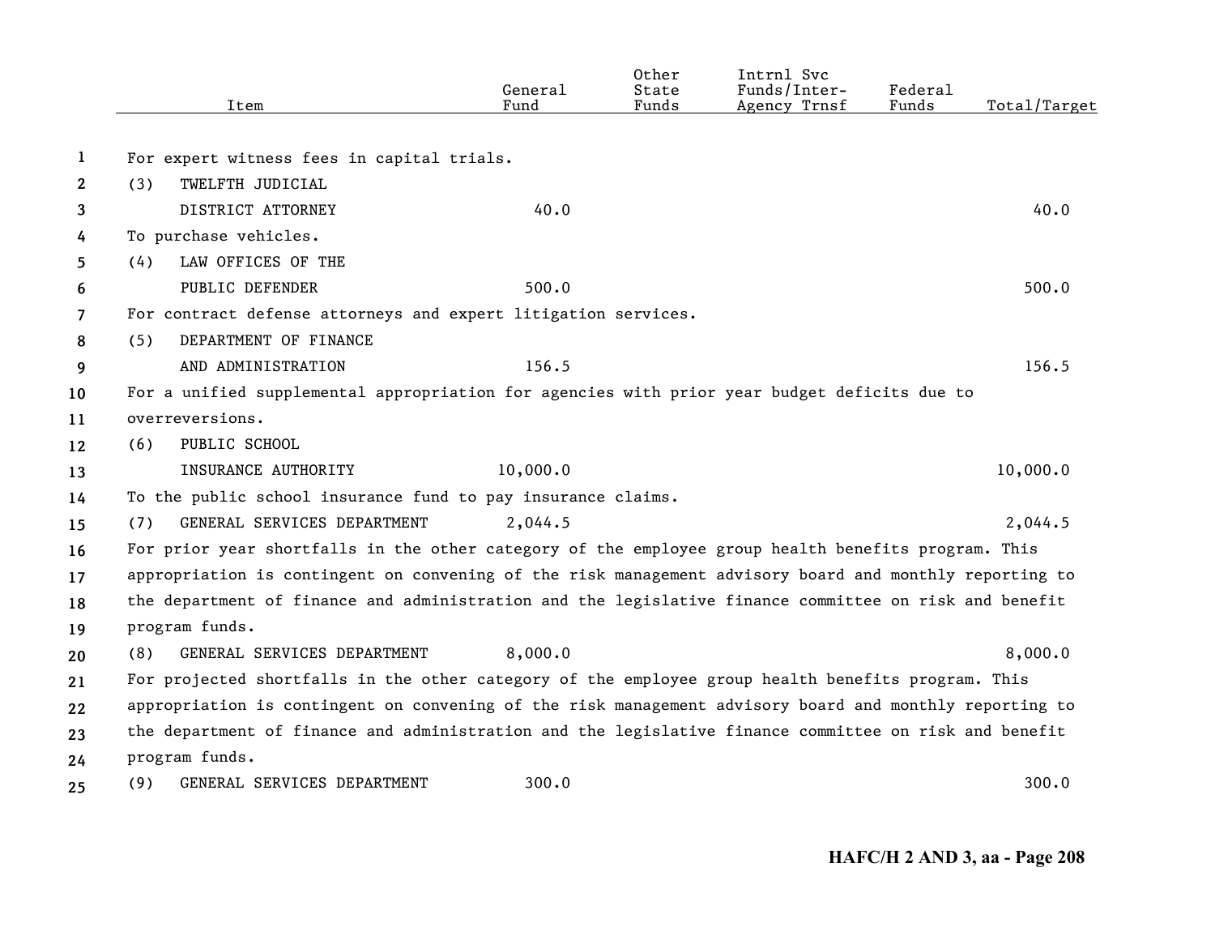| Item | General Fund | Other State Funds | Intrnl Svc Funds/Inter-Agency Trnsf | Federal Funds | Total/Target |
|---|---|---|---|---|---|
| For expert witness fees in capital trials. | | | | | |
| (3) TWELFTH JUDICIAL DISTRICT ATTORNEY | 40.0 | | | | 40.0 |
| To purchase vehicles. | | | | | |
| (4) LAW OFFICES OF THE PUBLIC DEFENDER | 500.0 | | | | 500.0 |
| For contract defense attorneys and expert litigation services. | | | | | |
| (5) DEPARTMENT OF FINANCE AND ADMINISTRATION | 156.5 | | | | 156.5 |
| For a unified supplemental appropriation for agencies with prior year budget deficits due to overreversions. | | | | | |
| (6) PUBLIC SCHOOL INSURANCE AUTHORITY | 10,000.0 | | | | 10,000.0 |
| To the public school insurance fund to pay insurance claims. | | | | | |
| (7) GENERAL SERVICES DEPARTMENT | 2,044.5 | | | | 2,044.5 |
| For prior year shortfalls in the other category of the employee group health benefits program. This appropriation is contingent on convening of the risk management advisory board and monthly reporting to the department of finance and administration and the legislative finance committee on risk and benefit program funds. | | | | | |
| (8) GENERAL SERVICES DEPARTMENT | 8,000.0 | | | | 8,000.0 |
| For projected shortfalls in the other category of the employee group health benefits program. This appropriation is contingent on convening of the risk management advisory board and monthly reporting to the department of finance and administration and the legislative finance committee on risk and benefit program funds. | | | | | |
| (9) GENERAL SERVICES DEPARTMENT | 300.0 | | | | 300.0 |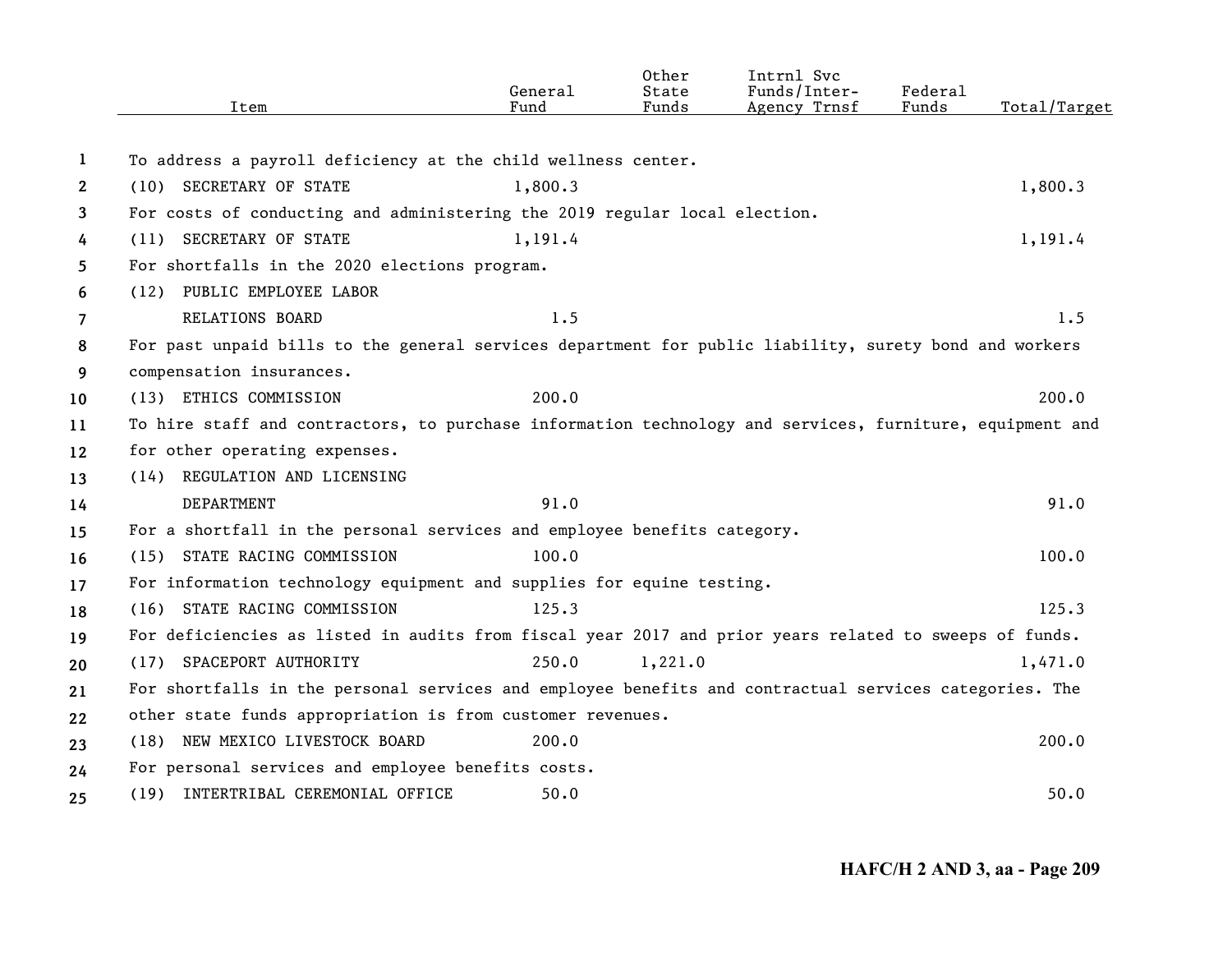| Item | General Fund | Other State Funds | Intrnl Svc Funds/Inter-Agency Trnsf | Federal Funds | Total/Target |
|---|---|---|---|---|---|
| To address a payroll deficiency at the child wellness center. | | | | | |
| (10) SECRETARY OF STATE | 1,800.3 | | | | 1,800.3 |
| For costs of conducting and administering the 2019 regular local election. | | | | | |
| (11) SECRETARY OF STATE | 1,191.4 | | | | 1,191.4 |
| For shortfalls in the 2020 elections program. | | | | | |
| (12) PUBLIC EMPLOYEE LABOR RELATIONS BOARD | 1.5 | | | | 1.5 |
| For past unpaid bills to the general services department for public liability, surety bond and workers compensation insurances. | | | | | |
| (13) ETHICS COMMISSION | 200.0 | | | | 200.0 |
| To hire staff and contractors, to purchase information technology and services, furniture, equipment and for other operating expenses. | | | | | |
| (14) REGULATION AND LICENSING DEPARTMENT | 91.0 | | | | 91.0 |
| For a shortfall in the personal services and employee benefits category. | | | | | |
| (15) STATE RACING COMMISSION | 100.0 | | | | 100.0 |
| For information technology equipment and supplies for equine testing. | | | | | |
| (16) STATE RACING COMMISSION | 125.3 | | | | 125.3 |
| For deficiencies as listed in audits from fiscal year 2017 and prior years related to sweeps of funds. | | | | | |
| (17) SPACEPORT AUTHORITY | 250.0 | 1,221.0 | | | 1,471.0 |
| For shortfalls in the personal services and employee benefits and contractual services categories. The other state funds appropriation is from customer revenues. | | | | | |
| (18) NEW MEXICO LIVESTOCK BOARD | 200.0 | | | | 200.0 |
| For personal services and employee benefits costs. | | | | | |
| (19) INTERTRIBAL CEREMONIAL OFFICE | 50.0 | | | | 50.0 |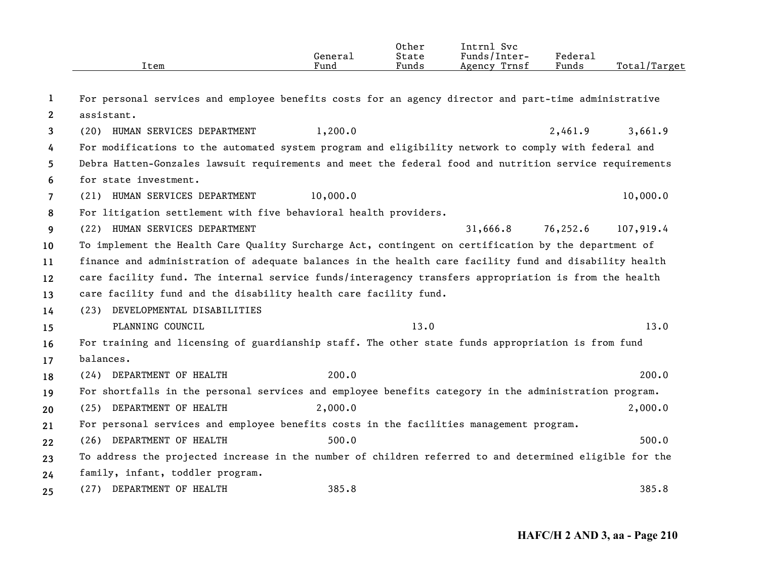| Item | General Fund | Other State Funds | Intrnl Svc Funds/Inter-Agency Trnsf | Federal Funds | Total/Target |
|---|---|---|---|---|---|
| For personal services and employee benefits costs for an agency director and part-time administrative assistant. | | | | | |
| (20) HUMAN SERVICES DEPARTMENT | 1,200.0 | | | 2,461.9 | 3,661.9 |
| For modifications to the automated system program and eligibility network to comply with federal and Debra Hatten-Gonzales lawsuit requirements and meet the federal food and nutrition service requirements for state investment. | | | | | |
| (21) HUMAN SERVICES DEPARTMENT | 10,000.0 | | | | 10,000.0 |
| For litigation settlement with five behavioral health providers. | | | | | |
| (22) HUMAN SERVICES DEPARTMENT | | | 31,666.8 | 76,252.6 | 107,919.4 |
| To implement the Health Care Quality Surcharge Act, contingent on certification by the department of finance and administration of adequate balances in the health care facility fund and disability health care facility fund. The internal service funds/interagency transfers appropriation is from the health care facility fund and the disability health care facility fund. | | | | | |
| (23) DEVELOPMENTAL DISABILITIES PLANNING COUNCIL | | 13.0 | | | 13.0 |
| For training and licensing of guardianship staff. The other state funds appropriation is from fund balances. | | | | | |
| (24) DEPARTMENT OF HEALTH | 200.0 | | | | 200.0 |
| For shortfalls in the personal services and employee benefits category in the administration program. | | | | | |
| (25) DEPARTMENT OF HEALTH | 2,000.0 | | | | 2,000.0 |
| For personal services and employee benefits costs in the facilities management program. | | | | | |
| (26) DEPARTMENT OF HEALTH | 500.0 | | | | 500.0 |
| To address the projected increase in the number of children referred to and determined eligible for the family, infant, toddler program. | | | | | |
| (27) DEPARTMENT OF HEALTH | 385.8 | | | | 385.8 |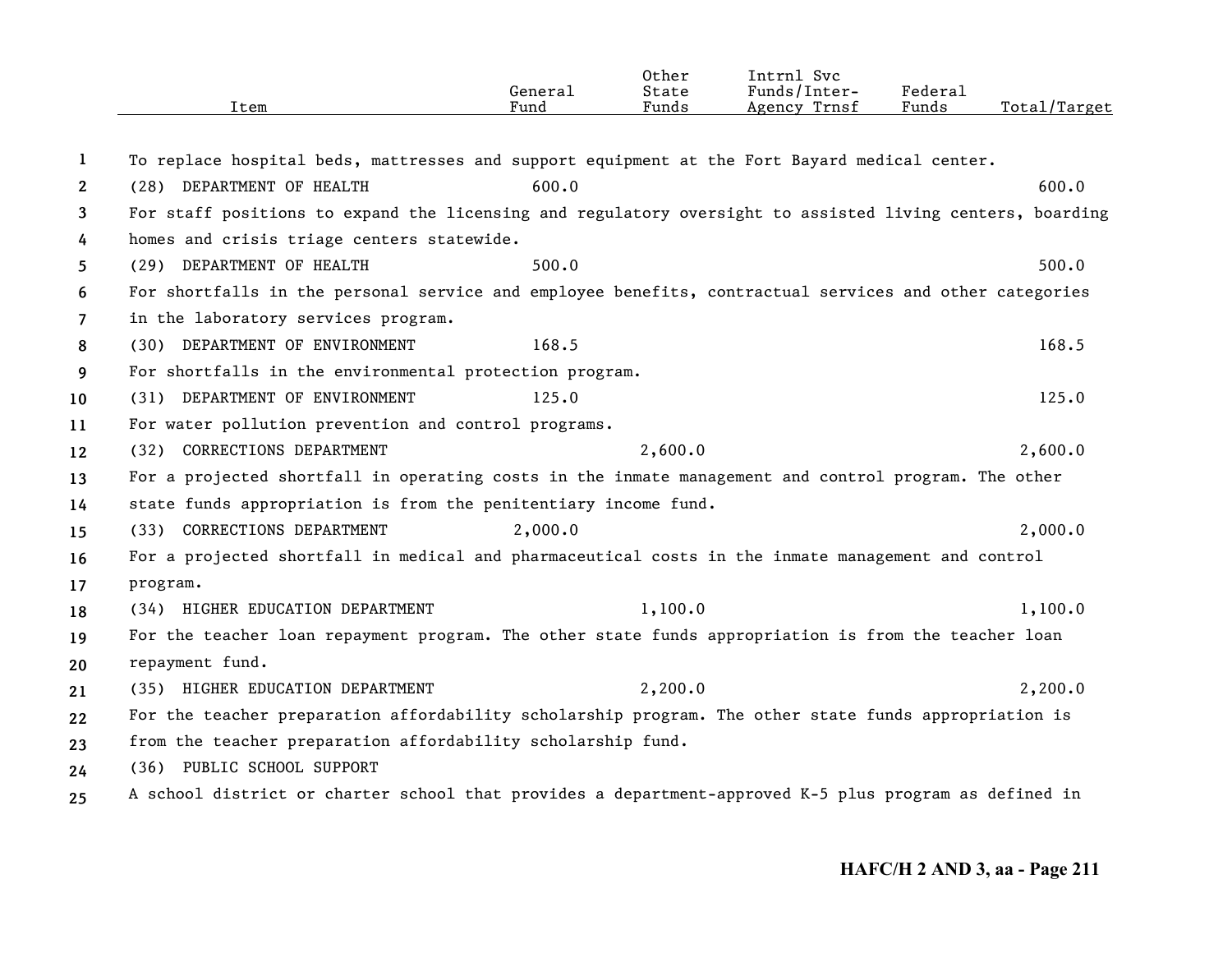| Item | General Fund | Other State Funds | Intrnl Svc Funds/Inter-Agency Trnsf | Federal Funds | Total/Target |
|---|---|---|---|---|---|
| To replace hospital beds, mattresses and support equipment at the Fort Bayard medical center. | | | | | |
| (28) DEPARTMENT OF HEALTH | 600.0 | | | | 600.0 |
| For staff positions to expand the licensing and regulatory oversight to assisted living centers, boarding homes and crisis triage centers statewide. | | | | | |
| (29) DEPARTMENT OF HEALTH | 500.0 | | | | 500.0 |
| For shortfalls in the personal service and employee benefits, contractual services and other categories in the laboratory services program. | | | | | |
| (30) DEPARTMENT OF ENVIRONMENT | 168.5 | | | | 168.5 |
| For shortfalls in the environmental protection program. | | | | | |
| (31) DEPARTMENT OF ENVIRONMENT | 125.0 | | | | 125.0 |
| For water pollution prevention and control programs. | | | | | |
| (32) CORRECTIONS DEPARTMENT | | 2,600.0 | | | 2,600.0 |
| For a projected shortfall in operating costs in the inmate management and control program. The other state funds appropriation is from the penitentiary income fund. | | | | | |
| (33) CORRECTIONS DEPARTMENT | 2,000.0 | | | | 2,000.0 |
| For a projected shortfall in medical and pharmaceutical costs in the inmate management and control program. | | | | | |
| (34) HIGHER EDUCATION DEPARTMENT | | 1,100.0 | | | 1,100.0 |
| For the teacher loan repayment program. The other state funds appropriation is from the teacher loan repayment fund. | | | | | |
| (35) HIGHER EDUCATION DEPARTMENT | | 2,200.0 | | | 2,200.0 |
| For the teacher preparation affordability scholarship program. The other state funds appropriation is from the teacher preparation affordability scholarship fund. | | | | | |
| (36) PUBLIC SCHOOL SUPPORT | | | | | |
| A school district or charter school that provides a department-approved K-5 plus program as defined in | | | | | |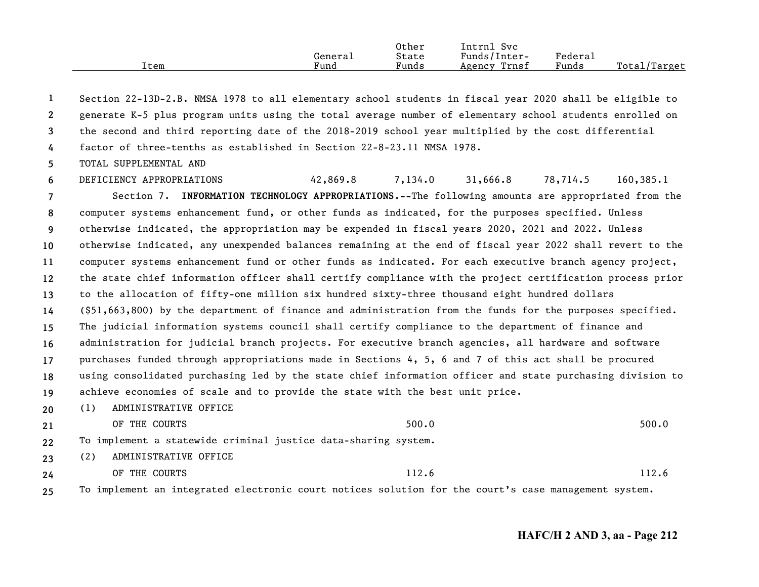| Item | General Fund | Other State Funds | Intrnl Svc Funds/Inter-Agency Trnsf | Federal Funds | Total/Target |
|---|---|---|---|---|---|

Section 22-13D-2.B. NMSA 1978 to all elementary school students in fiscal year 2020 shall be eligible to generate K-5 plus program units using the total average number of elementary school students enrolled on the second and third reporting date of the 2018-2019 school year multiplied by the cost differential factor of three-tenths as established in Section 22-8-23.11 NMSA 1978.

| Item | General Fund | Other State Funds | Intrnl Svc Funds/Inter-Agency Trnsf | Federal Funds | Total/Target |
|---|---|---|---|---|---|
| TOTAL SUPPLEMENTAL AND DEFICIENCY APPROPRIATIONS | 42,869.8 | 7,134.0 | 31,666.8 | 78,714.5 | 160,385.1 |

Section 7. **INFORMATION TECHNOLOGY APPROPRIATIONS.--**The following amounts are appropriated from the computer systems enhancement fund, or other funds as indicated, for the purposes specified. Unless otherwise indicated, the appropriation may be expended in fiscal years 2020, 2021 and 2022. Unless otherwise indicated, any unexpended balances remaining at the end of fiscal year 2022 shall revert to the computer systems enhancement fund or other funds as indicated. For each executive branch agency project, the state chief information officer shall certify compliance with the project certification process prior to the allocation of fifty-one million six hundred sixty-three thousand eight hundred dollars ($51,663,800) by the department of finance and administration from the funds for the purposes specified. The judicial information systems council shall certify compliance to the department of finance and administration for judicial branch projects. For executive branch agencies, all hardware and software purchases funded through appropriations made in Sections 4, 5, 6 and 7 of this act shall be procured using consolidated purchasing led by the state chief information officer and state purchasing division to achieve economies of scale and to provide the state with the best unit price.

| Item | General Fund | Other State Funds | Intrnl Svc Funds/Inter-Agency Trnsf | Federal Funds | Total/Target |
|---|---|---|---|---|---|
| (1) ADMINISTRATIVE OFFICE OF THE COURTS | | 500.0 | | | 500.0 |

To implement a statewide criminal justice data-sharing system.

| Item | General Fund | Other State Funds | Intrnl Svc Funds/Inter-Agency Trnsf | Federal Funds | Total/Target |
|---|---|---|---|---|---|
| (2) ADMINISTRATIVE OFFICE OF THE COURTS | | 112.6 | | | 112.6 |

To implement an integrated electronic court notices solution for the court's case management system.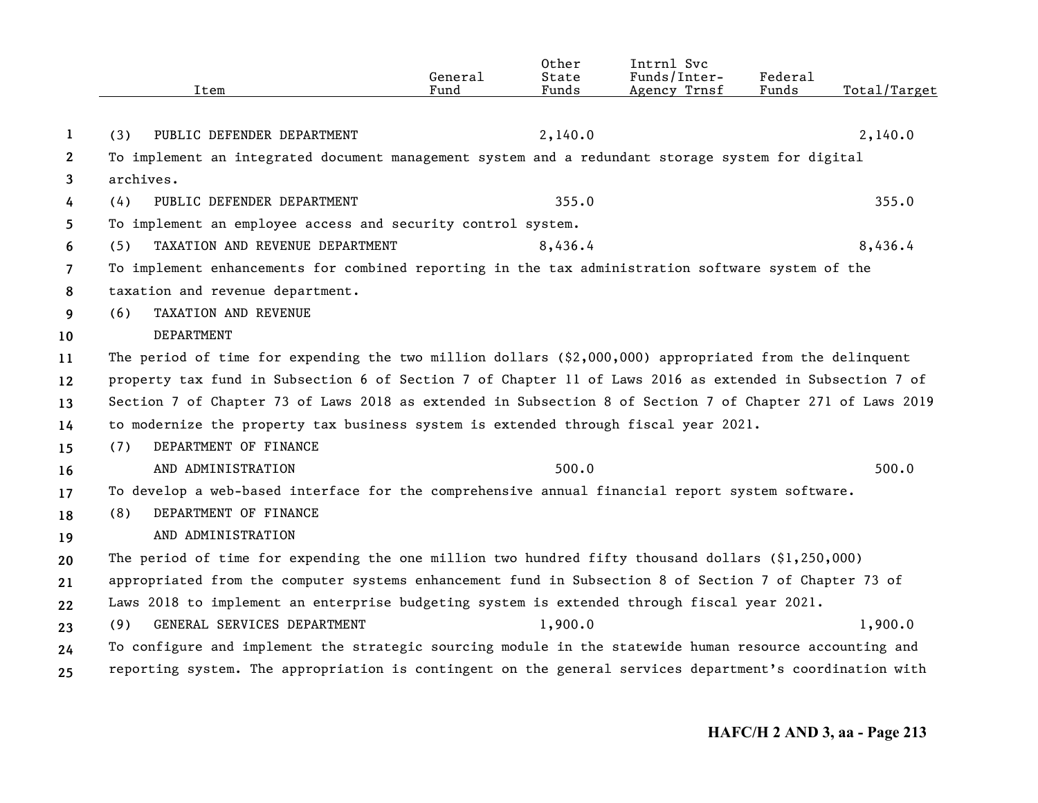| Item | General Fund | Other State Funds | Intrnl Svc Funds/Inter-Agency Trnsf | Federal Funds | Total/Target |
|---|---|---|---|---|---|
| (3) PUBLIC DEFENDER DEPARTMENT | | 2,140.0 | | | 2,140.0 |
| To implement an integrated document management system and a redundant storage system for digital archives. | | | | | |
| (4) PUBLIC DEFENDER DEPARTMENT | | 355.0 | | | 355.0 |
| To implement an employee access and security control system. | | | | | |
| (5) TAXATION AND REVENUE DEPARTMENT | | 8,436.4 | | | 8,436.4 |
| To implement enhancements for combined reporting in the tax administration software system of the taxation and revenue department. | | | | | |
| (6) TAXATION AND REVENUE DEPARTMENT | | | | | |
| The period of time for expending the two million dollars ($2,000,000) appropriated from the delinquent property tax fund in Subsection 6 of Section 7 of Chapter 11 of Laws 2016 as extended in Subsection 7 of Section 7 of Chapter 73 of Laws 2018 as extended in Subsection 8 of Section 7 of Chapter 271 of Laws 2019 to modernize the property tax business system is extended through fiscal year 2021. | | | | | |
| (7) DEPARTMENT OF FINANCE AND ADMINISTRATION | | 500.0 | | | 500.0 |
| To develop a web-based interface for the comprehensive annual financial report system software. | | | | | |
| (8) DEPARTMENT OF FINANCE AND ADMINISTRATION | | | | | |
| The period of time for expending the one million two hundred fifty thousand dollars ($1,250,000) appropriated from the computer systems enhancement fund in Subsection 8 of Section 7 of Chapter 73 of Laws 2018 to implement an enterprise budgeting system is extended through fiscal year 2021. | | | | | |
| (9) GENERAL SERVICES DEPARTMENT | | 1,900.0 | | | 1,900.0 |
| To configure and implement the strategic sourcing module in the statewide human resource accounting and reporting system. The appropriation is contingent on the general services department's coordination with | | | | | |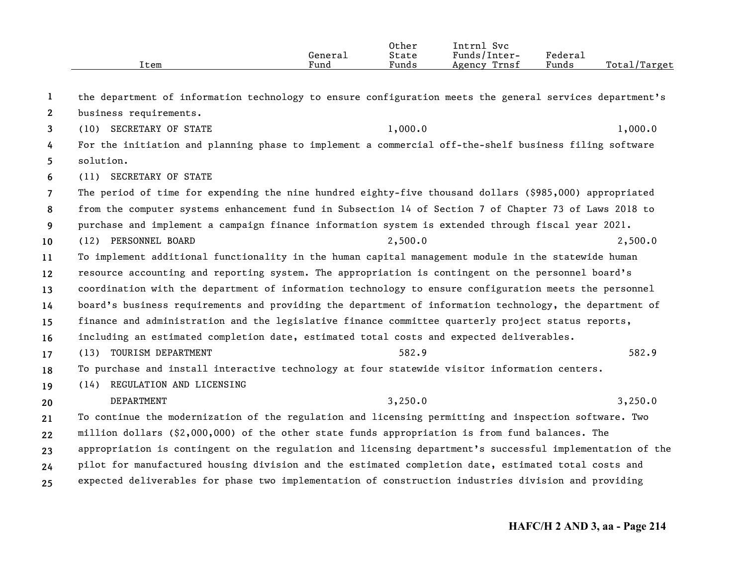| Item | General Fund | Other State Funds | Intrnl Svc Funds/Inter-Agency Trnsf | Federal Funds | Total/Target |
|---|---|---|---|---|---|
| the department of information technology to ensure configuration meets the general services department's business requirements. | | | | | |
| (10) SECRETARY OF STATE | | 1,000.0 | | | 1,000.0 |
| For the initiation and planning phase to implement a commercial off-the-shelf business filing software solution. | | | | | |
| (11) SECRETARY OF STATE | | | | | |
| The period of time for expending the nine hundred eighty-five thousand dollars ($985,000) appropriated from the computer systems enhancement fund in Subsection 14 of Section 7 of Chapter 73 of Laws 2018 to purchase and implement a campaign finance information system is extended through fiscal year 2021. | | | | | |
| (12) PERSONNEL BOARD | | 2,500.0 | | | 2,500.0 |
| To implement additional functionality in the human capital management module in the statewide human resource accounting and reporting system. The appropriation is contingent on the personnel board's coordination with the department of information technology to ensure configuration meets the personnel board's business requirements and providing the department of information technology, the department of finance and administration and the legislative finance committee quarterly project status reports, including an estimated completion date, estimated total costs and expected deliverables. | | | | | |
| (13) TOURISM DEPARTMENT | | 582.9 | | | 582.9 |
| To purchase and install interactive technology at four statewide visitor information centers. | | | | | |
| (14) REGULATION AND LICENSING DEPARTMENT | | 3,250.0 | | | 3,250.0 |
| To continue the modernization of the regulation and licensing permitting and inspection software. Two million dollars ($2,000,000) of the other state funds appropriation is from fund balances. The appropriation is contingent on the regulation and licensing department's successful implementation of the pilot for manufactured housing division and the estimated completion date, estimated total costs and expected deliverables for phase two implementation of construction industries division and providing | | | | | |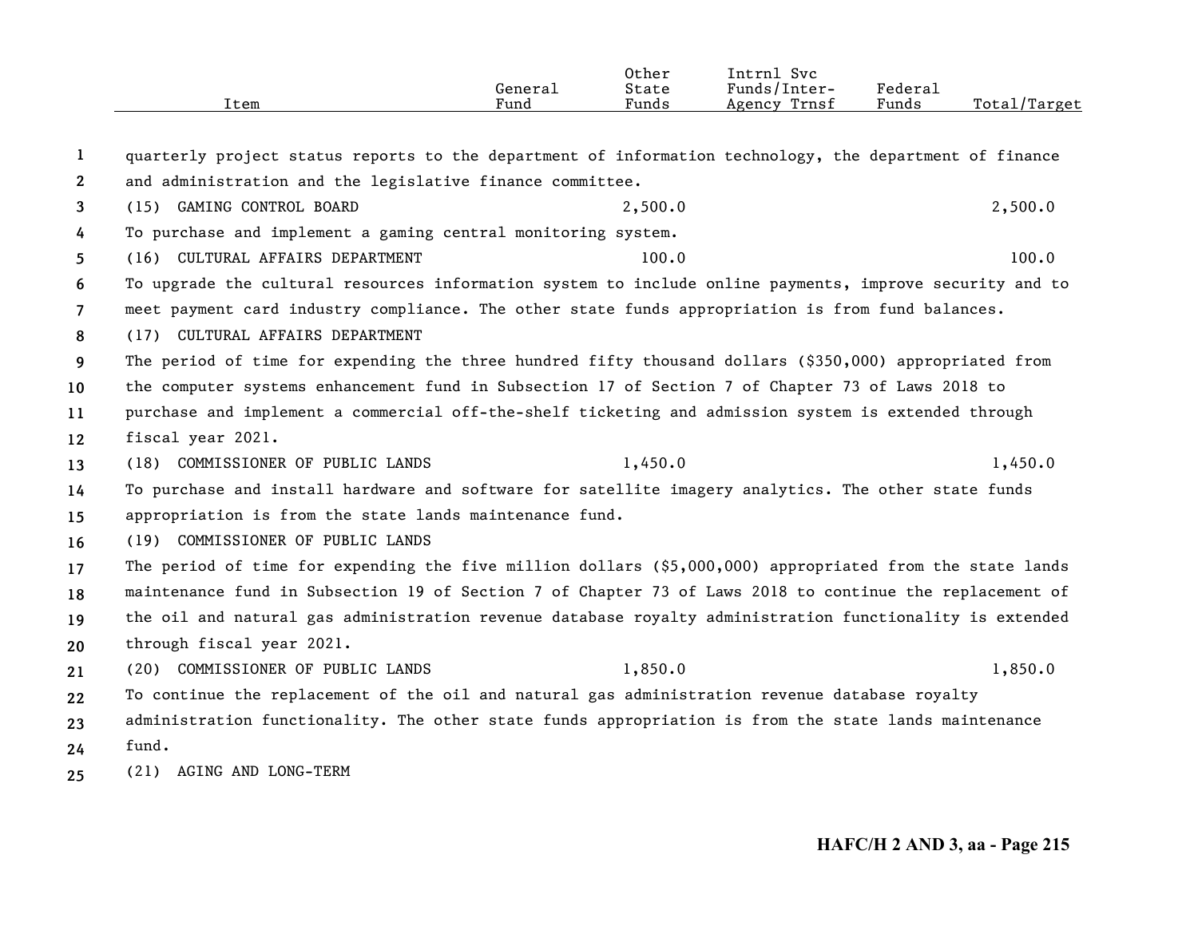| Item | General Fund | Other State Funds | Intrnl Svc Funds/Inter-Agency Trnsf | Federal Funds | Total/Target |
|---|---|---|---|---|---|
| quarterly project status reports to the department of information technology, the department of finance and administration and the legislative finance committee. | | | | | |
| (15) GAMING CONTROL BOARD | | 2,500.0 | | | 2,500.0 |
| To purchase and implement a gaming central monitoring system. | | | | | |
| (16) CULTURAL AFFAIRS DEPARTMENT | | 100.0 | | | 100.0 |
| To upgrade the cultural resources information system to include online payments, improve security and to meet payment card industry compliance. The other state funds appropriation is from fund balances. | | | | | |
| (17) CULTURAL AFFAIRS DEPARTMENT | | | | | |
| The period of time for expending the three hundred fifty thousand dollars ($350,000) appropriated from the computer systems enhancement fund in Subsection 17 of Section 7 of Chapter 73 of Laws 2018 to purchase and implement a commercial off-the-shelf ticketing and admission system is extended through fiscal year 2021. | | | | | |
| (18) COMMISSIONER OF PUBLIC LANDS | | 1,450.0 | | | 1,450.0 |
| To purchase and install hardware and software for satellite imagery analytics. The other state funds appropriation is from the state lands maintenance fund. | | | | | |
| (19) COMMISSIONER OF PUBLIC LANDS | | | | | |
| The period of time for expending the five million dollars ($5,000,000) appropriated from the state lands maintenance fund in Subsection 19 of Section 7 of Chapter 73 of Laws 2018 to continue the replacement of the oil and natural gas administration revenue database royalty administration functionality is extended through fiscal year 2021. | | | | | |
| (20) COMMISSIONER OF PUBLIC LANDS | | 1,850.0 | | | 1,850.0 |
| To continue the replacement of the oil and natural gas administration revenue database royalty administration functionality. The other state funds appropriation is from the state lands maintenance fund. | | | | | |
| (21) AGING AND LONG-TERM | | | | | |

HAFC/H 2 AND 3, aa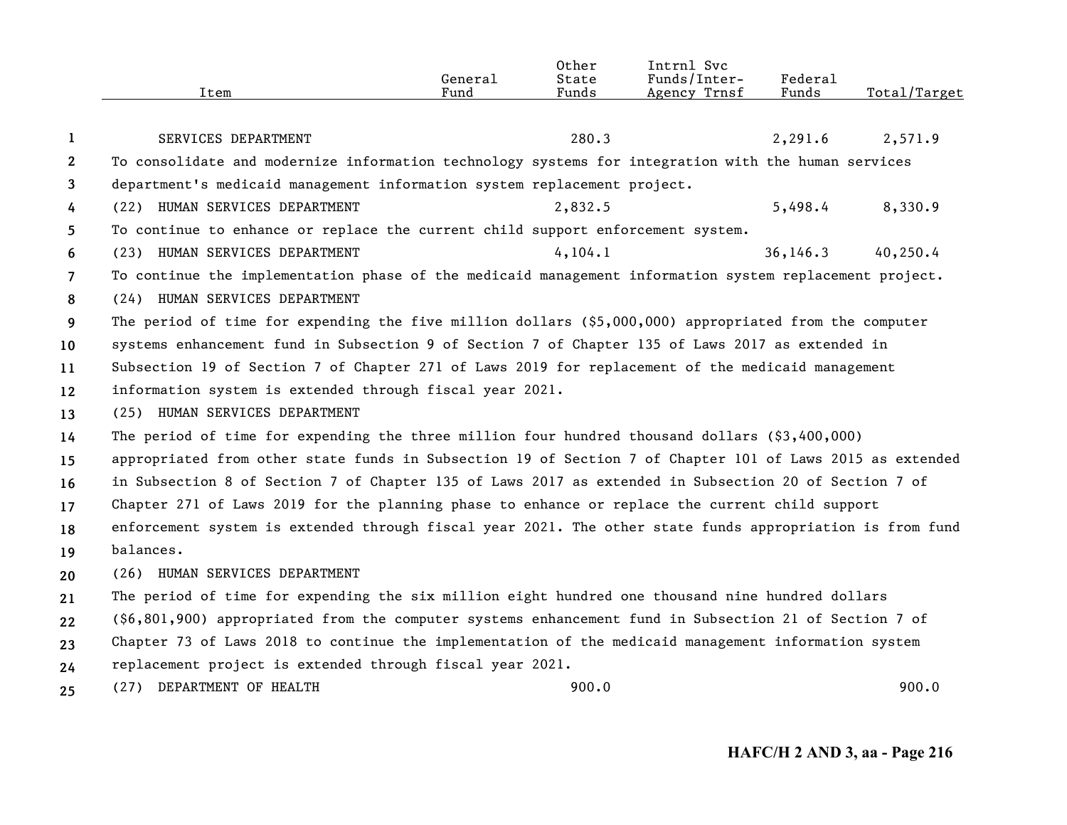| Item | General Fund | Other State Funds | Intrnl Svc Funds/Inter-Agency Trnsf | Federal Funds | Total/Target |
|---|---|---|---|---|---|
| SERVICES DEPARTMENT | | 280.3 | | 2,291.6 | 2,571.9 |
| To consolidate and modernize information technology systems for integration with the human services department's medicaid management information system replacement project. | | | | | |
| (22) HUMAN SERVICES DEPARTMENT | | 2,832.5 | | 5,498.4 | 8,330.9 |
| To continue to enhance or replace the current child support enforcement system. | | | | | |
| (23) HUMAN SERVICES DEPARTMENT | | 4,104.1 | | 36,146.3 | 40,250.4 |
| To continue the implementation phase of the medicaid management information system replacement project. | | | | | |
| (24) HUMAN SERVICES DEPARTMENT | | | | | |
| The period of time for expending the five million dollars ($5,000,000) appropriated from the computer systems enhancement fund in Subsection 9 of Section 7 of Chapter 135 of Laws 2017 as extended in Subsection 19 of Section 7 of Chapter 271 of Laws 2019 for replacement of the medicaid management information system is extended through fiscal year 2021. | | | | | |
| (25) HUMAN SERVICES DEPARTMENT | | | | | |
| The period of time for expending the three million four hundred thousand dollars ($3,400,000) appropriated from other state funds in Subsection 19 of Section 7 of Chapter 101 of Laws 2015 as extended in Subsection 8 of Section 7 of Chapter 135 of Laws 2017 as extended in Subsection 20 of Section 7 of Chapter 271 of Laws 2019 for the planning phase to enhance or replace the current child support enforcement system is extended through fiscal year 2021. The other state funds appropriation is from fund balances. | | | | | |
| (26) HUMAN SERVICES DEPARTMENT | | | | | |
| The period of time for expending the six million eight hundred one thousand nine hundred dollars ($6,801,900) appropriated from the computer systems enhancement fund in Subsection 21 of Section 7 of Chapter 73 of Laws 2018 to continue the implementation of the medicaid management information system replacement project is extended through fiscal year 2021. | | | | | |
| (27) DEPARTMENT OF HEALTH | | 900.0 | | | 900.0 |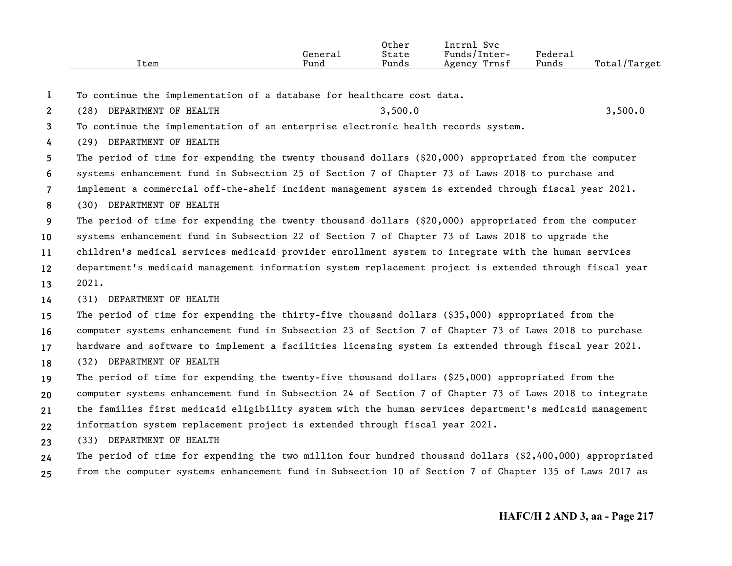| Item | General Fund | Other State Funds | Intrnl Svc Funds/Inter-Agency Trnsf | Federal Funds | Total/Target |
|---|---|---|---|---|---|
| To continue the implementation of a database for healthcare cost data. | | | | | |
| (28) DEPARTMENT OF HEALTH | | 3,500.0 | | | 3,500.0 |
| To continue the implementation of an enterprise electronic health records system. | | | | | |

(29) DEPARTMENT OF HEALTH

The period of time for expending the twenty thousand dollars ($20,000) appropriated from the computer systems enhancement fund in Subsection 25 of Section 7 of Chapter 73 of Laws 2018 to purchase and implement a commercial off-the-shelf incident management system is extended through fiscal year 2021.

(30) DEPARTMENT OF HEALTH

The period of time for expending the twenty thousand dollars ($20,000) appropriated from the computer systems enhancement fund in Subsection 22 of Section 7 of Chapter 73 of Laws 2018 to upgrade the children's medical services medicaid provider enrollment system to integrate with the human services department's medicaid management information system replacement project is extended through fiscal year 2021.

(31) DEPARTMENT OF HEALTH

The period of time for expending the thirty-five thousand dollars ($35,000) appropriated from the computer systems enhancement fund in Subsection 23 of Section 7 of Chapter 73 of Laws 2018 to purchase hardware and software to implement a facilities licensing system is extended through fiscal year 2021.

(32) DEPARTMENT OF HEALTH

The period of time for expending the twenty-five thousand dollars ($25,000) appropriated from the computer systems enhancement fund in Subsection 24 of Section 7 of Chapter 73 of Laws 2018 to integrate the families first medicaid eligibility system with the human services department's medicaid management information system replacement project is extended through fiscal year 2021.

(33) DEPARTMENT OF HEALTH

The period of time for expending the two million four hundred thousand dollars ($2,400,000) appropriated from the computer systems enhancement fund in Subsection 10 of Section 7 of Chapter 135 of Laws 2017 as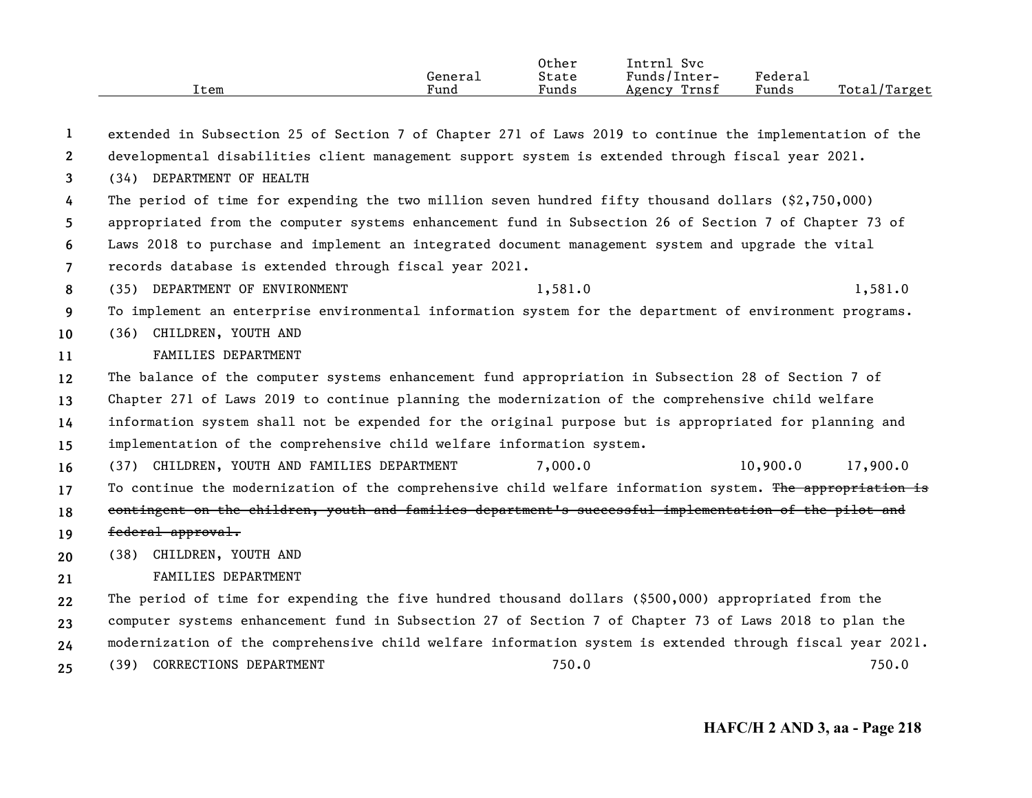| Item | General Fund | Other State Funds | Intrnl Svc Funds/Inter-Agency Trnsf | Federal Funds | Total/Target |
|---|---|---|---|---|---|

extended in Subsection 25 of Section 7 of Chapter 271 of Laws 2019 to continue the implementation of the developmental disabilities client management support system is extended through fiscal year 2021.

(34) DEPARTMENT OF HEALTH

The period of time for expending the two million seven hundred fifty thousand dollars ($2,750,000) appropriated from the computer systems enhancement fund in Subsection 26 of Section 7 of Chapter 73 of Laws 2018 to purchase and implement an integrated document management system and upgrade the vital records database is extended through fiscal year 2021.

| Item | General Fund | Other State Funds | Intrnl Svc Funds/Inter-Agency Trnsf | Federal Funds | Total/Target |
|---|---|---|---|---|---|
| (35) DEPARTMENT OF ENVIRONMENT | | 1,581.0 | | | 1,581.0 |

To implement an enterprise environmental information system for the department of environment programs.

(36) CHILDREN, YOUTH AND FAMILIES DEPARTMENT

The balance of the computer systems enhancement fund appropriation in Subsection 28 of Section 7 of Chapter 271 of Laws 2019 to continue planning the modernization of the comprehensive child welfare information system shall not be expended for the original purpose but is appropriated for planning and implementation of the comprehensive child welfare information system.

| Item | General Fund | Other State Funds | Intrnl Svc Funds/Inter-Agency Trnsf | Federal Funds | Total/Target |
|---|---|---|---|---|---|
| (37) CHILDREN, YOUTH AND FAMILIES DEPARTMENT | | 7,000.0 | | 10,900.0 | 17,900.0 |

To continue the modernization of the comprehensive child welfare information system. ~~The appropriation is contingent on the children, youth and families department's successful implementation of the pilot and federal approval.~~

(38) CHILDREN, YOUTH AND FAMILIES DEPARTMENT

The period of time for expending the five hundred thousand dollars ($500,000) appropriated from the computer systems enhancement fund in Subsection 27 of Section 7 of Chapter 73 of Laws 2018 to plan the modernization of the comprehensive child welfare information system is extended through fiscal year 2021.

| Item | General Fund | Other State Funds | Intrnl Svc Funds/Inter-Agency Trnsf | Federal Funds | Total/Target |
|---|---|---|---|---|---|
| (39) CORRECTIONS DEPARTMENT | | 750.0 | | | 750.0 |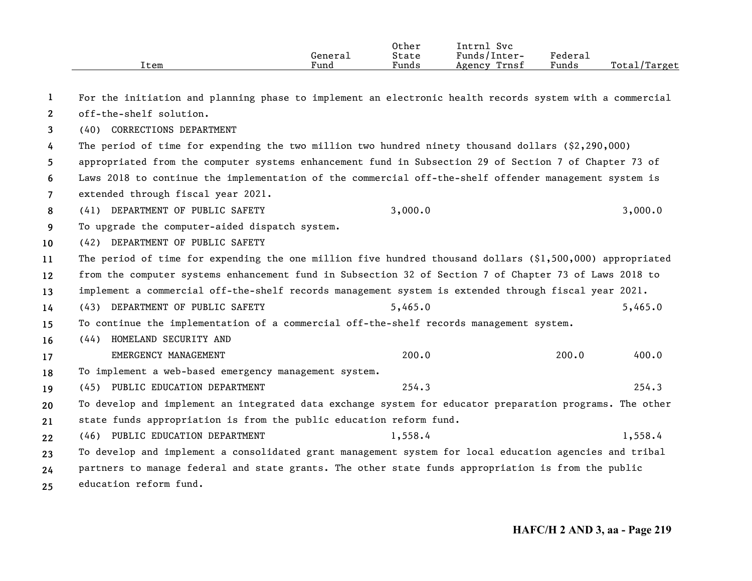| Item | General Fund | Other State Funds | Intrnl Svc Funds/Inter-Agency Trnsf | Federal Funds | Total/Target |
|---|---|---|---|---|---|
| For the initiation and planning phase to implement an electronic health records system with a commercial off-the-shelf solution. | | | | | |
| (40) CORRECTIONS DEPARTMENT | | | | | |
| The period of time for expending the two million two hundred ninety thousand dollars ($2,290,000) appropriated from the computer systems enhancement fund in Subsection 29 of Section 7 of Chapter 73 of Laws 2018 to continue the implementation of the commercial off-the-shelf offender management system is extended through fiscal year 2021. | | | | | |
| (41) DEPARTMENT OF PUBLIC SAFETY | | 3,000.0 | | | 3,000.0 |
| To upgrade the computer-aided dispatch system. | | | | | |
| (42) DEPARTMENT OF PUBLIC SAFETY | | | | | |
| The period of time for expending the one million five hundred thousand dollars ($1,500,000) appropriated from the computer systems enhancement fund in Subsection 32 of Section 7 of Chapter 73 of Laws 2018 to implement a commercial off-the-shelf records management system is extended through fiscal year 2021. | | | | | |
| (43) DEPARTMENT OF PUBLIC SAFETY | | 5,465.0 | | | 5,465.0 |
| To continue the implementation of a commercial off-the-shelf records management system. | | | | | |
| (44) HOMELAND SECURITY AND EMERGENCY MANAGEMENT | | 200.0 | | 200.0 | 400.0 |
| To implement a web-based emergency management system. | | | | | |
| (45) PUBLIC EDUCATION DEPARTMENT | | 254.3 | | | 254.3 |
| To develop and implement an integrated data exchange system for educator preparation programs. The other state funds appropriation is from the public education reform fund. | | | | | |
| (46) PUBLIC EDUCATION DEPARTMENT | | 1,558.4 | | | 1,558.4 |
| To develop and implement a consolidated grant management system for local education agencies and tribal partners to manage federal and state grants. The other state funds appropriation is from the public education reform fund. | | | | | |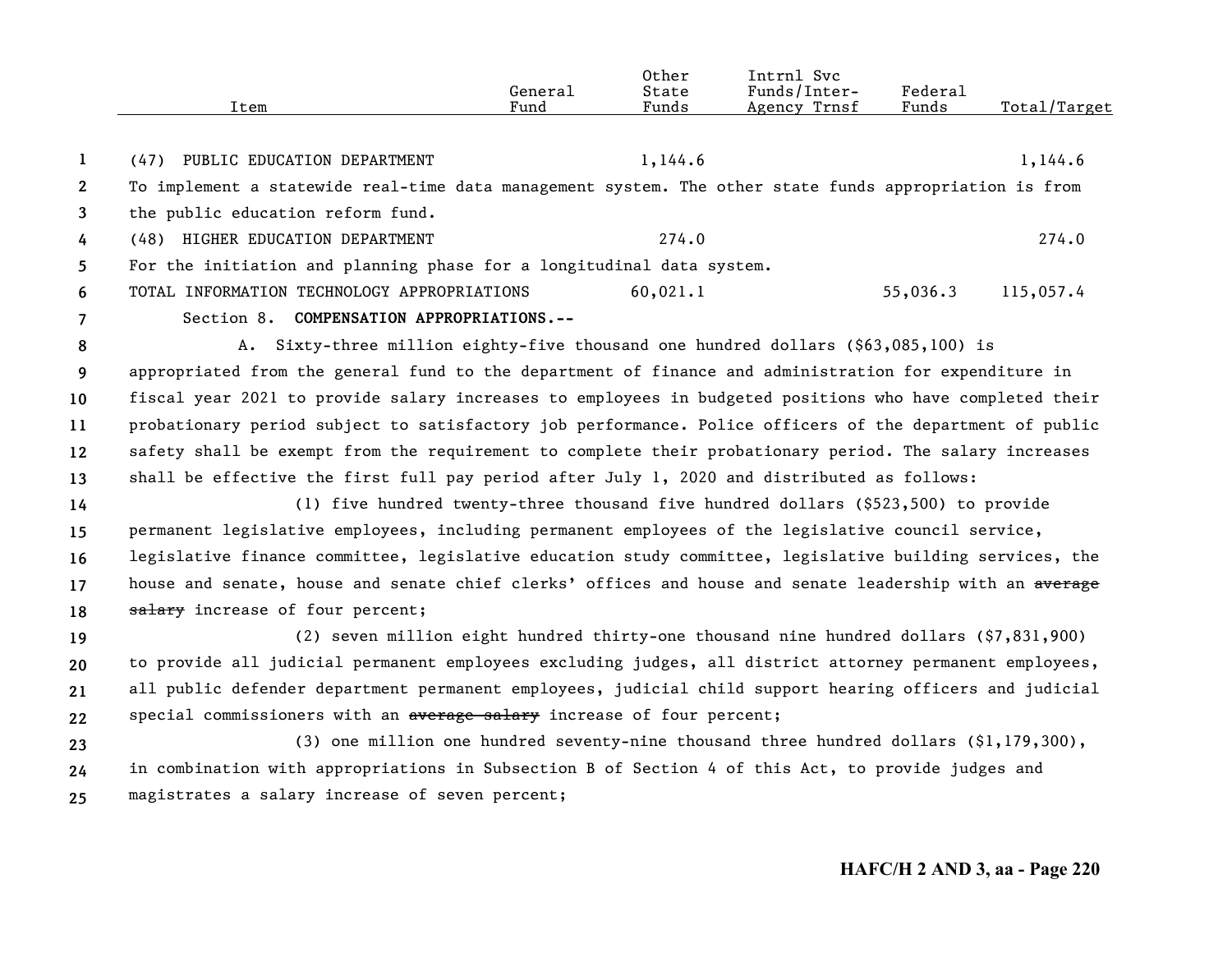| Item | General Fund | Other State Funds | Intrnl Svc Funds/Inter-Agency Trnsf | Federal Funds | Total/Target |
|---|---|---|---|---|---|
| (47) PUBLIC EDUCATION DEPARTMENT | | 1,144.6 | | | 1,144.6 |
| To implement a statewide real-time data management system. The other state funds appropriation is from the public education reform fund. | | | | | |
| (48) HIGHER EDUCATION DEPARTMENT | | 274.0 | | | 274.0 |
| For the initiation and planning phase for a longitudinal data system. | | | | | |
| TOTAL INFORMATION TECHNOLOGY APPROPRIATIONS | | 60,021.1 | | 55,036.3 | 115,057.4 |

Section 8. **COMPENSATION APPROPRIATIONS.--**

A. Sixty-three million eighty-five thousand one hundred dollars ($63,085,100) is appropriated from the general fund to the department of finance and administration for expenditure in fiscal year 2021 to provide salary increases to employees in budgeted positions who have completed their probationary period subject to satisfactory job performance. Police officers of the department of public safety shall be exempt from the requirement to complete their probationary period. The salary increases shall be effective the first full pay period after July 1, 2020 and distributed as follows:

(1) five hundred twenty-three thousand five hundred dollars ($523,500) to provide permanent legislative employees, including permanent employees of the legislative council service, legislative finance committee, legislative education study committee, legislative building services, the house and senate, house and senate chief clerks' offices and house and senate leadership with an ~~average salary~~ increase of four percent;

(2) seven million eight hundred thirty-one thousand nine hundred dollars ($7,831,900) to provide all judicial permanent employees excluding judges, all district attorney permanent employees, all public defender department permanent employees, judicial child support hearing officers and judicial special commissioners with an ~~average salary~~ increase of four percent;

(3) one million one hundred seventy-nine thousand three hundred dollars ($1,179,300), in combination with appropriations in Subsection B of Section 4 of this Act, to provide judges and magistrates a salary increase of seven percent;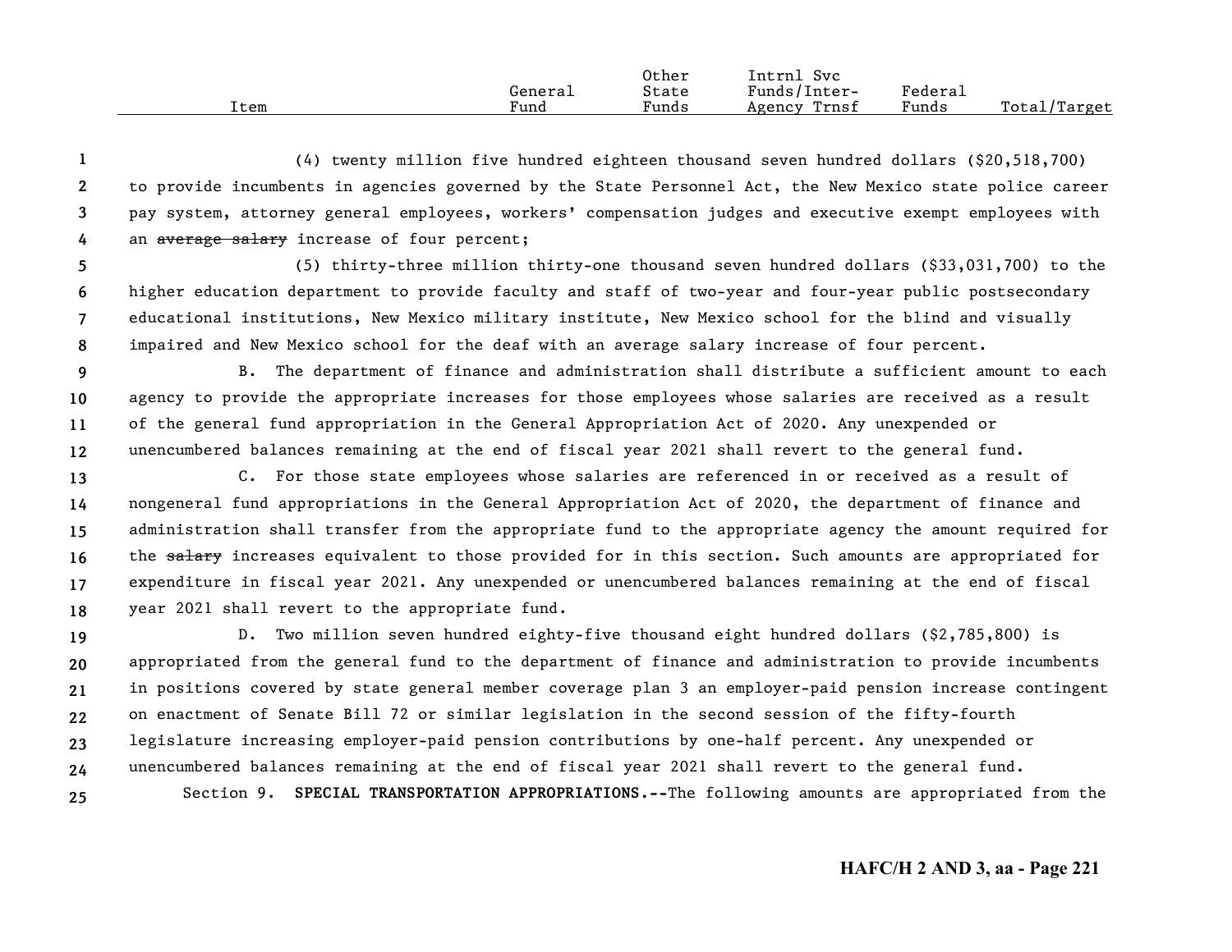(4) twenty million five hundred eighteen thousand seven hundred dollars ($20,518,700) to provide incumbents in agencies governed by the State Personnel Act, the New Mexico state police career pay system, attorney general employees, workers' compensation judges and executive exempt employees with an ~~average salary~~ increase of four percent;

(5) thirty-three million thirty-one thousand seven hundred dollars ($33,031,700) to the higher education department to provide faculty and staff of two-year and four-year public postsecondary educational institutions, New Mexico military institute, New Mexico school for the blind and visually impaired and New Mexico school for the deaf with an average salary increase of four percent.

B. The department of finance and administration shall distribute a sufficient amount to each agency to provide the appropriate increases for those employees whose salaries are received as a result of the general fund appropriation in the General Appropriation Act of 2020. Any unexpended or unencumbered balances remaining at the end of fiscal year 2021 shall revert to the general fund.

C. For those state employees whose salaries are referenced in or received as a result of nongeneral fund appropriations in the General Appropriation Act of 2020, the department of finance and administration shall transfer from the appropriate fund to the appropriate agency the amount required for the ~~salary~~ increases equivalent to those provided for in this section. Such amounts are appropriated for expenditure in fiscal year 2021. Any unexpended or unencumbered balances remaining at the end of fiscal year 2021 shall revert to the appropriate fund.

D. Two million seven hundred eighty-five thousand eight hundred dollars ($2,785,800) is appropriated from the general fund to the department of finance and administration to provide incumbents in positions covered by state general member coverage plan 3 an employer-paid pension increase contingent on enactment of Senate Bill 72 or similar legislation in the second session of the fifty-fourth legislature increasing employer-paid pension contributions by one-half percent. Any unexpended or unencumbered balances remaining at the end of fiscal year 2021 shall revert to the general fund.

Section 9. **SPECIAL TRANSPORTATION APPROPRIATIONS.--**The following amounts are appropriated from the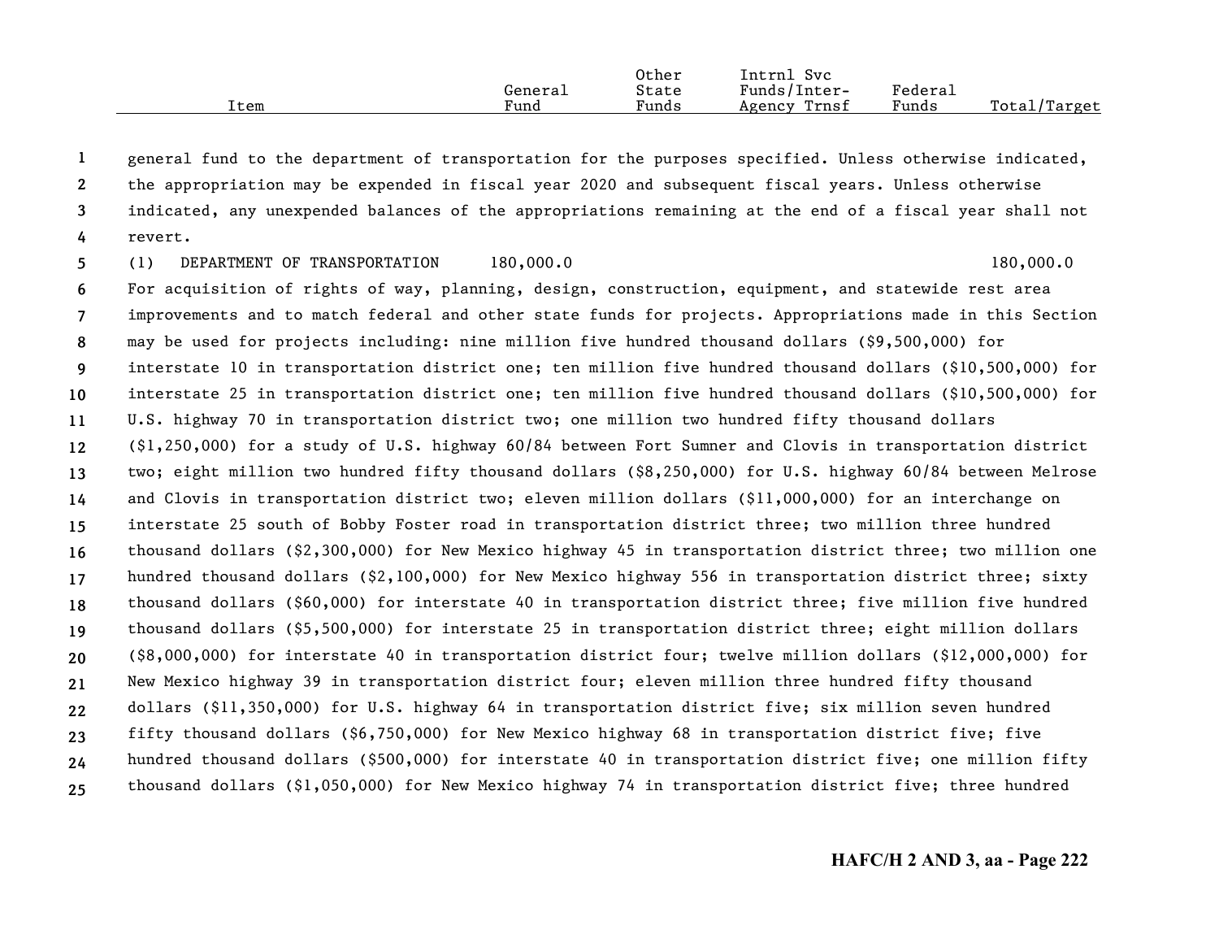| Item | General Fund | Other State Funds | Intrnl Svc Funds/Inter-Agency Trnsf | Federal Funds | Total/Target |
|---|---|---|---|---|---|

general fund to the department of transportation for the purposes specified. Unless otherwise indicated, the appropriation may be expended in fiscal year 2020 and subsequent fiscal years. Unless otherwise indicated, any unexpended balances of the appropriations remaining at the end of a fiscal year shall not revert.

| Item | General Fund | Other State Funds | Intrnl Svc Funds/Inter-Agency Trnsf | Federal Funds | Total/Target |
|---|---|---|---|---|---|
| (1) DEPARTMENT OF TRANSPORTATION | 180,000.0 | | | | 180,000.0 |

For acquisition of rights of way, planning, design, construction, equipment, and statewide rest area improvements and to match federal and other state funds for projects. Appropriations made in this Section may be used for projects including: nine million five hundred thousand dollars ($9,500,000) for interstate 10 in transportation district one; ten million five hundred thousand dollars ($10,500,000) for interstate 25 in transportation district one; ten million five hundred thousand dollars ($10,500,000) for U.S. highway 70 in transportation district two; one million two hundred fifty thousand dollars ($1,250,000) for a study of U.S. highway 60/84 between Fort Sumner and Clovis in transportation district two; eight million two hundred fifty thousand dollars ($8,250,000) for U.S. highway 60/84 between Melrose and Clovis in transportation district two; eleven million dollars ($11,000,000) for an interchange on interstate 25 south of Bobby Foster road in transportation district three; two million three hundred thousand dollars ($2,300,000) for New Mexico highway 45 in transportation district three; two million one hundred thousand dollars ($2,100,000) for New Mexico highway 556 in transportation district three; sixty thousand dollars ($60,000) for interstate 40 in transportation district three; five million five hundred thousand dollars ($5,500,000) for interstate 25 in transportation district three; eight million dollars ($8,000,000) for interstate 40 in transportation district four; twelve million dollars ($12,000,000) for New Mexico highway 39 in transportation district four; eleven million three hundred fifty thousand dollars ($11,350,000) for U.S. highway 64 in transportation district five; six million seven hundred fifty thousand dollars ($6,750,000) for New Mexico highway 68 in transportation district five; five hundred thousand dollars ($500,000) for interstate 40 in transportation district five; one million fifty thousand dollars ($1,050,000) for New Mexico highway 74 in transportation district five; three hundred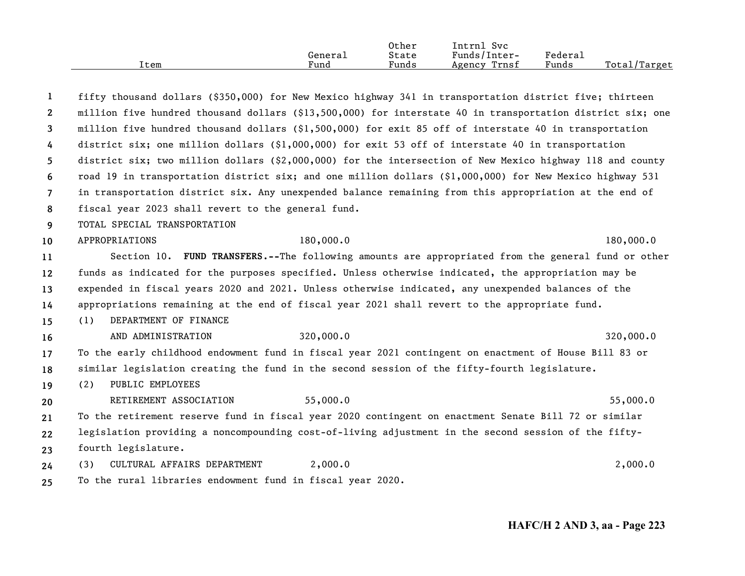| Item | General Fund | Other State Funds | Intrnl Svc Funds/Inter-Agency Trnsf | Federal Funds | Total/Target |
|---|---|---|---|---|---|

fifty thousand dollars ($350,000) for New Mexico highway 341 in transportation district five; thirteen million five hundred thousand dollars ($13,500,000) for interstate 40 in transportation district six; one million five hundred thousand dollars ($1,500,000) for exit 85 off of interstate 40 in transportation district six; one million dollars ($1,000,000) for exit 53 off of interstate 40 in transportation district six; two million dollars ($2,000,000) for the intersection of New Mexico highway 118 and county road 19 in transportation district six; and one million dollars ($1,000,000) for New Mexico highway 531 in transportation district six. Any unexpended balance remaining from this appropriation at the end of fiscal year 2023 shall revert to the general fund.

| Item | General Fund | Other State Funds | Intrnl Svc Funds/Inter-Agency Trnsf | Federal Funds | Total/Target |
|---|---|---|---|---|---|
| TOTAL SPECIAL TRANSPORTATION APPROPRIATIONS | 180,000.0 | | | | 180,000.0 |

Section 10. **FUND TRANSFERS.--**The following amounts are appropriated from the general fund or other funds as indicated for the purposes specified. Unless otherwise indicated, the appropriation may be expended in fiscal years 2020 and 2021. Unless otherwise indicated, any unexpended balances of the appropriations remaining at the end of fiscal year 2021 shall revert to the appropriate fund.

| Item | General Fund | Other State Funds | Intrnl Svc Funds/Inter-Agency Trnsf | Federal Funds | Total/Target |
|---|---|---|---|---|---|
| (1) DEPARTMENT OF FINANCE AND ADMINISTRATION | 320,000.0 | | | | 320,000.0 |

To the early childhood endowment fund in fiscal year 2021 contingent on enactment of House Bill 83 or similar legislation creating the fund in the second session of the fifty-fourth legislature.

| Item | General Fund | Other State Funds | Intrnl Svc Funds/Inter-Agency Trnsf | Federal Funds | Total/Target |
|---|---|---|---|---|---|
| (2) PUBLIC EMPLOYEES RETIREMENT ASSOCIATION | 55,000.0 | | | | 55,000.0 |

To the retirement reserve fund in fiscal year 2020 contingent on enactment Senate Bill 72 or similar legislation providing a noncompounding cost-of-living adjustment in the second session of the fifty-fourth legislature.

| Item | General Fund | Other State Funds | Intrnl Svc Funds/Inter-Agency Trnsf | Federal Funds | Total/Target |
|---|---|---|---|---|---|
| (3) CULTURAL AFFAIRS DEPARTMENT | 2,000.0 | | | | 2,000.0 |

To the rural libraries endowment fund in fiscal year 2020.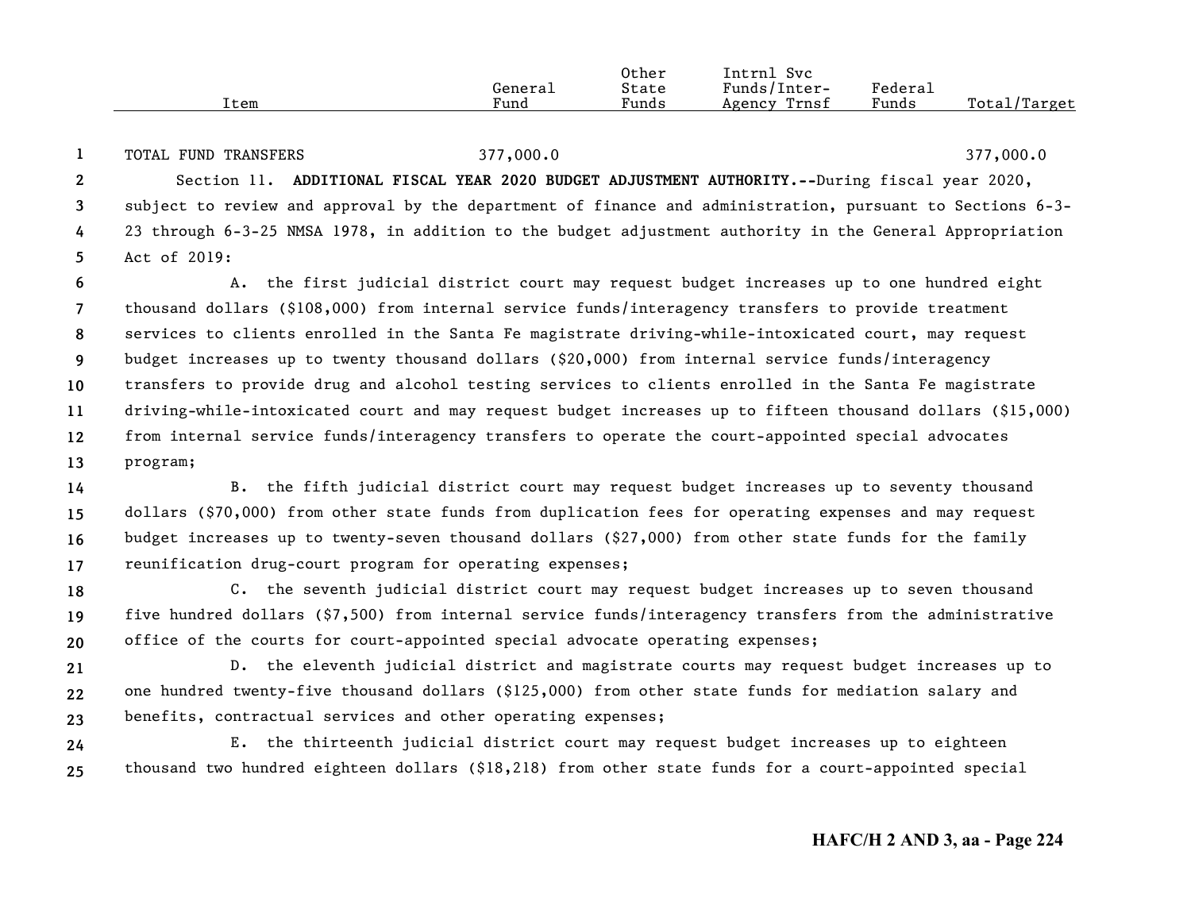| Item | General Fund | Other State Funds | Intrnl Svc Funds/Inter-Agency Trnsf | Federal Funds | Total/Target |
|---|---|---|---|---|---|
| TOTAL FUND TRANSFERS | 377,000.0 | | | | 377,000.0 |

Section 11. **ADDITIONAL FISCAL YEAR 2020 BUDGET ADJUSTMENT AUTHORITY.--**During fiscal year 2020, subject to review and approval by the department of finance and administration, pursuant to Sections 6-3-23 through 6-3-25 NMSA 1978, in addition to the budget adjustment authority in the General Appropriation Act of 2019:

A. the first judicial district court may request budget increases up to one hundred eight thousand dollars ($108,000) from internal service funds/interagency transfers to provide treatment services to clients enrolled in the Santa Fe magistrate driving-while-intoxicated court, may request budget increases up to twenty thousand dollars ($20,000) from internal service funds/interagency transfers to provide drug and alcohol testing services to clients enrolled in the Santa Fe magistrate driving-while-intoxicated court and may request budget increases up to fifteen thousand dollars ($15,000) from internal service funds/interagency transfers to operate the court-appointed special advocates program;

B. the fifth judicial district court may request budget increases up to seventy thousand dollars ($70,000) from other state funds from duplication fees for operating expenses and may request budget increases up to twenty-seven thousand dollars ($27,000) from other state funds for the family reunification drug-court program for operating expenses;

C. the seventh judicial district court may request budget increases up to seven thousand five hundred dollars ($7,500) from internal service funds/interagency transfers from the administrative office of the courts for court-appointed special advocate operating expenses;

D. the eleventh judicial district and magistrate courts may request budget increases up to one hundred twenty-five thousand dollars ($125,000) from other state funds for mediation salary and benefits, contractual services and other operating expenses;

E. the thirteenth judicial district court may request budget increases up to eighteen thousand two hundred eighteen dollars ($18,218) from other state funds for a court-appointed special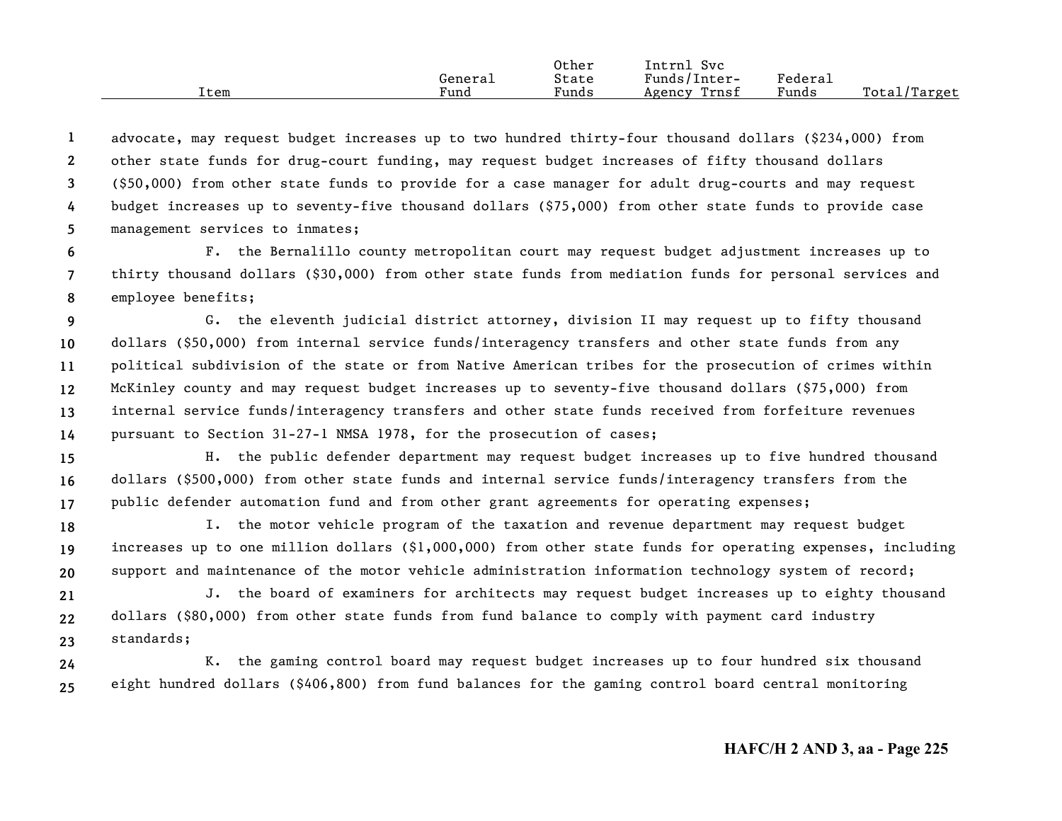advocate, may request budget increases up to two hundred thirty-four thousand dollars ($234,000) from other state funds for drug-court funding, may request budget increases of fifty thousand dollars ($50,000) from other state funds to provide for a case manager for adult drug-courts and may request budget increases up to seventy-five thousand dollars ($75,000) from other state funds to provide case management services to inmates;

F. the Bernalillo county metropolitan court may request budget adjustment increases up to thirty thousand dollars ($30,000) from other state funds from mediation funds for personal services and employee benefits;

G. the eleventh judicial district attorney, division II may request up to fifty thousand dollars ($50,000) from internal service funds/interagency transfers and other state funds from any political subdivision of the state or from Native American tribes for the prosecution of crimes within McKinley county and may request budget increases up to seventy-five thousand dollars ($75,000) from internal service funds/interagency transfers and other state funds received from forfeiture revenues pursuant to Section 31-27-1 NMSA 1978, for the prosecution of cases;

H. the public defender department may request budget increases up to five hundred thousand dollars ($500,000) from other state funds and internal service funds/interagency transfers from the public defender automation fund and from other grant agreements for operating expenses;

I. the motor vehicle program of the taxation and revenue department may request budget increases up to one million dollars ($1,000,000) from other state funds for operating expenses, including support and maintenance of the motor vehicle administration information technology system of record;

J. the board of examiners for architects may request budget increases up to eighty thousand dollars ($80,000) from other state funds from fund balance to comply with payment card industry standards;

K. the gaming control board may request budget increases up to four hundred six thousand eight hundred dollars ($406,800) from fund balances for the gaming control board central monitoring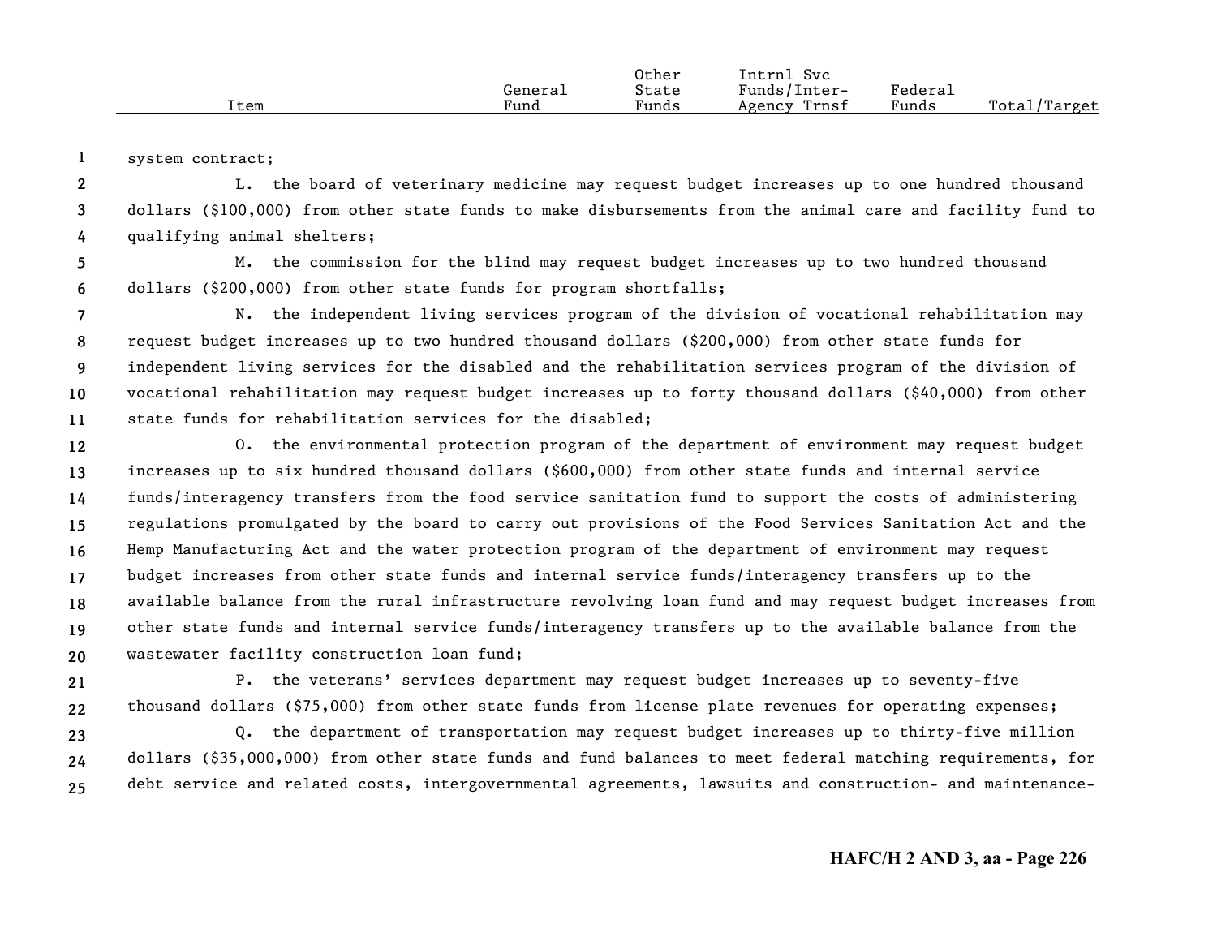system contract;

L. the board of veterinary medicine may request budget increases up to one hundred thousand dollars ($100,000) from other state funds to make disbursements from the animal care and facility fund to qualifying animal shelters;

M. the commission for the blind may request budget increases up to two hundred thousand dollars ($200,000) from other state funds for program shortfalls;

N. the independent living services program of the division of vocational rehabilitation may request budget increases up to two hundred thousand dollars ($200,000) from other state funds for independent living services for the disabled and the rehabilitation services program of the division of vocational rehabilitation may request budget increases up to forty thousand dollars ($40,000) from other state funds for rehabilitation services for the disabled;

O. the environmental protection program of the department of environment may request budget increases up to six hundred thousand dollars ($600,000) from other state funds and internal service funds/interagency transfers from the food service sanitation fund to support the costs of administering regulations promulgated by the board to carry out provisions of the Food Services Sanitation Act and the Hemp Manufacturing Act and the water protection program of the department of environment may request budget increases from other state funds and internal service funds/interagency transfers up to the available balance from the rural infrastructure revolving loan fund and may request budget increases from other state funds and internal service funds/interagency transfers up to the available balance from the wastewater facility construction loan fund;

P. the veterans' services department may request budget increases up to seventy-five thousand dollars ($75,000) from other state funds from license plate revenues for operating expenses;

Q. the department of transportation may request budget increases up to thirty-five million dollars ($35,000,000) from other state funds and fund balances to meet federal matching requirements, for debt service and related costs, intergovernmental agreements, lawsuits and construction- and maintenance-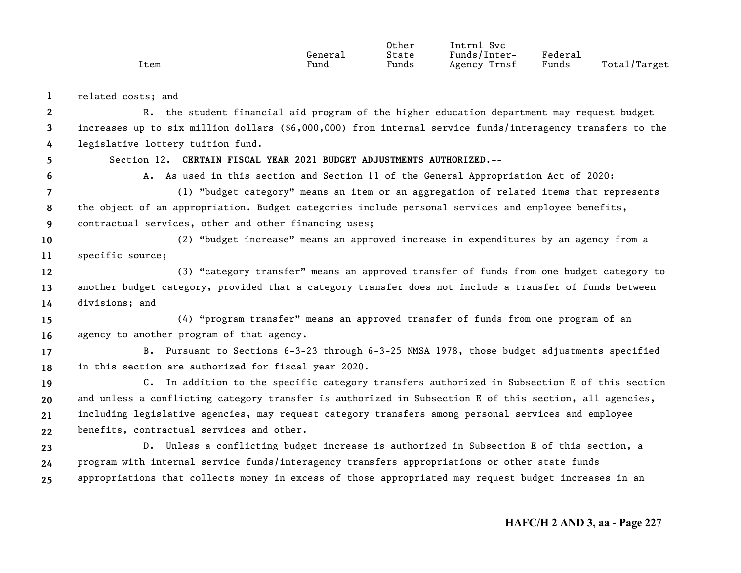related costs; and

R. the student financial aid program of the higher education department may request budget increases up to six million dollars ($6,000,000) from internal service funds/interagency transfers to the legislative lottery tuition fund.

Section 12. **CERTAIN FISCAL YEAR 2021 BUDGET ADJUSTMENTS AUTHORIZED.--**

A. As used in this section and Section 11 of the General Appropriation Act of 2020:

(1) "budget category" means an item or an aggregation of related items that represents the object of an appropriation. Budget categories include personal services and employee benefits, contractual services, other and other financing uses;

(2) "budget increase" means an approved increase in expenditures by an agency from a specific source;

(3) "category transfer" means an approved transfer of funds from one budget category to another budget category, provided that a category transfer does not include a transfer of funds between divisions; and

(4) "program transfer" means an approved transfer of funds from one program of an agency to another program of that agency.

B. Pursuant to Sections 6-3-23 through 6-3-25 NMSA 1978, those budget adjustments specified in this section are authorized for fiscal year 2020.

C. In addition to the specific category transfers authorized in Subsection E of this section and unless a conflicting category transfer is authorized in Subsection E of this section, all agencies, including legislative agencies, may request category transfers among personal services and employee benefits, contractual services and other.

D. Unless a conflicting budget increase is authorized in Subsection E of this section, a program with internal service funds/interagency transfers appropriations or other state funds appropriations that collects money in excess of those appropriated may request budget increases in an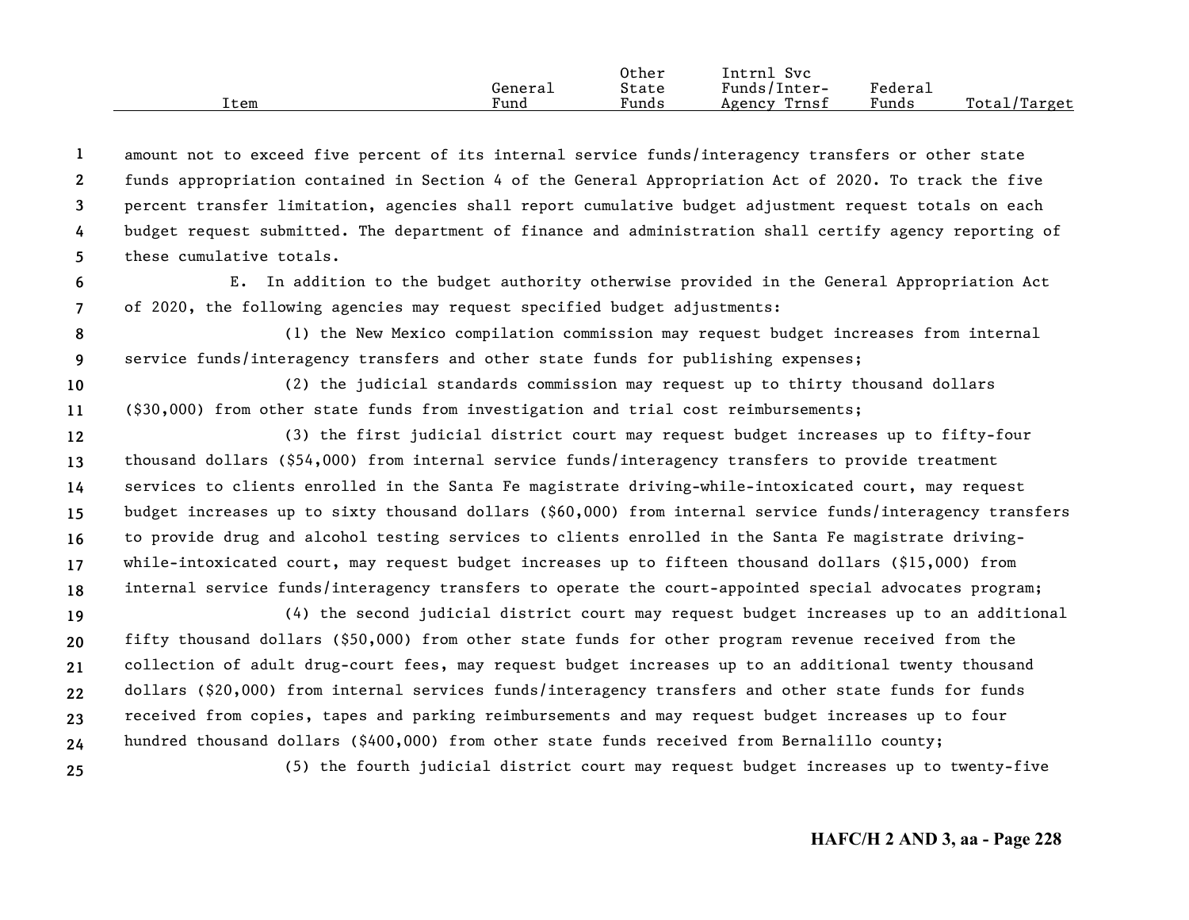| Item | General Fund | Other State Funds | Intrnl Svc Funds/Inter-Agency Trnsf | Federal Funds | Total/Target |
|---|---|---|---|---|---|

amount not to exceed five percent of its internal service funds/interagency transfers or other state funds appropriation contained in Section 4 of the General Appropriation Act of 2020. To track the five percent transfer limitation, agencies shall report cumulative budget adjustment request totals on each budget request submitted. The department of finance and administration shall certify agency reporting of these cumulative totals.

E. In addition to the budget authority otherwise provided in the General Appropriation Act of 2020, the following agencies may request specified budget adjustments:

(1) the New Mexico compilation commission may request budget increases from internal service funds/interagency transfers and other state funds for publishing expenses;

(2) the judicial standards commission may request up to thirty thousand dollars ($30,000) from other state funds from investigation and trial cost reimbursements;

(3) the first judicial district court may request budget increases up to fifty-four thousand dollars ($54,000) from internal service funds/interagency transfers to provide treatment services to clients enrolled in the Santa Fe magistrate driving-while-intoxicated court, may request budget increases up to sixty thousand dollars ($60,000) from internal service funds/interagency transfers to provide drug and alcohol testing services to clients enrolled in the Santa Fe magistrate driving-while-intoxicated court, may request budget increases up to fifteen thousand dollars ($15,000) from internal service funds/interagency transfers to operate the court-appointed special advocates program;

(4) the second judicial district court may request budget increases up to an additional fifty thousand dollars ($50,000) from other state funds for other program revenue received from the collection of adult drug-court fees, may request budget increases up to an additional twenty thousand dollars ($20,000) from internal services funds/interagency transfers and other state funds for funds received from copies, tapes and parking reimbursements and may request budget increases up to four hundred thousand dollars ($400,000) from other state funds received from Bernalillo county;

(5) the fourth judicial district court may request budget increases up to twenty-five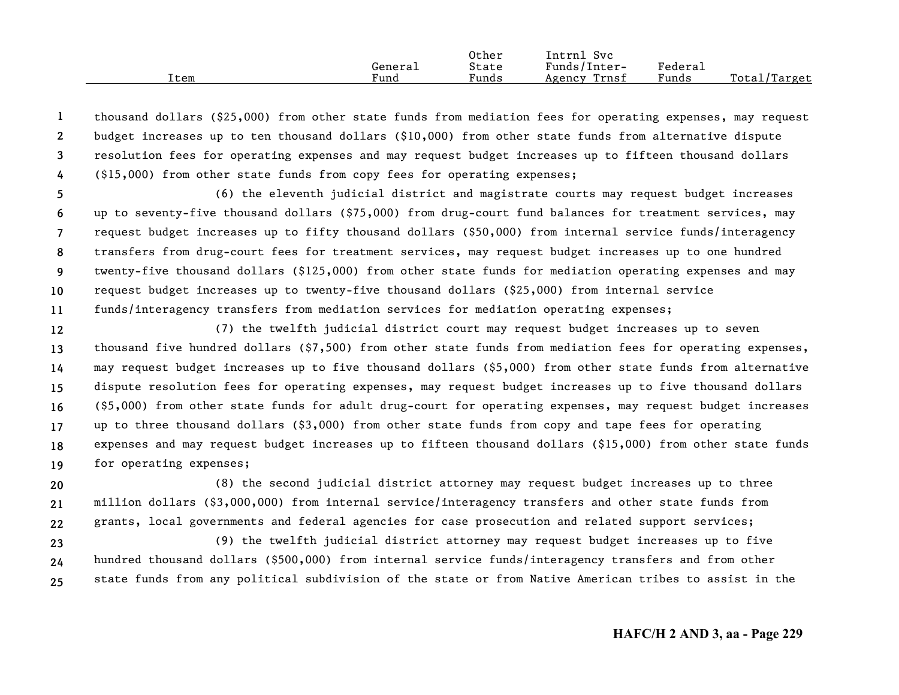| Item | General Fund | Other State Funds | Intrnl Svc Funds/Inter-Agency Trnsf | Federal Funds | Total/Target |
|---|---|---|---|---|---|

thousand dollars ($25,000) from other state funds from mediation fees for operating expenses, may request budget increases up to ten thousand dollars ($10,000) from other state funds from alternative dispute resolution fees for operating expenses and may request budget increases up to fifteen thousand dollars ($15,000) from other state funds from copy fees for operating expenses;

(6) the eleventh judicial district and magistrate courts may request budget increases up to seventy-five thousand dollars ($75,000) from drug-court fund balances for treatment services, may request budget increases up to fifty thousand dollars ($50,000) from internal service funds/interagency transfers from drug-court fees for treatment services, may request budget increases up to one hundred twenty-five thousand dollars ($125,000) from other state funds for mediation operating expenses and may request budget increases up to twenty-five thousand dollars ($25,000) from internal service funds/interagency transfers from mediation services for mediation operating expenses;

(7) the twelfth judicial district court may request budget increases up to seven thousand five hundred dollars ($7,500) from other state funds from mediation fees for operating expenses, may request budget increases up to five thousand dollars ($5,000) from other state funds from alternative dispute resolution fees for operating expenses, may request budget increases up to five thousand dollars ($5,000) from other state funds for adult drug-court for operating expenses, may request budget increases up to three thousand dollars ($3,000) from other state funds from copy and tape fees for operating expenses and may request budget increases up to fifteen thousand dollars ($15,000) from other state funds for operating expenses;

(8) the second judicial district attorney may request budget increases up to three million dollars ($3,000,000) from internal service/interagency transfers and other state funds from grants, local governments and federal agencies for case prosecution and related support services;

(9) the twelfth judicial district attorney may request budget increases up to five hundred thousand dollars ($500,000) from internal service funds/interagency transfers and from other state funds from any political subdivision of the state or from Native American tribes to assist in the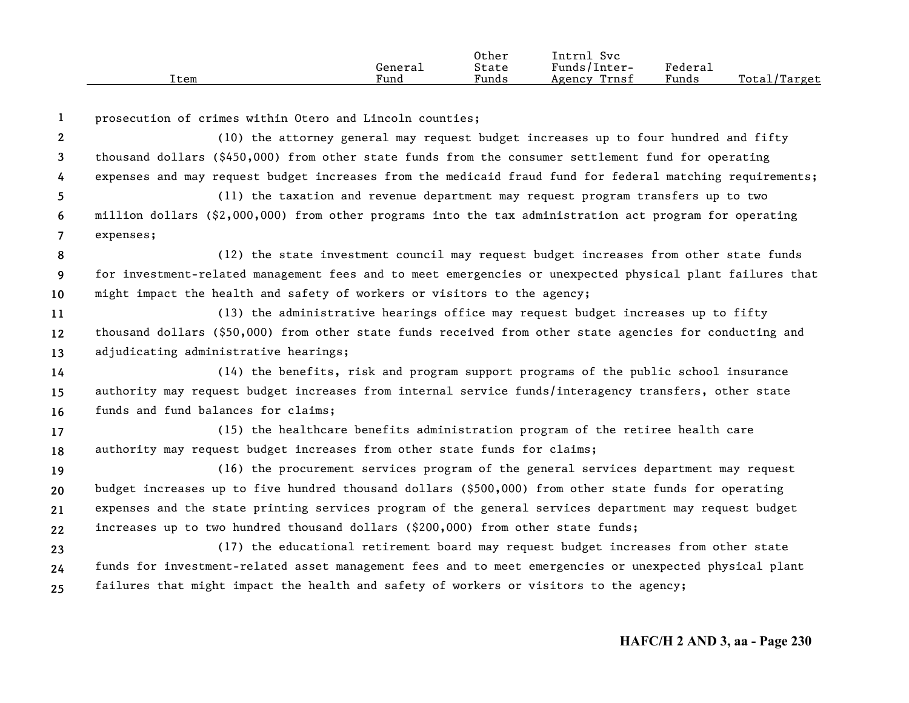prosecution of crimes within Otero and Lincoln counties;

(10) the attorney general may request budget increases up to four hundred and fifty thousand dollars ($450,000) from other state funds from the consumer settlement fund for operating expenses and may request budget increases from the medicaid fraud fund for federal matching requirements;

(11) the taxation and revenue department may request program transfers up to two million dollars ($2,000,000) from other programs into the tax administration act program for operating expenses;

(12) the state investment council may request budget increases from other state funds for investment-related management fees and to meet emergencies or unexpected physical plant failures that might impact the health and safety of workers or visitors to the agency;

(13) the administrative hearings office may request budget increases up to fifty thousand dollars ($50,000) from other state funds received from other state agencies for conducting and adjudicating administrative hearings;

(14) the benefits, risk and program support programs of the public school insurance authority may request budget increases from internal service funds/interagency transfers, other state funds and fund balances for claims;

(15) the healthcare benefits administration program of the retiree health care authority may request budget increases from other state funds for claims;

(16) the procurement services program of the general services department may request budget increases up to five hundred thousand dollars ($500,000) from other state funds for operating expenses and the state printing services program of the general services department may request budget increases up to two hundred thousand dollars ($200,000) from other state funds;

(17) the educational retirement board may request budget increases from other state funds for investment-related asset management fees and to meet emergencies or unexpected physical plant failures that might impact the health and safety of workers or visitors to the agency;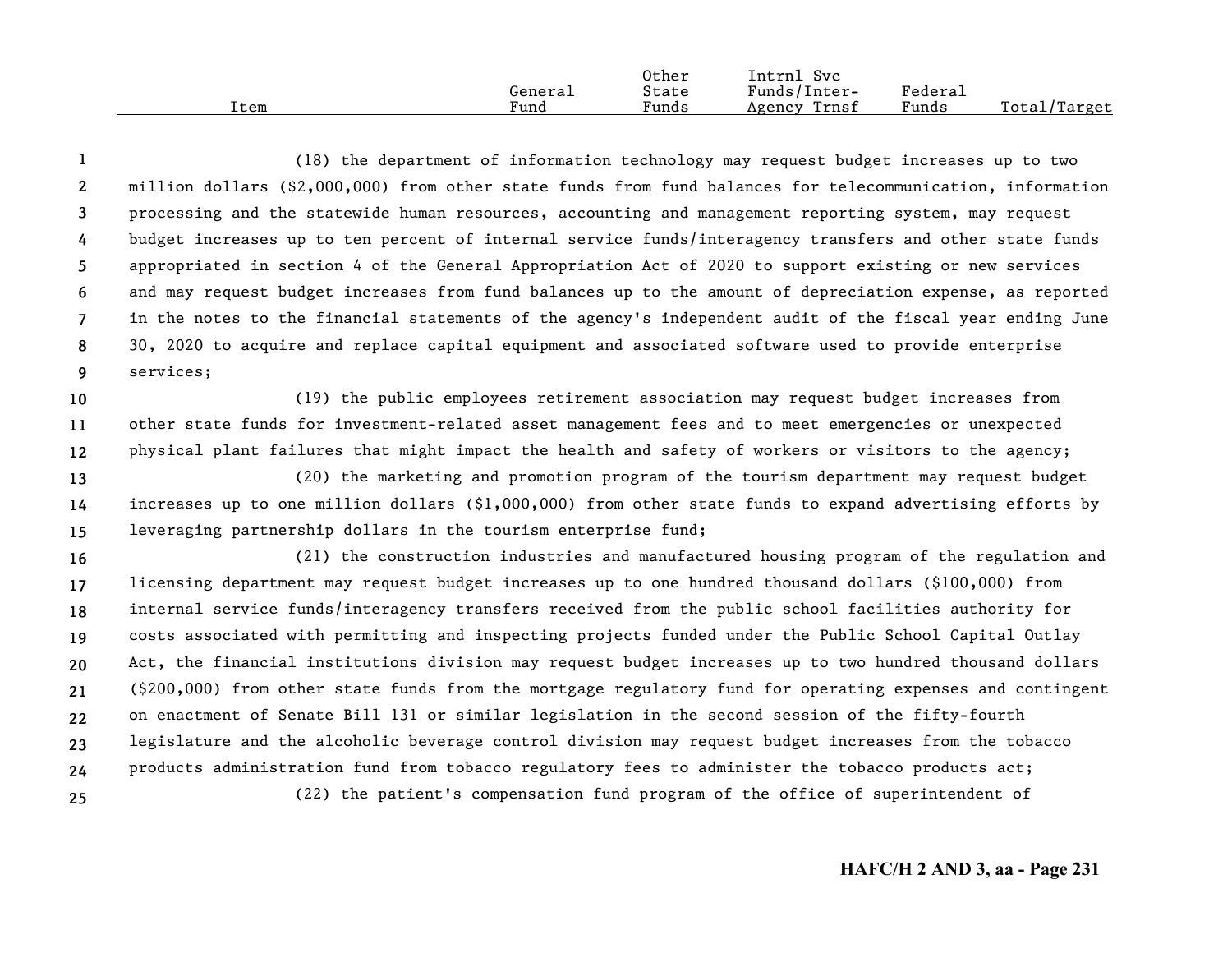(18) the department of information technology may request budget increases up to two million dollars ($2,000,000) from other state funds from fund balances for telecommunication, information processing and the statewide human resources, accounting and management reporting system, may request budget increases up to ten percent of internal service funds/interagency transfers and other state funds appropriated in section 4 of the General Appropriation Act of 2020 to support existing or new services and may request budget increases from fund balances up to the amount of depreciation expense, as reported in the notes to the financial statements of the agency's independent audit of the fiscal year ending June 30, 2020 to acquire and replace capital equipment and associated software used to provide enterprise services;

(19) the public employees retirement association may request budget increases from other state funds for investment-related asset management fees and to meet emergencies or unexpected physical plant failures that might impact the health and safety of workers or visitors to the agency;

(20) the marketing and promotion program of the tourism department may request budget increases up to one million dollars ($1,000,000) from other state funds to expand advertising efforts by leveraging partnership dollars in the tourism enterprise fund;

(21) the construction industries and manufactured housing program of the regulation and licensing department may request budget increases up to one hundred thousand dollars ($100,000) from internal service funds/interagency transfers received from the public school facilities authority for costs associated with permitting and inspecting projects funded under the Public School Capital Outlay Act, the financial institutions division may request budget increases up to two hundred thousand dollars ($200,000) from other state funds from the mortgage regulatory fund for operating expenses and contingent on enactment of Senate Bill 131 or similar legislation in the second session of the fifty-fourth legislature and the alcoholic beverage control division may request budget increases from the tobacco products administration fund from tobacco regulatory fees to administer the tobacco products act;

(22) the patient's compensation fund program of the office of superintendent of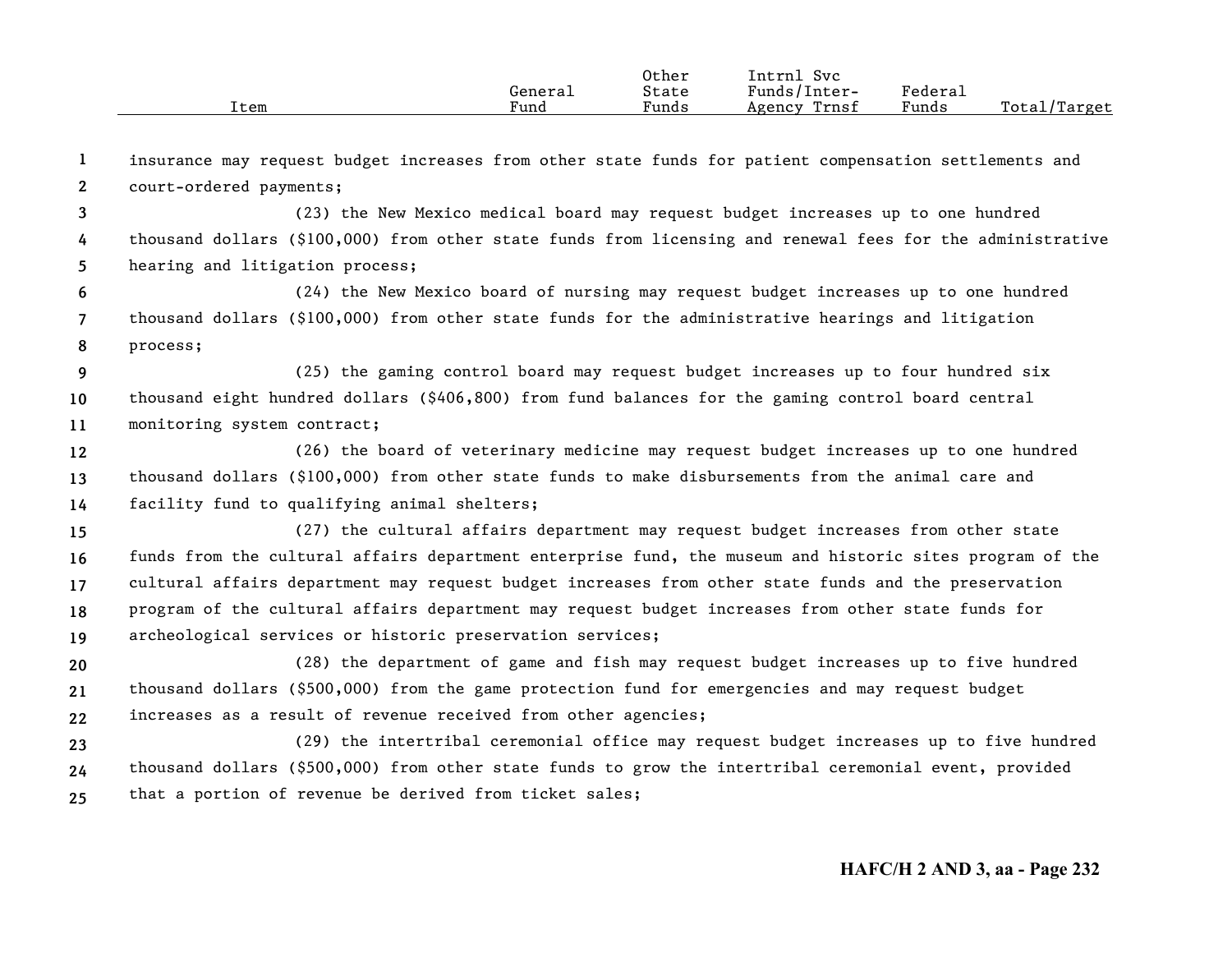insurance may request budget increases from other state funds for patient compensation settlements and court-ordered payments;

(23) the New Mexico medical board may request budget increases up to one hundred thousand dollars ($100,000) from other state funds from licensing and renewal fees for the administrative hearing and litigation process;

(24) the New Mexico board of nursing may request budget increases up to one hundred thousand dollars ($100,000) from other state funds for the administrative hearings and litigation process;

(25) the gaming control board may request budget increases up to four hundred six thousand eight hundred dollars ($406,800) from fund balances for the gaming control board central monitoring system contract;

(26) the board of veterinary medicine may request budget increases up to one hundred thousand dollars ($100,000) from other state funds to make disbursements from the animal care and facility fund to qualifying animal shelters;

(27) the cultural affairs department may request budget increases from other state funds from the cultural affairs department enterprise fund, the museum and historic sites program of the cultural affairs department may request budget increases from other state funds and the preservation program of the cultural affairs department may request budget increases from other state funds for archeological services or historic preservation services;

(28) the department of game and fish may request budget increases up to five hundred thousand dollars ($500,000) from the game protection fund for emergencies and may request budget increases as a result of revenue received from other agencies;

(29) the intertribal ceremonial office may request budget increases up to five hundred thousand dollars ($500,000) from other state funds to grow the intertribal ceremonial event, provided that a portion of revenue be derived from ticket sales;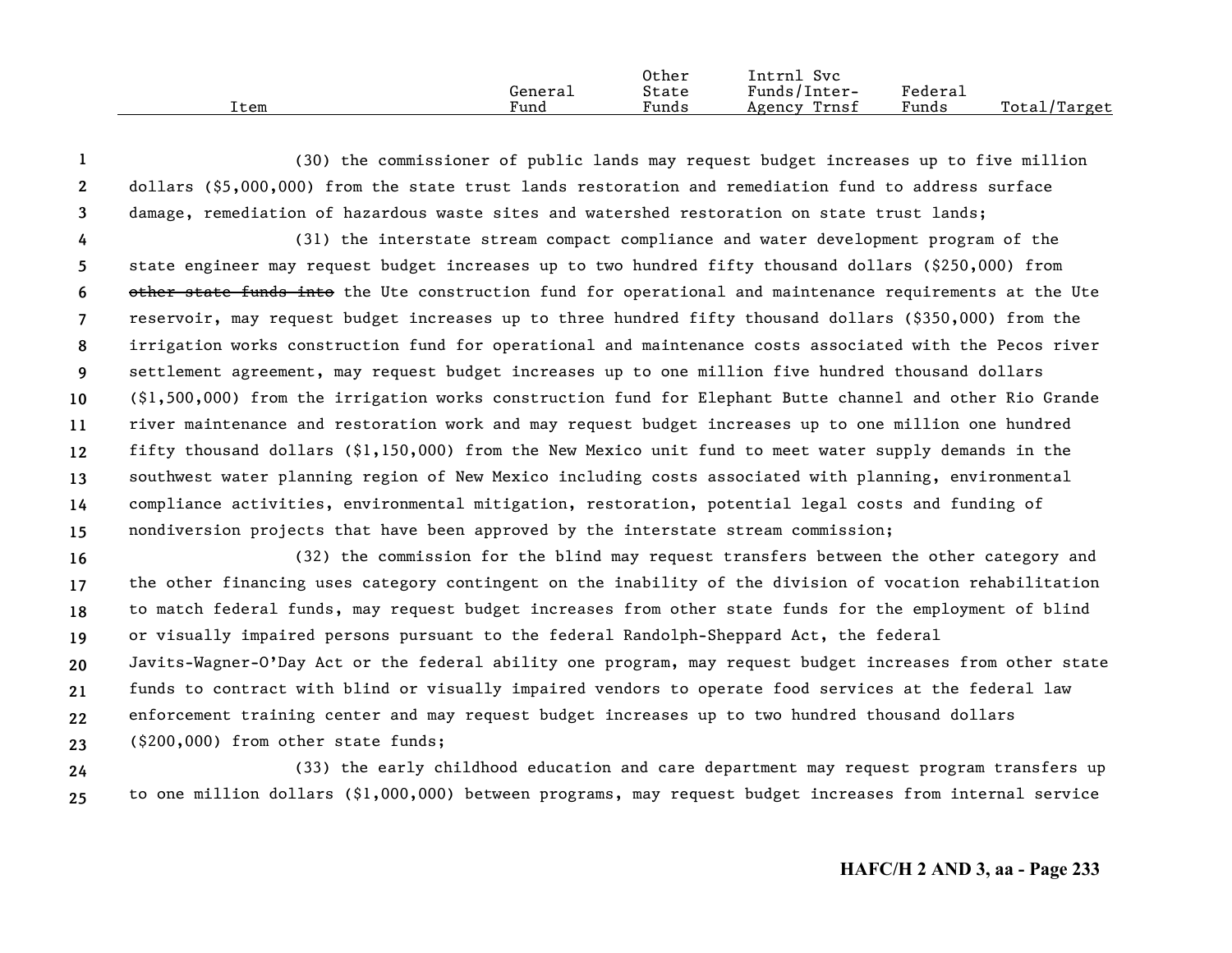| Item | General Fund | Other State Funds | Intrnl Svc Funds/Inter-Agency Trnsf | Federal Funds | Total/Target |
|---|---|---|---|---|---|

(30) the commissioner of public lands may request budget increases up to five million dollars ($5,000,000) from the state trust lands restoration and remediation fund to address surface damage, remediation of hazardous waste sites and watershed restoration on state trust lands;

(31) the interstate stream compact compliance and water development program of the state engineer may request budget increases up to two hundred fifty thousand dollars ($250,000) from ~~other state funds into~~ the Ute construction fund for operational and maintenance requirements at the Ute reservoir, may request budget increases up to three hundred fifty thousand dollars ($350,000) from the irrigation works construction fund for operational and maintenance costs associated with the Pecos river settlement agreement, may request budget increases up to one million five hundred thousand dollars ($1,500,000) from the irrigation works construction fund for Elephant Butte channel and other Rio Grande river maintenance and restoration work and may request budget increases up to one million one hundred fifty thousand dollars ($1,150,000) from the New Mexico unit fund to meet water supply demands in the southwest water planning region of New Mexico including costs associated with planning, environmental compliance activities, environmental mitigation, restoration, potential legal costs and funding of nondiversion projects that have been approved by the interstate stream commission;

(32) the commission for the blind may request transfers between the other category and the other financing uses category contingent on the inability of the division of vocation rehabilitation to match federal funds, may request budget increases from other state funds for the employment of blind or visually impaired persons pursuant to the federal Randolph-Sheppard Act, the federal Javits-Wagner-O'Day Act or the federal ability one program, may request budget increases from other state funds to contract with blind or visually impaired vendors to operate food services at the federal law enforcement training center and may request budget increases up to two hundred thousand dollars ($200,000) from other state funds;

(33) the early childhood education and care department may request program transfers up to one million dollars ($1,000,000) between programs, may request budget increases from internal service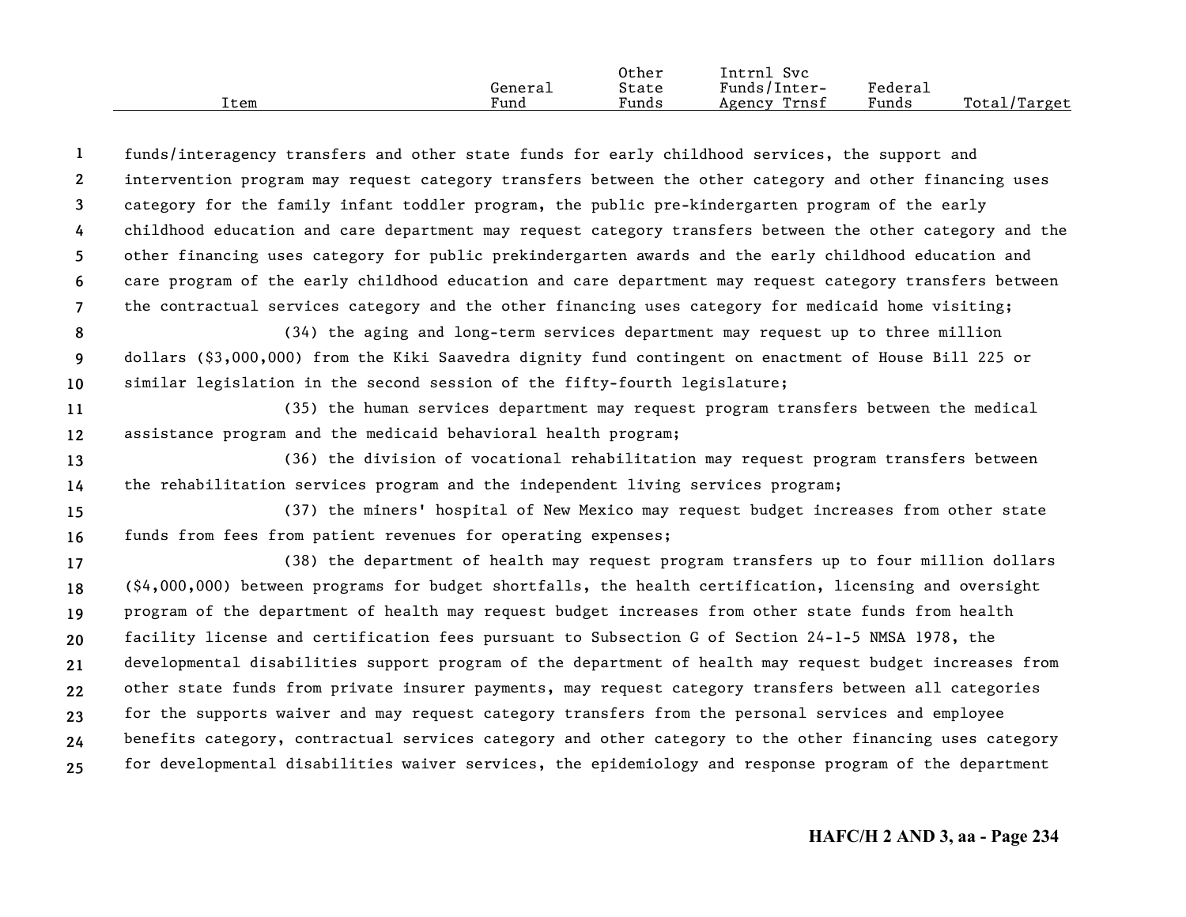funds/interagency transfers and other state funds for early childhood services, the support and intervention program may request category transfers between the other category and other financing uses category for the family infant toddler program, the public pre-kindergarten program of the early childhood education and care department may request category transfers between the other category and the other financing uses category for public prekindergarten awards and the early childhood education and care program of the early childhood education and care department may request category transfers between the contractual services category and the other financing uses category for medicaid home visiting;

(34) the aging and long-term services department may request up to three million dollars ($3,000,000) from the Kiki Saavedra dignity fund contingent on enactment of House Bill 225 or similar legislation in the second session of the fifty-fourth legislature;

(35) the human services department may request program transfers between the medical assistance program and the medicaid behavioral health program;

(36) the division of vocational rehabilitation may request program transfers between the rehabilitation services program and the independent living services program;

(37) the miners' hospital of New Mexico may request budget increases from other state funds from fees from patient revenues for operating expenses;

(38) the department of health may request program transfers up to four million dollars ($4,000,000) between programs for budget shortfalls, the health certification, licensing and oversight program of the department of health may request budget increases from other state funds from health facility license and certification fees pursuant to Subsection G of Section 24-1-5 NMSA 1978, the developmental disabilities support program of the department of health may request budget increases from other state funds from private insurer payments, may request category transfers between all categories for the supports waiver and may request category transfers from the personal services and employee benefits category, contractual services category and other category to the other financing uses category for developmental disabilities waiver services, the epidemiology and response program of the department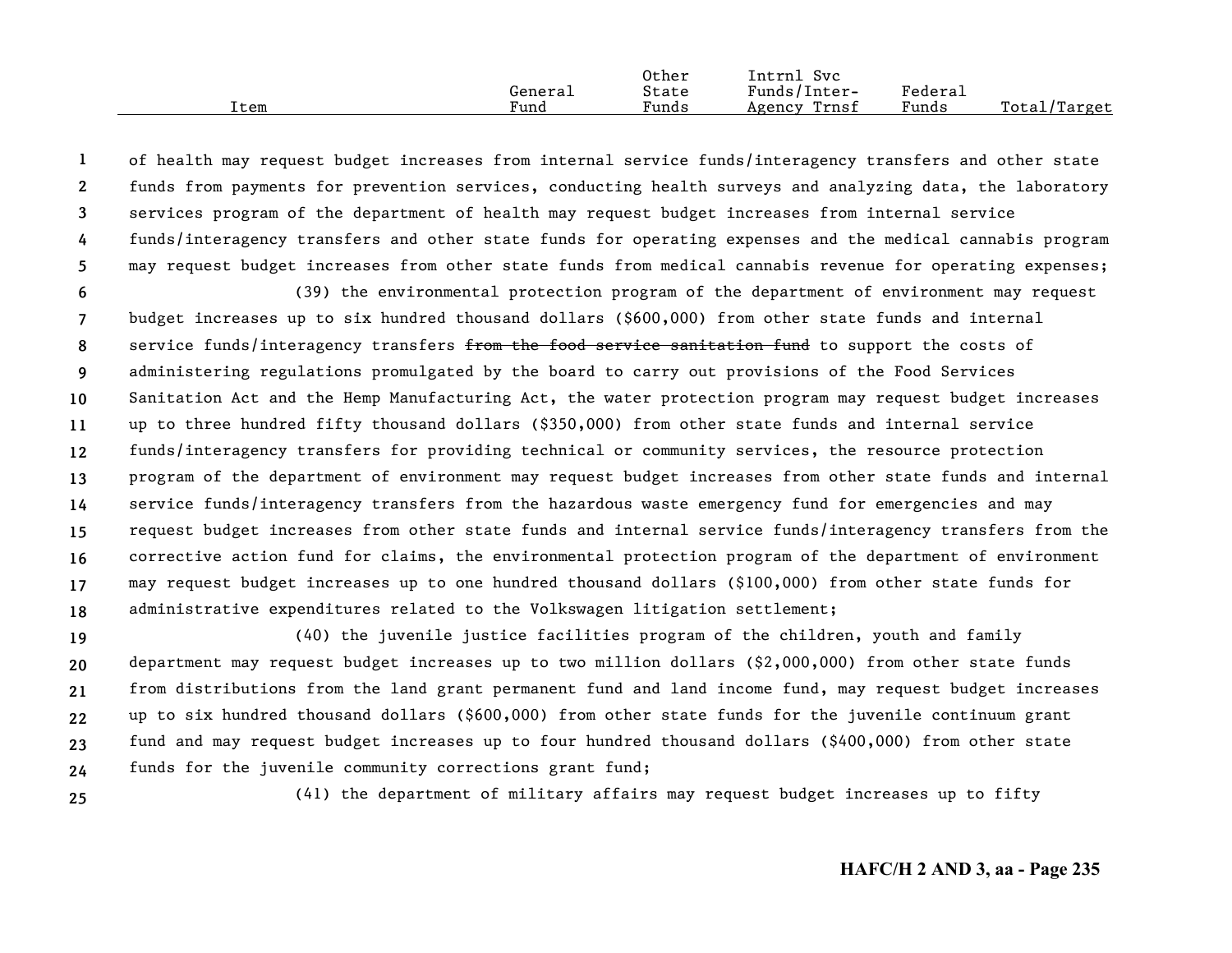of health may request budget increases from internal service funds/interagency transfers and other state funds from payments for prevention services, conducting health surveys and analyzing data, the laboratory services program of the department of health may request budget increases from internal service funds/interagency transfers and other state funds for operating expenses and the medical cannabis program may request budget increases from other state funds from medical cannabis revenue for operating expenses;

(39) the environmental protection program of the department of environment may request budget increases up to six hundred thousand dollars ($600,000) from other state funds and internal service funds/interagency transfers ~~from the food service sanitation fund~~ to support the costs of administering regulations promulgated by the board to carry out provisions of the Food Services Sanitation Act and the Hemp Manufacturing Act, the water protection program may request budget increases up to three hundred fifty thousand dollars ($350,000) from other state funds and internal service funds/interagency transfers for providing technical or community services, the resource protection program of the department of environment may request budget increases from other state funds and internal service funds/interagency transfers from the hazardous waste emergency fund for emergencies and may request budget increases from other state funds and internal service funds/interagency transfers from the corrective action fund for claims, the environmental protection program of the department of environment may request budget increases up to one hundred thousand dollars ($100,000) from other state funds for administrative expenditures related to the Volkswagen litigation settlement;

(40) the juvenile justice facilities program of the children, youth and family department may request budget increases up to two million dollars ($2,000,000) from other state funds from distributions from the land grant permanent fund and land income fund, may request budget increases up to six hundred thousand dollars ($600,000) from other state funds for the juvenile continuum grant fund and may request budget increases up to four hundred thousand dollars ($400,000) from other state funds for the juvenile community corrections grant fund;

(41) the department of military affairs may request budget increases up to fifty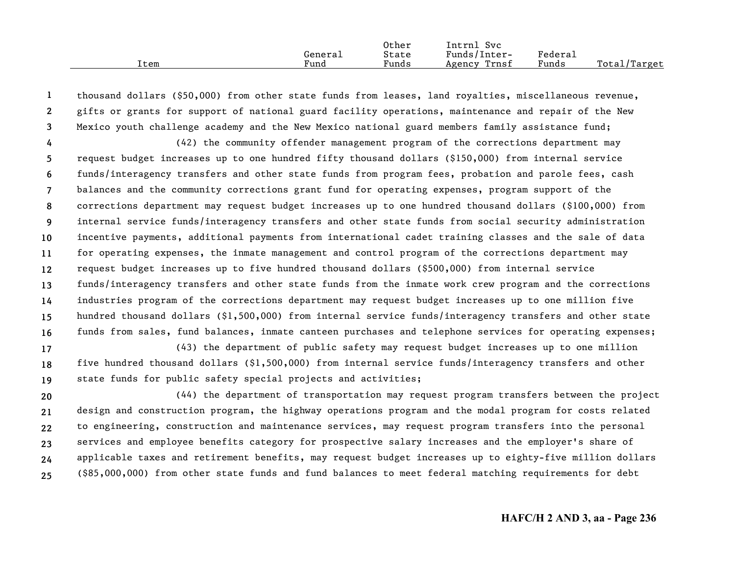thousand dollars ($50,000) from other state funds from leases, land royalties, miscellaneous revenue, gifts or grants for support of national guard facility operations, maintenance and repair of the New Mexico youth challenge academy and the New Mexico national guard members family assistance fund;

(42) the community offender management program of the corrections department may request budget increases up to one hundred fifty thousand dollars ($150,000) from internal service funds/interagency transfers and other state funds from program fees, probation and parole fees, cash balances and the community corrections grant fund for operating expenses, program support of the corrections department may request budget increases up to one hundred thousand dollars ($100,000) from internal service funds/interagency transfers and other state funds from social security administration incentive payments, additional payments from international cadet training classes and the sale of data for operating expenses, the inmate management and control program of the corrections department may request budget increases up to five hundred thousand dollars ($500,000) from internal service funds/interagency transfers and other state funds from the inmate work crew program and the corrections industries program of the corrections department may request budget increases up to one million five hundred thousand dollars ($1,500,000) from internal service funds/interagency transfers and other state funds from sales, fund balances, inmate canteen purchases and telephone services for operating expenses;

(43) the department of public safety may request budget increases up to one million five hundred thousand dollars ($1,500,000) from internal service funds/interagency transfers and other state funds for public safety special projects and activities;

(44) the department of transportation may request program transfers between the project design and construction program, the highway operations program and the modal program for costs related to engineering, construction and maintenance services, may request program transfers into the personal services and employee benefits category for prospective salary increases and the employer's share of applicable taxes and retirement benefits, may request budget increases up to eighty-five million dollars ($85,000,000) from other state funds and fund balances to meet federal matching requirements for debt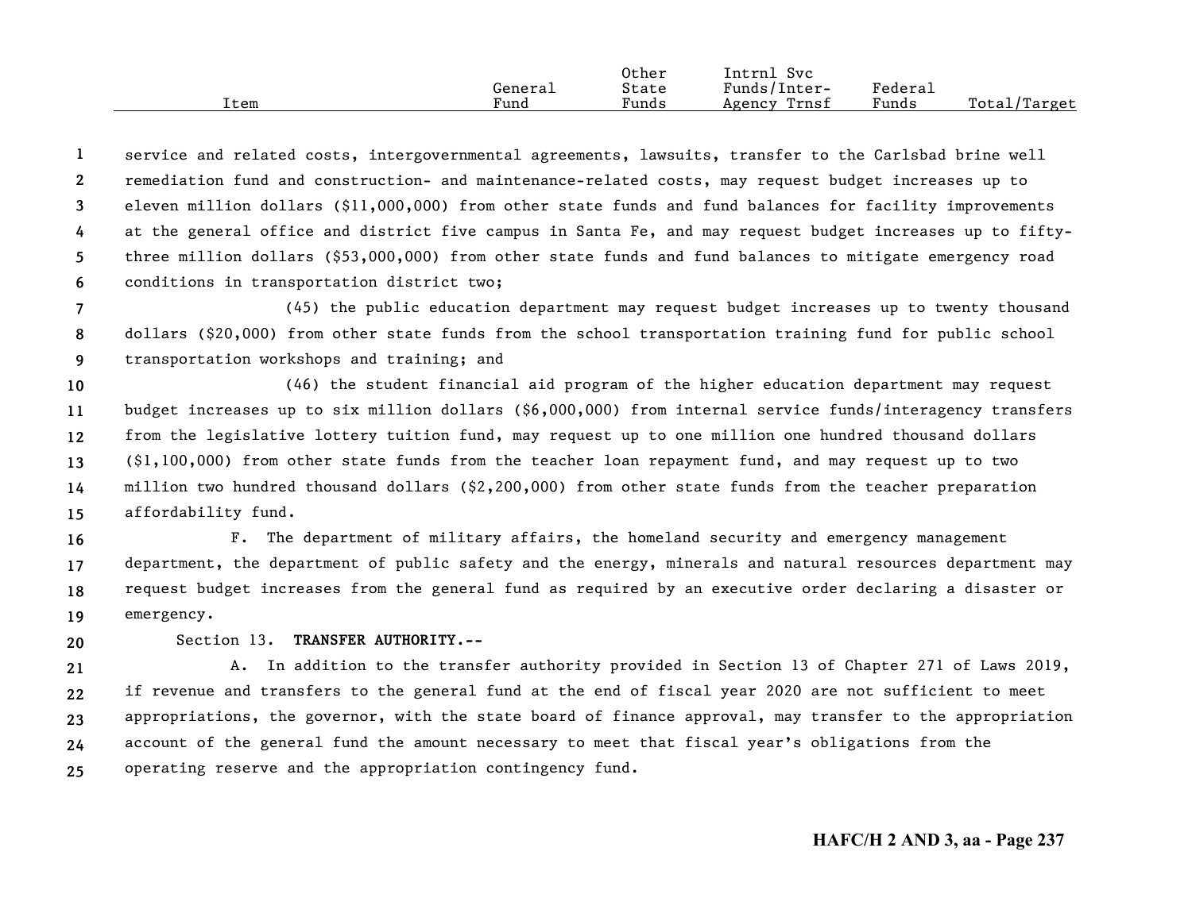service and related costs, intergovernmental agreements, lawsuits, transfer to the Carlsbad brine well remediation fund and construction- and maintenance-related costs, may request budget increases up to eleven million dollars ($11,000,000) from other state funds and fund balances for facility improvements at the general office and district five campus in Santa Fe, and may request budget increases up to fifty-three million dollars ($53,000,000) from other state funds and fund balances to mitigate emergency road conditions in transportation district two;

(45) the public education department may request budget increases up to twenty thousand dollars ($20,000) from other state funds from the school transportation training fund for public school transportation workshops and training; and

(46) the student financial aid program of the higher education department may request budget increases up to six million dollars ($6,000,000) from internal service funds/interagency transfers from the legislative lottery tuition fund, may request up to one million one hundred thousand dollars ($1,100,000) from other state funds from the teacher loan repayment fund, and may request up to two million two hundred thousand dollars ($2,200,000) from other state funds from the teacher preparation affordability fund.

F. The department of military affairs, the homeland security and emergency management department, the department of public safety and the energy, minerals and natural resources department may request budget increases from the general fund as required by an executive order declaring a disaster or emergency.

Section 13. **TRANSFER AUTHORITY.--**

A. In addition to the transfer authority provided in Section 13 of Chapter 271 of Laws 2019, if revenue and transfers to the general fund at the end of fiscal year 2020 are not sufficient to meet appropriations, the governor, with the state board of finance approval, may transfer to the appropriation account of the general fund the amount necessary to meet that fiscal year's obligations from the operating reserve and the appropriation contingency fund.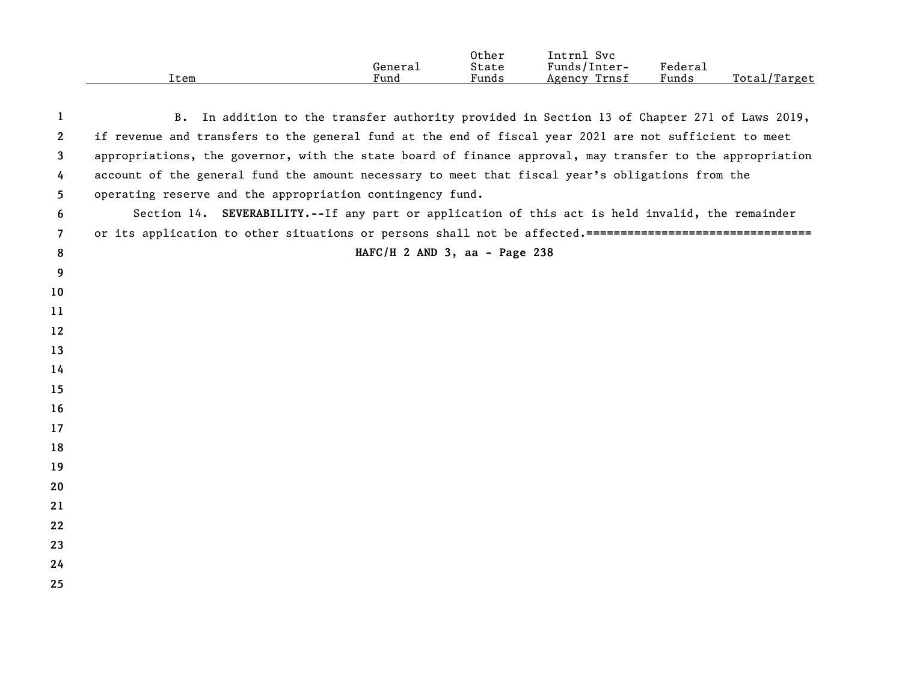B. In addition to the transfer authority provided in Section 13 of Chapter 271 of Laws 2019, if revenue and transfers to the general fund at the end of fiscal year 2021 are not sufficient to meet appropriations, the governor, with the state board of finance approval, may transfer to the appropriation account of the general fund the amount necessary to meet that fiscal year's obligations from the operating reserve and the appropriation contingency fund.

Section 14. **SEVERABILITY.**--If any part or application of this act is held invalid, the remainder or its application to other situations or persons shall not be affected.